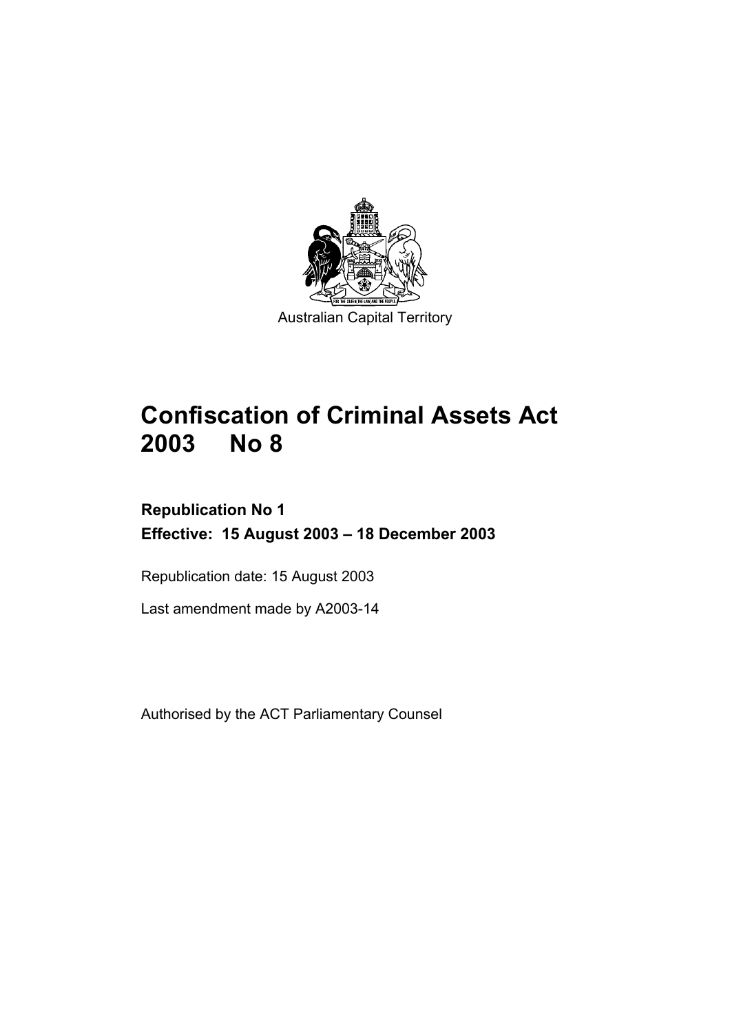Australian Capital Territory

# Confiscation of Criminal Assets Act 2003 No 8

**Republication No 1**

**Effective: 15 August 2003 – 18 December 2003**

Republication date: 15 August 2003

Last amendment made by A2003-14

Authorised by the ACT Parliamentary Counsel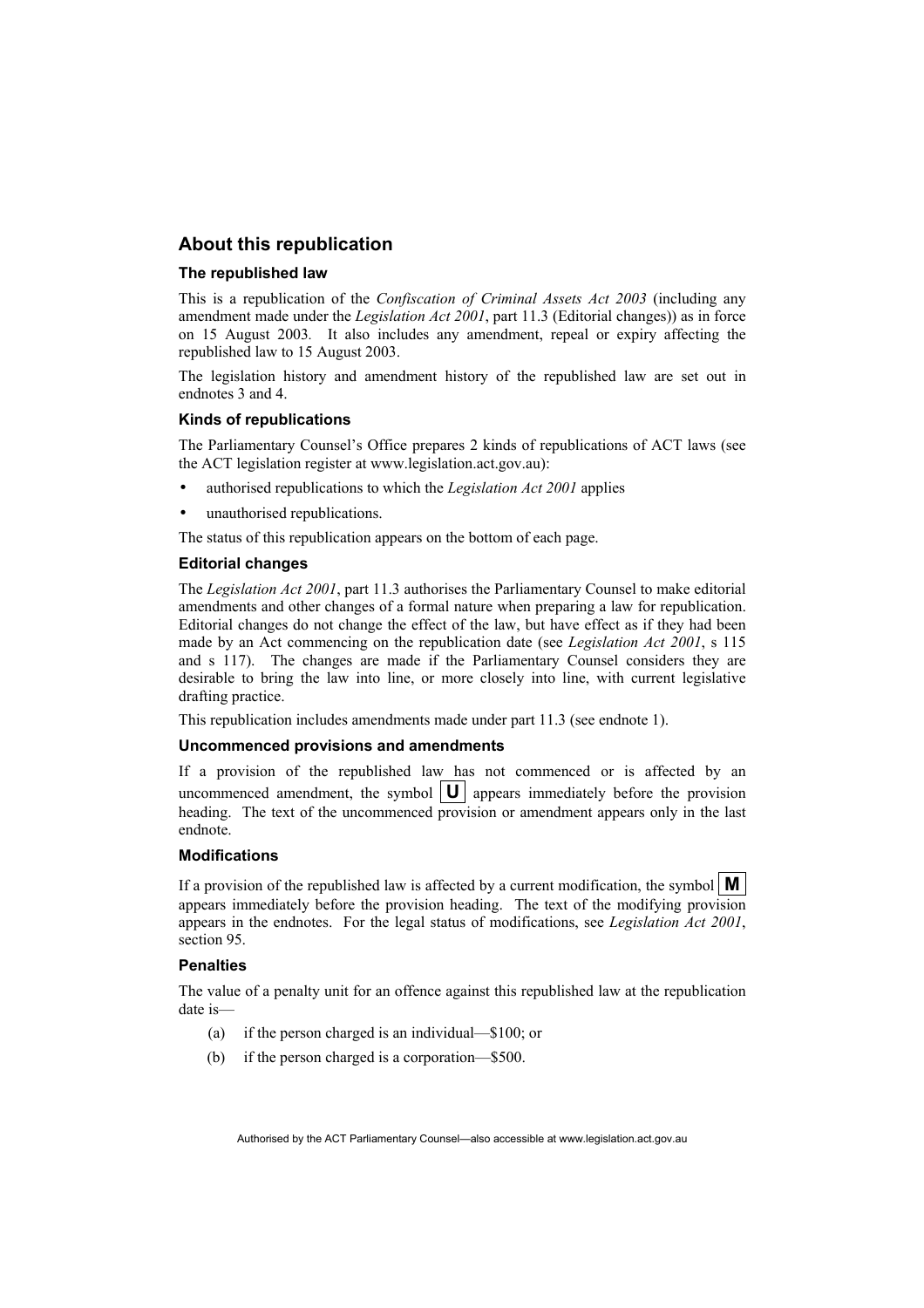## About this republication

### The republished law

This is a republication of the *Confiscation of Criminal Assets Act 2003* (including any amendment made under the *Legislation Act 2001*, part 11.3 (Editorial changes)) as in force on 15 August 2003. It also includes any amendment, repeal or expiry affecting the republished law to 15 August 2003.

The legislation history and amendment history of the republished law are set out in endnotes 3 and 4.

### Kinds of republications

The Parliamentary Counsel's Office prepares 2 kinds of republications of ACT laws (see the ACT legislation register at www.legislation.act.gov.au):

- authorised republications to which the *Legislation Act 2001* applies
- unauthorised republications.

The status of this republication appears on the bottom of each page.

### Editorial changes

The *Legislation Act 2001*, part 11.3 authorises the Parliamentary Counsel to make editorial amendments and other changes of a formal nature when preparing a law for republication. Editorial changes do not change the effect of the law, but have effect as if they had been made by an Act commencing on the republication date (see *Legislation Act 2001*, s 115 and s 117). The changes are made if the Parliamentary Counsel considers they are desirable to bring the law into line, or more closely into line, with current legislative drafting practice.

This republication includes amendments made under part 11.3 (see endnote 1).

### Uncommenced provisions and amendments

If a provision of the republished law has not commenced or is affected by an uncommenced amendment, the symbol **U** appears immediately before the provision heading. The text of the uncommenced provision or amendment appears only in the last endnote.

### Modifications

If a provision of the republished law is affected by a current modification, the symbol **M** appears immediately before the provision heading. The text of the modifying provision appears in the endnotes. For the legal status of modifications, see *Legislation Act 2001*, section 95.

### Penalties

The value of a penalty unit for an offence against this republished law at the republication date is—

(a) if the person charged is an individual—$100; or

(b) if the person charged is a corporation—$500.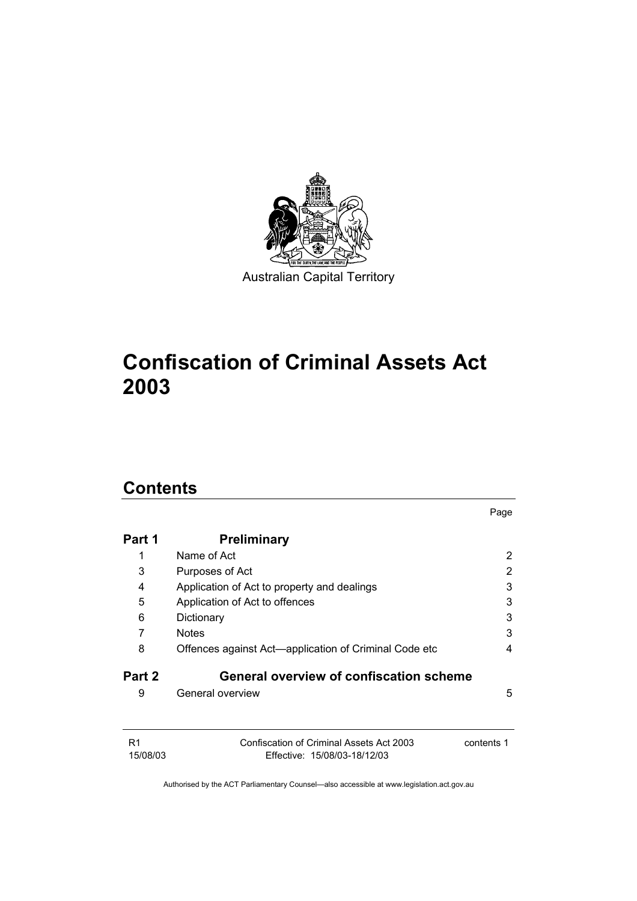Australian Capital Territory

# Confiscation of Criminal Assets Act 2003

## Contents

| | | Page |
|---|---|---|
| **Part 1** | **Preliminary** | |
| 1 | Name of Act | 2 |
| 3 | Purposes of Act | 2 |
| 4 | Application of Act to property and dealings | 3 |
| 5 | Application of Act to offences | 3 |
| 6 | Dictionary | 3 |
| 7 | Notes | 3 |
| 8 | Offences against Act—application of Criminal Code etc | 4 |
| **Part 2** | **General overview of confiscation scheme** | |
| 9 | General overview | 5 |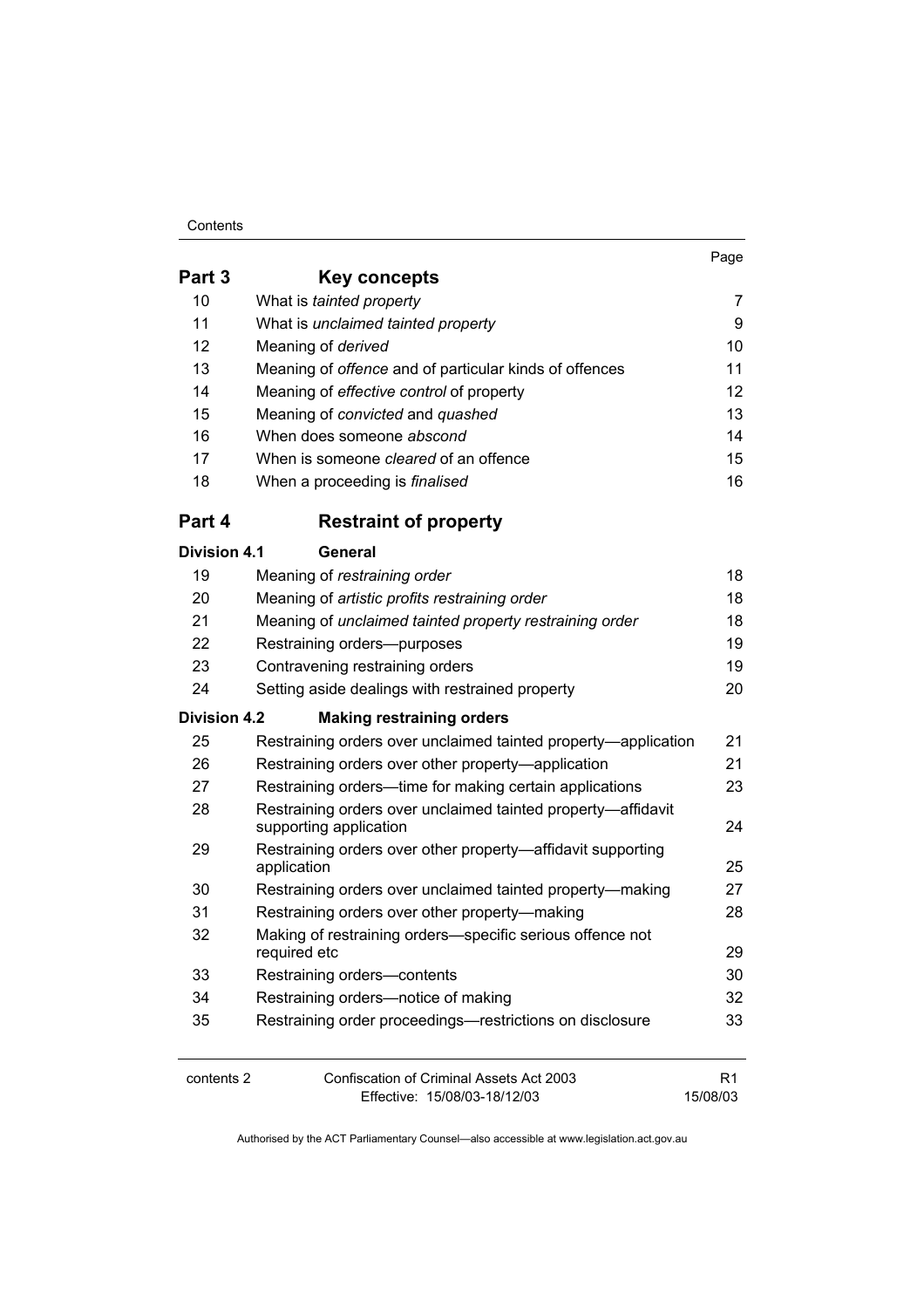| | | Page |
|---|---|---|
| **Part 3** | **Key concepts** | |
| 10 | What is *tainted property* | 7 |
| 11 | What is *unclaimed tainted property* | 9 |
| 12 | Meaning of *derived* | 10 |
| 13 | Meaning of *offence* and of particular kinds of offences | 11 |
| 14 | Meaning of *effective control* of property | 12 |
| 15 | Meaning of *convicted* and *quashed* | 13 |
| 16 | When does someone *abscond* | 14 |
| 17 | When is someone *cleared* of an offence | 15 |
| 18 | When a proceeding is *finalised* | 16 |
| **Part 4** | **Restraint of property** | |
| **Division 4.1** | **General** | |
| 19 | Meaning of *restraining order* | 18 |
| 20 | Meaning of *artistic profits restraining order* | 18 |
| 21 | Meaning of *unclaimed tainted property restraining order* | 18 |
| 22 | Restraining orders—purposes | 19 |
| 23 | Contravening restraining orders | 19 |
| 24 | Setting aside dealings with restrained property | 20 |
| **Division 4.2** | **Making restraining orders** | |
| 25 | Restraining orders over unclaimed tainted property—application | 21 |
| 26 | Restraining orders over other property—application | 21 |
| 27 | Restraining orders—time for making certain applications | 23 |
| 28 | Restraining orders over unclaimed tainted property—affidavit supporting application | 24 |
| 29 | Restraining orders over other property—affidavit supporting application | 25 |
| 30 | Restraining orders over unclaimed tainted property—making | 27 |
| 31 | Restraining orders over other property—making | 28 |
| 32 | Making of restraining orders—specific serious offence not required etc | 29 |
| 33 | Restraining orders—contents | 30 |
| 34 | Restraining orders—notice of making | 32 |
| 35 | Restraining order proceedings—restrictions on disclosure | 33 |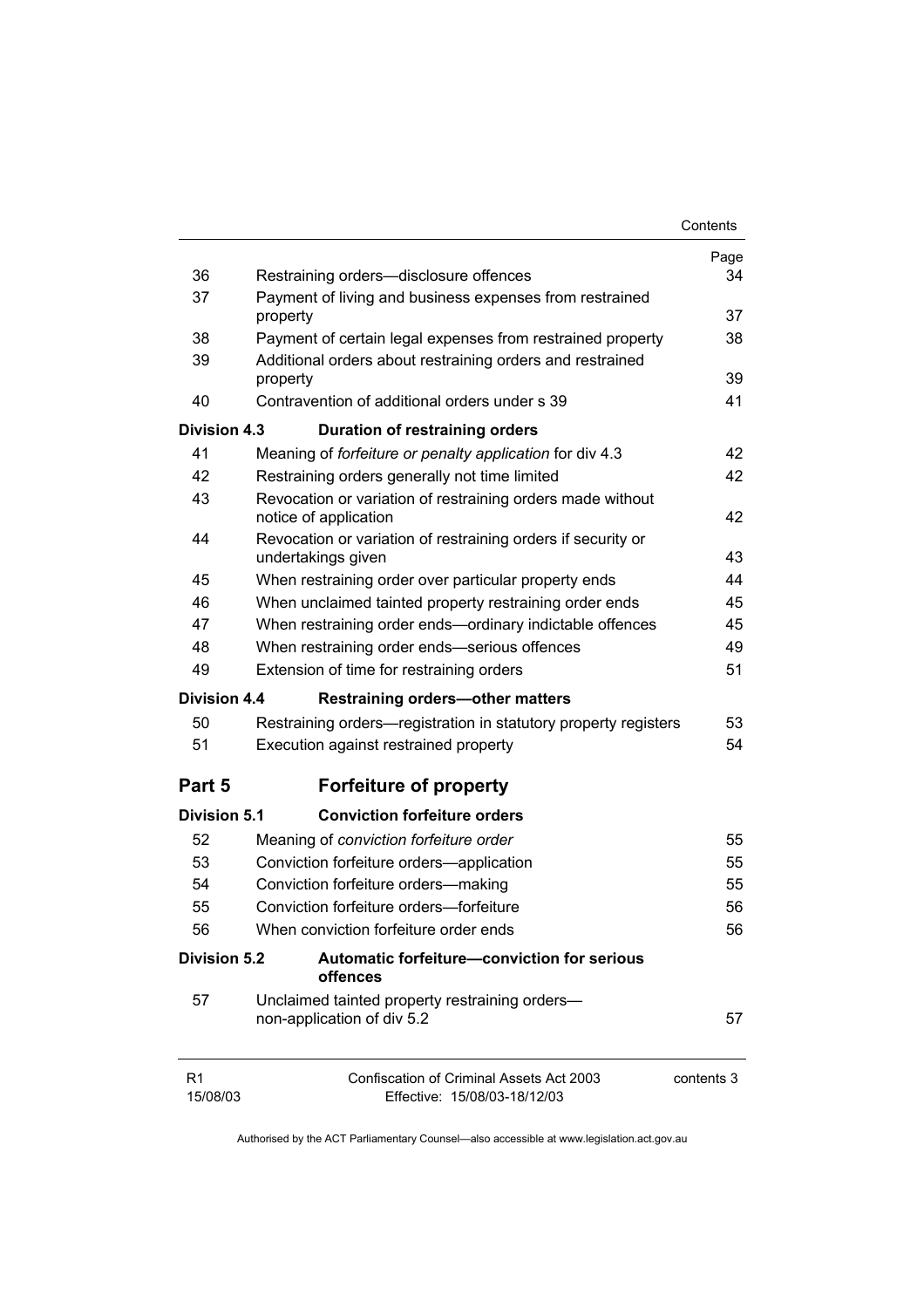| | | Page |
|---|---|---|
| 36 | Restraining orders—disclosure offences | 34 |
| 37 | Payment of living and business expenses from restrained property | 37 |
| 38 | Payment of certain legal expenses from restrained property | 38 |
| 39 | Additional orders about restraining orders and restrained property | 39 |
| 40 | Contravention of additional orders under s 39 | 41 |
| **Division 4.3** | **Duration of restraining orders** | |
| 41 | Meaning of *forfeiture or penalty application* for div 4.3 | 42 |
| 42 | Restraining orders generally not time limited | 42 |
| 43 | Revocation or variation of restraining orders made without notice of application | 42 |
| 44 | Revocation or variation of restraining orders if security or undertakings given | 43 |
| 45 | When restraining order over particular property ends | 44 |
| 46 | When unclaimed tainted property restraining order ends | 45 |
| 47 | When restraining order ends—ordinary indictable offences | 45 |
| 48 | When restraining order ends—serious offences | 49 |
| 49 | Extension of time for restraining orders | 51 |
| **Division 4.4** | **Restraining orders—other matters** | |
| 50 | Restraining orders—registration in statutory property registers | 53 |
| 51 | Execution against restrained property | 54 |
| **Part 5** | **Forfeiture of property** | |
| **Division 5.1** | **Conviction forfeiture orders** | |
| 52 | Meaning of *conviction forfeiture order* | 55 |
| 53 | Conviction forfeiture orders—application | 55 |
| 54 | Conviction forfeiture orders—making | 55 |
| 55 | Conviction forfeiture orders—forfeiture | 56 |
| 56 | When conviction forfeiture order ends | 56 |
| **Division 5.2** | **Automatic forfeiture—conviction for serious offences** | |
| 57 | Unclaimed tainted property restraining orders—non-application of div 5.2 | 57 |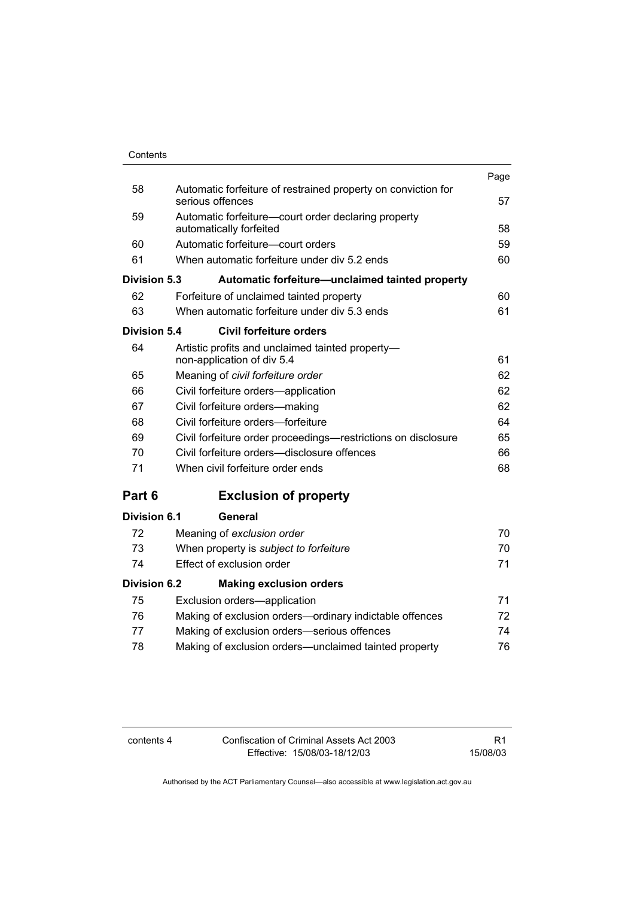| | | Page |
|---|---|---|
| 58 | Automatic forfeiture of restrained property on conviction for serious offences | 57 |
| 59 | Automatic forfeiture—court order declaring property automatically forfeited | 58 |
| 60 | Automatic forfeiture—court orders | 59 |
| 61 | When automatic forfeiture under div 5.2 ends | 60 |
| **Division 5.3** | **Automatic forfeiture—unclaimed tainted property** | |
| 62 | Forfeiture of unclaimed tainted property | 60 |
| 63 | When automatic forfeiture under div 5.3 ends | 61 |
| **Division 5.4** | **Civil forfeiture orders** | |
| 64 | Artistic profits and unclaimed tainted property—non-application of div 5.4 | 61 |
| 65 | Meaning of *civil forfeiture order* | 62 |
| 66 | Civil forfeiture orders—application | 62 |
| 67 | Civil forfeiture orders—making | 62 |
| 68 | Civil forfeiture orders—forfeiture | 64 |
| 69 | Civil forfeiture order proceedings—restrictions on disclosure | 65 |
| 70 | Civil forfeiture orders—disclosure offences | 66 |
| 71 | When civil forfeiture order ends | 68 |
| **Part 6** | **Exclusion of property** | |
| **Division 6.1** | **General** | |
| 72 | Meaning of *exclusion order* | 70 |
| 73 | When property is *subject to forfeiture* | 70 |
| 74 | Effect of exclusion order | 71 |
| **Division 6.2** | **Making exclusion orders** | |
| 75 | Exclusion orders—application | 71 |
| 76 | Making of exclusion orders—ordinary indictable offences | 72 |
| 77 | Making of exclusion orders—serious offences | 74 |
| 78 | Making of exclusion orders—unclaimed tainted property | 76 |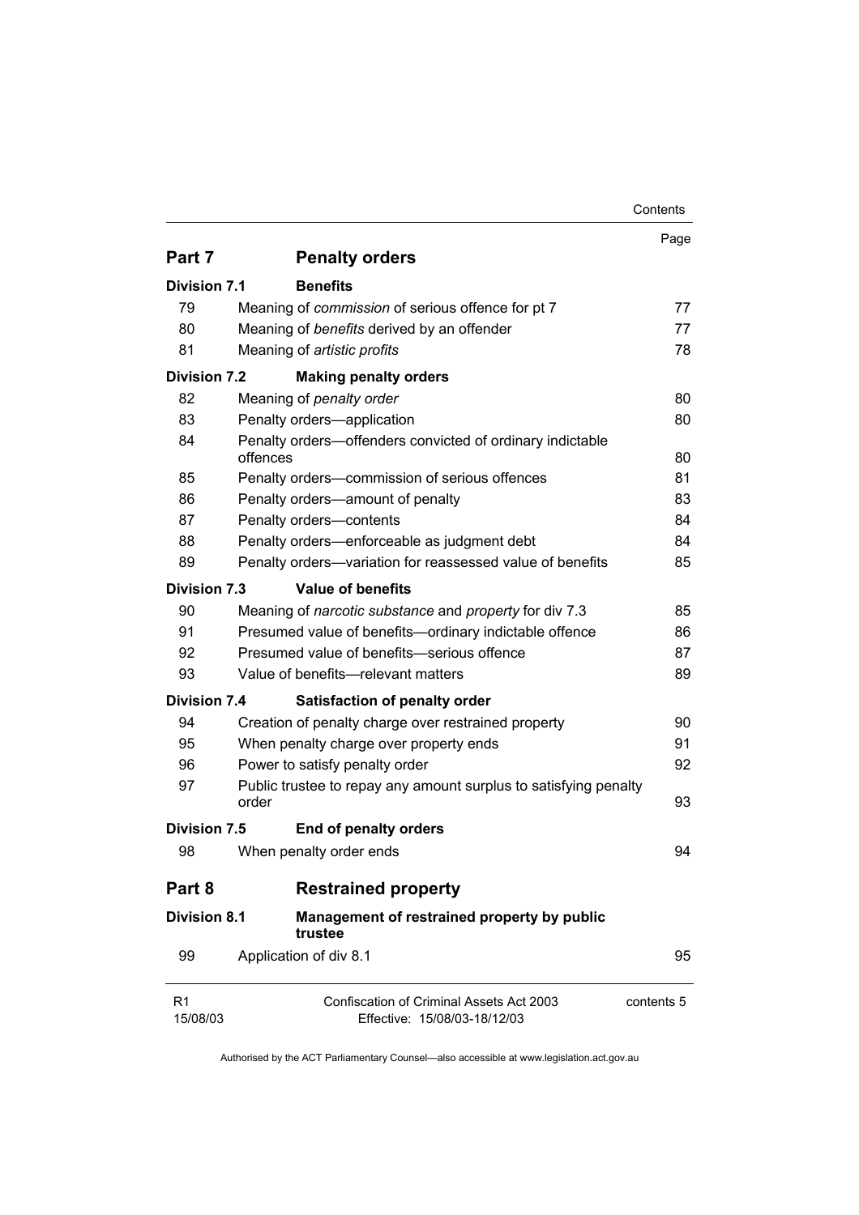| | | Page |
|---|---|---|
| **Part 7** | **Penalty orders** | |
| **Division 7.1** | **Benefits** | |
| 79 | Meaning of *commission* of serious offence for pt 7 | 77 |
| 80 | Meaning of *benefits* derived by an offender | 77 |
| 81 | Meaning of *artistic profits* | 78 |
| **Division 7.2** | **Making penalty orders** | |
| 82 | Meaning of *penalty order* | 80 |
| 83 | Penalty orders—application | 80 |
| 84 | Penalty orders—offenders convicted of ordinary indictable offences | 80 |
| 85 | Penalty orders—commission of serious offences | 81 |
| 86 | Penalty orders—amount of penalty | 83 |
| 87 | Penalty orders—contents | 84 |
| 88 | Penalty orders—enforceable as judgment debt | 84 |
| 89 | Penalty orders—variation for reassessed value of benefits | 85 |
| **Division 7.3** | **Value of benefits** | |
| 90 | Meaning of *narcotic substance* and *property* for div 7.3 | 85 |
| 91 | Presumed value of benefits—ordinary indictable offence | 86 |
| 92 | Presumed value of benefits—serious offence | 87 |
| 93 | Value of benefits—relevant matters | 89 |
| **Division 7.4** | **Satisfaction of penalty order** | |
| 94 | Creation of penalty charge over restrained property | 90 |
| 95 | When penalty charge over property ends | 91 |
| 96 | Power to satisfy penalty order | 92 |
| 97 | Public trustee to repay any amount surplus to satisfying penalty order | 93 |
| **Division 7.5** | **End of penalty orders** | |
| 98 | When penalty order ends | 94 |
| **Part 8** | **Restrained property** | |
| **Division 8.1** | **Management of restrained property by public trustee** | |
| 99 | Application of div 8.1 | 95 |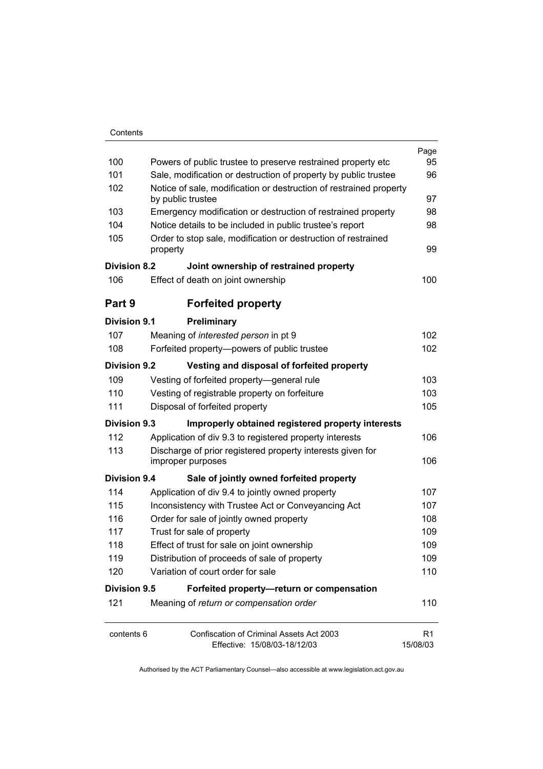| | | Page |
|---|---|---|
| 100 | Powers of public trustee to preserve restrained property etc | 95 |
| 101 | Sale, modification or destruction of property by public trustee | 96 |
| 102 | Notice of sale, modification or destruction of restrained property by public trustee | 97 |
| 103 | Emergency modification or destruction of restrained property | 98 |
| 104 | Notice details to be included in public trustee's report | 98 |
| 105 | Order to stop sale, modification or destruction of restrained property | 99 |
| **Division 8.2** | **Joint ownership of restrained property** | |
| 106 | Effect of death on joint ownership | 100 |
| **Part 9** | **Forfeited property** | |
| **Division 9.1** | **Preliminary** | |
| 107 | Meaning of *interested person* in pt 9 | 102 |
| 108 | Forfeited property—powers of public trustee | 102 |
| **Division 9.2** | **Vesting and disposal of forfeited property** | |
| 109 | Vesting of forfeited property—general rule | 103 |
| 110 | Vesting of registrable property on forfeiture | 103 |
| 111 | Disposal of forfeited property | 105 |
| **Division 9.3** | **Improperly obtained registered property interests** | |
| 112 | Application of div 9.3 to registered property interests | 106 |
| 113 | Discharge of prior registered property interests given for improper purposes | 106 |
| **Division 9.4** | **Sale of jointly owned forfeited property** | |
| 114 | Application of div 9.4 to jointly owned property | 107 |
| 115 | Inconsistency with Trustee Act or Conveyancing Act | 107 |
| 116 | Order for sale of jointly owned property | 108 |
| 117 | Trust for sale of property | 109 |
| 118 | Effect of trust for sale on joint ownership | 109 |
| 119 | Distribution of proceeds of sale of property | 109 |
| 120 | Variation of court order for sale | 110 |
| **Division 9.5** | **Forfeited property—return or compensation** | |
| 121 | Meaning of *return or compensation order* | 110 |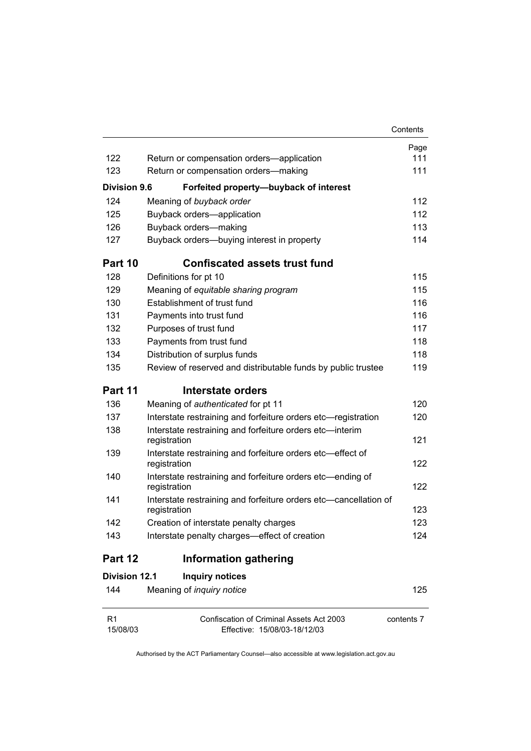| | | Page |
|---|---|---|
| 122 | Return or compensation orders—application | 111 |
| 123 | Return or compensation orders—making | 111 |
| **Division 9.6** | **Forfeited property—buyback of interest** | |
| 124 | Meaning of *buyback order* | 112 |
| 125 | Buyback orders—application | 112 |
| 126 | Buyback orders—making | 113 |
| 127 | Buyback orders—buying interest in property | 114 |
| **Part 10** | **Confiscated assets trust fund** | |
| 128 | Definitions for pt 10 | 115 |
| 129 | Meaning of *equitable sharing program* | 115 |
| 130 | Establishment of trust fund | 116 |
| 131 | Payments into trust fund | 116 |
| 132 | Purposes of trust fund | 117 |
| 133 | Payments from trust fund | 118 |
| 134 | Distribution of surplus funds | 118 |
| 135 | Review of reserved and distributable funds by public trustee | 119 |
| **Part 11** | **Interstate orders** | |
| 136 | Meaning of *authenticated* for pt 11 | 120 |
| 137 | Interstate restraining and forfeiture orders etc—registration | 120 |
| 138 | Interstate restraining and forfeiture orders etc—interim registration | 121 |
| 139 | Interstate restraining and forfeiture orders etc—effect of registration | 122 |
| 140 | Interstate restraining and forfeiture orders etc—ending of registration | 122 |
| 141 | Interstate restraining and forfeiture orders etc—cancellation of registration | 123 |
| 142 | Creation of interstate penalty charges | 123 |
| 143 | Interstate penalty charges—effect of creation | 124 |
| **Part 12** | **Information gathering** | |
| **Division 12.1** | **Inquiry notices** | |
| 144 | Meaning of *inquiry notice* | 125 |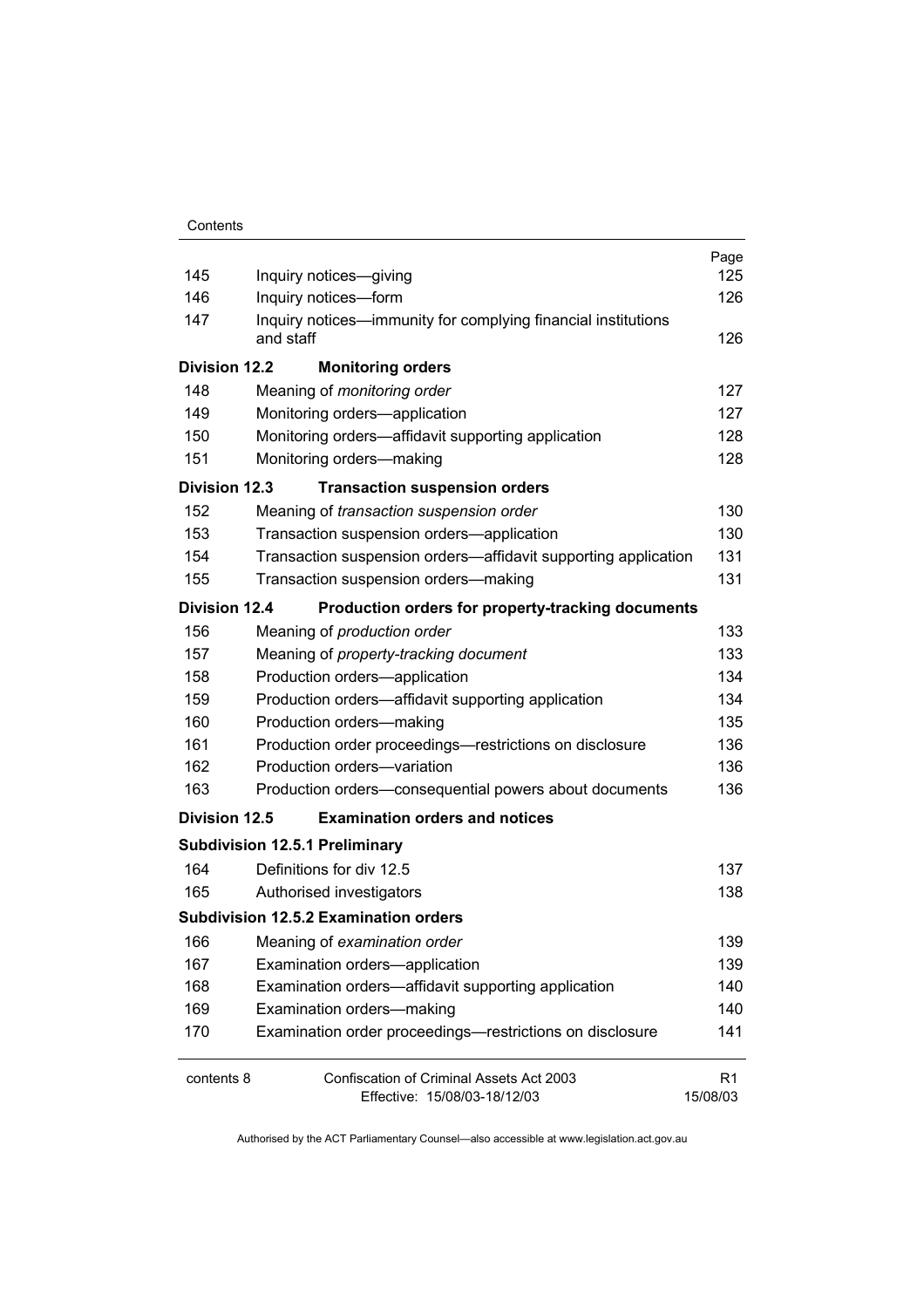| | | Page |
|---|---|---|
| 145 | Inquiry notices—giving | 125 |
| 146 | Inquiry notices—form | 126 |
| 147 | Inquiry notices—immunity for complying financial institutions and staff | 126 |
| **Division 12.2** | **Monitoring orders** | |
| 148 | Meaning of *monitoring order* | 127 |
| 149 | Monitoring orders—application | 127 |
| 150 | Monitoring orders—affidavit supporting application | 128 |
| 151 | Monitoring orders—making | 128 |
| **Division 12.3** | **Transaction suspension orders** | |
| 152 | Meaning of *transaction suspension order* | 130 |
| 153 | Transaction suspension orders—application | 130 |
| 154 | Transaction suspension orders—affidavit supporting application | 131 |
| 155 | Transaction suspension orders—making | 131 |
| **Division 12.4** | **Production orders for property-tracking documents** | |
| 156 | Meaning of *production order* | 133 |
| 157 | Meaning of *property-tracking document* | 133 |
| 158 | Production orders—application | 134 |
| 159 | Production orders—affidavit supporting application | 134 |
| 160 | Production orders—making | 135 |
| 161 | Production order proceedings—restrictions on disclosure | 136 |
| 162 | Production orders—variation | 136 |
| 163 | Production orders—consequential powers about documents | 136 |
| **Division 12.5** | **Examination orders and notices** | |
| **Subdivision 12.5.1 Preliminary** | | |
| 164 | Definitions for div 12.5 | 137 |
| 165 | Authorised investigators | 138 |
| **Subdivision 12.5.2 Examination orders** | | |
| 166 | Meaning of *examination order* | 139 |
| 167 | Examination orders—application | 139 |
| 168 | Examination orders—affidavit supporting application | 140 |
| 169 | Examination orders—making | 140 |
| 170 | Examination order proceedings—restrictions on disclosure | 141 |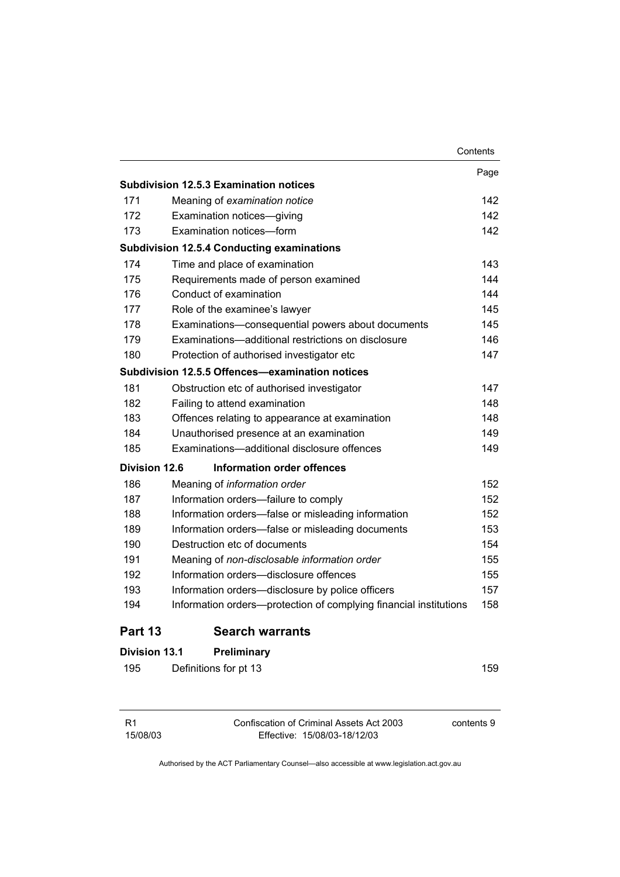| | | Page |
|---|---|---|
| **Subdivision 12.5.3 Examination notices** | | |
| 171 | Meaning of *examination notice* | 142 |
| 172 | Examination notices—giving | 142 |
| 173 | Examination notices—form | 142 |
| **Subdivision 12.5.4 Conducting examinations** | | |
| 174 | Time and place of examination | 143 |
| 175 | Requirements made of person examined | 144 |
| 176 | Conduct of examination | 144 |
| 177 | Role of the examinee's lawyer | 145 |
| 178 | Examinations—consequential powers about documents | 145 |
| 179 | Examinations—additional restrictions on disclosure | 146 |
| 180 | Protection of authorised investigator etc | 147 |
| **Subdivision 12.5.5 Offences—examination notices** | | |
| 181 | Obstruction etc of authorised investigator | 147 |
| 182 | Failing to attend examination | 148 |
| 183 | Offences relating to appearance at examination | 148 |
| 184 | Unauthorised presence at an examination | 149 |
| 185 | Examinations—additional disclosure offences | 149 |
| **Division 12.6** | **Information order offences** | |
| 186 | Meaning of *information order* | 152 |
| 187 | Information orders—failure to comply | 152 |
| 188 | Information orders—false or misleading information | 152 |
| 189 | Information orders—false or misleading documents | 153 |
| 190 | Destruction etc of documents | 154 |
| 191 | Meaning of *non-disclosable information order* | 155 |
| 192 | Information orders—disclosure offences | 155 |
| 193 | Information orders—disclosure by police officers | 157 |
| 194 | Information orders—protection of complying financial institutions | 158 |

## Part 13 Search warrants

| | | |
|---|---|---|
| **Division 13.1** | **Preliminary** | |
| 195 | Definitions for pt 13 | 159 |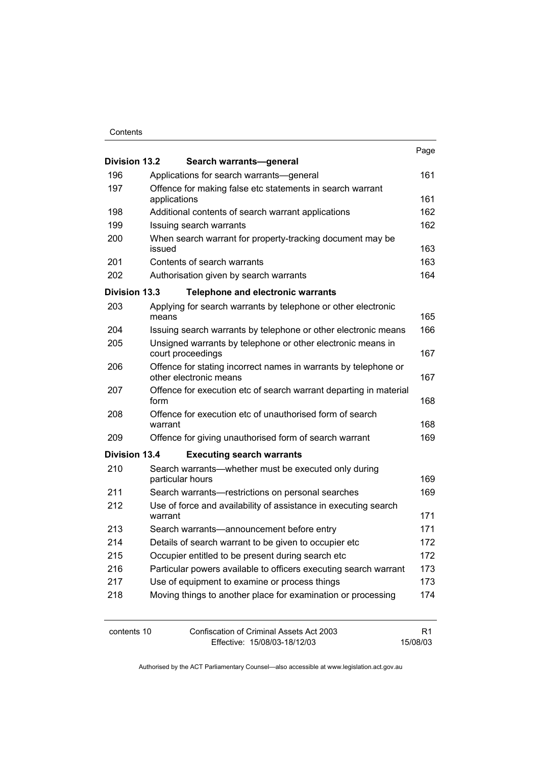| | | Page |
|---|---|---|
| **Division 13.2** | **Search warrants—general** | |
| 196 | Applications for search warrants—general | 161 |
| 197 | Offence for making false etc statements in search warrant applications | 161 |
| 198 | Additional contents of search warrant applications | 162 |
| 199 | Issuing search warrants | 162 |
| 200 | When search warrant for property-tracking document may be issued | 163 |
| 201 | Contents of search warrants | 163 |
| 202 | Authorisation given by search warrants | 164 |
| **Division 13.3** | **Telephone and electronic warrants** | |
| 203 | Applying for search warrants by telephone or other electronic means | 165 |
| 204 | Issuing search warrants by telephone or other electronic means | 166 |
| 205 | Unsigned warrants by telephone or other electronic means in court proceedings | 167 |
| 206 | Offence for stating incorrect names in warrants by telephone or other electronic means | 167 |
| 207 | Offence for execution etc of search warrant departing in material form | 168 |
| 208 | Offence for execution etc of unauthorised form of search warrant | 168 |
| 209 | Offence for giving unauthorised form of search warrant | 169 |
| **Division 13.4** | **Executing search warrants** | |
| 210 | Search warrants—whether must be executed only during particular hours | 169 |
| 211 | Search warrants—restrictions on personal searches | 169 |
| 212 | Use of force and availability of assistance in executing search warrant | 171 |
| 213 | Search warrants—announcement before entry | 171 |
| 214 | Details of search warrant to be given to occupier etc | 172 |
| 215 | Occupier entitled to be present during search etc | 172 |
| 216 | Particular powers available to officers executing search warrant | 173 |
| 217 | Use of equipment to examine or process things | 173 |
| 218 | Moving things to another place for examination or processing | 174 |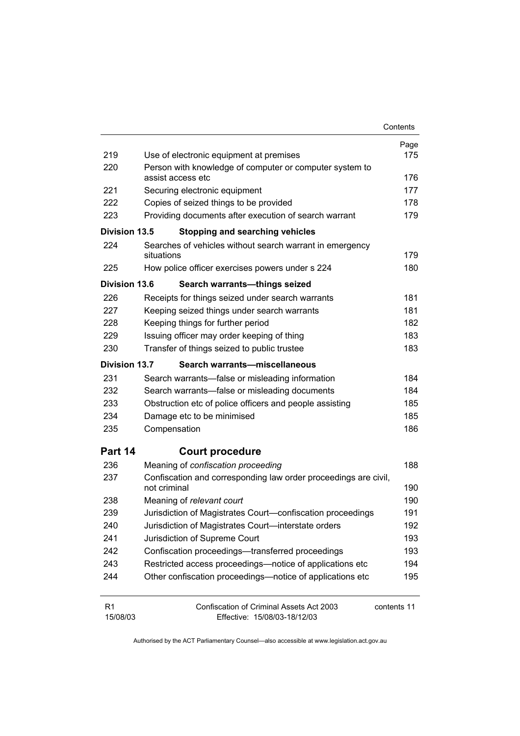| | | Page |
|---|---|---|
| 219 | Use of electronic equipment at premises | 175 |
| 220 | Person with knowledge of computer or computer system to assist access etc | 176 |
| 221 | Securing electronic equipment | 177 |
| 222 | Copies of seized things to be provided | 178 |
| 223 | Providing documents after execution of search warrant | 179 |
| **Division 13.5** | **Stopping and searching vehicles** | |
| 224 | Searches of vehicles without search warrant in emergency situations | 179 |
| 225 | How police officer exercises powers under s 224 | 180 |
| **Division 13.6** | **Search warrants—things seized** | |
| 226 | Receipts for things seized under search warrants | 181 |
| 227 | Keeping seized things under search warrants | 181 |
| 228 | Keeping things for further period | 182 |
| 229 | Issuing officer may order keeping of thing | 183 |
| 230 | Transfer of things seized to public trustee | 183 |
| **Division 13.7** | **Search warrants—miscellaneous** | |
| 231 | Search warrants—false or misleading information | 184 |
| 232 | Search warrants—false or misleading documents | 184 |
| 233 | Obstruction etc of police officers and people assisting | 185 |
| 234 | Damage etc to be minimised | 185 |
| 235 | Compensation | 186 |
| **Part 14** | **Court procedure** | |
| 236 | Meaning of *confiscation proceeding* | 188 |
| 237 | Confiscation and corresponding law order proceedings are civil, not criminal | 190 |
| 238 | Meaning of *relevant court* | 190 |
| 239 | Jurisdiction of Magistrates Court—confiscation proceedings | 191 |
| 240 | Jurisdiction of Magistrates Court—interstate orders | 192 |
| 241 | Jurisdiction of Supreme Court | 193 |
| 242 | Confiscation proceedings—transferred proceedings | 193 |
| 243 | Restricted access proceedings—notice of applications etc | 194 |
| 244 | Other confiscation proceedings—notice of applications etc | 195 |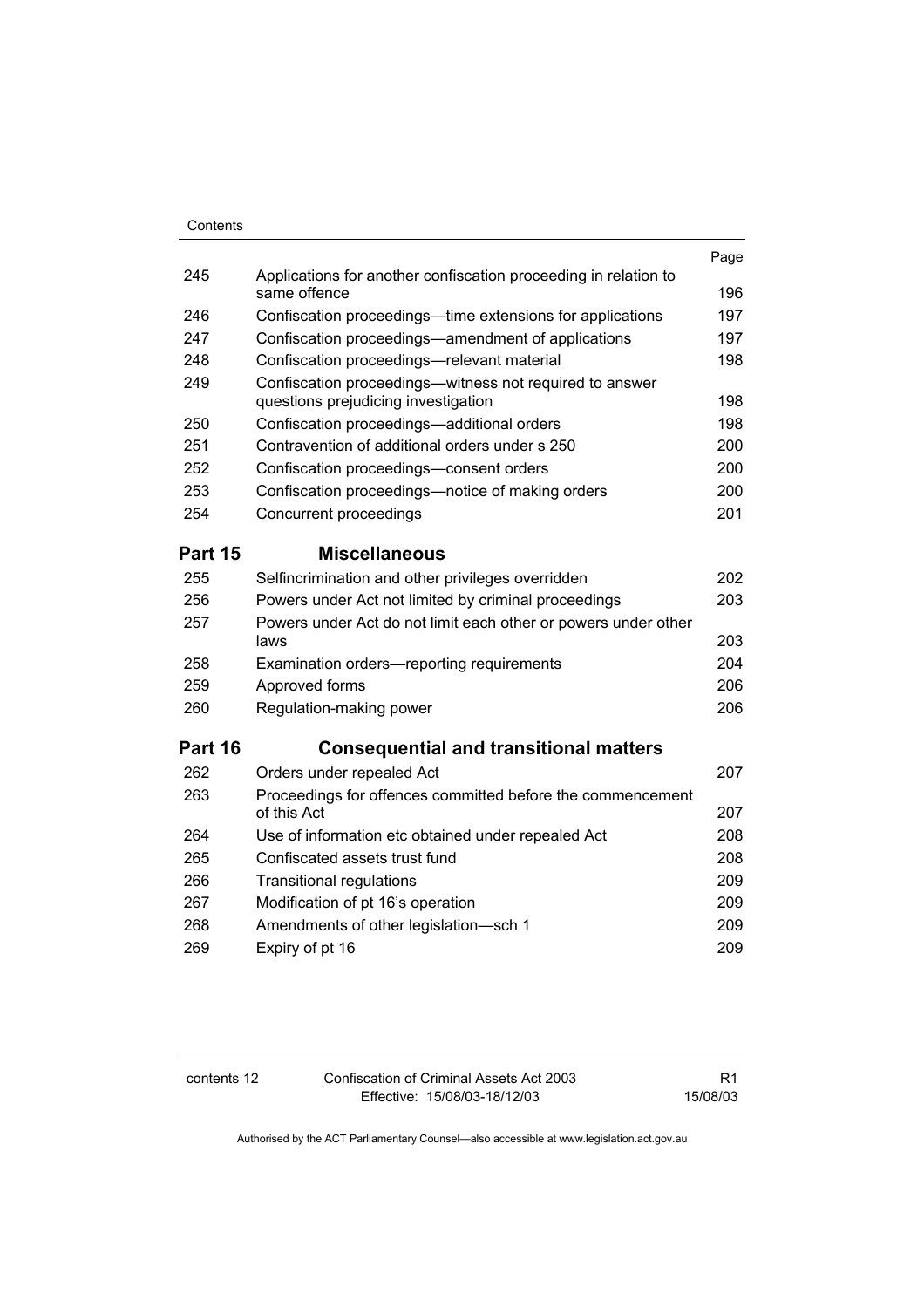| | | Page |
|---|---|---|
| 245 | Applications for another confiscation proceeding in relation to same offence | 196 |
| 246 | Confiscation proceedings—time extensions for applications | 197 |
| 247 | Confiscation proceedings—amendment of applications | 197 |
| 248 | Confiscation proceedings—relevant material | 198 |
| 249 | Confiscation proceedings—witness not required to answer questions prejudicing investigation | 198 |
| 250 | Confiscation proceedings—additional orders | 198 |
| 251 | Contravention of additional orders under s 250 | 200 |
| 252 | Confiscation proceedings—consent orders | 200 |
| 253 | Confiscation proceedings—notice of making orders | 200 |
| 254 | Concurrent proceedings | 201 |

## Part 15 Miscellaneous

| | | |
|---|---|---|
| 255 | Selfincrimination and other privileges overridden | 202 |
| 256 | Powers under Act not limited by criminal proceedings | 203 |
| 257 | Powers under Act do not limit each other or powers under other laws | 203 |
| 258 | Examination orders—reporting requirements | 204 |
| 259 | Approved forms | 206 |
| 260 | Regulation-making power | 206 |

## Part 16 Consequential and transitional matters

| | | |
|---|---|---|
| 262 | Orders under repealed Act | 207 |
| 263 | Proceedings for offences committed before the commencement of this Act | 207 |
| 264 | Use of information etc obtained under repealed Act | 208 |
| 265 | Confiscated assets trust fund | 208 |
| 266 | Transitional regulations | 209 |
| 267 | Modification of pt 16's operation | 209 |
| 268 | Amendments of other legislation—sch 1 | 209 |
| 269 | Expiry of pt 16 | 209 |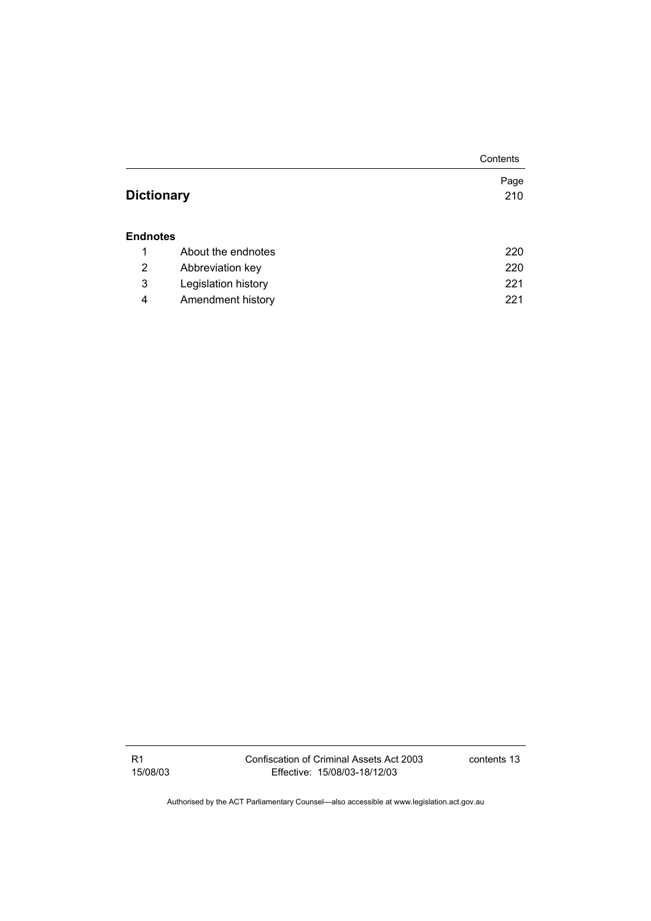| | | Page |
|---|---|---|
| **Dictionary** | | 210 |
| **Endnotes** | | |
| 1 | About the endnotes | 220 |
| 2 | Abbreviation key | 220 |
| 3 | Legislation history | 221 |
| 4 | Amendment history | 221 |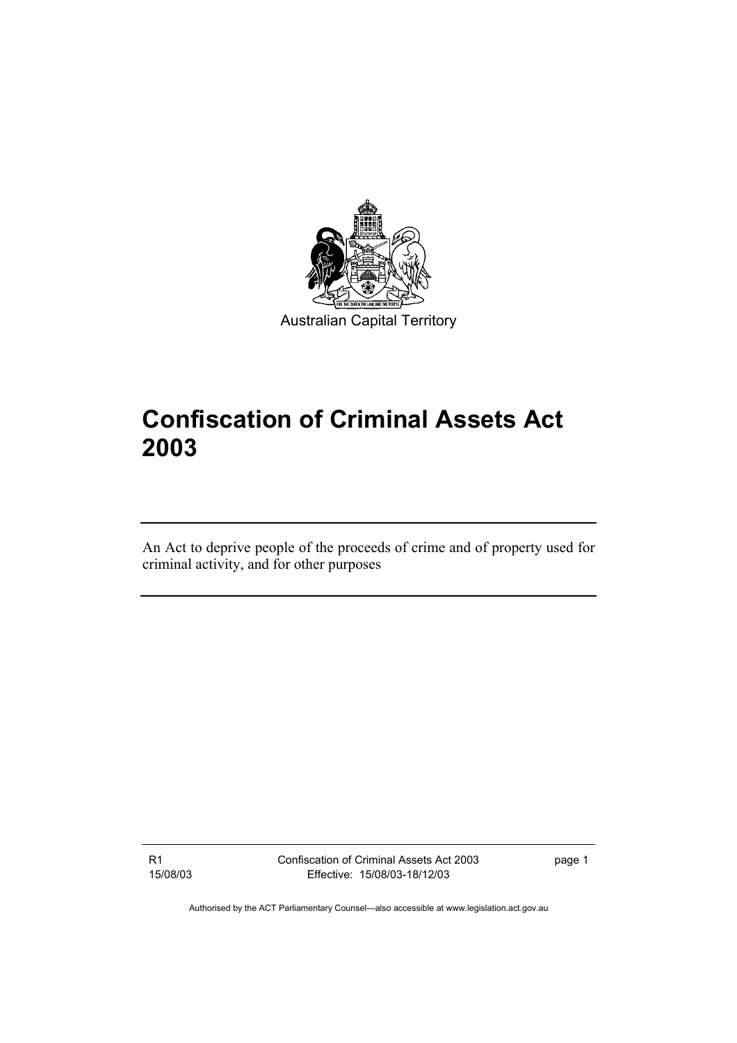Australian Capital Territory

# Confiscation of Criminal Assets Act 2003

An Act to deprive people of the proceeds of crime and of property used for criminal activity, and for other purposes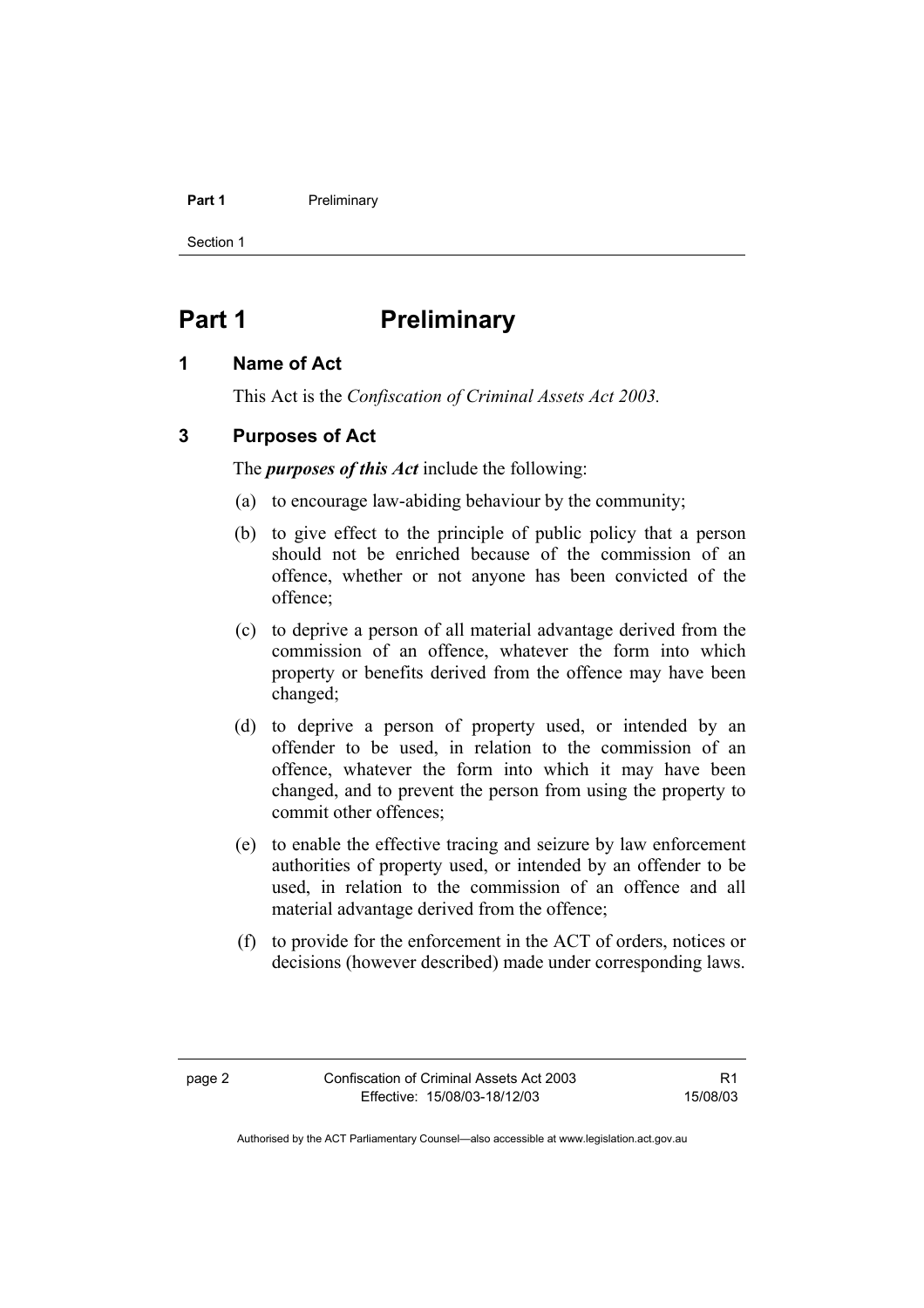# Part 1 Preliminary

## 1 Name of Act

This Act is the *Confiscation of Criminal Assets Act 2003.*

## 3 Purposes of Act

The ***purposes of this Act*** include the following:

(a) to encourage law-abiding behaviour by the community;

(b) to give effect to the principle of public policy that a person should not be enriched because of the commission of an offence, whether or not anyone has been convicted of the offence;

(c) to deprive a person of all material advantage derived from the commission of an offence, whatever the form into which property or benefits derived from the offence may have been changed;

(d) to deprive a person of property used, or intended by an offender to be used, in relation to the commission of an offence, whatever the form into which it may have been changed, and to prevent the person from using the property to commit other offences;

(e) to enable the effective tracing and seizure by law enforcement authorities of property used, or intended by an offender to be used, in relation to the commission of an offence and all material advantage derived from the offence;

(f) to provide for the enforcement in the ACT of orders, notices or decisions (however described) made under corresponding laws.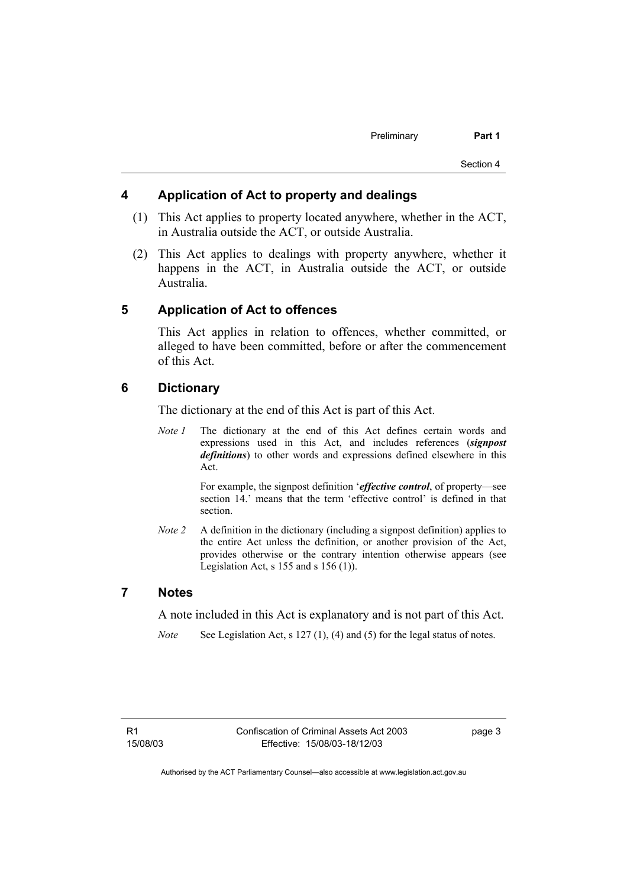## 4 Application of Act to property and dealings

(1) This Act applies to property located anywhere, whether in the ACT, in Australia outside the ACT, or outside Australia.

(2) This Act applies to dealings with property anywhere, whether it happens in the ACT, in Australia outside the ACT, or outside Australia.

## 5 Application of Act to offences

This Act applies in relation to offences, whether committed, or alleged to have been committed, before or after the commencement of this Act.

## 6 Dictionary

The dictionary at the end of this Act is part of this Act.

*Note 1* The dictionary at the end of this Act defines certain words and expressions used in this Act, and includes references (***signpost definitions***) to other words and expressions defined elsewhere in this Act.

For example, the signpost definition '***effective control***, of property—see section 14.' means that the term 'effective control' is defined in that section.

*Note 2* A definition in the dictionary (including a signpost definition) applies to the entire Act unless the definition, or another provision of the Act, provides otherwise or the contrary intention otherwise appears (see Legislation Act, s 155 and s 156 (1)).

## 7 Notes

A note included in this Act is explanatory and is not part of this Act.

*Note* See Legislation Act, s 127 (1), (4) and (5) for the legal status of notes.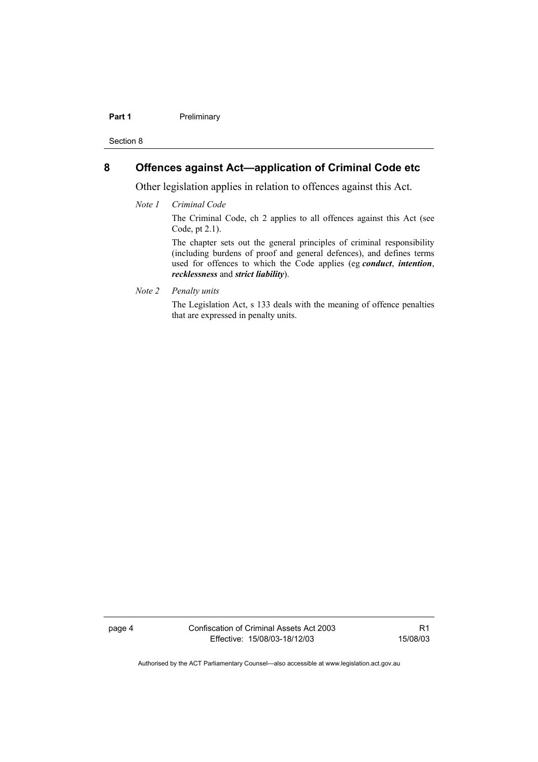## 8 Offences against Act—application of Criminal Code etc

Other legislation applies in relation to offences against this Act.

*Note 1* *Criminal Code*

The Criminal Code, ch 2 applies to all offences against this Act (see Code, pt 2.1).

The chapter sets out the general principles of criminal responsibility (including burdens of proof and general defences), and defines terms used for offences to which the Code applies (eg ***conduct***, ***intention***, ***recklessness*** and ***strict liability***).

*Note 2* *Penalty units*

The Legislation Act, s 133 deals with the meaning of offence penalties that are expressed in penalty units.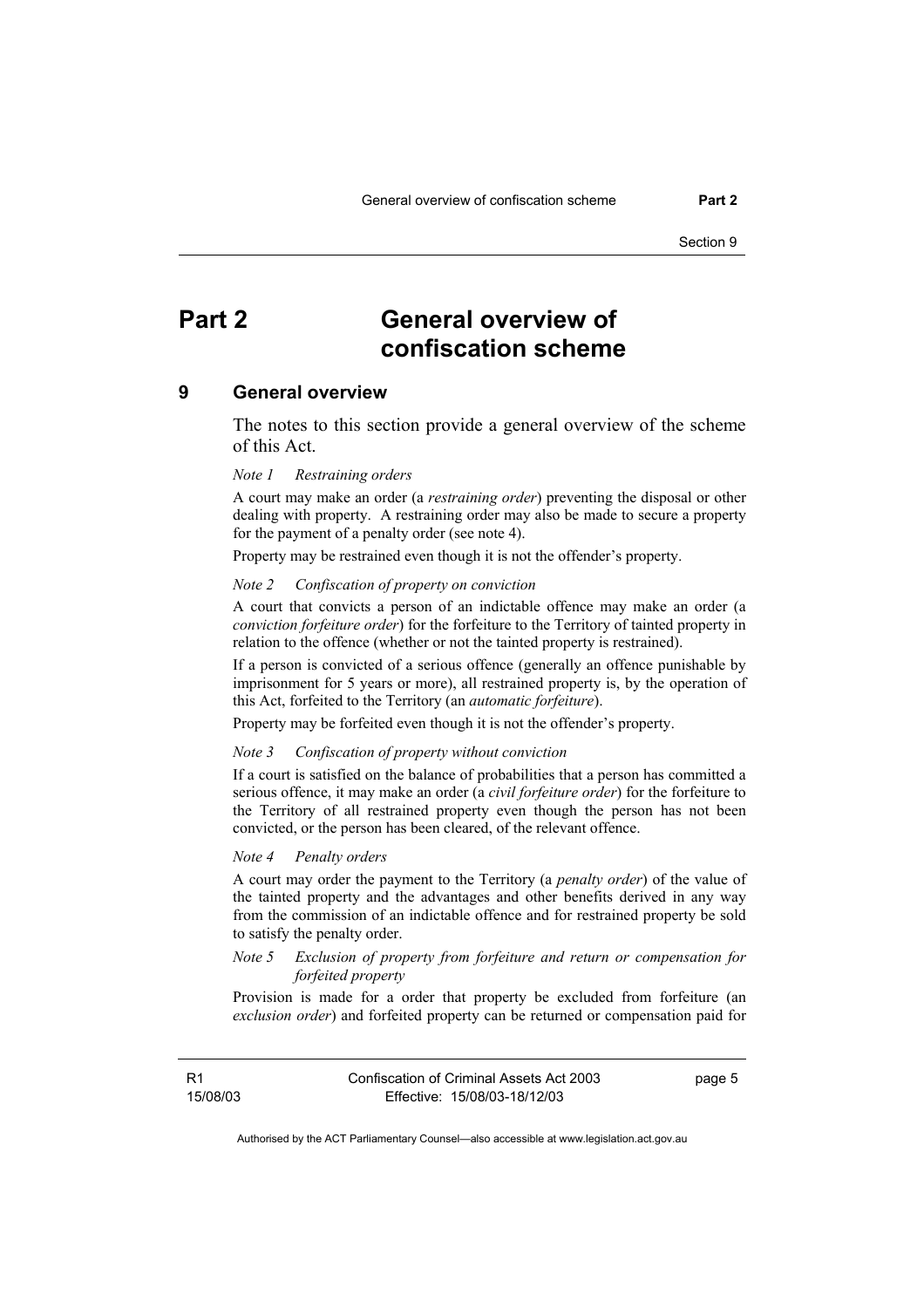# Part 2 General overview of confiscation scheme

## 9 General overview

The notes to this section provide a general overview of the scheme of this Act.

*Note 1 Restraining orders*

A court may make an order (a ***restraining order***) preventing the disposal or other dealing with property. A restraining order may also be made to secure a property for the payment of a penalty order (see note 4).

Property may be restrained even though it is not the offender's property.

*Note 2 Confiscation of property on conviction*

A court that convicts a person of an indictable offence may make an order (a ***conviction forfeiture order***) for the forfeiture to the Territory of tainted property in relation to the offence (whether or not the tainted property is restrained).

If a person is convicted of a serious offence (generally an offence punishable by imprisonment for 5 years or more), all restrained property is, by the operation of this Act, forfeited to the Territory (an ***automatic forfeiture***).

Property may be forfeited even though it is not the offender's property.

*Note 3 Confiscation of property without conviction*

If a court is satisfied on the balance of probabilities that a person has committed a serious offence, it may make an order (a ***civil forfeiture order***) for the forfeiture to the Territory of all restrained property even though the person has not been convicted, or the person has been cleared, of the relevant offence.

*Note 4 Penalty orders*

A court may order the payment to the Territory (a ***penalty order***) of the value of the tainted property and the advantages and other benefits derived in any way from the commission of an indictable offence and for restrained property be sold to satisfy the penalty order.

*Note 5 Exclusion of property from forfeiture and return or compensation for forfeited property*

Provision is made for a order that property be excluded from forfeiture (an ***exclusion order***) and forfeited property can be returned or compensation paid for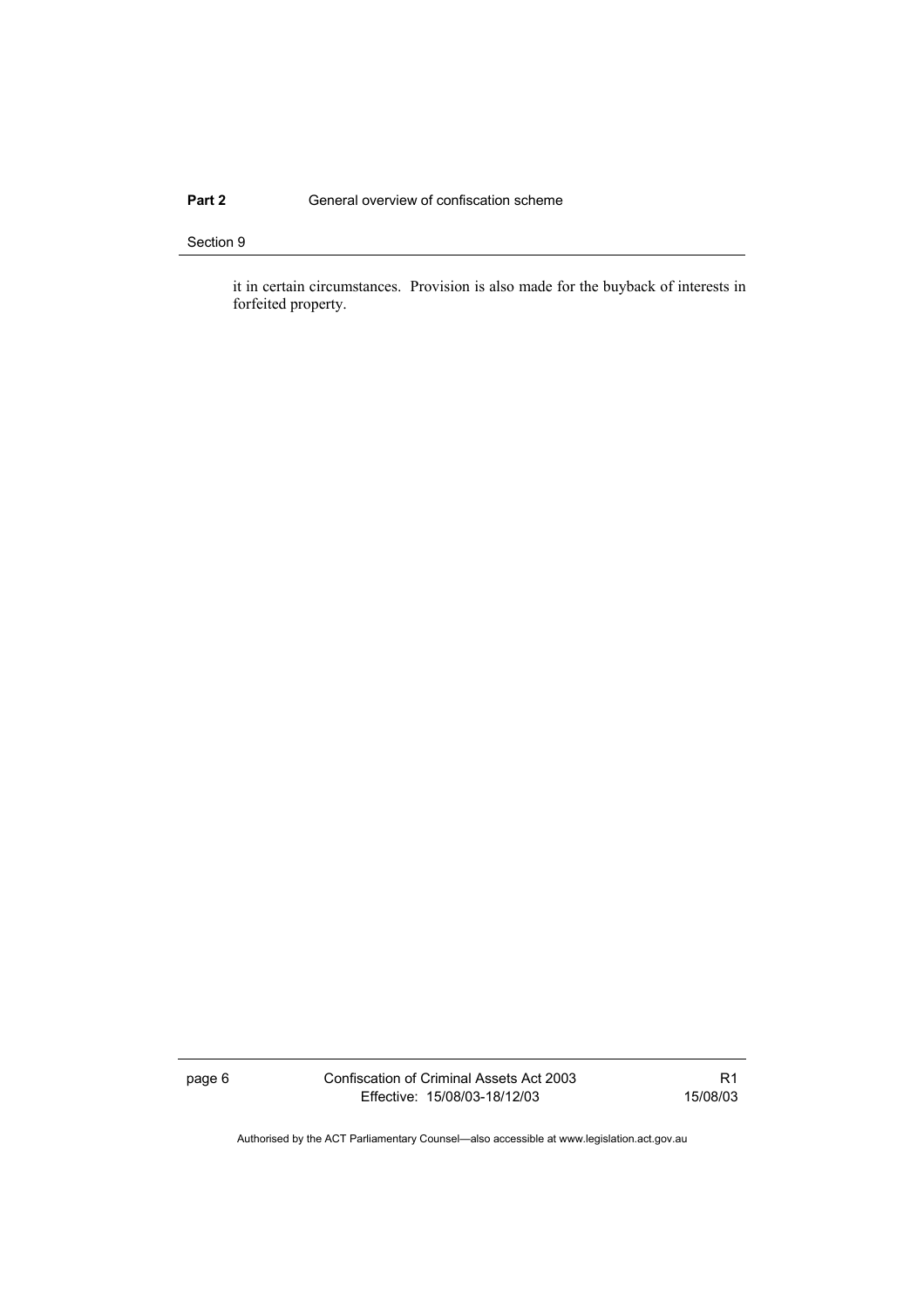it in certain circumstances. Provision is also made for the buyback of interests in forfeited property.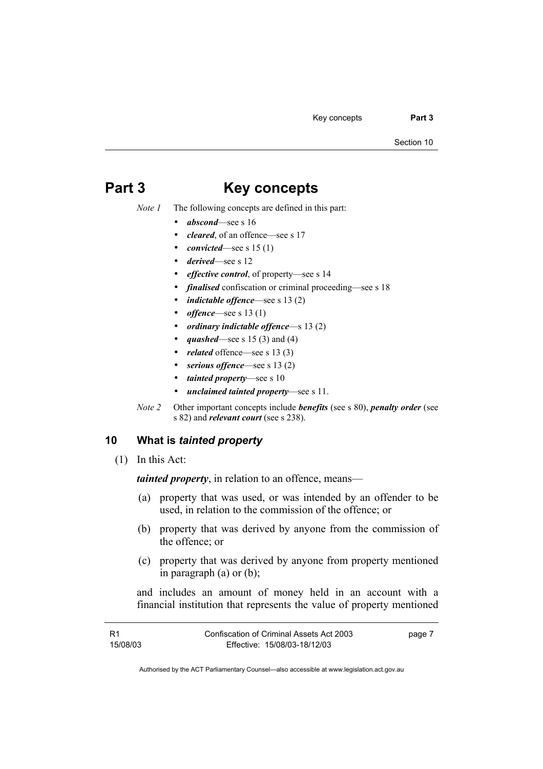# Part 3 Key concepts

*Note 1* The following concepts are defined in this part:

- ***abscond***—see s 16
- ***cleared***, of an offence—see s 17
- ***convicted***—see s 15 (1)
- ***derived***—see s 12
- ***effective control***, of property—see s 14
- ***finalised*** confiscation or criminal proceeding—see s 18
- ***indictable offence***—see s 13 (2)
- ***offence***—see s 13 (1)
- ***ordinary indictable offence***—s 13 (2)
- ***quashed***—see s 15 (3) and (4)
- ***related*** offence—see s 13 (3)
- ***serious offence***—see s 13 (2)
- ***tainted property***—see s 10
- ***unclaimed tainted property***—see s 11.

*Note 2* Other important concepts include ***benefits*** (see s 80), ***penalty order*** (see s 82) and ***relevant court*** (see s 238).

## 10 What is *tainted property*

(1) In this Act:

***tainted property***, in relation to an offence, means—

(a) property that was used, or was intended by an offender to be used, in relation to the commission of the offence; or

(b) property that was derived by anyone from the commission of the offence; or

(c) property that was derived by anyone from property mentioned in paragraph (a) or (b);

and includes an amount of money held in an account with a financial institution that represents the value of property mentioned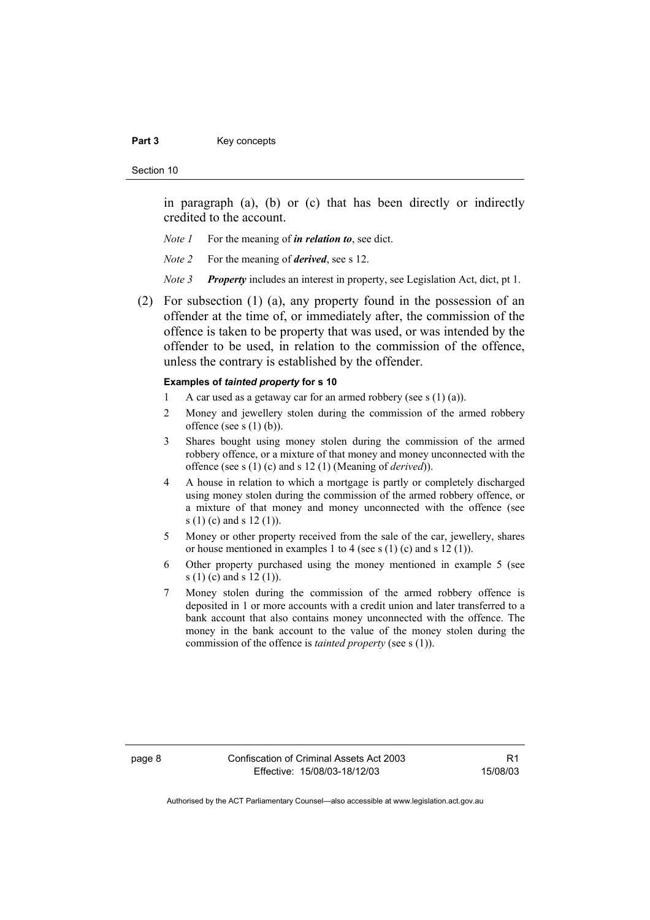in paragraph (a), (b) or (c) that has been directly or indirectly credited to the account.

*Note 1* For the meaning of ***in relation to***, see dict.

*Note 2* For the meaning of ***derived***, see s 12.

*Note 3* ***Property*** includes an interest in property, see Legislation Act, dict, pt 1.

(2) For subsection (1) (a), any property found in the possession of an offender at the time of, or immediately after, the commission of the offence is taken to be property that was used, or was intended by the offender to be used, in relation to the commission of the offence, unless the contrary is established by the offender.

**Examples of *tainted property* for s 10**

1 A car used as a getaway car for an armed robbery (see s (1) (a)).

2 Money and jewellery stolen during the commission of the armed robbery offence (see s (1) (b)).

3 Shares bought using money stolen during the commission of the armed robbery offence, or a mixture of that money and money unconnected with the offence (see s (1) (c) and s 12 (1) (Meaning of *derived*)).

4 A house in relation to which a mortgage is partly or completely discharged using money stolen during the commission of the armed robbery offence, or a mixture of that money and money unconnected with the offence (see s (1) (c) and s 12 (1)).

5 Money or other property received from the sale of the car, jewellery, shares or house mentioned in examples 1 to 4 (see s (1) (c) and s 12 (1)).

6 Other property purchased using the money mentioned in example 5 (see s (1) (c) and s 12 (1)).

7 Money stolen during the commission of the armed robbery offence is deposited in 1 or more accounts with a credit union and later transferred to a bank account that also contains money unconnected with the offence. The money in the bank account to the value of the money stolen during the commission of the offence is *tainted property* (see s (1)).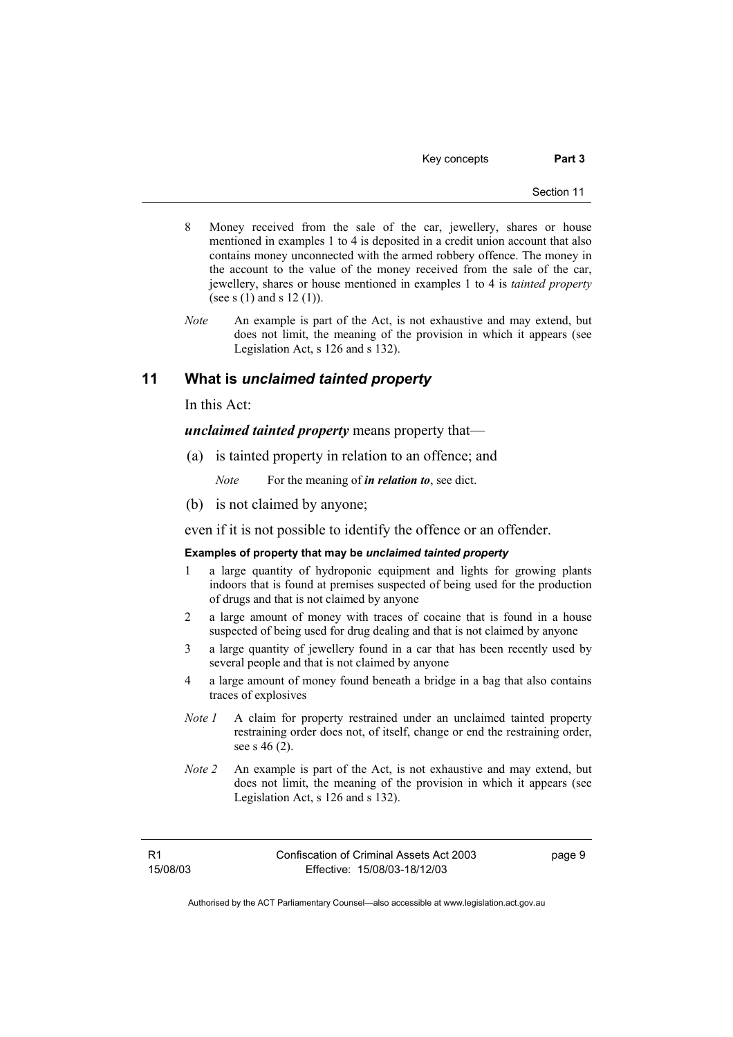8 Money received from the sale of the car, jewellery, shares or house mentioned in examples 1 to 4 is deposited in a credit union account that also contains money unconnected with the armed robbery offence. The money in the account to the value of the money received from the sale of the car, jewellery, shares or house mentioned in examples 1 to 4 is ***tainted property*** (see s (1) and s 12 (1)).

*Note* An example is part of the Act, is not exhaustive and may extend, but does not limit, the meaning of the provision in which it appears (see Legislation Act, s 126 and s 132).

## 11 What is *unclaimed tainted property*

In this Act:

***unclaimed tainted property*** means property that—

(a) is tainted property in relation to an offence; and

*Note* For the meaning of ***in relation to***, see dict.

(b) is not claimed by anyone;

even if it is not possible to identify the offence or an offender.

**Examples of property that may be *unclaimed tainted property***

1 a large quantity of hydroponic equipment and lights for growing plants indoors that is found at premises suspected of being used for the production of drugs and that is not claimed by anyone

2 a large amount of money with traces of cocaine that is found in a house suspected of being used for drug dealing and that is not claimed by anyone

3 a large quantity of jewellery found in a car that has been recently used by several people and that is not claimed by anyone

4 a large amount of money found beneath a bridge in a bag that also contains traces of explosives

*Note 1* A claim for property restrained under an unclaimed tainted property restraining order does not, of itself, change or end the restraining order, see s 46 (2).

*Note 2* An example is part of the Act, is not exhaustive and may extend, but does not limit, the meaning of the provision in which it appears (see Legislation Act, s 126 and s 132).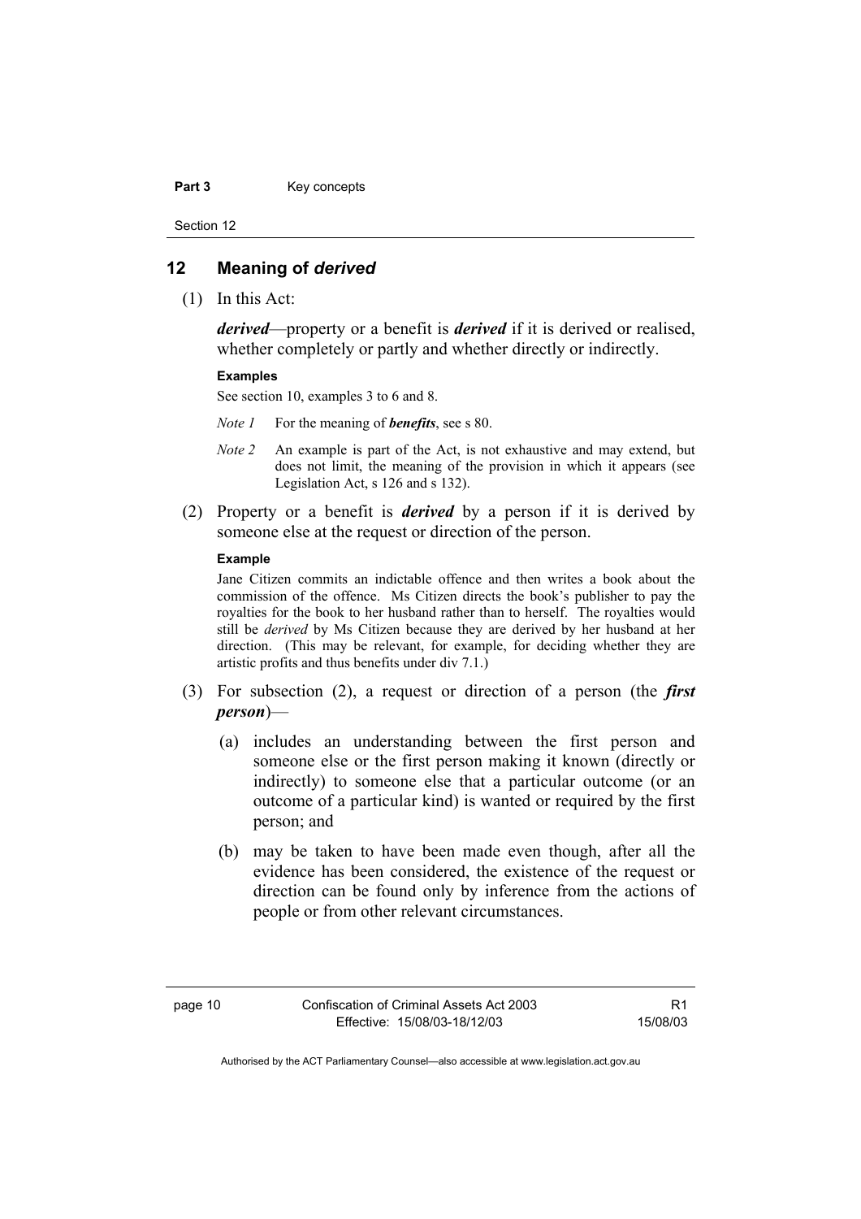## 12 Meaning of *derived*

(1) In this Act:

***derived***—property or a benefit is ***derived*** if it is derived or realised, whether completely or partly and whether directly or indirectly.

**Examples**

See section 10, examples 3 to 6 and 8.

*Note 1* For the meaning of ***benefits***, see s 80.

*Note 2* An example is part of the Act, is not exhaustive and may extend, but does not limit, the meaning of the provision in which it appears (see Legislation Act, s 126 and s 132).

(2) Property or a benefit is ***derived*** by a person if it is derived by someone else at the request or direction of the person.

**Example**

Jane Citizen commits an indictable offence and then writes a book about the commission of the offence. Ms Citizen directs the book's publisher to pay the royalties for the book to her husband rather than to herself. The royalties would still be *derived* by Ms Citizen because they are derived by her husband at her direction. (This may be relevant, for example, for deciding whether they are artistic profits and thus benefits under div 7.1.)

(3) For subsection (2), a request or direction of a person (the ***first person***)—

(a) includes an understanding between the first person and someone else or the first person making it known (directly or indirectly) to someone else that a particular outcome (or an outcome of a particular kind) is wanted or required by the first person; and

(b) may be taken to have been made even though, after all the evidence has been considered, the existence of the request or direction can be found only by inference from the actions of people or from other relevant circumstances.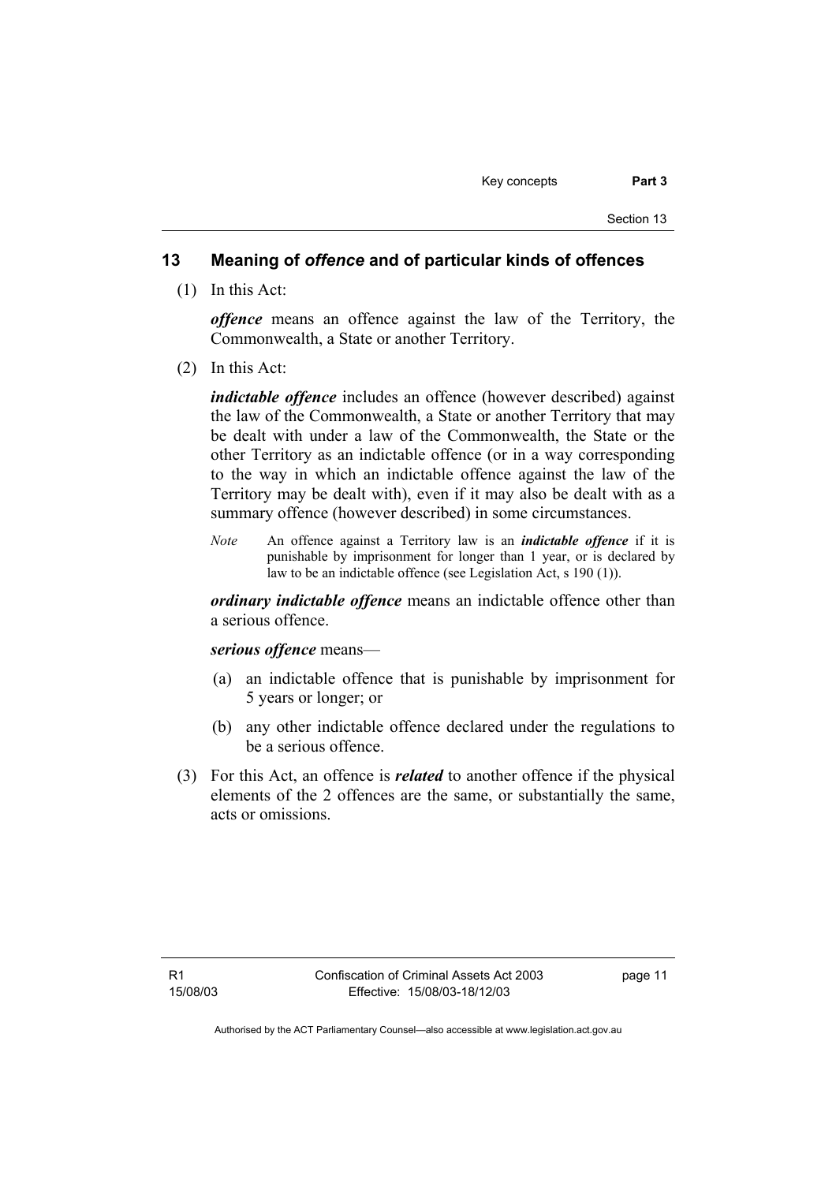## 13 Meaning of *offence* and of particular kinds of offences

(1) In this Act:

***offence*** means an offence against the law of the Territory, the Commonwealth, a State or another Territory.

(2) In this Act:

***indictable offence*** includes an offence (however described) against the law of the Commonwealth, a State or another Territory that may be dealt with under a law of the Commonwealth, the State or the other Territory as an indictable offence (or in a way corresponding to the way in which an indictable offence against the law of the Territory may be dealt with), even if it may also be dealt with as a summary offence (however described) in some circumstances.

*Note* An offence against a Territory law is an ***indictable offence*** if it is punishable by imprisonment for longer than 1 year, or is declared by law to be an indictable offence (see Legislation Act, s 190 (1)).

***ordinary indictable offence*** means an indictable offence other than a serious offence.

***serious offence*** means—

(a) an indictable offence that is punishable by imprisonment for 5 years or longer; or

(b) any other indictable offence declared under the regulations to be a serious offence.

(3) For this Act, an offence is ***related*** to another offence if the physical elements of the 2 offences are the same, or substantially the same, acts or omissions.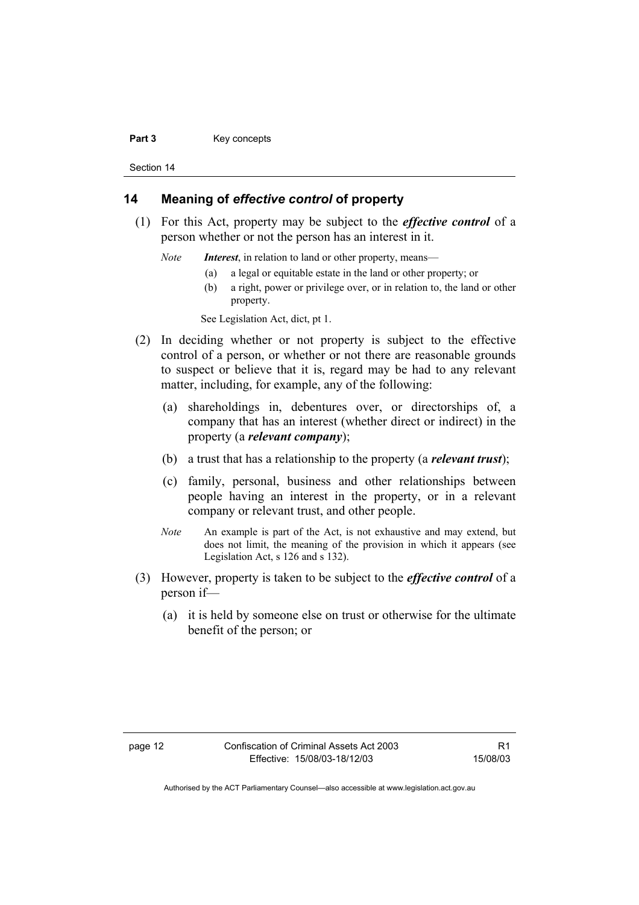## 14 Meaning of *effective control* of property

(1) For this Act, property may be subject to the ***effective control*** of a person whether or not the person has an interest in it.

*Note* ***Interest***, in relation to land or other property, means—

(a) a legal or equitable estate in the land or other property; or

(b) a right, power or privilege over, or in relation to, the land or other property.

See Legislation Act, dict, pt 1.

(2) In deciding whether or not property is subject to the effective control of a person, or whether or not there are reasonable grounds to suspect or believe that it is, regard may be had to any relevant matter, including, for example, any of the following:

(a) shareholdings in, debentures over, or directorships of, a company that has an interest (whether direct or indirect) in the property (a ***relevant company***);

(b) a trust that has a relationship to the property (a ***relevant trust***);

(c) family, personal, business and other relationships between people having an interest in the property, or in a relevant company or relevant trust, and other people.

*Note* An example is part of the Act, is not exhaustive and may extend, but does not limit, the meaning of the provision in which it appears (see Legislation Act, s 126 and s 132).

(3) However, property is taken to be subject to the ***effective control*** of a person if—

(a) it is held by someone else on trust or otherwise for the ultimate benefit of the person; or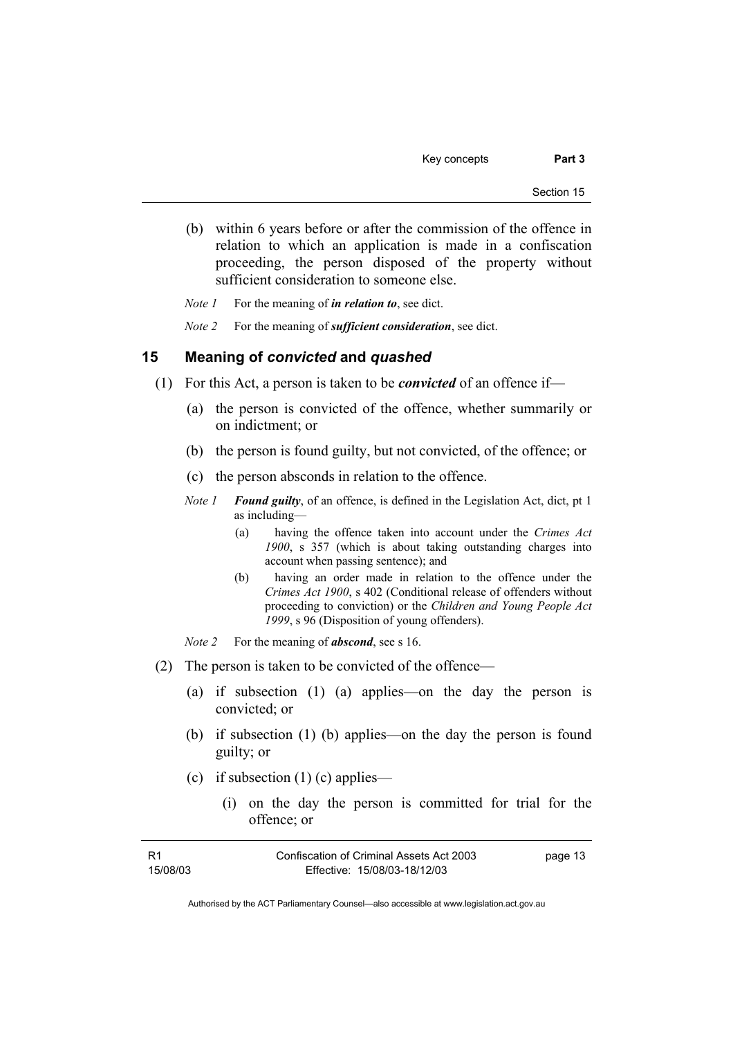(b) within 6 years before or after the commission of the offence in relation to which an application is made in a confiscation proceeding, the person disposed of the property without sufficient consideration to someone else.

*Note 1* For the meaning of ***in relation to***, see dict.

*Note 2* For the meaning of ***sufficient consideration***, see dict.

## 15 Meaning of *convicted* and *quashed*

(1) For this Act, a person is taken to be ***convicted*** of an offence if—

(a) the person is convicted of the offence, whether summarily or on indictment; or

(b) the person is found guilty, but not convicted, of the offence; or

(c) the person absconds in relation to the offence.

*Note 1* ***Found guilty***, of an offence, is defined in the Legislation Act, dict, pt 1 as including—

(a) having the offence taken into account under the *Crimes Act 1900*, s 357 (which is about taking outstanding charges into account when passing sentence); and

(b) having an order made in relation to the offence under the *Crimes Act 1900*, s 402 (Conditional release of offenders without proceeding to conviction) or the *Children and Young People Act 1999*, s 96 (Disposition of young offenders).

*Note 2* For the meaning of ***abscond***, see s 16.

(2) The person is taken to be convicted of the offence—

(a) if subsection (1) (a) applies—on the day the person is convicted; or

(b) if subsection (1) (b) applies—on the day the person is found guilty; or

(c) if subsection (1) (c) applies—

(i) on the day the person is committed for trial for the offence; or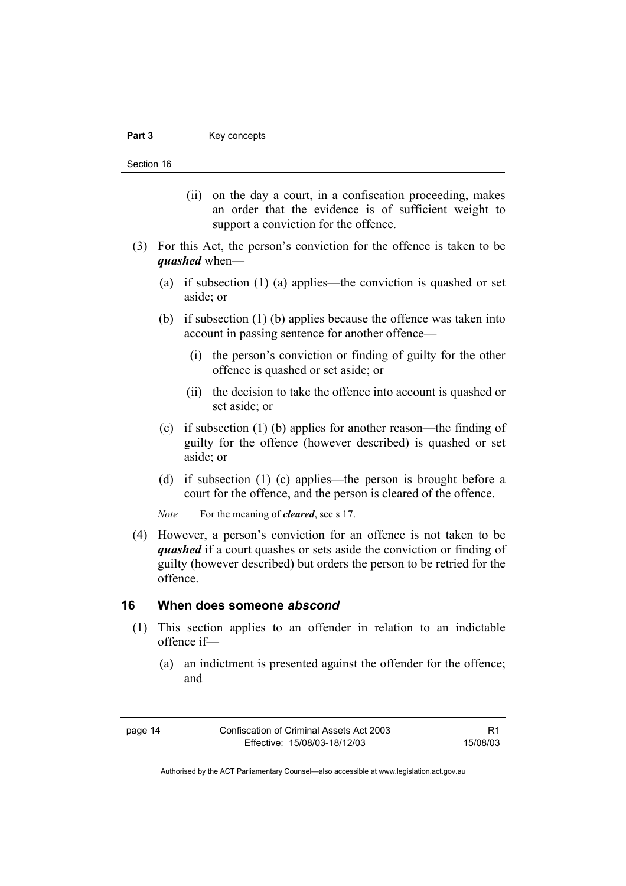(ii) on the day a court, in a confiscation proceeding, makes an order that the evidence is of sufficient weight to support a conviction for the offence.

(3) For this Act, the person's conviction for the offence is taken to be ***quashed*** when—

(a) if subsection (1) (a) applies—the conviction is quashed or set aside; or

(b) if subsection (1) (b) applies because the offence was taken into account in passing sentence for another offence—

(i) the person's conviction or finding of guilty for the other offence is quashed or set aside; or

(ii) the decision to take the offence into account is quashed or set aside; or

(c) if subsection (1) (b) applies for another reason—the finding of guilty for the offence (however described) is quashed or set aside; or

(d) if subsection (1) (c) applies—the person is brought before a court for the offence, and the person is cleared of the offence.

*Note* For the meaning of ***cleared***, see s 17.

(4) However, a person's conviction for an offence is not taken to be ***quashed*** if a court quashes or sets aside the conviction or finding of guilty (however described) but orders the person to be retried for the offence.

## 16 When does someone *abscond*

(1) This section applies to an offender in relation to an indictable offence if—

(a) an indictment is presented against the offender for the offence; and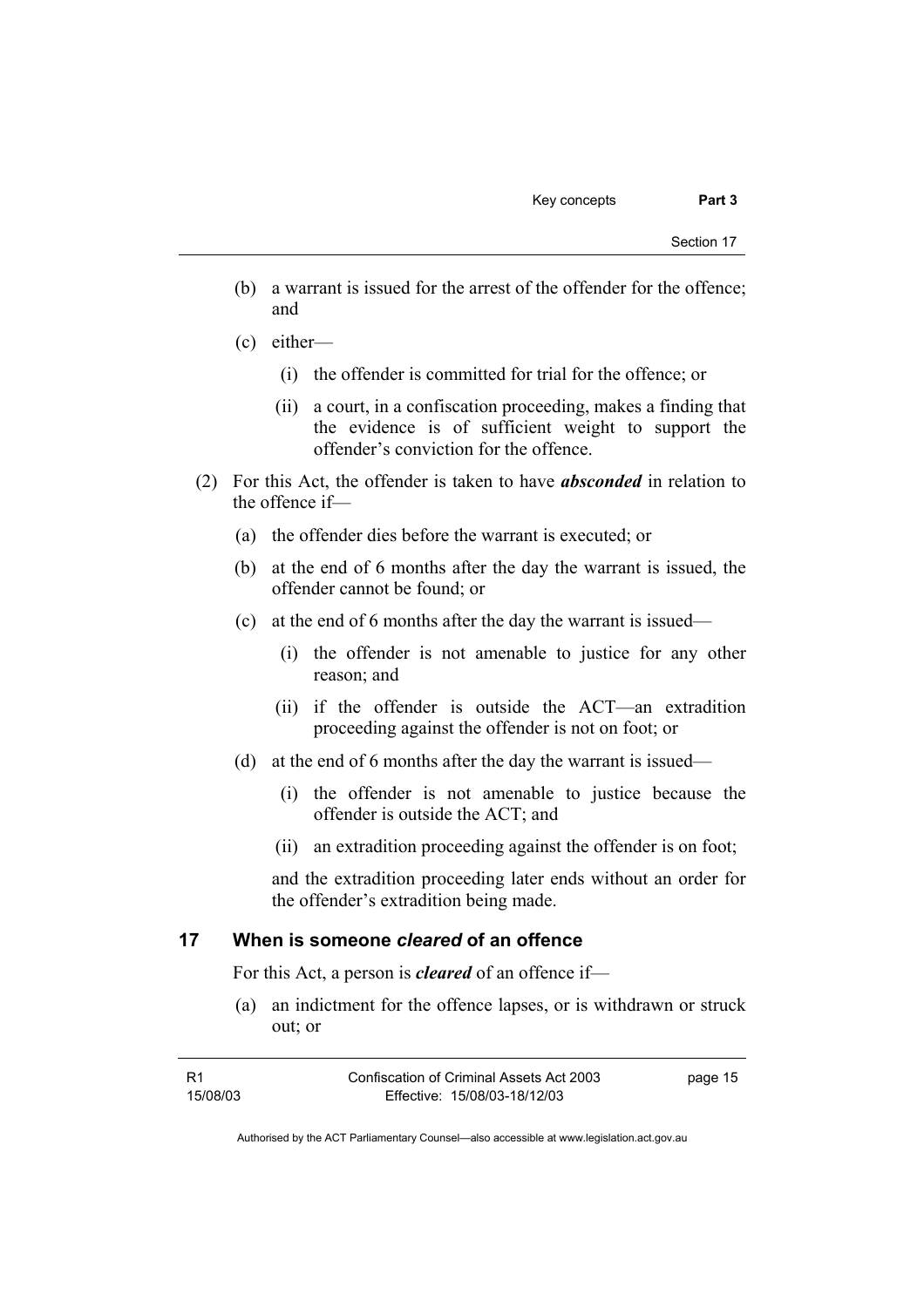(b) a warrant is issued for the arrest of the offender for the offence; and

(c) either—

(i) the offender is committed for trial for the offence; or

(ii) a court, in a confiscation proceeding, makes a finding that the evidence is of sufficient weight to support the offender's conviction for the offence.

(2) For this Act, the offender is taken to have ***absconded*** in relation to the offence if—

(a) the offender dies before the warrant is executed; or

(b) at the end of 6 months after the day the warrant is issued, the offender cannot be found; or

(c) at the end of 6 months after the day the warrant is issued—

(i) the offender is not amenable to justice for any other reason; and

(ii) if the offender is outside the ACT—an extradition proceeding against the offender is not on foot; or

(d) at the end of 6 months after the day the warrant is issued—

(i) the offender is not amenable to justice because the offender is outside the ACT; and

(ii) an extradition proceeding against the offender is on foot;

and the extradition proceeding later ends without an order for the offender's extradition being made.

## 17 When is someone *cleared* of an offence

For this Act, a person is ***cleared*** of an offence if—

(a) an indictment for the offence lapses, or is withdrawn or struck out; or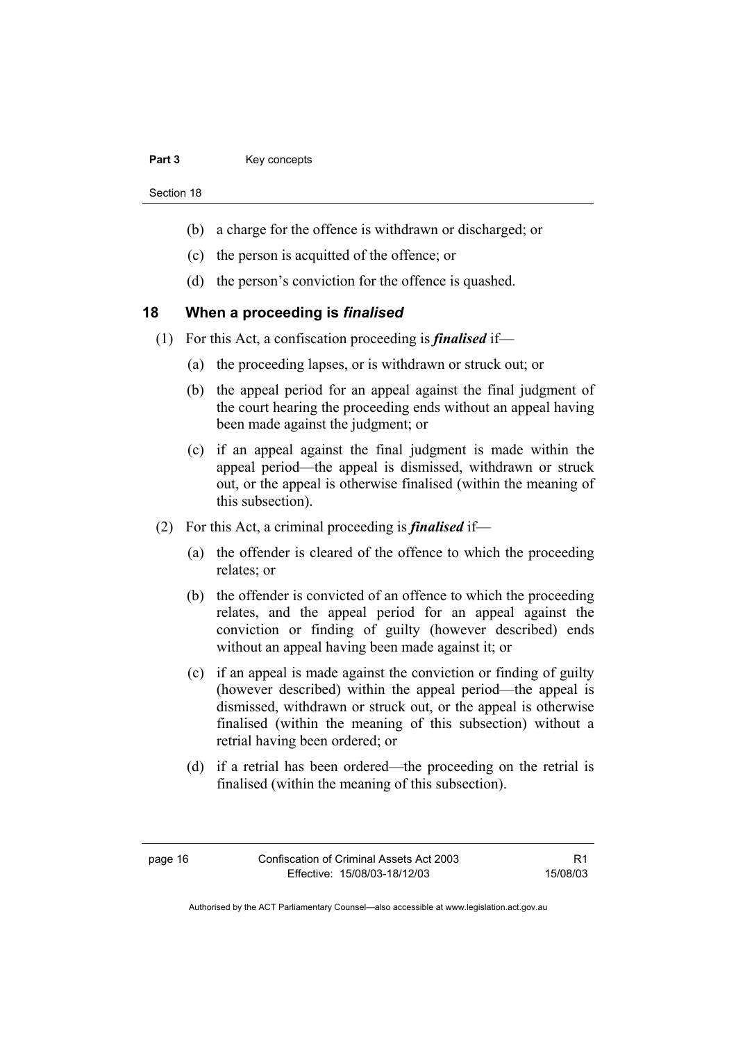(b) a charge for the offence is withdrawn or discharged; or

(c) the person is acquitted of the offence; or

(d) the person's conviction for the offence is quashed.

## 18 When a proceeding is ***finalised***

(1) For this Act, a confiscation proceeding is ***finalised*** if—

(a) the proceeding lapses, or is withdrawn or struck out; or

(b) the appeal period for an appeal against the final judgment of the court hearing the proceeding ends without an appeal having been made against the judgment; or

(c) if an appeal against the final judgment is made within the appeal period—the appeal is dismissed, withdrawn or struck out, or the appeal is otherwise finalised (within the meaning of this subsection).

(2) For this Act, a criminal proceeding is ***finalised*** if—

(a) the offender is cleared of the offence to which the proceeding relates; or

(b) the offender is convicted of an offence to which the proceeding relates, and the appeal period for an appeal against the conviction or finding of guilty (however described) ends without an appeal having been made against it; or

(c) if an appeal is made against the conviction or finding of guilty (however described) within the appeal period—the appeal is dismissed, withdrawn or struck out, or the appeal is otherwise finalised (within the meaning of this subsection) without a retrial having been ordered; or

(d) if a retrial has been ordered—the proceeding on the retrial is finalised (within the meaning of this subsection).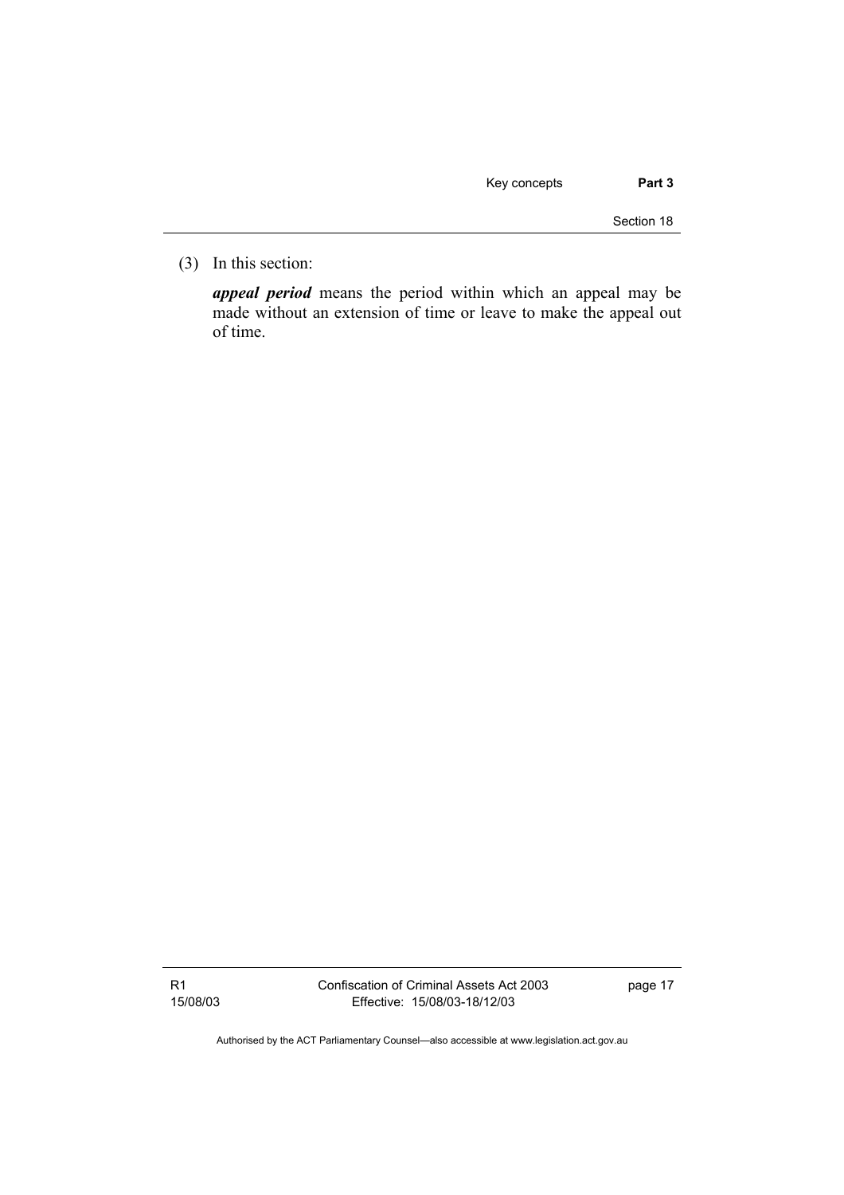(3) In this section:

***appeal period*** means the period within which an appeal may be made without an extension of time or leave to make the appeal out of time.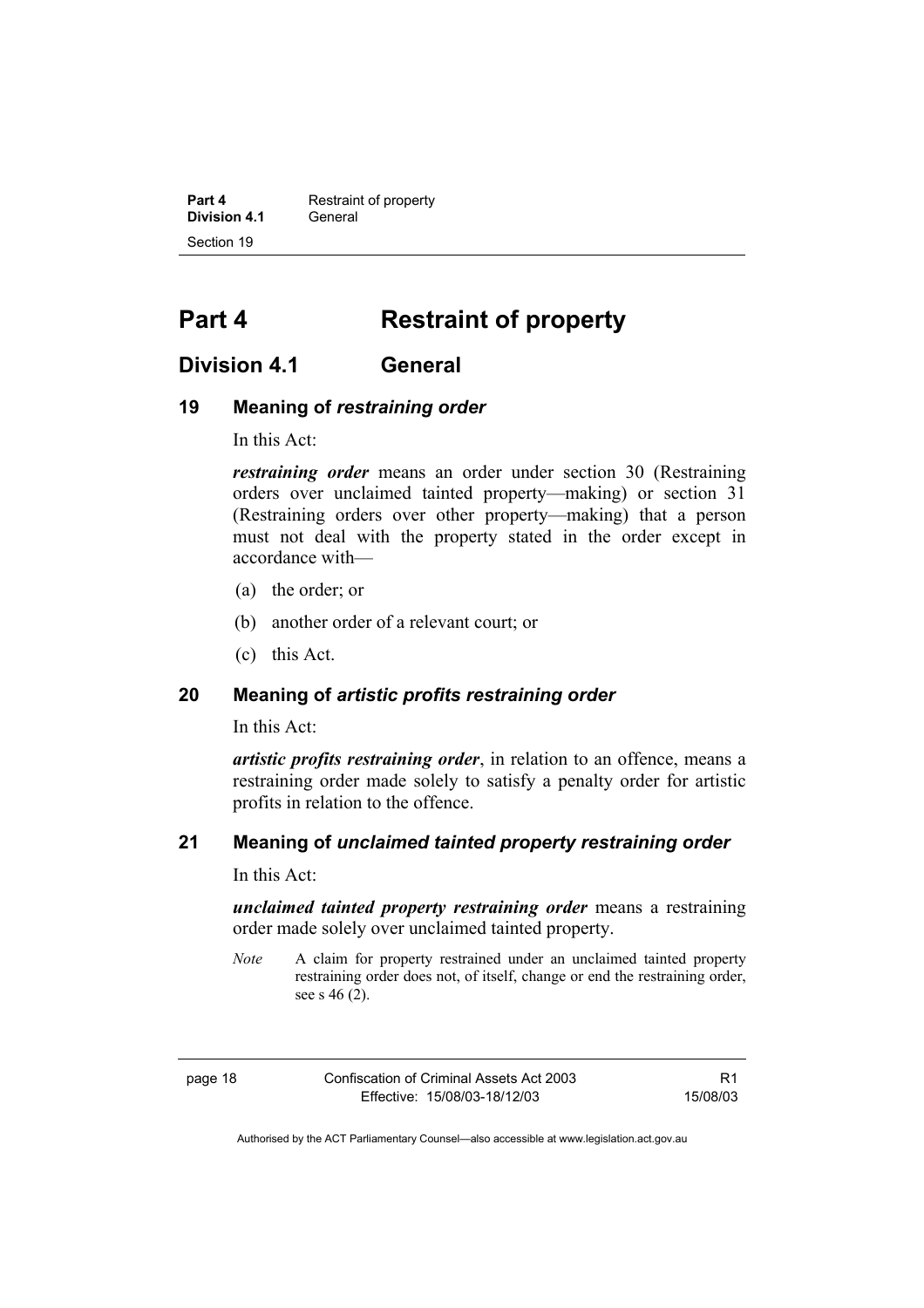# Part 4 Restraint of property

## Division 4.1 General

### 19 Meaning of *restraining order*

In this Act:

***restraining order*** means an order under section 30 (Restraining orders over unclaimed tainted property—making) or section 31 (Restraining orders over other property—making) that a person must not deal with the property stated in the order except in accordance with—

(a) the order; or

(b) another order of a relevant court; or

(c) this Act.

### 20 Meaning of *artistic profits restraining order*

In this Act:

***artistic profits restraining order***, in relation to an offence, means a restraining order made solely to satisfy a penalty order for artistic profits in relation to the offence.

### 21 Meaning of *unclaimed tainted property restraining order*

In this Act:

***unclaimed tainted property restraining order*** means a restraining order made solely over unclaimed tainted property.

*Note* A claim for property restrained under an unclaimed tainted property restraining order does not, of itself, change or end the restraining order, see s 46 (2).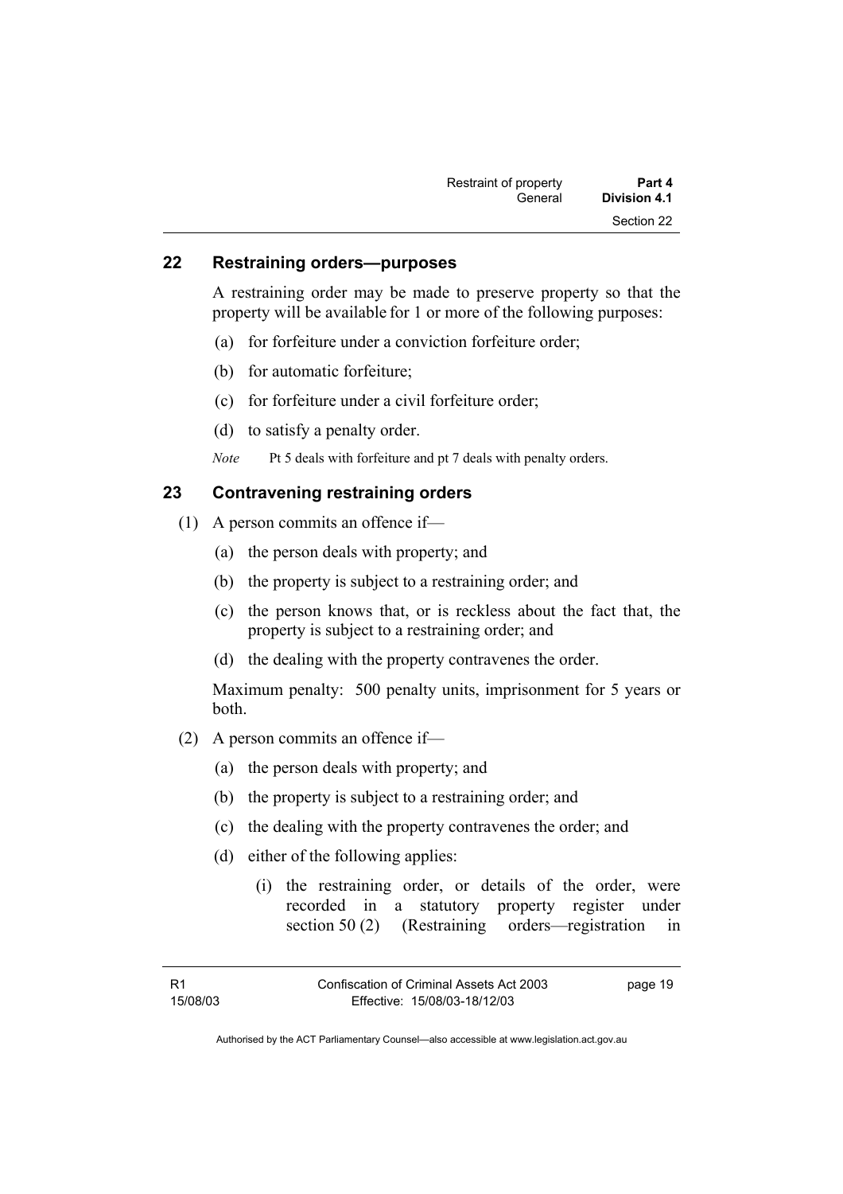## 22 Restraining orders—purposes

A restraining order may be made to preserve property so that the property will be available for 1 or more of the following purposes:

(a) for forfeiture under a conviction forfeiture order;

(b) for automatic forfeiture;

(c) for forfeiture under a civil forfeiture order;

(d) to satisfy a penalty order.

*Note* Pt 5 deals with forfeiture and pt 7 deals with penalty orders.

## 23 Contravening restraining orders

(1) A person commits an offence if—

(a) the person deals with property; and

(b) the property is subject to a restraining order; and

(c) the person knows that, or is reckless about the fact that, the property is subject to a restraining order; and

(d) the dealing with the property contravenes the order.

Maximum penalty: 500 penalty units, imprisonment for 5 years or both.

(2) A person commits an offence if—

(a) the person deals with property; and

(b) the property is subject to a restraining order; and

(c) the dealing with the property contravenes the order; and

(d) either of the following applies:

(i) the restraining order, or details of the order, were recorded in a statutory property register under section 50 (2) (Restraining orders—registration in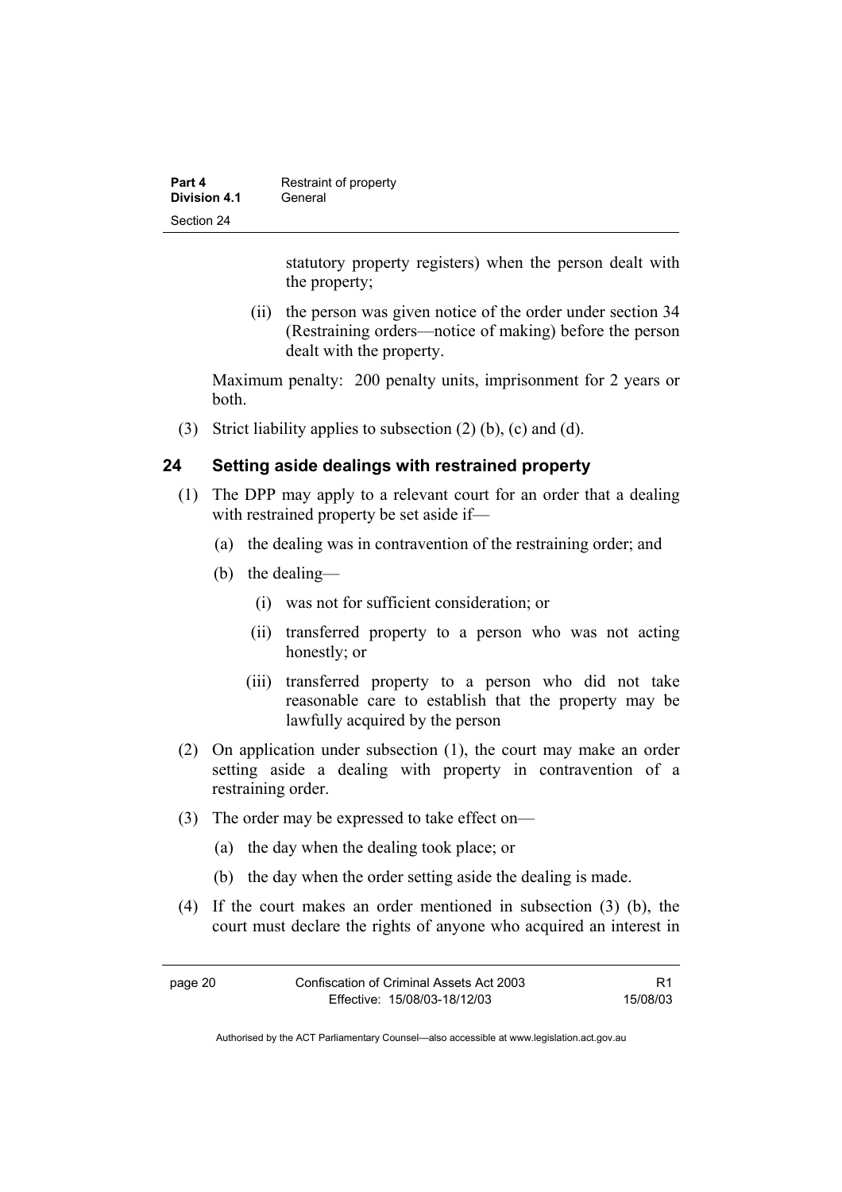statutory property registers) when the person dealt with the property;

(ii) the person was given notice of the order under section 34 (Restraining orders—notice of making) before the person dealt with the property.

Maximum penalty: 200 penalty units, imprisonment for 2 years or both.

(3) Strict liability applies to subsection (2) (b), (c) and (d).

## 24 Setting aside dealings with restrained property

(1) The DPP may apply to a relevant court for an order that a dealing with restrained property be set aside if—

(a) the dealing was in contravention of the restraining order; and

(b) the dealing—

(i) was not for sufficient consideration; or

(ii) transferred property to a person who was not acting honestly; or

(iii) transferred property to a person who did not take reasonable care to establish that the property may be lawfully acquired by the person

(2) On application under subsection (1), the court may make an order setting aside a dealing with property in contravention of a restraining order.

(3) The order may be expressed to take effect on—

(a) the day when the dealing took place; or

(b) the day when the order setting aside the dealing is made.

(4) If the court makes an order mentioned in subsection (3) (b), the court must declare the rights of anyone who acquired an interest in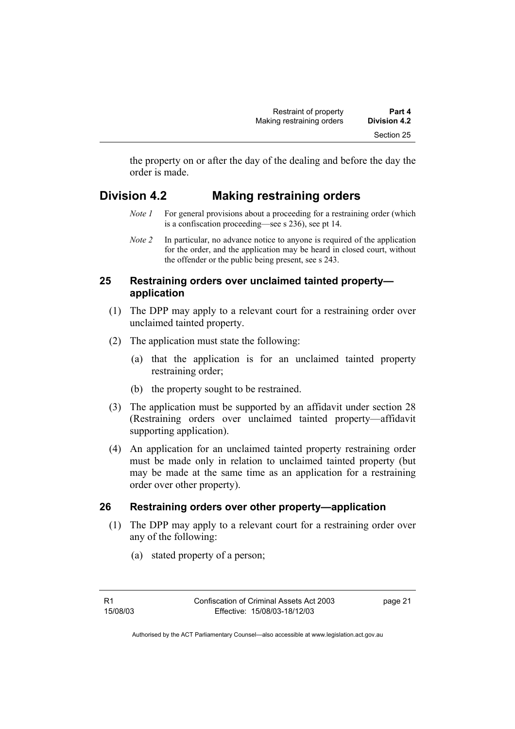the property on or after the day of the dealing and before the day the order is made.

## Division 4.2 Making restraining orders

*Note 1* For general provisions about a proceeding for a restraining order (which is a confiscation proceeding—see s 236), see pt 14.

*Note 2* In particular, no advance notice to anyone is required of the application for the order, and the application may be heard in closed court, without the offender or the public being present, see s 243.

### 25 Restraining orders over unclaimed tainted property—application

(1) The DPP may apply to a relevant court for a restraining order over unclaimed tainted property.

(2) The application must state the following:

(a) that the application is for an unclaimed tainted property restraining order;

(b) the property sought to be restrained.

(3) The application must be supported by an affidavit under section 28 (Restraining orders over unclaimed tainted property—affidavit supporting application).

(4) An application for an unclaimed tainted property restraining order must be made only in relation to unclaimed tainted property (but may be made at the same time as an application for a restraining order over other property).

### 26 Restraining orders over other property—application

(1) The DPP may apply to a relevant court for a restraining order over any of the following:

(a) stated property of a person;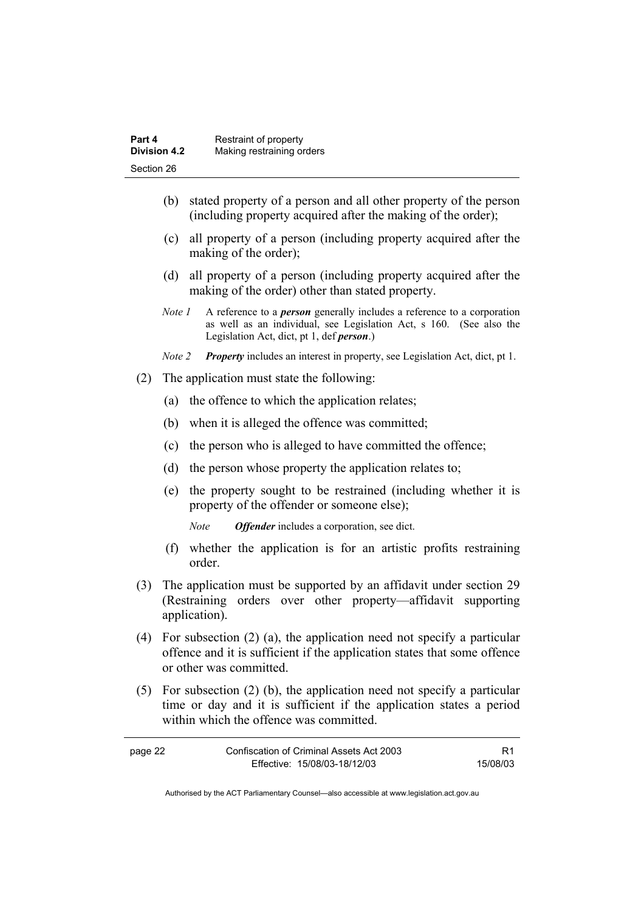(b) stated property of a person and all other property of the person (including property acquired after the making of the order);

(c) all property of a person (including property acquired after the making of the order);

(d) all property of a person (including property acquired after the making of the order) other than stated property.

*Note 1* A reference to a ***person*** generally includes a reference to a corporation as well as an individual, see Legislation Act, s 160. (See also the Legislation Act, dict, pt 1, def ***person***.)

*Note 2* ***Property*** includes an interest in property, see Legislation Act, dict, pt 1.

(2) The application must state the following:

(a) the offence to which the application relates;

(b) when it is alleged the offence was committed;

(c) the person who is alleged to have committed the offence;

(d) the person whose property the application relates to;

(e) the property sought to be restrained (including whether it is property of the offender or someone else);

*Note* ***Offender*** includes a corporation, see dict.

(f) whether the application is for an artistic profits restraining order.

(3) The application must be supported by an affidavit under section 29 (Restraining orders over other property—affidavit supporting application).

(4) For subsection (2) (a), the application need not specify a particular offence and it is sufficient if the application states that some offence or other was committed.

(5) For subsection (2) (b), the application need not specify a particular time or day and it is sufficient if the application states a period within which the offence was committed.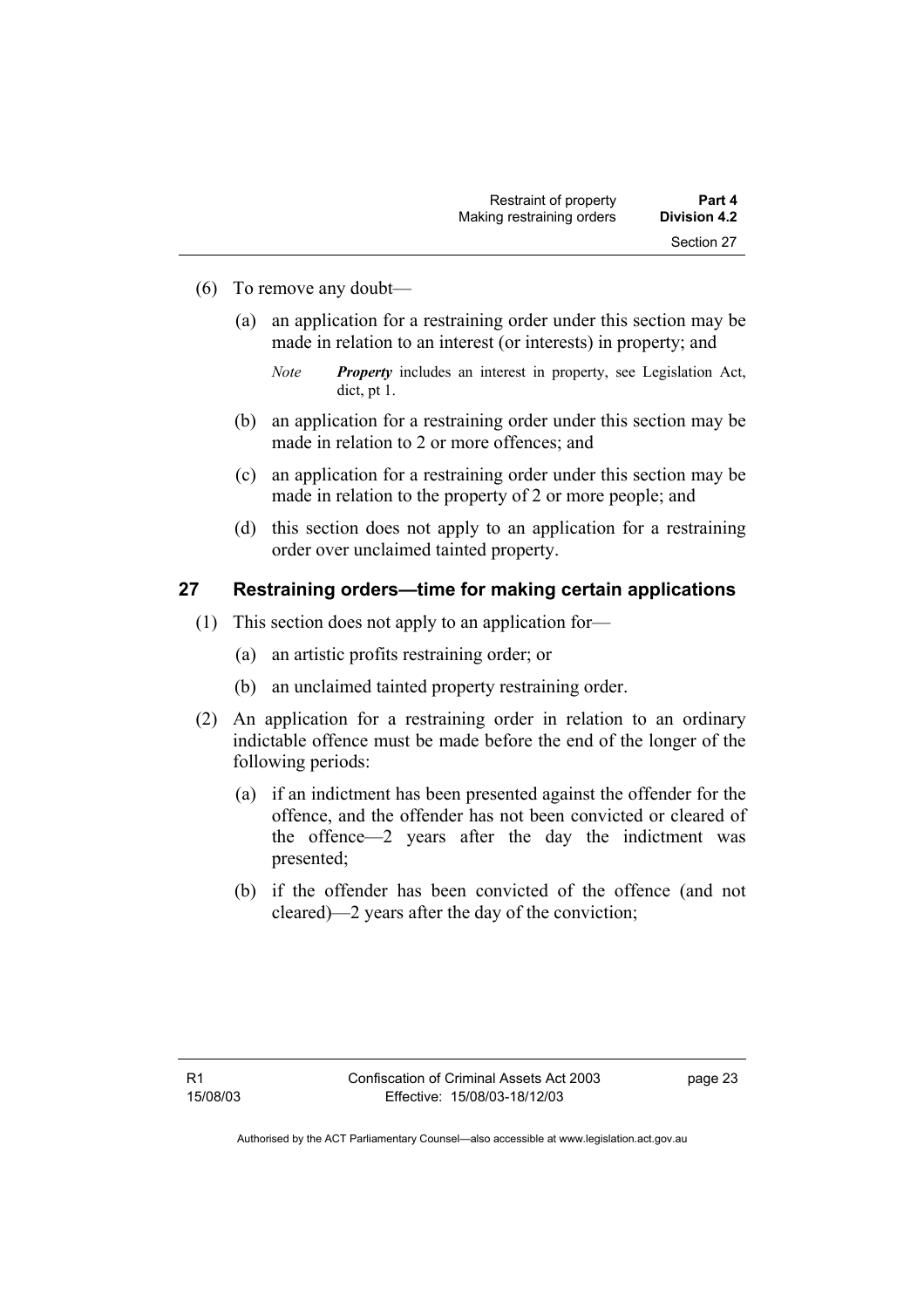(6) To remove any doubt—

(a) an application for a restraining order under this section may be made in relation to an interest (or interests) in property; and

*Note* ***Property*** includes an interest in property, see Legislation Act, dict, pt 1.

(b) an application for a restraining order under this section may be made in relation to 2 or more offences; and

(c) an application for a restraining order under this section may be made in relation to the property of 2 or more people; and

(d) this section does not apply to an application for a restraining order over unclaimed tainted property.

## 27 Restraining orders—time for making certain applications

(1) This section does not apply to an application for—

(a) an artistic profits restraining order; or

(b) an unclaimed tainted property restraining order.

(2) An application for a restraining order in relation to an ordinary indictable offence must be made before the end of the longer of the following periods:

(a) if an indictment has been presented against the offender for the offence, and the offender has not been convicted or cleared of the offence—2 years after the day the indictment was presented;

(b) if the offender has been convicted of the offence (and not cleared)—2 years after the day of the conviction;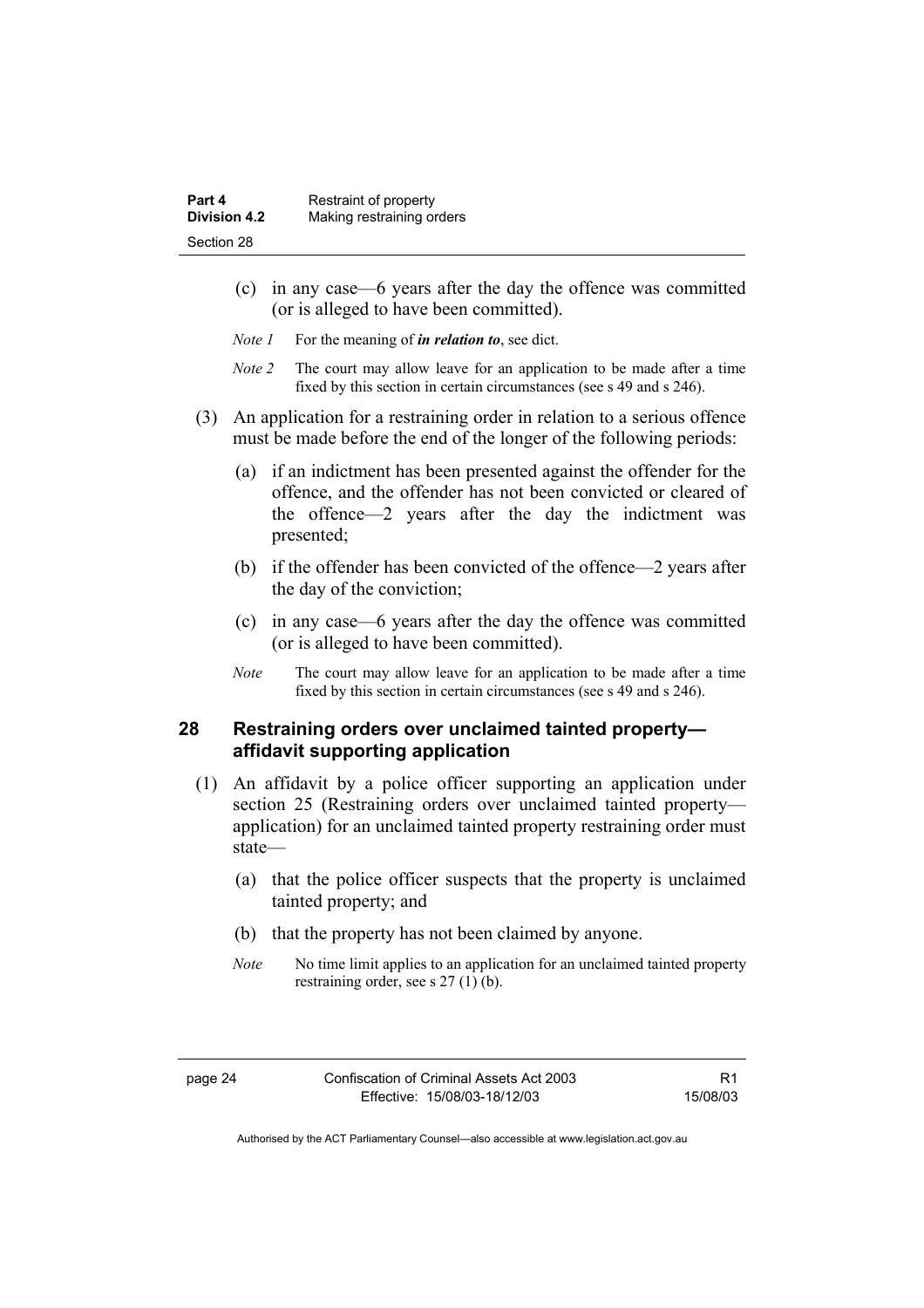(c) in any case—6 years after the day the offence was committed (or is alleged to have been committed).

*Note 1* For the meaning of ***in relation to***, see dict.

*Note 2* The court may allow leave for an application to be made after a time fixed by this section in certain circumstances (see s 49 and s 246).

(3) An application for a restraining order in relation to a serious offence must be made before the end of the longer of the following periods:

(a) if an indictment has been presented against the offender for the offence, and the offender has not been convicted or cleared of the offence—2 years after the day the indictment was presented;

(b) if the offender has been convicted of the offence—2 years after the day of the conviction;

(c) in any case—6 years after the day the offence was committed (or is alleged to have been committed).

*Note* The court may allow leave for an application to be made after a time fixed by this section in certain circumstances (see s 49 and s 246).

## 28 Restraining orders over unclaimed tainted property—affidavit supporting application

(1) An affidavit by a police officer supporting an application under section 25 (Restraining orders over unclaimed tainted property—application) for an unclaimed tainted property restraining order must state—

(a) that the police officer suspects that the property is unclaimed tainted property; and

(b) that the property has not been claimed by anyone.

*Note* No time limit applies to an application for an unclaimed tainted property restraining order, see s 27 (1) (b).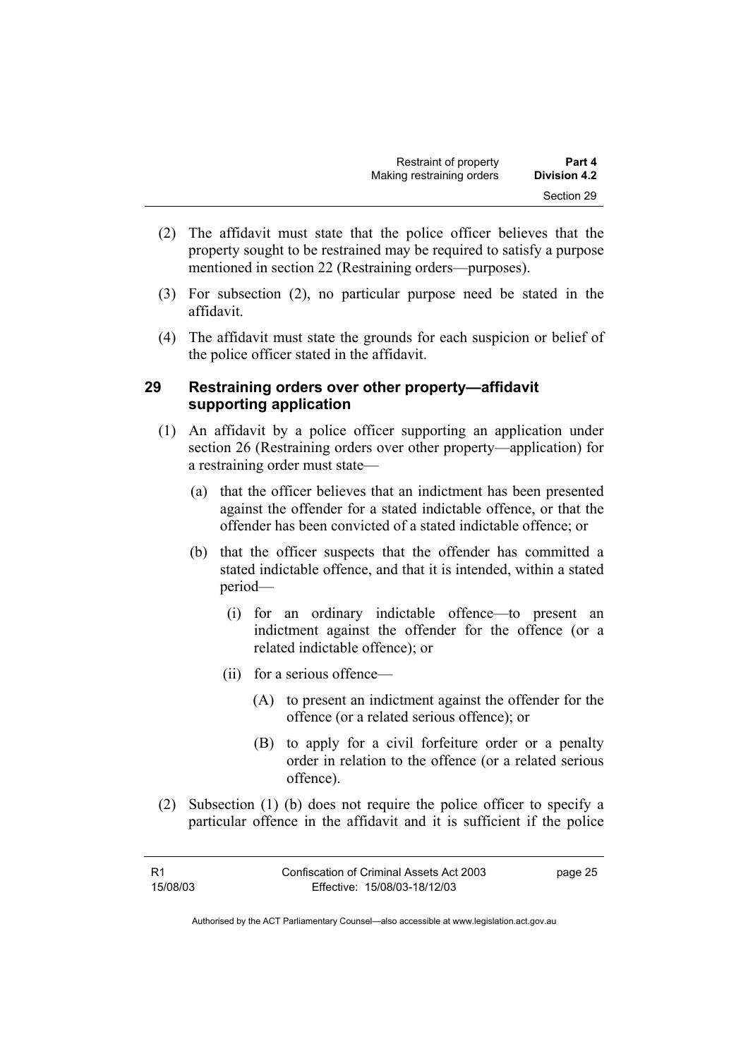(2) The affidavit must state that the police officer believes that the property sought to be restrained may be required to satisfy a purpose mentioned in section 22 (Restraining orders—purposes).

(3) For subsection (2), no particular purpose need be stated in the affidavit.

(4) The affidavit must state the grounds for each suspicion or belief of the police officer stated in the affidavit.

## 29 Restraining orders over other property—affidavit supporting application

(1) An affidavit by a police officer supporting an application under section 26 (Restraining orders over other property—application) for a restraining order must state—

   (a) that the officer believes that an indictment has been presented against the offender for a stated indictable offence, or that the offender has been convicted of a stated indictable offence; or

   (b) that the officer suspects that the offender has committed a stated indictable offence, and that it is intended, within a stated period—

      (i) for an ordinary indictable offence—to present an indictment against the offender for the offence (or a related indictable offence); or

      (ii) for a serious offence—

         (A) to present an indictment against the offender for the offence (or a related serious offence); or

         (B) to apply for a civil forfeiture order or a penalty order in relation to the offence (or a related serious offence).

(2) Subsection (1) (b) does not require the police officer to specify a particular offence in the affidavit and it is sufficient if the police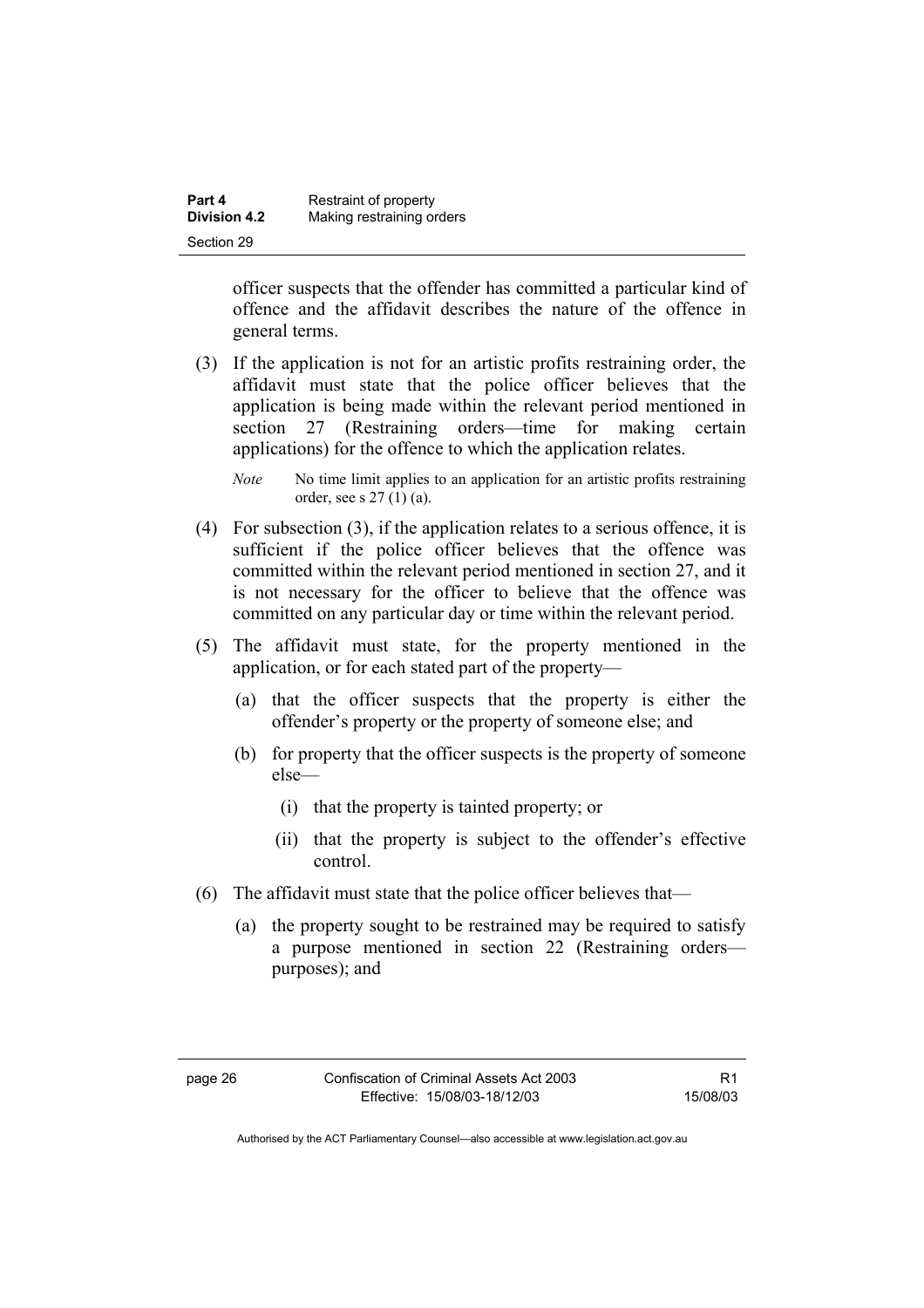officer suspects that the offender has committed a particular kind of offence and the affidavit describes the nature of the offence in general terms.

(3) If the application is not for an artistic profits restraining order, the affidavit must state that the police officer believes that the application is being made within the relevant period mentioned in section 27 (Restraining orders—time for making certain applications) for the offence to which the application relates.

*Note* No time limit applies to an application for an artistic profits restraining order, see s 27 (1) (a).

(4) For subsection (3), if the application relates to a serious offence, it is sufficient if the police officer believes that the offence was committed within the relevant period mentioned in section 27, and it is not necessary for the officer to believe that the offence was committed on any particular day or time within the relevant period.

(5) The affidavit must state, for the property mentioned in the application, or for each stated part of the property—

(a) that the officer suspects that the property is either the offender's property or the property of someone else; and

(b) for property that the officer suspects is the property of someone else—

(i) that the property is tainted property; or

(ii) that the property is subject to the offender's effective control.

(6) The affidavit must state that the police officer believes that—

(a) the property sought to be restrained may be required to satisfy a purpose mentioned in section 22 (Restraining orders—purposes); and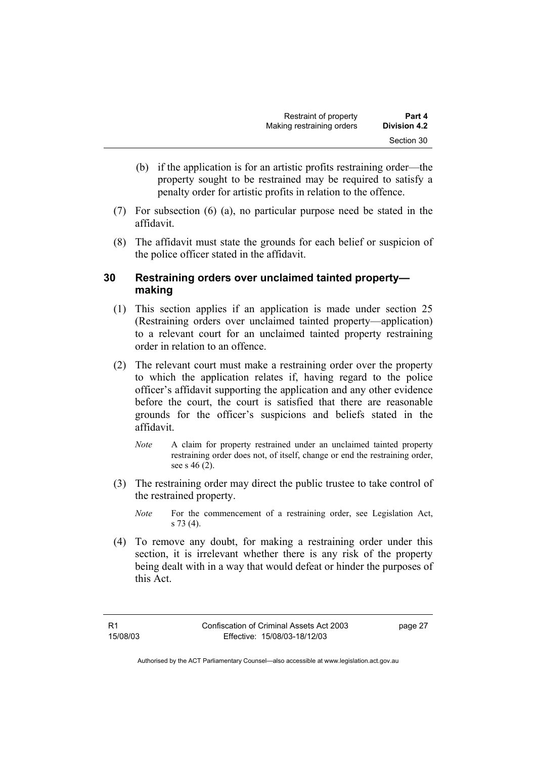(b) if the application is for an artistic profits restraining order—the property sought to be restrained may be required to satisfy a penalty order for artistic profits in relation to the offence.

(7) For subsection (6) (a), no particular purpose need be stated in the affidavit.

(8) The affidavit must state the grounds for each belief or suspicion of the police officer stated in the affidavit.

## 30 Restraining orders over unclaimed tainted property—making

(1) This section applies if an application is made under section 25 (Restraining orders over unclaimed tainted property—application) to a relevant court for an unclaimed tainted property restraining order in relation to an offence.

(2) The relevant court must make a restraining order over the property to which the application relates if, having regard to the police officer's affidavit supporting the application and any other evidence before the court, the court is satisfied that there are reasonable grounds for the officer's suspicions and beliefs stated in the affidavit.

*Note* A claim for property restrained under an unclaimed tainted property restraining order does not, of itself, change or end the restraining order, see s 46 (2).

(3) The restraining order may direct the public trustee to take control of the restrained property.

*Note* For the commencement of a restraining order, see Legislation Act, s 73 (4).

(4) To remove any doubt, for making a restraining order under this section, it is irrelevant whether there is any risk of the property being dealt with in a way that would defeat or hinder the purposes of this Act.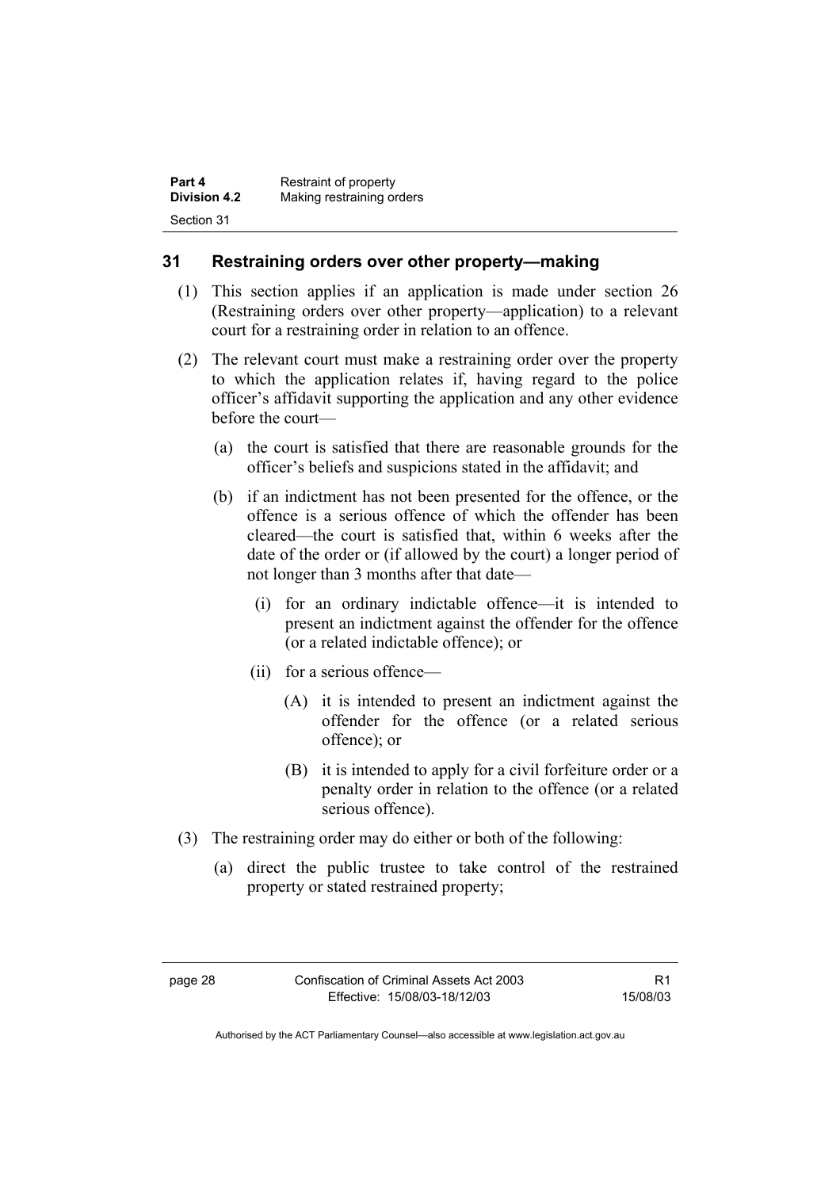## 31 Restraining orders over other property—making

(1) This section applies if an application is made under section 26 (Restraining orders over other property—application) to a relevant court for a restraining order in relation to an offence.

(2) The relevant court must make a restraining order over the property to which the application relates if, having regard to the police officer's affidavit supporting the application and any other evidence before the court—

(a) the court is satisfied that there are reasonable grounds for the officer's beliefs and suspicions stated in the affidavit; and

(b) if an indictment has not been presented for the offence, or the offence is a serious offence of which the offender has been cleared—the court is satisfied that, within 6 weeks after the date of the order or (if allowed by the court) a longer period of not longer than 3 months after that date—

(i) for an ordinary indictable offence—it is intended to present an indictment against the offender for the offence (or a related indictable offence); or

(ii) for a serious offence—

(A) it is intended to present an indictment against the offender for the offence (or a related serious offence); or

(B) it is intended to apply for a civil forfeiture order or a penalty order in relation to the offence (or a related serious offence).

(3) The restraining order may do either or both of the following:

(a) direct the public trustee to take control of the restrained property or stated restrained property;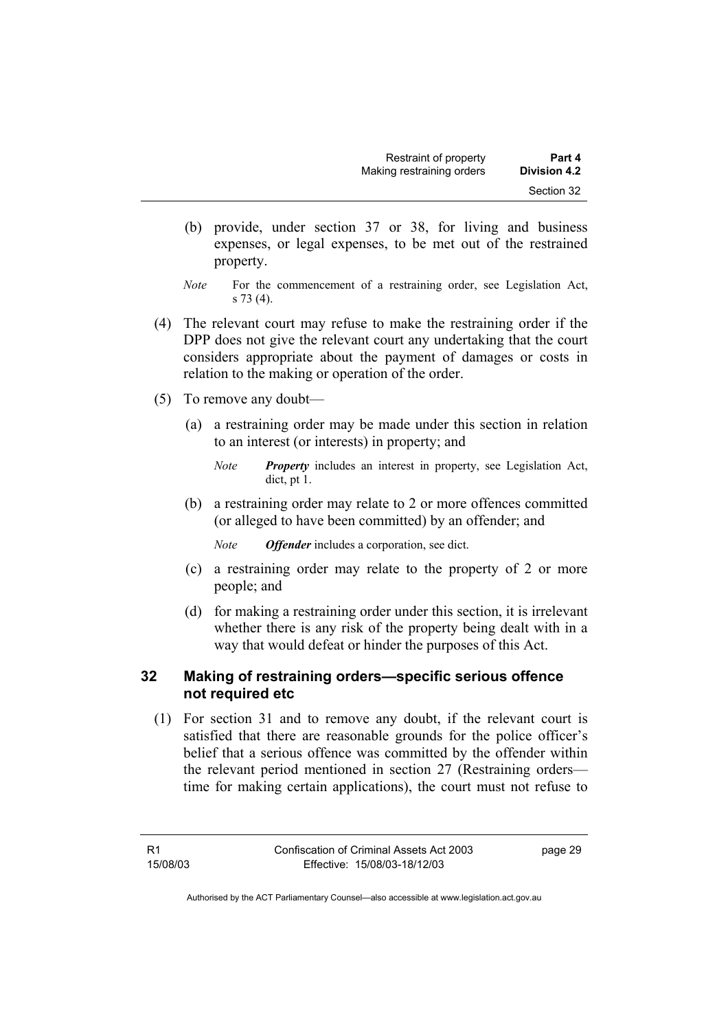(b) provide, under section 37 or 38, for living and business expenses, or legal expenses, to be met out of the restrained property.

*Note* For the commencement of a restraining order, see Legislation Act, s 73 (4).

(4) The relevant court may refuse to make the restraining order if the DPP does not give the relevant court any undertaking that the court considers appropriate about the payment of damages or costs in relation to the making or operation of the order.

(5) To remove any doubt—

(a) a restraining order may be made under this section in relation to an interest (or interests) in property; and

*Note* ***Property*** includes an interest in property, see Legislation Act, dict, pt 1.

(b) a restraining order may relate to 2 or more offences committed (or alleged to have been committed) by an offender; and

*Note* ***Offender*** includes a corporation, see dict.

(c) a restraining order may relate to the property of 2 or more people; and

(d) for making a restraining order under this section, it is irrelevant whether there is any risk of the property being dealt with in a way that would defeat or hinder the purposes of this Act.

## 32 Making of restraining orders—specific serious offence not required etc

(1) For section 31 and to remove any doubt, if the relevant court is satisfied that there are reasonable grounds for the police officer's belief that a serious offence was committed by the offender within the relevant period mentioned in section 27 (Restraining orders—time for making certain applications), the court must not refuse to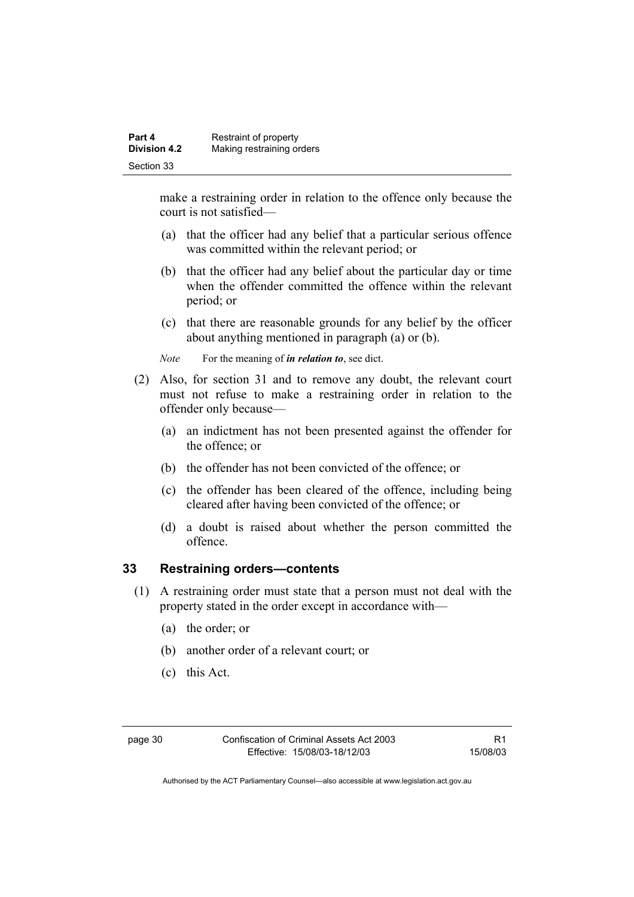make a restraining order in relation to the offence only because the court is not satisfied—

(a) that the officer had any belief that a particular serious offence was committed within the relevant period; or

(b) that the officer had any belief about the particular day or time when the offender committed the offence within the relevant period; or

(c) that there are reasonable grounds for any belief by the officer about anything mentioned in paragraph (a) or (b).

*Note* For the meaning of ***in relation to***, see dict.

(2) Also, for section 31 and to remove any doubt, the relevant court must not refuse to make a restraining order in relation to the offender only because—

(a) an indictment has not been presented against the offender for the offence; or

(b) the offender has not been convicted of the offence; or

(c) the offender has been cleared of the offence, including being cleared after having been convicted of the offence; or

(d) a doubt is raised about whether the person committed the offence.

## 33 Restraining orders—contents

(1) A restraining order must state that a person must not deal with the property stated in the order except in accordance with—

(a) the order; or

(b) another order of a relevant court; or

(c) this Act.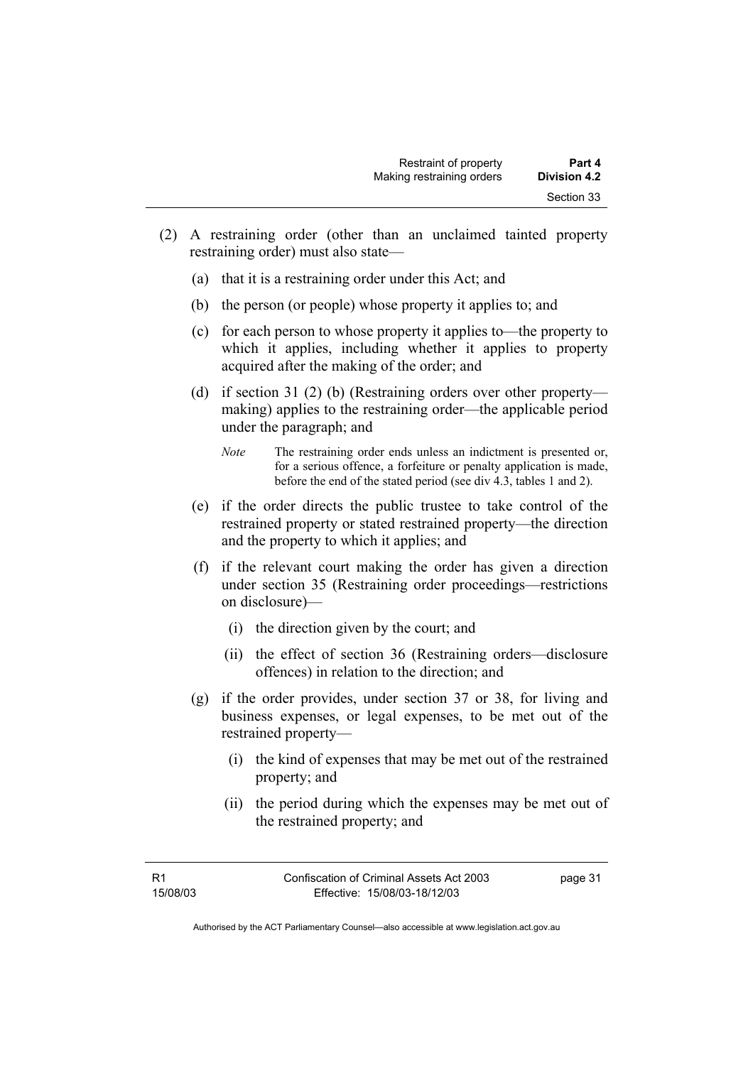(2) A restraining order (other than an unclaimed tainted property restraining order) must also state—

(a) that it is a restraining order under this Act; and

(b) the person (or people) whose property it applies to; and

(c) for each person to whose property it applies to—the property to which it applies, including whether it applies to property acquired after the making of the order; and

(d) if section 31 (2) (b) (Restraining orders over other property—making) applies to the restraining order—the applicable period under the paragraph; and

*Note* The restraining order ends unless an indictment is presented or, for a serious offence, a forfeiture or penalty application is made, before the end of the stated period (see div 4.3, tables 1 and 2).

(e) if the order directs the public trustee to take control of the restrained property or stated restrained property—the direction and the property to which it applies; and

(f) if the relevant court making the order has given a direction under section 35 (Restraining order proceedings—restrictions on disclosure)—

(i) the direction given by the court; and

(ii) the effect of section 36 (Restraining orders—disclosure offences) in relation to the direction; and

(g) if the order provides, under section 37 or 38, for living and business expenses, or legal expenses, to be met out of the restrained property—

(i) the kind of expenses that may be met out of the restrained property; and

(ii) the period during which the expenses may be met out of the restrained property; and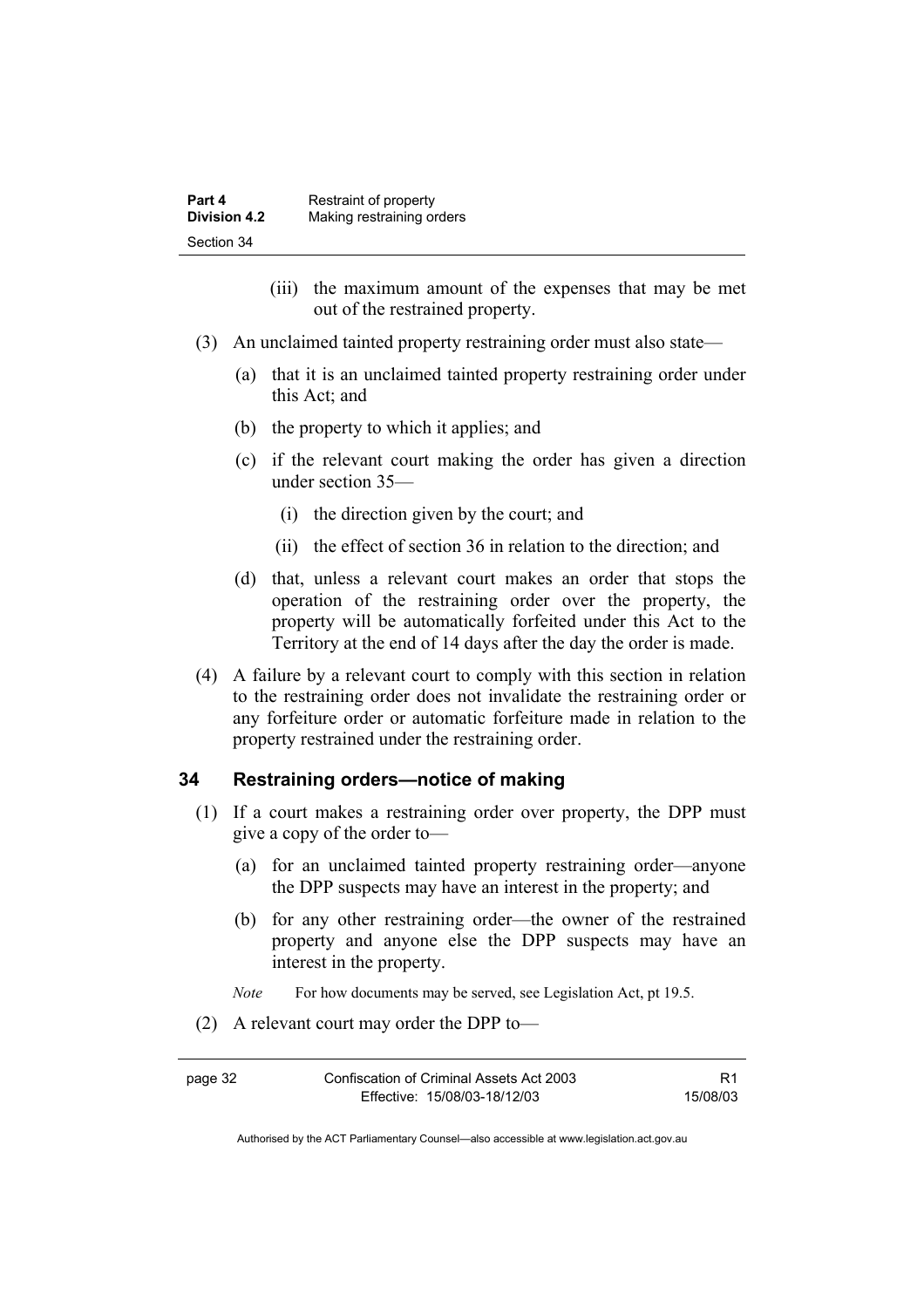(iii) the maximum amount of the expenses that may be met out of the restrained property.

(3) An unclaimed tainted property restraining order must also state—

(a) that it is an unclaimed tainted property restraining order under this Act; and

(b) the property to which it applies; and

(c) if the relevant court making the order has given a direction under section 35—

(i) the direction given by the court; and

(ii) the effect of section 36 in relation to the direction; and

(d) that, unless a relevant court makes an order that stops the operation of the restraining order over the property, the property will be automatically forfeited under this Act to the Territory at the end of 14 days after the day the order is made.

(4) A failure by a relevant court to comply with this section in relation to the restraining order does not invalidate the restraining order or any forfeiture order or automatic forfeiture made in relation to the property restrained under the restraining order.

## 34 Restraining orders—notice of making

(1) If a court makes a restraining order over property, the DPP must give a copy of the order to—

(a) for an unclaimed tainted property restraining order—anyone the DPP suspects may have an interest in the property; and

(b) for any other restraining order—the owner of the restrained property and anyone else the DPP suspects may have an interest in the property.

*Note* For how documents may be served, see Legislation Act, pt 19.5.

(2) A relevant court may order the DPP to—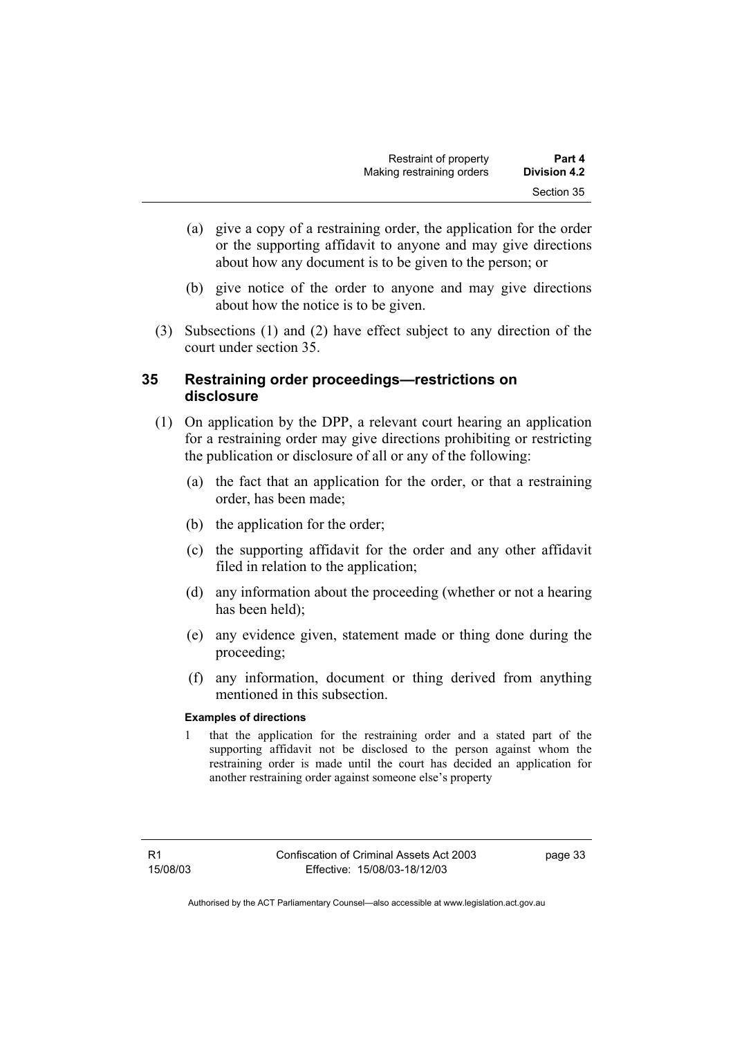(a) give a copy of a restraining order, the application for the order or the supporting affidavit to anyone and may give directions about how any document is to be given to the person; or

(b) give notice of the order to anyone and may give directions about how the notice is to be given.

(3) Subsections (1) and (2) have effect subject to any direction of the court under section 35.

## 35 Restraining order proceedings—restrictions on disclosure

(1) On application by the DPP, a relevant court hearing an application for a restraining order may give directions prohibiting or restricting the publication or disclosure of all or any of the following:

(a) the fact that an application for the order, or that a restraining order, has been made;

(b) the application for the order;

(c) the supporting affidavit for the order and any other affidavit filed in relation to the application;

(d) any information about the proceeding (whether or not a hearing has been held);

(e) any evidence given, statement made or thing done during the proceeding;

(f) any information, document or thing derived from anything mentioned in this subsection.

**Examples of directions**

1 that the application for the restraining order and a stated part of the supporting affidavit not be disclosed to the person against whom the restraining order is made until the court has decided an application for another restraining order against someone else's property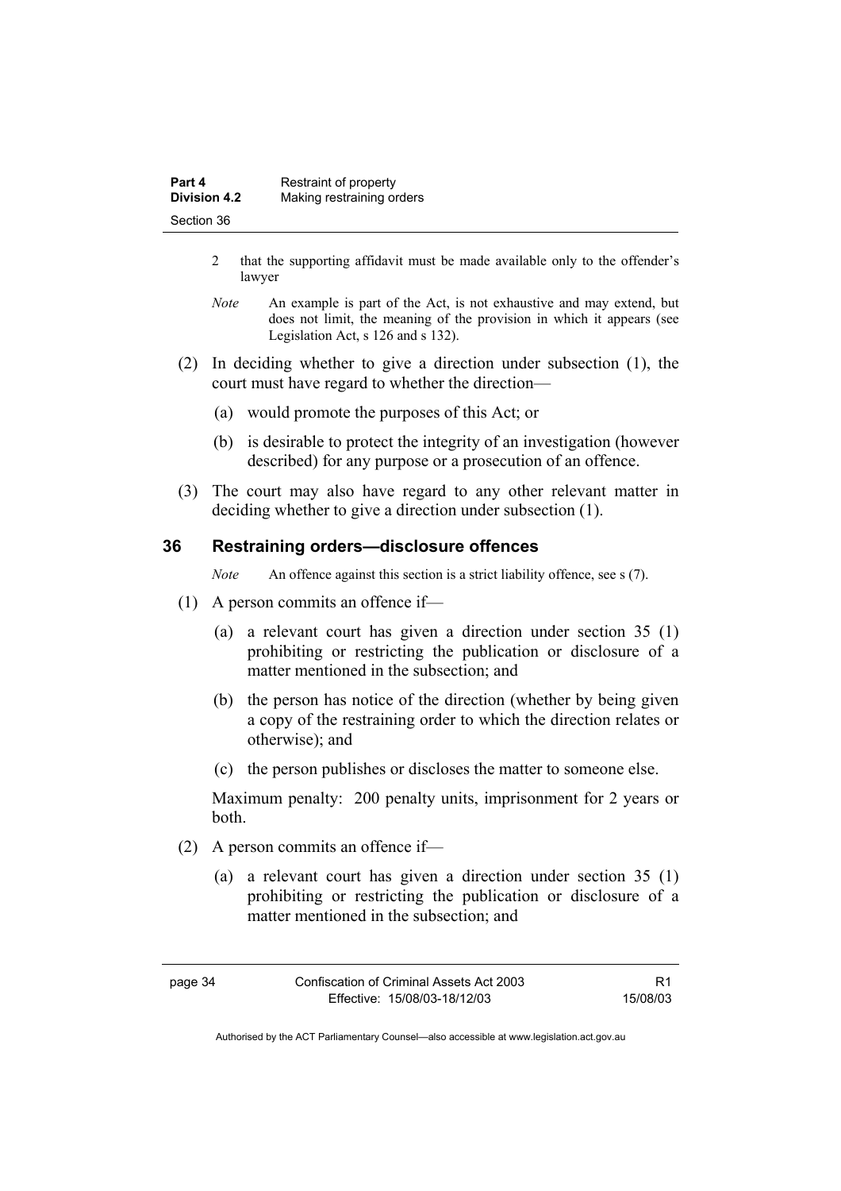2 that the supporting affidavit must be made available only to the offender's lawyer

*Note* An example is part of the Act, is not exhaustive and may extend, but does not limit, the meaning of the provision in which it appears (see Legislation Act, s 126 and s 132).

(2) In deciding whether to give a direction under subsection (1), the court must have regard to whether the direction—

(a) would promote the purposes of this Act; or

(b) is desirable to protect the integrity of an investigation (however described) for any purpose or a prosecution of an offence.

(3) The court may also have regard to any other relevant matter in deciding whether to give a direction under subsection (1).

## 36 Restraining orders—disclosure offences

*Note* An offence against this section is a strict liability offence, see s (7).

(1) A person commits an offence if—

(a) a relevant court has given a direction under section 35 (1) prohibiting or restricting the publication or disclosure of a matter mentioned in the subsection; and

(b) the person has notice of the direction (whether by being given a copy of the restraining order to which the direction relates or otherwise); and

(c) the person publishes or discloses the matter to someone else.

Maximum penalty: 200 penalty units, imprisonment for 2 years or both.

(2) A person commits an offence if—

(a) a relevant court has given a direction under section 35 (1) prohibiting or restricting the publication or disclosure of a matter mentioned in the subsection; and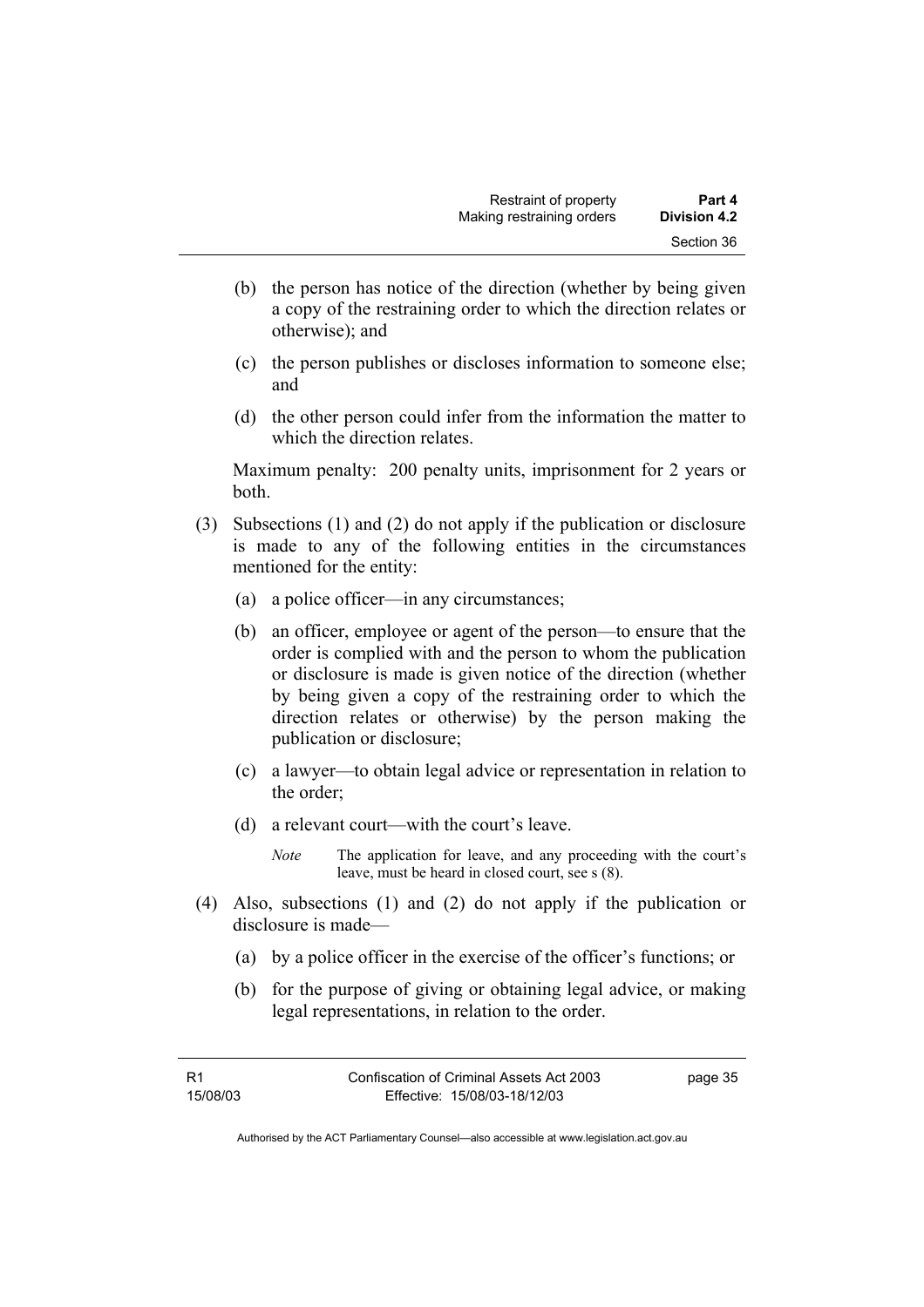(b) the person has notice of the direction (whether by being given a copy of the restraining order to which the direction relates or otherwise); and

(c) the person publishes or discloses information to someone else; and

(d) the other person could infer from the information the matter to which the direction relates.

Maximum penalty: 200 penalty units, imprisonment for 2 years or both.

(3) Subsections (1) and (2) do not apply if the publication or disclosure is made to any of the following entities in the circumstances mentioned for the entity:

(a) a police officer—in any circumstances;

(b) an officer, employee or agent of the person—to ensure that the order is complied with and the person to whom the publication or disclosure is made is given notice of the direction (whether by being given a copy of the restraining order to which the direction relates or otherwise) by the person making the publication or disclosure;

(c) a lawyer—to obtain legal advice or representation in relation to the order;

(d) a relevant court—with the court's leave.

*Note* The application for leave, and any proceeding with the court's leave, must be heard in closed court, see s (8).

(4) Also, subsections (1) and (2) do not apply if the publication or disclosure is made—

(a) by a police officer in the exercise of the officer's functions; or

(b) for the purpose of giving or obtaining legal advice, or making legal representations, in relation to the order.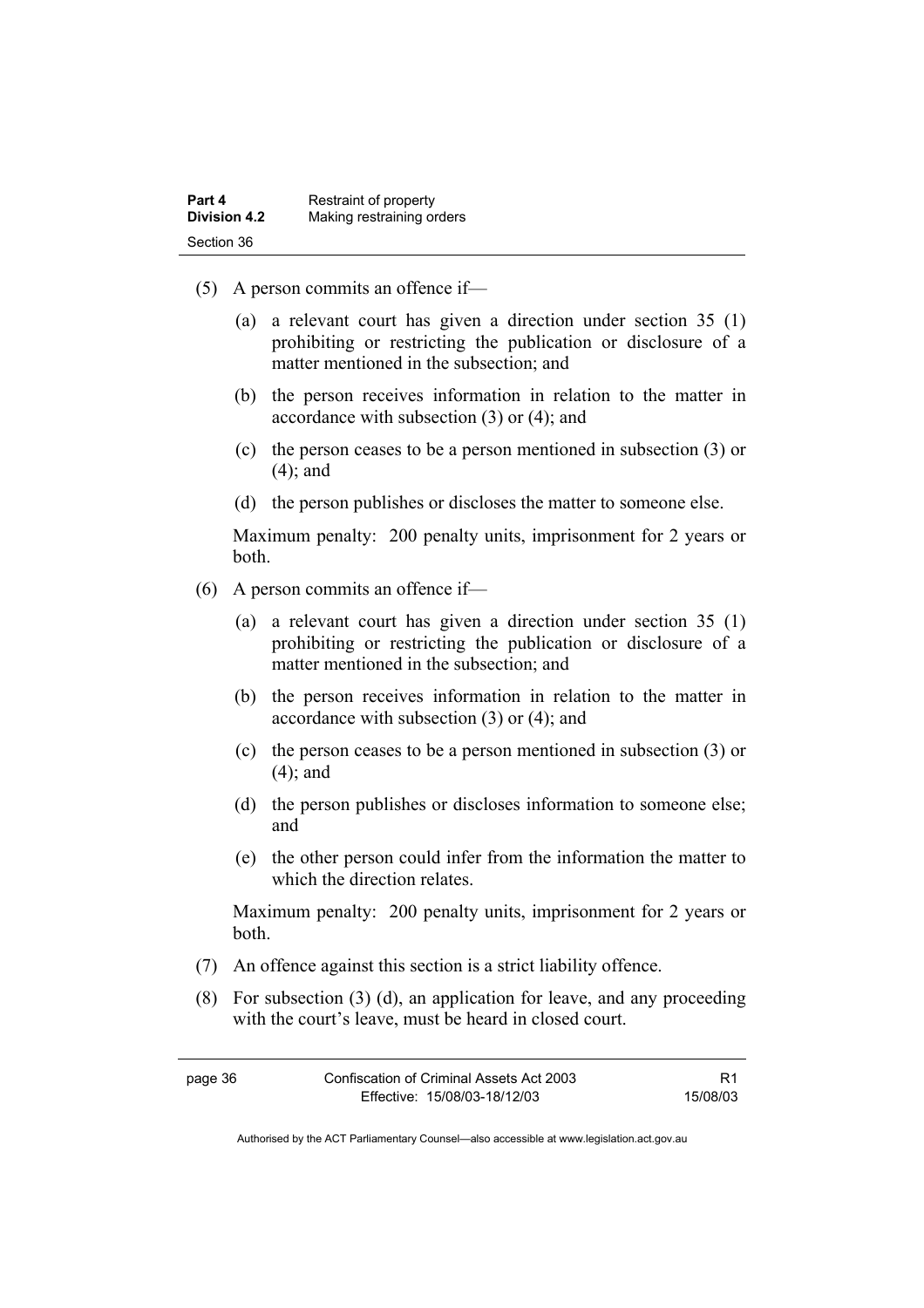(5) A person commits an offence if—

  (a) a relevant court has given a direction under section 35 (1) prohibiting or restricting the publication or disclosure of a matter mentioned in the subsection; and

  (b) the person receives information in relation to the matter in accordance with subsection (3) or (4); and

  (c) the person ceases to be a person mentioned in subsection (3) or (4); and

  (d) the person publishes or discloses the matter to someone else.

  Maximum penalty: 200 penalty units, imprisonment for 2 years or both.

(6) A person commits an offence if—

  (a) a relevant court has given a direction under section 35 (1) prohibiting or restricting the publication or disclosure of a matter mentioned in the subsection; and

  (b) the person receives information in relation to the matter in accordance with subsection (3) or (4); and

  (c) the person ceases to be a person mentioned in subsection (3) or (4); and

  (d) the person publishes or discloses information to someone else; and

  (e) the other person could infer from the information the matter to which the direction relates.

  Maximum penalty: 200 penalty units, imprisonment for 2 years or both.

(7) An offence against this section is a strict liability offence.

(8) For subsection (3) (d), an application for leave, and any proceeding with the court's leave, must be heard in closed court.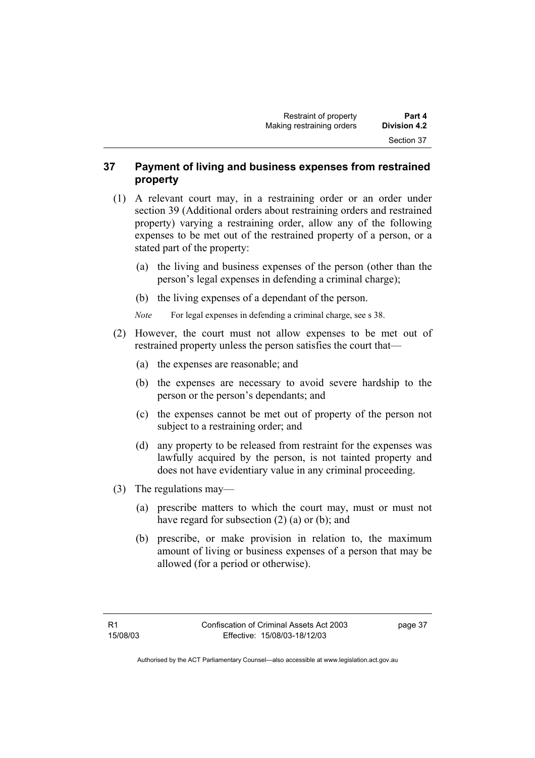## 37 Payment of living and business expenses from restrained property

(1) A relevant court may, in a restraining order or an order under section 39 (Additional orders about restraining orders and restrained property) varying a restraining order, allow any of the following expenses to be met out of the restrained property of a person, or a stated part of the property:

(a) the living and business expenses of the person (other than the person's legal expenses in defending a criminal charge);

(b) the living expenses of a dependant of the person.

*Note* For legal expenses in defending a criminal charge, see s 38.

(2) However, the court must not allow expenses to be met out of restrained property unless the person satisfies the court that—

(a) the expenses are reasonable; and

(b) the expenses are necessary to avoid severe hardship to the person or the person's dependants; and

(c) the expenses cannot be met out of property of the person not subject to a restraining order; and

(d) any property to be released from restraint for the expenses was lawfully acquired by the person, is not tainted property and does not have evidentiary value in any criminal proceeding.

(3) The regulations may—

(a) prescribe matters to which the court may, must or must not have regard for subsection (2) (a) or (b); and

(b) prescribe, or make provision in relation to, the maximum amount of living or business expenses of a person that may be allowed (for a period or otherwise).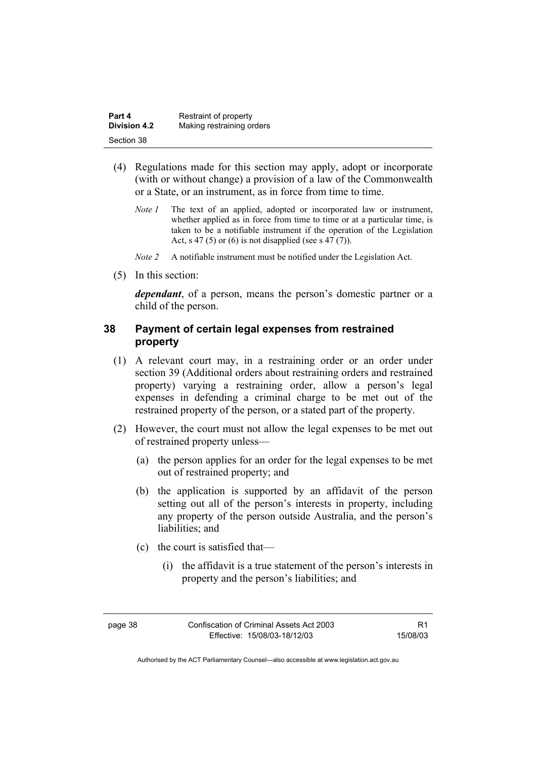(4) Regulations made for this section may apply, adopt or incorporate (with or without change) a provision of a law of the Commonwealth or a State, or an instrument, as in force from time to time.

*Note 1* The text of an applied, adopted or incorporated law or instrument, whether applied as in force from time to time or at a particular time, is taken to be a notifiable instrument if the operation of the Legislation Act, s 47 (5) or (6) is not disapplied (see s 47 (7)).

*Note 2* A notifiable instrument must be notified under the Legislation Act.

(5) In this section:

***dependant***, of a person, means the person's domestic partner or a child of the person.

## 38 Payment of certain legal expenses from restrained property

(1) A relevant court may, in a restraining order or an order under section 39 (Additional orders about restraining orders and restrained property) varying a restraining order, allow a person's legal expenses in defending a criminal charge to be met out of the restrained property of the person, or a stated part of the property.

(2) However, the court must not allow the legal expenses to be met out of restrained property unless—

(a) the person applies for an order for the legal expenses to be met out of restrained property; and

(b) the application is supported by an affidavit of the person setting out all of the person's interests in property, including any property of the person outside Australia, and the person's liabilities; and

(c) the court is satisfied that—

(i) the affidavit is a true statement of the person's interests in property and the person's liabilities; and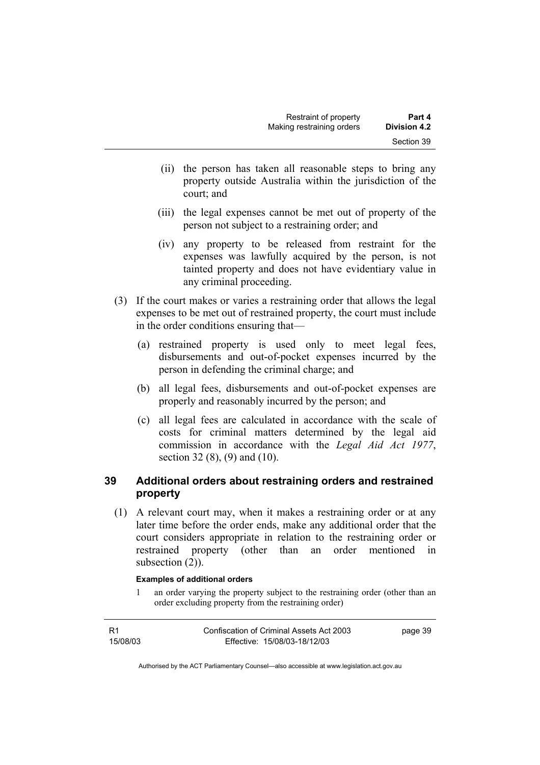(ii) the person has taken all reasonable steps to bring any property outside Australia within the jurisdiction of the court; and

(iii) the legal expenses cannot be met out of property of the person not subject to a restraining order; and

(iv) any property to be released from restraint for the expenses was lawfully acquired by the person, is not tainted property and does not have evidentiary value in any criminal proceeding.

(3) If the court makes or varies a restraining order that allows the legal expenses to be met out of restrained property, the court must include in the order conditions ensuring that—

(a) restrained property is used only to meet legal fees, disbursements and out-of-pocket expenses incurred by the person in defending the criminal charge; and

(b) all legal fees, disbursements and out-of-pocket expenses are properly and reasonably incurred by the person; and

(c) all legal fees are calculated in accordance with the scale of costs for criminal matters determined by the legal aid commission in accordance with the *Legal Aid Act 1977*, section 32 (8), (9) and (10).

## 39 Additional orders about restraining orders and restrained property

(1) A relevant court may, when it makes a restraining order or at any later time before the order ends, make any additional order that the court considers appropriate in relation to the restraining order or restrained property (other than an order mentioned in subsection (2)).

**Examples of additional orders**

1 an order varying the property subject to the restraining order (other than an order excluding property from the restraining order)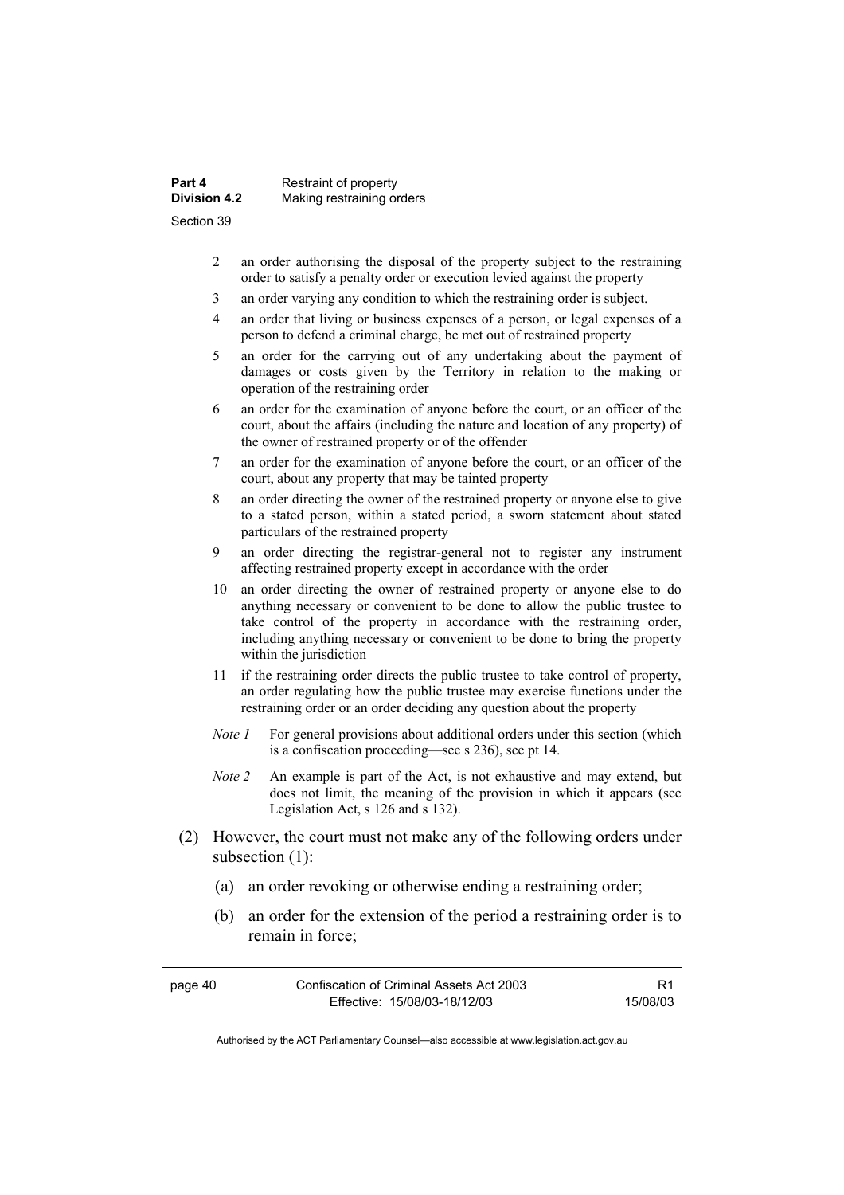2 an order authorising the disposal of the property subject to the restraining order to satisfy a penalty order or execution levied against the property

3 an order varying any condition to which the restraining order is subject.

4 an order that living or business expenses of a person, or legal expenses of a person to defend a criminal charge, be met out of restrained property

5 an order for the carrying out of any undertaking about the payment of damages or costs given by the Territory in relation to the making or operation of the restraining order

6 an order for the examination of anyone before the court, or an officer of the court, about the affairs (including the nature and location of any property) of the owner of restrained property or of the offender

7 an order for the examination of anyone before the court, or an officer of the court, about any property that may be tainted property

8 an order directing the owner of the restrained property or anyone else to give to a stated person, within a stated period, a sworn statement about stated particulars of the restrained property

9 an order directing the registrar-general not to register any instrument affecting restrained property except in accordance with the order

10 an order directing the owner of restrained property or anyone else to do anything necessary or convenient to be done to allow the public trustee to take control of the property in accordance with the restraining order, including anything necessary or convenient to be done to bring the property within the jurisdiction

11 if the restraining order directs the public trustee to take control of property, an order regulating how the public trustee may exercise functions under the restraining order or an order deciding any question about the property

*Note 1* For general provisions about additional orders under this section (which is a confiscation proceeding—see s 236), see pt 14.

*Note 2* An example is part of the Act, is not exhaustive and may extend, but does not limit, the meaning of the provision in which it appears (see Legislation Act, s 126 and s 132).

(2) However, the court must not make any of the following orders under subsection (1):

(a) an order revoking or otherwise ending a restraining order;

(b) an order for the extension of the period a restraining order is to remain in force;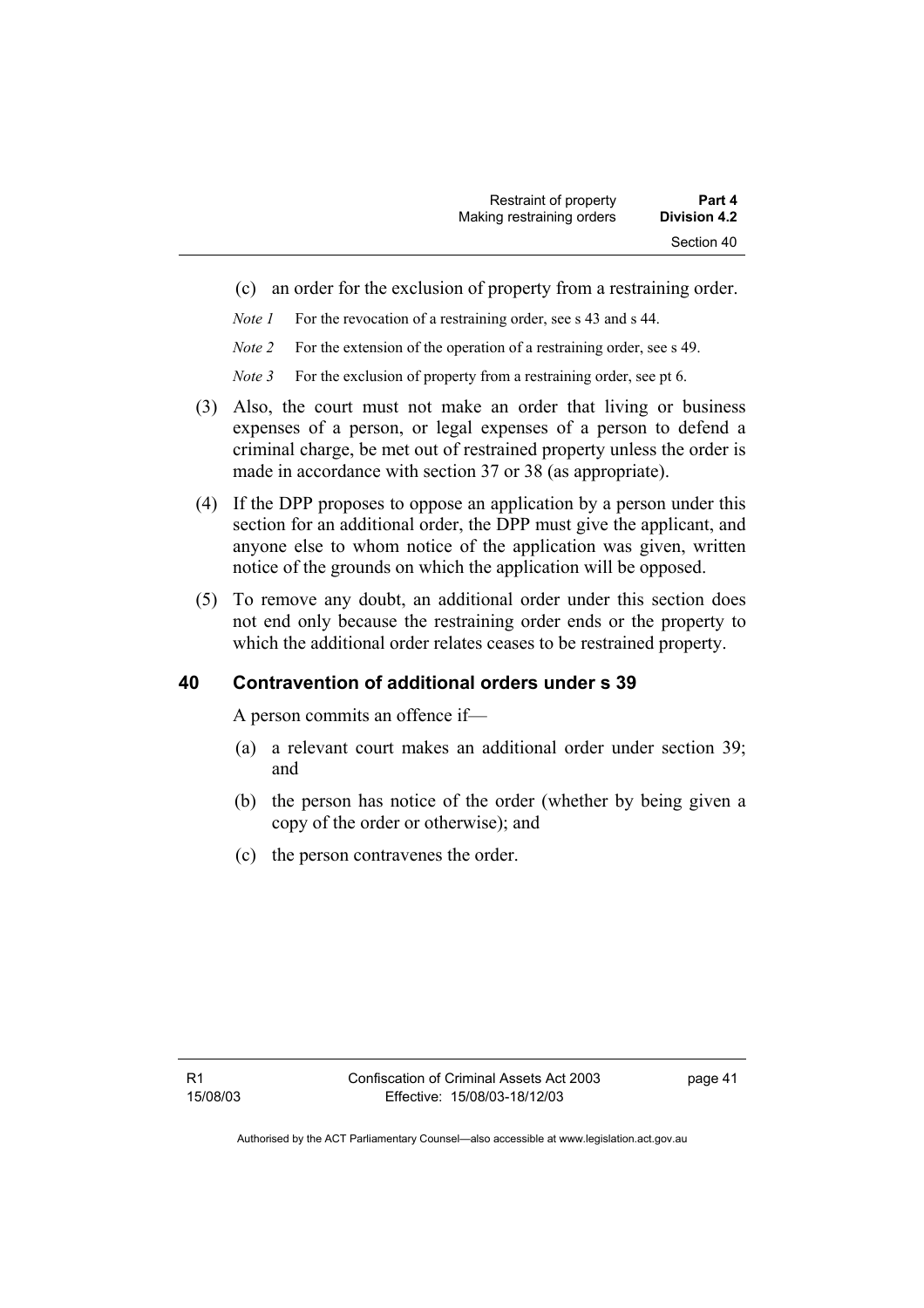(c) an order for the exclusion of property from a restraining order.

*Note 1* For the revocation of a restraining order, see s 43 and s 44.

*Note 2* For the extension of the operation of a restraining order, see s 49.

*Note 3* For the exclusion of property from a restraining order, see pt 6.

(3) Also, the court must not make an order that living or business expenses of a person, or legal expenses of a person to defend a criminal charge, be met out of restrained property unless the order is made in accordance with section 37 or 38 (as appropriate).

(4) If the DPP proposes to oppose an application by a person under this section for an additional order, the DPP must give the applicant, and anyone else to whom notice of the application was given, written notice of the grounds on which the application will be opposed.

(5) To remove any doubt, an additional order under this section does not end only because the restraining order ends or the property to which the additional order relates ceases to be restrained property.

## 40 Contravention of additional orders under s 39

A person commits an offence if—

(a) a relevant court makes an additional order under section 39; and

(b) the person has notice of the order (whether by being given a copy of the order or otherwise); and

(c) the person contravenes the order.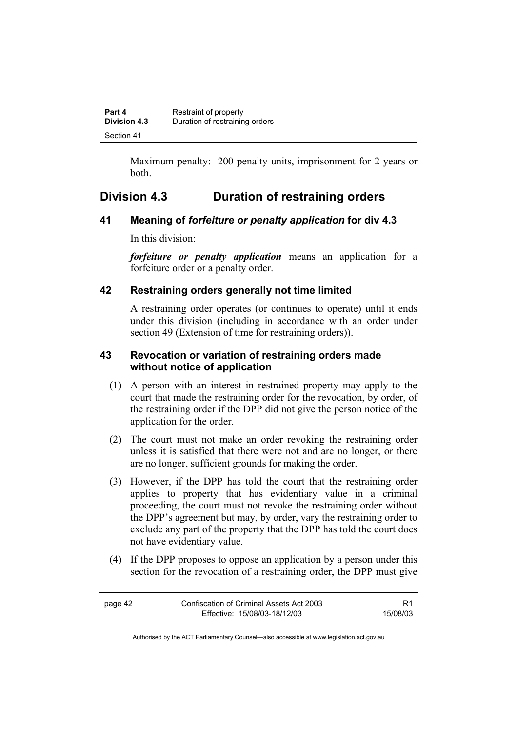Maximum penalty: 200 penalty units, imprisonment for 2 years or both.

## Division 4.3 Duration of restraining orders

### 41 Meaning of *forfeiture or penalty application* for div 4.3

In this division:

***forfeiture or penalty application*** means an application for a forfeiture order or a penalty order.

### 42 Restraining orders generally not time limited

A restraining order operates (or continues to operate) until it ends under this division (including in accordance with an order under section 49 (Extension of time for restraining orders)).

### 43 Revocation or variation of restraining orders made without notice of application

(1) A person with an interest in restrained property may apply to the court that made the restraining order for the revocation, by order, of the restraining order if the DPP did not give the person notice of the application for the order.

(2) The court must not make an order revoking the restraining order unless it is satisfied that there were not and are no longer, or there are no longer, sufficient grounds for making the order.

(3) However, if the DPP has told the court that the restraining order applies to property that has evidentiary value in a criminal proceeding, the court must not revoke the restraining order without the DPP's agreement but may, by order, vary the restraining order to exclude any part of the property that the DPP has told the court does not have evidentiary value.

(4) If the DPP proposes to oppose an application by a person under this section for the revocation of a restraining order, the DPP must give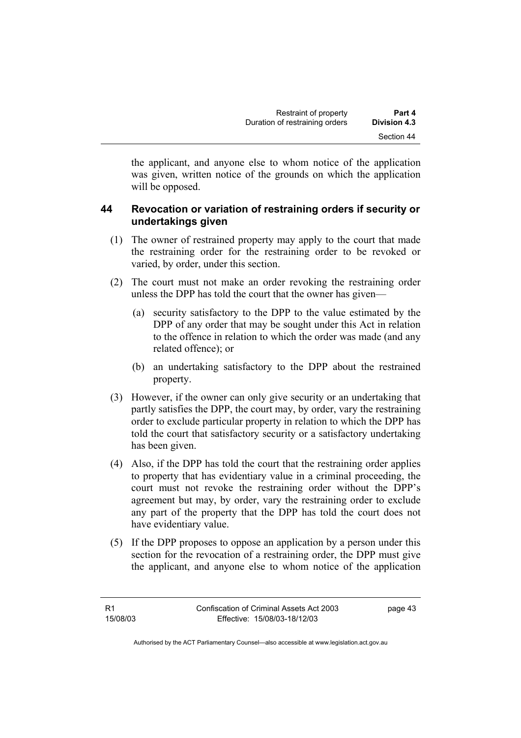the applicant, and anyone else to whom notice of the application was given, written notice of the grounds on which the application will be opposed.

### 44 Revocation or variation of restraining orders if security or undertakings given

(1) The owner of restrained property may apply to the court that made the restraining order for the restraining order to be revoked or varied, by order, under this section.

(2) The court must not make an order revoking the restraining order unless the DPP has told the court that the owner has given—

(a) security satisfactory to the DPP to the value estimated by the DPP of any order that may be sought under this Act in relation to the offence in relation to which the order was made (and any related offence); or

(b) an undertaking satisfactory to the DPP about the restrained property.

(3) However, if the owner can only give security or an undertaking that partly satisfies the DPP, the court may, by order, vary the restraining order to exclude particular property in relation to which the DPP has told the court that satisfactory security or a satisfactory undertaking has been given.

(4) Also, if the DPP has told the court that the restraining order applies to property that has evidentiary value in a criminal proceeding, the court must not revoke the restraining order without the DPP's agreement but may, by order, vary the restraining order to exclude any part of the property that the DPP has told the court does not have evidentiary value.

(5) If the DPP proposes to oppose an application by a person under this section for the revocation of a restraining order, the DPP must give the applicant, and anyone else to whom notice of the application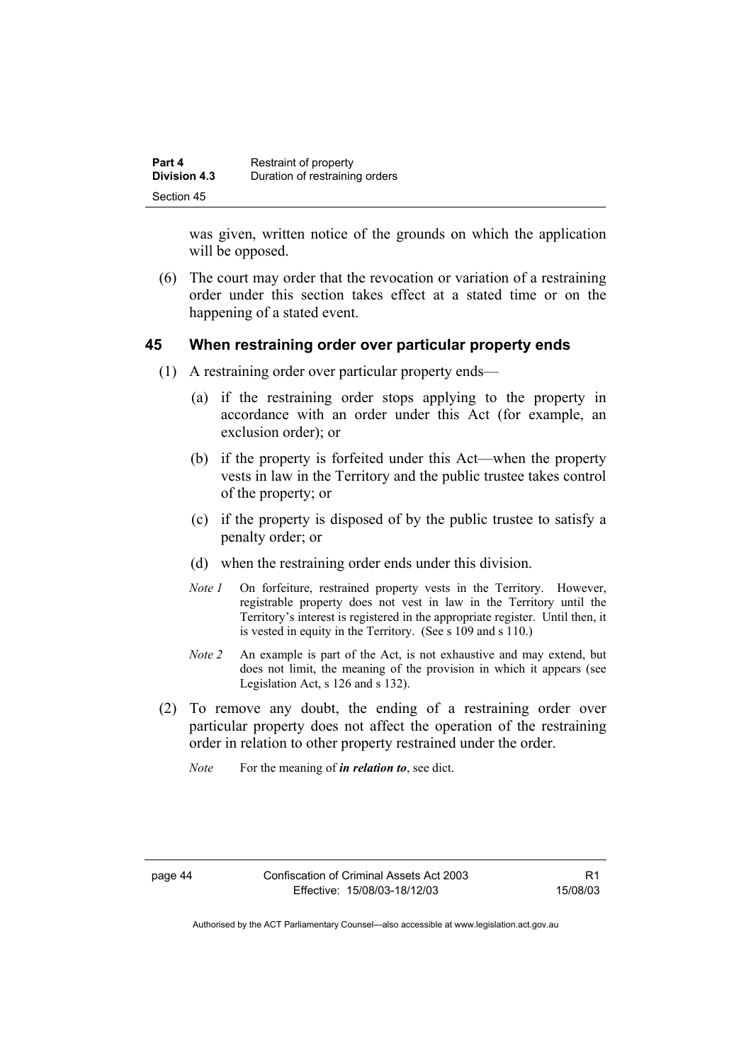was given, written notice of the grounds on which the application will be opposed.

(6) The court may order that the revocation or variation of a restraining order under this section takes effect at a stated time or on the happening of a stated event.

## 45 When restraining order over particular property ends

(1) A restraining order over particular property ends—

(a) if the restraining order stops applying to the property in accordance with an order under this Act (for example, an exclusion order); or

(b) if the property is forfeited under this Act—when the property vests in law in the Territory and the public trustee takes control of the property; or

(c) if the property is disposed of by the public trustee to satisfy a penalty order; or

(d) when the restraining order ends under this division.

*Note 1* On forfeiture, restrained property vests in the Territory. However, registrable property does not vest in law in the Territory until the Territory's interest is registered in the appropriate register. Until then, it is vested in equity in the Territory. (See s 109 and s 110.)

*Note 2* An example is part of the Act, is not exhaustive and may extend, but does not limit, the meaning of the provision in which it appears (see Legislation Act, s 126 and s 132).

(2) To remove any doubt, the ending of a restraining order over particular property does not affect the operation of the restraining order in relation to other property restrained under the order.

*Note* For the meaning of ***in relation to***, see dict.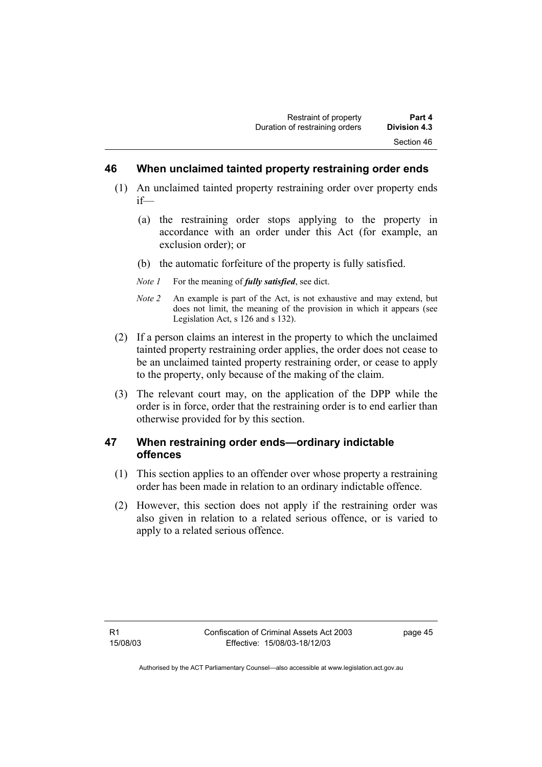## 46 When unclaimed tainted property restraining order ends

(1) An unclaimed tainted property restraining order over property ends if—

(a) the restraining order stops applying to the property in accordance with an order under this Act (for example, an exclusion order); or

(b) the automatic forfeiture of the property is fully satisfied.

*Note 1* For the meaning of ***fully satisfied***, see dict.

*Note 2* An example is part of the Act, is not exhaustive and may extend, but does not limit, the meaning of the provision in which it appears (see Legislation Act, s 126 and s 132).

(2) If a person claims an interest in the property to which the unclaimed tainted property restraining order applies, the order does not cease to be an unclaimed tainted property restraining order, or cease to apply to the property, only because of the making of the claim.

(3) The relevant court may, on the application of the DPP while the order is in force, order that the restraining order is to end earlier than otherwise provided for by this section.

## 47 When restraining order ends—ordinary indictable offences

(1) This section applies to an offender over whose property a restraining order has been made in relation to an ordinary indictable offence.

(2) However, this section does not apply if the restraining order was also given in relation to a related serious offence, or is varied to apply to a related serious offence.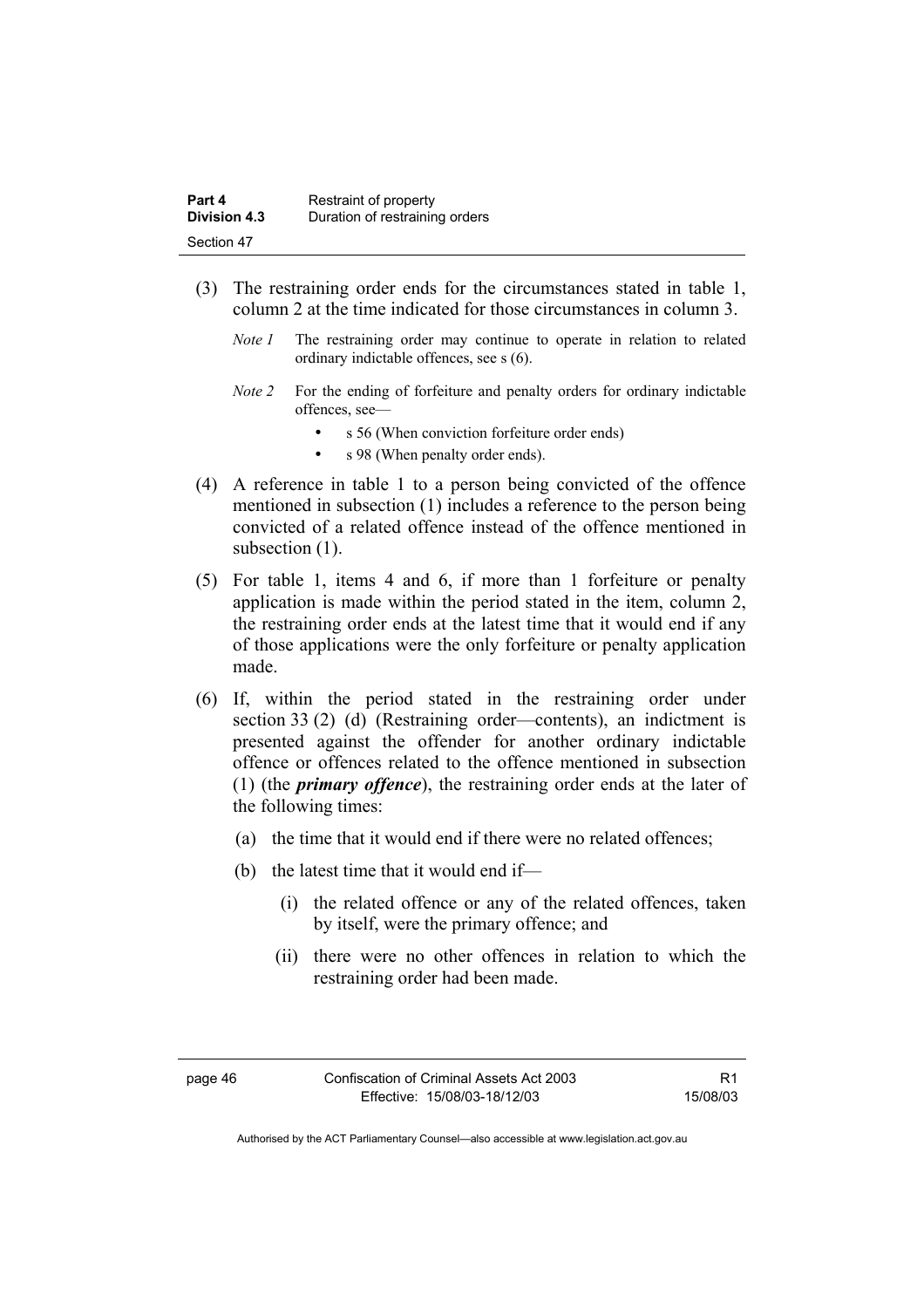(3) The restraining order ends for the circumstances stated in table 1, column 2 at the time indicated for those circumstances in column 3.

*Note 1* The restraining order may continue to operate in relation to related ordinary indictable offences, see s (6).

*Note 2* For the ending of forfeiture and penalty orders for ordinary indictable offences, see—

- s 56 (When conviction forfeiture order ends)
- s 98 (When penalty order ends).

(4) A reference in table 1 to a person being convicted of the offence mentioned in subsection (1) includes a reference to the person being convicted of a related offence instead of the offence mentioned in subsection (1).

(5) For table 1, items 4 and 6, if more than 1 forfeiture or penalty application is made within the period stated in the item, column 2, the restraining order ends at the latest time that it would end if any of those applications were the only forfeiture or penalty application made.

(6) If, within the period stated in the restraining order under section 33 (2) (d) (Restraining order—contents), an indictment is presented against the offender for another ordinary indictable offence or offences related to the offence mentioned in subsection (1) (the ***primary offence***), the restraining order ends at the later of the following times:

(a) the time that it would end if there were no related offences;

(b) the latest time that it would end if—

(i) the related offence or any of the related offences, taken by itself, were the primary offence; and

(ii) there were no other offences in relation to which the restraining order had been made.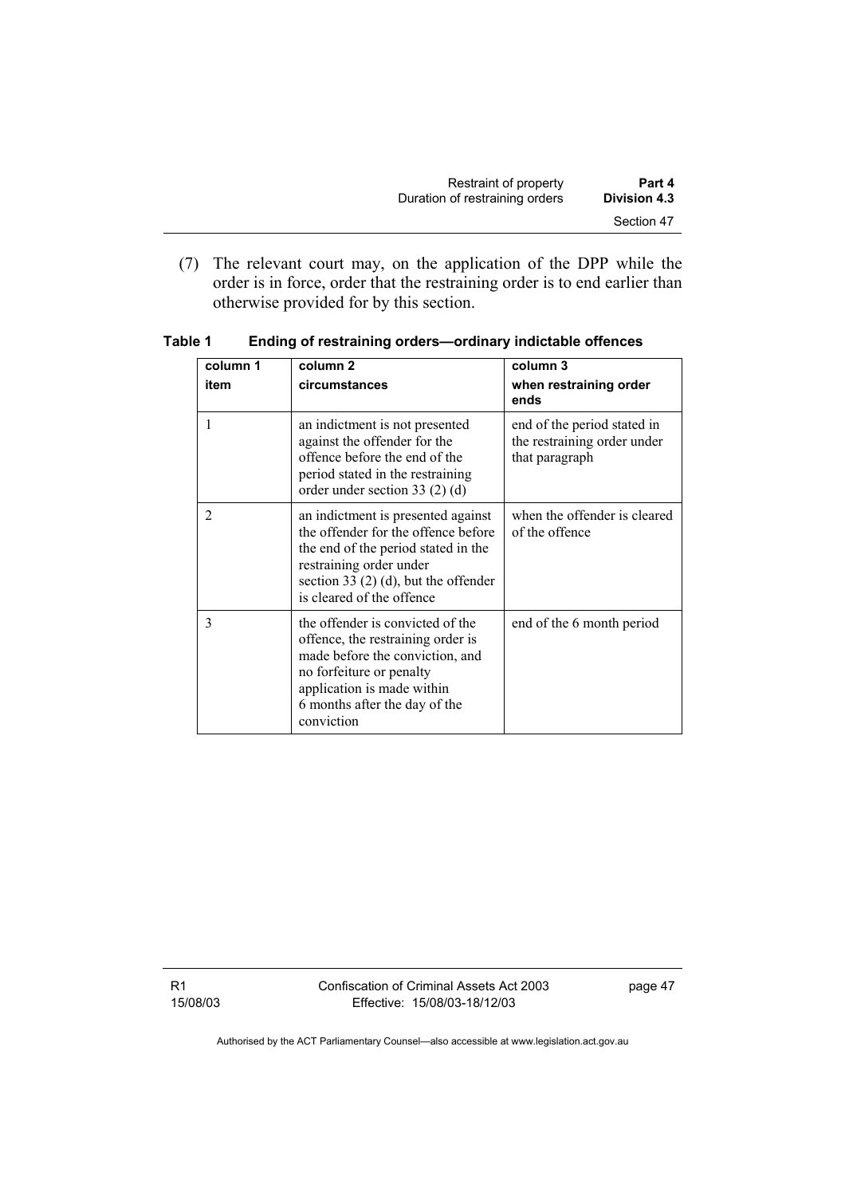(7) The relevant court may, on the application of the DPP while the order is in force, order that the restraining order is to end earlier than otherwise provided for by this section.

**Table 1 Ending of restraining orders—ordinary indictable offences**

| column 1<br>item | column 2<br>circumstances | column 3<br>when restraining order ends |
|---|---|---|
| 1 | an indictment is not presented against the offender for the offence before the end of the period stated in the restraining order under section 33 (2) (d) | end of the period stated in the restraining order under that paragraph |
| 2 | an indictment is presented against the offender for the offence before the end of the period stated in the restraining order under section 33 (2) (d), but the offender is cleared of the offence | when the offender is cleared of the offence |
| 3 | the offender is convicted of the offence, the restraining order is made before the conviction, and no forfeiture or penalty application is made within 6 months after the day of the conviction | end of the 6 month period |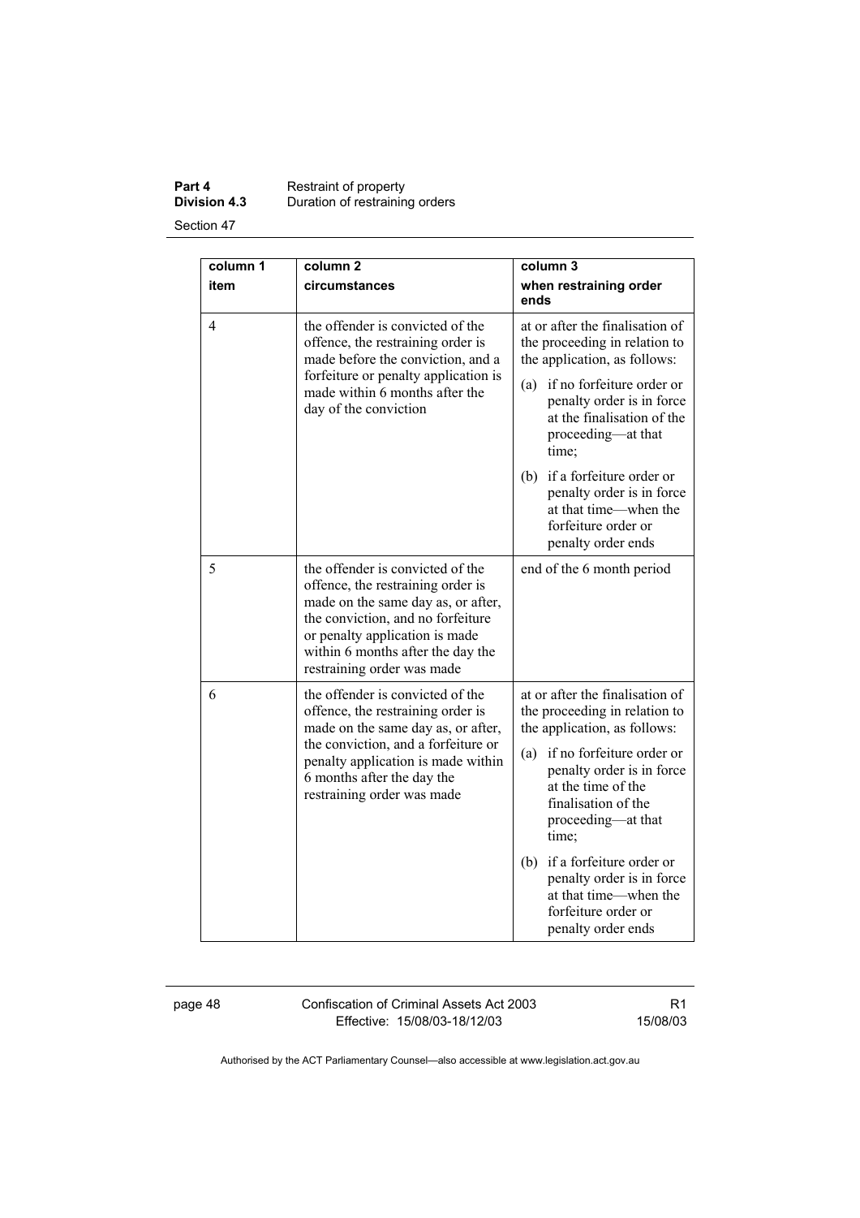| column 1<br>item | column 2<br>circumstances | column 3<br>when restraining order ends |
|---|---|---|
| 4 | the offender is convicted of the offence, the restraining order is made before the conviction, and a forfeiture or penalty application is made within 6 months after the day of the conviction | at or after the finalisation of the proceeding in relation to the application, as follows:<br>(a) if no forfeiture order or penalty order is in force at the finalisation of the proceeding—at that time;<br>(b) if a forfeiture order or penalty order is in force at that time—when the forfeiture order or penalty order ends |
| 5 | the offender is convicted of the offence, the restraining order is made on the same day as, or after, the conviction, and no forfeiture or penalty application is made within 6 months after the day the restraining order was made | end of the 6 month period |
| 6 | the offender is convicted of the offence, the restraining order is made on the same day as, or after, the conviction, and a forfeiture or penalty application is made within 6 months after the day the restraining order was made | at or after the finalisation of the proceeding in relation to the application, as follows:<br>(a) if no forfeiture order or penalty order is in force at the time of the finalisation of the proceeding—at that time;<br>(b) if a forfeiture order or penalty order is in force at that time—when the forfeiture order or penalty order ends |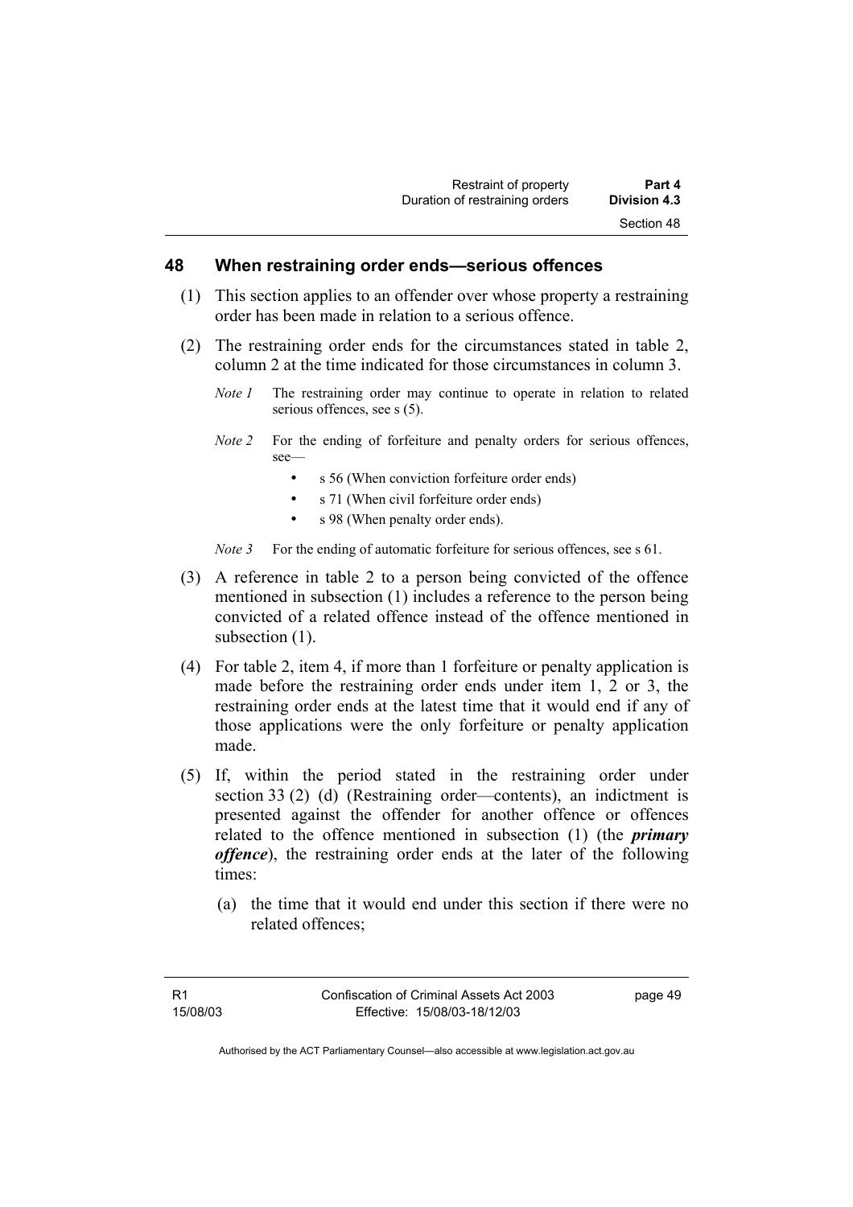## 48 When restraining order ends—serious offences

(1) This section applies to an offender over whose property a restraining order has been made in relation to a serious offence.

(2) The restraining order ends for the circumstances stated in table 2, column 2 at the time indicated for those circumstances in column 3.

*Note 1* The restraining order may continue to operate in relation to related serious offences, see s (5).

*Note 2* For the ending of forfeiture and penalty orders for serious offences, see—

- s 56 (When conviction forfeiture order ends)
- s 71 (When civil forfeiture order ends)
- s 98 (When penalty order ends).

*Note 3* For the ending of automatic forfeiture for serious offences, see s 61.

(3) A reference in table 2 to a person being convicted of the offence mentioned in subsection (1) includes a reference to the person being convicted of a related offence instead of the offence mentioned in subsection (1).

(4) For table 2, item 4, if more than 1 forfeiture or penalty application is made before the restraining order ends under item 1, 2 or 3, the restraining order ends at the latest time that it would end if any of those applications were the only forfeiture or penalty application made.

(5) If, within the period stated in the restraining order under section 33 (2) (d) (Restraining order—contents), an indictment is presented against the offender for another offence or offences related to the offence mentioned in subsection (1) (the ***primary offence***), the restraining order ends at the later of the following times:

(a) the time that it would end under this section if there were no related offences;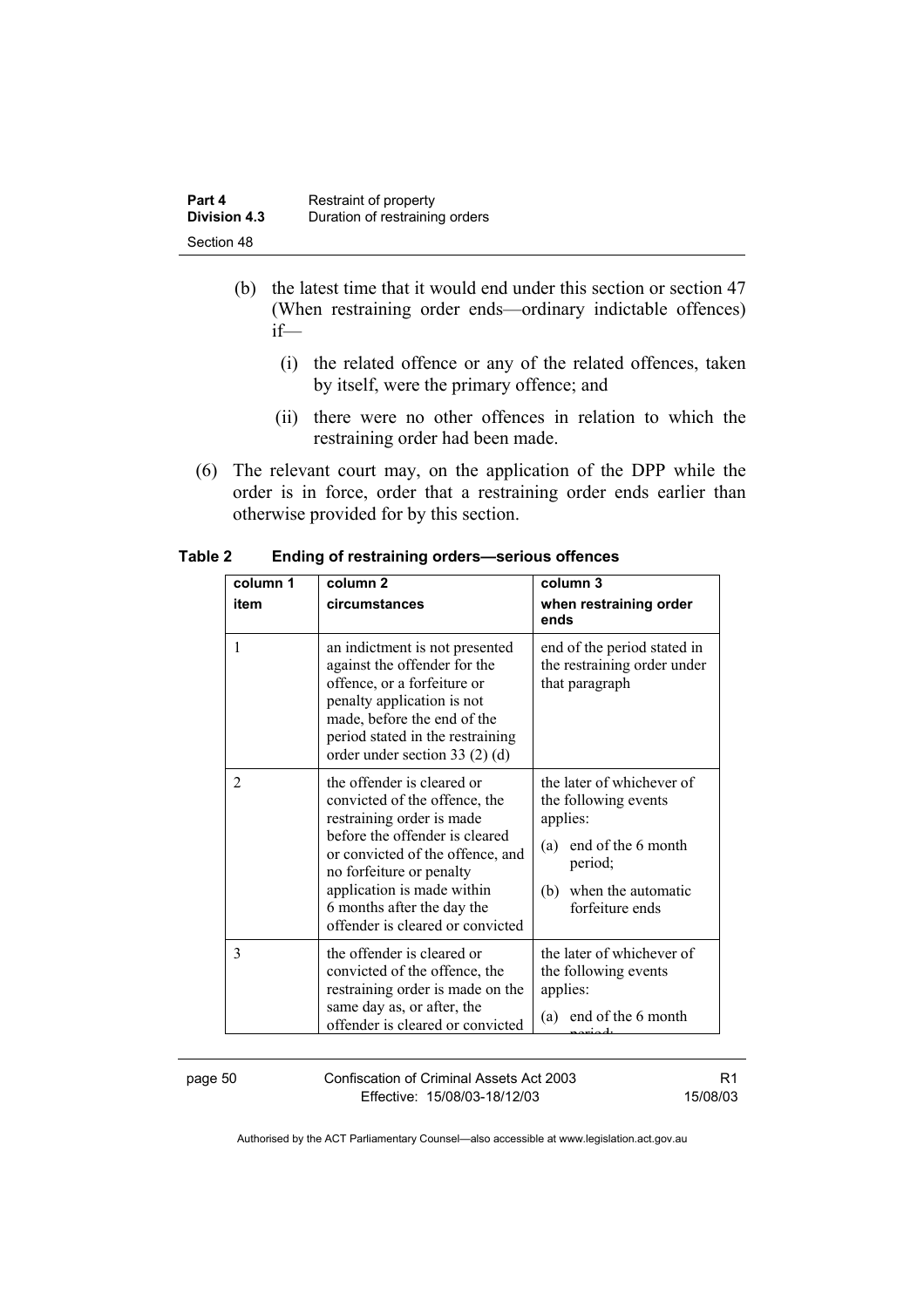(b) the latest time that it would end under this section or section 47 (When restraining order ends—ordinary indictable offences) if—

   (i) the related offence or any of the related offences, taken by itself, were the primary offence; and

   (ii) there were no other offences in relation to which the restraining order had been made.

(6) The relevant court may, on the application of the DPP while the order is in force, order that a restraining order ends earlier than otherwise provided for by this section.

**Table 2 Ending of restraining orders—serious offences**

| column 1<br>item | column 2<br>circumstances | column 3<br>when restraining order ends |
|---|---|---|
| 1 | an indictment is not presented against the offender for the offence, or a forfeiture or penalty application is not made, before the end of the period stated in the restraining order under section 33 (2) (d) | end of the period stated in the restraining order under that paragraph |
| 2 | the offender is cleared or convicted of the offence, the restraining order is made before the offender is cleared or convicted of the offence, and no forfeiture or penalty application is made within 6 months after the day the offender is cleared or convicted | the later of whichever of the following events applies:<br>(a) end of the 6 month period;<br>(b) when the automatic forfeiture ends |
| 3 | the offender is cleared or convicted of the offence, the restraining order is made on the same day as, or after, the offender is cleared or convicted | the later of whichever of the following events applies:<br>(a) end of the 6 month period; |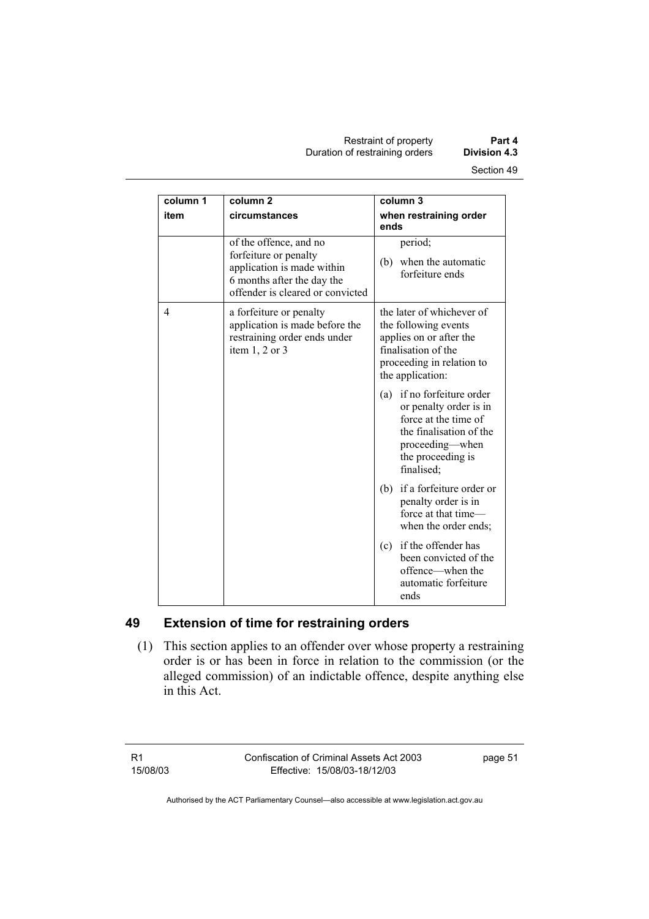| column 1 item | column 2 circumstances | column 3 when restraining order ends |
|---|---|---|
| | of the offence, and no forfeiture or penalty application is made within 6 months after the day the offender is cleared or convicted | period; (b) when the automatic forfeiture ends |
| 4 | a forfeiture or penalty application is made before the restraining order ends under item 1, 2 or 3 | the later of whichever of the following events applies on or after the finalisation of the proceeding in relation to the application: (a) if no forfeiture order or penalty order is in force at the time of the finalisation of the proceeding—when the proceeding is finalised; (b) if a forfeiture order or penalty order is in force at that time—when the order ends; (c) if the offender has been convicted of the offence—when the automatic forfeiture ends |

## 49 Extension of time for restraining orders

(1) This section applies to an offender over whose property a restraining order is or has been in force in relation to the commission (or the alleged commission) of an indictable offence, despite anything else in this Act.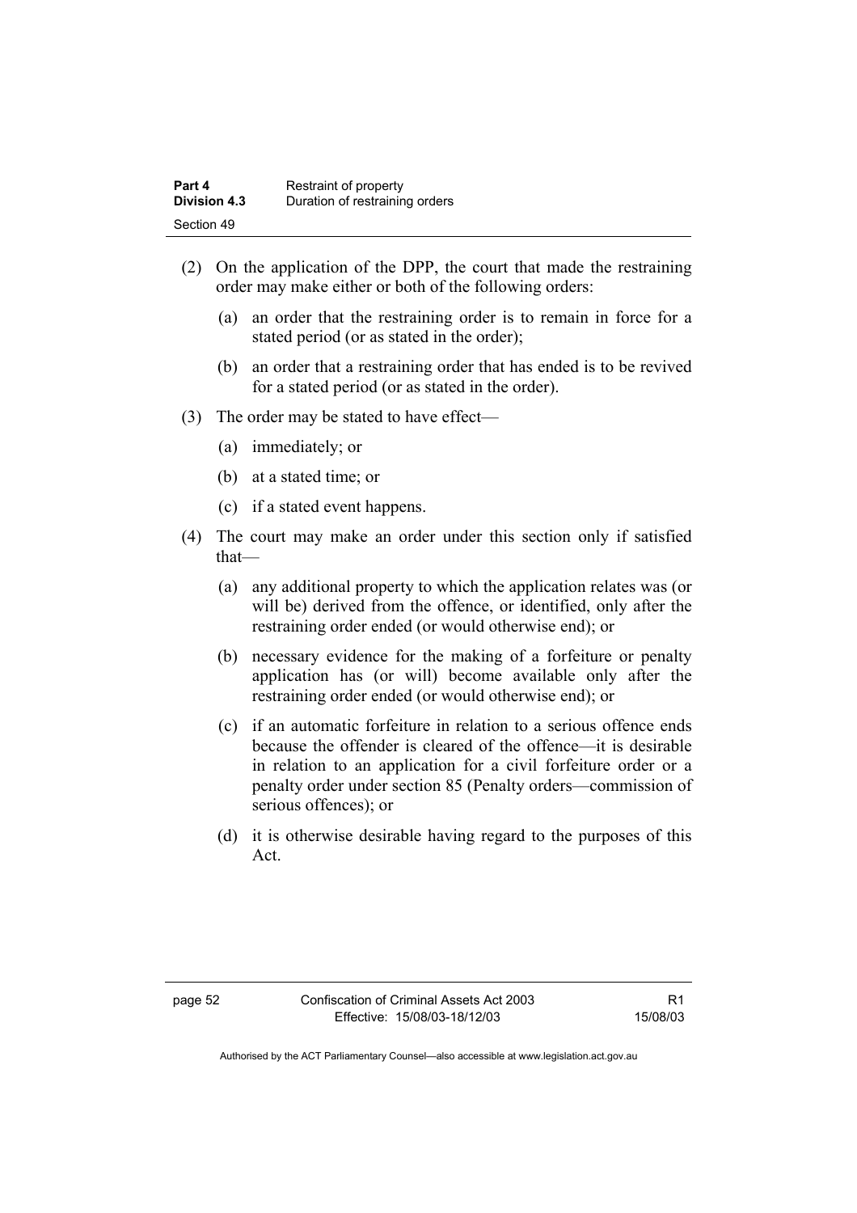(2) On the application of the DPP, the court that made the restraining order may make either or both of the following orders:

   (a) an order that the restraining order is to remain in force for a stated period (or as stated in the order);

   (b) an order that a restraining order that has ended is to be revived for a stated period (or as stated in the order).

(3) The order may be stated to have effect—

   (a) immediately; or

   (b) at a stated time; or

   (c) if a stated event happens.

(4) The court may make an order under this section only if satisfied that—

   (a) any additional property to which the application relates was (or will be) derived from the offence, or identified, only after the restraining order ended (or would otherwise end); or

   (b) necessary evidence for the making of a forfeiture or penalty application has (or will) become available only after the restraining order ended (or would otherwise end); or

   (c) if an automatic forfeiture in relation to a serious offence ends because the offender is cleared of the offence—it is desirable in relation to an application for a civil forfeiture order or a penalty order under section 85 (Penalty orders—commission of serious offences); or

   (d) it is otherwise desirable having regard to the purposes of this Act.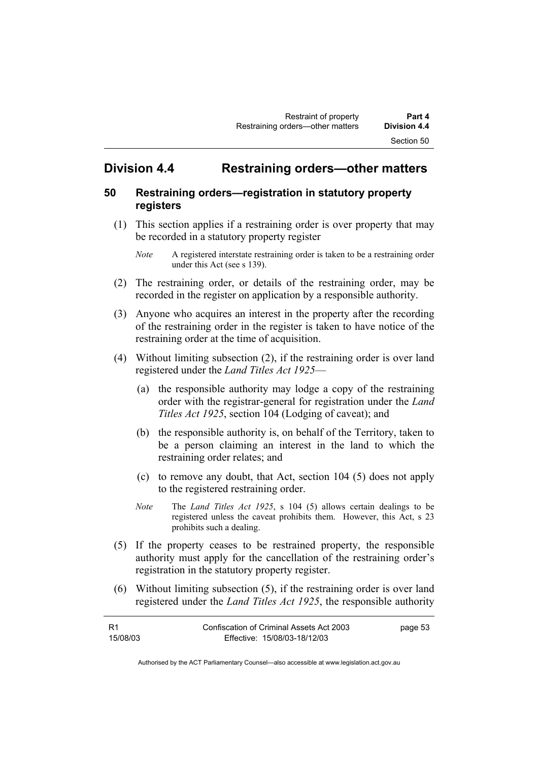## Division 4.4 Restraining orders—other matters

### 50 Restraining orders—registration in statutory property registers

(1) This section applies if a restraining order is over property that may be recorded in a statutory property register

*Note* A registered interstate restraining order is taken to be a restraining order under this Act (see s 139).

(2) The restraining order, or details of the restraining order, may be recorded in the register on application by a responsible authority.

(3) Anyone who acquires an interest in the property after the recording of the restraining order in the register is taken to have notice of the restraining order at the time of acquisition.

(4) Without limiting subsection (2), if the restraining order is over land registered under the *Land Titles Act 1925*—

(a) the responsible authority may lodge a copy of the restraining order with the registrar-general for registration under the *Land Titles Act 1925*, section 104 (Lodging of caveat); and

(b) the responsible authority is, on behalf of the Territory, taken to be a person claiming an interest in the land to which the restraining order relates; and

(c) to remove any doubt, that Act, section 104 (5) does not apply to the registered restraining order.

*Note* The *Land Titles Act 1925*, s 104 (5) allows certain dealings to be registered unless the caveat prohibits them. However, this Act, s 23 prohibits such a dealing.

(5) If the property ceases to be restrained property, the responsible authority must apply for the cancellation of the restraining order's registration in the statutory property register.

(6) Without limiting subsection (5), if the restraining order is over land registered under the *Land Titles Act 1925*, the responsible authority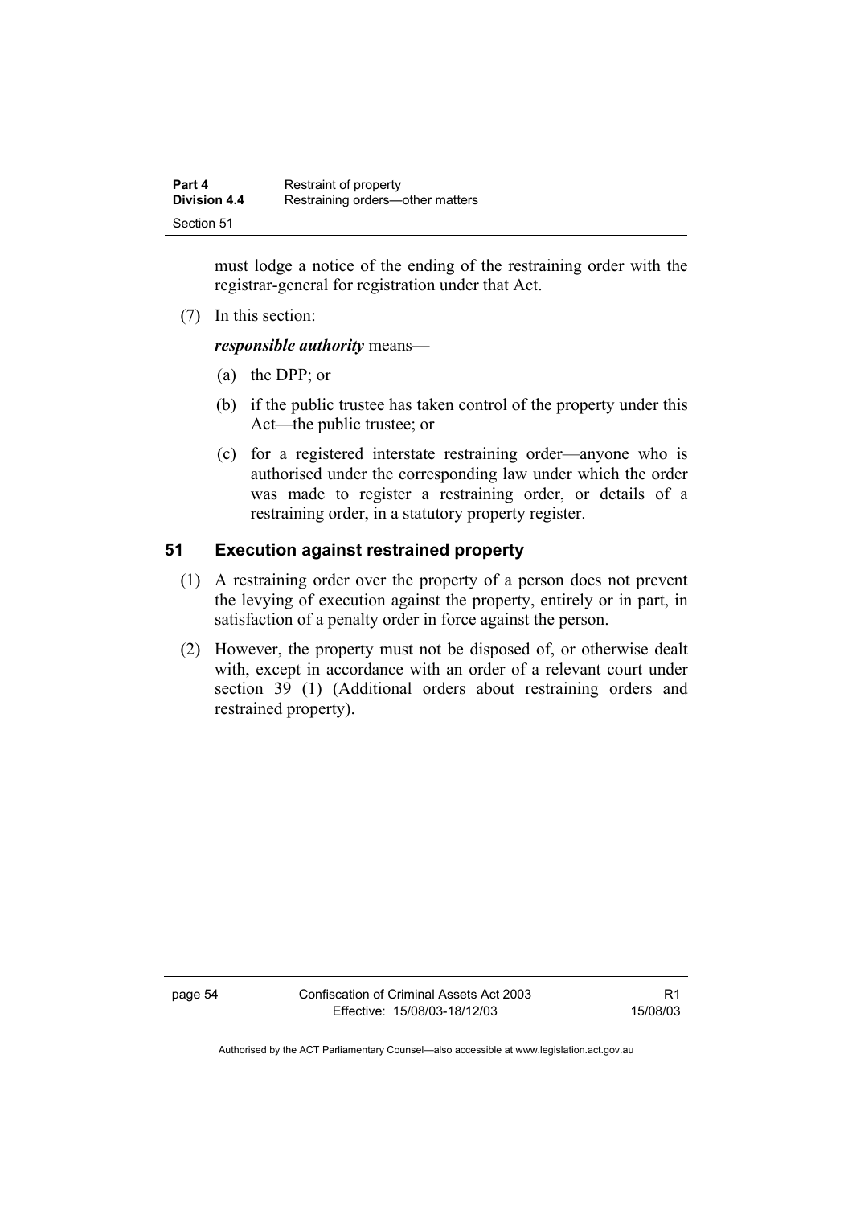must lodge a notice of the ending of the restraining order with the registrar-general for registration under that Act.

(7) In this section:

***responsible authority*** means—

(a) the DPP; or

(b) if the public trustee has taken control of the property under this Act—the public trustee; or

(c) for a registered interstate restraining order—anyone who is authorised under the corresponding law under which the order was made to register a restraining order, or details of a restraining order, in a statutory property register.

## 51 Execution against restrained property

(1) A restraining order over the property of a person does not prevent the levying of execution against the property, entirely or in part, in satisfaction of a penalty order in force against the person.

(2) However, the property must not be disposed of, or otherwise dealt with, except in accordance with an order of a relevant court under section 39 (1) (Additional orders about restraining orders and restrained property).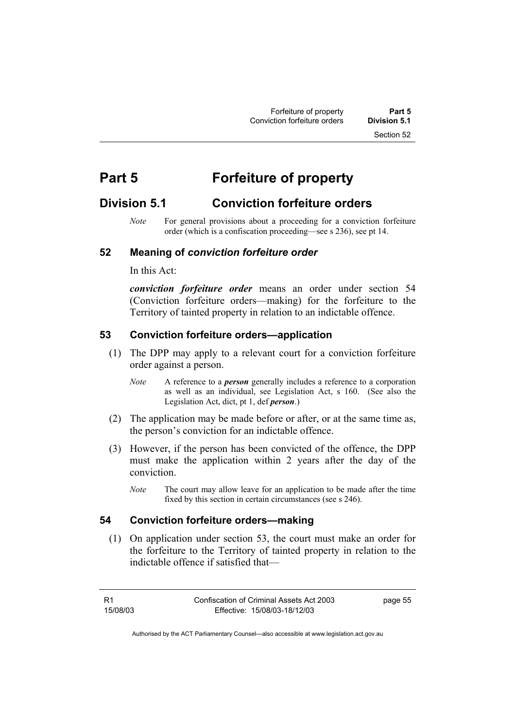# Part 5 Forfeiture of property

## Division 5.1 Conviction forfeiture orders

*Note* For general provisions about a proceeding for a conviction forfeiture order (which is a confiscation proceeding—see s 236), see pt 14.

### 52 Meaning of *conviction forfeiture order*

In this Act:

***conviction forfeiture order*** means an order under section 54 (Conviction forfeiture orders—making) for the forfeiture to the Territory of tainted property in relation to an indictable offence.

### 53 Conviction forfeiture orders—application

(1) The DPP may apply to a relevant court for a conviction forfeiture order against a person.

*Note* A reference to a ***person*** generally includes a reference to a corporation as well as an individual, see Legislation Act, s 160. (See also the Legislation Act, dict, pt 1, def ***person***.)

(2) The application may be made before or after, or at the same time as, the person's conviction for an indictable offence.

(3) However, if the person has been convicted of the offence, the DPP must make the application within 2 years after the day of the conviction.

*Note* The court may allow leave for an application to be made after the time fixed by this section in certain circumstances (see s 246).

### 54 Conviction forfeiture orders—making

(1) On application under section 53, the court must make an order for the forfeiture to the Territory of tainted property in relation to the indictable offence if satisfied that—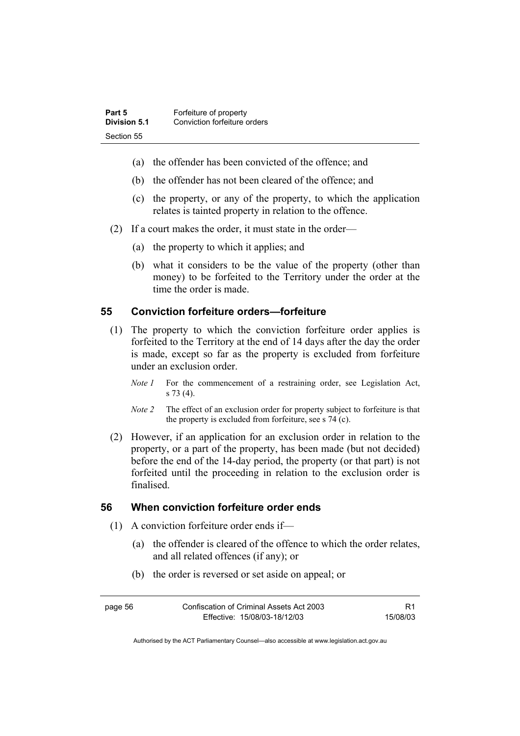(a) the offender has been convicted of the offence; and

(b) the offender has not been cleared of the offence; and

(c) the property, or any of the property, to which the application relates is tainted property in relation to the offence.

(2) If a court makes the order, it must state in the order—

(a) the property to which it applies; and

(b) what it considers to be the value of the property (other than money) to be forfeited to the Territory under the order at the time the order is made.

## 55 Conviction forfeiture orders—forfeiture

(1) The property to which the conviction forfeiture order applies is forfeited to the Territory at the end of 14 days after the day the order is made, except so far as the property is excluded from forfeiture under an exclusion order.

*Note 1* For the commencement of a restraining order, see Legislation Act, s 73 (4).

*Note 2* The effect of an exclusion order for property subject to forfeiture is that the property is excluded from forfeiture, see s 74 (c).

(2) However, if an application for an exclusion order in relation to the property, or a part of the property, has been made (but not decided) before the end of the 14-day period, the property (or that part) is not forfeited until the proceeding in relation to the exclusion order is finalised.

## 56 When conviction forfeiture order ends

(1) A conviction forfeiture order ends if—

(a) the offender is cleared of the offence to which the order relates, and all related offences (if any); or

(b) the order is reversed or set aside on appeal; or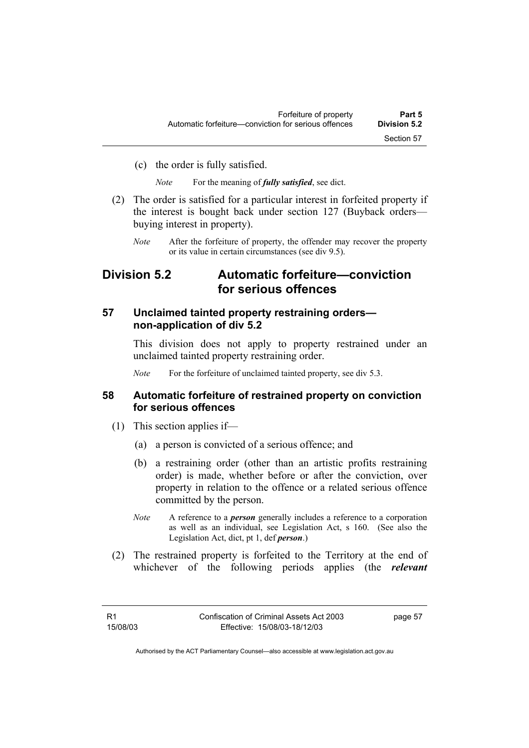(c) the order is fully satisfied.

*Note* For the meaning of ***fully satisfied***, see dict.

(2) The order is satisfied for a particular interest in forfeited property if the interest is bought back under section 127 (Buyback orders—buying interest in property).

*Note* After the forfeiture of property, the offender may recover the property or its value in certain circumstances (see div 9.5).

## Division 5.2 Automatic forfeiture—conviction for serious offences

### 57 Unclaimed tainted property restraining orders—non-application of div 5.2

This division does not apply to property restrained under an unclaimed tainted property restraining order.

*Note* For the forfeiture of unclaimed tainted property, see div 5.3.

### 58 Automatic forfeiture of restrained property on conviction for serious offences

(1) This section applies if—

(a) a person is convicted of a serious offence; and

(b) a restraining order (other than an artistic profits restraining order) is made, whether before or after the conviction, over property in relation to the offence or a related serious offence committed by the person.

*Note* A reference to a ***person*** generally includes a reference to a corporation as well as an individual, see Legislation Act, s 160. (See also the Legislation Act, dict, pt 1, def ***person***.)

(2) The restrained property is forfeited to the Territory at the end of whichever of the following periods applies (the ***relevant***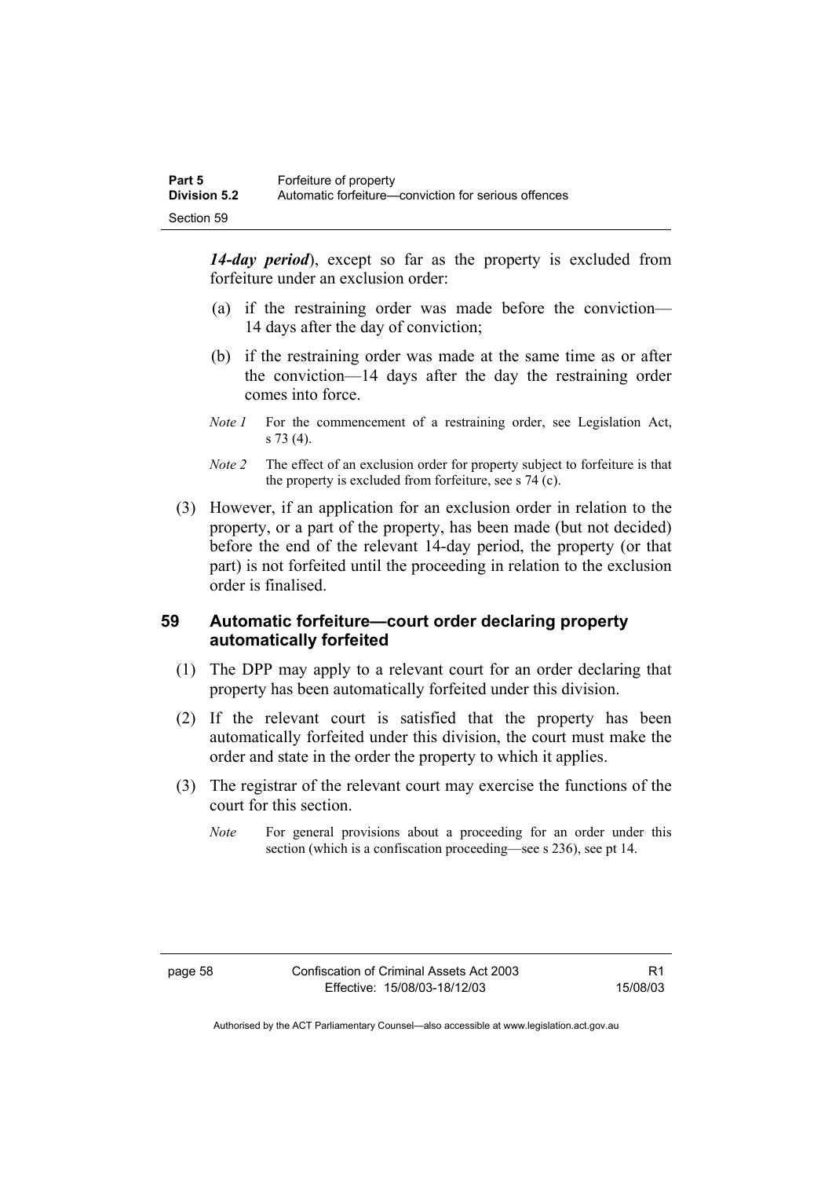***14-day period***), except so far as the property is excluded from forfeiture under an exclusion order:

(a) if the restraining order was made before the conviction—14 days after the day of conviction;

(b) if the restraining order was made at the same time as or after the conviction—14 days after the day the restraining order comes into force.

*Note 1* For the commencement of a restraining order, see Legislation Act, s 73 (4).

*Note 2* The effect of an exclusion order for property subject to forfeiture is that the property is excluded from forfeiture, see s 74 (c).

(3) However, if an application for an exclusion order in relation to the property, or a part of the property, has been made (but not decided) before the end of the relevant 14-day period, the property (or that part) is not forfeited until the proceeding in relation to the exclusion order is finalised.

## 59 Automatic forfeiture—court order declaring property automatically forfeited

(1) The DPP may apply to a relevant court for an order declaring that property has been automatically forfeited under this division.

(2) If the relevant court is satisfied that the property has been automatically forfeited under this division, the court must make the order and state in the order the property to which it applies.

(3) The registrar of the relevant court may exercise the functions of the court for this section.

*Note* For general provisions about a proceeding for an order under this section (which is a confiscation proceeding—see s 236), see pt 14.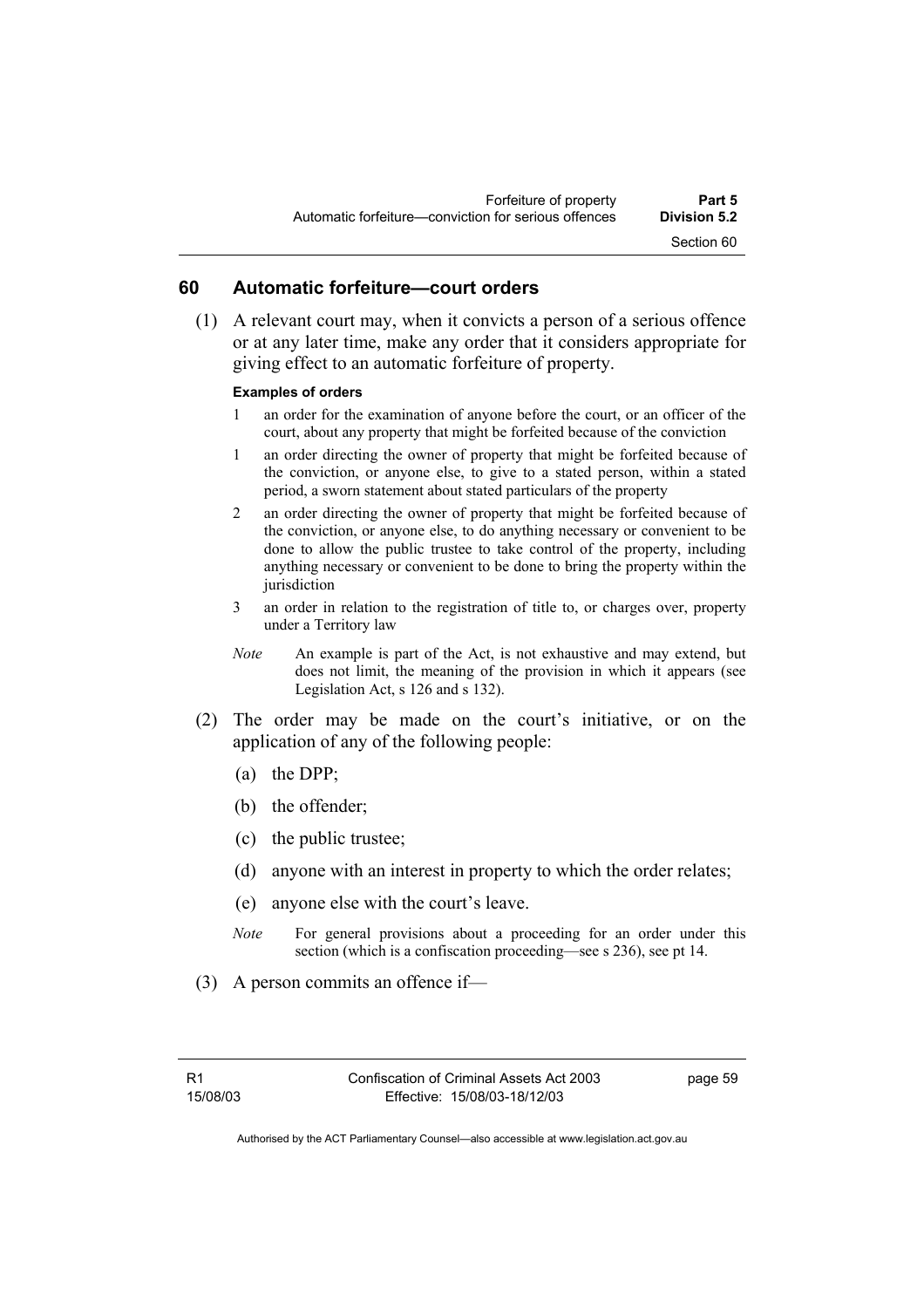## 60 Automatic forfeiture—court orders

(1) A relevant court may, when it convicts a person of a serious offence or at any later time, make any order that it considers appropriate for giving effect to an automatic forfeiture of property.

**Examples of orders**

1 an order for the examination of anyone before the court, or an officer of the court, about any property that might be forfeited because of the conviction

1 an order directing the owner of property that might be forfeited because of the conviction, or anyone else, to give to a stated person, within a stated period, a sworn statement about stated particulars of the property

2 an order directing the owner of property that might be forfeited because of the conviction, or anyone else, to do anything necessary or convenient to be done to allow the public trustee to take control of the property, including anything necessary or convenient to be done to bring the property within the jurisdiction

3 an order in relation to the registration of title to, or charges over, property under a Territory law

*Note* An example is part of the Act, is not exhaustive and may extend, but does not limit, the meaning of the provision in which it appears (see Legislation Act, s 126 and s 132).

(2) The order may be made on the court's initiative, or on the application of any of the following people:

(a) the DPP;

(b) the offender;

(c) the public trustee;

(d) anyone with an interest in property to which the order relates;

(e) anyone else with the court's leave.

*Note* For general provisions about a proceeding for an order under this section (which is a confiscation proceeding—see s 236), see pt 14.

(3) A person commits an offence if—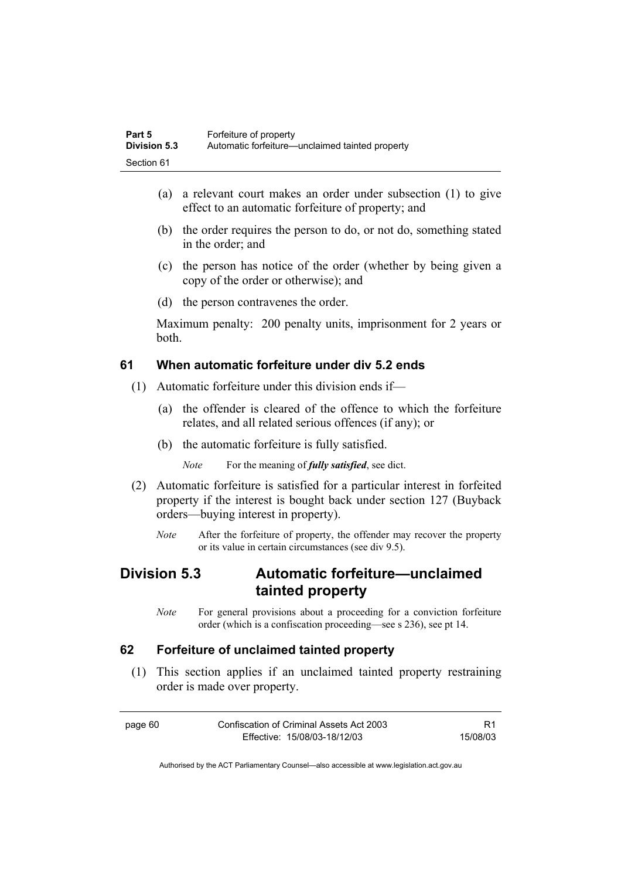(a) a relevant court makes an order under subsection (1) to give effect to an automatic forfeiture of property; and

(b) the order requires the person to do, or not do, something stated in the order; and

(c) the person has notice of the order (whether by being given a copy of the order or otherwise); and

(d) the person contravenes the order.

Maximum penalty: 200 penalty units, imprisonment for 2 years or both.

### 61 When automatic forfeiture under div 5.2 ends

(1) Automatic forfeiture under this division ends if—

(a) the offender is cleared of the offence to which the forfeiture relates, and all related serious offences (if any); or

(b) the automatic forfeiture is fully satisfied.

*Note* For the meaning of ***fully satisfied***, see dict.

(2) Automatic forfeiture is satisfied for a particular interest in forfeited property if the interest is bought back under section 127 (Buyback orders—buying interest in property).

*Note* After the forfeiture of property, the offender may recover the property or its value in certain circumstances (see div 9.5).

## Division 5.3 Automatic forfeiture—unclaimed tainted property

*Note* For general provisions about a proceeding for a conviction forfeiture order (which is a confiscation proceeding—see s 236), see pt 14.

### 62 Forfeiture of unclaimed tainted property

(1) This section applies if an unclaimed tainted property restraining order is made over property.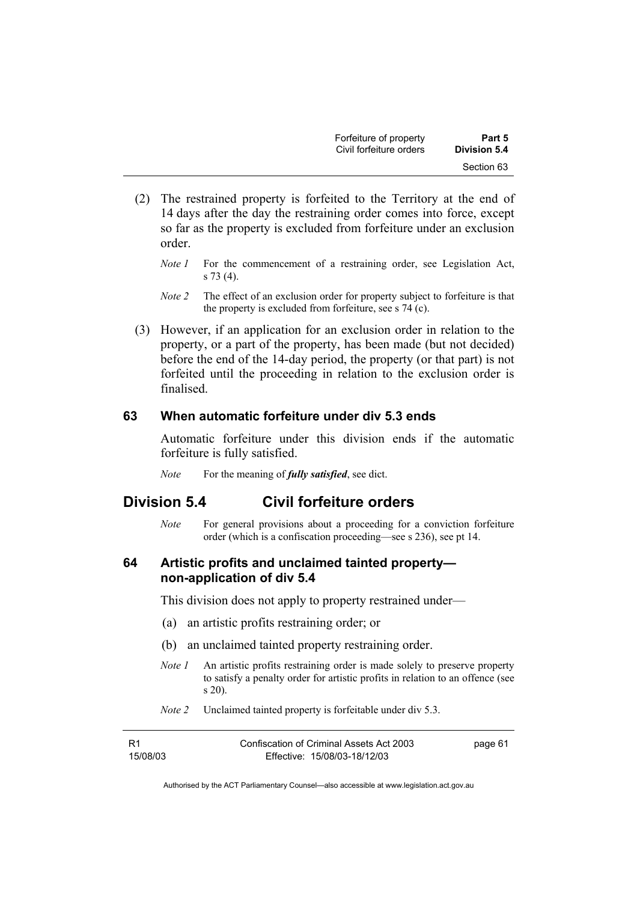(2) The restrained property is forfeited to the Territory at the end of 14 days after the day the restraining order comes into force, except so far as the property is excluded from forfeiture under an exclusion order.

*Note 1* For the commencement of a restraining order, see Legislation Act, s 73 (4).

*Note 2* The effect of an exclusion order for property subject to forfeiture is that the property is excluded from forfeiture, see s 74 (c).

(3) However, if an application for an exclusion order in relation to the property, or a part of the property, has been made (but not decided) before the end of the 14-day period, the property (or that part) is not forfeited until the proceeding in relation to the exclusion order is finalised.

### 63 When automatic forfeiture under div 5.3 ends

Automatic forfeiture under this division ends if the automatic forfeiture is fully satisfied.

*Note* For the meaning of ***fully satisfied***, see dict.

## Division 5.4 Civil forfeiture orders

*Note* For general provisions about a proceeding for a conviction forfeiture order (which is a confiscation proceeding—see s 236), see pt 14.

### 64 Artistic profits and unclaimed tainted property—non-application of div 5.4

This division does not apply to property restrained under—

(a) an artistic profits restraining order; or

(b) an unclaimed tainted property restraining order.

*Note 1* An artistic profits restraining order is made solely to preserve property to satisfy a penalty order for artistic profits in relation to an offence (see s 20).

*Note 2* Unclaimed tainted property is forfeitable under div 5.3.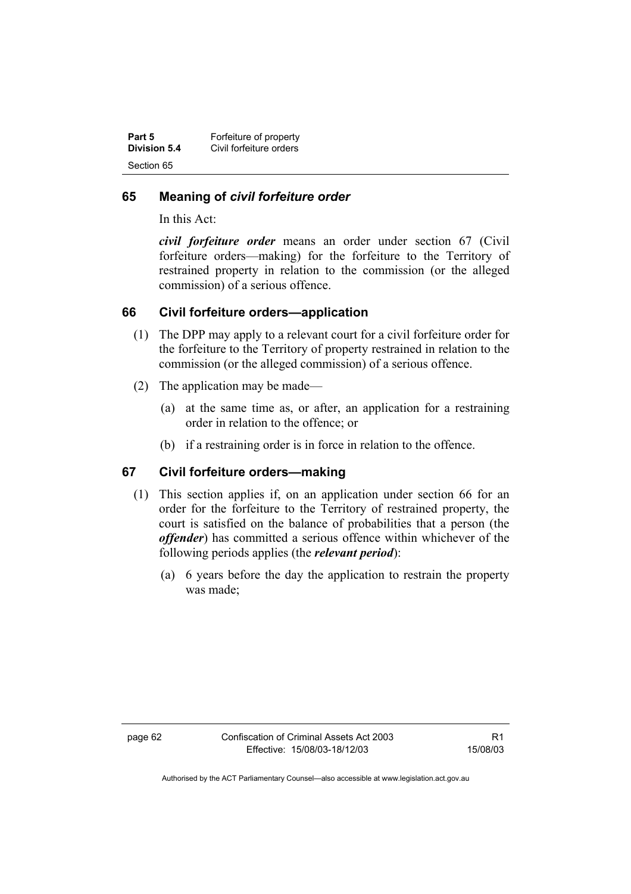## 65 Meaning of *civil forfeiture order*

In this Act:

***civil forfeiture order*** means an order under section 67 (Civil forfeiture orders—making) for the forfeiture to the Territory of restrained property in relation to the commission (or the alleged commission) of a serious offence.

## 66 Civil forfeiture orders—application

(1) The DPP may apply to a relevant court for a civil forfeiture order for the forfeiture to the Territory of property restrained in relation to the commission (or the alleged commission) of a serious offence.

(2) The application may be made—

(a) at the same time as, or after, an application for a restraining order in relation to the offence; or

(b) if a restraining order is in force in relation to the offence.

## 67 Civil forfeiture orders—making

(1) This section applies if, on an application under section 66 for an order for the forfeiture to the Territory of restrained property, the court is satisfied on the balance of probabilities that a person (the ***offender***) has committed a serious offence within whichever of the following periods applies (the ***relevant period***):

(a) 6 years before the day the application to restrain the property was made;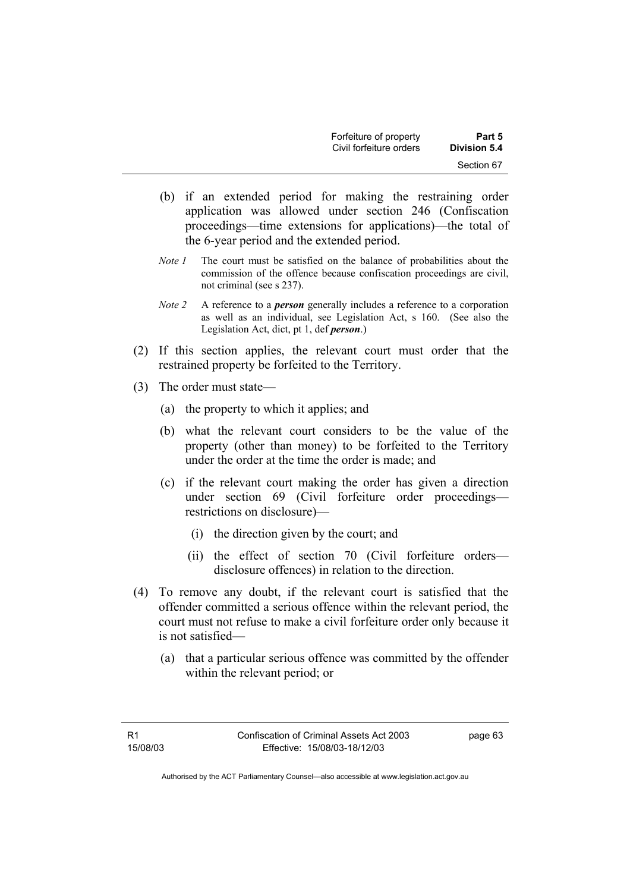(b) if an extended period for making the restraining order application was allowed under section 246 (Confiscation proceedings—time extensions for applications)—the total of the 6-year period and the extended period.

*Note 1* The court must be satisfied on the balance of probabilities about the commission of the offence because confiscation proceedings are civil, not criminal (see s 237).

*Note 2* A reference to a ***person*** generally includes a reference to a corporation as well as an individual, see Legislation Act, s 160. (See also the Legislation Act, dict, pt 1, def ***person***.)

(2) If this section applies, the relevant court must order that the restrained property be forfeited to the Territory.

(3) The order must state—

(a) the property to which it applies; and

(b) what the relevant court considers to be the value of the property (other than money) to be forfeited to the Territory under the order at the time the order is made; and

(c) if the relevant court making the order has given a direction under section 69 (Civil forfeiture order proceedings—restrictions on disclosure)—

(i) the direction given by the court; and

(ii) the effect of section 70 (Civil forfeiture orders—disclosure offences) in relation to the direction.

(4) To remove any doubt, if the relevant court is satisfied that the offender committed a serious offence within the relevant period, the court must not refuse to make a civil forfeiture order only because it is not satisfied—

(a) that a particular serious offence was committed by the offender within the relevant period; or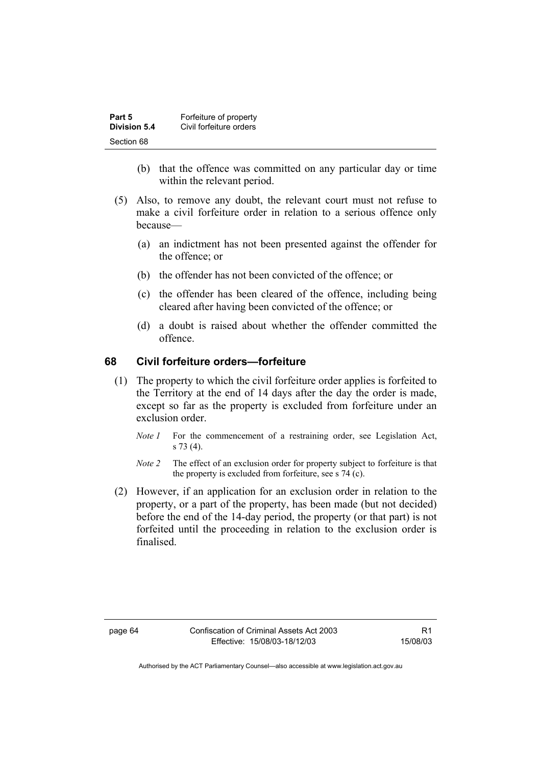(b) that the offence was committed on any particular day or time within the relevant period.

(5) Also, to remove any doubt, the relevant court must not refuse to make a civil forfeiture order in relation to a serious offence only because—

(a) an indictment has not been presented against the offender for the offence; or

(b) the offender has not been convicted of the offence; or

(c) the offender has been cleared of the offence, including being cleared after having been convicted of the offence; or

(d) a doubt is raised about whether the offender committed the offence.

## 68 Civil forfeiture orders—forfeiture

(1) The property to which the civil forfeiture order applies is forfeited to the Territory at the end of 14 days after the day the order is made, except so far as the property is excluded from forfeiture under an exclusion order.

*Note 1* For the commencement of a restraining order, see Legislation Act, s 73 (4).

*Note 2* The effect of an exclusion order for property subject to forfeiture is that the property is excluded from forfeiture, see s 74 (c).

(2) However, if an application for an exclusion order in relation to the property, or a part of the property, has been made (but not decided) before the end of the 14-day period, the property (or that part) is not forfeited until the proceeding in relation to the exclusion order is finalised.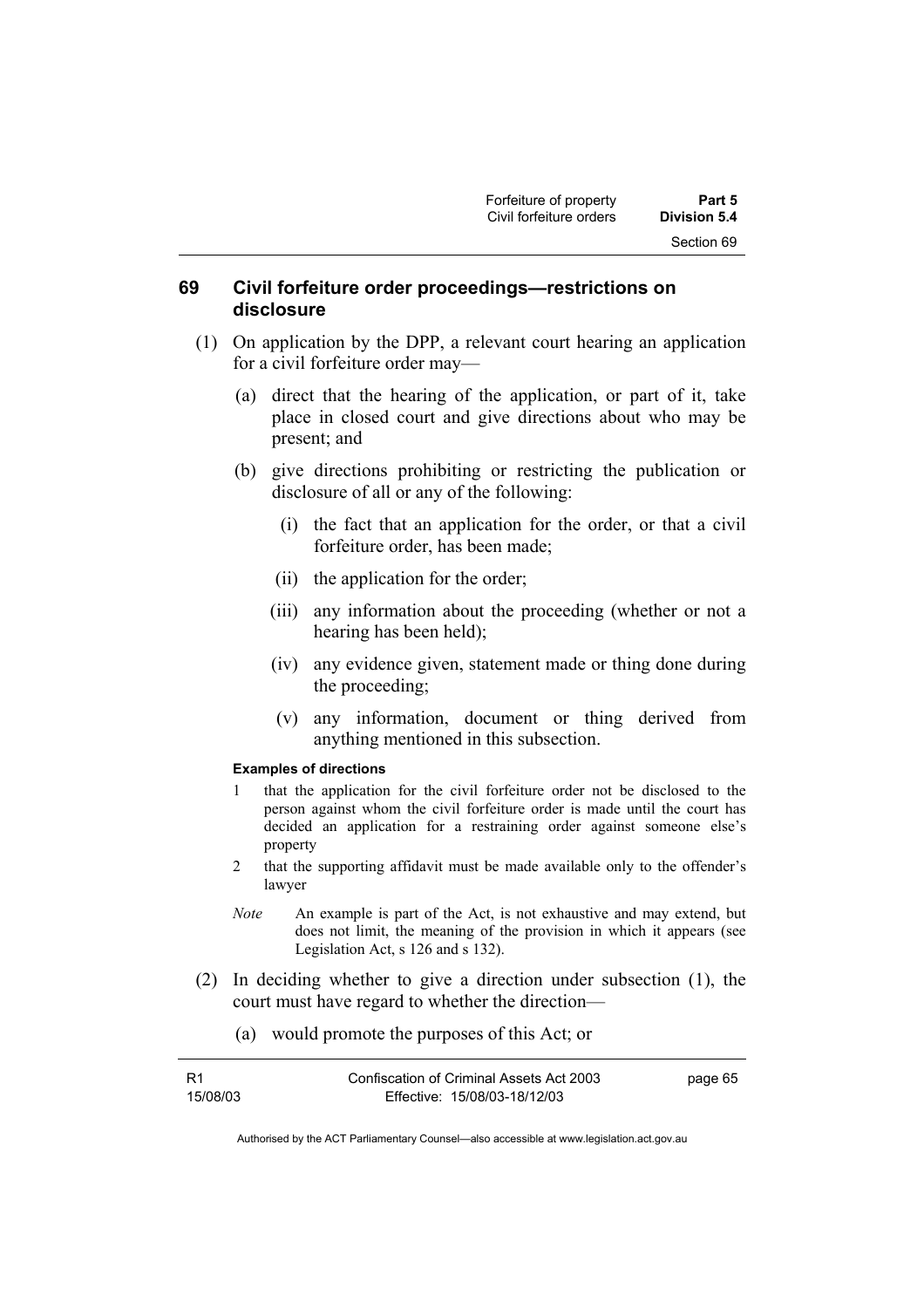## 69 Civil forfeiture order proceedings—restrictions on disclosure

(1) On application by the DPP, a relevant court hearing an application for a civil forfeiture order may—

(a) direct that the hearing of the application, or part of it, take place in closed court and give directions about who may be present; and

(b) give directions prohibiting or restricting the publication or disclosure of all or any of the following:

(i) the fact that an application for the order, or that a civil forfeiture order, has been made;

(ii) the application for the order;

(iii) any information about the proceeding (whether or not a hearing has been held);

(iv) any evidence given, statement made or thing done during the proceeding;

(v) any information, document or thing derived from anything mentioned in this subsection.

**Examples of directions**

1 that the application for the civil forfeiture order not be disclosed to the person against whom the civil forfeiture order is made until the court has decided an application for a restraining order against someone else's property

2 that the supporting affidavit must be made available only to the offender's lawyer

*Note* An example is part of the Act, is not exhaustive and may extend, but does not limit, the meaning of the provision in which it appears (see Legislation Act, s 126 and s 132).

(2) In deciding whether to give a direction under subsection (1), the court must have regard to whether the direction—

(a) would promote the purposes of this Act; or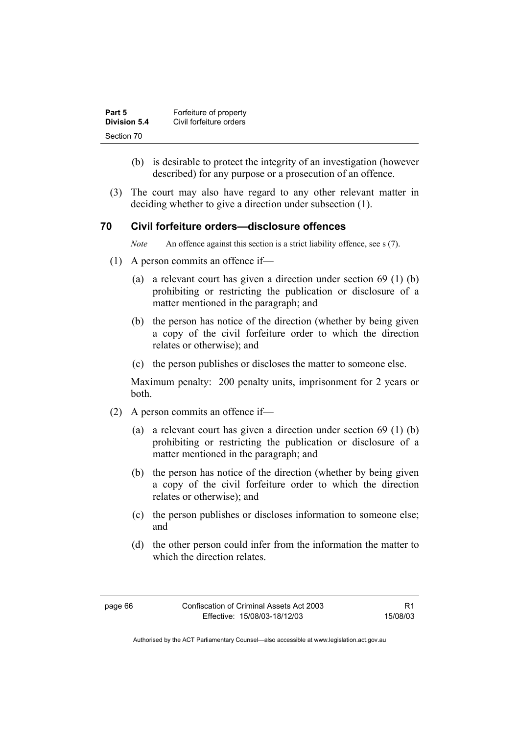(b) is desirable to protect the integrity of an investigation (however described) for any purpose or a prosecution of an offence.

(3) The court may also have regard to any other relevant matter in deciding whether to give a direction under subsection (1).

## 70 Civil forfeiture orders—disclosure offences

*Note* An offence against this section is a strict liability offence, see s (7).

(1) A person commits an offence if—

(a) a relevant court has given a direction under section 69 (1) (b) prohibiting or restricting the publication or disclosure of a matter mentioned in the paragraph; and

(b) the person has notice of the direction (whether by being given a copy of the civil forfeiture order to which the direction relates or otherwise); and

(c) the person publishes or discloses the matter to someone else.

Maximum penalty: 200 penalty units, imprisonment for 2 years or both.

(2) A person commits an offence if—

(a) a relevant court has given a direction under section 69 (1) (b) prohibiting or restricting the publication or disclosure of a matter mentioned in the paragraph; and

(b) the person has notice of the direction (whether by being given a copy of the civil forfeiture order to which the direction relates or otherwise); and

(c) the person publishes or discloses information to someone else; and

(d) the other person could infer from the information the matter to which the direction relates.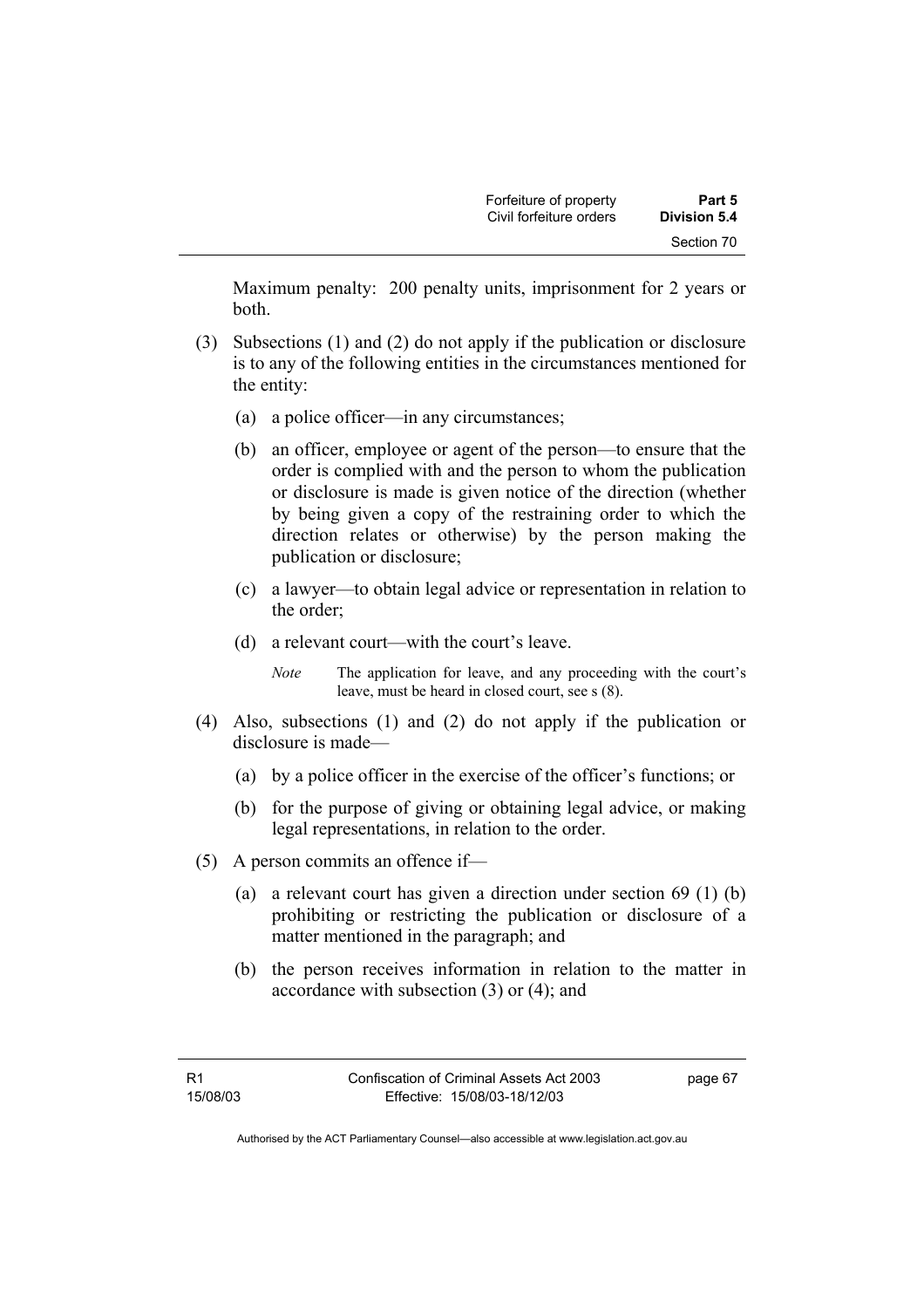Maximum penalty: 200 penalty units, imprisonment for 2 years or both.

(3) Subsections (1) and (2) do not apply if the publication or disclosure is to any of the following entities in the circumstances mentioned for the entity:

(a) a police officer—in any circumstances;

(b) an officer, employee or agent of the person—to ensure that the order is complied with and the person to whom the publication or disclosure is made is given notice of the direction (whether by being given a copy of the restraining order to which the direction relates or otherwise) by the person making the publication or disclosure;

(c) a lawyer—to obtain legal advice or representation in relation to the order;

(d) a relevant court—with the court's leave.

*Note* The application for leave, and any proceeding with the court's leave, must be heard in closed court, see s (8).

(4) Also, subsections (1) and (2) do not apply if the publication or disclosure is made—

(a) by a police officer in the exercise of the officer's functions; or

(b) for the purpose of giving or obtaining legal advice, or making legal representations, in relation to the order.

(5) A person commits an offence if—

(a) a relevant court has given a direction under section 69 (1) (b) prohibiting or restricting the publication or disclosure of a matter mentioned in the paragraph; and

(b) the person receives information in relation to the matter in accordance with subsection (3) or (4); and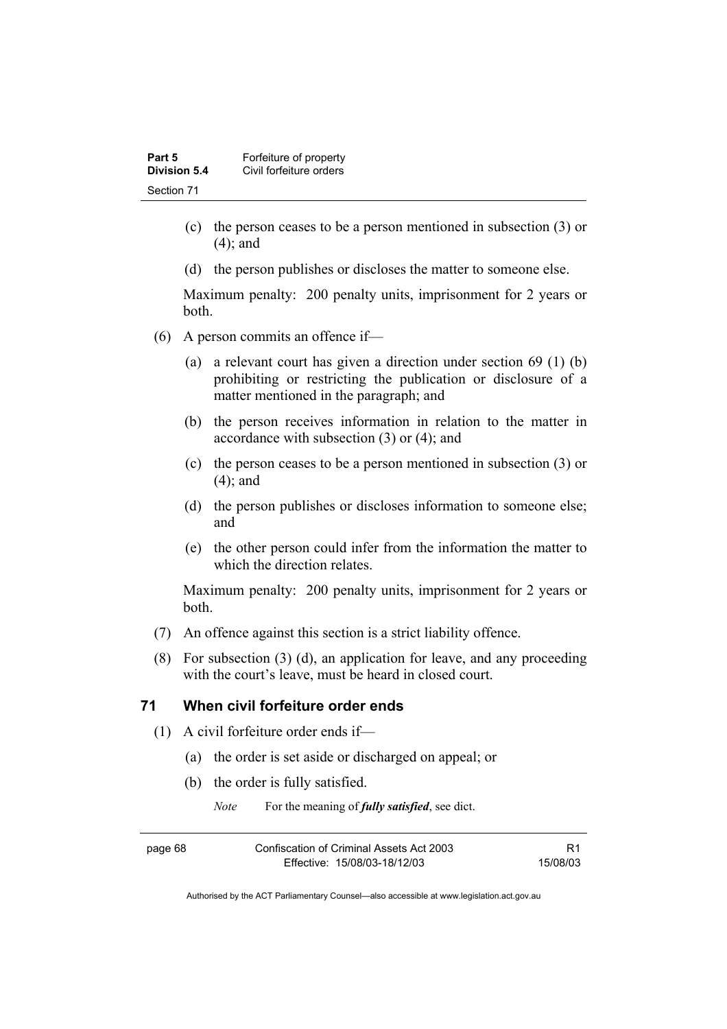(c) the person ceases to be a person mentioned in subsection (3) or (4); and

(d) the person publishes or discloses the matter to someone else.

Maximum penalty: 200 penalty units, imprisonment for 2 years or both.

(6) A person commits an offence if—

(a) a relevant court has given a direction under section 69 (1) (b) prohibiting or restricting the publication or disclosure of a matter mentioned in the paragraph; and

(b) the person receives information in relation to the matter in accordance with subsection (3) or (4); and

(c) the person ceases to be a person mentioned in subsection (3) or (4); and

(d) the person publishes or discloses information to someone else; and

(e) the other person could infer from the information the matter to which the direction relates.

Maximum penalty: 200 penalty units, imprisonment for 2 years or both.

(7) An offence against this section is a strict liability offence.

(8) For subsection (3) (d), an application for leave, and any proceeding with the court's leave, must be heard in closed court.

## 71 When civil forfeiture order ends

(1) A civil forfeiture order ends if—

(a) the order is set aside or discharged on appeal; or

(b) the order is fully satisfied.

*Note* For the meaning of ***fully satisfied***, see dict.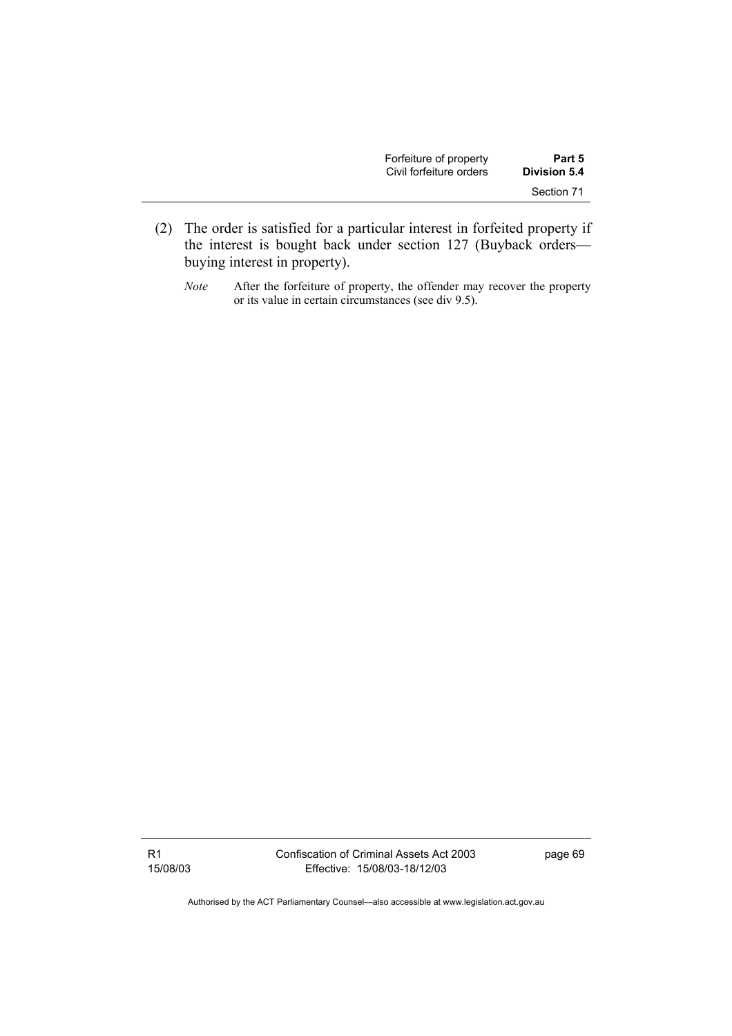(2) The order is satisfied for a particular interest in forfeited property if the interest is bought back under section 127 (Buyback orders—buying interest in property).

*Note* After the forfeiture of property, the offender may recover the property or its value in certain circumstances (see div 9.5).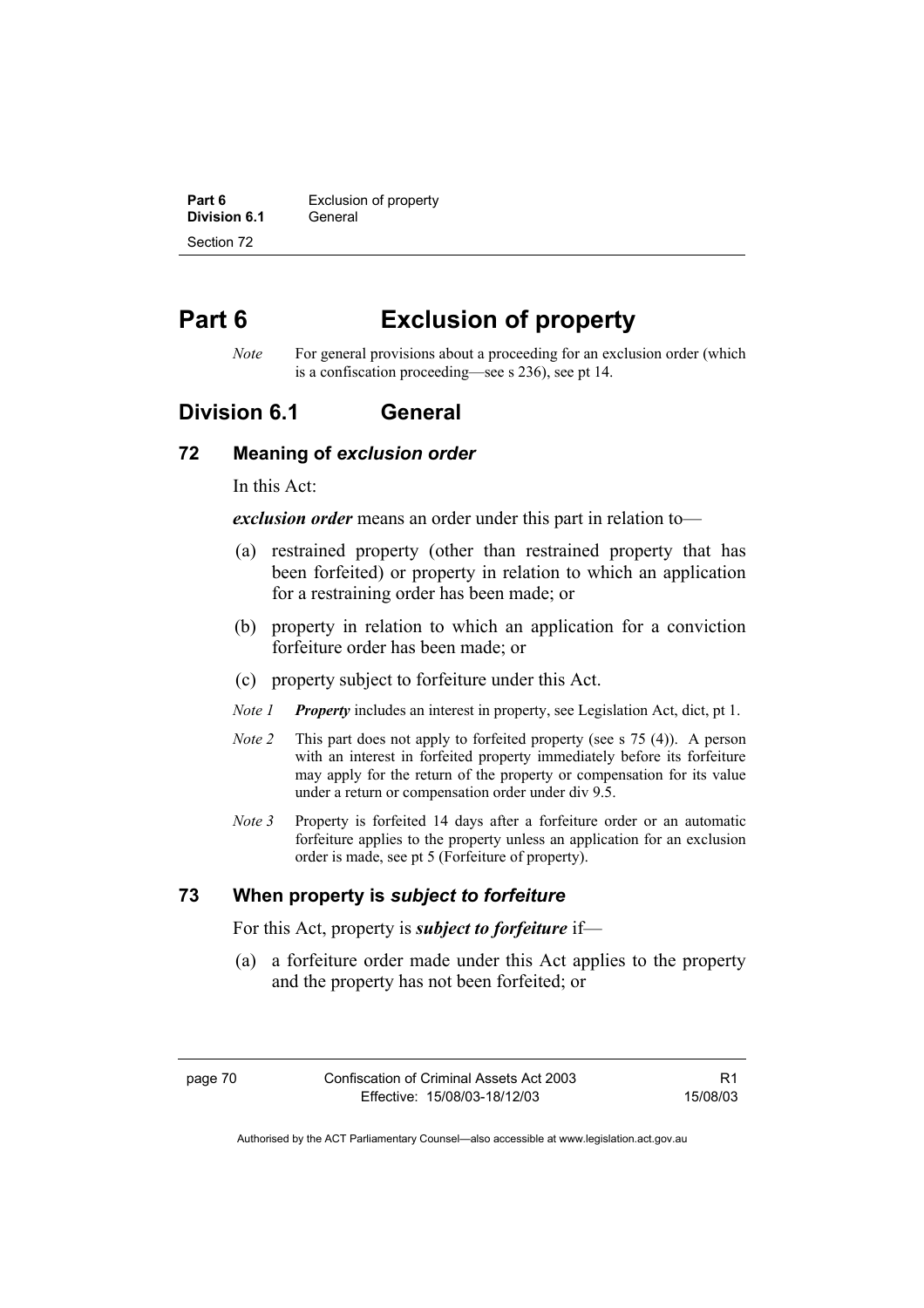# Part 6 Exclusion of property

*Note* For general provisions about a proceeding for an exclusion order (which is a confiscation proceeding—see s 236), see pt 14.

## Division 6.1 General

### 72 Meaning of *exclusion order*

In this Act:

***exclusion order*** means an order under this part in relation to—

(a) restrained property (other than restrained property that has been forfeited) or property in relation to which an application for a restraining order has been made; or

(b) property in relation to which an application for a conviction forfeiture order has been made; or

(c) property subject to forfeiture under this Act.

*Note 1* ***Property*** includes an interest in property, see Legislation Act, dict, pt 1.

*Note 2* This part does not apply to forfeited property (see s 75 (4)). A person with an interest in forfeited property immediately before its forfeiture may apply for the return of the property or compensation for its value under a return or compensation order under div 9.5.

*Note 3* Property is forfeited 14 days after a forfeiture order or an automatic forfeiture applies to the property unless an application for an exclusion order is made, see pt 5 (Forfeiture of property).

### 73 When property is *subject to forfeiture*

For this Act, property is ***subject to forfeiture*** if—

(a) a forfeiture order made under this Act applies to the property and the property has not been forfeited; or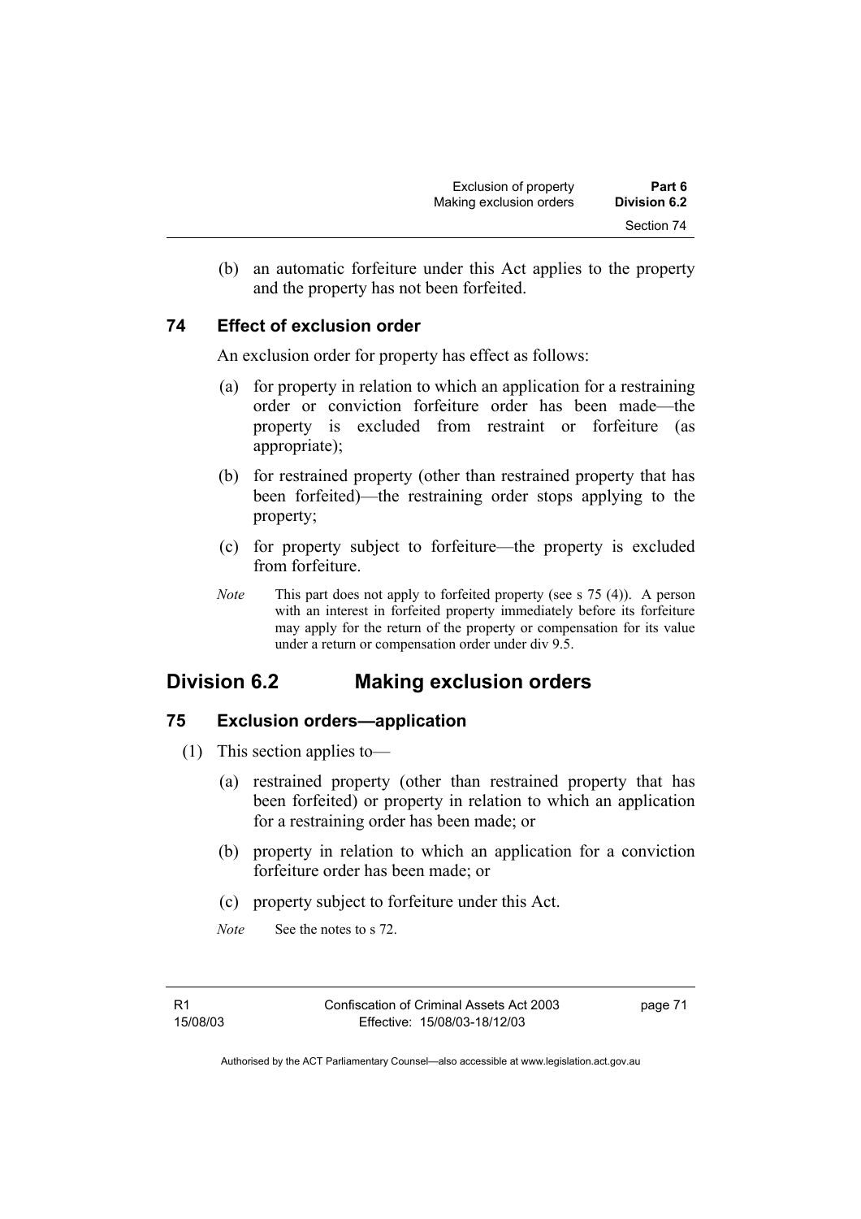(b) an automatic forfeiture under this Act applies to the property and the property has not been forfeited.

## 74 Effect of exclusion order

An exclusion order for property has effect as follows:

(a) for property in relation to which an application for a restraining order or conviction forfeiture order has been made—the property is excluded from restraint or forfeiture (as appropriate);

(b) for restrained property (other than restrained property that has been forfeited)—the restraining order stops applying to the property;

(c) for property subject to forfeiture—the property is excluded from forfeiture.

*Note* This part does not apply to forfeited property (see s 75 (4)). A person with an interest in forfeited property immediately before its forfeiture may apply for the return of the property or compensation for its value under a return or compensation order under div 9.5.

# Division 6.2 Making exclusion orders

## 75 Exclusion orders—application

(1) This section applies to—

(a) restrained property (other than restrained property that has been forfeited) or property in relation to which an application for a restraining order has been made; or

(b) property in relation to which an application for a conviction forfeiture order has been made; or

(c) property subject to forfeiture under this Act.

*Note* See the notes to s 72.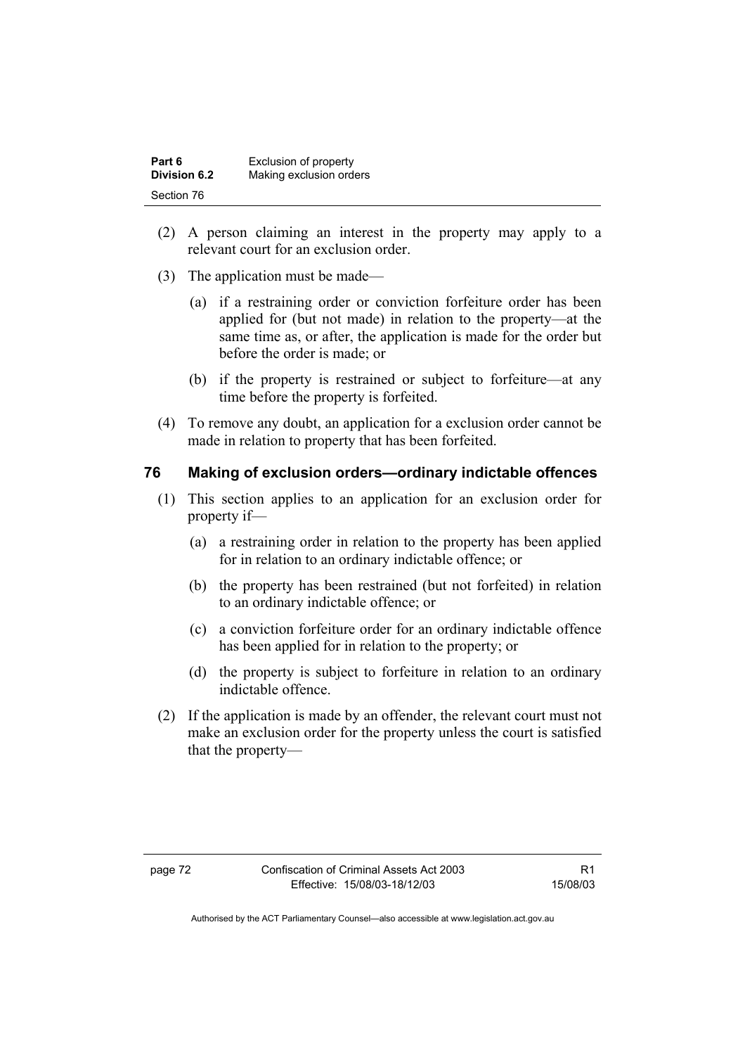(2) A person claiming an interest in the property may apply to a relevant court for an exclusion order.

(3) The application must be made—

  (a) if a restraining order or conviction forfeiture order has been applied for (but not made) in relation to the property—at the same time as, or after, the application is made for the order but before the order is made; or

  (b) if the property is restrained or subject to forfeiture—at any time before the property is forfeited.

(4) To remove any doubt, an application for a exclusion order cannot be made in relation to property that has been forfeited.

## 76 Making of exclusion orders—ordinary indictable offences

(1) This section applies to an application for an exclusion order for property if—

  (a) a restraining order in relation to the property has been applied for in relation to an ordinary indictable offence; or

  (b) the property has been restrained (but not forfeited) in relation to an ordinary indictable offence; or

  (c) a conviction forfeiture order for an ordinary indictable offence has been applied for in relation to the property; or

  (d) the property is subject to forfeiture in relation to an ordinary indictable offence.

(2) If the application is made by an offender, the relevant court must not make an exclusion order for the property unless the court is satisfied that the property—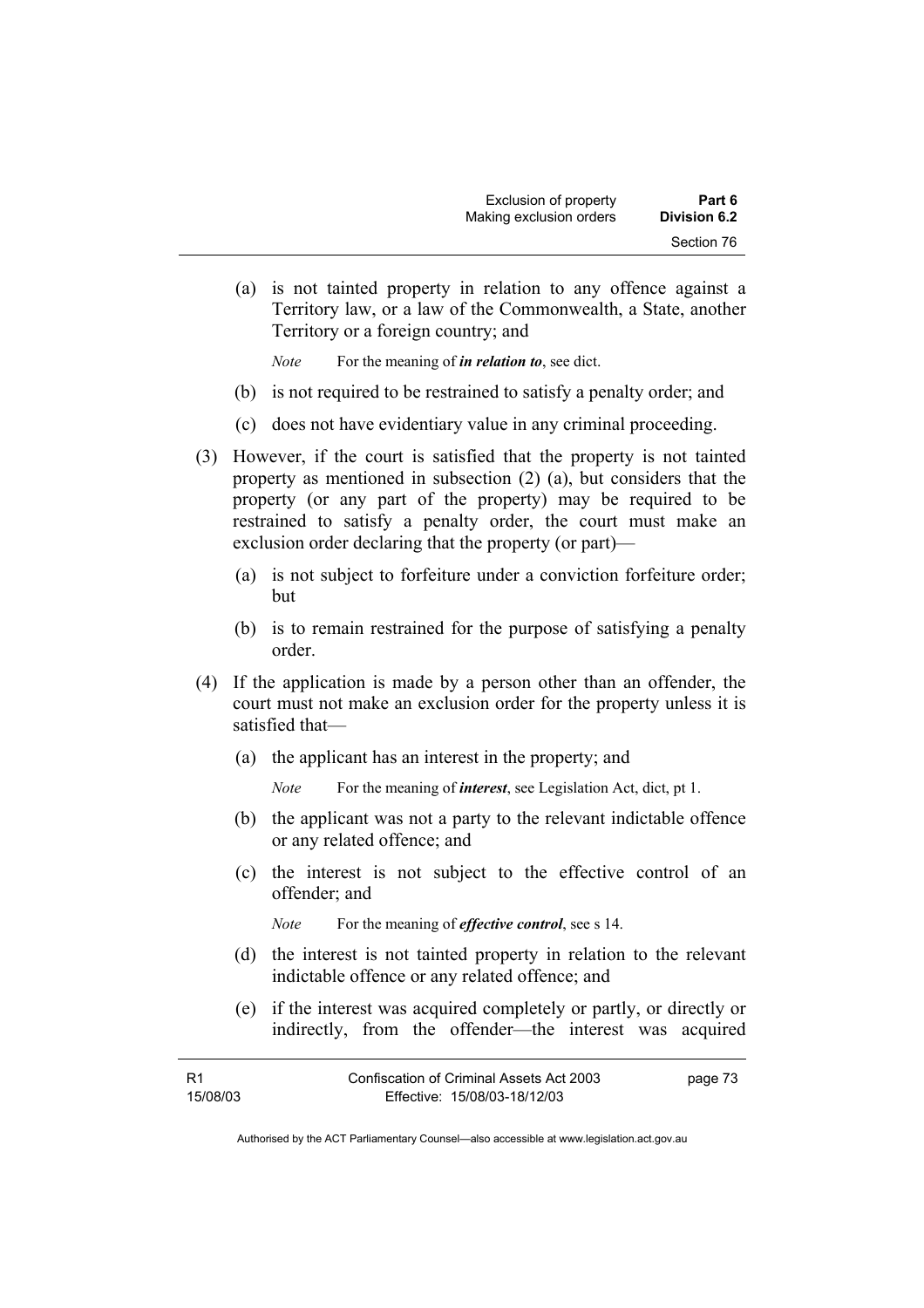(a) is not tainted property in relation to any offence against a Territory law, or a law of the Commonwealth, a State, another Territory or a foreign country; and

*Note* For the meaning of ***in relation to***, see dict.

(b) is not required to be restrained to satisfy a penalty order; and

(c) does not have evidentiary value in any criminal proceeding.

(3) However, if the court is satisfied that the property is not tainted property as mentioned in subsection (2) (a), but considers that the property (or any part of the property) may be required to be restrained to satisfy a penalty order, the court must make an exclusion order declaring that the property (or part)—

(a) is not subject to forfeiture under a conviction forfeiture order; but

(b) is to remain restrained for the purpose of satisfying a penalty order.

(4) If the application is made by a person other than an offender, the court must not make an exclusion order for the property unless it is satisfied that—

(a) the applicant has an interest in the property; and

*Note* For the meaning of ***interest***, see Legislation Act, dict, pt 1.

(b) the applicant was not a party to the relevant indictable offence or any related offence; and

(c) the interest is not subject to the effective control of an offender; and

*Note* For the meaning of ***effective control***, see s 14.

(d) the interest is not tainted property in relation to the relevant indictable offence or any related offence; and

(e) if the interest was acquired completely or partly, or directly or indirectly, from the offender—the interest was acquired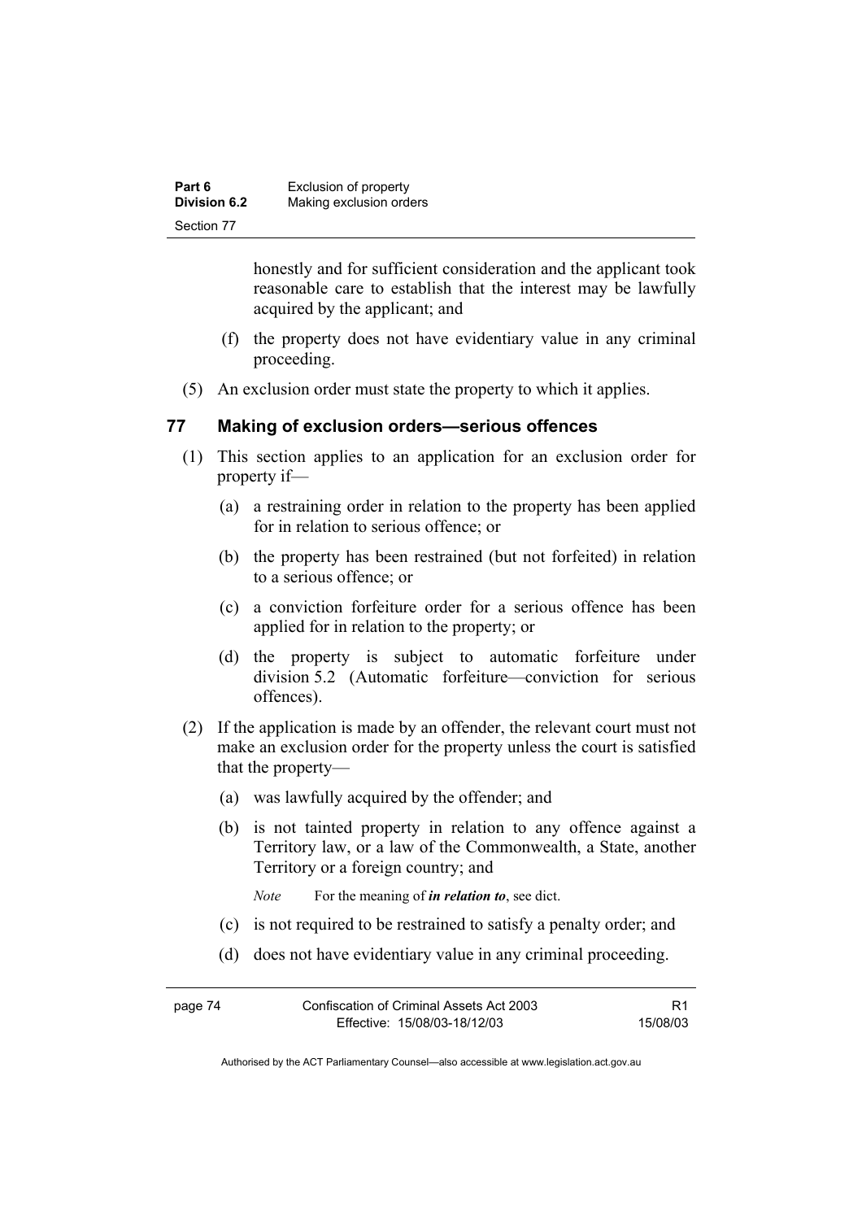honestly and for sufficient consideration and the applicant took reasonable care to establish that the interest may be lawfully acquired by the applicant; and

(f) the property does not have evidentiary value in any criminal proceeding.

(5) An exclusion order must state the property to which it applies.

## 77 Making of exclusion orders—serious offences

(1) This section applies to an application for an exclusion order for property if—

(a) a restraining order in relation to the property has been applied for in relation to serious offence; or

(b) the property has been restrained (but not forfeited) in relation to a serious offence; or

(c) a conviction forfeiture order for a serious offence has been applied for in relation to the property; or

(d) the property is subject to automatic forfeiture under division 5.2 (Automatic forfeiture—conviction for serious offences).

(2) If the application is made by an offender, the relevant court must not make an exclusion order for the property unless the court is satisfied that the property—

(a) was lawfully acquired by the offender; and

(b) is not tainted property in relation to any offence against a Territory law, or a law of the Commonwealth, a State, another Territory or a foreign country; and

*Note* For the meaning of ***in relation to***, see dict.

(c) is not required to be restrained to satisfy a penalty order; and

(d) does not have evidentiary value in any criminal proceeding.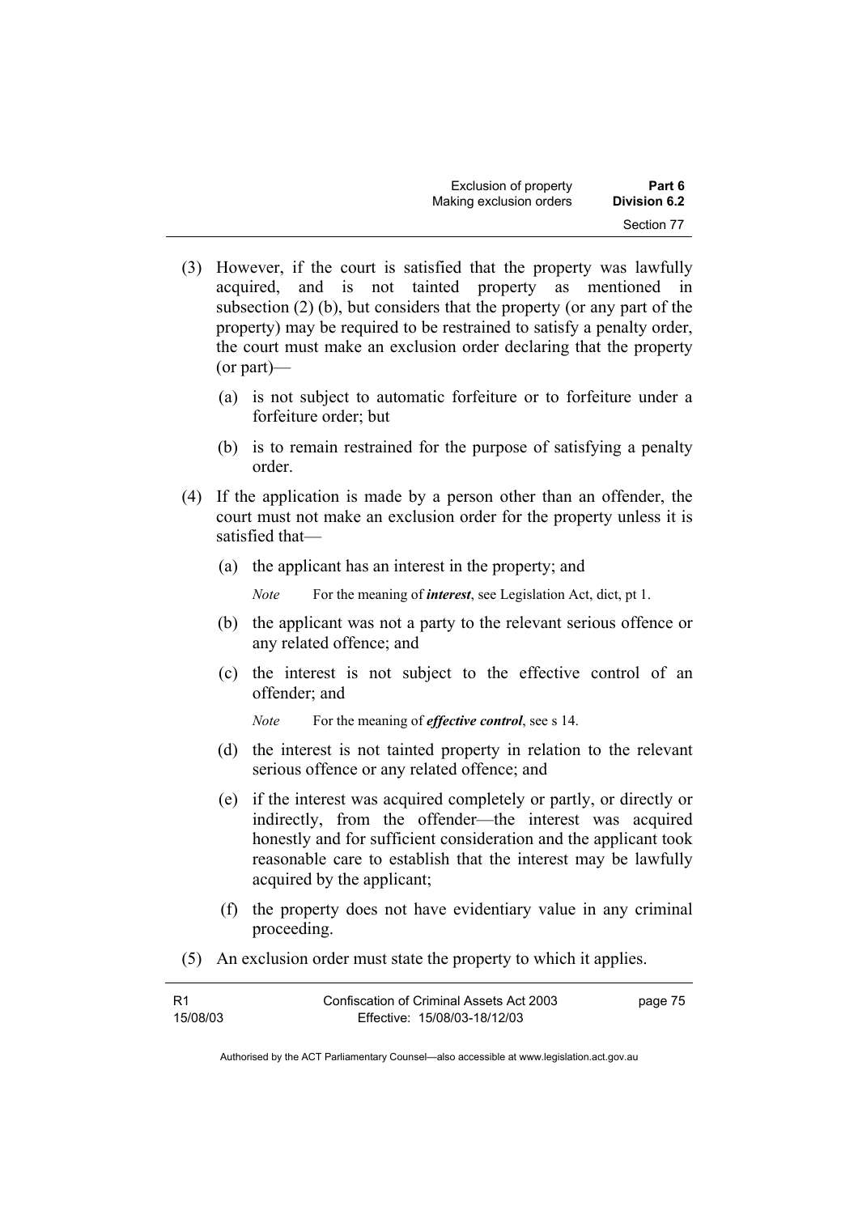(3) However, if the court is satisfied that the property was lawfully acquired, and is not tainted property as mentioned in subsection (2) (b), but considers that the property (or any part of the property) may be required to be restrained to satisfy a penalty order, the court must make an exclusion order declaring that the property (or part)—

 (a) is not subject to automatic forfeiture or to forfeiture under a forfeiture order; but

 (b) is to remain restrained for the purpose of satisfying a penalty order.

(4) If the application is made by a person other than an offender, the court must not make an exclusion order for the property unless it is satisfied that—

 (a) the applicant has an interest in the property; and

 *Note* For the meaning of ***interest***, see Legislation Act, dict, pt 1.

 (b) the applicant was not a party to the relevant serious offence or any related offence; and

 (c) the interest is not subject to the effective control of an offender; and

 *Note* For the meaning of ***effective control***, see s 14.

 (d) the interest is not tainted property in relation to the relevant serious offence or any related offence; and

 (e) if the interest was acquired completely or partly, or directly or indirectly, from the offender—the interest was acquired honestly and for sufficient consideration and the applicant took reasonable care to establish that the interest may be lawfully acquired by the applicant;

 (f) the property does not have evidentiary value in any criminal proceeding.

(5) An exclusion order must state the property to which it applies.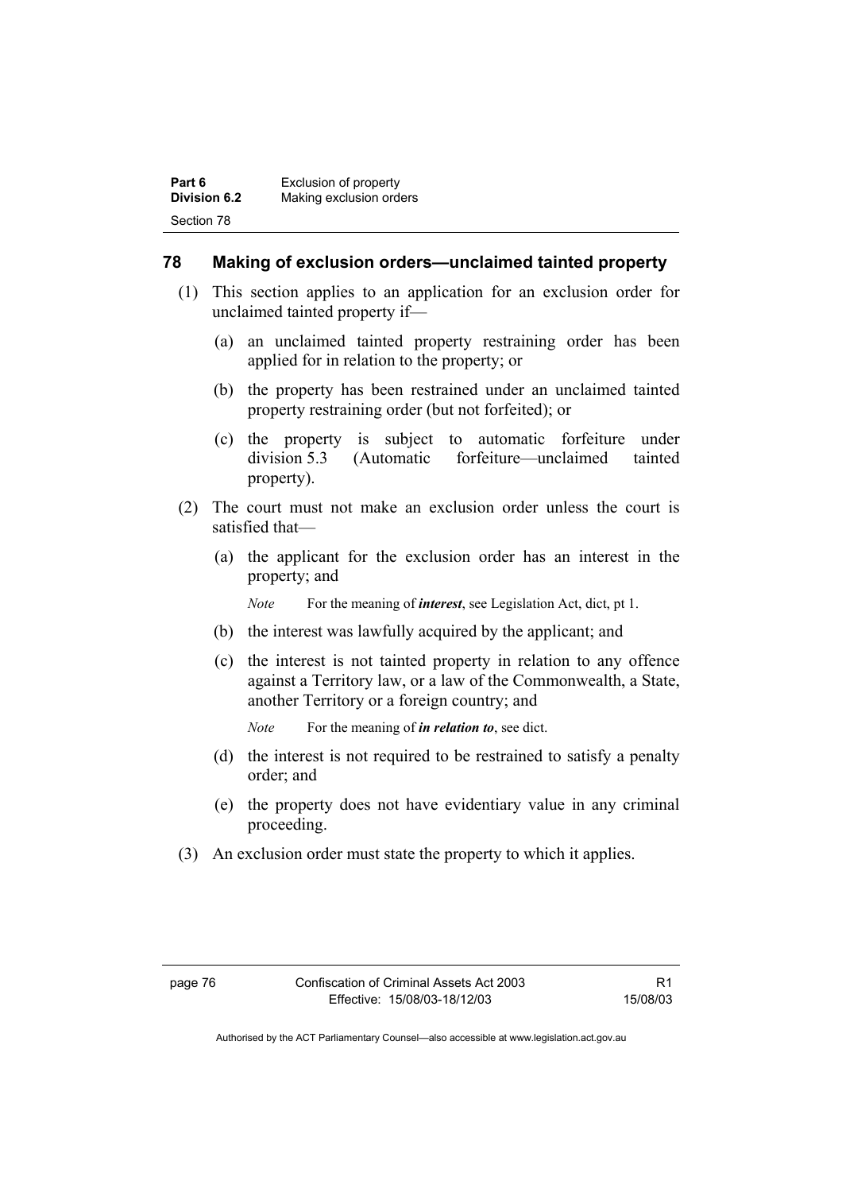## 78 Making of exclusion orders—unclaimed tainted property

(1) This section applies to an application for an exclusion order for unclaimed tainted property if—

(a) an unclaimed tainted property restraining order has been applied for in relation to the property; or

(b) the property has been restrained under an unclaimed tainted property restraining order (but not forfeited); or

(c) the property is subject to automatic forfeiture under division 5.3 (Automatic forfeiture—unclaimed tainted property).

(2) The court must not make an exclusion order unless the court is satisfied that—

(a) the applicant for the exclusion order has an interest in the property; and

*Note* For the meaning of ***interest***, see Legislation Act, dict, pt 1.

(b) the interest was lawfully acquired by the applicant; and

(c) the interest is not tainted property in relation to any offence against a Territory law, or a law of the Commonwealth, a State, another Territory or a foreign country; and

*Note* For the meaning of ***in relation to***, see dict.

(d) the interest is not required to be restrained to satisfy a penalty order; and

(e) the property does not have evidentiary value in any criminal proceeding.

(3) An exclusion order must state the property to which it applies.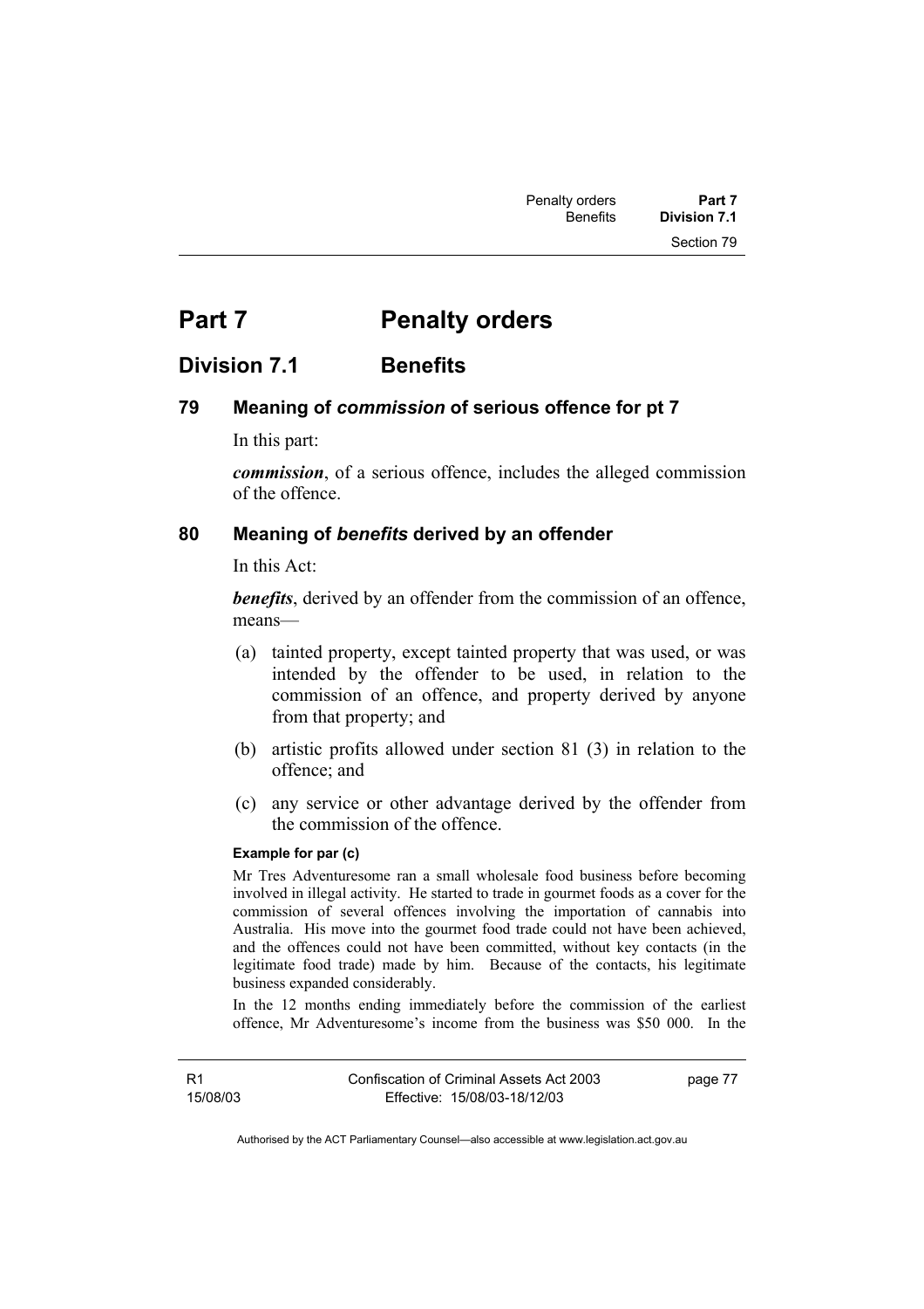# Part 7 Penalty orders

## Division 7.1 Benefits

### 79 Meaning of *commission* of serious offence for pt 7

In this part:

***commission***, of a serious offence, includes the alleged commission of the offence.

### 80 Meaning of *benefits* derived by an offender

In this Act:

***benefits***, derived by an offender from the commission of an offence, means—

(a) tainted property, except tainted property that was used, or was intended by the offender to be used, in relation to the commission of an offence, and property derived by anyone from that property; and

(b) artistic profits allowed under section 81 (3) in relation to the offence; and

(c) any service or other advantage derived by the offender from the commission of the offence.

**Example for par (c)**

Mr Tres Adventuresome ran a small wholesale food business before becoming involved in illegal activity. He started to trade in gourmet foods as a cover for the commission of several offences involving the importation of cannabis into Australia. His move into the gourmet food trade could not have been achieved, and the offences could not have been committed, without key contacts (in the legitimate food trade) made by him. Because of the contacts, his legitimate business expanded considerably.

In the 12 months ending immediately before the commission of the earliest offence, Mr Adventuresome's income from the business was $50 000. In the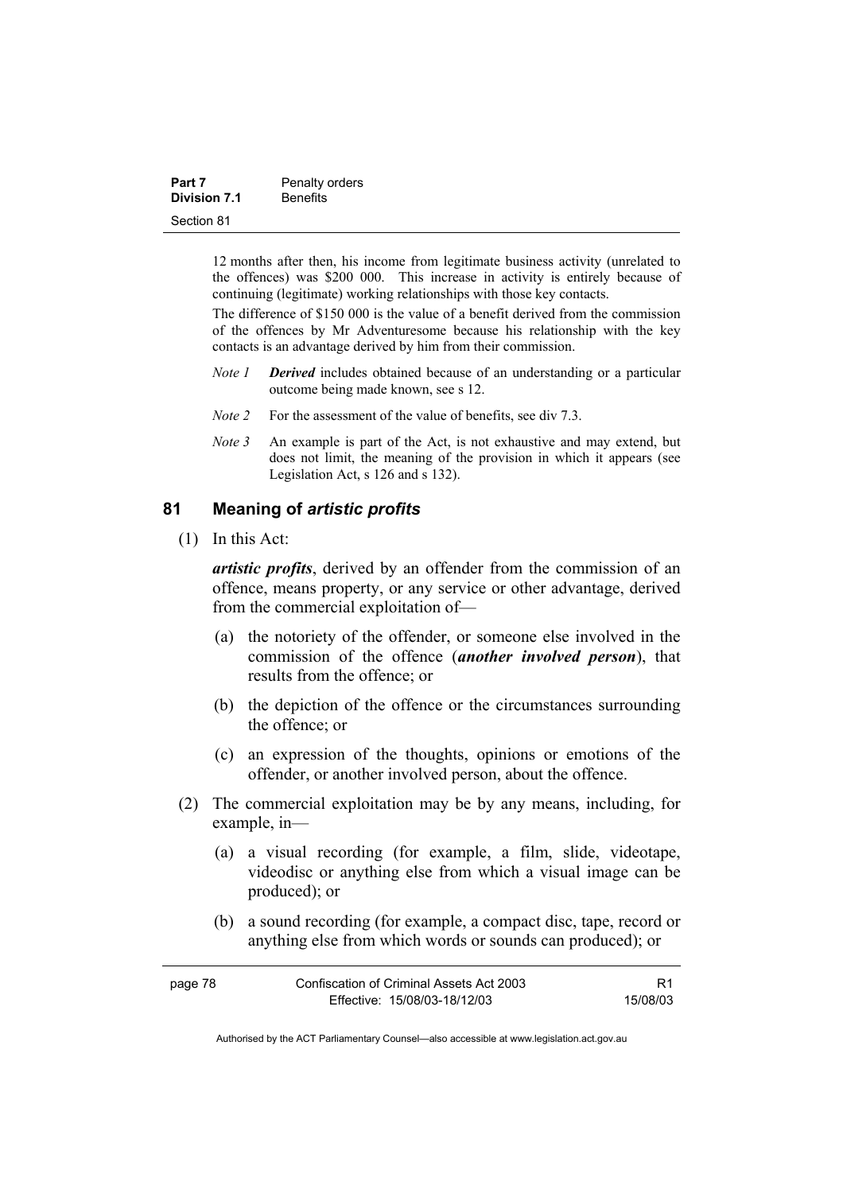12 months after then, his income from legitimate business activity (unrelated to the offences) was $200 000. This increase in activity is entirely because of continuing (legitimate) working relationships with those key contacts.

The difference of $150 000 is the value of a benefit derived from the commission of the offences by Mr Adventuresome because his relationship with the key contacts is an advantage derived by him from their commission.

*Note 1* ***Derived*** includes obtained because of an understanding or a particular outcome being made known, see s 12.

*Note 2* For the assessment of the value of benefits, see div 7.3.

*Note 3* An example is part of the Act, is not exhaustive and may extend, but does not limit, the meaning of the provision in which it appears (see Legislation Act, s 126 and s 132).

## 81 Meaning of *artistic profits*

(1) In this Act:

***artistic profits***, derived by an offender from the commission of an offence, means property, or any service or other advantage, derived from the commercial exploitation of—

(a) the notoriety of the offender, or someone else involved in the commission of the offence (***another involved person***), that results from the offence; or

(b) the depiction of the offence or the circumstances surrounding the offence; or

(c) an expression of the thoughts, opinions or emotions of the offender, or another involved person, about the offence.

(2) The commercial exploitation may be by any means, including, for example, in—

(a) a visual recording (for example, a film, slide, videotape, videodisc or anything else from which a visual image can be produced); or

(b) a sound recording (for example, a compact disc, tape, record or anything else from which words or sounds can produced); or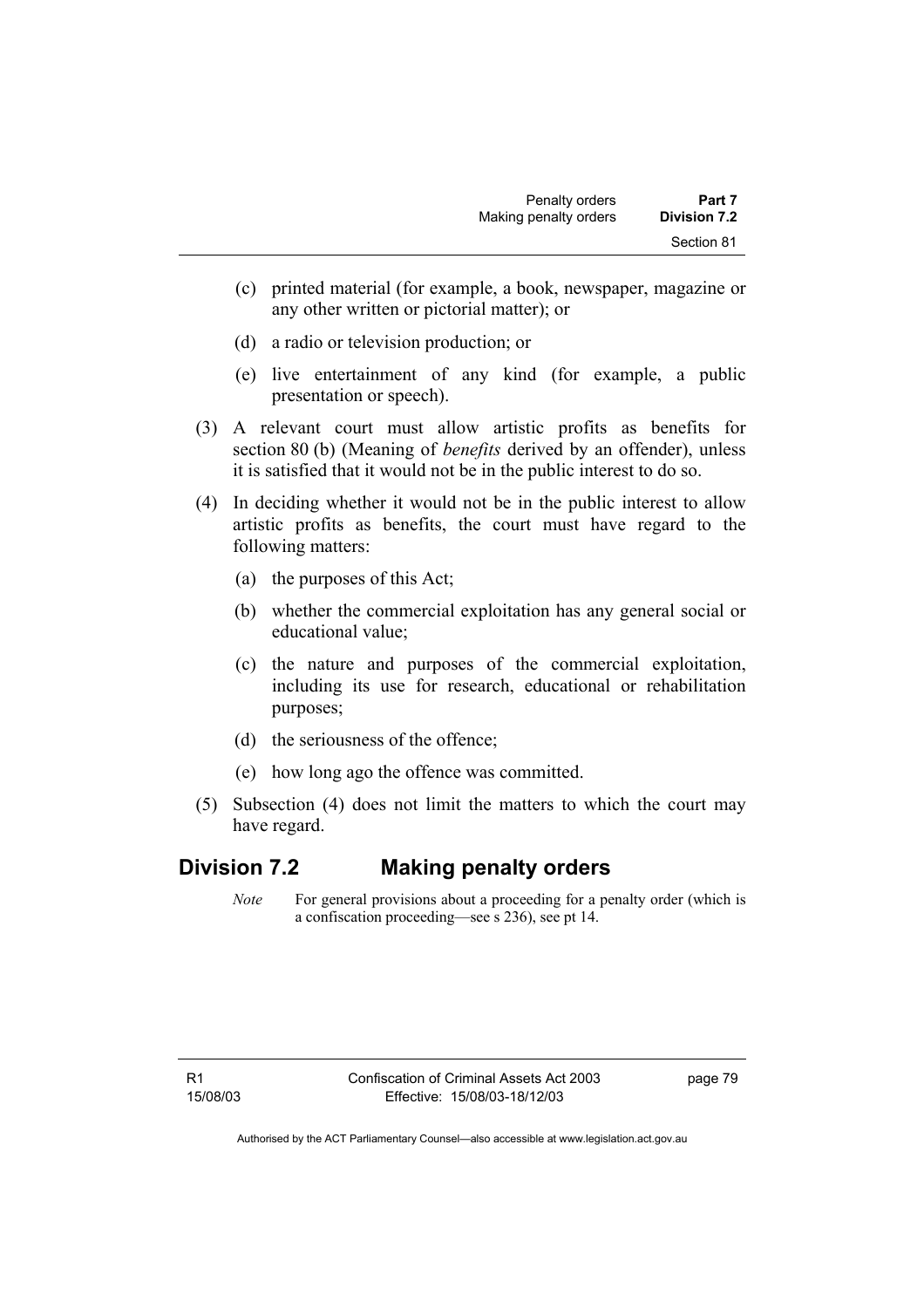(c) printed material (for example, a book, newspaper, magazine or any other written or pictorial matter); or

(d) a radio or television production; or

(e) live entertainment of any kind (for example, a public presentation or speech).

(3) A relevant court must allow artistic profits as benefits for section 80 (b) (Meaning of *benefits* derived by an offender), unless it is satisfied that it would not be in the public interest to do so.

(4) In deciding whether it would not be in the public interest to allow artistic profits as benefits, the court must have regard to the following matters:

(a) the purposes of this Act;

(b) whether the commercial exploitation has any general social or educational value;

(c) the nature and purposes of the commercial exploitation, including its use for research, educational or rehabilitation purposes;

(d) the seriousness of the offence;

(e) how long ago the offence was committed.

(5) Subsection (4) does not limit the matters to which the court may have regard.

## Division 7.2 Making penalty orders

*Note* For general provisions about a proceeding for a penalty order (which is a confiscation proceeding—see s 236), see pt 14.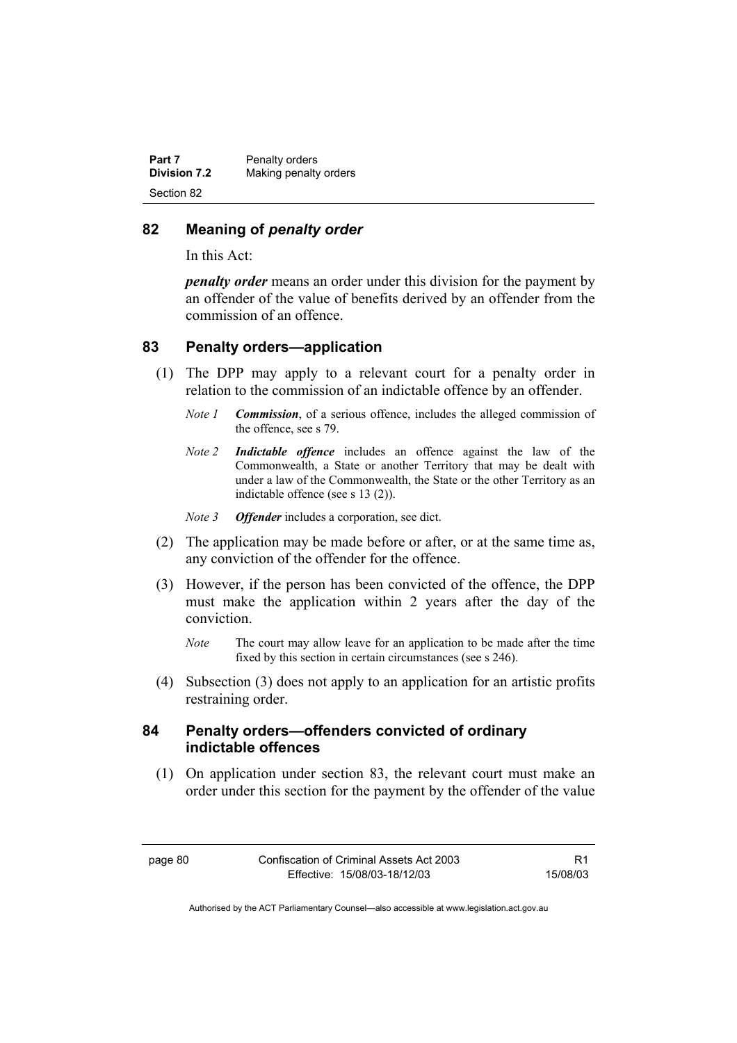## 82 Meaning of *penalty order*

In this Act:

***penalty order*** means an order under this division for the payment by an offender of the value of benefits derived by an offender from the commission of an offence.

## 83 Penalty orders—application

(1) The DPP may apply to a relevant court for a penalty order in relation to the commission of an indictable offence by an offender.

*Note 1* ***Commission***, of a serious offence, includes the alleged commission of the offence, see s 79.

*Note 2* ***Indictable offence*** includes an offence against the law of the Commonwealth, a State or another Territory that may be dealt with under a law of the Commonwealth, the State or the other Territory as an indictable offence (see s 13 (2)).

*Note 3* ***Offender*** includes a corporation, see dict.

(2) The application may be made before or after, or at the same time as, any conviction of the offender for the offence.

(3) However, if the person has been convicted of the offence, the DPP must make the application within 2 years after the day of the conviction.

*Note* The court may allow leave for an application to be made after the time fixed by this section in certain circumstances (see s 246).

(4) Subsection (3) does not apply to an application for an artistic profits restraining order.

## 84 Penalty orders—offenders convicted of ordinary indictable offences

(1) On application under section 83, the relevant court must make an order under this section for the payment by the offender of the value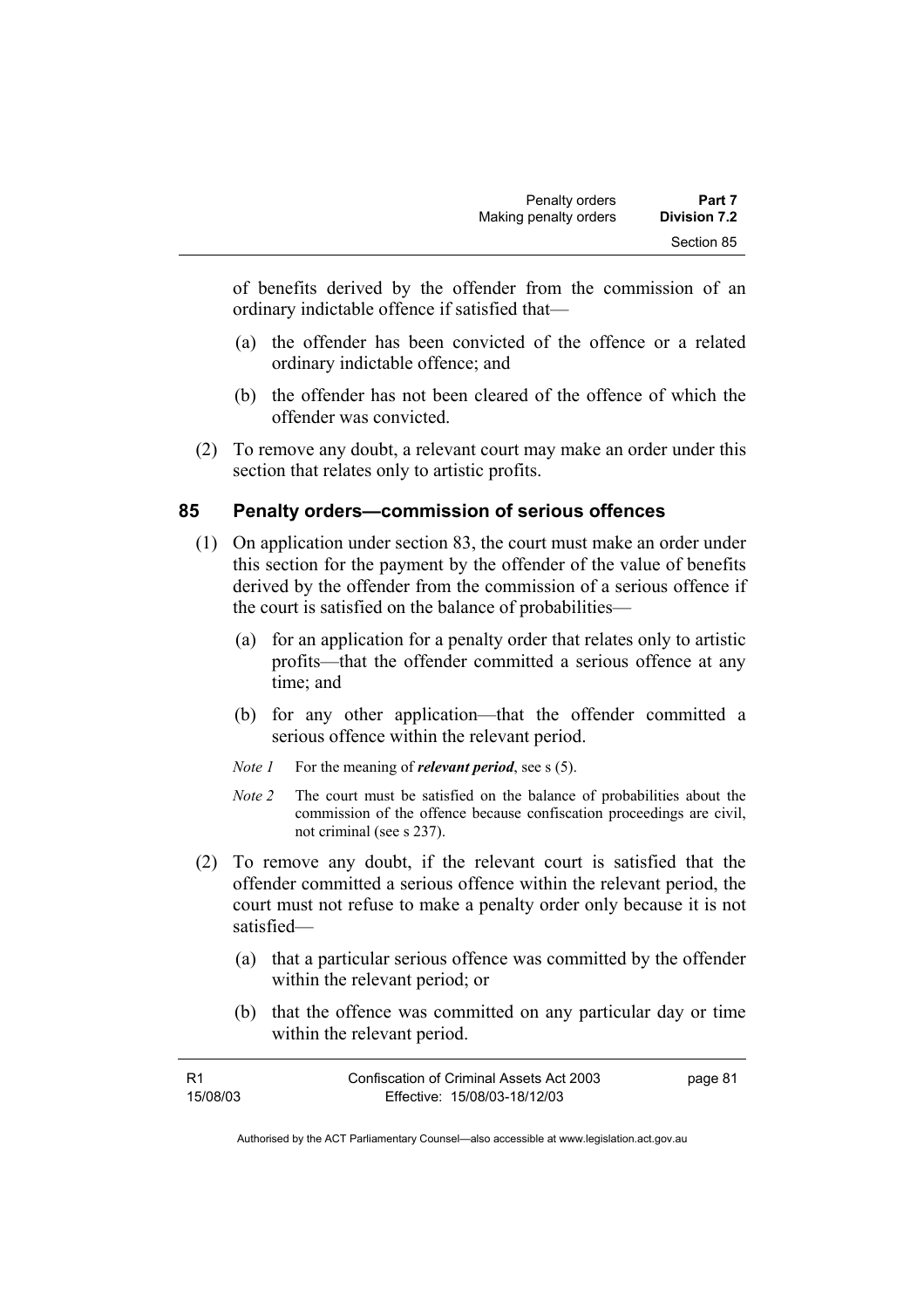of benefits derived by the offender from the commission of an ordinary indictable offence if satisfied that—

(a) the offender has been convicted of the offence or a related ordinary indictable offence; and

(b) the offender has not been cleared of the offence of which the offender was convicted.

(2) To remove any doubt, a relevant court may make an order under this section that relates only to artistic profits.

## 85 Penalty orders—commission of serious offences

(1) On application under section 83, the court must make an order under this section for the payment by the offender of the value of benefits derived by the offender from the commission of a serious offence if the court is satisfied on the balance of probabilities—

(a) for an application for a penalty order that relates only to artistic profits—that the offender committed a serious offence at any time; and

(b) for any other application—that the offender committed a serious offence within the relevant period.

*Note 1* For the meaning of ***relevant period***, see s (5).

*Note 2* The court must be satisfied on the balance of probabilities about the commission of the offence because confiscation proceedings are civil, not criminal (see s 237).

(2) To remove any doubt, if the relevant court is satisfied that the offender committed a serious offence within the relevant period, the court must not refuse to make a penalty order only because it is not satisfied—

(a) that a particular serious offence was committed by the offender within the relevant period; or

(b) that the offence was committed on any particular day or time within the relevant period.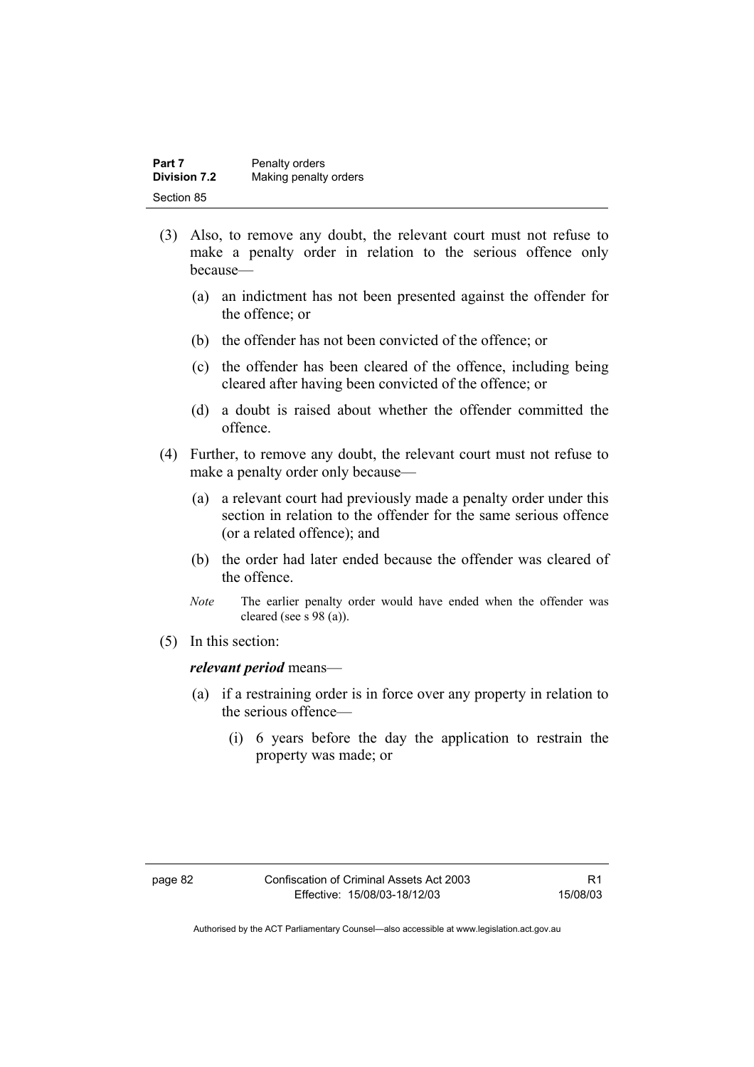(3) Also, to remove any doubt, the relevant court must not refuse to make a penalty order in relation to the serious offence only because—

   (a) an indictment has not been presented against the offender for the offence; or

   (b) the offender has not been convicted of the offence; or

   (c) the offender has been cleared of the offence, including being cleared after having been convicted of the offence; or

   (d) a doubt is raised about whether the offender committed the offence.

(4) Further, to remove any doubt, the relevant court must not refuse to make a penalty order only because—

   (a) a relevant court had previously made a penalty order under this section in relation to the offender for the same serious offence (or a related offence); and

   (b) the order had later ended because the offender was cleared of the offence.

   *Note* The earlier penalty order would have ended when the offender was cleared (see s 98 (a)).

(5) In this section:

   ***relevant period*** means—

   (a) if a restraining order is in force over any property in relation to the serious offence—

      (i) 6 years before the day the application to restrain the property was made; or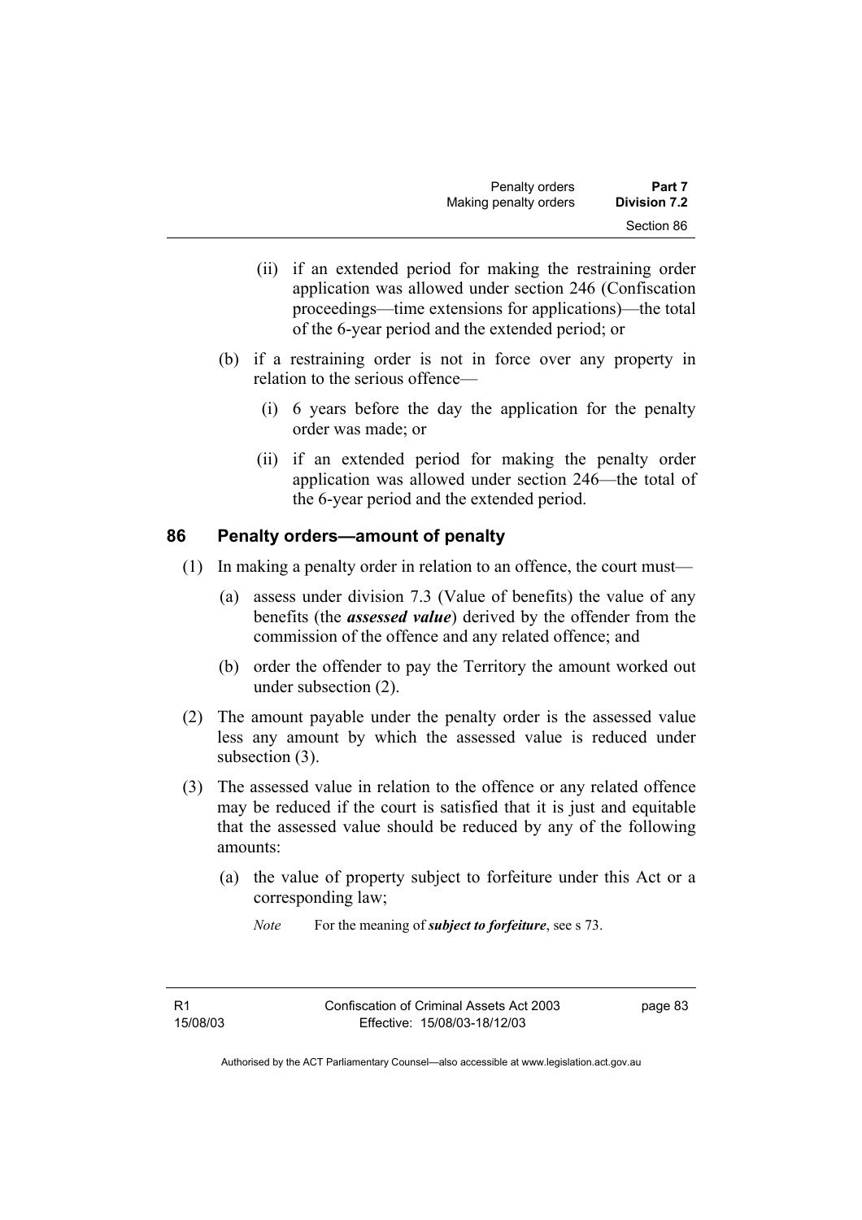(ii) if an extended period for making the restraining order application was allowed under section 246 (Confiscation proceedings—time extensions for applications)—the total of the 6-year period and the extended period; or

(b) if a restraining order is not in force over any property in relation to the serious offence—

(i) 6 years before the day the application for the penalty order was made; or

(ii) if an extended period for making the penalty order application was allowed under section 246—the total of the 6-year period and the extended period.

## 86 Penalty orders—amount of penalty

(1) In making a penalty order in relation to an offence, the court must—

(a) assess under division 7.3 (Value of benefits) the value of any benefits (the ***assessed value***) derived by the offender from the commission of the offence and any related offence; and

(b) order the offender to pay the Territory the amount worked out under subsection (2).

(2) The amount payable under the penalty order is the assessed value less any amount by which the assessed value is reduced under subsection (3).

(3) The assessed value in relation to the offence or any related offence may be reduced if the court is satisfied that it is just and equitable that the assessed value should be reduced by any of the following amounts:

(a) the value of property subject to forfeiture under this Act or a corresponding law;

*Note* For the meaning of ***subject to forfeiture***, see s 73.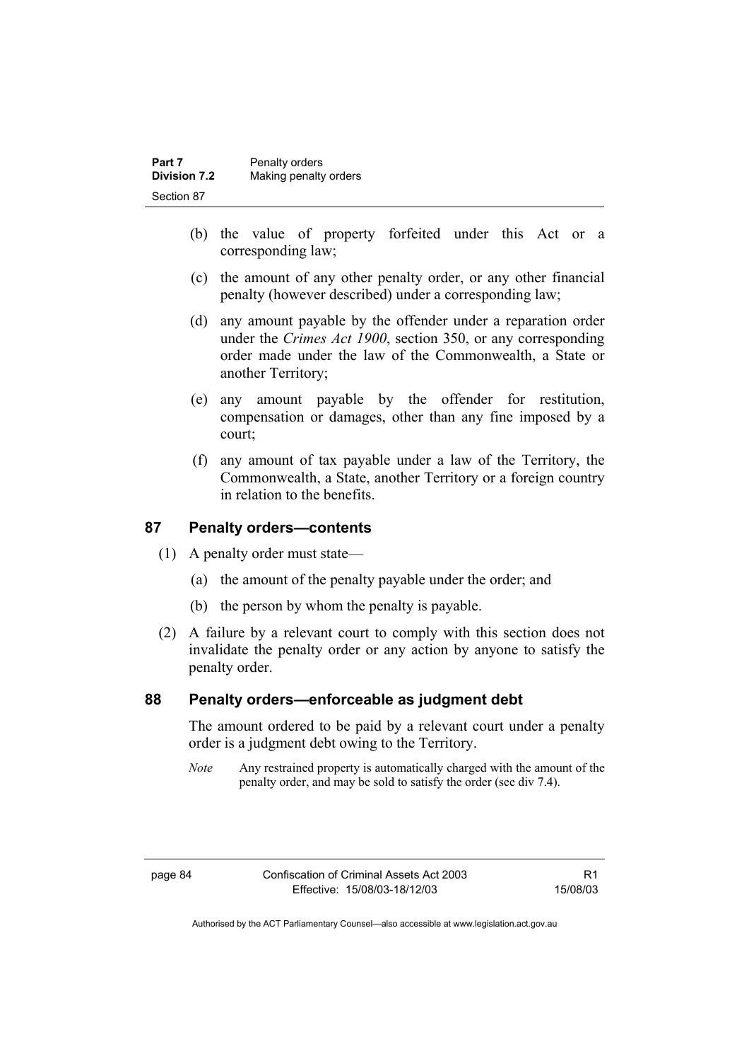(b) the value of property forfeited under this Act or a corresponding law;

(c) the amount of any other penalty order, or any other financial penalty (however described) under a corresponding law;

(d) any amount payable by the offender under a reparation order under the *Crimes Act 1900*, section 350, or any corresponding order made under the law of the Commonwealth, a State or another Territory;

(e) any amount payable by the offender for restitution, compensation or damages, other than any fine imposed by a court;

(f) any amount of tax payable under a law of the Territory, the Commonwealth, a State, another Territory or a foreign country in relation to the benefits.

## 87 Penalty orders—contents

(1) A penalty order must state—

(a) the amount of the penalty payable under the order; and

(b) the person by whom the penalty is payable.

(2) A failure by a relevant court to comply with this section does not invalidate the penalty order or any action by anyone to satisfy the penalty order.

## 88 Penalty orders—enforceable as judgment debt

The amount ordered to be paid by a relevant court under a penalty order is a judgment debt owing to the Territory.

*Note* Any restrained property is automatically charged with the amount of the penalty order, and may be sold to satisfy the order (see div 7.4).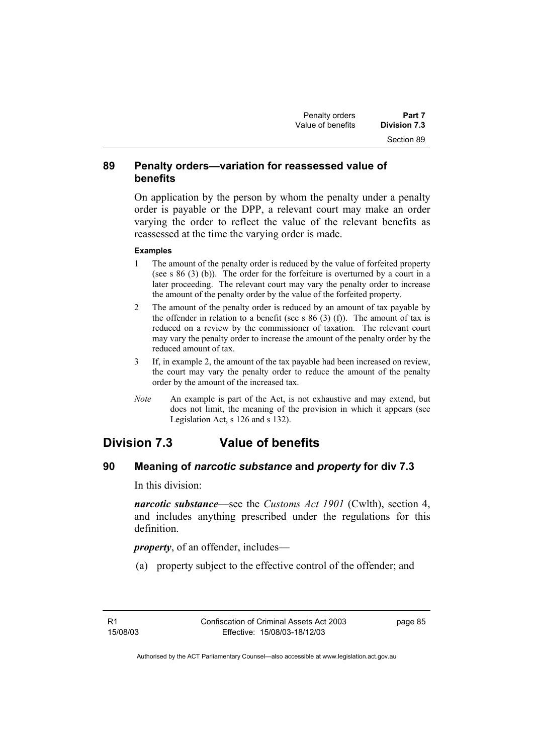## 89 Penalty orders—variation for reassessed value of benefits

On application by the person by whom the penalty under a penalty order is payable or the DPP, a relevant court may make an order varying the order to reflect the value of the relevant benefits as reassessed at the time the varying order is made.

**Examples**

1 The amount of the penalty order is reduced by the value of forfeited property (see s 86 (3) (b)). The order for the forfeiture is overturned by a court in a later proceeding. The relevant court may vary the penalty order to increase the amount of the penalty order by the value of the forfeited property.

2 The amount of the penalty order is reduced by an amount of tax payable by the offender in relation to a benefit (see s 86 (3) (f)). The amount of tax is reduced on a review by the commissioner of taxation. The relevant court may vary the penalty order to increase the amount of the penalty order by the reduced amount of tax.

3 If, in example 2, the amount of the tax payable had been increased on review, the court may vary the penalty order to reduce the amount of the penalty order by the amount of the increased tax.

*Note* An example is part of the Act, is not exhaustive and may extend, but does not limit, the meaning of the provision in which it appears (see Legislation Act, s 126 and s 132).

# Division 7.3 Value of benefits

## 90 Meaning of *narcotic substance* and *property* for div 7.3

In this division:

***narcotic substance***—see the *Customs Act 1901* (Cwlth), section 4, and includes anything prescribed under the regulations for this definition.

***property***, of an offender, includes—

(a) property subject to the effective control of the offender; and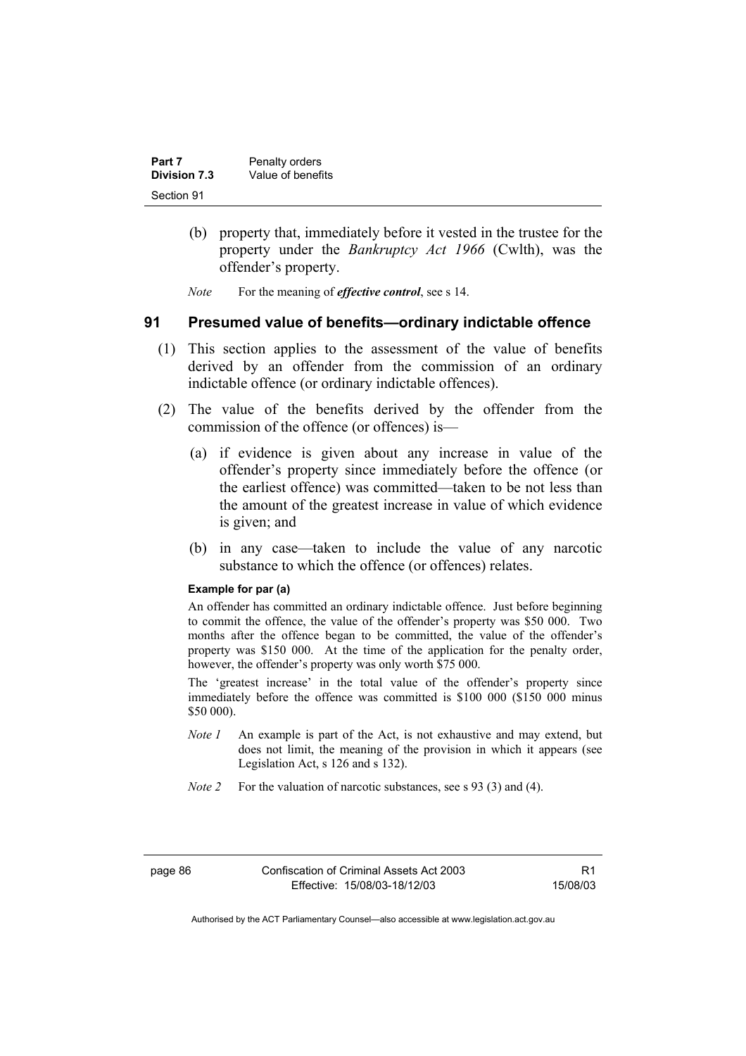(b) property that, immediately before it vested in the trustee for the property under the *Bankruptcy Act 1966* (Cwlth), was the offender's property.

*Note* For the meaning of ***effective control***, see s 14.

## 91 Presumed value of benefits—ordinary indictable offence

(1) This section applies to the assessment of the value of benefits derived by an offender from the commission of an ordinary indictable offence (or ordinary indictable offences).

(2) The value of the benefits derived by the offender from the commission of the offence (or offences) is—

(a) if evidence is given about any increase in value of the offender's property since immediately before the offence (or the earliest offence) was committed—taken to be not less than the amount of the greatest increase in value of which evidence is given; and

(b) in any case—taken to include the value of any narcotic substance to which the offence (or offences) relates.

**Example for par (a)**

An offender has committed an ordinary indictable offence. Just before beginning to commit the offence, the value of the offender's property was $50 000. Two months after the offence began to be committed, the value of the offender's property was $150 000. At the time of the application for the penalty order, however, the offender's property was only worth $75 000.

The 'greatest increase' in the total value of the offender's property since immediately before the offence was committed is $100 000 ($150 000 minus $50 000).

*Note 1* An example is part of the Act, is not exhaustive and may extend, but does not limit, the meaning of the provision in which it appears (see Legislation Act, s 126 and s 132).

*Note 2* For the valuation of narcotic substances, see s 93 (3) and (4).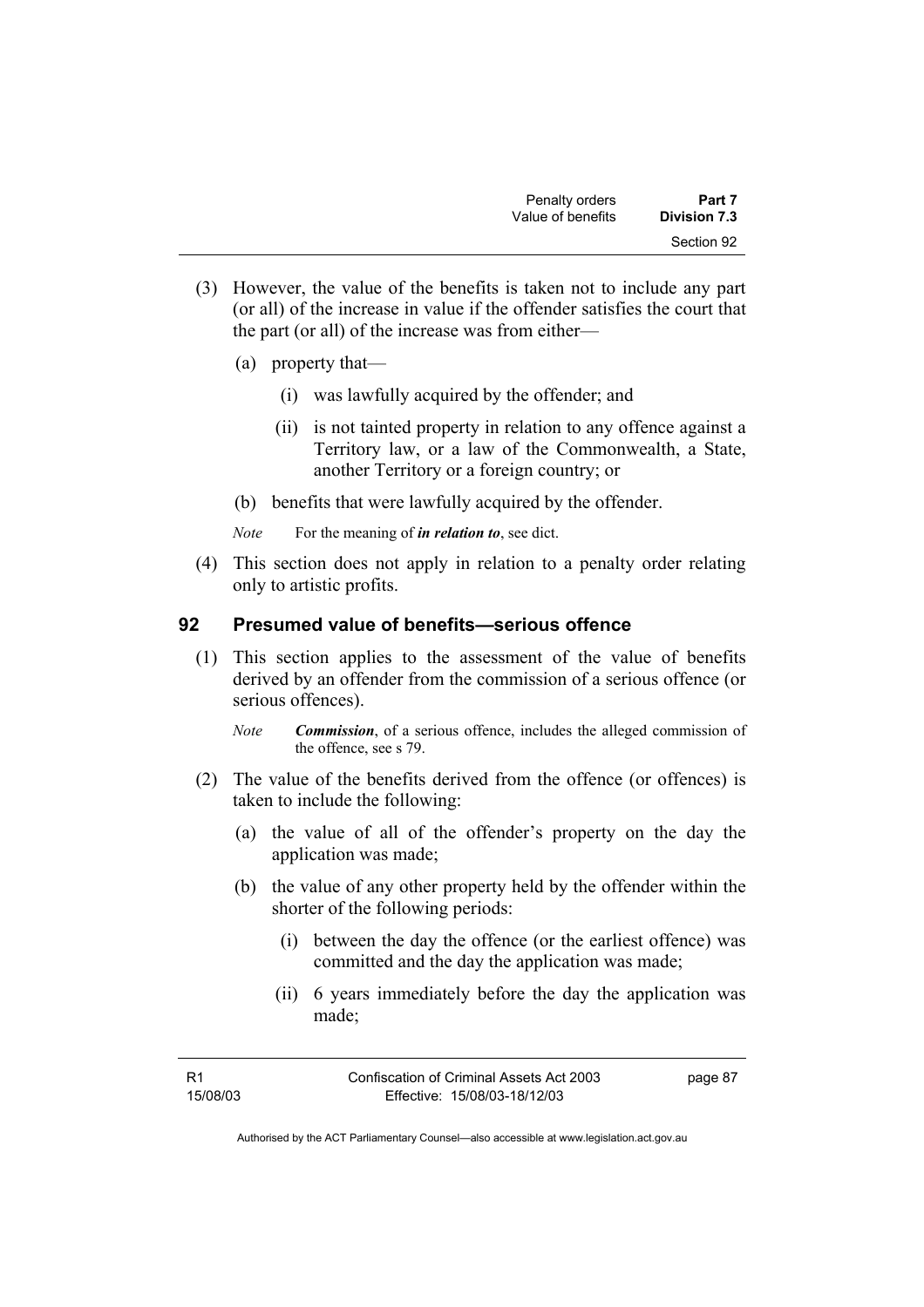(3) However, the value of the benefits is taken not to include any part (or all) of the increase in value if the offender satisfies the court that the part (or all) of the increase was from either—

(a) property that—

(i) was lawfully acquired by the offender; and

(ii) is not tainted property in relation to any offence against a Territory law, or a law of the Commonwealth, a State, another Territory or a foreign country; or

(b) benefits that were lawfully acquired by the offender.

*Note* For the meaning of ***in relation to***, see dict.

(4) This section does not apply in relation to a penalty order relating only to artistic profits.

## 92 Presumed value of benefits—serious offence

(1) This section applies to the assessment of the value of benefits derived by an offender from the commission of a serious offence (or serious offences).

*Note* ***Commission***, of a serious offence, includes the alleged commission of the offence, see s 79.

(2) The value of the benefits derived from the offence (or offences) is taken to include the following:

(a) the value of all of the offender's property on the day the application was made;

(b) the value of any other property held by the offender within the shorter of the following periods:

(i) between the day the offence (or the earliest offence) was committed and the day the application was made;

(ii) 6 years immediately before the day the application was made;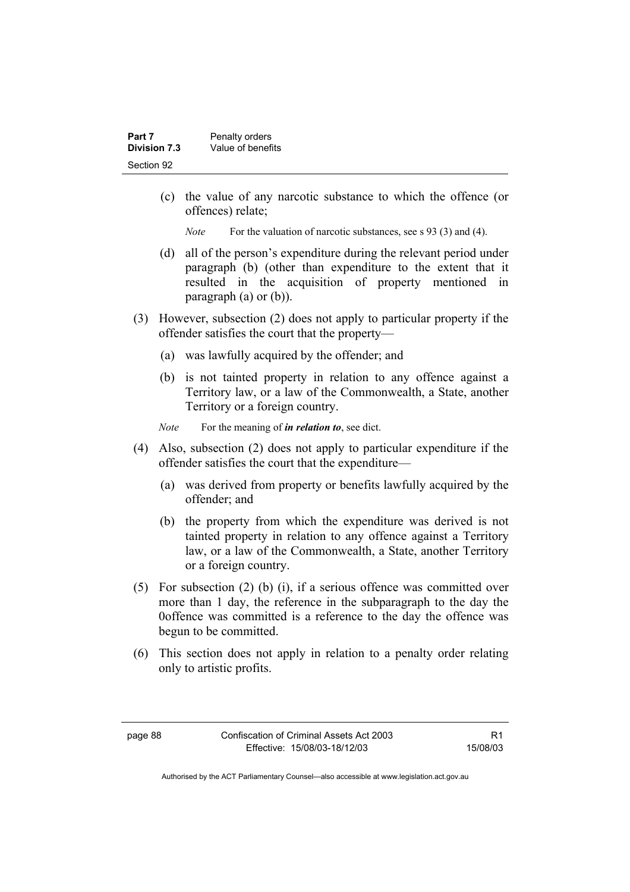(c) the value of any narcotic substance to which the offence (or offences) relate;

*Note* For the valuation of narcotic substances, see s 93 (3) and (4).

(d) all of the person's expenditure during the relevant period under paragraph (b) (other than expenditure to the extent that it resulted in the acquisition of property mentioned in paragraph (a) or (b)).

(3) However, subsection (2) does not apply to particular property if the offender satisfies the court that the property—

(a) was lawfully acquired by the offender; and

(b) is not tainted property in relation to any offence against a Territory law, or a law of the Commonwealth, a State, another Territory or a foreign country.

*Note* For the meaning of ***in relation to***, see dict.

(4) Also, subsection (2) does not apply to particular expenditure if the offender satisfies the court that the expenditure—

(a) was derived from property or benefits lawfully acquired by the offender; and

(b) the property from which the expenditure was derived is not tainted property in relation to any offence against a Territory law, or a law of the Commonwealth, a State, another Territory or a foreign country.

(5) For subsection (2) (b) (i), if a serious offence was committed over more than 1 day, the reference in the subparagraph to the day the 0offence was committed is a reference to the day the offence was begun to be committed.

(6) This section does not apply in relation to a penalty order relating only to artistic profits.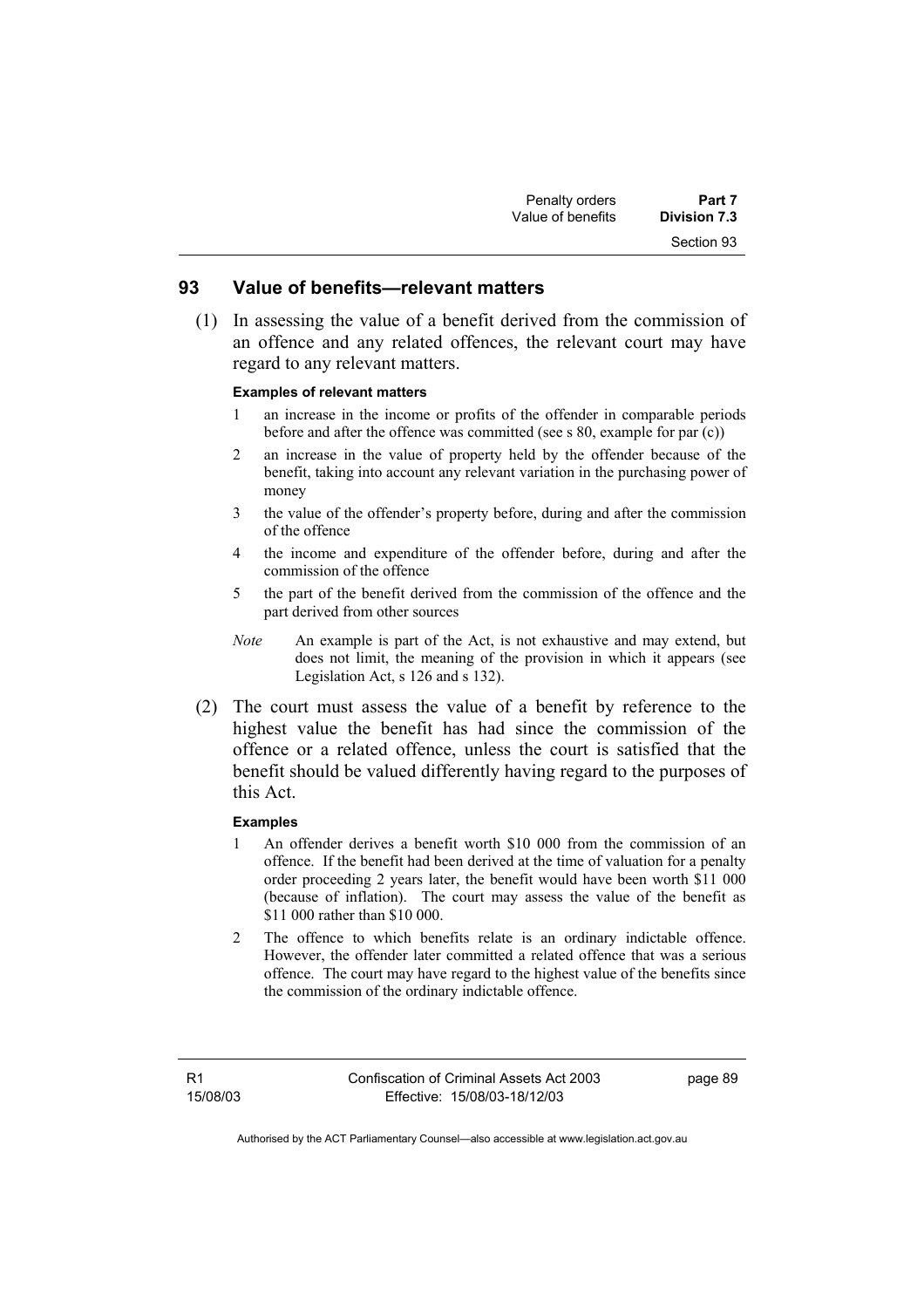## 93 Value of benefits—relevant matters

(1) In assessing the value of a benefit derived from the commission of an offence and any related offences, the relevant court may have regard to any relevant matters.

**Examples of relevant matters**

1 an increase in the income or profits of the offender in comparable periods before and after the offence was committed (see s 80, example for par (c))

2 an increase in the value of property held by the offender because of the benefit, taking into account any relevant variation in the purchasing power of money

3 the value of the offender's property before, during and after the commission of the offence

4 the income and expenditure of the offender before, during and after the commission of the offence

5 the part of the benefit derived from the commission of the offence and the part derived from other sources

*Note* An example is part of the Act, is not exhaustive and may extend, but does not limit, the meaning of the provision in which it appears (see Legislation Act, s 126 and s 132).

(2) The court must assess the value of a benefit by reference to the highest value the benefit has had since the commission of the offence or a related offence, unless the court is satisfied that the benefit should be valued differently having regard to the purposes of this Act.

**Examples**

1 An offender derives a benefit worth $10 000 from the commission of an offence. If the benefit had been derived at the time of valuation for a penalty order proceeding 2 years later, the benefit would have been worth $11 000 (because of inflation). The court may assess the value of the benefit as $11 000 rather than $10 000.

2 The offence to which benefits relate is an ordinary indictable offence. However, the offender later committed a related offence that was a serious offence. The court may have regard to the highest value of the benefits since the commission of the ordinary indictable offence.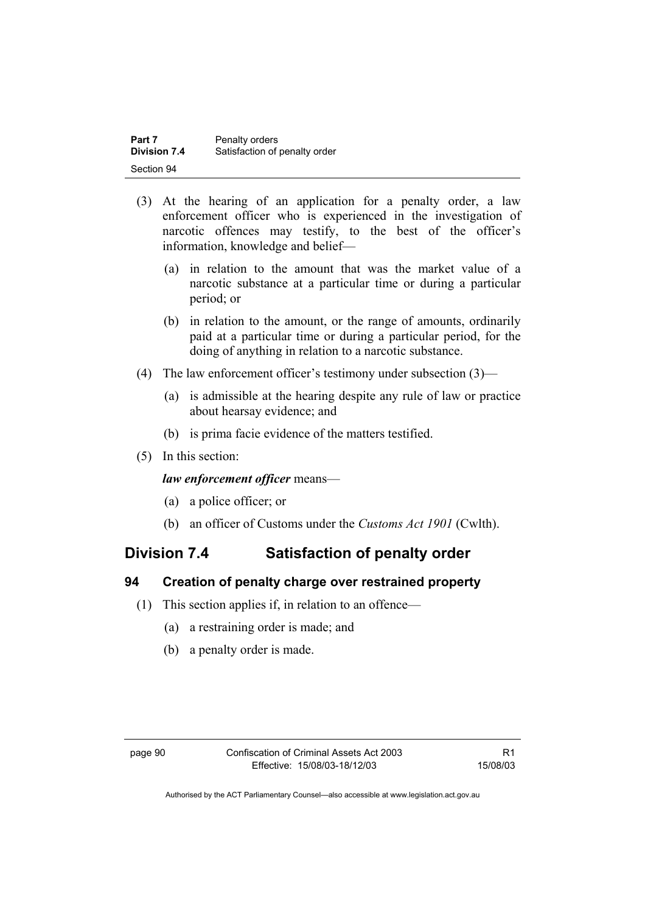(3) At the hearing of an application for a penalty order, a law enforcement officer who is experienced in the investigation of narcotic offences may testify, to the best of the officer's information, knowledge and belief—

(a) in relation to the amount that was the market value of a narcotic substance at a particular time or during a particular period; or

(b) in relation to the amount, or the range of amounts, ordinarily paid at a particular time or during a particular period, for the doing of anything in relation to a narcotic substance.

(4) The law enforcement officer's testimony under subsection (3)—

(a) is admissible at the hearing despite any rule of law or practice about hearsay evidence; and

(b) is prima facie evidence of the matters testified.

(5) In this section:

***law enforcement officer*** means—

(a) a police officer; or

(b) an officer of Customs under the *Customs Act 1901* (Cwlth).

## Division 7.4 Satisfaction of penalty order

### 94 Creation of penalty charge over restrained property

(1) This section applies if, in relation to an offence—

(a) a restraining order is made; and

(b) a penalty order is made.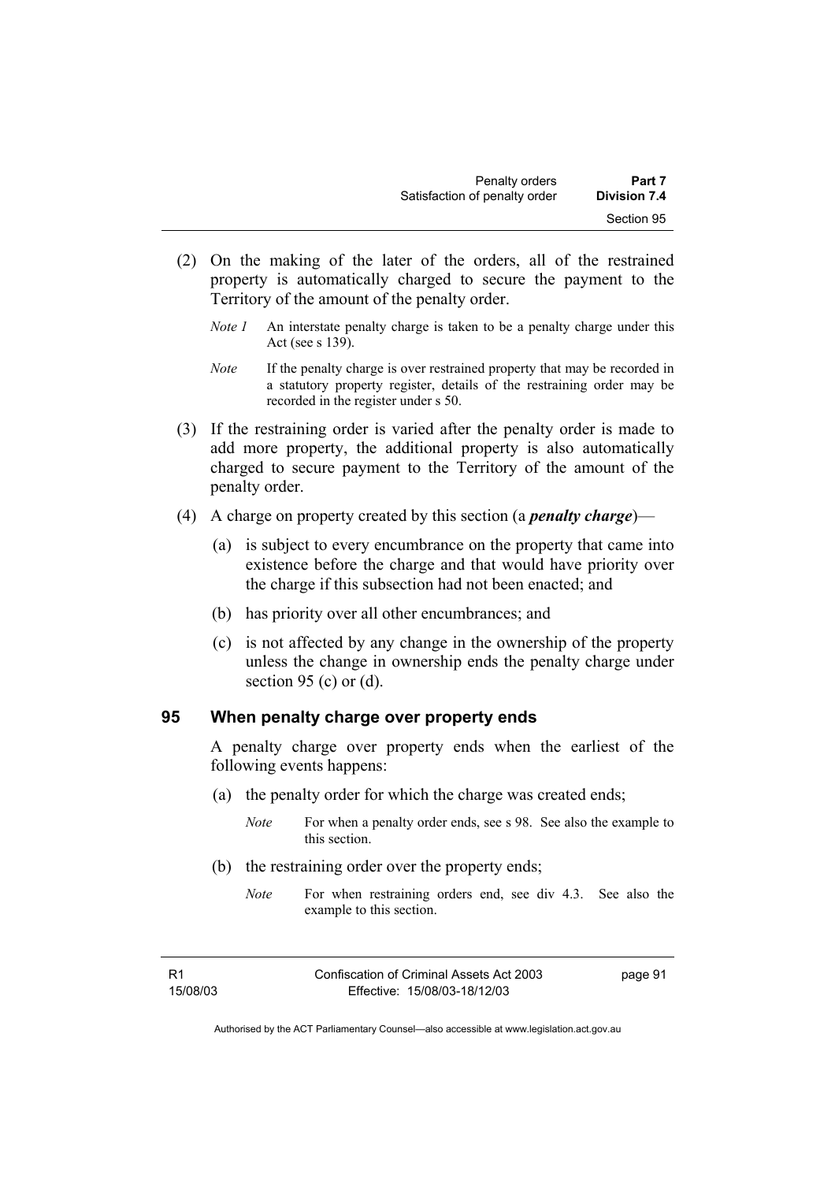(2) On the making of the later of the orders, all of the restrained property is automatically charged to secure the payment to the Territory of the amount of the penalty order.

*Note 1* An interstate penalty charge is taken to be a penalty charge under this Act (see s 139).

*Note* If the penalty charge is over restrained property that may be recorded in a statutory property register, details of the restraining order may be recorded in the register under s 50.

(3) If the restraining order is varied after the penalty order is made to add more property, the additional property is also automatically charged to secure payment to the Territory of the amount of the penalty order.

(4) A charge on property created by this section (a ***penalty charge***)—

(a) is subject to every encumbrance on the property that came into existence before the charge and that would have priority over the charge if this subsection had not been enacted; and

(b) has priority over all other encumbrances; and

(c) is not affected by any change in the ownership of the property unless the change in ownership ends the penalty charge under section 95 (c) or (d).

## 95 When penalty charge over property ends

A penalty charge over property ends when the earliest of the following events happens:

(a) the penalty order for which the charge was created ends;

*Note* For when a penalty order ends, see s 98. See also the example to this section.

(b) the restraining order over the property ends;

*Note* For when restraining orders end, see div 4.3. See also the example to this section.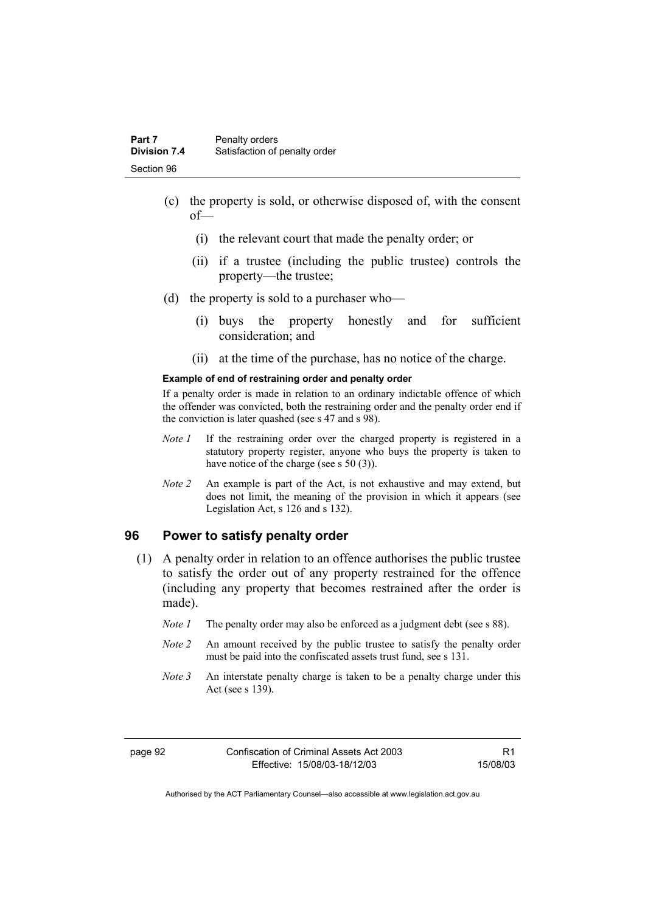(c) the property is sold, or otherwise disposed of, with the consent of—

(i) the relevant court that made the penalty order; or

(ii) if a trustee (including the public trustee) controls the property—the trustee;

(d) the property is sold to a purchaser who—

(i) buys the property honestly and for sufficient consideration; and

(ii) at the time of the purchase, has no notice of the charge.

**Example of end of restraining order and penalty order**

If a penalty order is made in relation to an ordinary indictable offence of which the offender was convicted, both the restraining order and the penalty order end if the conviction is later quashed (see s 47 and s 98).

*Note 1* If the restraining order over the charged property is registered in a statutory property register, anyone who buys the property is taken to have notice of the charge (see s 50 (3)).

*Note 2* An example is part of the Act, is not exhaustive and may extend, but does not limit, the meaning of the provision in which it appears (see Legislation Act, s 126 and s 132).

## 96 Power to satisfy penalty order

(1) A penalty order in relation to an offence authorises the public trustee to satisfy the order out of any property restrained for the offence (including any property that becomes restrained after the order is made).

*Note 1* The penalty order may also be enforced as a judgment debt (see s 88).

*Note 2* An amount received by the public trustee to satisfy the penalty order must be paid into the confiscated assets trust fund, see s 131.

*Note 3* An interstate penalty charge is taken to be a penalty charge under this Act (see s 139).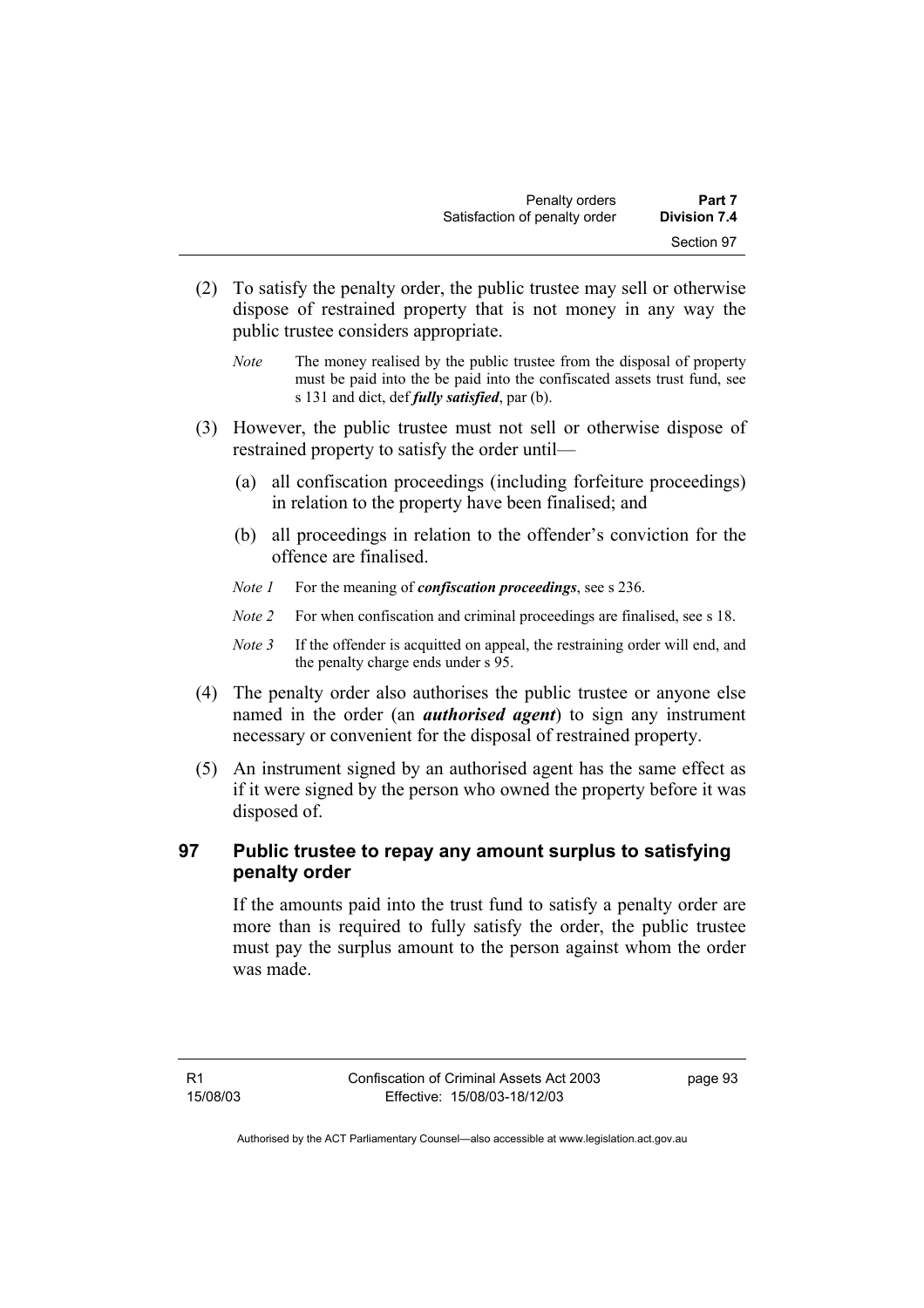(2) To satisfy the penalty order, the public trustee may sell or otherwise dispose of restrained property that is not money in any way the public trustee considers appropriate.

*Note* The money realised by the public trustee from the disposal of property must be paid into the be paid into the confiscated assets trust fund, see s 131 and dict, def ***fully satisfied***, par (b).

(3) However, the public trustee must not sell or otherwise dispose of restrained property to satisfy the order until—

(a) all confiscation proceedings (including forfeiture proceedings) in relation to the property have been finalised; and

(b) all proceedings in relation to the offender's conviction for the offence are finalised.

*Note 1* For the meaning of ***confiscation proceedings***, see s 236.

*Note 2* For when confiscation and criminal proceedings are finalised, see s 18.

*Note 3* If the offender is acquitted on appeal, the restraining order will end, and the penalty charge ends under s 95.

(4) The penalty order also authorises the public trustee or anyone else named in the order (an ***authorised agent***) to sign any instrument necessary or convenient for the disposal of restrained property.

(5) An instrument signed by an authorised agent has the same effect as if it were signed by the person who owned the property before it was disposed of.

## 97 Public trustee to repay any amount surplus to satisfying penalty order

If the amounts paid into the trust fund to satisfy a penalty order are more than is required to fully satisfy the order, the public trustee must pay the surplus amount to the person against whom the order was made.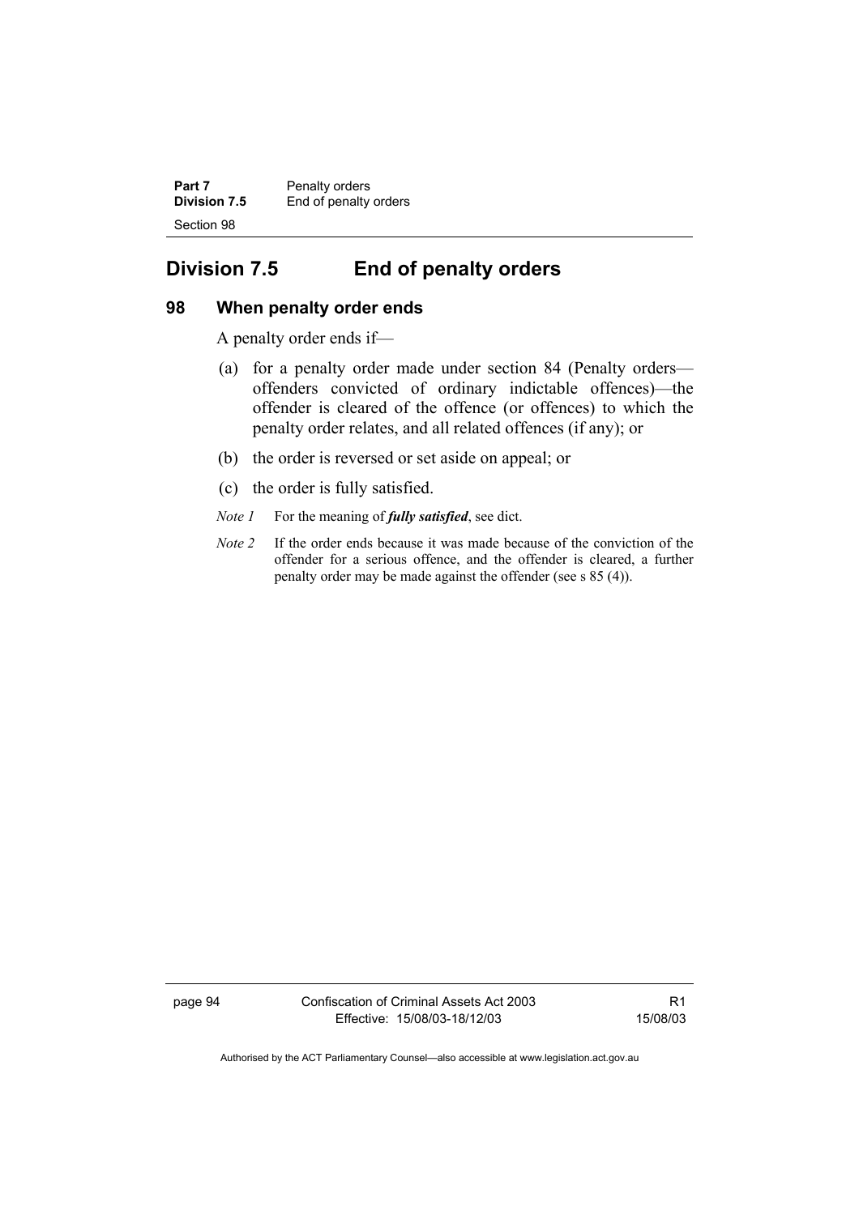## Division 7.5 End of penalty orders

### 98 When penalty order ends

A penalty order ends if—

(a) for a penalty order made under section 84 (Penalty orders—offenders convicted of ordinary indictable offences)—the offender is cleared of the offence (or offences) to which the penalty order relates, and all related offences (if any); or

(b) the order is reversed or set aside on appeal; or

(c) the order is fully satisfied.

*Note 1* For the meaning of ***fully satisfied***, see dict.

*Note 2* If the order ends because it was made because of the conviction of the offender for a serious offence, and the offender is cleared, a further penalty order may be made against the offender (see s 85 (4)).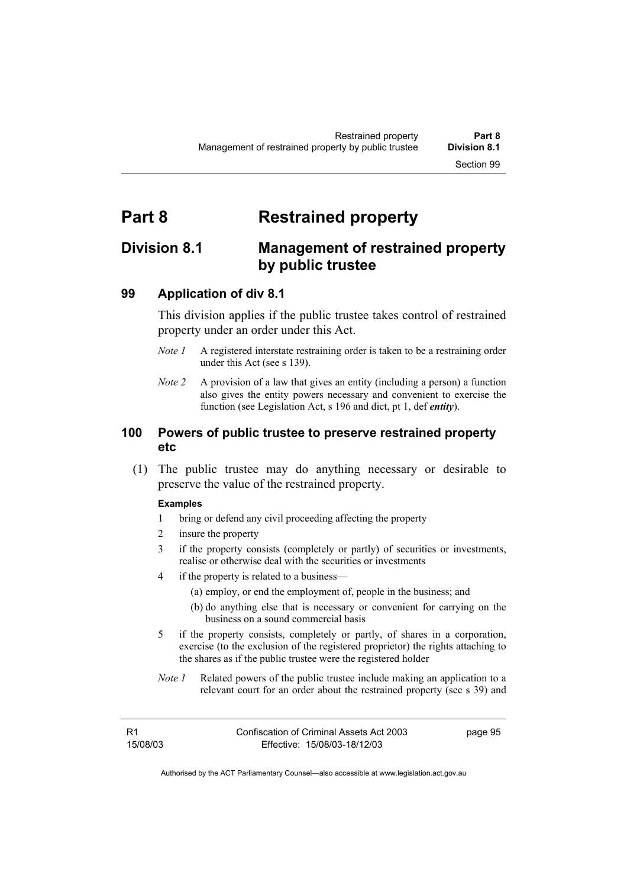# Part 8 Restrained property

## Division 8.1 Management of restrained property by public trustee

### 99 Application of div 8.1

This division applies if the public trustee takes control of restrained property under an order under this Act.

*Note 1* A registered interstate restraining order is taken to be a restraining order under this Act (see s 139).

*Note 2* A provision of a law that gives an entity (including a person) a function also gives the entity powers necessary and convenient to exercise the function (see Legislation Act, s 196 and dict, pt 1, def ***entity***).

### 100 Powers of public trustee to preserve restrained property etc

(1) The public trustee may do anything necessary or desirable to preserve the value of the restrained property.

**Examples**

1 bring or defend any civil proceeding affecting the property

2 insure the property

3 if the property consists (completely or partly) of securities or investments, realise or otherwise deal with the securities or investments

4 if the property is related to a business—

(a) employ, or end the employment of, people in the business; and

(b) do anything else that is necessary or convenient for carrying on the business on a sound commercial basis

5 if the property consists, completely or partly, of shares in a corporation, exercise (to the exclusion of the registered proprietor) the rights attaching to the shares as if the public trustee were the registered holder

*Note 1* Related powers of the public trustee include making an application to a relevant court for an order about the restrained property (see s 39) and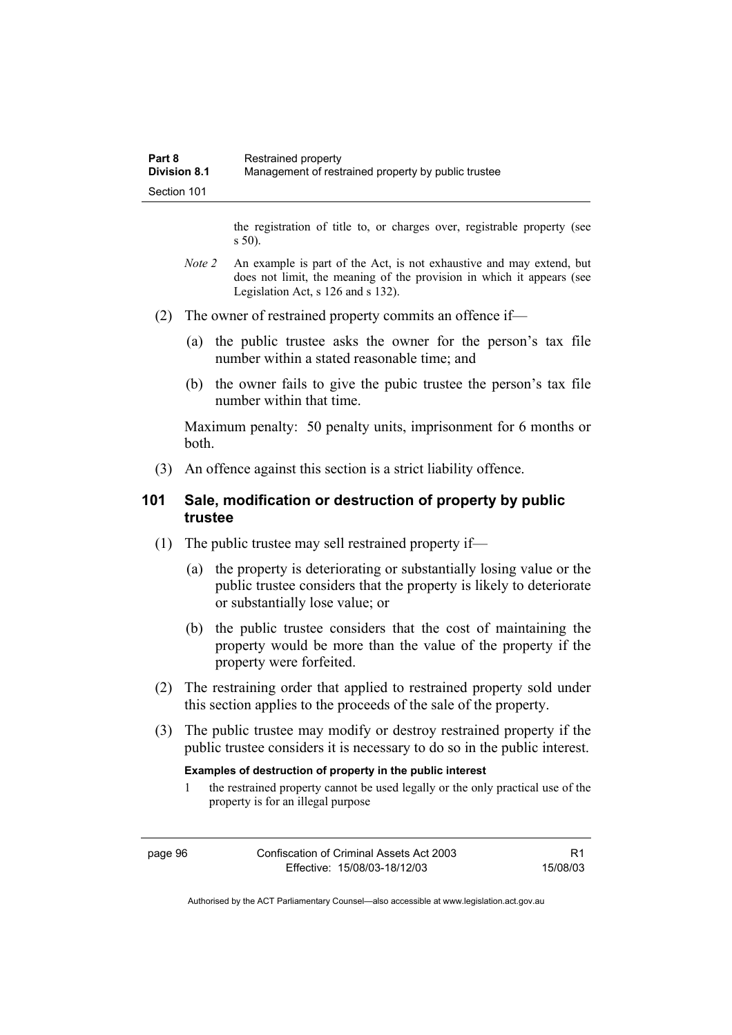the registration of title to, or charges over, registrable property (see s 50).

*Note 2* An example is part of the Act, is not exhaustive and may extend, but does not limit, the meaning of the provision in which it appears (see Legislation Act, s 126 and s 132).

(2) The owner of restrained property commits an offence if—

(a) the public trustee asks the owner for the person's tax file number within a stated reasonable time; and

(b) the owner fails to give the pubic trustee the person's tax file number within that time.

Maximum penalty: 50 penalty units, imprisonment for 6 months or both.

(3) An offence against this section is a strict liability offence.

## 101 Sale, modification or destruction of property by public trustee

(1) The public trustee may sell restrained property if—

(a) the property is deteriorating or substantially losing value or the public trustee considers that the property is likely to deteriorate or substantially lose value; or

(b) the public trustee considers that the cost of maintaining the property would be more than the value of the property if the property were forfeited.

(2) The restraining order that applied to restrained property sold under this section applies to the proceeds of the sale of the property.

(3) The public trustee may modify or destroy restrained property if the public trustee considers it is necessary to do so in the public interest.

**Examples of destruction of property in the public interest**

1 the restrained property cannot be used legally or the only practical use of the property is for an illegal purpose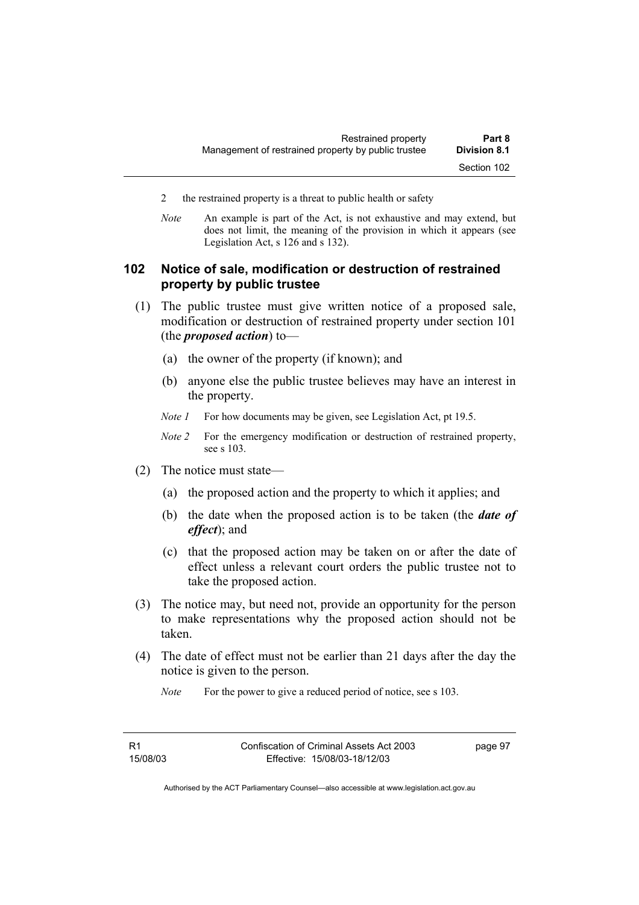2 the restrained property is a threat to public health or safety

*Note* An example is part of the Act, is not exhaustive and may extend, but does not limit, the meaning of the provision in which it appears (see Legislation Act, s 126 and s 132).

## 102 Notice of sale, modification or destruction of restrained property by public trustee

(1) The public trustee must give written notice of a proposed sale, modification or destruction of restrained property under section 101 (the ***proposed action***) to—

(a) the owner of the property (if known); and

(b) anyone else the public trustee believes may have an interest in the property.

*Note 1* For how documents may be given, see Legislation Act, pt 19.5.

*Note 2* For the emergency modification or destruction of restrained property, see s 103.

(2) The notice must state—

(a) the proposed action and the property to which it applies; and

(b) the date when the proposed action is to be taken (the ***date of effect***); and

(c) that the proposed action may be taken on or after the date of effect unless a relevant court orders the public trustee not to take the proposed action.

(3) The notice may, but need not, provide an opportunity for the person to make representations why the proposed action should not be taken.

(4) The date of effect must not be earlier than 21 days after the day the notice is given to the person.

*Note* For the power to give a reduced period of notice, see s 103.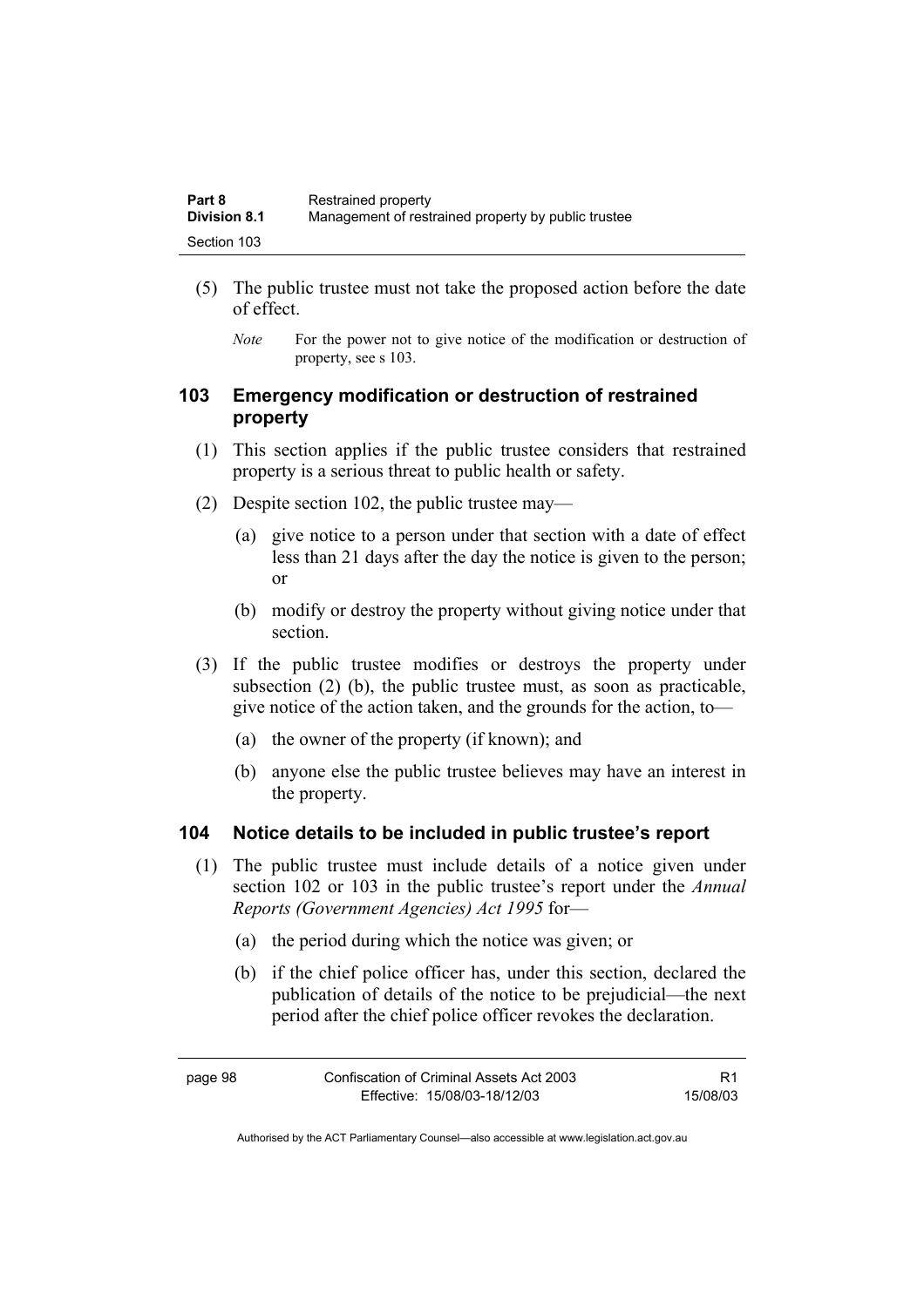(5) The public trustee must not take the proposed action before the date of effect.

*Note* For the power not to give notice of the modification or destruction of property, see s 103.

## 103 Emergency modification or destruction of restrained property

(1) This section applies if the public trustee considers that restrained property is a serious threat to public health or safety.

(2) Despite section 102, the public trustee may—

(a) give notice to a person under that section with a date of effect less than 21 days after the day the notice is given to the person; or

(b) modify or destroy the property without giving notice under that section.

(3) If the public trustee modifies or destroys the property under subsection (2) (b), the public trustee must, as soon as practicable, give notice of the action taken, and the grounds for the action, to—

(a) the owner of the property (if known); and

(b) anyone else the public trustee believes may have an interest in the property.

## 104 Notice details to be included in public trustee's report

(1) The public trustee must include details of a notice given under section 102 or 103 in the public trustee's report under the *Annual Reports (Government Agencies) Act 1995* for—

(a) the period during which the notice was given; or

(b) if the chief police officer has, under this section, declared the publication of details of the notice to be prejudicial—the next period after the chief police officer revokes the declaration.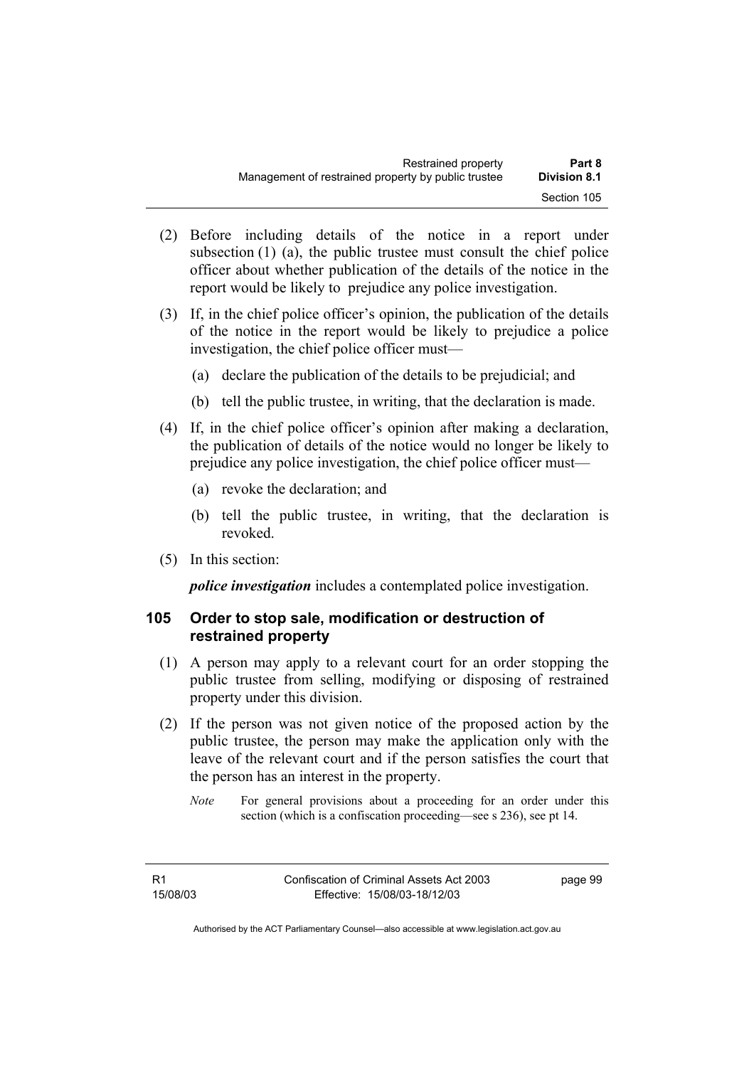(2) Before including details of the notice in a report under subsection (1) (a), the public trustee must consult the chief police officer about whether publication of the details of the notice in the report would be likely to prejudice any police investigation.

(3) If, in the chief police officer's opinion, the publication of the details of the notice in the report would be likely to prejudice a police investigation, the chief police officer must—

(a) declare the publication of the details to be prejudicial; and

(b) tell the public trustee, in writing, that the declaration is made.

(4) If, in the chief police officer's opinion after making a declaration, the publication of details of the notice would no longer be likely to prejudice any police investigation, the chief police officer must—

(a) revoke the declaration; and

(b) tell the public trustee, in writing, that the declaration is revoked.

(5) In this section:

***police investigation*** includes a contemplated police investigation.

### 105 Order to stop sale, modification or destruction of restrained property

(1) A person may apply to a relevant court for an order stopping the public trustee from selling, modifying or disposing of restrained property under this division.

(2) If the person was not given notice of the proposed action by the public trustee, the person may make the application only with the leave of the relevant court and if the person satisfies the court that the person has an interest in the property.

*Note* For general provisions about a proceeding for an order under this section (which is a confiscation proceeding—see s 236), see pt 14.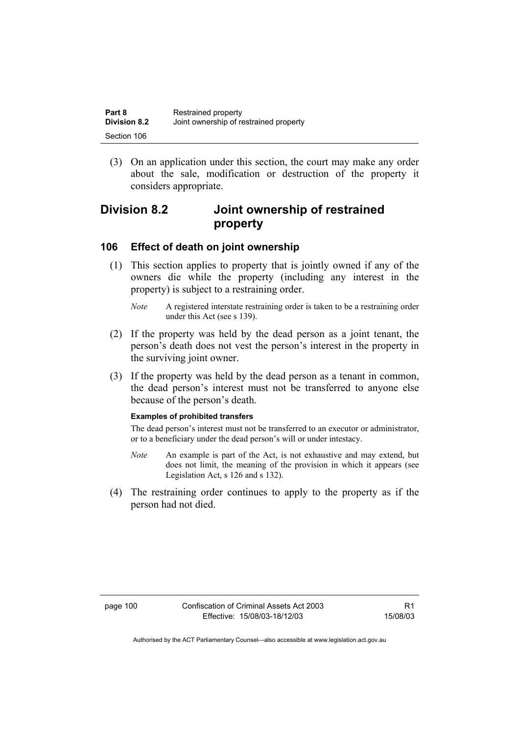(3) On an application under this section, the court may make any order about the sale, modification or destruction of the property it considers appropriate.

## Division 8.2 Joint ownership of restrained property

### 106 Effect of death on joint ownership

(1) This section applies to property that is jointly owned if any of the owners die while the property (including any interest in the property) is subject to a restraining order.

*Note* A registered interstate restraining order is taken to be a restraining order under this Act (see s 139).

(2) If the property was held by the dead person as a joint tenant, the person's death does not vest the person's interest in the property in the surviving joint owner.

(3) If the property was held by the dead person as a tenant in common, the dead person's interest must not be transferred to anyone else because of the person's death.

**Examples of prohibited transfers**

The dead person's interest must not be transferred to an executor or administrator, or to a beneficiary under the dead person's will or under intestacy.

*Note* An example is part of the Act, is not exhaustive and may extend, but does not limit, the meaning of the provision in which it appears (see Legislation Act, s 126 and s 132).

(4) The restraining order continues to apply to the property as if the person had not died.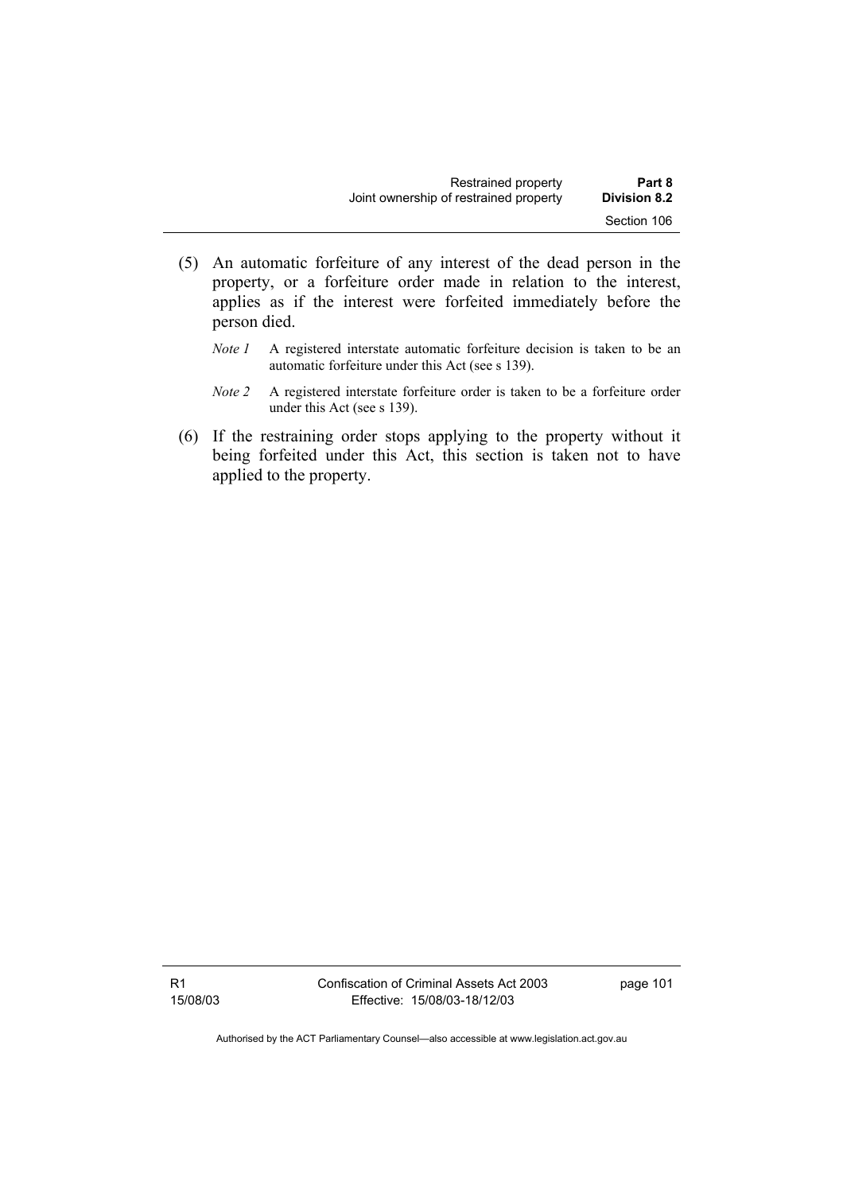(5) An automatic forfeiture of any interest of the dead person in the property, or a forfeiture order made in relation to the interest, applies as if the interest were forfeited immediately before the person died.

*Note 1* A registered interstate automatic forfeiture decision is taken to be an automatic forfeiture under this Act (see s 139).

*Note 2* A registered interstate forfeiture order is taken to be a forfeiture order under this Act (see s 139).

(6) If the restraining order stops applying to the property without it being forfeited under this Act, this section is taken not to have applied to the property.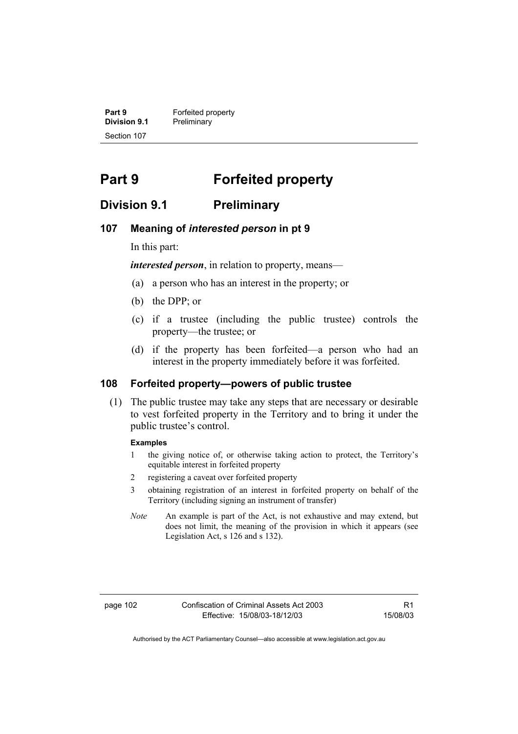# Part 9 Forfeited property

## Division 9.1 Preliminary

### 107 Meaning of *interested person* in pt 9

In this part:

***interested person***, in relation to property, means—

(a) a person who has an interest in the property; or

(b) the DPP; or

(c) if a trustee (including the public trustee) controls the property—the trustee; or

(d) if the property has been forfeited—a person who had an interest in the property immediately before it was forfeited.

### 108 Forfeited property—powers of public trustee

(1) The public trustee may take any steps that are necessary or desirable to vest forfeited property in the Territory and to bring it under the public trustee's control.

**Examples**

1 the giving notice of, or otherwise taking action to protect, the Territory's equitable interest in forfeited property

2 registering a caveat over forfeited property

3 obtaining registration of an interest in forfeited property on behalf of the Territory (including signing an instrument of transfer)

*Note* An example is part of the Act, is not exhaustive and may extend, but does not limit, the meaning of the provision in which it appears (see Legislation Act, s 126 and s 132).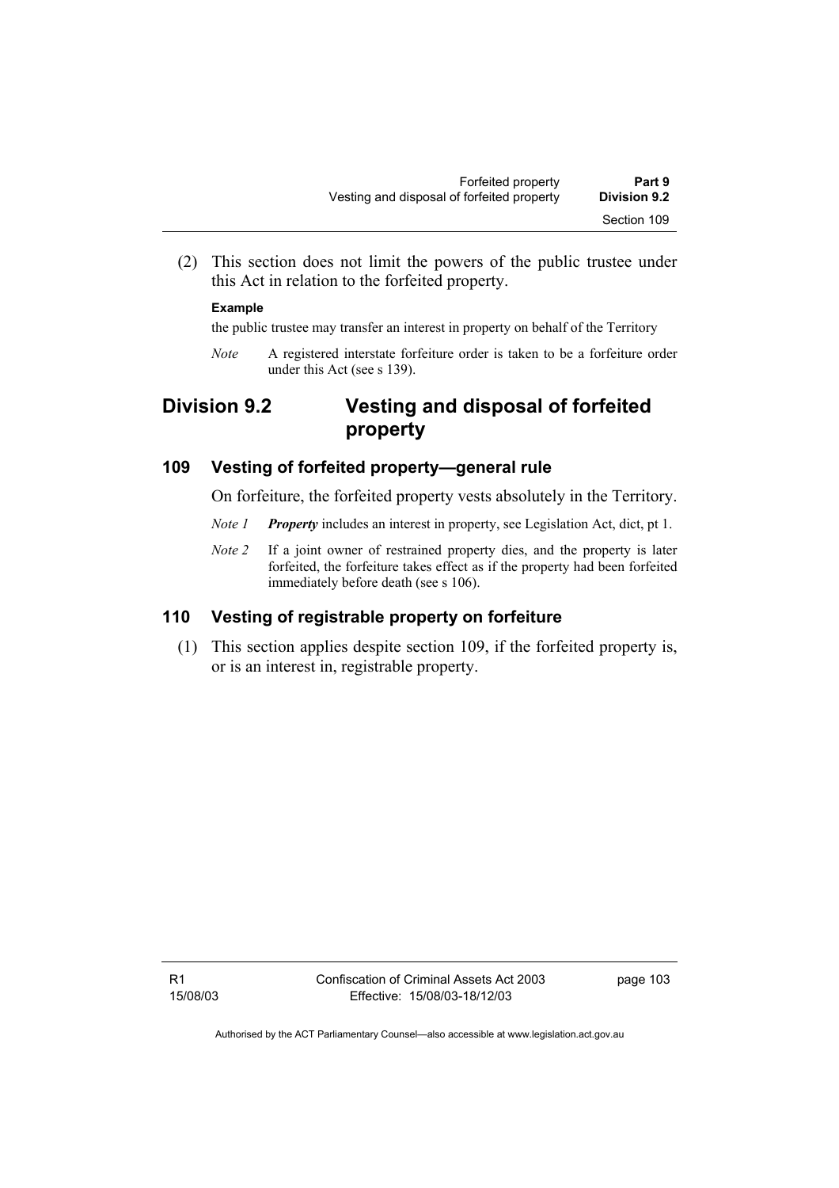(2) This section does not limit the powers of the public trustee under this Act in relation to the forfeited property.

**Example**

the public trustee may transfer an interest in property on behalf of the Territory

*Note* A registered interstate forfeiture order is taken to be a forfeiture order under this Act (see s 139).

## Division 9.2 Vesting and disposal of forfeited property

### 109 Vesting of forfeited property—general rule

On forfeiture, the forfeited property vests absolutely in the Territory.

*Note 1* ***Property*** includes an interest in property, see Legislation Act, dict, pt 1.

*Note 2* If a joint owner of restrained property dies, and the property is later forfeited, the forfeiture takes effect as if the property had been forfeited immediately before death (see s 106).

### 110 Vesting of registrable property on forfeiture

(1) This section applies despite section 109, if the forfeited property is, or is an interest in, registrable property.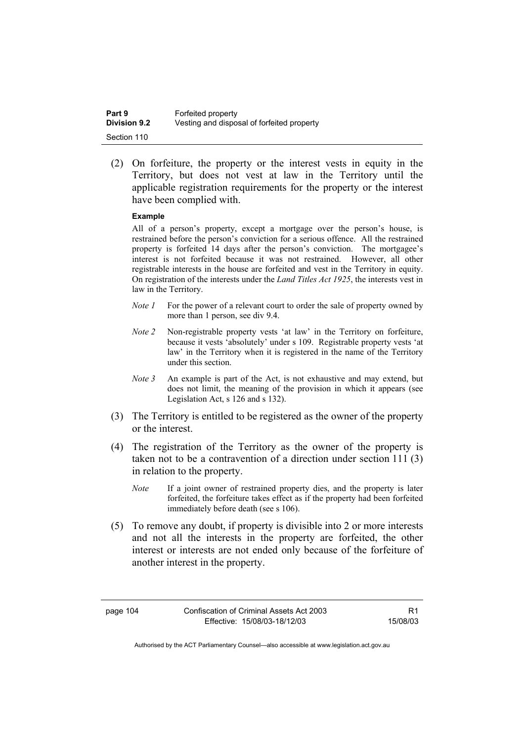(2) On forfeiture, the property or the interest vests in equity in the Territory, but does not vest at law in the Territory until the applicable registration requirements for the property or the interest have been complied with.

**Example**

All of a person's property, except a mortgage over the person's house, is restrained before the person's conviction for a serious offence. All the restrained property is forfeited 14 days after the person's conviction. The mortgagee's interest is not forfeited because it was not restrained. However, all other registrable interests in the house are forfeited and vest in the Territory in equity. On registration of the interests under the *Land Titles Act 1925*, the interests vest in law in the Territory.

*Note 1* For the power of a relevant court to order the sale of property owned by more than 1 person, see div 9.4.

*Note 2* Non-registrable property vests 'at law' in the Territory on forfeiture, because it vests 'absolutely' under s 109. Registrable property vests 'at law' in the Territory when it is registered in the name of the Territory under this section.

*Note 3* An example is part of the Act, is not exhaustive and may extend, but does not limit, the meaning of the provision in which it appears (see Legislation Act, s 126 and s 132).

(3) The Territory is entitled to be registered as the owner of the property or the interest.

(4) The registration of the Territory as the owner of the property is taken not to be a contravention of a direction under section 111 (3) in relation to the property.

*Note* If a joint owner of restrained property dies, and the property is later forfeited, the forfeiture takes effect as if the property had been forfeited immediately before death (see s 106).

(5) To remove any doubt, if property is divisible into 2 or more interests and not all the interests in the property are forfeited, the other interest or interests are not ended only because of the forfeiture of another interest in the property.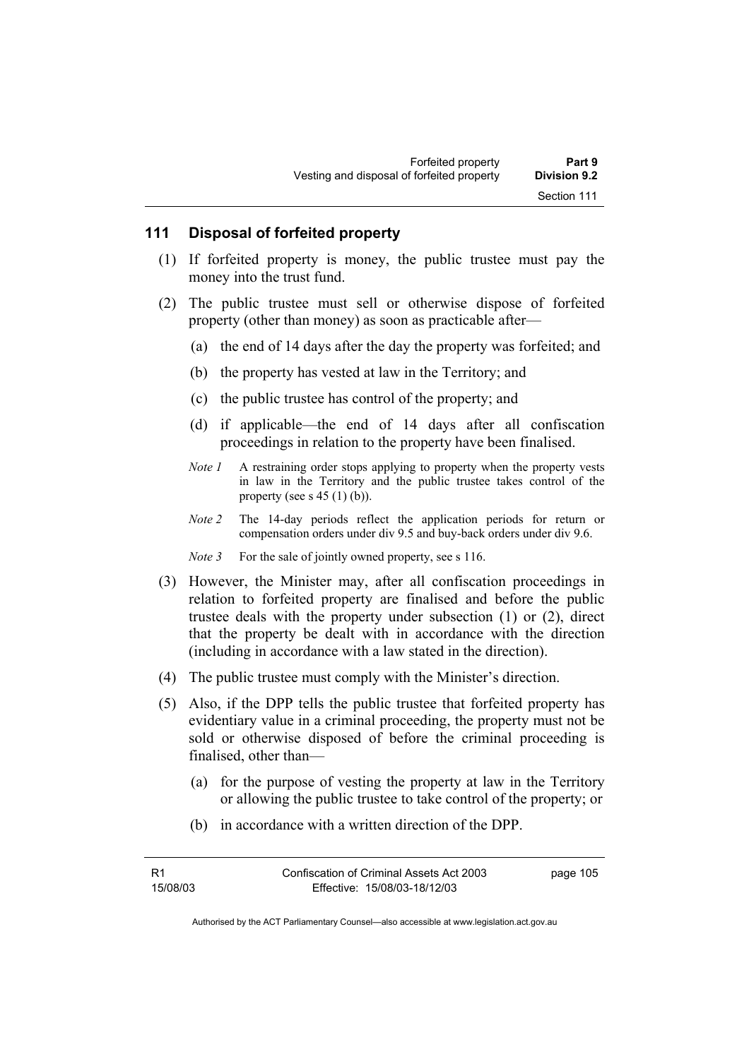## 111 Disposal of forfeited property

(1) If forfeited property is money, the public trustee must pay the money into the trust fund.

(2) The public trustee must sell or otherwise dispose of forfeited property (other than money) as soon as practicable after—

(a) the end of 14 days after the day the property was forfeited; and

(b) the property has vested at law in the Territory; and

(c) the public trustee has control of the property; and

(d) if applicable—the end of 14 days after all confiscation proceedings in relation to the property have been finalised.

*Note 1* A restraining order stops applying to property when the property vests in law in the Territory and the public trustee takes control of the property (see s 45 (1) (b)).

*Note 2* The 14-day periods reflect the application periods for return or compensation orders under div 9.5 and buy-back orders under div 9.6.

*Note 3* For the sale of jointly owned property, see s 116.

(3) However, the Minister may, after all confiscation proceedings in relation to forfeited property are finalised and before the public trustee deals with the property under subsection (1) or (2), direct that the property be dealt with in accordance with the direction (including in accordance with a law stated in the direction).

(4) The public trustee must comply with the Minister's direction.

(5) Also, if the DPP tells the public trustee that forfeited property has evidentiary value in a criminal proceeding, the property must not be sold or otherwise disposed of before the criminal proceeding is finalised, other than—

(a) for the purpose of vesting the property at law in the Territory or allowing the public trustee to take control of the property; or

(b) in accordance with a written direction of the DPP.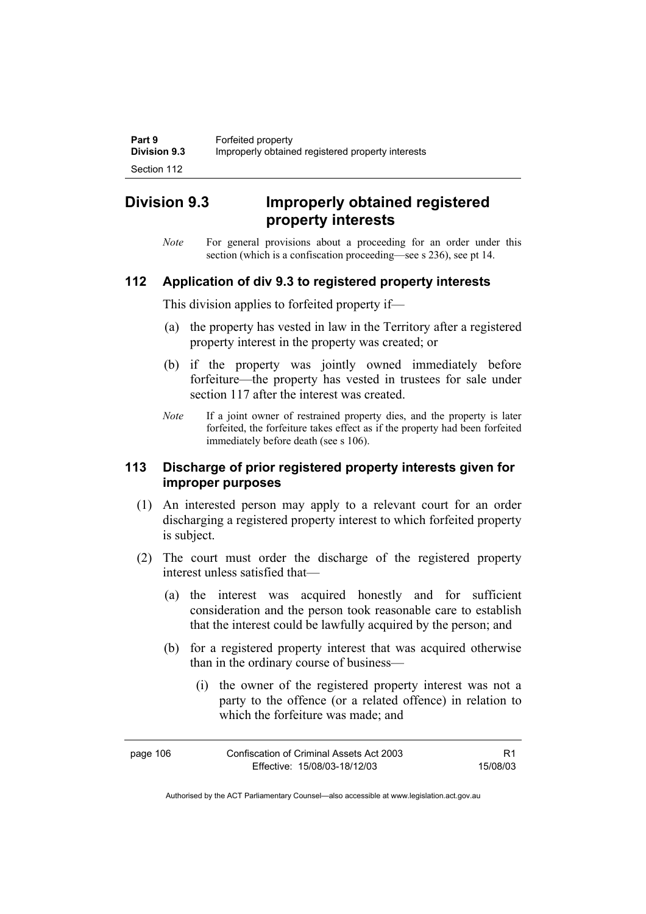## Division 9.3 Improperly obtained registered property interests

*Note* For general provisions about a proceeding for an order under this section (which is a confiscation proceeding—see s 236), see pt 14.

### 112 Application of div 9.3 to registered property interests

This division applies to forfeited property if—

(a) the property has vested in law in the Territory after a registered property interest in the property was created; or

(b) if the property was jointly owned immediately before forfeiture—the property has vested in trustees for sale under section 117 after the interest was created.

*Note* If a joint owner of restrained property dies, and the property is later forfeited, the forfeiture takes effect as if the property had been forfeited immediately before death (see s 106).

### 113 Discharge of prior registered property interests given for improper purposes

(1) An interested person may apply to a relevant court for an order discharging a registered property interest to which forfeited property is subject.

(2) The court must order the discharge of the registered property interest unless satisfied that—

(a) the interest was acquired honestly and for sufficient consideration and the person took reasonable care to establish that the interest could be lawfully acquired by the person; and

(b) for a registered property interest that was acquired otherwise than in the ordinary course of business—

(i) the owner of the registered property interest was not a party to the offence (or a related offence) in relation to which the forfeiture was made; and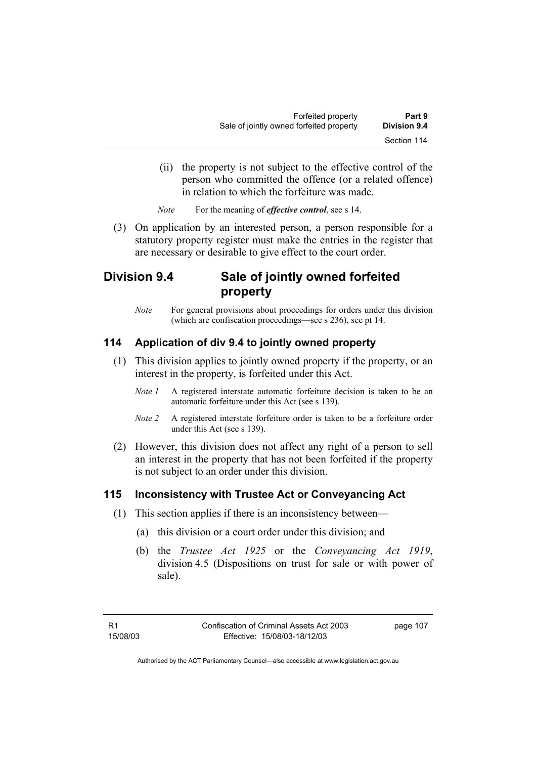(ii) the property is not subject to the effective control of the person who committed the offence (or a related offence) in relation to which the forfeiture was made.

*Note* For the meaning of ***effective control***, see s 14.

(3) On application by an interested person, a person responsible for a statutory property register must make the entries in the register that are necessary or desirable to give effect to the court order.

## Division 9.4 Sale of jointly owned forfeited property

*Note* For general provisions about proceedings for orders under this division (which are confiscation proceedings—see s 236), see pt 14.

### 114 Application of div 9.4 to jointly owned property

(1) This division applies to jointly owned property if the property, or an interest in the property, is forfeited under this Act.

*Note 1* A registered interstate automatic forfeiture decision is taken to be an automatic forfeiture under this Act (see s 139).

*Note 2* A registered interstate forfeiture order is taken to be a forfeiture order under this Act (see s 139).

(2) However, this division does not affect any right of a person to sell an interest in the property that has not been forfeited if the property is not subject to an order under this division.

### 115 Inconsistency with Trustee Act or Conveyancing Act

(1) This section applies if there is an inconsistency between—

(a) this division or a court order under this division; and

(b) the *Trustee Act 1925* or the *Conveyancing Act 1919*, division 4.5 (Dispositions on trust for sale or with power of sale).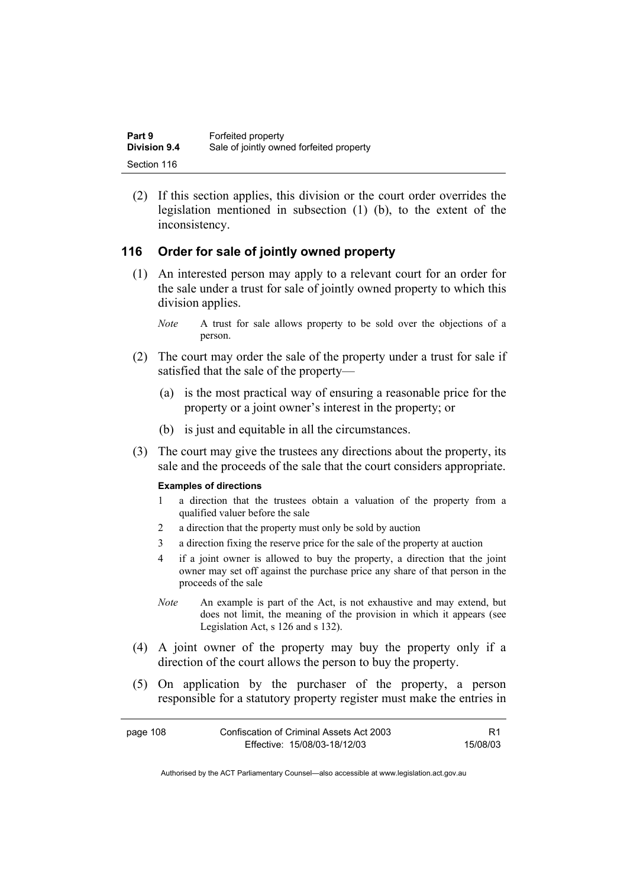(2) If this section applies, this division or the court order overrides the legislation mentioned in subsection (1) (b), to the extent of the inconsistency.

## 116 Order for sale of jointly owned property

(1) An interested person may apply to a relevant court for an order for the sale under a trust for sale of jointly owned property to which this division applies.

*Note* A trust for sale allows property to be sold over the objections of a person.

(2) The court may order the sale of the property under a trust for sale if satisfied that the sale of the property—

(a) is the most practical way of ensuring a reasonable price for the property or a joint owner's interest in the property; or

(b) is just and equitable in all the circumstances.

(3) The court may give the trustees any directions about the property, its sale and the proceeds of the sale that the court considers appropriate.

**Examples of directions**

1 a direction that the trustees obtain a valuation of the property from a qualified valuer before the sale

2 a direction that the property must only be sold by auction

3 a direction fixing the reserve price for the sale of the property at auction

4 if a joint owner is allowed to buy the property, a direction that the joint owner may set off against the purchase price any share of that person in the proceeds of the sale

*Note* An example is part of the Act, is not exhaustive and may extend, but does not limit, the meaning of the provision in which it appears (see Legislation Act, s 126 and s 132).

(4) A joint owner of the property may buy the property only if a direction of the court allows the person to buy the property.

(5) On application by the purchaser of the property, a person responsible for a statutory property register must make the entries in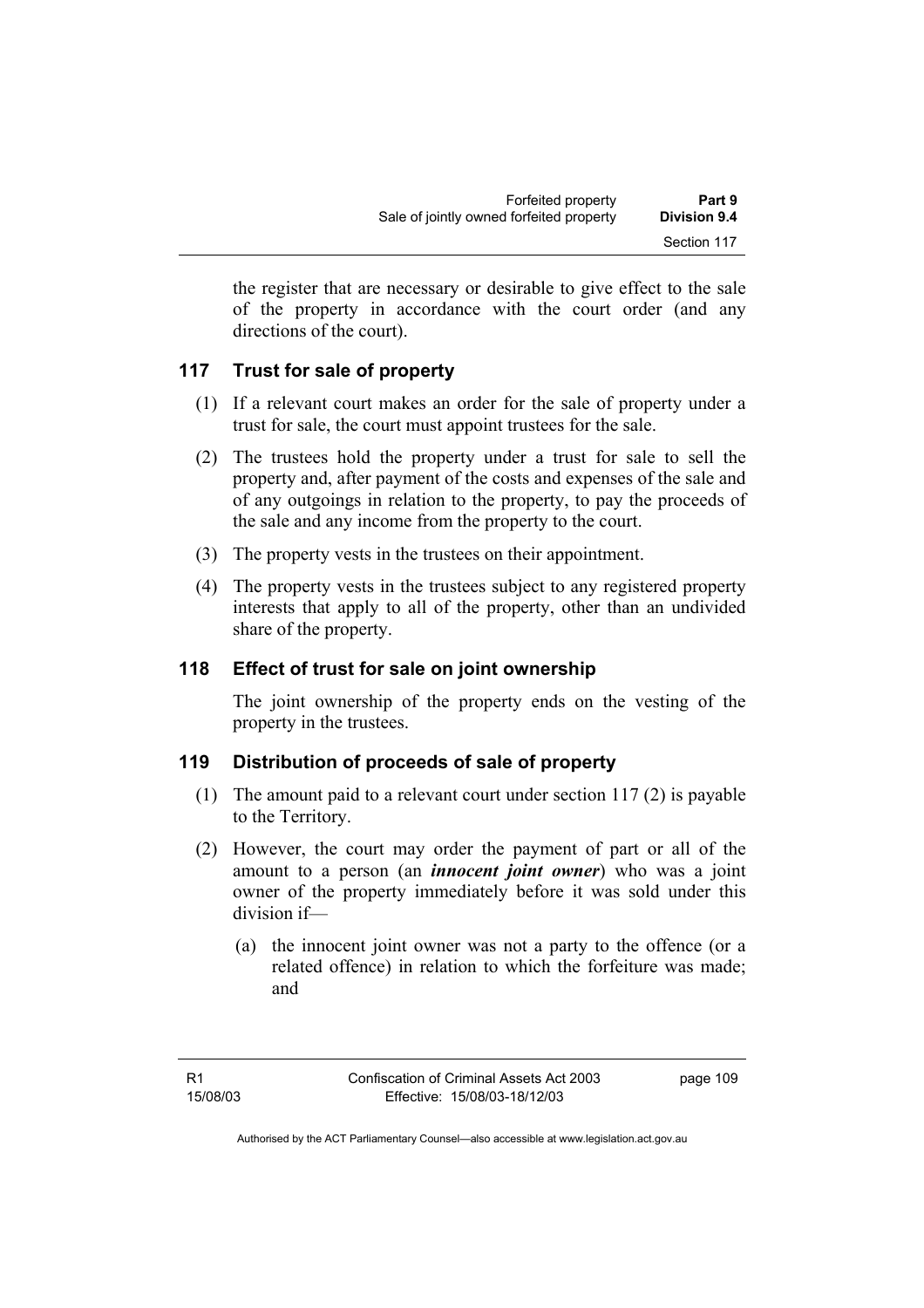the register that are necessary or desirable to give effect to the sale of the property in accordance with the court order (and any directions of the court).

## 117 Trust for sale of property

(1) If a relevant court makes an order for the sale of property under a trust for sale, the court must appoint trustees for the sale.

(2) The trustees hold the property under a trust for sale to sell the property and, after payment of the costs and expenses of the sale and of any outgoings in relation to the property, to pay the proceeds of the sale and any income from the property to the court.

(3) The property vests in the trustees on their appointment.

(4) The property vests in the trustees subject to any registered property interests that apply to all of the property, other than an undivided share of the property.

## 118 Effect of trust for sale on joint ownership

The joint ownership of the property ends on the vesting of the property in the trustees.

## 119 Distribution of proceeds of sale of property

(1) The amount paid to a relevant court under section 117 (2) is payable to the Territory.

(2) However, the court may order the payment of part or all of the amount to a person (an ***innocent joint owner***) who was a joint owner of the property immediately before it was sold under this division if—

(a) the innocent joint owner was not a party to the offence (or a related offence) in relation to which the forfeiture was made; and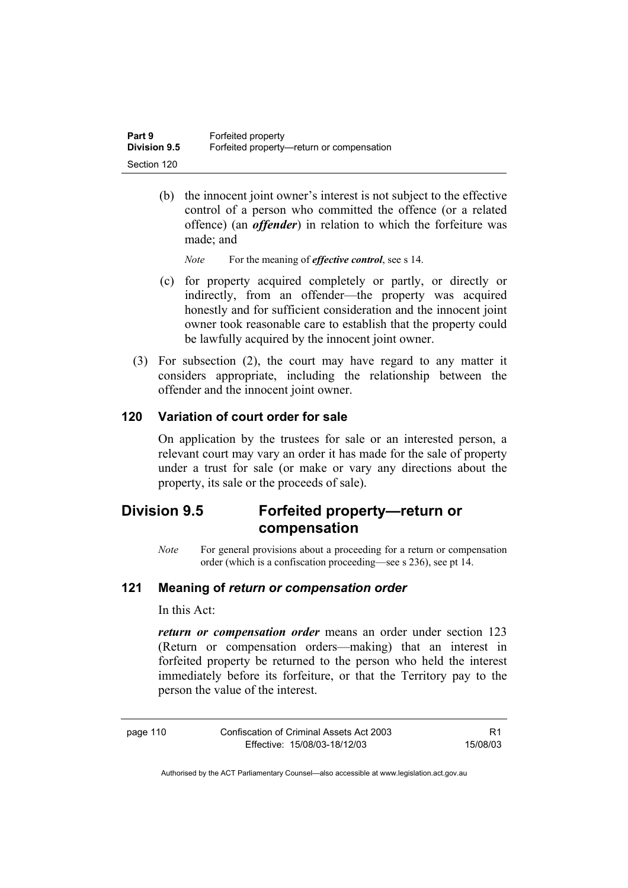(b) the innocent joint owner's interest is not subject to the effective control of a person who committed the offence (or a related offence) (an ***offender***) in relation to which the forfeiture was made; and

*Note* For the meaning of ***effective control***, see s 14.

(c) for property acquired completely or partly, or directly or indirectly, from an offender—the property was acquired honestly and for sufficient consideration and the innocent joint owner took reasonable care to establish that the property could be lawfully acquired by the innocent joint owner.

(3) For subsection (2), the court may have regard to any matter it considers appropriate, including the relationship between the offender and the innocent joint owner.

### 120 Variation of court order for sale

On application by the trustees for sale or an interested person, a relevant court may vary an order it has made for the sale of property under a trust for sale (or make or vary any directions about the property, its sale or the proceeds of sale).

## Division 9.5 Forfeited property—return or compensation

*Note* For general provisions about a proceeding for a return or compensation order (which is a confiscation proceeding—see s 236), see pt 14.

### 121 Meaning of *return or compensation order*

In this Act:

***return or compensation order*** means an order under section 123 (Return or compensation orders—making) that an interest in forfeited property be returned to the person who held the interest immediately before its forfeiture, or that the Territory pay to the person the value of the interest.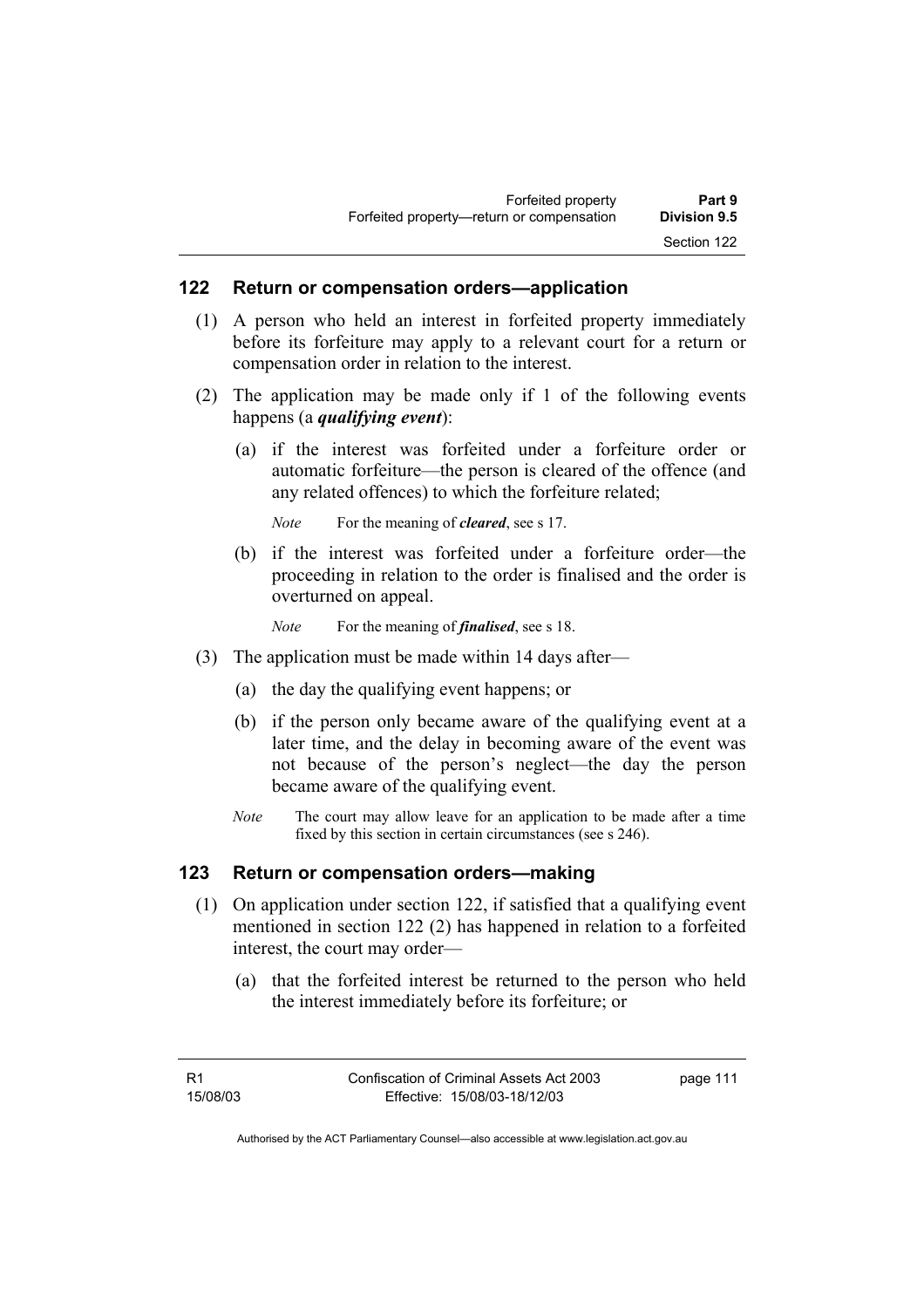## 122 Return or compensation orders—application

(1) A person who held an interest in forfeited property immediately before its forfeiture may apply to a relevant court for a return or compensation order in relation to the interest.

(2) The application may be made only if 1 of the following events happens (a ***qualifying event***):

(a) if the interest was forfeited under a forfeiture order or automatic forfeiture—the person is cleared of the offence (and any related offences) to which the forfeiture related;

*Note* For the meaning of ***cleared***, see s 17.

(b) if the interest was forfeited under a forfeiture order—the proceeding in relation to the order is finalised and the order is overturned on appeal.

*Note* For the meaning of ***finalised***, see s 18.

(3) The application must be made within 14 days after—

(a) the day the qualifying event happens; or

(b) if the person only became aware of the qualifying event at a later time, and the delay in becoming aware of the event was not because of the person's neglect—the day the person became aware of the qualifying event.

*Note* The court may allow leave for an application to be made after a time fixed by this section in certain circumstances (see s 246).

## 123 Return or compensation orders—making

(1) On application under section 122, if satisfied that a qualifying event mentioned in section 122 (2) has happened in relation to a forfeited interest, the court may order—

(a) that the forfeited interest be returned to the person who held the interest immediately before its forfeiture; or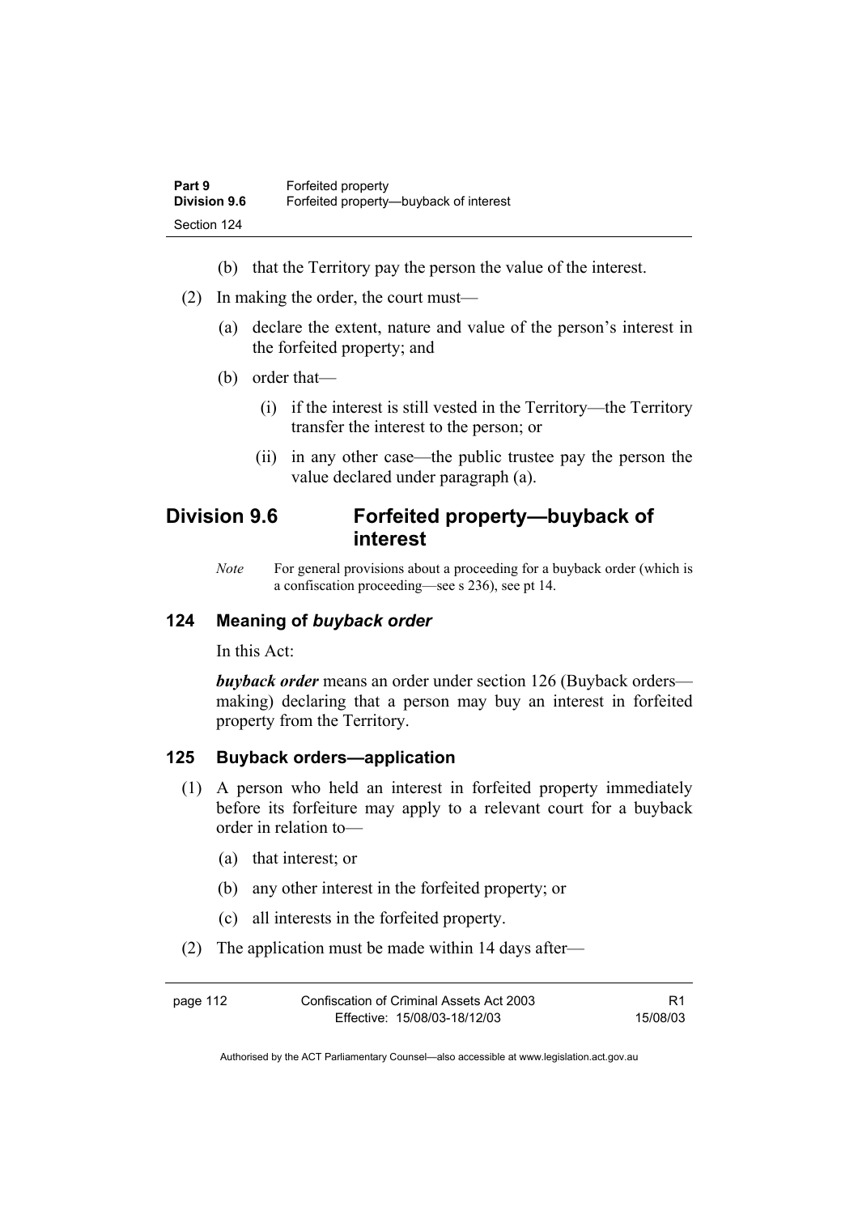(b) that the Territory pay the person the value of the interest.

(2) In making the order, the court must—

(a) declare the extent, nature and value of the person's interest in the forfeited property; and

(b) order that—

(i) if the interest is still vested in the Territory—the Territory transfer the interest to the person; or

(ii) in any other case—the public trustee pay the person the value declared under paragraph (a).

## Division 9.6 Forfeited property—buyback of interest

*Note* For general provisions about a proceeding for a buyback order (which is a confiscation proceeding—see s 236), see pt 14.

### 124 Meaning of *buyback order*

In this Act:

***buyback order*** means an order under section 126 (Buyback orders—making) declaring that a person may buy an interest in forfeited property from the Territory.

### 125 Buyback orders—application

(1) A person who held an interest in forfeited property immediately before its forfeiture may apply to a relevant court for a buyback order in relation to—

(a) that interest; or

(b) any other interest in the forfeited property; or

(c) all interests in the forfeited property.

(2) The application must be made within 14 days after—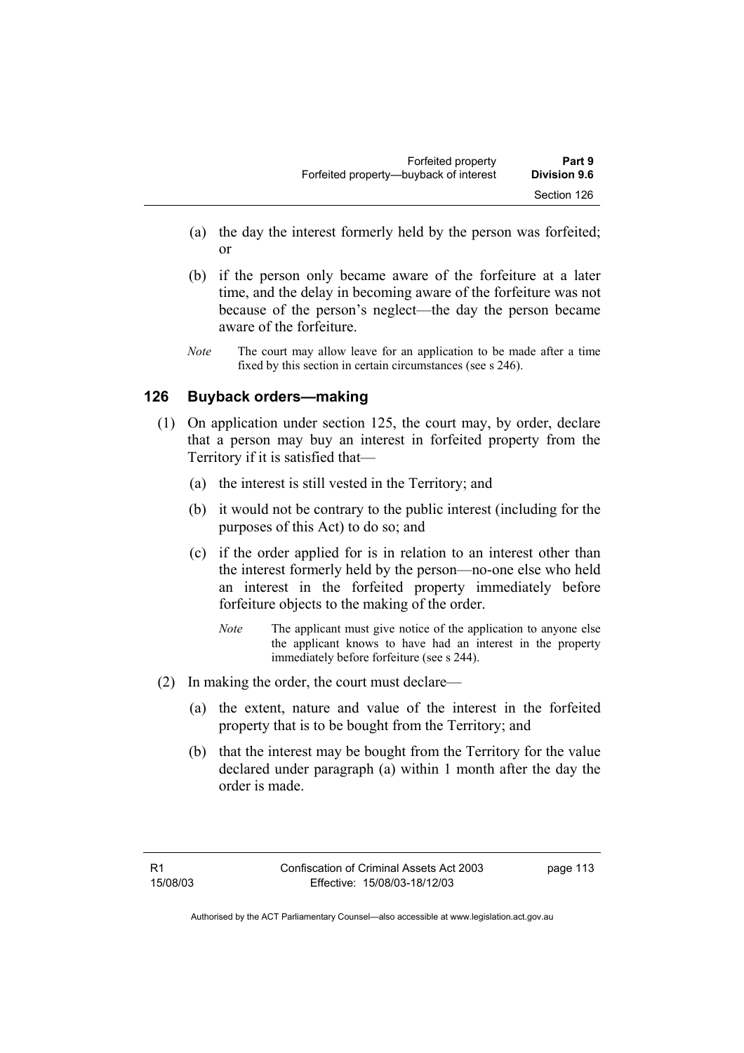(a) the day the interest formerly held by the person was forfeited; or

(b) if the person only became aware of the forfeiture at a later time, and the delay in becoming aware of the forfeiture was not because of the person's neglect—the day the person became aware of the forfeiture.

*Note* The court may allow leave for an application to be made after a time fixed by this section in certain circumstances (see s 246).

### 126 Buyback orders—making

(1) On application under section 125, the court may, by order, declare that a person may buy an interest in forfeited property from the Territory if it is satisfied that—

(a) the interest is still vested in the Territory; and

(b) it would not be contrary to the public interest (including for the purposes of this Act) to do so; and

(c) if the order applied for is in relation to an interest other than the interest formerly held by the person—no-one else who held an interest in the forfeited property immediately before forfeiture objects to the making of the order.

*Note* The applicant must give notice of the application to anyone else the applicant knows to have had an interest in the property immediately before forfeiture (see s 244).

(2) In making the order, the court must declare—

(a) the extent, nature and value of the interest in the forfeited property that is to be bought from the Territory; and

(b) that the interest may be bought from the Territory for the value declared under paragraph (a) within 1 month after the day the order is made.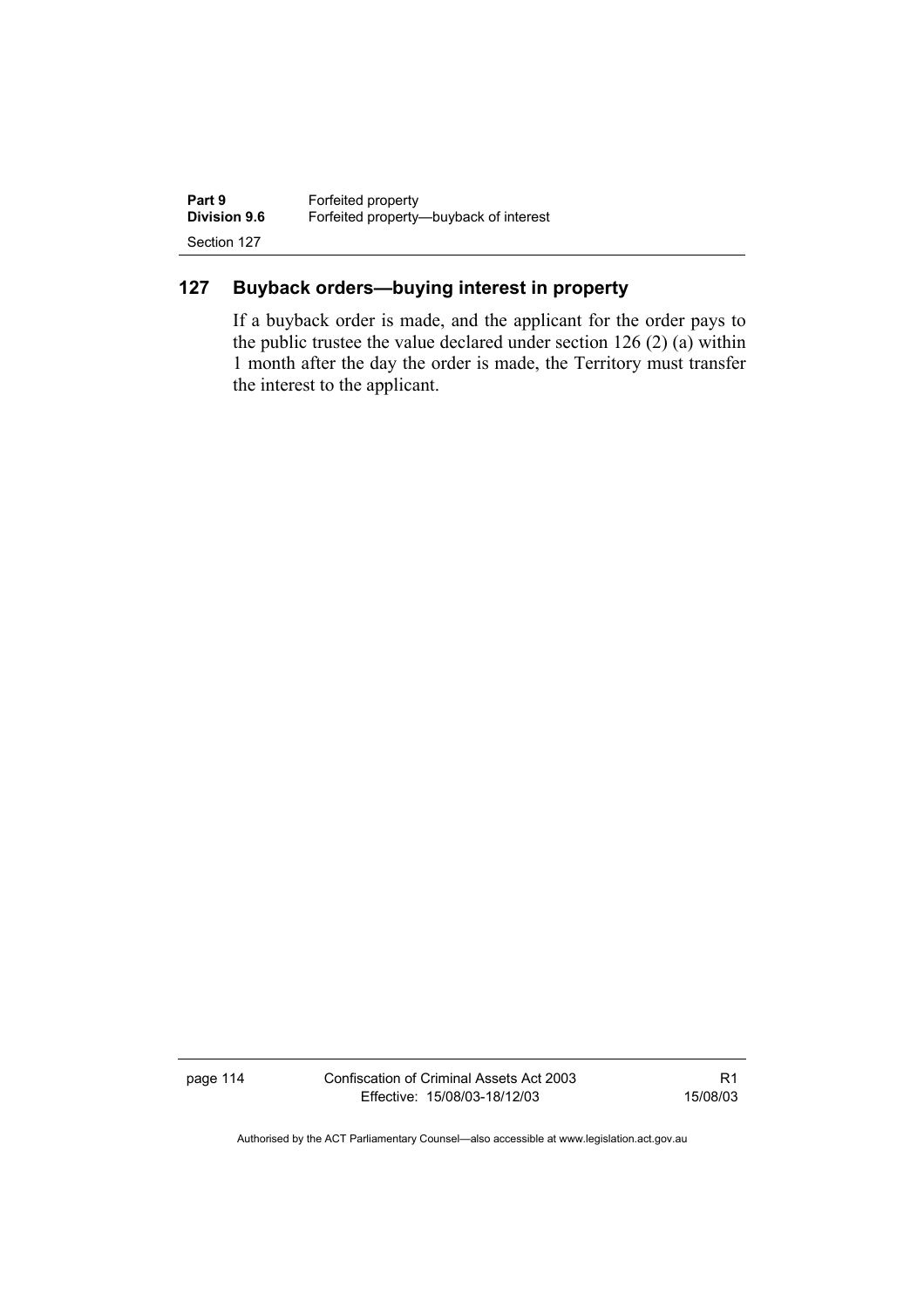## 127 Buyback orders—buying interest in property

If a buyback order is made, and the applicant for the order pays to the public trustee the value declared under section 126 (2) (a) within 1 month after the day the order is made, the Territory must transfer the interest to the applicant.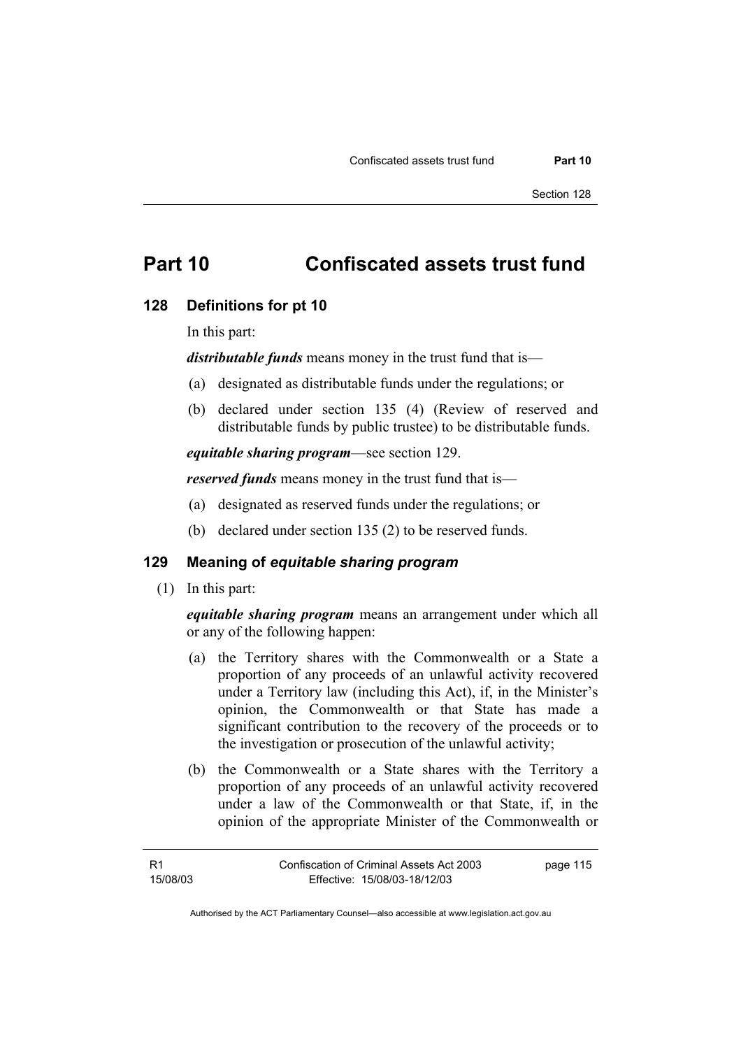# Part 10 Confiscated assets trust fund

## 128 Definitions for pt 10

In this part:

***distributable funds*** means money in the trust fund that is—

(a) designated as distributable funds under the regulations; or

(b) declared under section 135 (4) (Review of reserved and distributable funds by public trustee) to be distributable funds.

***equitable sharing program***—see section 129.

***reserved funds*** means money in the trust fund that is—

(a) designated as reserved funds under the regulations; or

(b) declared under section 135 (2) to be reserved funds.

## 129 Meaning of *equitable sharing program*

(1) In this part:

***equitable sharing program*** means an arrangement under which all or any of the following happen:

(a) the Territory shares with the Commonwealth or a State a proportion of any proceeds of an unlawful activity recovered under a Territory law (including this Act), if, in the Minister's opinion, the Commonwealth or that State has made a significant contribution to the recovery of the proceeds or to the investigation or prosecution of the unlawful activity;

(b) the Commonwealth or a State shares with the Territory a proportion of any proceeds of an unlawful activity recovered under a law of the Commonwealth or that State, if, in the opinion of the appropriate Minister of the Commonwealth or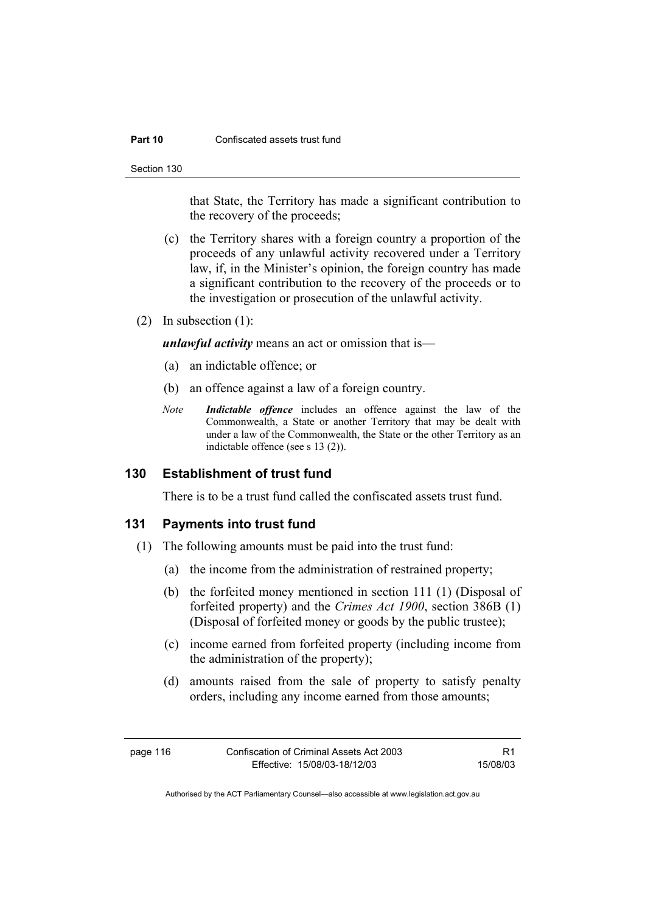that State, the Territory has made a significant contribution to the recovery of the proceeds;

(c) the Territory shares with a foreign country a proportion of the proceeds of any unlawful activity recovered under a Territory law, if, in the Minister's opinion, the foreign country has made a significant contribution to the recovery of the proceeds or to the investigation or prosecution of the unlawful activity.

(2) In subsection (1):

***unlawful activity*** means an act or omission that is—

(a) an indictable offence; or

(b) an offence against a law of a foreign country.

*Note* ***Indictable offence*** includes an offence against the law of the Commonwealth, a State or another Territory that may be dealt with under a law of the Commonwealth, the State or the other Territory as an indictable offence (see s 13 (2)).

## 130 Establishment of trust fund

There is to be a trust fund called the confiscated assets trust fund.

## 131 Payments into trust fund

(1) The following amounts must be paid into the trust fund:

(a) the income from the administration of restrained property;

(b) the forfeited money mentioned in section 111 (1) (Disposal of forfeited property) and the *Crimes Act 1900*, section 386B (1) (Disposal of forfeited money or goods by the public trustee);

(c) income earned from forfeited property (including income from the administration of the property);

(d) amounts raised from the sale of property to satisfy penalty orders, including any income earned from those amounts;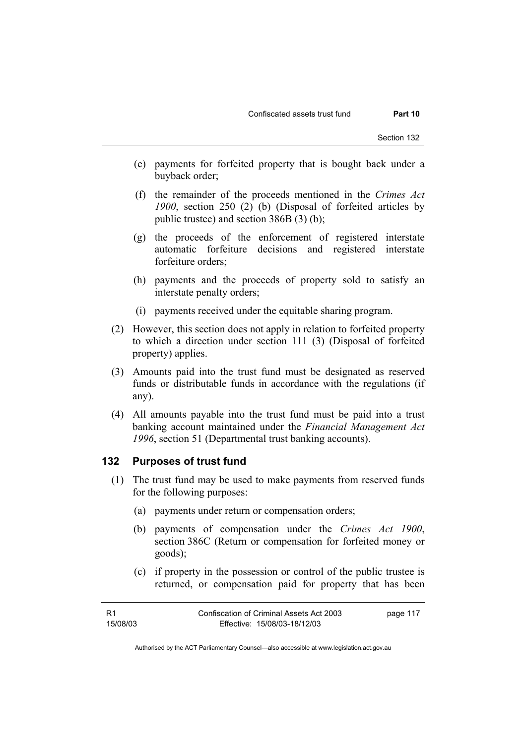(e) payments for forfeited property that is bought back under a buyback order;

(f) the remainder of the proceeds mentioned in the *Crimes Act 1900*, section 250 (2) (b) (Disposal of forfeited articles by public trustee) and section 386B (3) (b);

(g) the proceeds of the enforcement of registered interstate automatic forfeiture decisions and registered interstate forfeiture orders;

(h) payments and the proceeds of property sold to satisfy an interstate penalty orders;

(i) payments received under the equitable sharing program.

(2) However, this section does not apply in relation to forfeited property to which a direction under section 111 (3) (Disposal of forfeited property) applies.

(3) Amounts paid into the trust fund must be designated as reserved funds or distributable funds in accordance with the regulations (if any).

(4) All amounts payable into the trust fund must be paid into a trust banking account maintained under the *Financial Management Act 1996*, section 51 (Departmental trust banking accounts).

## 132 Purposes of trust fund

(1) The trust fund may be used to make payments from reserved funds for the following purposes:

(a) payments under return or compensation orders;

(b) payments of compensation under the *Crimes Act 1900*, section 386C (Return or compensation for forfeited money or goods);

(c) if property in the possession or control of the public trustee is returned, or compensation paid for property that has been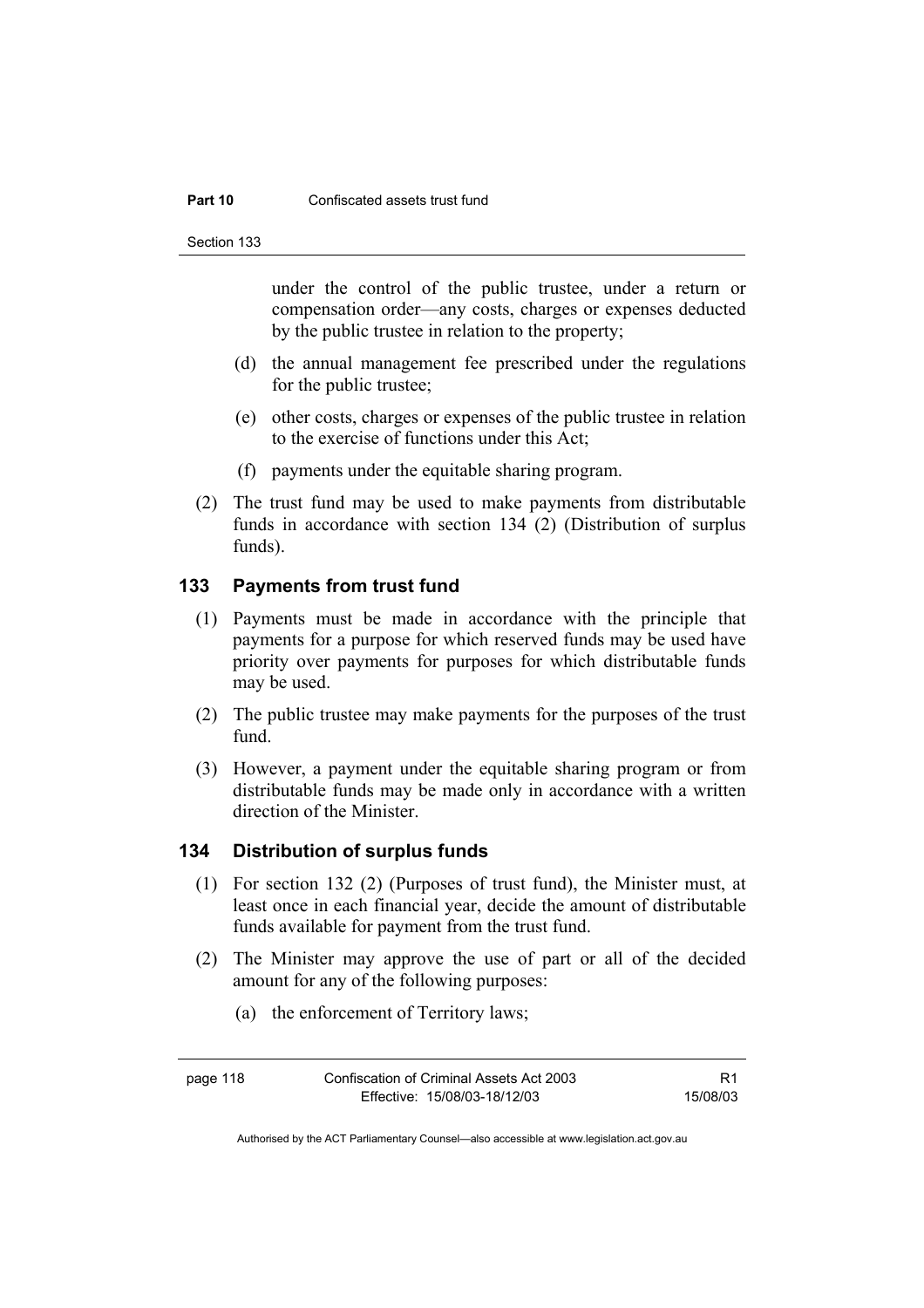under the control of the public trustee, under a return or compensation order—any costs, charges or expenses deducted by the public trustee in relation to the property;

(d) the annual management fee prescribed under the regulations for the public trustee;

(e) other costs, charges or expenses of the public trustee in relation to the exercise of functions under this Act;

(f) payments under the equitable sharing program.

(2) The trust fund may be used to make payments from distributable funds in accordance with section 134 (2) (Distribution of surplus funds).

## 133 Payments from trust fund

(1) Payments must be made in accordance with the principle that payments for a purpose for which reserved funds may be used have priority over payments for purposes for which distributable funds may be used.

(2) The public trustee may make payments for the purposes of the trust fund.

(3) However, a payment under the equitable sharing program or from distributable funds may be made only in accordance with a written direction of the Minister.

## 134 Distribution of surplus funds

(1) For section 132 (2) (Purposes of trust fund), the Minister must, at least once in each financial year, decide the amount of distributable funds available for payment from the trust fund.

(2) The Minister may approve the use of part or all of the decided amount for any of the following purposes:

(a) the enforcement of Territory laws;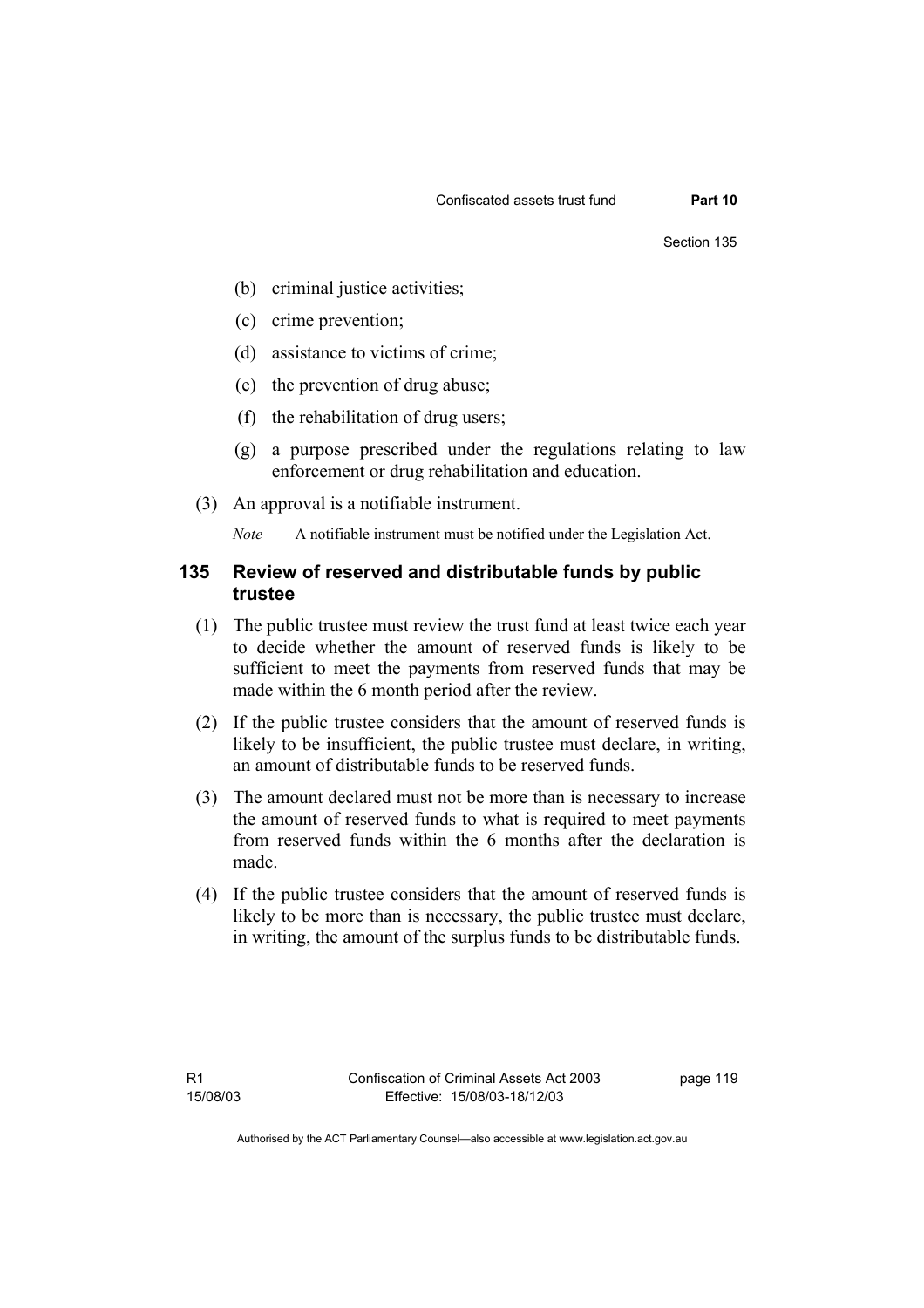(b) criminal justice activities;

(c) crime prevention;

(d) assistance to victims of crime;

(e) the prevention of drug abuse;

(f) the rehabilitation of drug users;

(g) a purpose prescribed under the regulations relating to law enforcement or drug rehabilitation and education.

(3) An approval is a notifiable instrument.

*Note* A notifiable instrument must be notified under the Legislation Act.

### 135 Review of reserved and distributable funds by public trustee

(1) The public trustee must review the trust fund at least twice each year to decide whether the amount of reserved funds is likely to be sufficient to meet the payments from reserved funds that may be made within the 6 month period after the review.

(2) If the public trustee considers that the amount of reserved funds is likely to be insufficient, the public trustee must declare, in writing, an amount of distributable funds to be reserved funds.

(3) The amount declared must not be more than is necessary to increase the amount of reserved funds to what is required to meet payments from reserved funds within the 6 months after the declaration is made.

(4) If the public trustee considers that the amount of reserved funds is likely to be more than is necessary, the public trustee must declare, in writing, the amount of the surplus funds to be distributable funds.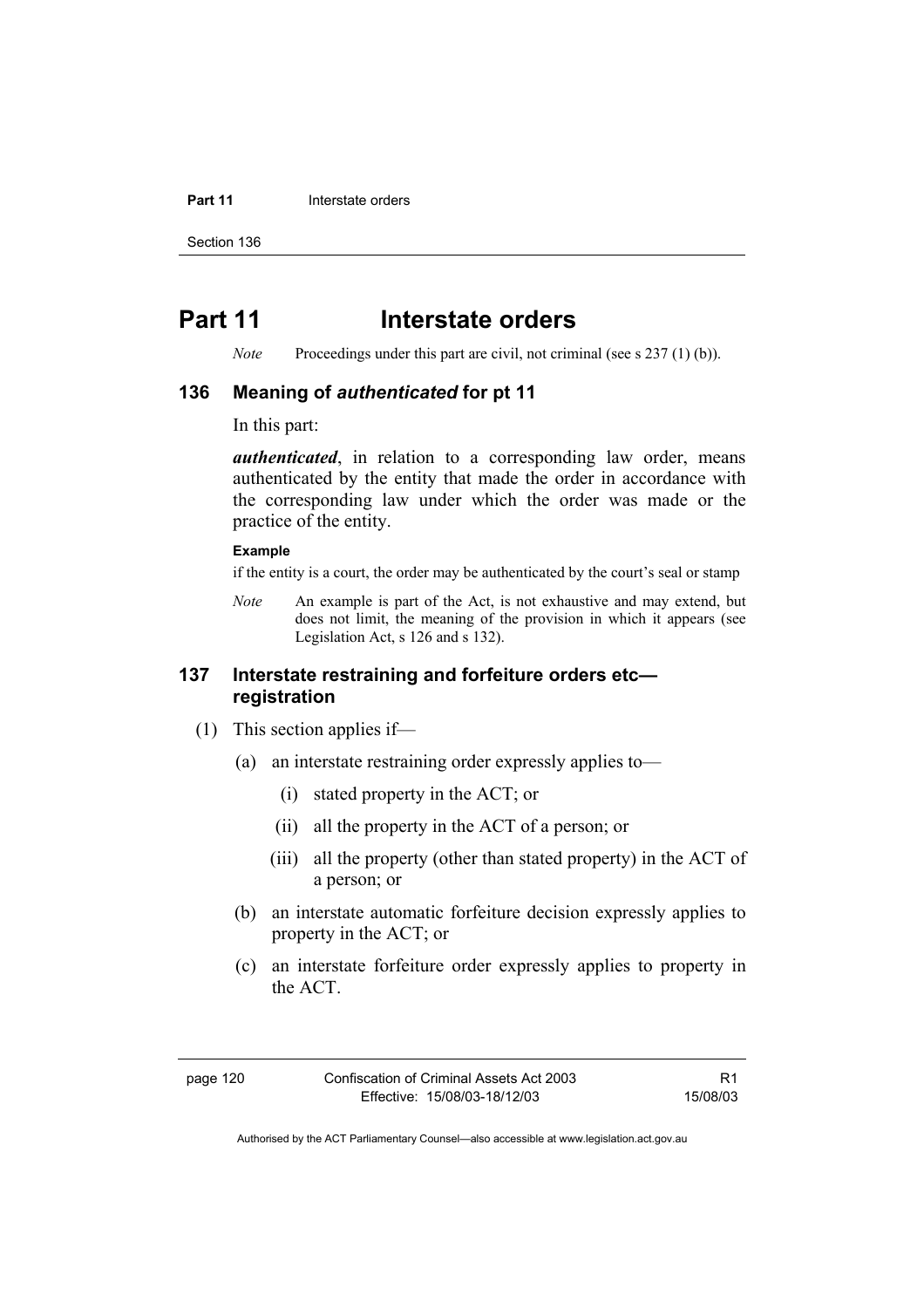# Part 11 Interstate orders

*Note* Proceedings under this part are civil, not criminal (see s 237 (1) (b)).

## 136 Meaning of *authenticated* for pt 11

In this part:

***authenticated***, in relation to a corresponding law order, means authenticated by the entity that made the order in accordance with the corresponding law under which the order was made or the practice of the entity.

**Example**

if the entity is a court, the order may be authenticated by the court's seal or stamp

*Note* An example is part of the Act, is not exhaustive and may extend, but does not limit, the meaning of the provision in which it appears (see Legislation Act, s 126 and s 132).

## 137 Interstate restraining and forfeiture orders etc—registration

(1) This section applies if—

(a) an interstate restraining order expressly applies to—

(i) stated property in the ACT; or

(ii) all the property in the ACT of a person; or

(iii) all the property (other than stated property) in the ACT of a person; or

(b) an interstate automatic forfeiture decision expressly applies to property in the ACT; or

(c) an interstate forfeiture order expressly applies to property in the ACT.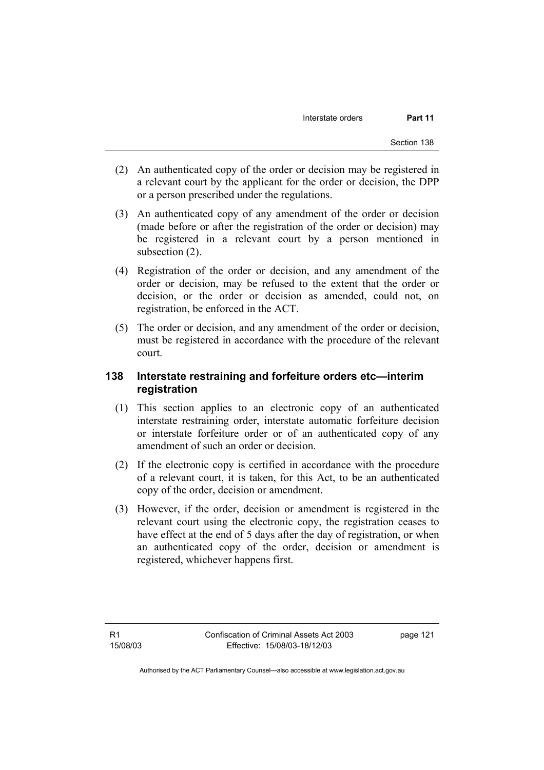(2) An authenticated copy of the order or decision may be registered in a relevant court by the applicant for the order or decision, the DPP or a person prescribed under the regulations.

(3) An authenticated copy of any amendment of the order or decision (made before or after the registration of the order or decision) may be registered in a relevant court by a person mentioned in subsection (2).

(4) Registration of the order or decision, and any amendment of the order or decision, may be refused to the extent that the order or decision, or the order or decision as amended, could not, on registration, be enforced in the ACT.

(5) The order or decision, and any amendment of the order or decision, must be registered in accordance with the procedure of the relevant court.

### 138 Interstate restraining and forfeiture orders etc—interim registration

(1) This section applies to an electronic copy of an authenticated interstate restraining order, interstate automatic forfeiture decision or interstate forfeiture order or of an authenticated copy of any amendment of such an order or decision.

(2) If the electronic copy is certified in accordance with the procedure of a relevant court, it is taken, for this Act, to be an authenticated copy of the order, decision or amendment.

(3) However, if the order, decision or amendment is registered in the relevant court using the electronic copy, the registration ceases to have effect at the end of 5 days after the day of registration, or when an authenticated copy of the order, decision or amendment is registered, whichever happens first.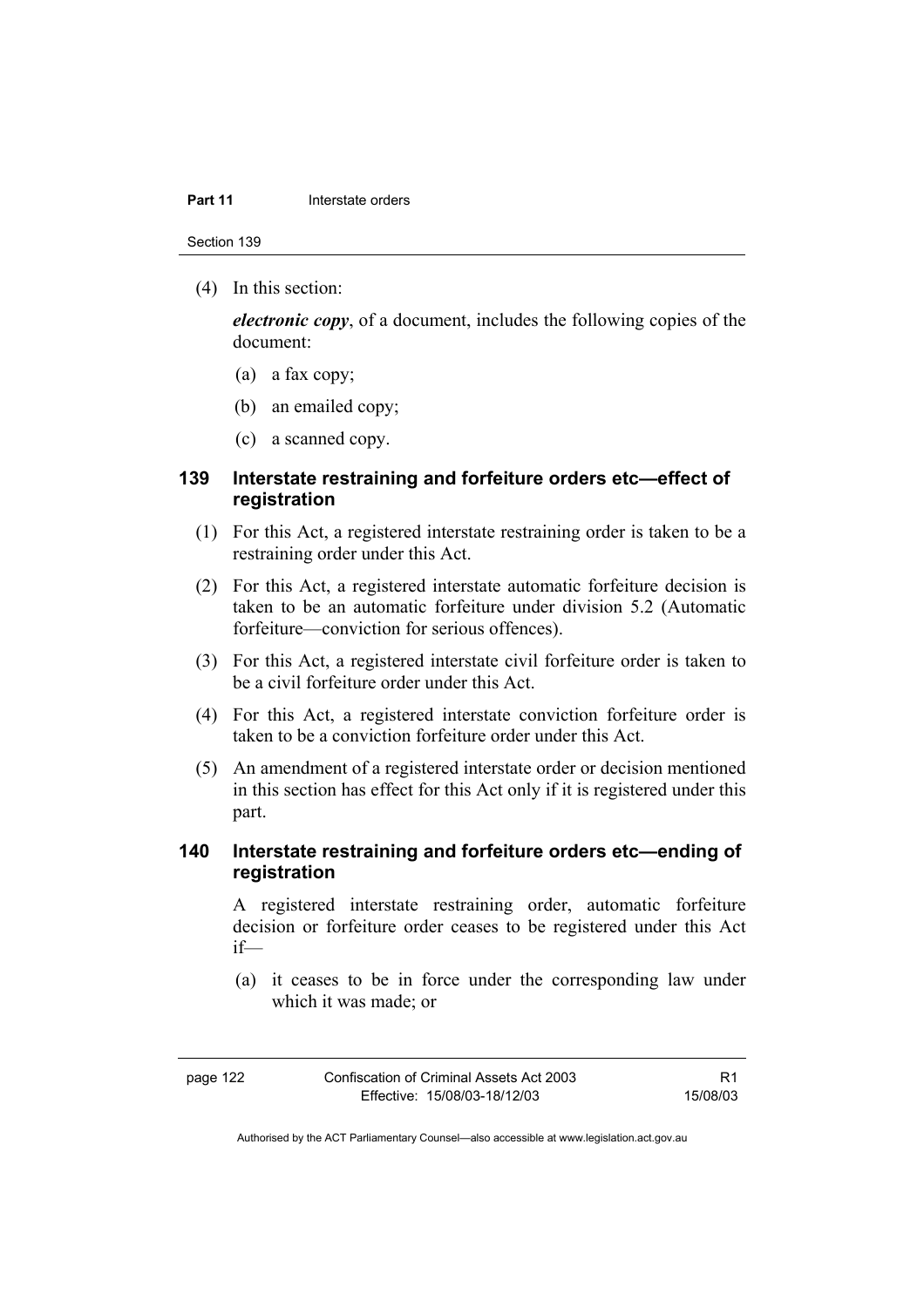(4) In this section:

***electronic copy***, of a document, includes the following copies of the document:

(a) a fax copy;

(b) an emailed copy;

(c) a scanned copy.

## 139 Interstate restraining and forfeiture orders etc—effect of registration

(1) For this Act, a registered interstate restraining order is taken to be a restraining order under this Act.

(2) For this Act, a registered interstate automatic forfeiture decision is taken to be an automatic forfeiture under division 5.2 (Automatic forfeiture—conviction for serious offences).

(3) For this Act, a registered interstate civil forfeiture order is taken to be a civil forfeiture order under this Act.

(4) For this Act, a registered interstate conviction forfeiture order is taken to be a conviction forfeiture order under this Act.

(5) An amendment of a registered interstate order or decision mentioned in this section has effect for this Act only if it is registered under this part.

## 140 Interstate restraining and forfeiture orders etc—ending of registration

A registered interstate restraining order, automatic forfeiture decision or forfeiture order ceases to be registered under this Act if—

(a) it ceases to be in force under the corresponding law under which it was made; or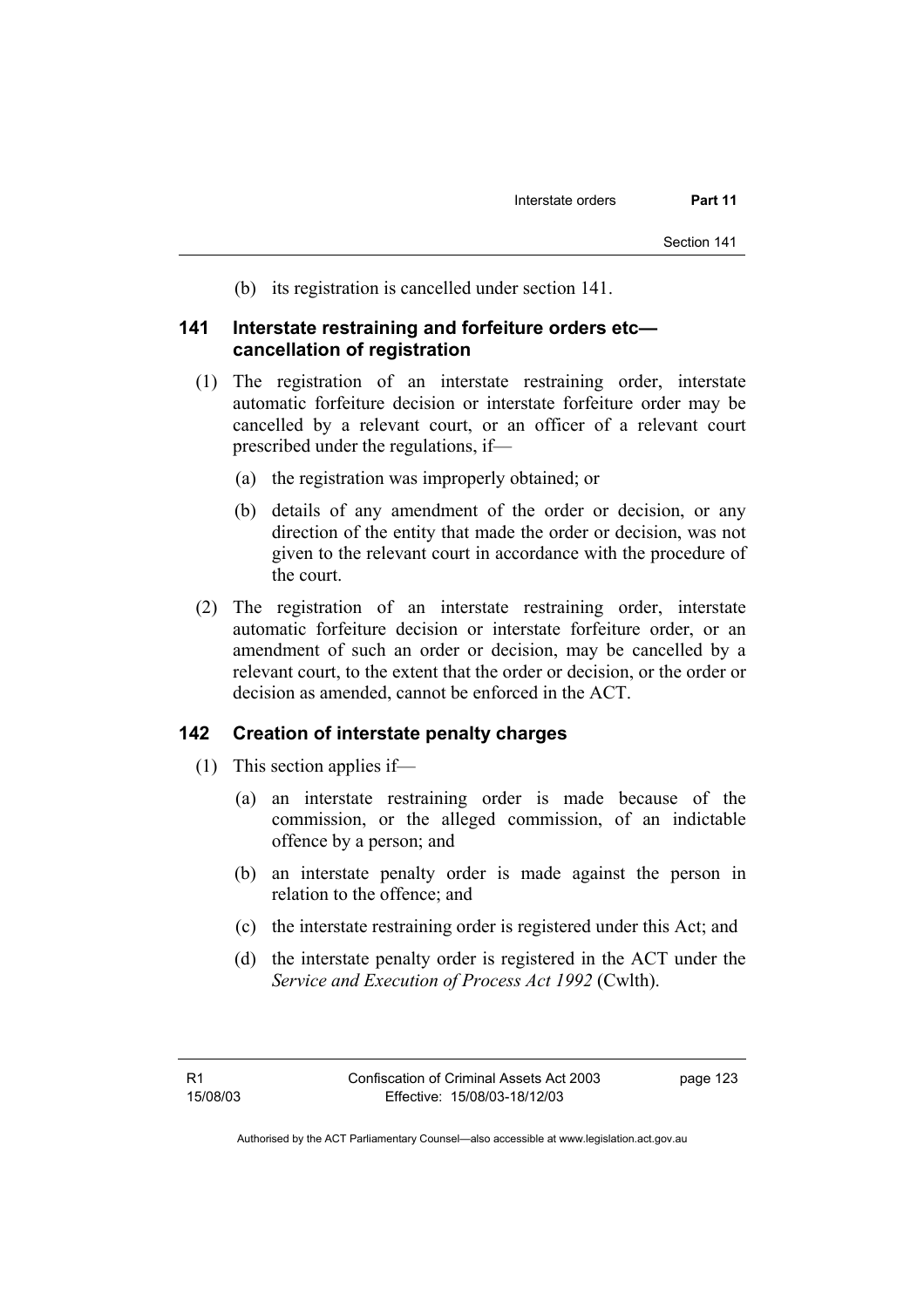(b) its registration is cancelled under section 141.

### 141 Interstate restraining and forfeiture orders etc—cancellation of registration

(1) The registration of an interstate restraining order, interstate automatic forfeiture decision or interstate forfeiture order may be cancelled by a relevant court, or an officer of a relevant court prescribed under the regulations, if—

(a) the registration was improperly obtained; or

(b) details of any amendment of the order or decision, or any direction of the entity that made the order or decision, was not given to the relevant court in accordance with the procedure of the court.

(2) The registration of an interstate restraining order, interstate automatic forfeiture decision or interstate forfeiture order, or an amendment of such an order or decision, may be cancelled by a relevant court, to the extent that the order or decision, or the order or decision as amended, cannot be enforced in the ACT.

### 142 Creation of interstate penalty charges

(1) This section applies if—

(a) an interstate restraining order is made because of the commission, or the alleged commission, of an indictable offence by a person; and

(b) an interstate penalty order is made against the person in relation to the offence; and

(c) the interstate restraining order is registered under this Act; and

(d) the interstate penalty order is registered in the ACT under the *Service and Execution of Process Act 1992* (Cwlth).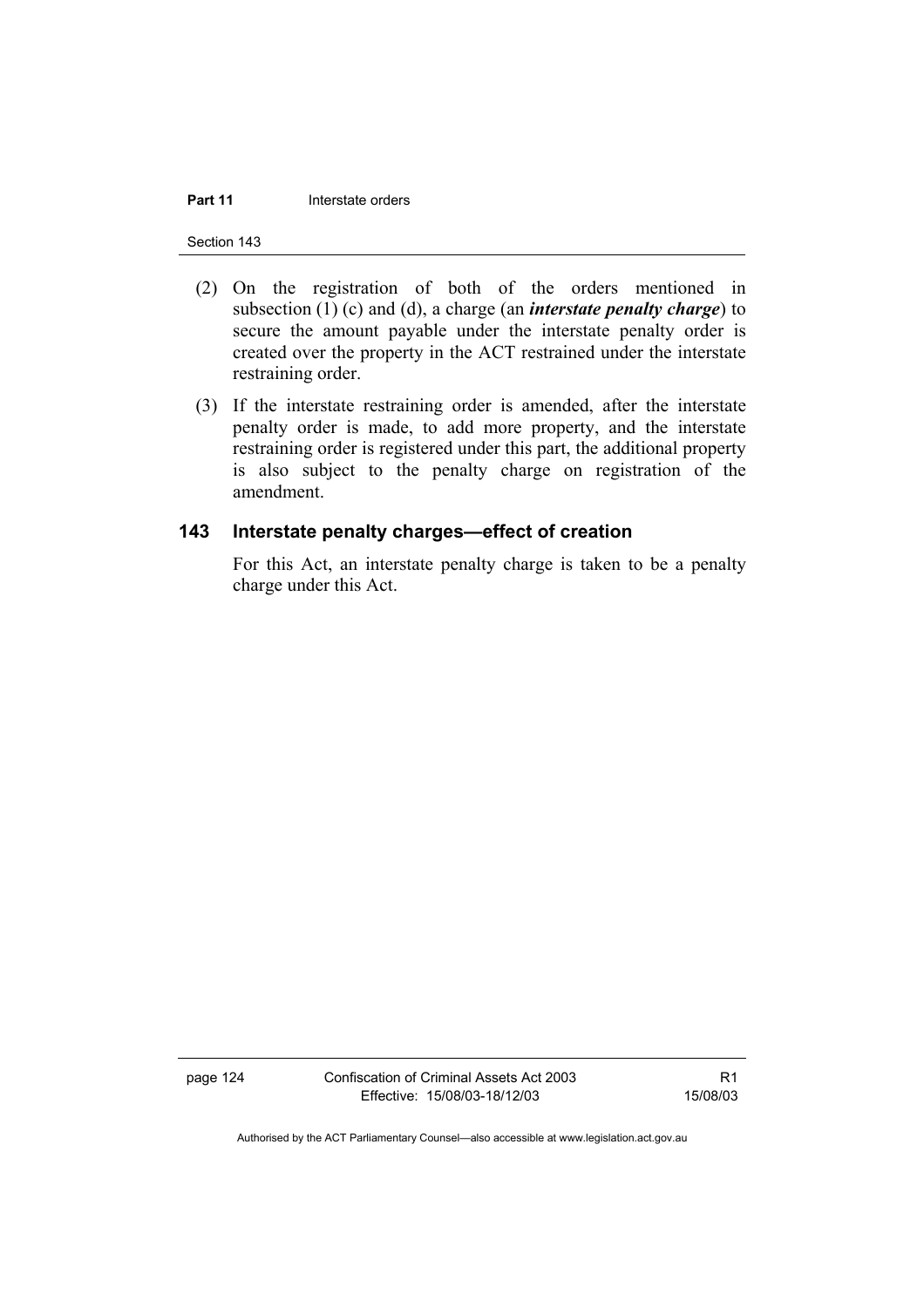(2) On the registration of both of the orders mentioned in subsection (1) (c) and (d), a charge (an ***interstate penalty charge***) to secure the amount payable under the interstate penalty order is created over the property in the ACT restrained under the interstate restraining order.

(3) If the interstate restraining order is amended, after the interstate penalty order is made, to add more property, and the interstate restraining order is registered under this part, the additional property is also subject to the penalty charge on registration of the amendment.

## 143 Interstate penalty charges—effect of creation

For this Act, an interstate penalty charge is taken to be a penalty charge under this Act.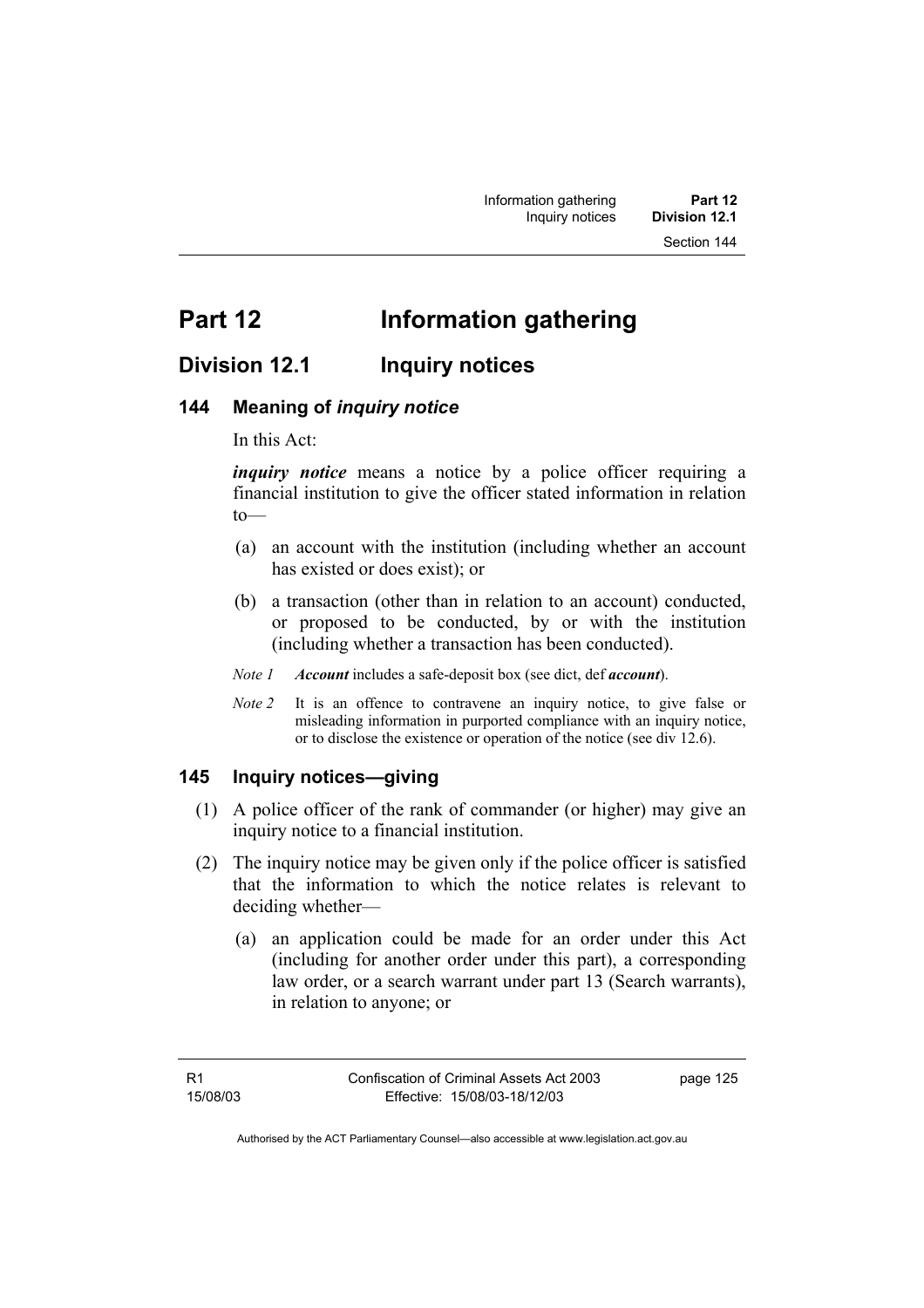# Part 12 Information gathering

## Division 12.1 Inquiry notices

### 144 Meaning of *inquiry notice*

In this Act:

***inquiry notice*** means a notice by a police officer requiring a financial institution to give the officer stated information in relation to—

(a) an account with the institution (including whether an account has existed or does exist); or

(b) a transaction (other than in relation to an account) conducted, or proposed to be conducted, by or with the institution (including whether a transaction has been conducted).

*Note 1* ***Account*** includes a safe-deposit box (see dict, def ***account***).

*Note 2* It is an offence to contravene an inquiry notice, to give false or misleading information in purported compliance with an inquiry notice, or to disclose the existence or operation of the notice (see div 12.6).

### 145 Inquiry notices—giving

(1) A police officer of the rank of commander (or higher) may give an inquiry notice to a financial institution.

(2) The inquiry notice may be given only if the police officer is satisfied that the information to which the notice relates is relevant to deciding whether—

(a) an application could be made for an order under this Act (including for another order under this part), a corresponding law order, or a search warrant under part 13 (Search warrants), in relation to anyone; or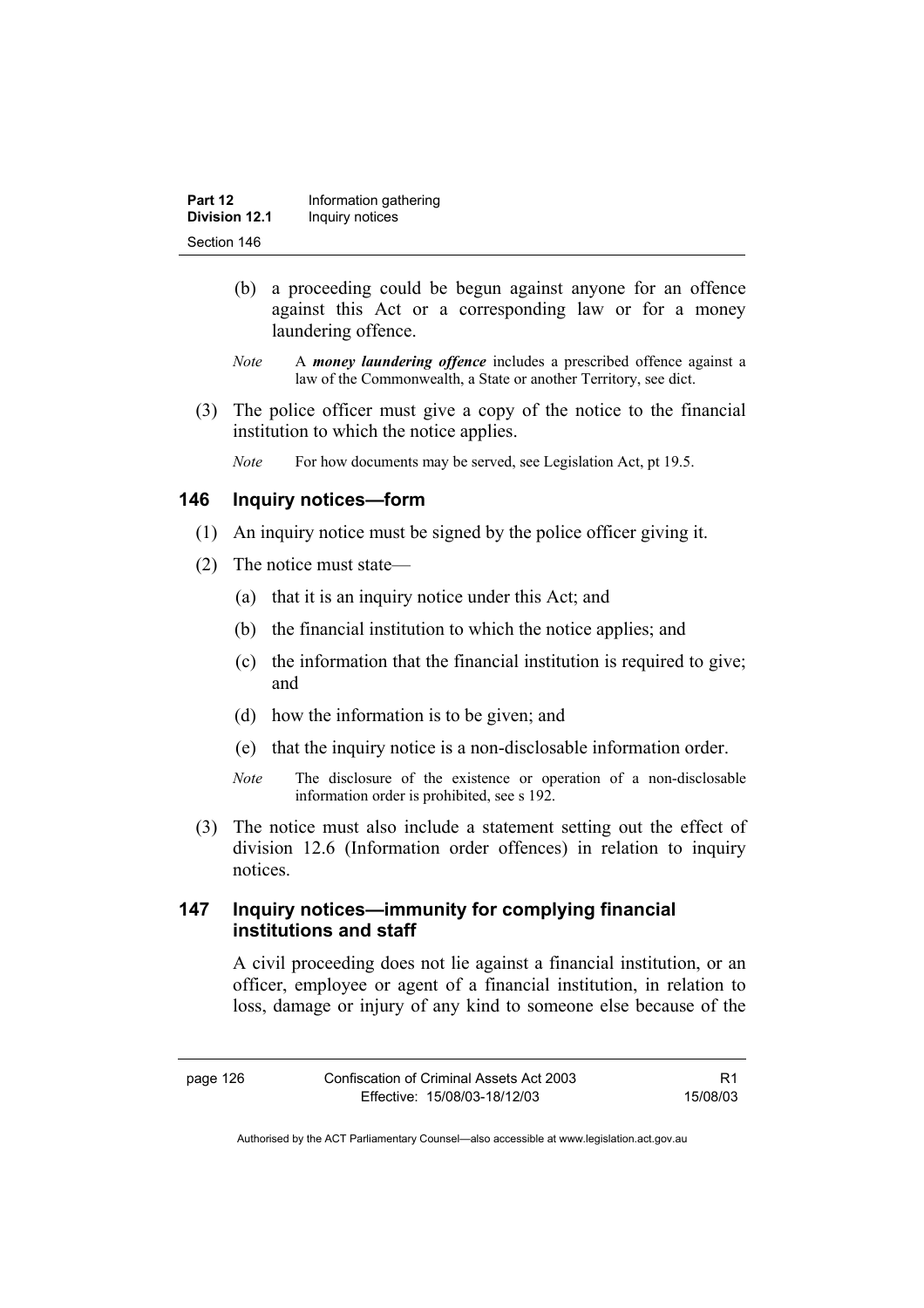(b) a proceeding could be begun against anyone for an offence against this Act or a corresponding law or for a money laundering offence.

*Note* A ***money laundering offence*** includes a prescribed offence against a law of the Commonwealth, a State or another Territory, see dict.

(3) The police officer must give a copy of the notice to the financial institution to which the notice applies.

*Note* For how documents may be served, see Legislation Act, pt 19.5.

## 146 Inquiry notices—form

(1) An inquiry notice must be signed by the police officer giving it.

(2) The notice must state—

(a) that it is an inquiry notice under this Act; and

(b) the financial institution to which the notice applies; and

(c) the information that the financial institution is required to give; and

(d) how the information is to be given; and

(e) that the inquiry notice is a non-disclosable information order.

*Note* The disclosure of the existence or operation of a non-disclosable information order is prohibited, see s 192.

(3) The notice must also include a statement setting out the effect of division 12.6 (Information order offences) in relation to inquiry notices.

## 147 Inquiry notices—immunity for complying financial institutions and staff

A civil proceeding does not lie against a financial institution, or an officer, employee or agent of a financial institution, in relation to loss, damage or injury of any kind to someone else because of the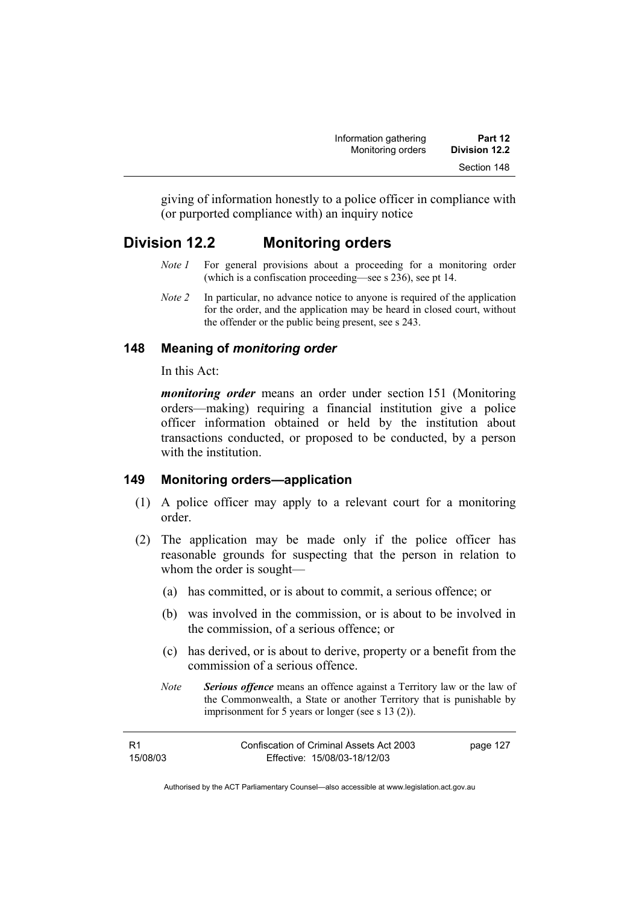giving of information honestly to a police officer in compliance with (or purported compliance with) an inquiry notice

## Division 12.2 Monitoring orders

*Note 1* For general provisions about a proceeding for a monitoring order (which is a confiscation proceeding—see s 236), see pt 14.

*Note 2* In particular, no advance notice to anyone is required of the application for the order, and the application may be heard in closed court, without the offender or the public being present, see s 243.

### 148 Meaning of *monitoring order*

In this Act:

***monitoring order*** means an order under section 151 (Monitoring orders—making) requiring a financial institution give a police officer information obtained or held by the institution about transactions conducted, or proposed to be conducted, by a person with the institution.

### 149 Monitoring orders—application

(1) A police officer may apply to a relevant court for a monitoring order.

(2) The application may be made only if the police officer has reasonable grounds for suspecting that the person in relation to whom the order is sought—

(a) has committed, or is about to commit, a serious offence; or

(b) was involved in the commission, or is about to be involved in the commission, of a serious offence; or

(c) has derived, or is about to derive, property or a benefit from the commission of a serious offence.

*Note* ***Serious offence*** means an offence against a Territory law or the law of the Commonwealth, a State or another Territory that is punishable by imprisonment for 5 years or longer (see s 13 (2)).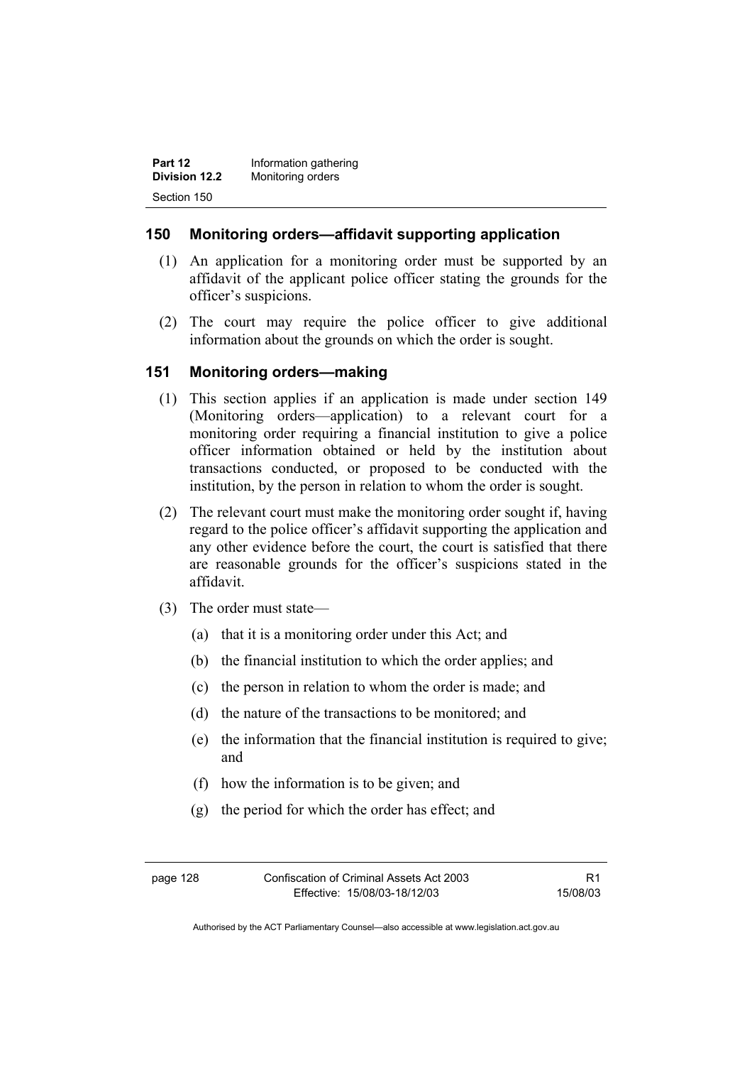## 150 Monitoring orders—affidavit supporting application

(1) An application for a monitoring order must be supported by an affidavit of the applicant police officer stating the grounds for the officer's suspicions.

(2) The court may require the police officer to give additional information about the grounds on which the order is sought.

## 151 Monitoring orders—making

(1) This section applies if an application is made under section 149 (Monitoring orders—application) to a relevant court for a monitoring order requiring a financial institution to give a police officer information obtained or held by the institution about transactions conducted, or proposed to be conducted with the institution, by the person in relation to whom the order is sought.

(2) The relevant court must make the monitoring order sought if, having regard to the police officer's affidavit supporting the application and any other evidence before the court, the court is satisfied that there are reasonable grounds for the officer's suspicions stated in the affidavit.

(3) The order must state—

(a) that it is a monitoring order under this Act; and

(b) the financial institution to which the order applies; and

(c) the person in relation to whom the order is made; and

(d) the nature of the transactions to be monitored; and

(e) the information that the financial institution is required to give; and

(f) how the information is to be given; and

(g) the period for which the order has effect; and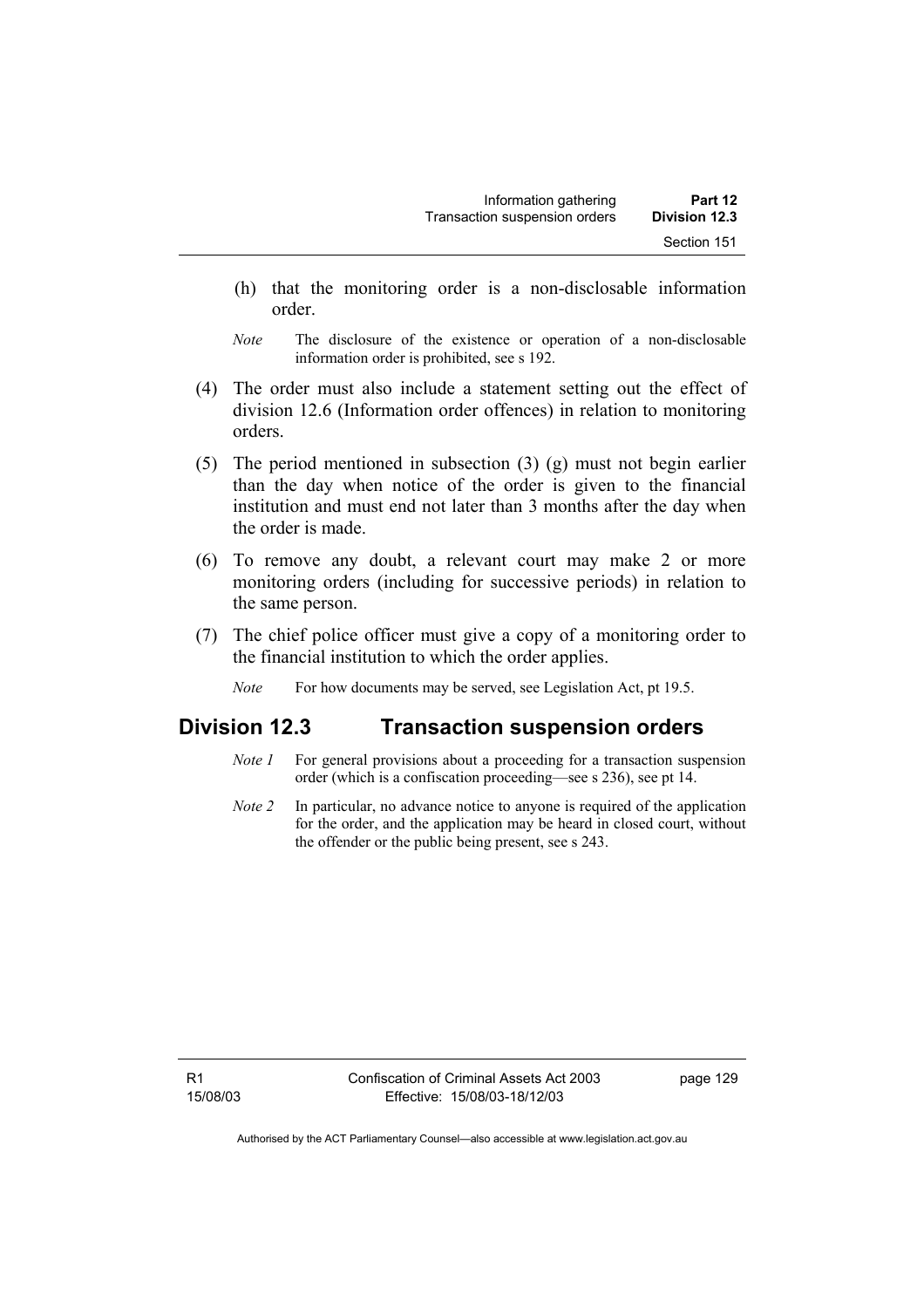(h) that the monitoring order is a non-disclosable information order.

*Note* The disclosure of the existence or operation of a non-disclosable information order is prohibited, see s 192.

(4) The order must also include a statement setting out the effect of division 12.6 (Information order offences) in relation to monitoring orders.

(5) The period mentioned in subsection (3) (g) must not begin earlier than the day when notice of the order is given to the financial institution and must end not later than 3 months after the day when the order is made.

(6) To remove any doubt, a relevant court may make 2 or more monitoring orders (including for successive periods) in relation to the same person.

(7) The chief police officer must give a copy of a monitoring order to the financial institution to which the order applies.

*Note* For how documents may be served, see Legislation Act, pt 19.5.

## Division 12.3 Transaction suspension orders

*Note 1* For general provisions about a proceeding for a transaction suspension order (which is a confiscation proceeding—see s 236), see pt 14.

*Note 2* In particular, no advance notice to anyone is required of the application for the order, and the application may be heard in closed court, without the offender or the public being present, see s 243.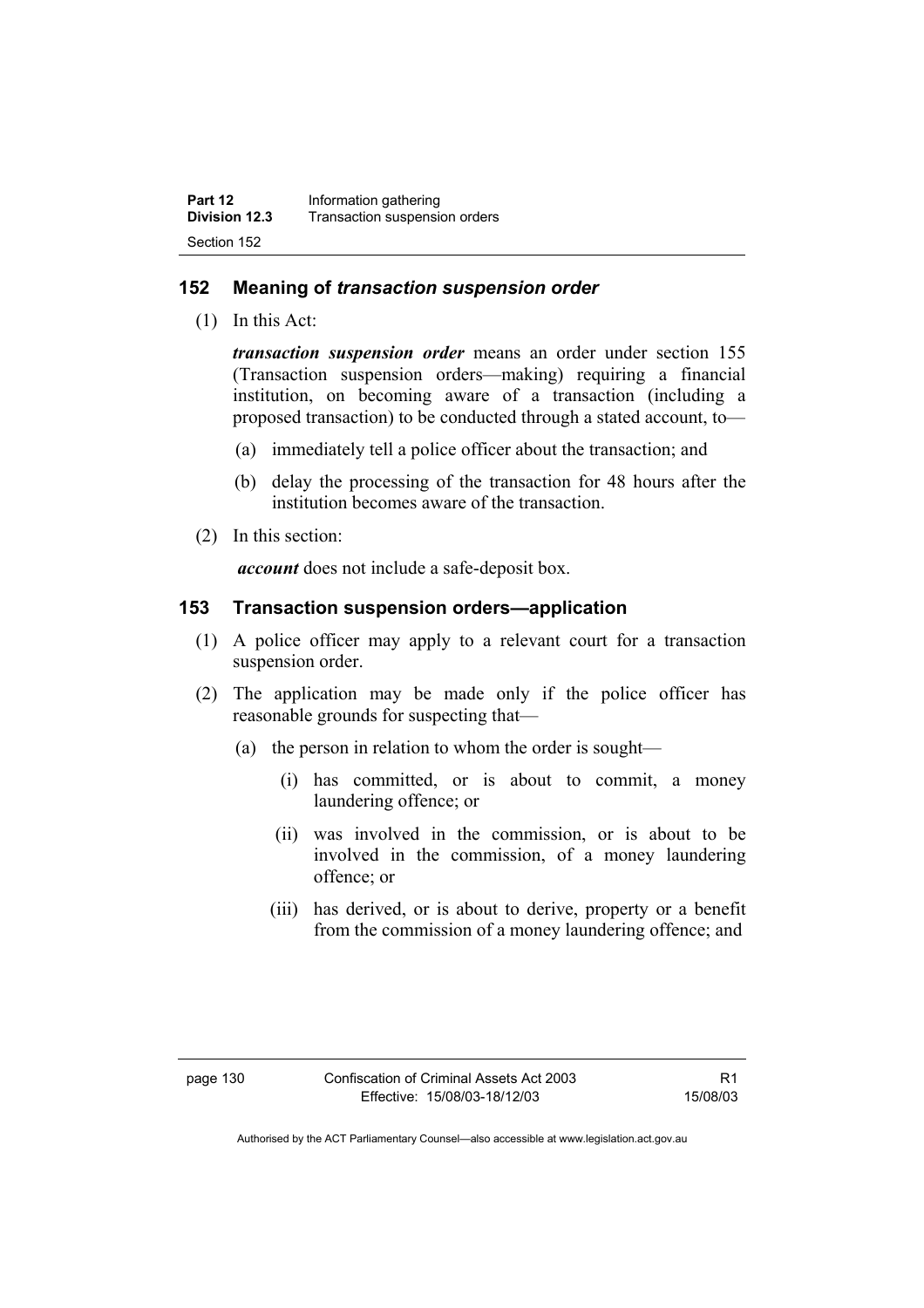## 152 Meaning of *transaction suspension order*

(1) In this Act:

***transaction suspension order*** means an order under section 155 (Transaction suspension orders—making) requiring a financial institution, on becoming aware of a transaction (including a proposed transaction) to be conducted through a stated account, to—

(a) immediately tell a police officer about the transaction; and

(b) delay the processing of the transaction for 48 hours after the institution becomes aware of the transaction.

(2) In this section:

***account*** does not include a safe-deposit box.

## 153 Transaction suspension orders—application

(1) A police officer may apply to a relevant court for a transaction suspension order.

(2) The application may be made only if the police officer has reasonable grounds for suspecting that—

(a) the person in relation to whom the order is sought—

(i) has committed, or is about to commit, a money laundering offence; or

(ii) was involved in the commission, or is about to be involved in the commission, of a money laundering offence; or

(iii) has derived, or is about to derive, property or a benefit from the commission of a money laundering offence; and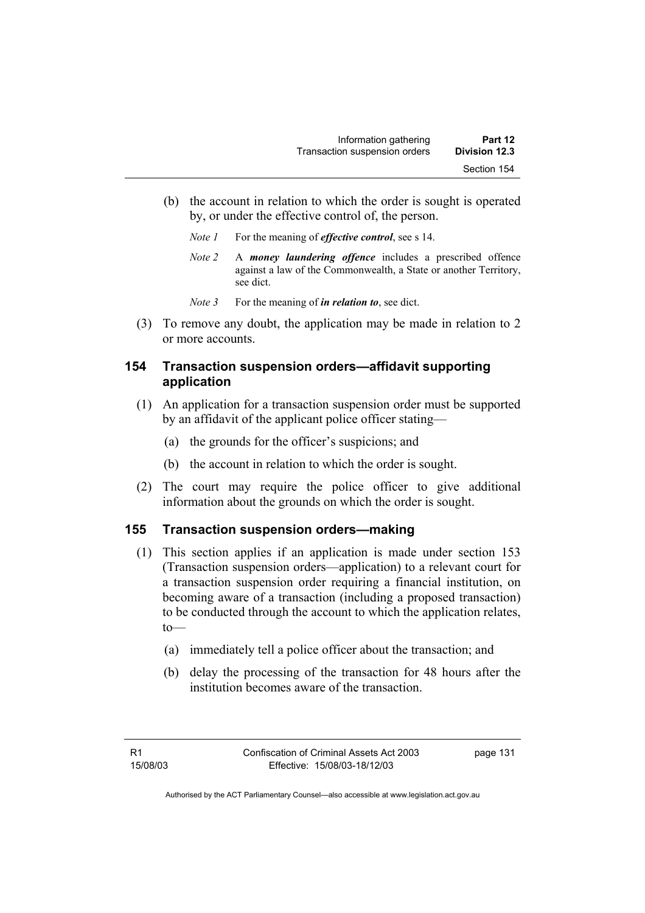(b) the account in relation to which the order is sought is operated by, or under the effective control of, the person.

*Note 1* For the meaning of ***effective control***, see s 14.

*Note 2* A ***money laundering offence*** includes a prescribed offence against a law of the Commonwealth, a State or another Territory, see dict.

*Note 3* For the meaning of ***in relation to***, see dict.

(3) To remove any doubt, the application may be made in relation to 2 or more accounts.

## 154 Transaction suspension orders—affidavit supporting application

(1) An application for a transaction suspension order must be supported by an affidavit of the applicant police officer stating—

(a) the grounds for the officer's suspicions; and

(b) the account in relation to which the order is sought.

(2) The court may require the police officer to give additional information about the grounds on which the order is sought.

## 155 Transaction suspension orders—making

(1) This section applies if an application is made under section 153 (Transaction suspension orders—application) to a relevant court for a transaction suspension order requiring a financial institution, on becoming aware of a transaction (including a proposed transaction) to be conducted through the account to which the application relates, to—

(a) immediately tell a police officer about the transaction; and

(b) delay the processing of the transaction for 48 hours after the institution becomes aware of the transaction.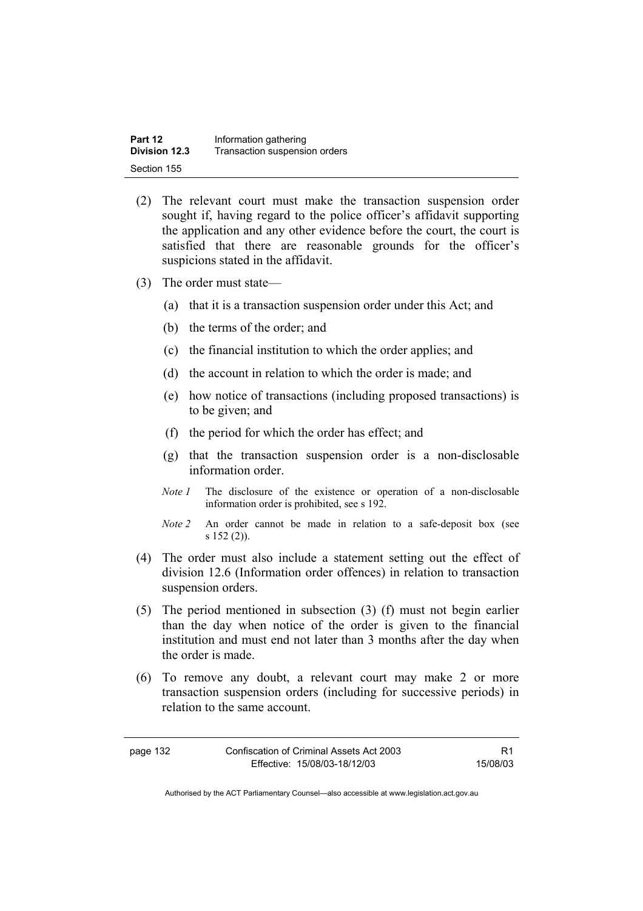(2) The relevant court must make the transaction suspension order sought if, having regard to the police officer's affidavit supporting the application and any other evidence before the court, the court is satisfied that there are reasonable grounds for the officer's suspicions stated in the affidavit.

(3) The order must state—

(a) that it is a transaction suspension order under this Act; and

(b) the terms of the order; and

(c) the financial institution to which the order applies; and

(d) the account in relation to which the order is made; and

(e) how notice of transactions (including proposed transactions) is to be given; and

(f) the period for which the order has effect; and

(g) that the transaction suspension order is a non-disclosable information order.

*Note 1* The disclosure of the existence or operation of a non-disclosable information order is prohibited, see s 192.

*Note 2* An order cannot be made in relation to a safe-deposit box (see s 152 (2)).

(4) The order must also include a statement setting out the effect of division 12.6 (Information order offences) in relation to transaction suspension orders.

(5) The period mentioned in subsection (3) (f) must not begin earlier than the day when notice of the order is given to the financial institution and must end not later than 3 months after the day when the order is made.

(6) To remove any doubt, a relevant court may make 2 or more transaction suspension orders (including for successive periods) in relation to the same account.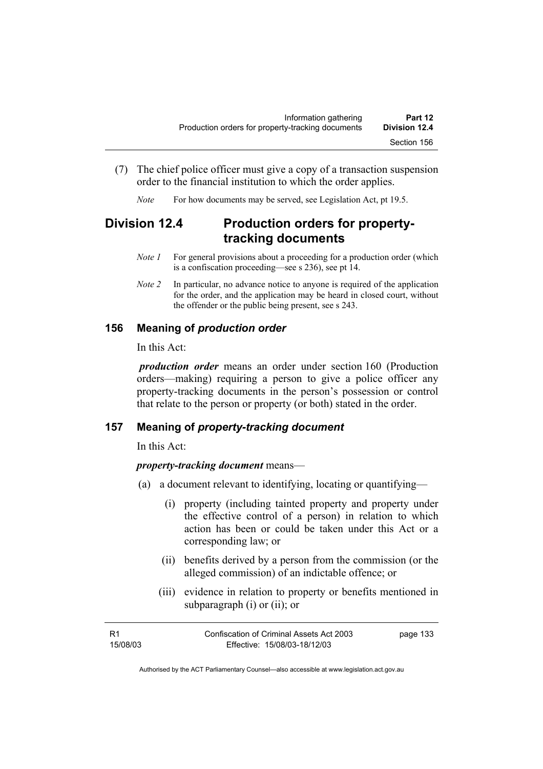(7) The chief police officer must give a copy of a transaction suspension order to the financial institution to which the order applies.

*Note* For how documents may be served, see Legislation Act, pt 19.5.

## Division 12.4 Production orders for property-tracking documents

*Note 1* For general provisions about a proceeding for a production order (which is a confiscation proceeding—see s 236), see pt 14.

*Note 2* In particular, no advance notice to anyone is required of the application for the order, and the application may be heard in closed court, without the offender or the public being present, see s 243.

### 156 Meaning of *production order*

In this Act:

***production order*** means an order under section 160 (Production orders—making) requiring a person to give a police officer any property-tracking documents in the person's possession or control that relate to the person or property (or both) stated in the order.

### 157 Meaning of *property-tracking document*

In this Act:

***property-tracking document*** means—

(a) a document relevant to identifying, locating or quantifying—

(i) property (including tainted property and property under the effective control of a person) in relation to which action has been or could be taken under this Act or a corresponding law; or

(ii) benefits derived by a person from the commission (or the alleged commission) of an indictable offence; or

(iii) evidence in relation to property or benefits mentioned in subparagraph (i) or (ii); or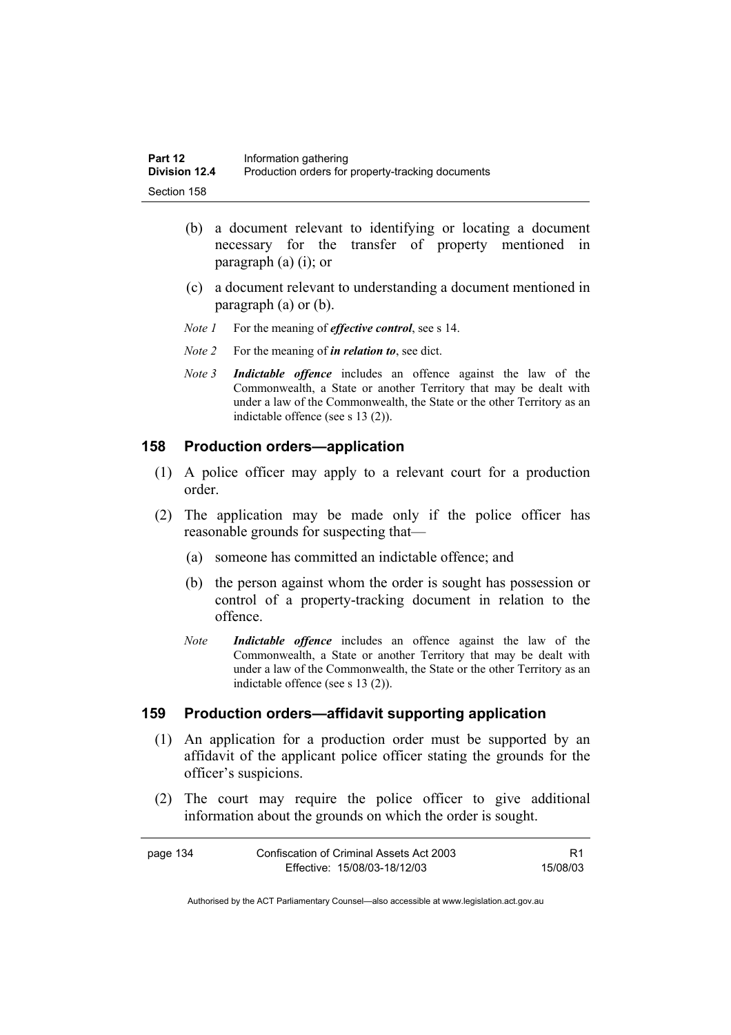(b) a document relevant to identifying or locating a document necessary for the transfer of property mentioned in paragraph (a) (i); or

(c) a document relevant to understanding a document mentioned in paragraph (a) or (b).

*Note 1* For the meaning of ***effective control***, see s 14.

*Note 2* For the meaning of ***in relation to***, see dict.

*Note 3* ***Indictable offence*** includes an offence against the law of the Commonwealth, a State or another Territory that may be dealt with under a law of the Commonwealth, the State or the other Territory as an indictable offence (see s 13 (2)).

## 158 Production orders—application

(1) A police officer may apply to a relevant court for a production order.

(2) The application may be made only if the police officer has reasonable grounds for suspecting that—

(a) someone has committed an indictable offence; and

(b) the person against whom the order is sought has possession or control of a property-tracking document in relation to the offence.

*Note* ***Indictable offence*** includes an offence against the law of the Commonwealth, a State or another Territory that may be dealt with under a law of the Commonwealth, the State or the other Territory as an indictable offence (see s 13 (2)).

## 159 Production orders—affidavit supporting application

(1) An application for a production order must be supported by an affidavit of the applicant police officer stating the grounds for the officer's suspicions.

(2) The court may require the police officer to give additional information about the grounds on which the order is sought.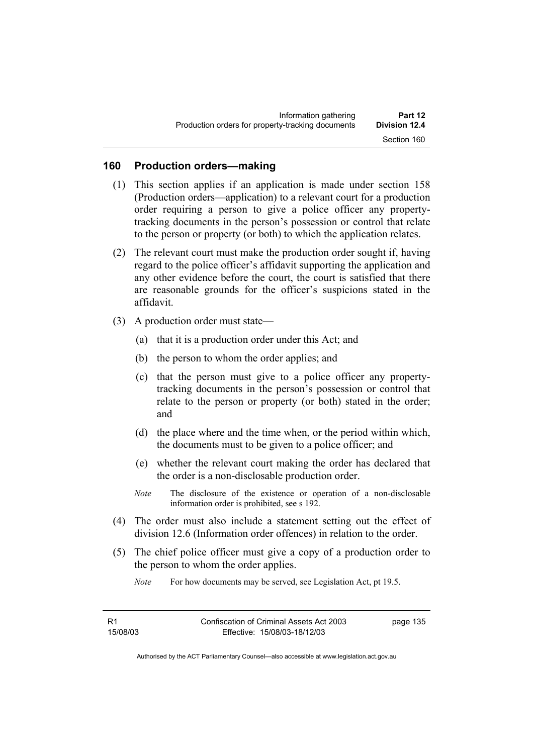## 160 Production orders—making

(1) This section applies if an application is made under section 158 (Production orders—application) to a relevant court for a production order requiring a person to give a police officer any property-tracking documents in the person's possession or control that relate to the person or property (or both) to which the application relates.

(2) The relevant court must make the production order sought if, having regard to the police officer's affidavit supporting the application and any other evidence before the court, the court is satisfied that there are reasonable grounds for the officer's suspicions stated in the affidavit.

(3) A production order must state—

(a) that it is a production order under this Act; and

(b) the person to whom the order applies; and

(c) that the person must give to a police officer any property-tracking documents in the person's possession or control that relate to the person or property (or both) stated in the order; and

(d) the place where and the time when, or the period within which, the documents must to be given to a police officer; and

(e) whether the relevant court making the order has declared that the order is a non-disclosable production order.

*Note* The disclosure of the existence or operation of a non-disclosable information order is prohibited, see s 192.

(4) The order must also include a statement setting out the effect of division 12.6 (Information order offences) in relation to the order.

(5) The chief police officer must give a copy of a production order to the person to whom the order applies.

*Note* For how documents may be served, see Legislation Act, pt 19.5.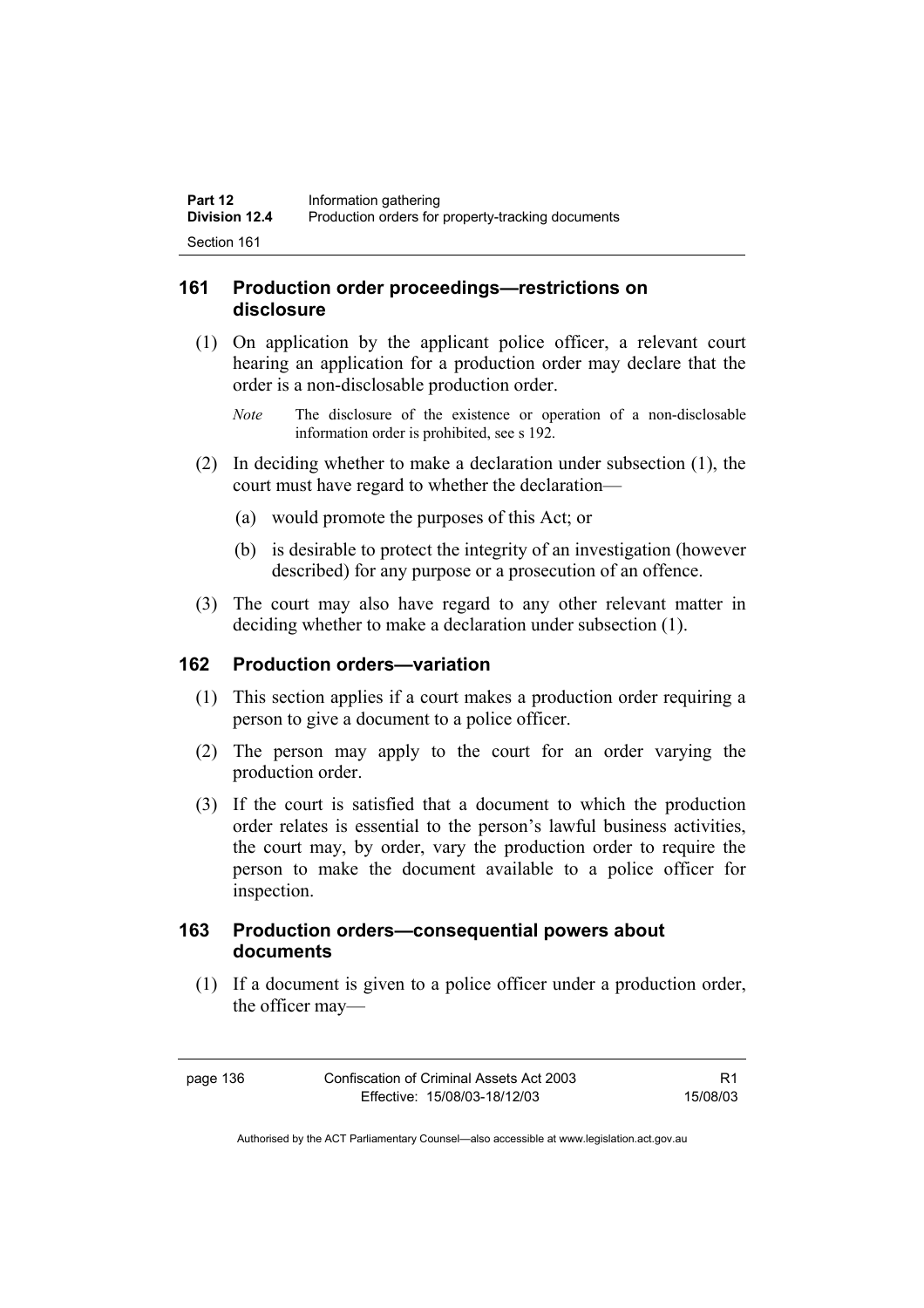## 161 Production order proceedings—restrictions on disclosure

(1) On application by the applicant police officer, a relevant court hearing an application for a production order may declare that the order is a non-disclosable production order.

*Note* The disclosure of the existence or operation of a non-disclosable information order is prohibited, see s 192.

(2) In deciding whether to make a declaration under subsection (1), the court must have regard to whether the declaration—

(a) would promote the purposes of this Act; or

(b) is desirable to protect the integrity of an investigation (however described) for any purpose or a prosecution of an offence.

(3) The court may also have regard to any other relevant matter in deciding whether to make a declaration under subsection (1).

## 162 Production orders—variation

(1) This section applies if a court makes a production order requiring a person to give a document to a police officer.

(2) The person may apply to the court for an order varying the production order.

(3) If the court is satisfied that a document to which the production order relates is essential to the person's lawful business activities, the court may, by order, vary the production order to require the person to make the document available to a police officer for inspection.

## 163 Production orders—consequential powers about documents

(1) If a document is given to a police officer under a production order, the officer may—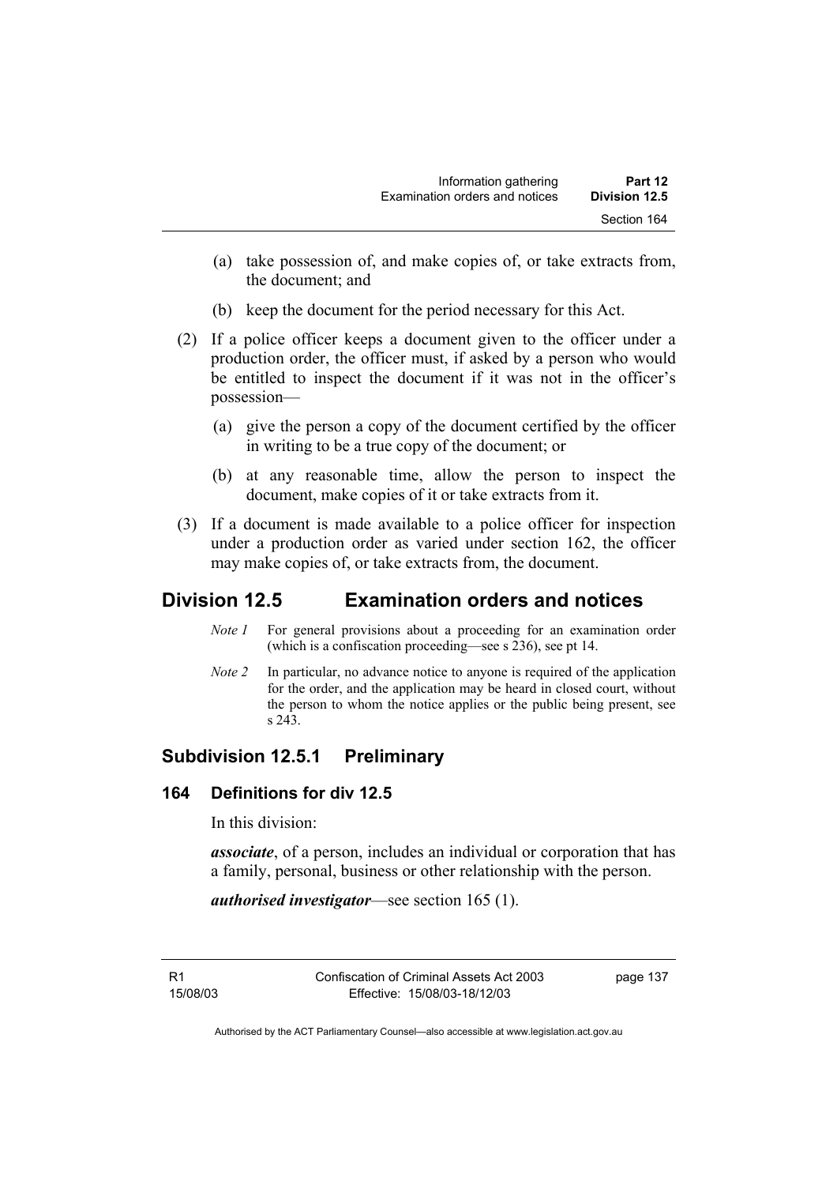(a) take possession of, and make copies of, or take extracts from, the document; and

(b) keep the document for the period necessary for this Act.

(2) If a police officer keeps a document given to the officer under a production order, the officer must, if asked by a person who would be entitled to inspect the document if it was not in the officer's possession—

(a) give the person a copy of the document certified by the officer in writing to be a true copy of the document; or

(b) at any reasonable time, allow the person to inspect the document, make copies of it or take extracts from it.

(3) If a document is made available to a police officer for inspection under a production order as varied under section 162, the officer may make copies of, or take extracts from, the document.

## Division 12.5 Examination orders and notices

*Note 1* For general provisions about a proceeding for an examination order (which is a confiscation proceeding—see s 236), see pt 14.

*Note 2* In particular, no advance notice to anyone is required of the application for the order, and the application may be heard in closed court, without the person to whom the notice applies or the public being present, see s 243.

### Subdivision 12.5.1 Preliminary

#### 164 Definitions for div 12.5

In this division:

***associate***, of a person, includes an individual or corporation that has a family, personal, business or other relationship with the person.

***authorised investigator***—see section 165 (1).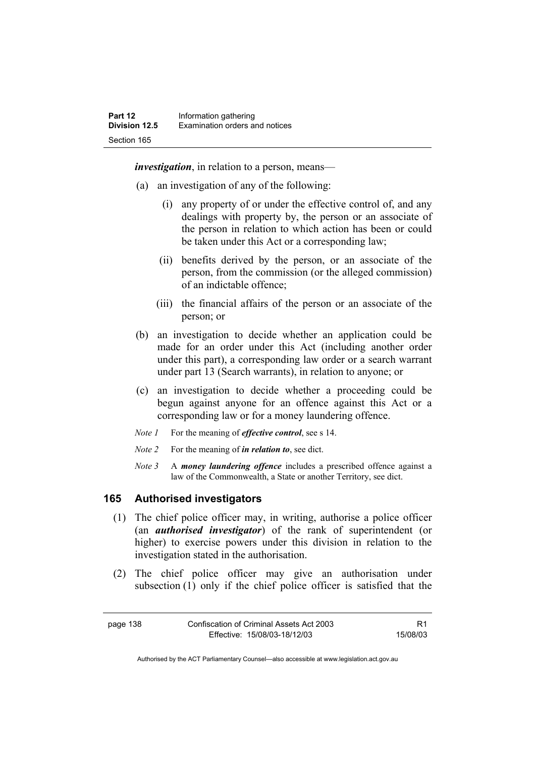*investigation*, in relation to a person, means—

(a) an investigation of any of the following:

(i) any property of or under the effective control of, and any dealings with property by, the person or an associate of the person in relation to which action has been or could be taken under this Act or a corresponding law;

(ii) benefits derived by the person, or an associate of the person, from the commission (or the alleged commission) of an indictable offence;

(iii) the financial affairs of the person or an associate of the person; or

(b) an investigation to decide whether an application could be made for an order under this Act (including another order under this part), a corresponding law order or a search warrant under part 13 (Search warrants), in relation to anyone; or

(c) an investigation to decide whether a proceeding could be begun against anyone for an offence against this Act or a corresponding law or for a money laundering offence.

*Note 1* For the meaning of ***effective control***, see s 14.

*Note 2* For the meaning of ***in relation to***, see dict.

*Note 3* A ***money laundering offence*** includes a prescribed offence against a law of the Commonwealth, a State or another Territory, see dict.

## 165 Authorised investigators

(1) The chief police officer may, in writing, authorise a police officer (an ***authorised investigator***) of the rank of superintendent (or higher) to exercise powers under this division in relation to the investigation stated in the authorisation.

(2) The chief police officer may give an authorisation under subsection (1) only if the chief police officer is satisfied that the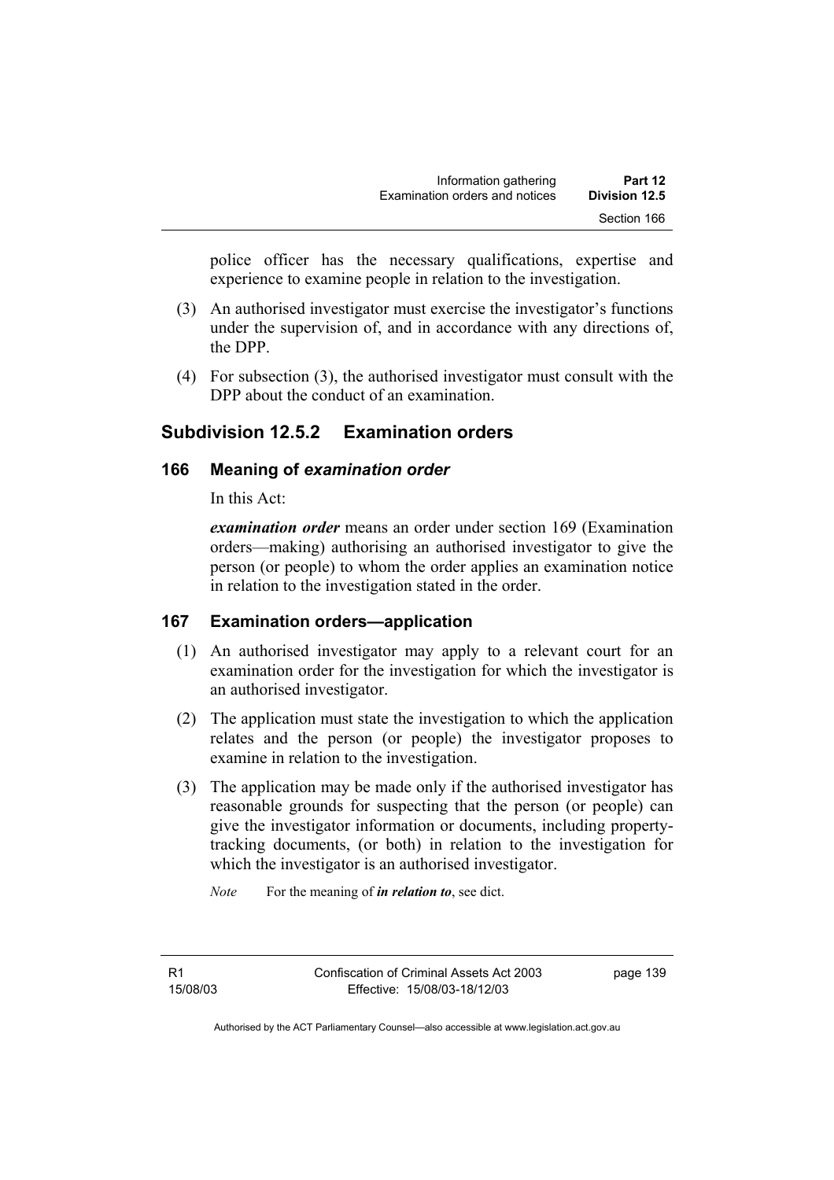police officer has the necessary qualifications, expertise and experience to examine people in relation to the investigation.

(3) An authorised investigator must exercise the investigator's functions under the supervision of, and in accordance with any directions of, the DPP.

(4) For subsection (3), the authorised investigator must consult with the DPP about the conduct of an examination.

## Subdivision 12.5.2 Examination orders

### 166 Meaning of *examination order*

In this Act:

***examination order*** means an order under section 169 (Examination orders—making) authorising an authorised investigator to give the person (or people) to whom the order applies an examination notice in relation to the investigation stated in the order.

### 167 Examination orders—application

(1) An authorised investigator may apply to a relevant court for an examination order for the investigation for which the investigator is an authorised investigator.

(2) The application must state the investigation to which the application relates and the person (or people) the investigator proposes to examine in relation to the investigation.

(3) The application may be made only if the authorised investigator has reasonable grounds for suspecting that the person (or people) can give the investigator information or documents, including property-tracking documents, (or both) in relation to the investigation for which the investigator is an authorised investigator.

*Note* For the meaning of ***in relation to***, see dict.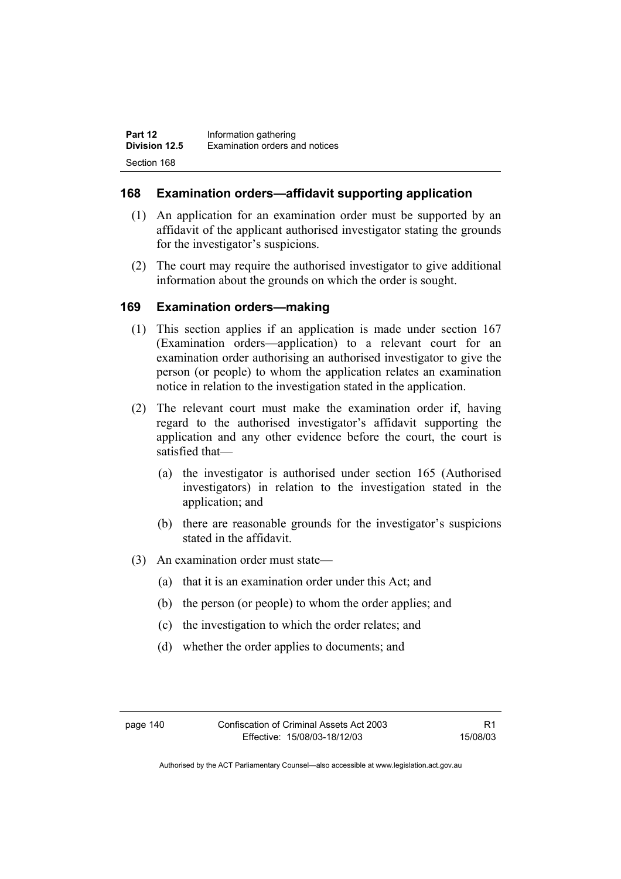## 168 Examination orders—affidavit supporting application

(1) An application for an examination order must be supported by an affidavit of the applicant authorised investigator stating the grounds for the investigator's suspicions.

(2) The court may require the authorised investigator to give additional information about the grounds on which the order is sought.

## 169 Examination orders—making

(1) This section applies if an application is made under section 167 (Examination orders—application) to a relevant court for an examination order authorising an authorised investigator to give the person (or people) to whom the application relates an examination notice in relation to the investigation stated in the application.

(2) The relevant court must make the examination order if, having regard to the authorised investigator's affidavit supporting the application and any other evidence before the court, the court is satisfied that—

(a) the investigator is authorised under section 165 (Authorised investigators) in relation to the investigation stated in the application; and

(b) there are reasonable grounds for the investigator's suspicions stated in the affidavit.

(3) An examination order must state—

(a) that it is an examination order under this Act; and

(b) the person (or people) to whom the order applies; and

(c) the investigation to which the order relates; and

(d) whether the order applies to documents; and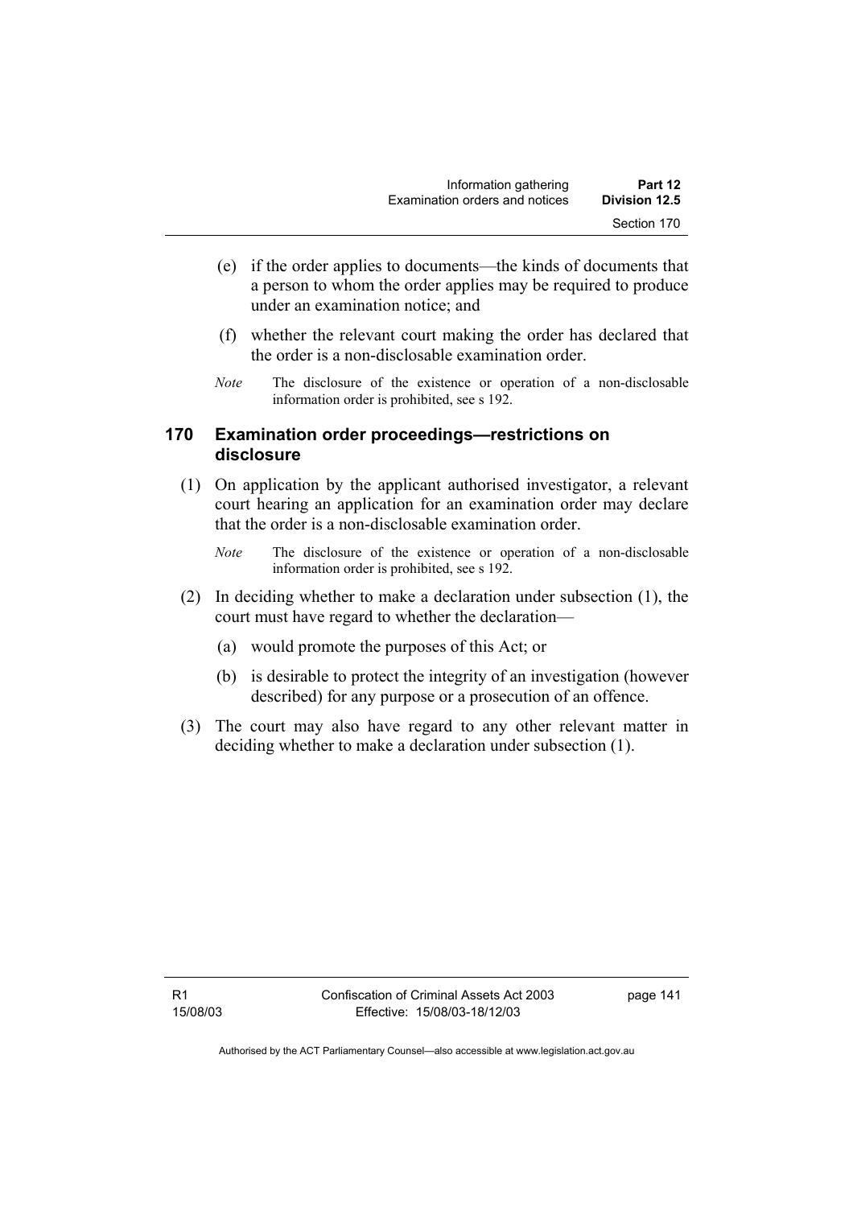(e) if the order applies to documents—the kinds of documents that a person to whom the order applies may be required to produce under an examination notice; and

(f) whether the relevant court making the order has declared that the order is a non-disclosable examination order.

*Note* The disclosure of the existence or operation of a non-disclosable information order is prohibited, see s 192.

### 170 Examination order proceedings—restrictions on disclosure

(1) On application by the applicant authorised investigator, a relevant court hearing an application for an examination order may declare that the order is a non-disclosable examination order.

*Note* The disclosure of the existence or operation of a non-disclosable information order is prohibited, see s 192.

(2) In deciding whether to make a declaration under subsection (1), the court must have regard to whether the declaration—

(a) would promote the purposes of this Act; or

(b) is desirable to protect the integrity of an investigation (however described) for any purpose or a prosecution of an offence.

(3) The court may also have regard to any other relevant matter in deciding whether to make a declaration under subsection (1).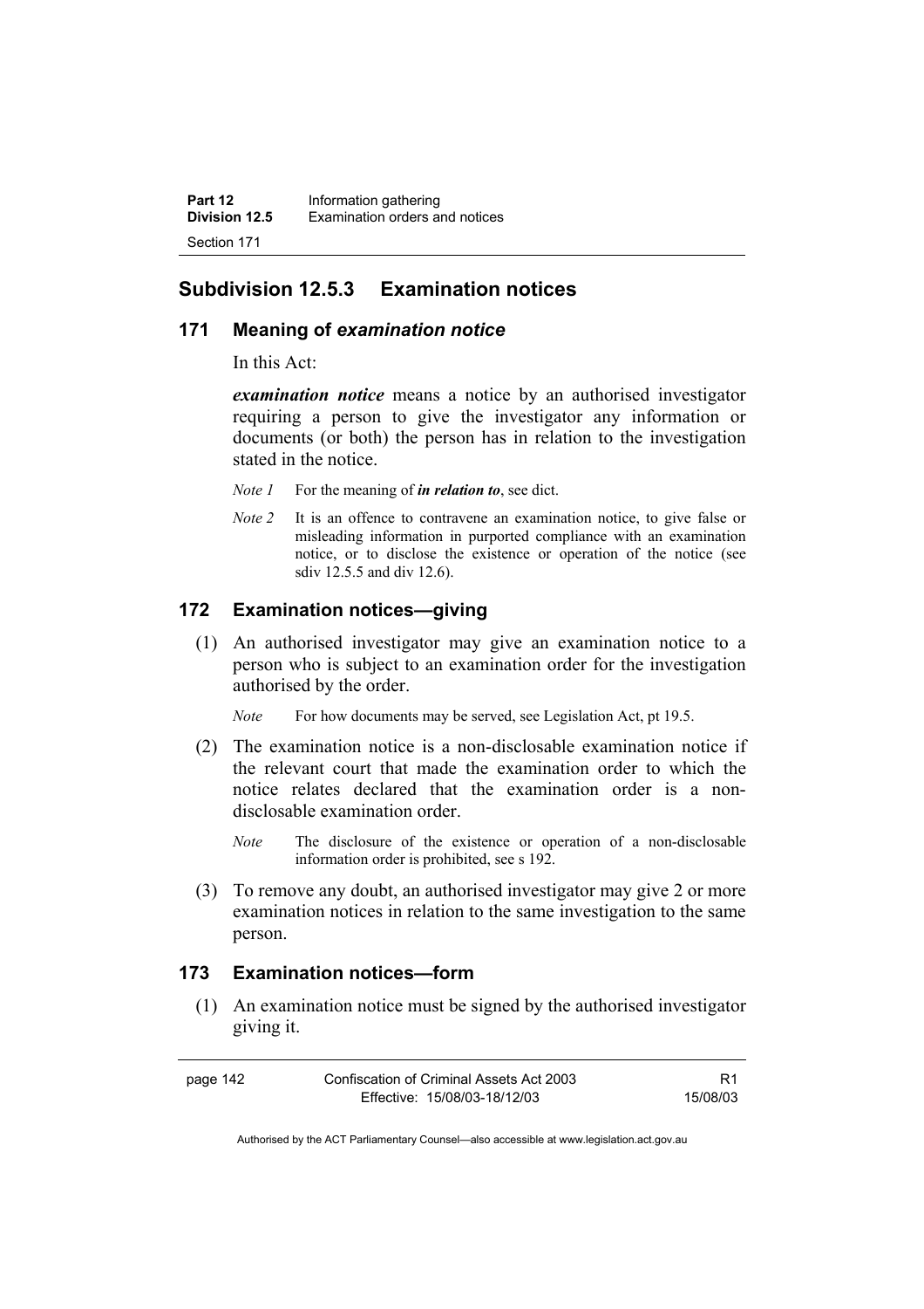## Subdivision 12.5.3 Examination notices

### 171 Meaning of *examination notice*

In this Act:

***examination notice*** means a notice by an authorised investigator requiring a person to give the investigator any information or documents (or both) the person has in relation to the investigation stated in the notice.

*Note 1* For the meaning of ***in relation to***, see dict.

*Note 2* It is an offence to contravene an examination notice, to give false or misleading information in purported compliance with an examination notice, or to disclose the existence or operation of the notice (see sdiv 12.5.5 and div 12.6).

### 172 Examination notices—giving

(1) An authorised investigator may give an examination notice to a person who is subject to an examination order for the investigation authorised by the order.

*Note* For how documents may be served, see Legislation Act, pt 19.5.

(2) The examination notice is a non-disclosable examination notice if the relevant court that made the examination order to which the notice relates declared that the examination order is a non-disclosable examination order.

*Note* The disclosure of the existence or operation of a non-disclosable information order is prohibited, see s 192.

(3) To remove any doubt, an authorised investigator may give 2 or more examination notices in relation to the same investigation to the same person.

### 173 Examination notices—form

(1) An examination notice must be signed by the authorised investigator giving it.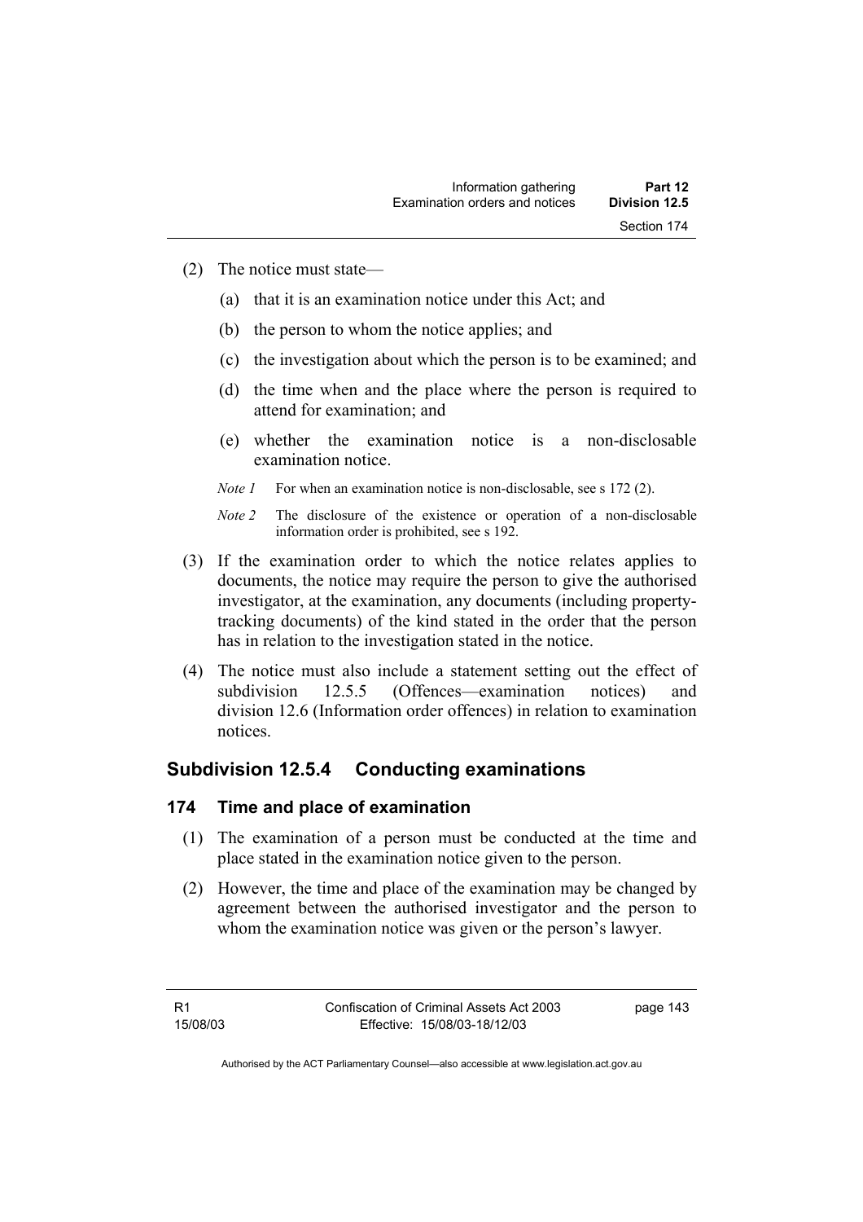(2) The notice must state—

(a) that it is an examination notice under this Act; and

(b) the person to whom the notice applies; and

(c) the investigation about which the person is to be examined; and

(d) the time when and the place where the person is required to attend for examination; and

(e) whether the examination notice is a non-disclosable examination notice.

*Note 1* For when an examination notice is non-disclosable, see s 172 (2).

*Note 2* The disclosure of the existence or operation of a non-disclosable information order is prohibited, see s 192.

(3) If the examination order to which the notice relates applies to documents, the notice may require the person to give the authorised investigator, at the examination, any documents (including property-tracking documents) of the kind stated in the order that the person has in relation to the investigation stated in the notice.

(4) The notice must also include a statement setting out the effect of subdivision 12.5.5 (Offences—examination notices) and division 12.6 (Information order offences) in relation to examination notices.

## Subdivision 12.5.4 Conducting examinations

### 174 Time and place of examination

(1) The examination of a person must be conducted at the time and place stated in the examination notice given to the person.

(2) However, the time and place of the examination may be changed by agreement between the authorised investigator and the person to whom the examination notice was given or the person's lawyer.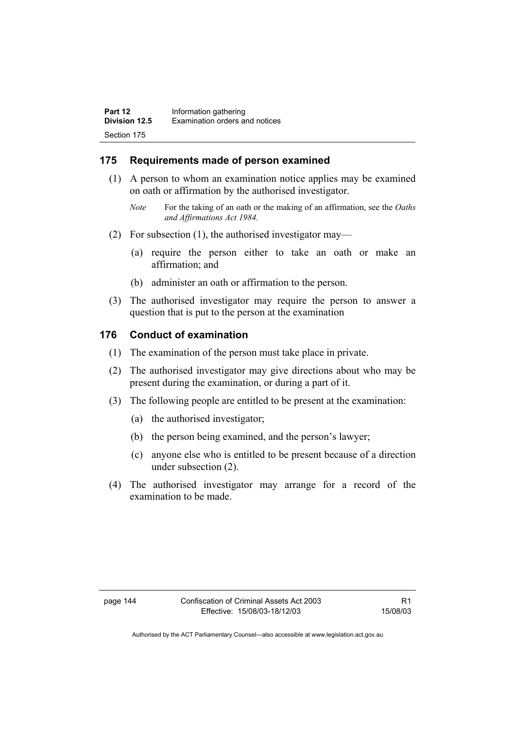## 175 Requirements made of person examined

(1) A person to whom an examination notice applies may be examined on oath or affirmation by the authorised investigator.

*Note* For the taking of an oath or the making of an affirmation, see the *Oaths and Affirmations Act 1984.*

(2) For subsection (1), the authorised investigator may—

(a) require the person either to take an oath or make an affirmation; and

(b) administer an oath or affirmation to the person.

(3) The authorised investigator may require the person to answer a question that is put to the person at the examination

## 176 Conduct of examination

(1) The examination of the person must take place in private.

(2) The authorised investigator may give directions about who may be present during the examination, or during a part of it.

(3) The following people are entitled to be present at the examination:

(a) the authorised investigator;

(b) the person being examined, and the person's lawyer;

(c) anyone else who is entitled to be present because of a direction under subsection (2).

(4) The authorised investigator may arrange for a record of the examination to be made.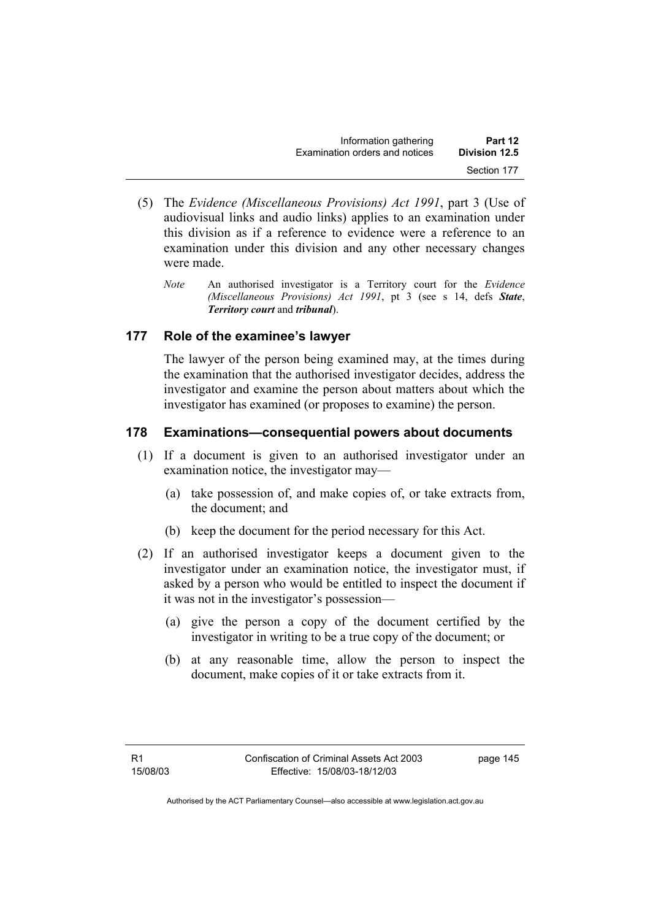(5) The *Evidence (Miscellaneous Provisions) Act 1991*, part 3 (Use of audiovisual links and audio links) applies to an examination under this division as if a reference to evidence were a reference to an examination under this division and any other necessary changes were made.

*Note* An authorised investigator is a Territory court for the *Evidence (Miscellaneous Provisions) Act 1991*, pt 3 (see s 14, defs ***State***, ***Territory court*** and ***tribunal***).

## 177 Role of the examinee's lawyer

The lawyer of the person being examined may, at the times during the examination that the authorised investigator decides, address the investigator and examine the person about matters about which the investigator has examined (or proposes to examine) the person.

## 178 Examinations—consequential powers about documents

(1) If a document is given to an authorised investigator under an examination notice, the investigator may—

(a) take possession of, and make copies of, or take extracts from, the document; and

(b) keep the document for the period necessary for this Act.

(2) If an authorised investigator keeps a document given to the investigator under an examination notice, the investigator must, if asked by a person who would be entitled to inspect the document if it was not in the investigator's possession—

(a) give the person a copy of the document certified by the investigator in writing to be a true copy of the document; or

(b) at any reasonable time, allow the person to inspect the document, make copies of it or take extracts from it.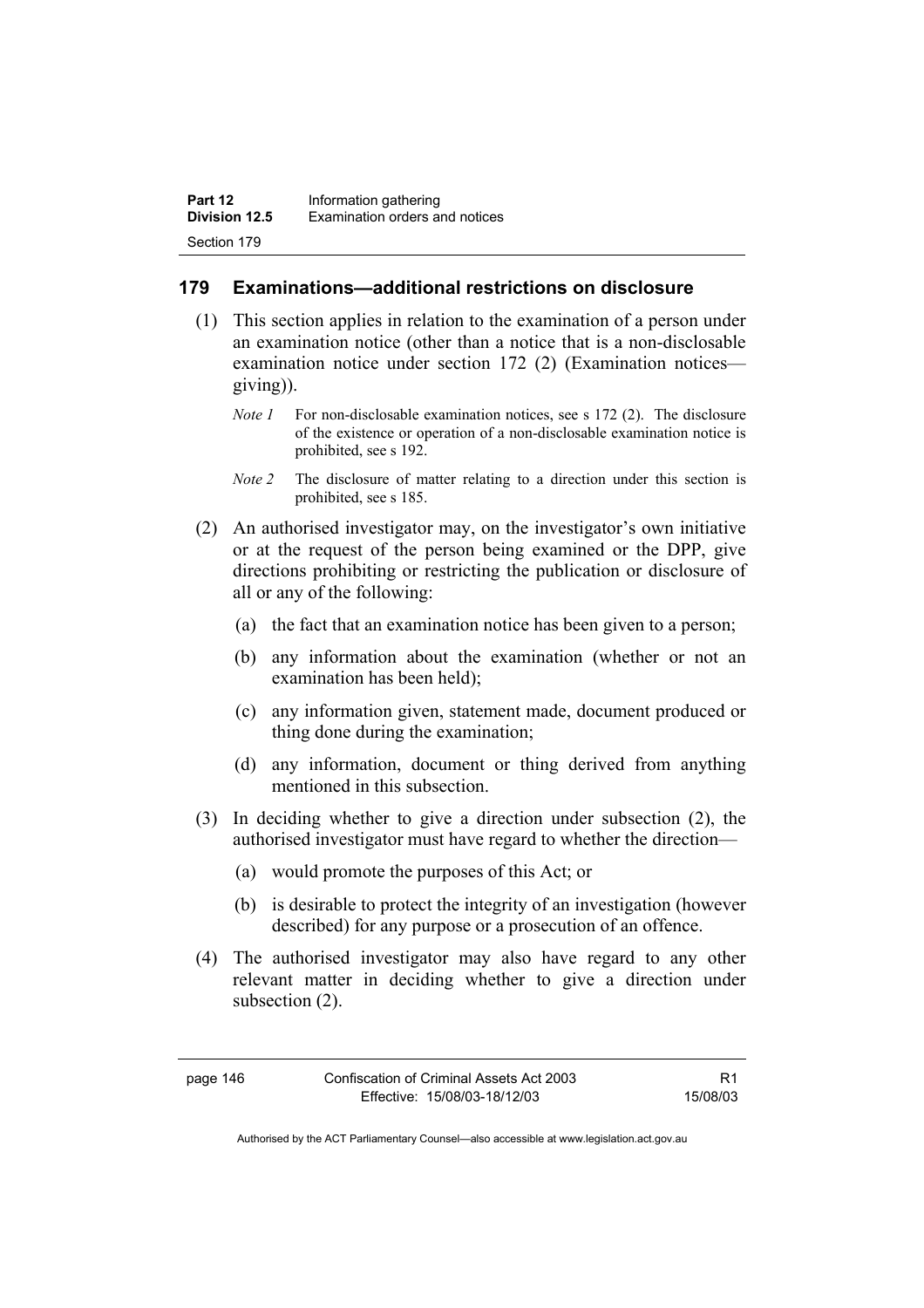## 179 Examinations—additional restrictions on disclosure

(1) This section applies in relation to the examination of a person under an examination notice (other than a notice that is a non-disclosable examination notice under section 172 (2) (Examination notices—giving)).

*Note 1* For non-disclosable examination notices, see s 172 (2). The disclosure of the existence or operation of a non-disclosable examination notice is prohibited, see s 192.

*Note 2* The disclosure of matter relating to a direction under this section is prohibited, see s 185.

(2) An authorised investigator may, on the investigator's own initiative or at the request of the person being examined or the DPP, give directions prohibiting or restricting the publication or disclosure of all or any of the following:

- (a) the fact that an examination notice has been given to a person;
- (b) any information about the examination (whether or not an examination has been held);
- (c) any information given, statement made, document produced or thing done during the examination;
- (d) any information, document or thing derived from anything mentioned in this subsection.

(3) In deciding whether to give a direction under subsection (2), the authorised investigator must have regard to whether the direction—

- (a) would promote the purposes of this Act; or
- (b) is desirable to protect the integrity of an investigation (however described) for any purpose or a prosecution of an offence.

(4) The authorised investigator may also have regard to any other relevant matter in deciding whether to give a direction under subsection (2).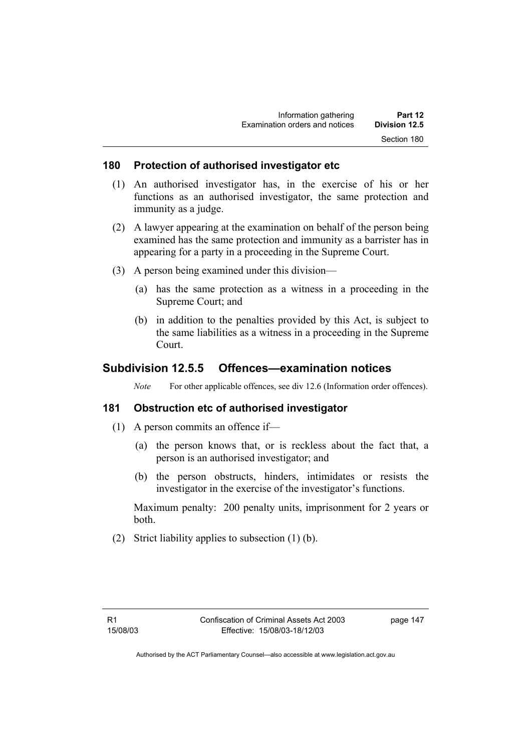### 180 Protection of authorised investigator etc

(1) An authorised investigator has, in the exercise of his or her functions as an authorised investigator, the same protection and immunity as a judge.

(2) A lawyer appearing at the examination on behalf of the person being examined has the same protection and immunity as a barrister has in appearing for a party in a proceeding in the Supreme Court.

(3) A person being examined under this division—

   (a) has the same protection as a witness in a proceeding in the Supreme Court; and

   (b) in addition to the penalties provided by this Act, is subject to the same liabilities as a witness in a proceeding in the Supreme Court.

## Subdivision 12.5.5 Offences—examination notices

*Note* For other applicable offences, see div 12.6 (Information order offences).

### 181 Obstruction etc of authorised investigator

(1) A person commits an offence if—

   (a) the person knows that, or is reckless about the fact that, a person is an authorised investigator; and

   (b) the person obstructs, hinders, intimidates or resists the investigator in the exercise of the investigator's functions.

Maximum penalty: 200 penalty units, imprisonment for 2 years or both.

(2) Strict liability applies to subsection (1) (b).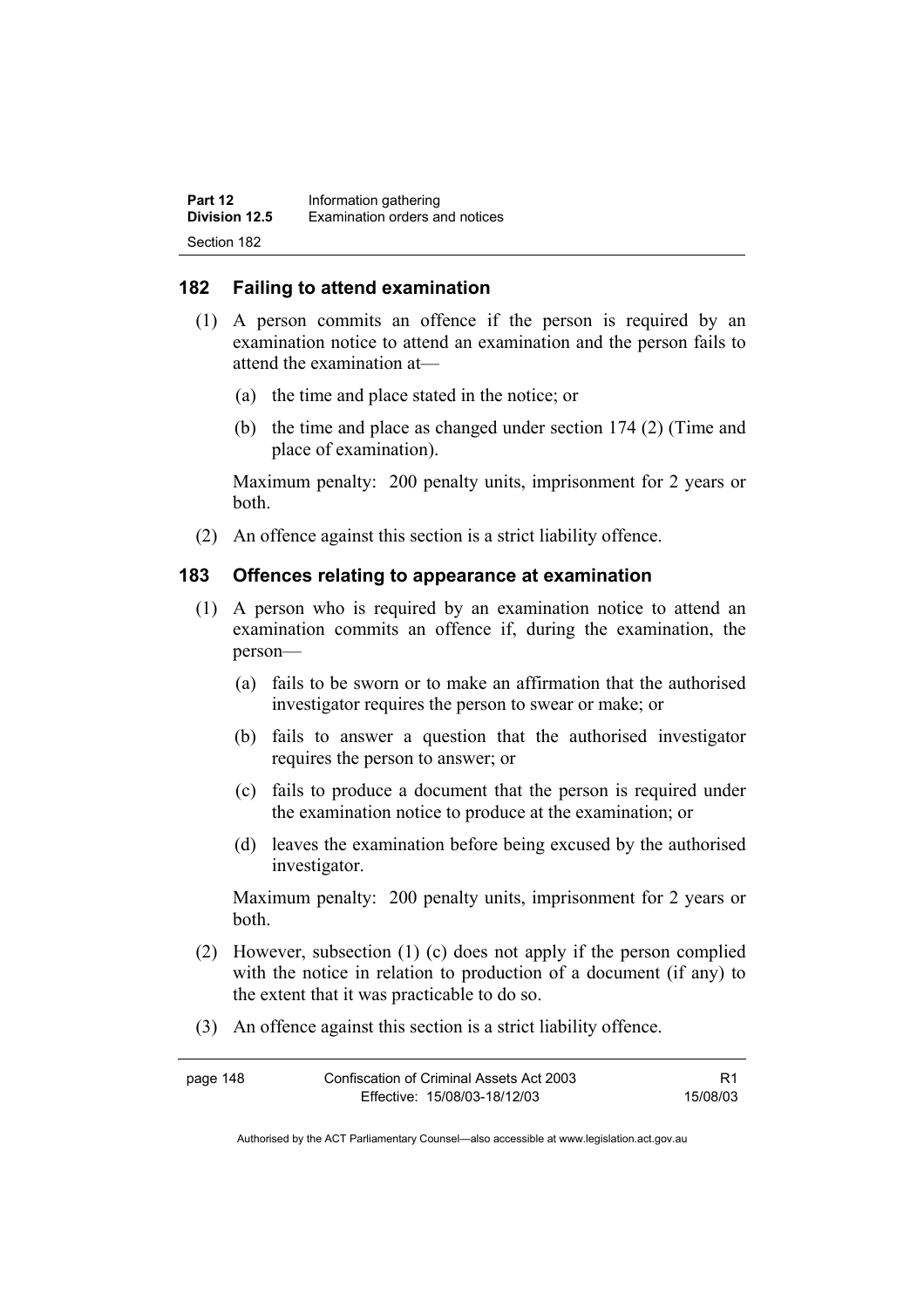## 182 Failing to attend examination

(1) A person commits an offence if the person is required by an examination notice to attend an examination and the person fails to attend the examination at—

(a) the time and place stated in the notice; or

(b) the time and place as changed under section 174 (2) (Time and place of examination).

Maximum penalty: 200 penalty units, imprisonment for 2 years or both.

(2) An offence against this section is a strict liability offence.

## 183 Offences relating to appearance at examination

(1) A person who is required by an examination notice to attend an examination commits an offence if, during the examination, the person—

(a) fails to be sworn or to make an affirmation that the authorised investigator requires the person to swear or make; or

(b) fails to answer a question that the authorised investigator requires the person to answer; or

(c) fails to produce a document that the person is required under the examination notice to produce at the examination; or

(d) leaves the examination before being excused by the authorised investigator.

Maximum penalty: 200 penalty units, imprisonment for 2 years or both.

(2) However, subsection (1) (c) does not apply if the person complied with the notice in relation to production of a document (if any) to the extent that it was practicable to do so.

(3) An offence against this section is a strict liability offence.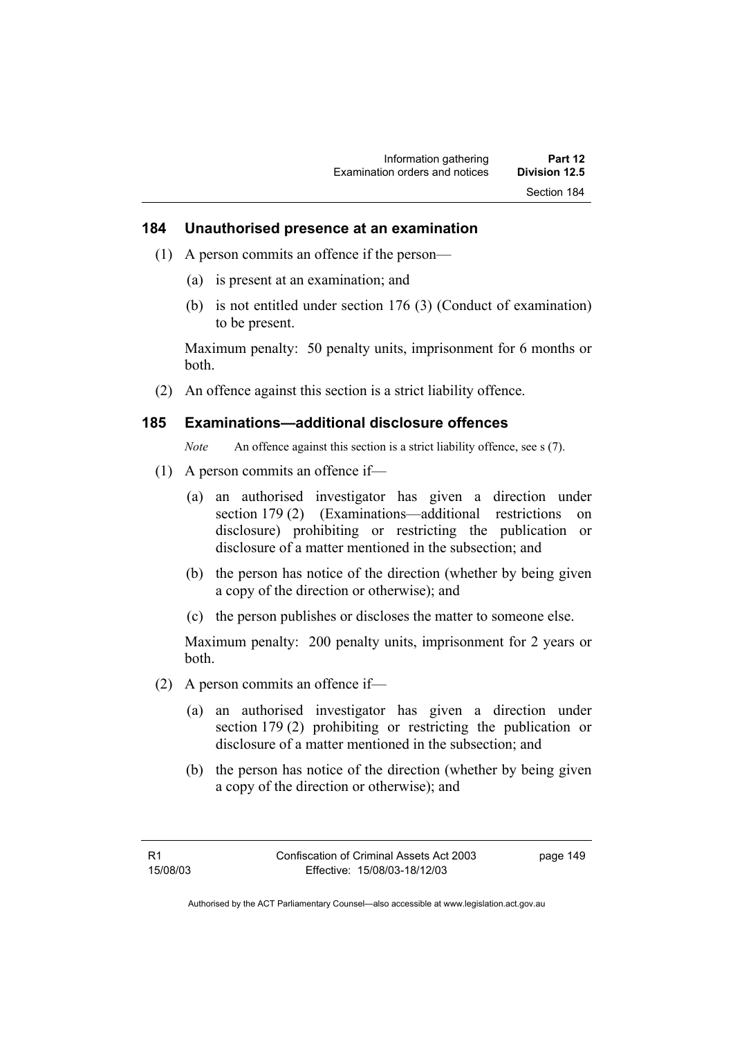## 184 Unauthorised presence at an examination

(1) A person commits an offence if the person—

(a) is present at an examination; and

(b) is not entitled under section 176 (3) (Conduct of examination) to be present.

Maximum penalty: 50 penalty units, imprisonment for 6 months or both.

(2) An offence against this section is a strict liability offence.

## 185 Examinations—additional disclosure offences

*Note* An offence against this section is a strict liability offence, see s (7).

(1) A person commits an offence if—

(a) an authorised investigator has given a direction under section 179 (2) (Examinations—additional restrictions on disclosure) prohibiting or restricting the publication or disclosure of a matter mentioned in the subsection; and

(b) the person has notice of the direction (whether by being given a copy of the direction or otherwise); and

(c) the person publishes or discloses the matter to someone else.

Maximum penalty: 200 penalty units, imprisonment for 2 years or both.

(2) A person commits an offence if—

(a) an authorised investigator has given a direction under section 179 (2) prohibiting or restricting the publication or disclosure of a matter mentioned in the subsection; and

(b) the person has notice of the direction (whether by being given a copy of the direction or otherwise); and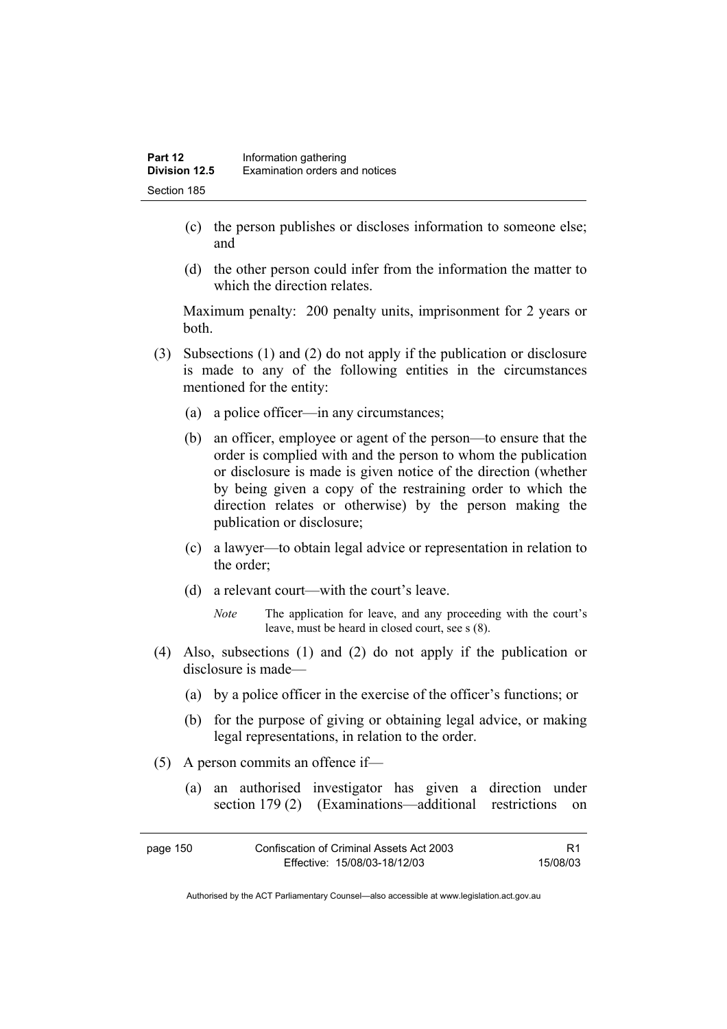(c) the person publishes or discloses information to someone else; and

(d) the other person could infer from the information the matter to which the direction relates.

Maximum penalty: 200 penalty units, imprisonment for 2 years or both.

(3) Subsections (1) and (2) do not apply if the publication or disclosure is made to any of the following entities in the circumstances mentioned for the entity:

(a) a police officer—in any circumstances;

(b) an officer, employee or agent of the person—to ensure that the order is complied with and the person to whom the publication or disclosure is made is given notice of the direction (whether by being given a copy of the restraining order to which the direction relates or otherwise) by the person making the publication or disclosure;

(c) a lawyer—to obtain legal advice or representation in relation to the order;

(d) a relevant court—with the court's leave.

*Note* The application for leave, and any proceeding with the court's leave, must be heard in closed court, see s (8).

(4) Also, subsections (1) and (2) do not apply if the publication or disclosure is made—

(a) by a police officer in the exercise of the officer's functions; or

(b) for the purpose of giving or obtaining legal advice, or making legal representations, in relation to the order.

(5) A person commits an offence if—

(a) an authorised investigator has given a direction under section 179 (2) (Examinations—additional restrictions on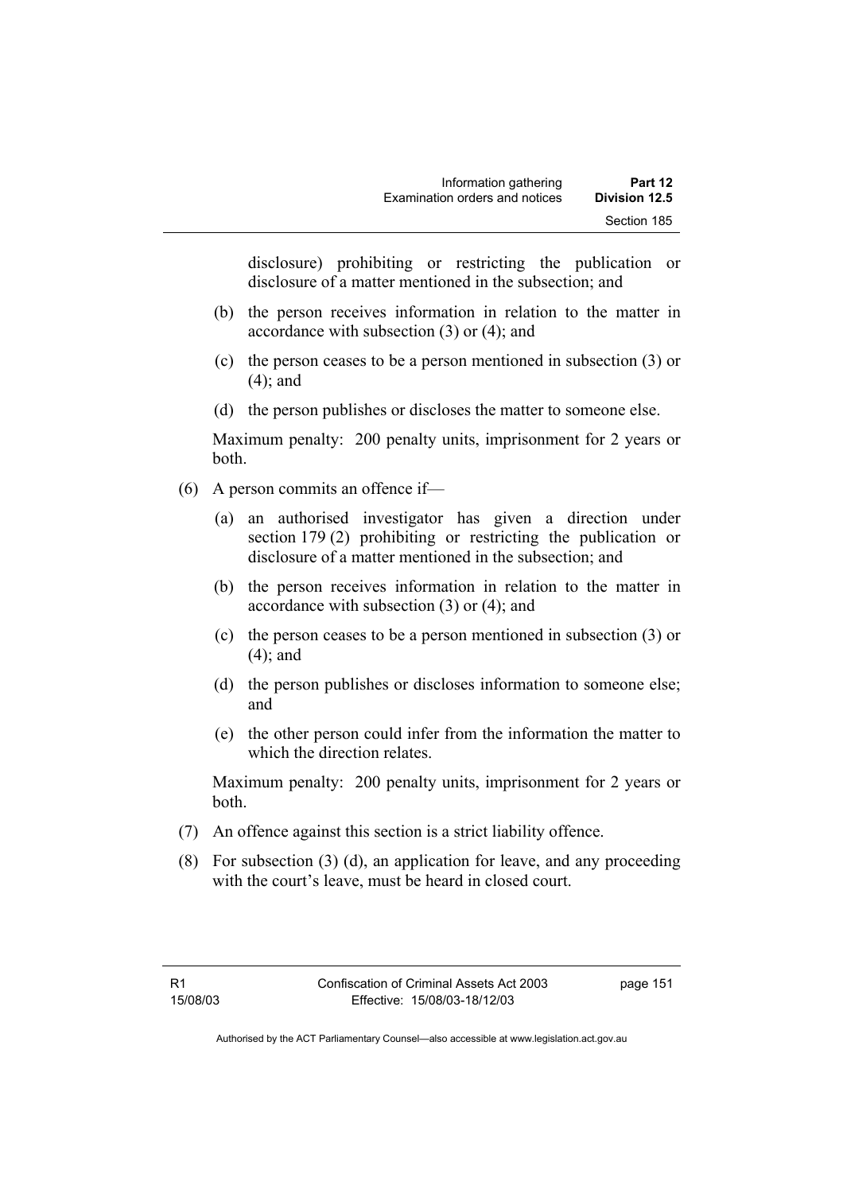disclosure) prohibiting or restricting the publication or disclosure of a matter mentioned in the subsection; and

(b) the person receives information in relation to the matter in accordance with subsection (3) or (4); and

(c) the person ceases to be a person mentioned in subsection (3) or (4); and

(d) the person publishes or discloses the matter to someone else.

Maximum penalty: 200 penalty units, imprisonment for 2 years or both.

(6) A person commits an offence if—

(a) an authorised investigator has given a direction under section 179 (2) prohibiting or restricting the publication or disclosure of a matter mentioned in the subsection; and

(b) the person receives information in relation to the matter in accordance with subsection (3) or (4); and

(c) the person ceases to be a person mentioned in subsection (3) or (4); and

(d) the person publishes or discloses information to someone else; and

(e) the other person could infer from the information the matter to which the direction relates.

Maximum penalty: 200 penalty units, imprisonment for 2 years or both.

(7) An offence against this section is a strict liability offence.

(8) For subsection (3) (d), an application for leave, and any proceeding with the court's leave, must be heard in closed court.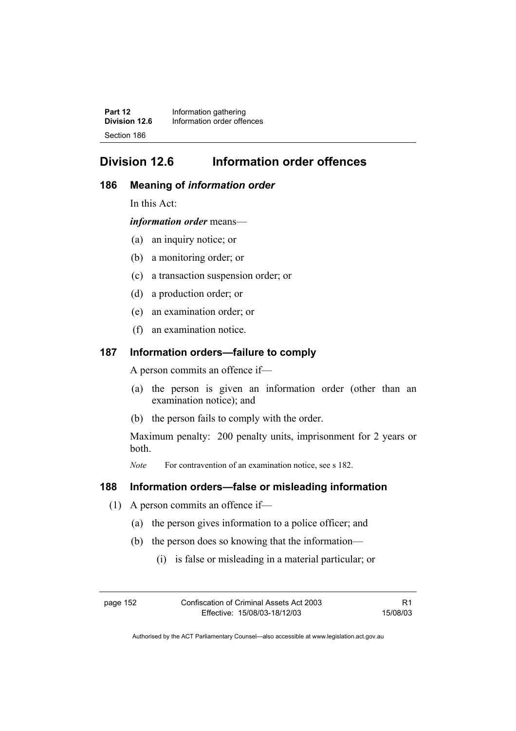# Division 12.6 Information order offences

## 186 Meaning of *information order*

In this Act:

***information order*** means—

(a) an inquiry notice; or

(b) a monitoring order; or

(c) a transaction suspension order; or

(d) a production order; or

(e) an examination order; or

(f) an examination notice.

## 187 Information orders—failure to comply

A person commits an offence if—

(a) the person is given an information order (other than an examination notice); and

(b) the person fails to comply with the order.

Maximum penalty: 200 penalty units, imprisonment for 2 years or both.

*Note* For contravention of an examination notice, see s 182.

## 188 Information orders—false or misleading information

(1) A person commits an offence if—

(a) the person gives information to a police officer; and

(b) the person does so knowing that the information—

(i) is false or misleading in a material particular; or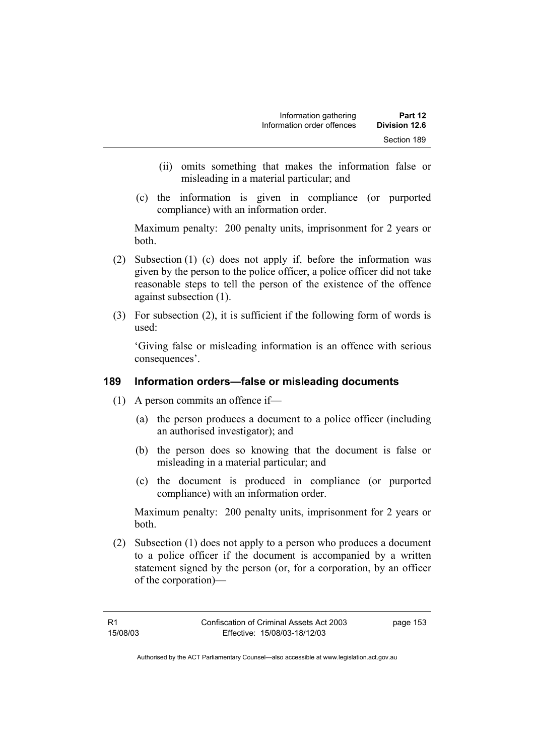(ii) omits something that makes the information false or misleading in a material particular; and

(c) the information is given in compliance (or purported compliance) with an information order.

Maximum penalty: 200 penalty units, imprisonment for 2 years or both.

(2) Subsection (1) (c) does not apply if, before the information was given by the person to the police officer, a police officer did not take reasonable steps to tell the person of the existence of the offence against subsection (1).

(3) For subsection (2), it is sufficient if the following form of words is used:

'Giving false or misleading information is an offence with serious consequences'.

### 189 Information orders—false or misleading documents

(1) A person commits an offence if—

(a) the person produces a document to a police officer (including an authorised investigator); and

(b) the person does so knowing that the document is false or misleading in a material particular; and

(c) the document is produced in compliance (or purported compliance) with an information order.

Maximum penalty: 200 penalty units, imprisonment for 2 years or both.

(2) Subsection (1) does not apply to a person who produces a document to a police officer if the document is accompanied by a written statement signed by the person (or, for a corporation, by an officer of the corporation)—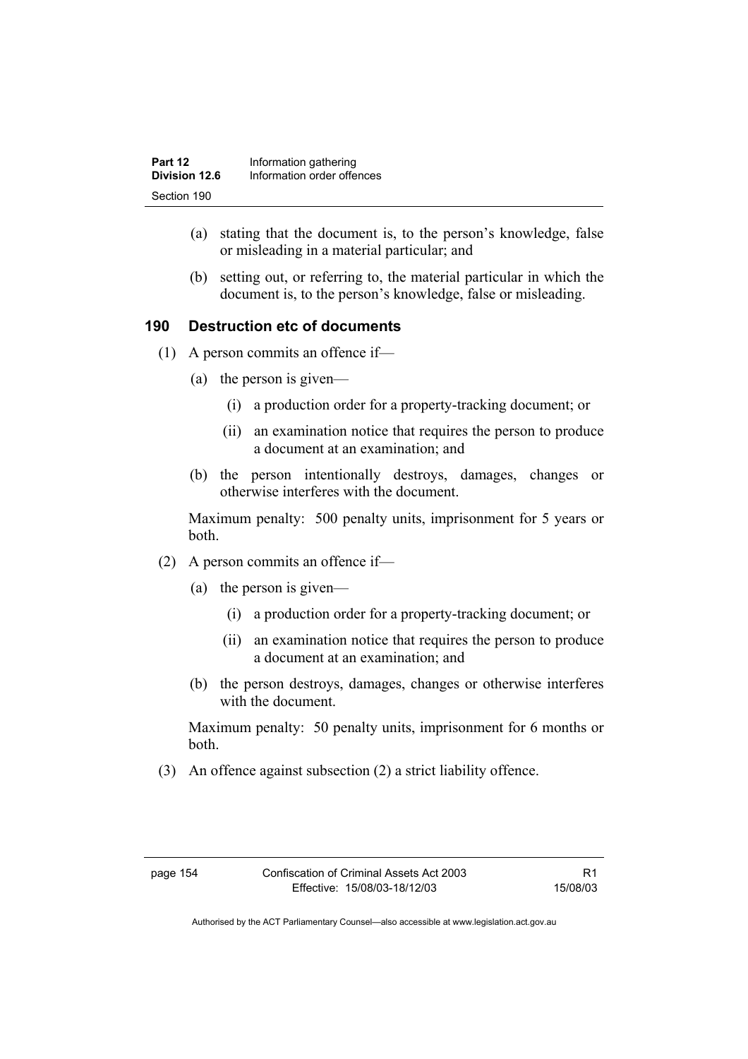(a) stating that the document is, to the person's knowledge, false or misleading in a material particular; and

(b) setting out, or referring to, the material particular in which the document is, to the person's knowledge, false or misleading.

## 190 Destruction etc of documents

(1) A person commits an offence if—

(a) the person is given—

(i) a production order for a property-tracking document; or

(ii) an examination notice that requires the person to produce a document at an examination; and

(b) the person intentionally destroys, damages, changes or otherwise interferes with the document.

Maximum penalty: 500 penalty units, imprisonment for 5 years or both.

(2) A person commits an offence if—

(a) the person is given—

(i) a production order for a property-tracking document; or

(ii) an examination notice that requires the person to produce a document at an examination; and

(b) the person destroys, damages, changes or otherwise interferes with the document.

Maximum penalty: 50 penalty units, imprisonment for 6 months or both.

(3) An offence against subsection (2) a strict liability offence.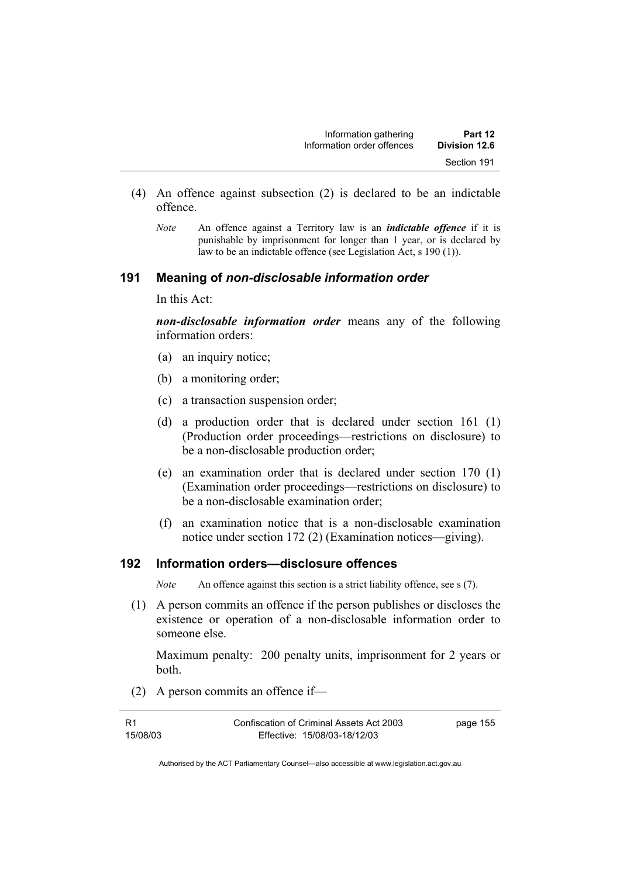(4) An offence against subsection (2) is declared to be an indictable offence.

*Note* An offence against a Territory law is an ***indictable offence*** if it is punishable by imprisonment for longer than 1 year, or is declared by law to be an indictable offence (see Legislation Act, s 190 (1)).

## 191 Meaning of *non-disclosable information order*

In this Act:

***non-disclosable information order*** means any of the following information orders:

(a) an inquiry notice;

(b) a monitoring order;

(c) a transaction suspension order;

(d) a production order that is declared under section 161 (1) (Production order proceedings—restrictions on disclosure) to be a non-disclosable production order;

(e) an examination order that is declared under section 170 (1) (Examination order proceedings—restrictions on disclosure) to be a non-disclosable examination order;

(f) an examination notice that is a non-disclosable examination notice under section 172 (2) (Examination notices—giving).

## 192 Information orders—disclosure offences

*Note* An offence against this section is a strict liability offence, see s (7).

(1) A person commits an offence if the person publishes or discloses the existence or operation of a non-disclosable information order to someone else.

Maximum penalty: 200 penalty units, imprisonment for 2 years or both.

(2) A person commits an offence if—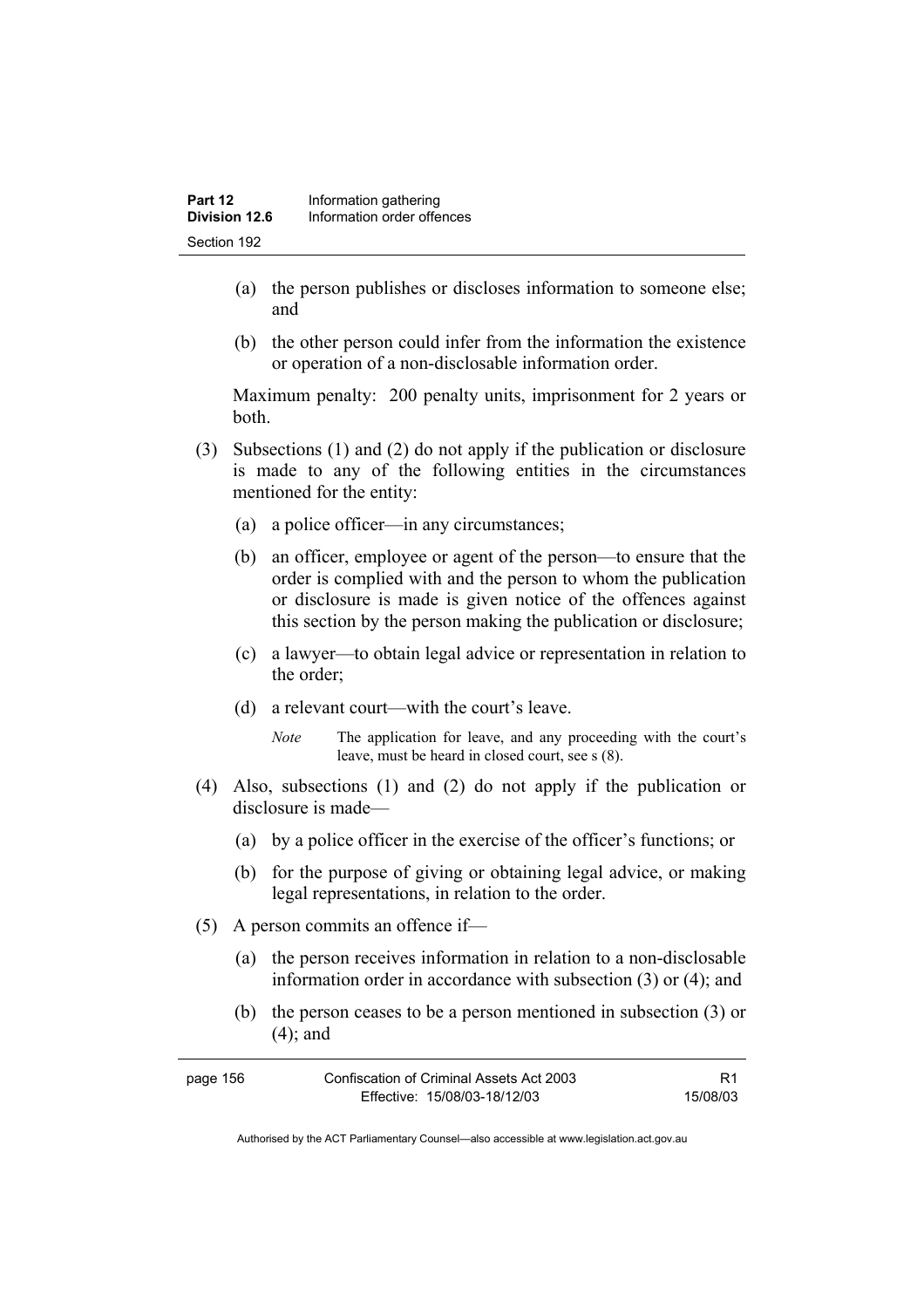(a) the person publishes or discloses information to someone else; and

(b) the other person could infer from the information the existence or operation of a non-disclosable information order.

Maximum penalty: 200 penalty units, imprisonment for 2 years or both.

(3) Subsections (1) and (2) do not apply if the publication or disclosure is made to any of the following entities in the circumstances mentioned for the entity:

(a) a police officer—in any circumstances;

(b) an officer, employee or agent of the person—to ensure that the order is complied with and the person to whom the publication or disclosure is made is given notice of the offences against this section by the person making the publication or disclosure;

(c) a lawyer—to obtain legal advice or representation in relation to the order;

(d) a relevant court—with the court's leave.

*Note* The application for leave, and any proceeding with the court's leave, must be heard in closed court, see s (8).

(4) Also, subsections (1) and (2) do not apply if the publication or disclosure is made—

(a) by a police officer in the exercise of the officer's functions; or

(b) for the purpose of giving or obtaining legal advice, or making legal representations, in relation to the order.

(5) A person commits an offence if—

(a) the person receives information in relation to a non-disclosable information order in accordance with subsection (3) or (4); and

(b) the person ceases to be a person mentioned in subsection (3) or (4); and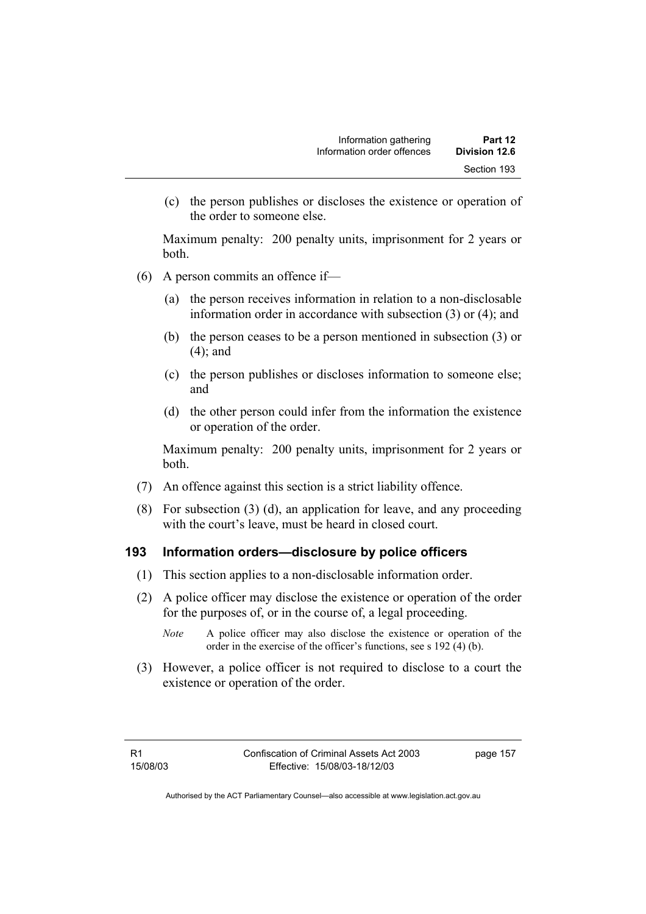(c) the person publishes or discloses the existence or operation of the order to someone else.

Maximum penalty: 200 penalty units, imprisonment for 2 years or both.

(6) A person commits an offence if—

(a) the person receives information in relation to a non-disclosable information order in accordance with subsection (3) or (4); and

(b) the person ceases to be a person mentioned in subsection (3) or (4); and

(c) the person publishes or discloses information to someone else; and

(d) the other person could infer from the information the existence or operation of the order.

Maximum penalty: 200 penalty units, imprisonment for 2 years or both.

(7) An offence against this section is a strict liability offence.

(8) For subsection (3) (d), an application for leave, and any proceeding with the court's leave, must be heard in closed court.

## 193 Information orders—disclosure by police officers

(1) This section applies to a non-disclosable information order.

(2) A police officer may disclose the existence or operation of the order for the purposes of, or in the course of, a legal proceeding.

*Note* A police officer may also disclose the existence or operation of the order in the exercise of the officer's functions, see s 192 (4) (b).

(3) However, a police officer is not required to disclose to a court the existence or operation of the order.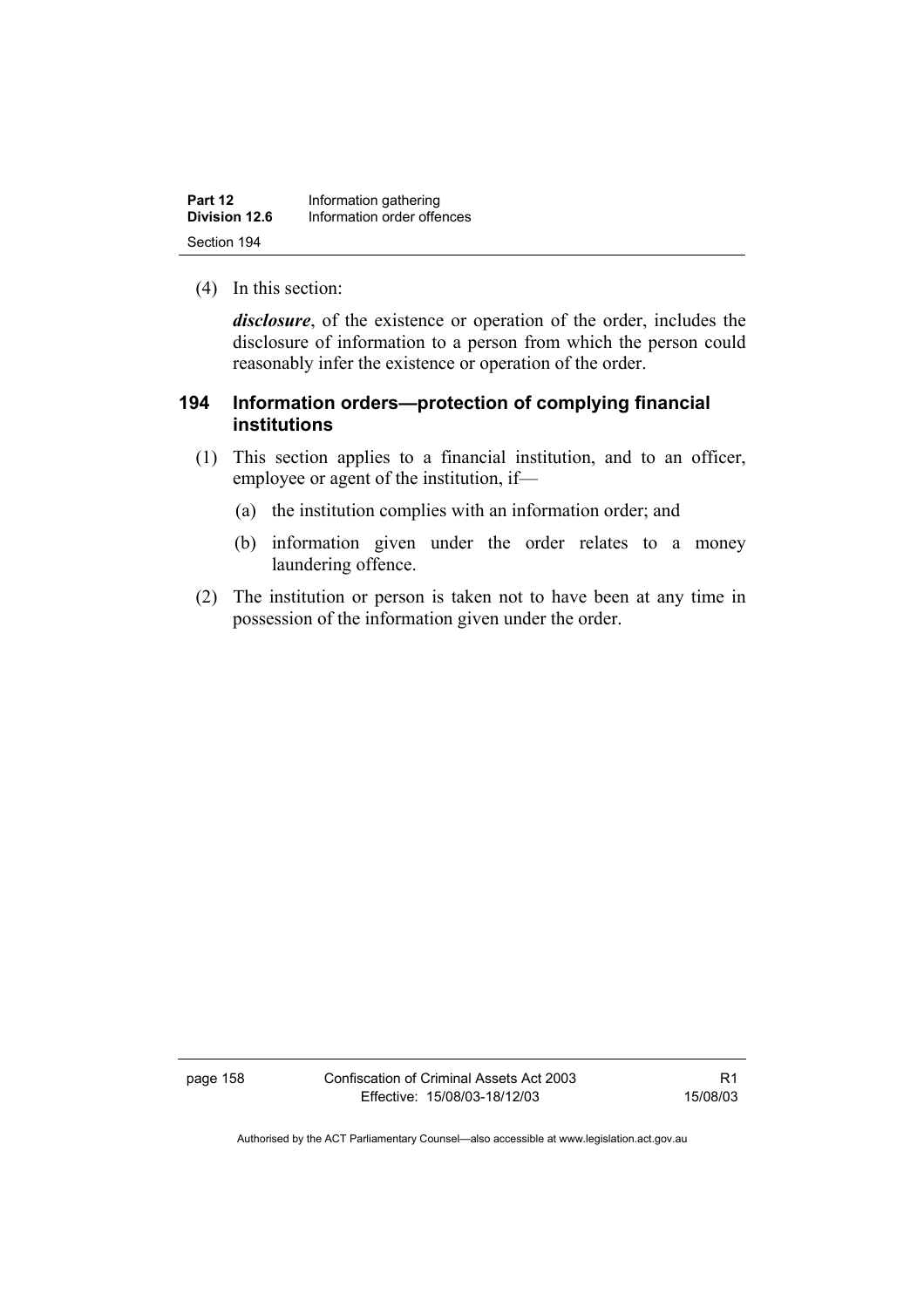(4) In this section:

***disclosure***, of the existence or operation of the order, includes the disclosure of information to a person from which the person could reasonably infer the existence or operation of the order.

## 194 Information orders—protection of complying financial institutions

(1) This section applies to a financial institution, and to an officer, employee or agent of the institution, if—

(a) the institution complies with an information order; and

(b) information given under the order relates to a money laundering offence.

(2) The institution or person is taken not to have been at any time in possession of the information given under the order.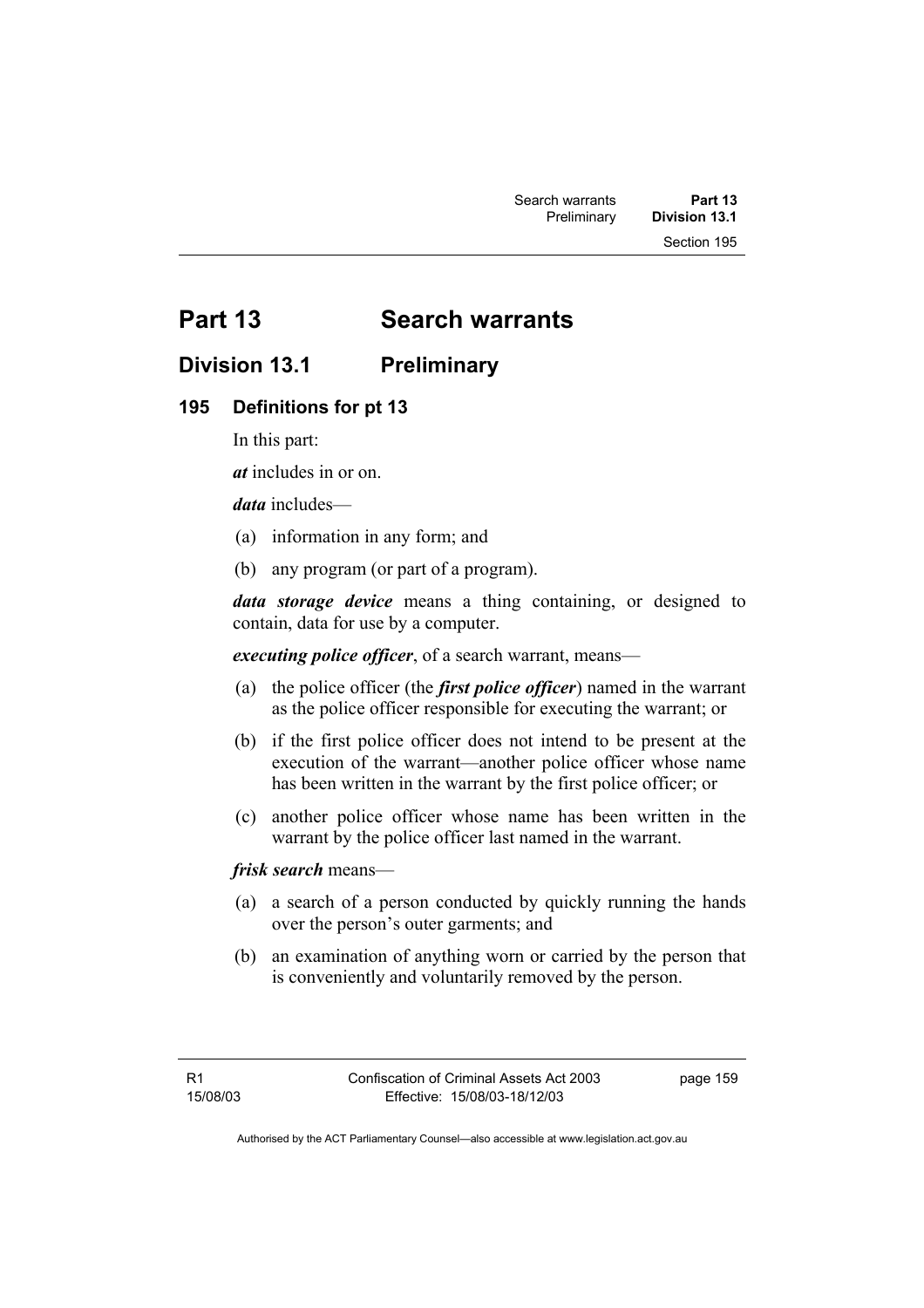# Part 13 Search warrants

## Division 13.1 Preliminary

### 195 Definitions for pt 13

In this part:

***at*** includes in or on.

***data*** includes—

(a) information in any form; and

(b) any program (or part of a program).

***data storage device*** means a thing containing, or designed to contain, data for use by a computer.

***executing police officer***, of a search warrant, means—

(a) the police officer (the ***first police officer***) named in the warrant as the police officer responsible for executing the warrant; or

(b) if the first police officer does not intend to be present at the execution of the warrant—another police officer whose name has been written in the warrant by the first police officer; or

(c) another police officer whose name has been written in the warrant by the police officer last named in the warrant.

***frisk search*** means—

(a) a search of a person conducted by quickly running the hands over the person's outer garments; and

(b) an examination of anything worn or carried by the person that is conveniently and voluntarily removed by the person.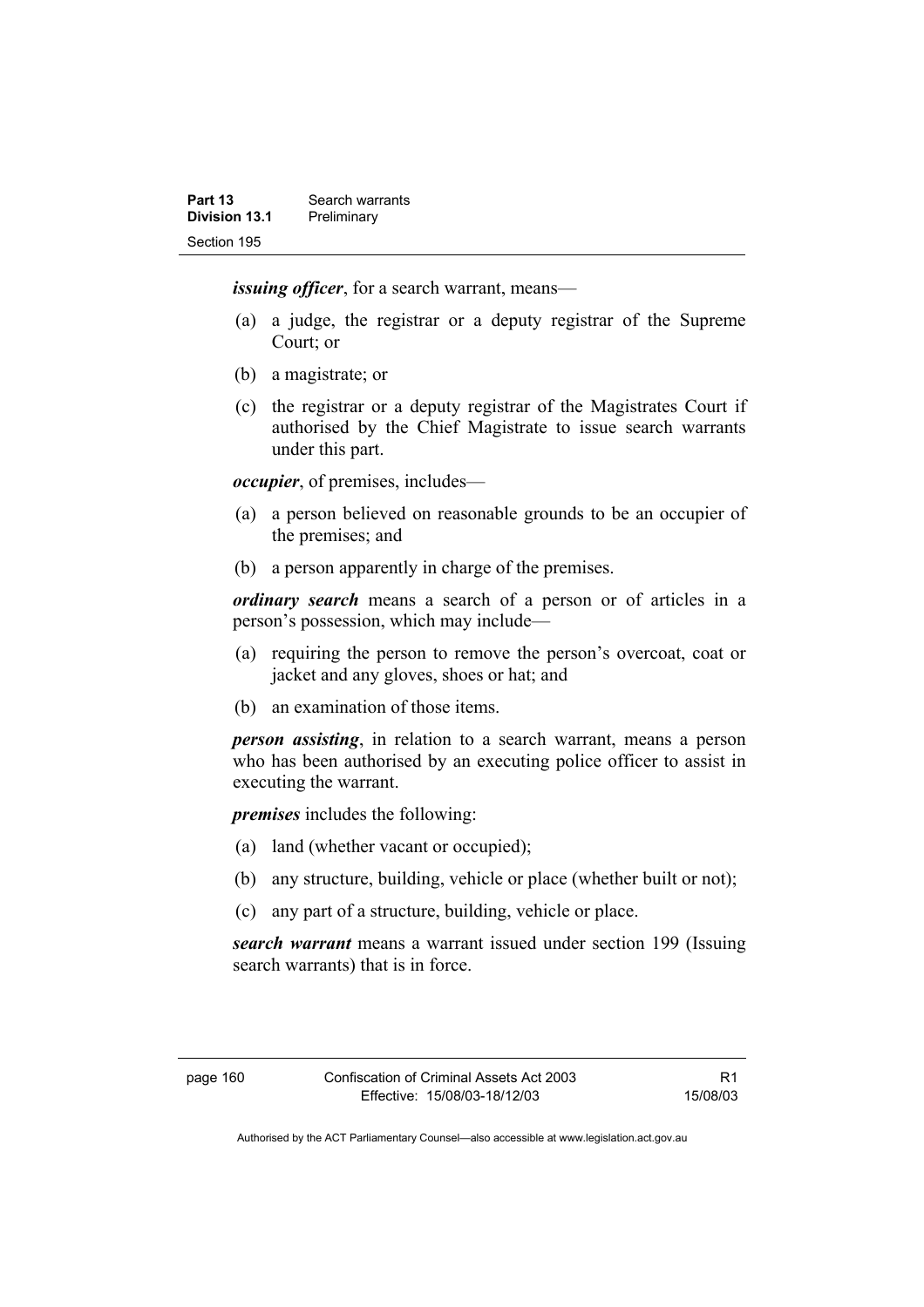***issuing officer***, for a search warrant, means—

(a) a judge, the registrar or a deputy registrar of the Supreme Court; or

(b) a magistrate; or

(c) the registrar or a deputy registrar of the Magistrates Court if authorised by the Chief Magistrate to issue search warrants under this part.

***occupier***, of premises, includes—

(a) a person believed on reasonable grounds to be an occupier of the premises; and

(b) a person apparently in charge of the premises.

***ordinary search*** means a search of a person or of articles in a person's possession, which may include—

(a) requiring the person to remove the person's overcoat, coat or jacket and any gloves, shoes or hat; and

(b) an examination of those items.

***person assisting***, in relation to a search warrant, means a person who has been authorised by an executing police officer to assist in executing the warrant.

***premises*** includes the following:

(a) land (whether vacant or occupied);

(b) any structure, building, vehicle or place (whether built or not);

(c) any part of a structure, building, vehicle or place.

***search warrant*** means a warrant issued under section 199 (Issuing search warrants) that is in force.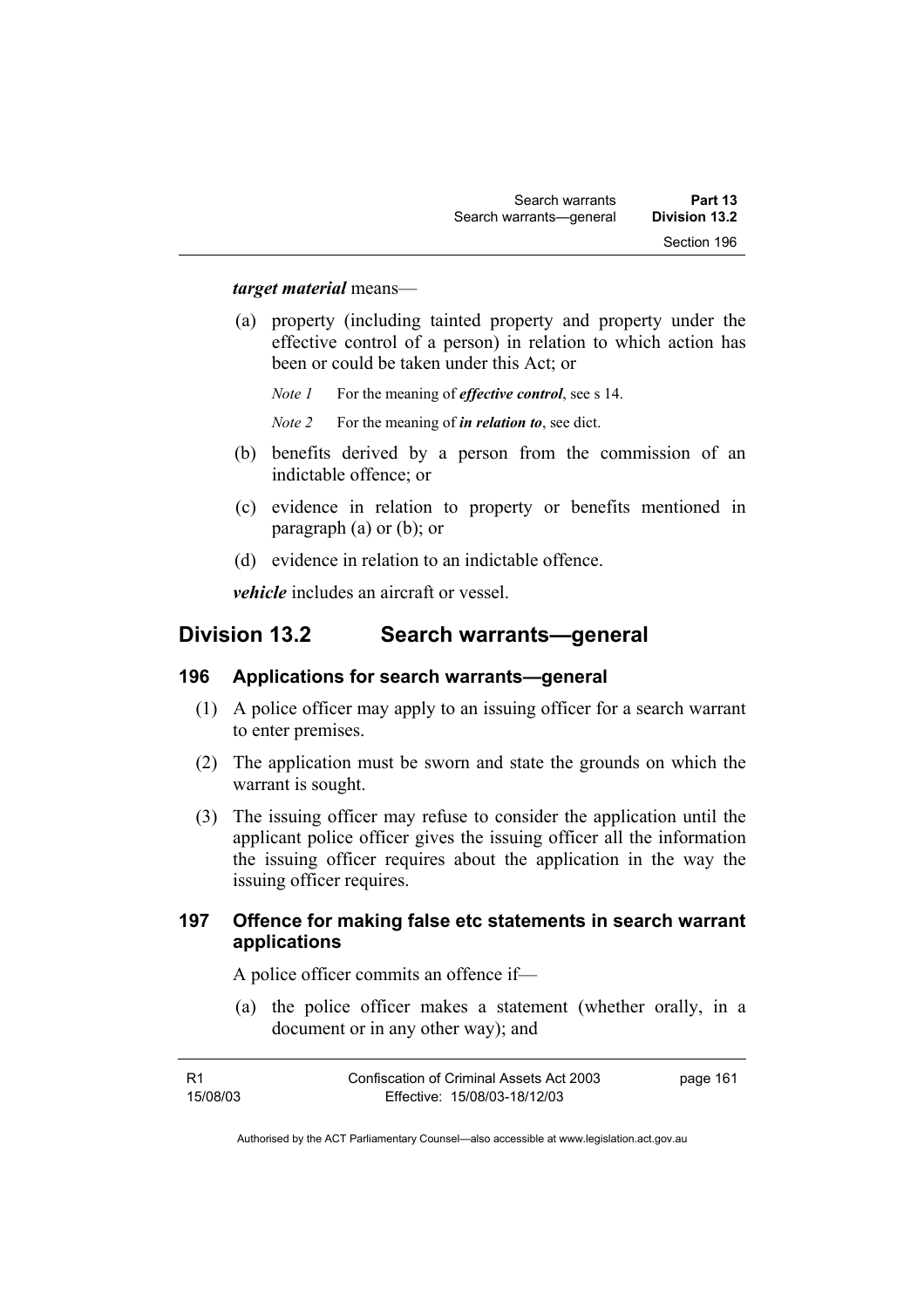***target material*** means—

(a) property (including tainted property and property under the effective control of a person) in relation to which action has been or could be taken under this Act; or

*Note 1* For the meaning of ***effective control***, see s 14.

*Note 2* For the meaning of ***in relation to***, see dict.

(b) benefits derived by a person from the commission of an indictable offence; or

(c) evidence in relation to property or benefits mentioned in paragraph (a) or (b); or

(d) evidence in relation to an indictable offence.

***vehicle*** includes an aircraft or vessel.

## Division 13.2 Search warrants—general

### 196 Applications for search warrants—general

(1) A police officer may apply to an issuing officer for a search warrant to enter premises.

(2) The application must be sworn and state the grounds on which the warrant is sought.

(3) The issuing officer may refuse to consider the application until the applicant police officer gives the issuing officer all the information the issuing officer requires about the application in the way the issuing officer requires.

### 197 Offence for making false etc statements in search warrant applications

A police officer commits an offence if—

(a) the police officer makes a statement (whether orally, in a document or in any other way); and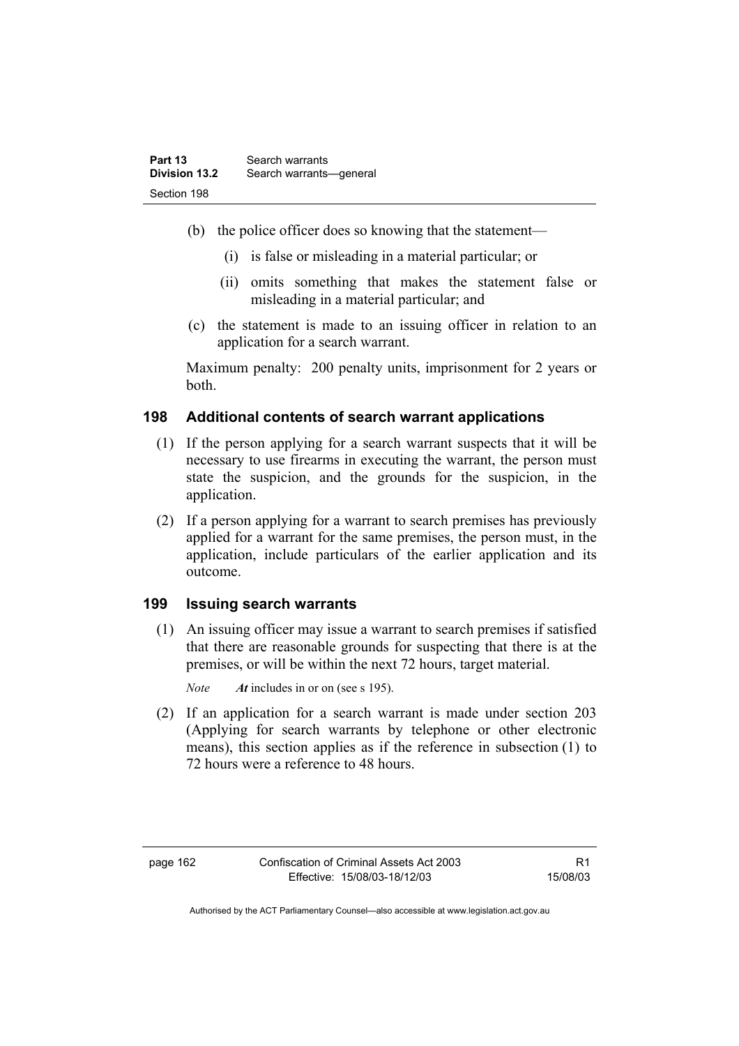(b) the police officer does so knowing that the statement—

(i) is false or misleading in a material particular; or

(ii) omits something that makes the statement false or misleading in a material particular; and

(c) the statement is made to an issuing officer in relation to an application for a search warrant.

Maximum penalty: 200 penalty units, imprisonment for 2 years or both.

### 198 Additional contents of search warrant applications

(1) If the person applying for a search warrant suspects that it will be necessary to use firearms in executing the warrant, the person must state the suspicion, and the grounds for the suspicion, in the application.

(2) If a person applying for a warrant to search premises has previously applied for a warrant for the same premises, the person must, in the application, include particulars of the earlier application and its outcome.

### 199 Issuing search warrants

(1) An issuing officer may issue a warrant to search premises if satisfied that there are reasonable grounds for suspecting that there is at the premises, or will be within the next 72 hours, target material.

*Note* ***At*** includes in or on (see s 195).

(2) If an application for a search warrant is made under section 203 (Applying for search warrants by telephone or other electronic means), this section applies as if the reference in subsection (1) to 72 hours were a reference to 48 hours.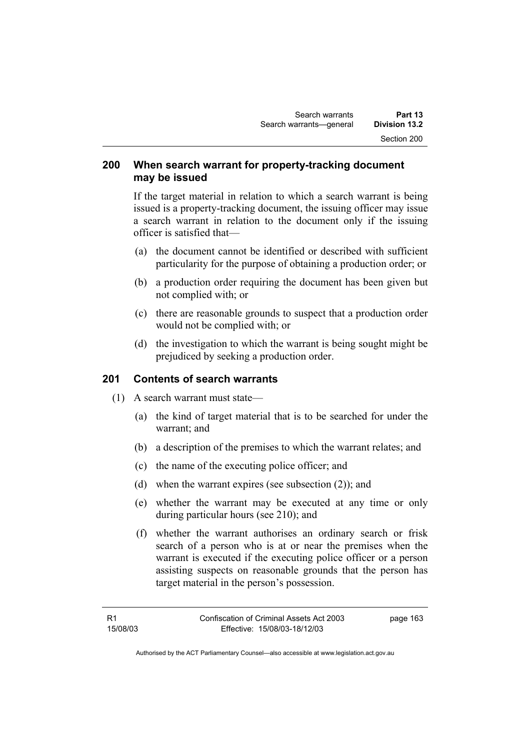## 200 When search warrant for property-tracking document may be issued

If the target material in relation to which a search warrant is being issued is a property-tracking document, the issuing officer may issue a search warrant in relation to the document only if the issuing officer is satisfied that—

(a) the document cannot be identified or described with sufficient particularity for the purpose of obtaining a production order; or

(b) a production order requiring the document has been given but not complied with; or

(c) there are reasonable grounds to suspect that a production order would not be complied with; or

(d) the investigation to which the warrant is being sought might be prejudiced by seeking a production order.

## 201 Contents of search warrants

(1) A search warrant must state—

(a) the kind of target material that is to be searched for under the warrant; and

(b) a description of the premises to which the warrant relates; and

(c) the name of the executing police officer; and

(d) when the warrant expires (see subsection (2)); and

(e) whether the warrant may be executed at any time or only during particular hours (see 210); and

(f) whether the warrant authorises an ordinary search or frisk search of a person who is at or near the premises when the warrant is executed if the executing police officer or a person assisting suspects on reasonable grounds that the person has target material in the person's possession.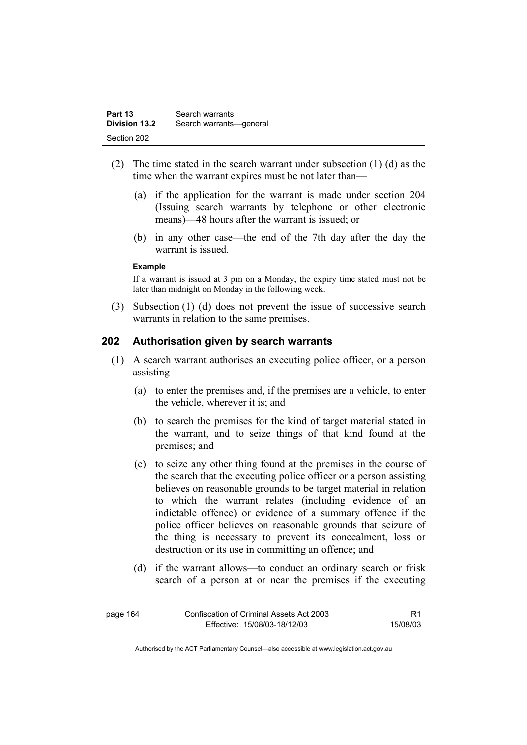(2) The time stated in the search warrant under subsection (1) (d) as the time when the warrant expires must be not later than—

(a) if the application for the warrant is made under section 204 (Issuing search warrants by telephone or other electronic means)—48 hours after the warrant is issued; or

(b) in any other case—the end of the 7th day after the day the warrant is issued.

**Example**

If a warrant is issued at 3 pm on a Monday, the expiry time stated must not be later than midnight on Monday in the following week.

(3) Subsection (1) (d) does not prevent the issue of successive search warrants in relation to the same premises.

## 202 Authorisation given by search warrants

(1) A search warrant authorises an executing police officer, or a person assisting—

(a) to enter the premises and, if the premises are a vehicle, to enter the vehicle, wherever it is; and

(b) to search the premises for the kind of target material stated in the warrant, and to seize things of that kind found at the premises; and

(c) to seize any other thing found at the premises in the course of the search that the executing police officer or a person assisting believes on reasonable grounds to be target material in relation to which the warrant relates (including evidence of an indictable offence) or evidence of a summary offence if the police officer believes on reasonable grounds that seizure of the thing is necessary to prevent its concealment, loss or destruction or its use in committing an offence; and

(d) if the warrant allows—to conduct an ordinary search or frisk search of a person at or near the premises if the executing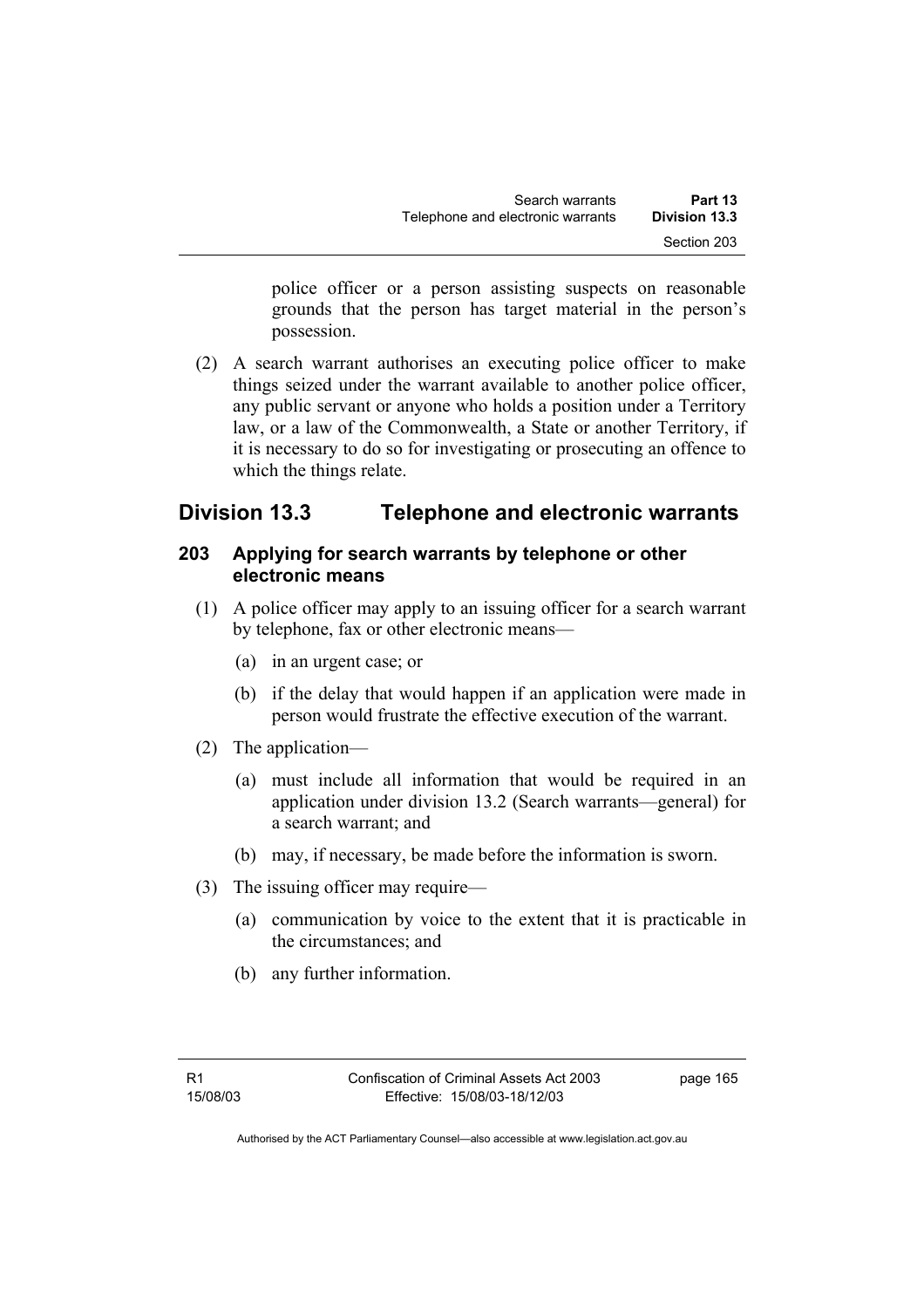police officer or a person assisting suspects on reasonable grounds that the person has target material in the person's possession.

(2) A search warrant authorises an executing police officer to make things seized under the warrant available to another police officer, any public servant or anyone who holds a position under a Territory law, or a law of the Commonwealth, a State or another Territory, if it is necessary to do so for investigating or prosecuting an offence to which the things relate.

## Division 13.3 Telephone and electronic warrants

### 203 Applying for search warrants by telephone or other electronic means

(1) A police officer may apply to an issuing officer for a search warrant by telephone, fax or other electronic means—

(a) in an urgent case; or

(b) if the delay that would happen if an application were made in person would frustrate the effective execution of the warrant.

(2) The application—

(a) must include all information that would be required in an application under division 13.2 (Search warrants—general) for a search warrant; and

(b) may, if necessary, be made before the information is sworn.

(3) The issuing officer may require—

(a) communication by voice to the extent that it is practicable in the circumstances; and

(b) any further information.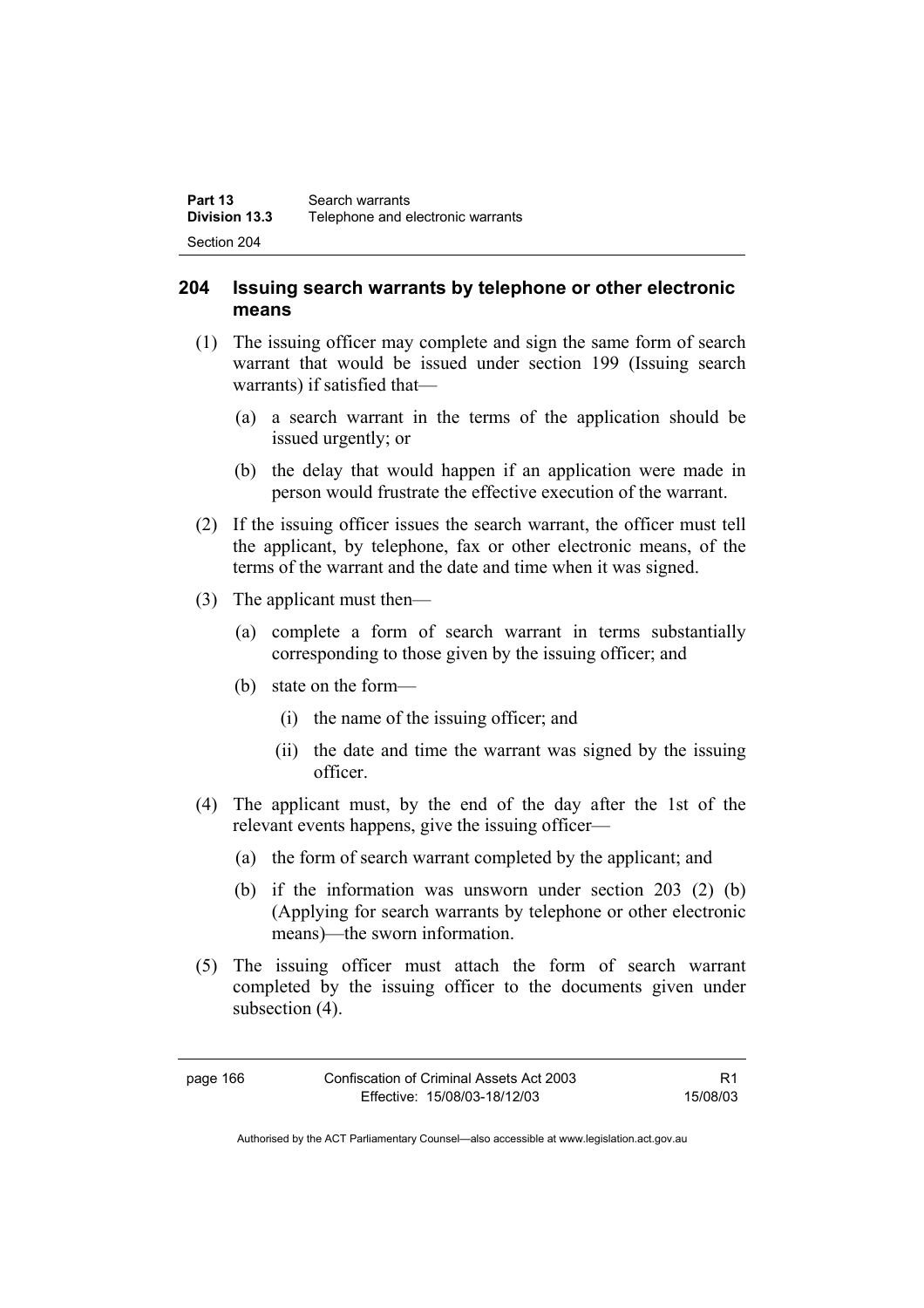## 204 Issuing search warrants by telephone or other electronic means

(1) The issuing officer may complete and sign the same form of search warrant that would be issued under section 199 (Issuing search warrants) if satisfied that—

(a) a search warrant in the terms of the application should be issued urgently; or

(b) the delay that would happen if an application were made in person would frustrate the effective execution of the warrant.

(2) If the issuing officer issues the search warrant, the officer must tell the applicant, by telephone, fax or other electronic means, of the terms of the warrant and the date and time when it was signed.

(3) The applicant must then—

(a) complete a form of search warrant in terms substantially corresponding to those given by the issuing officer; and

(b) state on the form—

(i) the name of the issuing officer; and

(ii) the date and time the warrant was signed by the issuing officer.

(4) The applicant must, by the end of the day after the 1st of the relevant events happens, give the issuing officer—

(a) the form of search warrant completed by the applicant; and

(b) if the information was unsworn under section 203 (2) (b) (Applying for search warrants by telephone or other electronic means)—the sworn information.

(5) The issuing officer must attach the form of search warrant completed by the issuing officer to the documents given under subsection (4).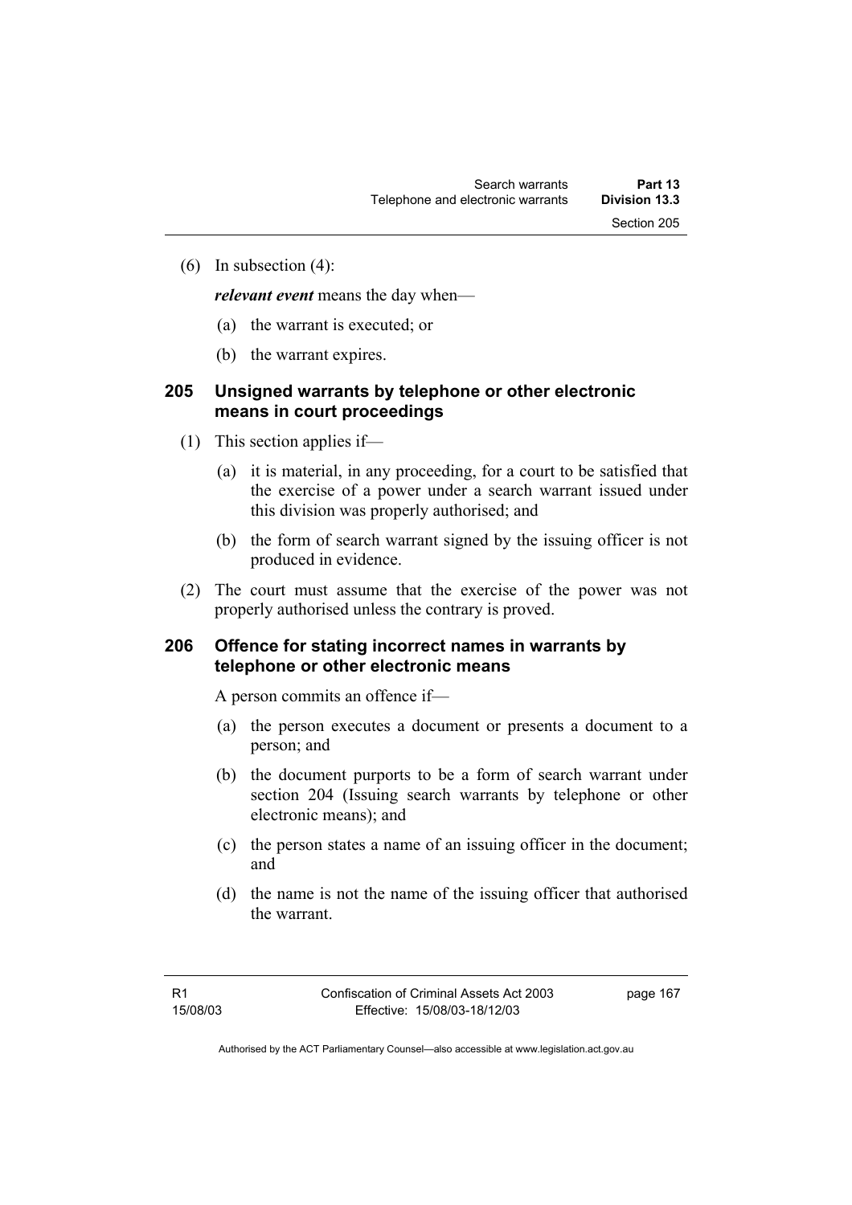(6) In subsection (4):

***relevant event*** means the day when—

(a) the warrant is executed; or

(b) the warrant expires.

### 205 Unsigned warrants by telephone or other electronic means in court proceedings

(1) This section applies if—

(a) it is material, in any proceeding, for a court to be satisfied that the exercise of a power under a search warrant issued under this division was properly authorised; and

(b) the form of search warrant signed by the issuing officer is not produced in evidence.

(2) The court must assume that the exercise of the power was not properly authorised unless the contrary is proved.

### 206 Offence for stating incorrect names in warrants by telephone or other electronic means

A person commits an offence if—

(a) the person executes a document or presents a document to a person; and

(b) the document purports to be a form of search warrant under section 204 (Issuing search warrants by telephone or other electronic means); and

(c) the person states a name of an issuing officer in the document; and

(d) the name is not the name of the issuing officer that authorised the warrant.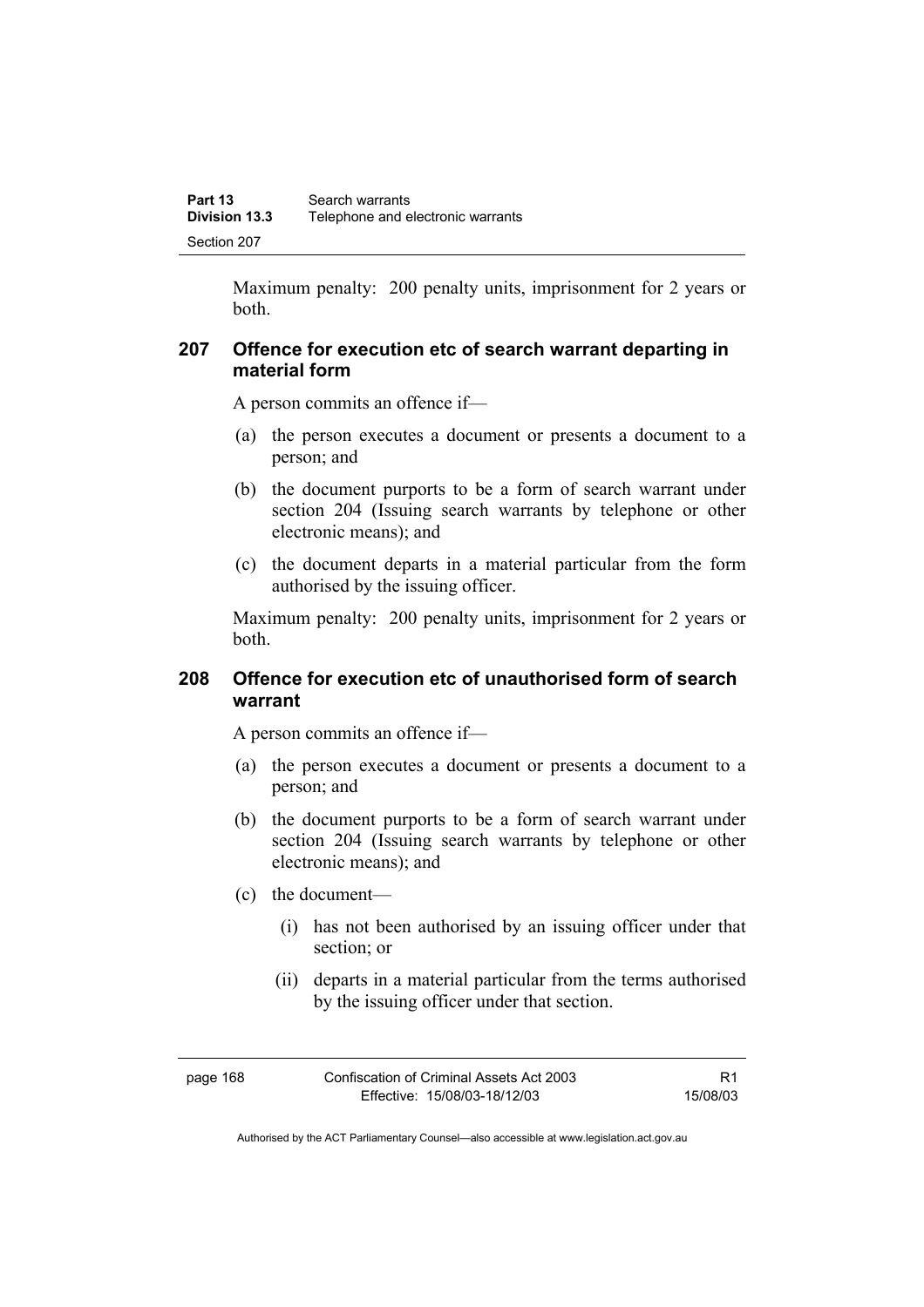Maximum penalty: 200 penalty units, imprisonment for 2 years or both.

### 207 Offence for execution etc of search warrant departing in material form

A person commits an offence if—

(a) the person executes a document or presents a document to a person; and

(b) the document purports to be a form of search warrant under section 204 (Issuing search warrants by telephone or other electronic means); and

(c) the document departs in a material particular from the form authorised by the issuing officer.

Maximum penalty: 200 penalty units, imprisonment for 2 years or both.

### 208 Offence for execution etc of unauthorised form of search warrant

A person commits an offence if—

(a) the person executes a document or presents a document to a person; and

(b) the document purports to be a form of search warrant under section 204 (Issuing search warrants by telephone or other electronic means); and

(c) the document—

(i) has not been authorised by an issuing officer under that section; or

(ii) departs in a material particular from the terms authorised by the issuing officer under that section.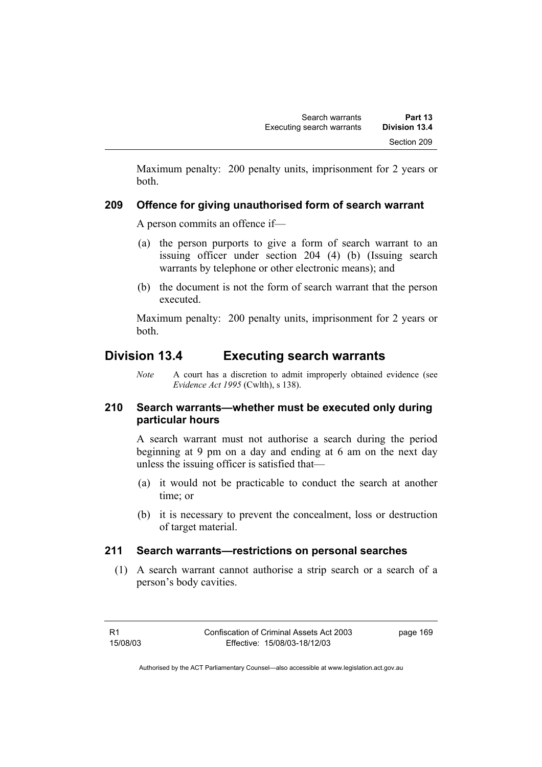Maximum penalty: 200 penalty units, imprisonment for 2 years or both.

### 209 Offence for giving unauthorised form of search warrant

A person commits an offence if—

(a) the person purports to give a form of search warrant to an issuing officer under section 204 (4) (b) (Issuing search warrants by telephone or other electronic means); and

(b) the document is not the form of search warrant that the person executed.

Maximum penalty: 200 penalty units, imprisonment for 2 years or both.

## Division 13.4 Executing search warrants

*Note* A court has a discretion to admit improperly obtained evidence (see *Evidence Act 1995* (Cwlth), s 138).

### 210 Search warrants—whether must be executed only during particular hours

A search warrant must not authorise a search during the period beginning at 9 pm on a day and ending at 6 am on the next day unless the issuing officer is satisfied that—

(a) it would not be practicable to conduct the search at another time; or

(b) it is necessary to prevent the concealment, loss or destruction of target material.

### 211 Search warrants—restrictions on personal searches

(1) A search warrant cannot authorise a strip search or a search of a person's body cavities.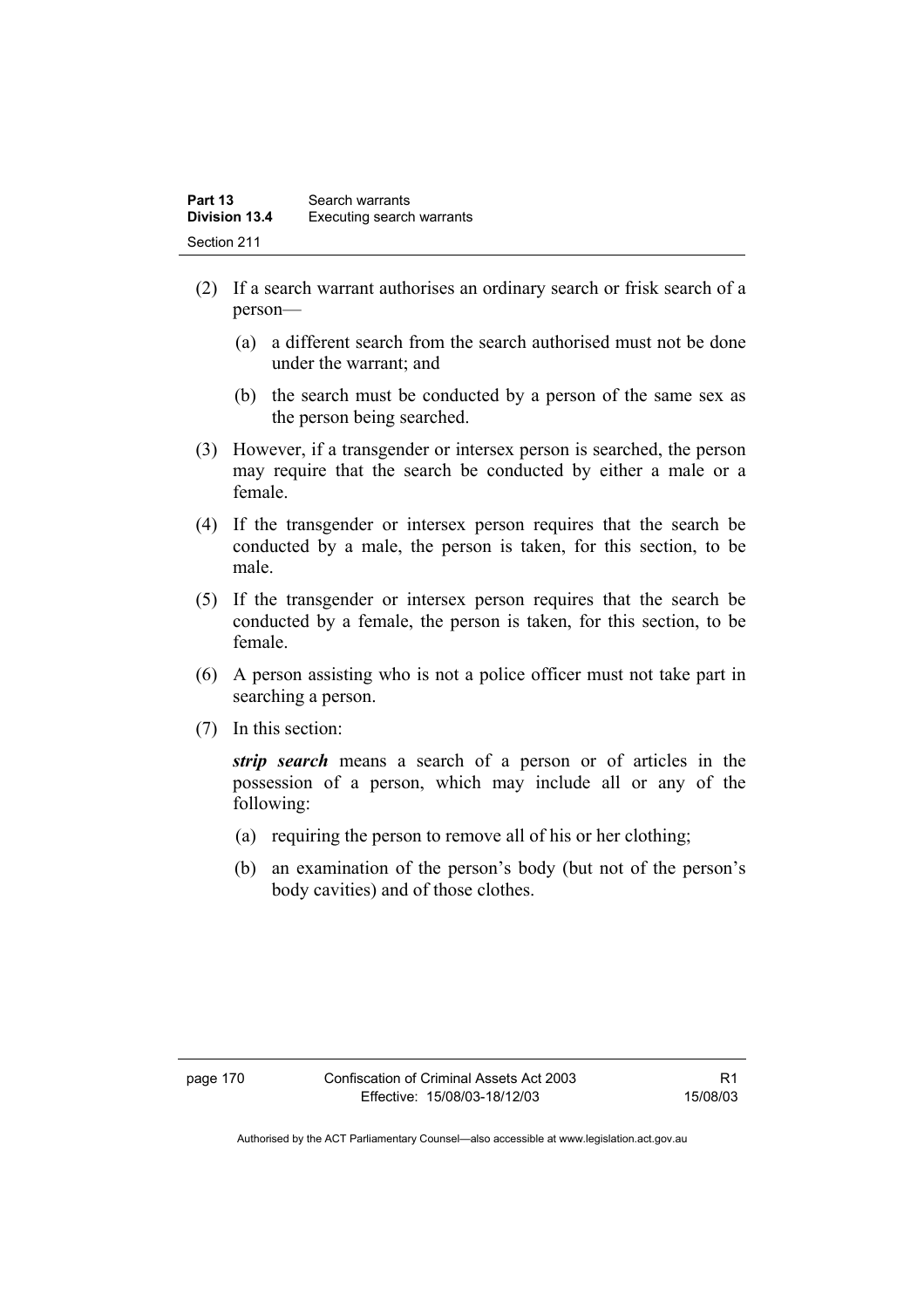(2) If a search warrant authorises an ordinary search or frisk search of a person—

(a) a different search from the search authorised must not be done under the warrant; and

(b) the search must be conducted by a person of the same sex as the person being searched.

(3) However, if a transgender or intersex person is searched, the person may require that the search be conducted by either a male or a female.

(4) If the transgender or intersex person requires that the search be conducted by a male, the person is taken, for this section, to be male.

(5) If the transgender or intersex person requires that the search be conducted by a female, the person is taken, for this section, to be female.

(6) A person assisting who is not a police officer must not take part in searching a person.

(7) In this section:

***strip search*** means a search of a person or of articles in the possession of a person, which may include all or any of the following:

(a) requiring the person to remove all of his or her clothing;

(b) an examination of the person's body (but not of the person's body cavities) and of those clothes.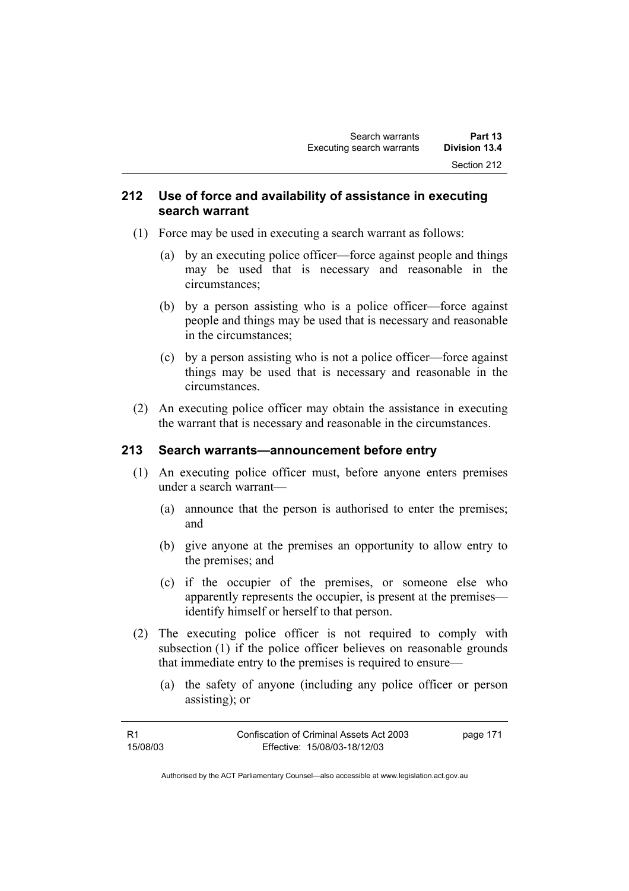### 212 Use of force and availability of assistance in executing search warrant

(1) Force may be used in executing a search warrant as follows:

(a) by an executing police officer—force against people and things may be used that is necessary and reasonable in the circumstances;

(b) by a person assisting who is a police officer—force against people and things may be used that is necessary and reasonable in the circumstances;

(c) by a person assisting who is not a police officer—force against things may be used that is necessary and reasonable in the circumstances.

(2) An executing police officer may obtain the assistance in executing the warrant that is necessary and reasonable in the circumstances.

### 213 Search warrants—announcement before entry

(1) An executing police officer must, before anyone enters premises under a search warrant—

(a) announce that the person is authorised to enter the premises; and

(b) give anyone at the premises an opportunity to allow entry to the premises; and

(c) if the occupier of the premises, or someone else who apparently represents the occupier, is present at the premises—identify himself or herself to that person.

(2) The executing police officer is not required to comply with subsection (1) if the police officer believes on reasonable grounds that immediate entry to the premises is required to ensure—

(a) the safety of anyone (including any police officer or person assisting); or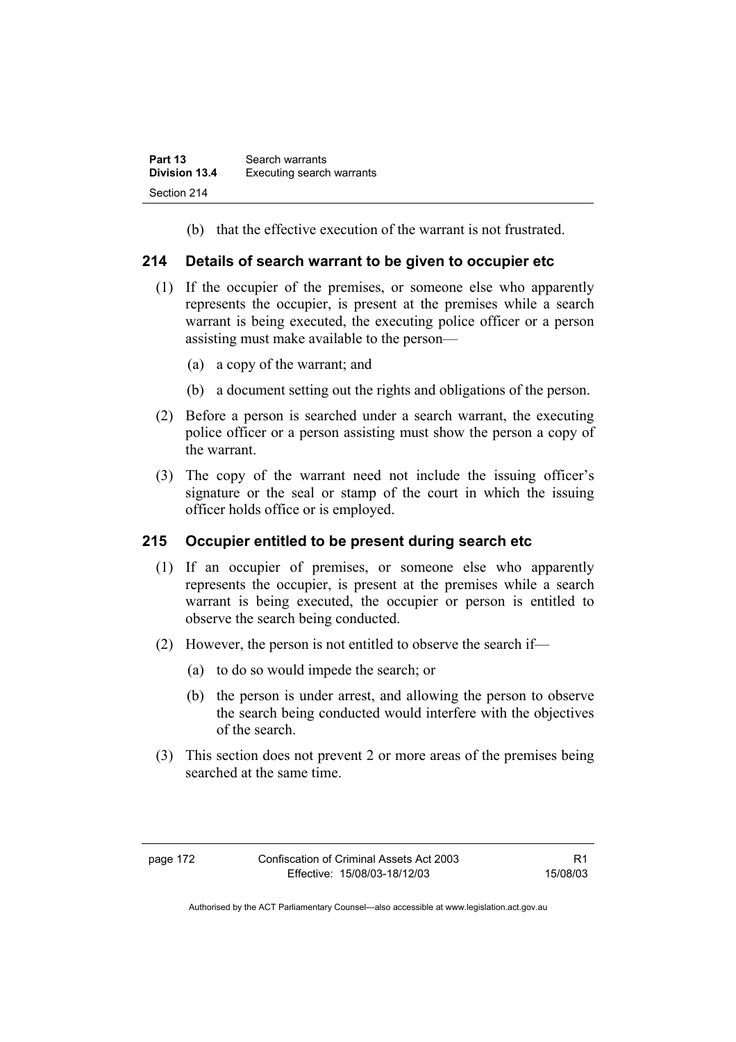(b) that the effective execution of the warrant is not frustrated.

## 214 Details of search warrant to be given to occupier etc

(1) If the occupier of the premises, or someone else who apparently represents the occupier, is present at the premises while a search warrant is being executed, the executing police officer or a person assisting must make available to the person—

(a) a copy of the warrant; and

(b) a document setting out the rights and obligations of the person.

(2) Before a person is searched under a search warrant, the executing police officer or a person assisting must show the person a copy of the warrant.

(3) The copy of the warrant need not include the issuing officer's signature or the seal or stamp of the court in which the issuing officer holds office or is employed.

## 215 Occupier entitled to be present during search etc

(1) If an occupier of premises, or someone else who apparently represents the occupier, is present at the premises while a search warrant is being executed, the occupier or person is entitled to observe the search being conducted.

(2) However, the person is not entitled to observe the search if—

(a) to do so would impede the search; or

(b) the person is under arrest, and allowing the person to observe the search being conducted would interfere with the objectives of the search.

(3) This section does not prevent 2 or more areas of the premises being searched at the same time.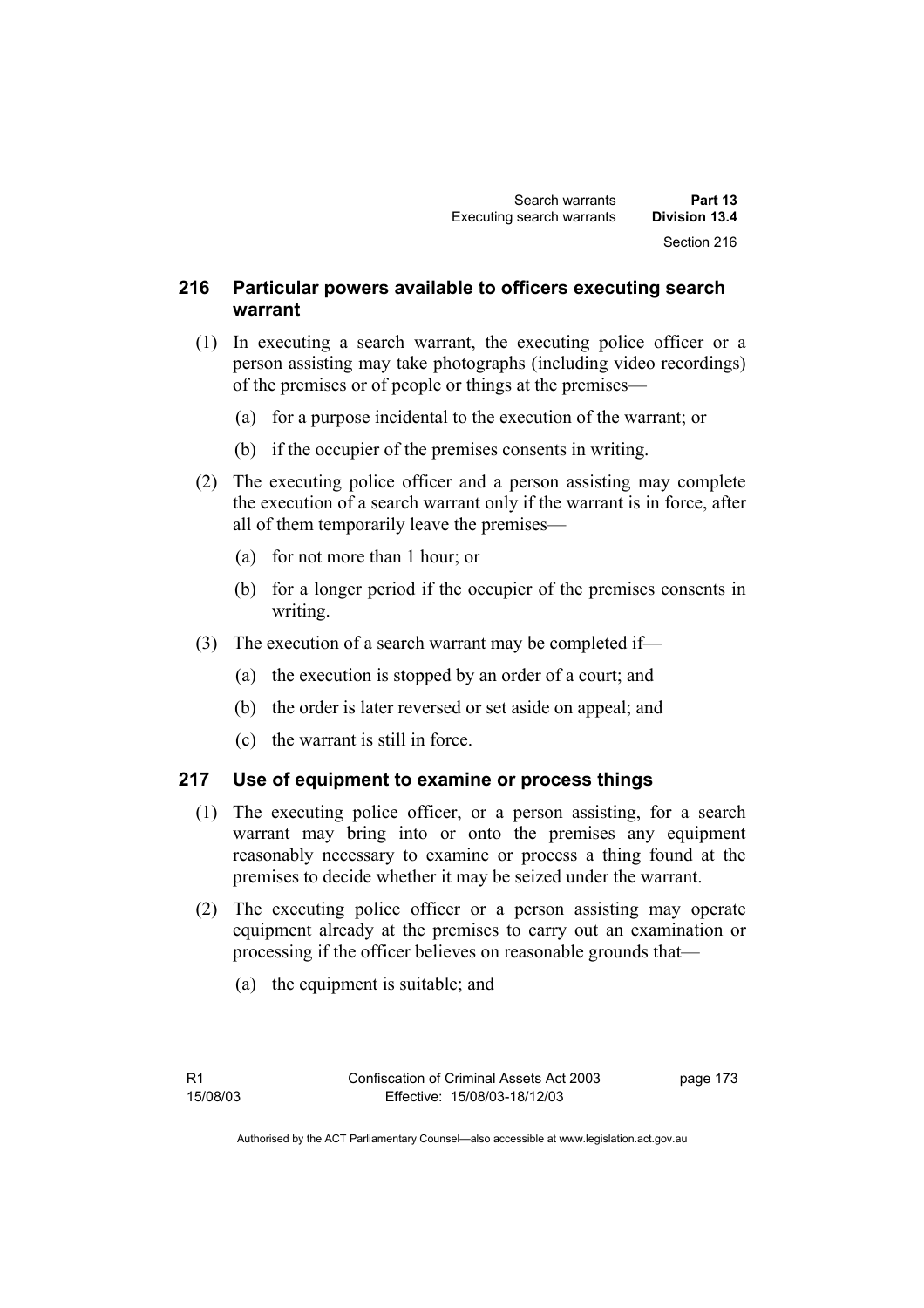## 216 Particular powers available to officers executing search warrant

(1) In executing a search warrant, the executing police officer or a person assisting may take photographs (including video recordings) of the premises or of people or things at the premises—

  (a) for a purpose incidental to the execution of the warrant; or

  (b) if the occupier of the premises consents in writing.

(2) The executing police officer and a person assisting may complete the execution of a search warrant only if the warrant is in force, after all of them temporarily leave the premises—

  (a) for not more than 1 hour; or

  (b) for a longer period if the occupier of the premises consents in writing.

(3) The execution of a search warrant may be completed if—

  (a) the execution is stopped by an order of a court; and

  (b) the order is later reversed or set aside on appeal; and

  (c) the warrant is still in force.

## 217 Use of equipment to examine or process things

(1) The executing police officer, or a person assisting, for a search warrant may bring into or onto the premises any equipment reasonably necessary to examine or process a thing found at the premises to decide whether it may be seized under the warrant.

(2) The executing police officer or a person assisting may operate equipment already at the premises to carry out an examination or processing if the officer believes on reasonable grounds that—

  (a) the equipment is suitable; and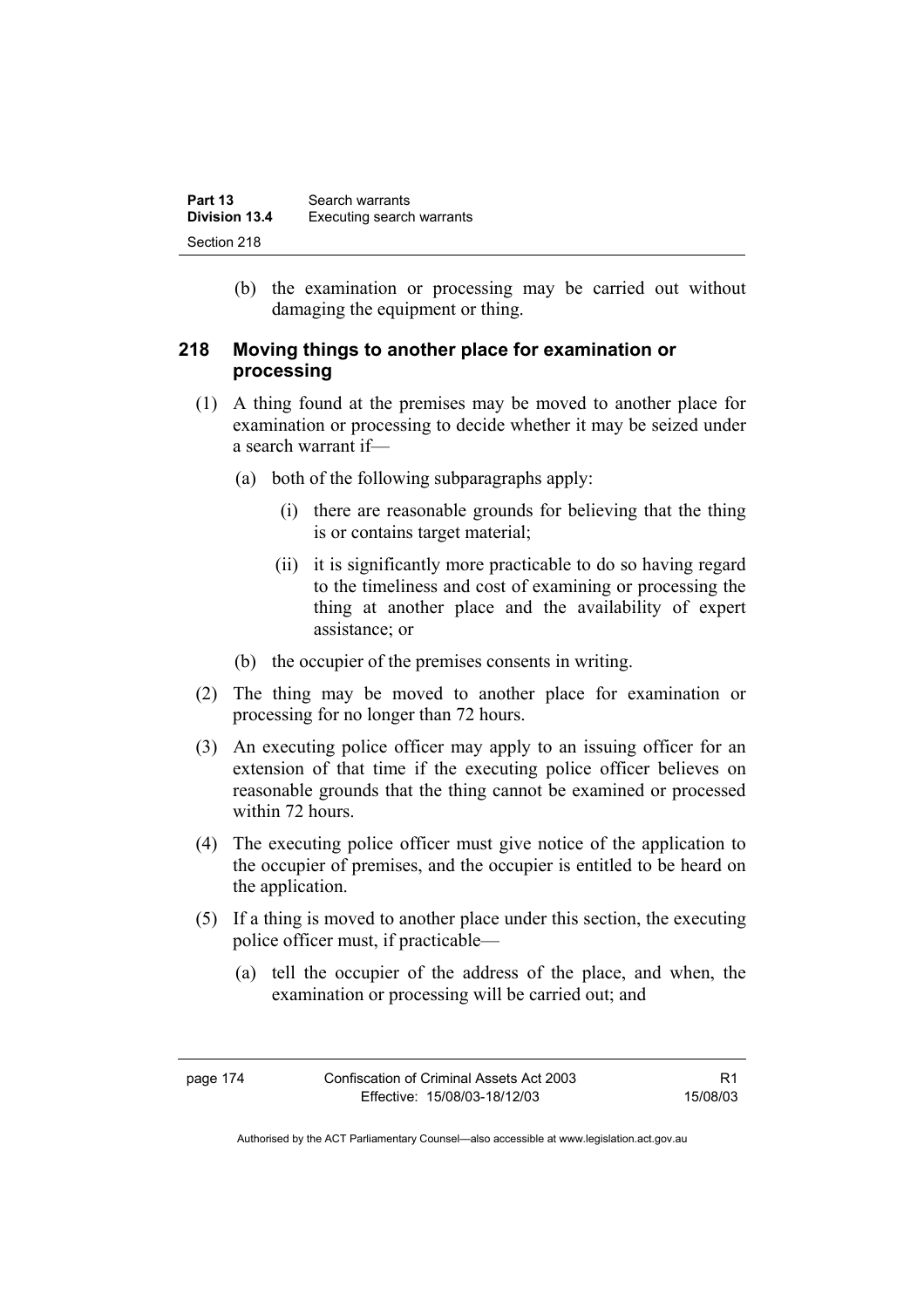(b) the examination or processing may be carried out without damaging the equipment or thing.

### 218 Moving things to another place for examination or processing

(1) A thing found at the premises may be moved to another place for examination or processing to decide whether it may be seized under a search warrant if—

(a) both of the following subparagraphs apply:

(i) there are reasonable grounds for believing that the thing is or contains target material;

(ii) it is significantly more practicable to do so having regard to the timeliness and cost of examining or processing the thing at another place and the availability of expert assistance; or

(b) the occupier of the premises consents in writing.

(2) The thing may be moved to another place for examination or processing for no longer than 72 hours.

(3) An executing police officer may apply to an issuing officer for an extension of that time if the executing police officer believes on reasonable grounds that the thing cannot be examined or processed within 72 hours.

(4) The executing police officer must give notice of the application to the occupier of premises, and the occupier is entitled to be heard on the application.

(5) If a thing is moved to another place under this section, the executing police officer must, if practicable—

(a) tell the occupier of the address of the place, and when, the examination or processing will be carried out; and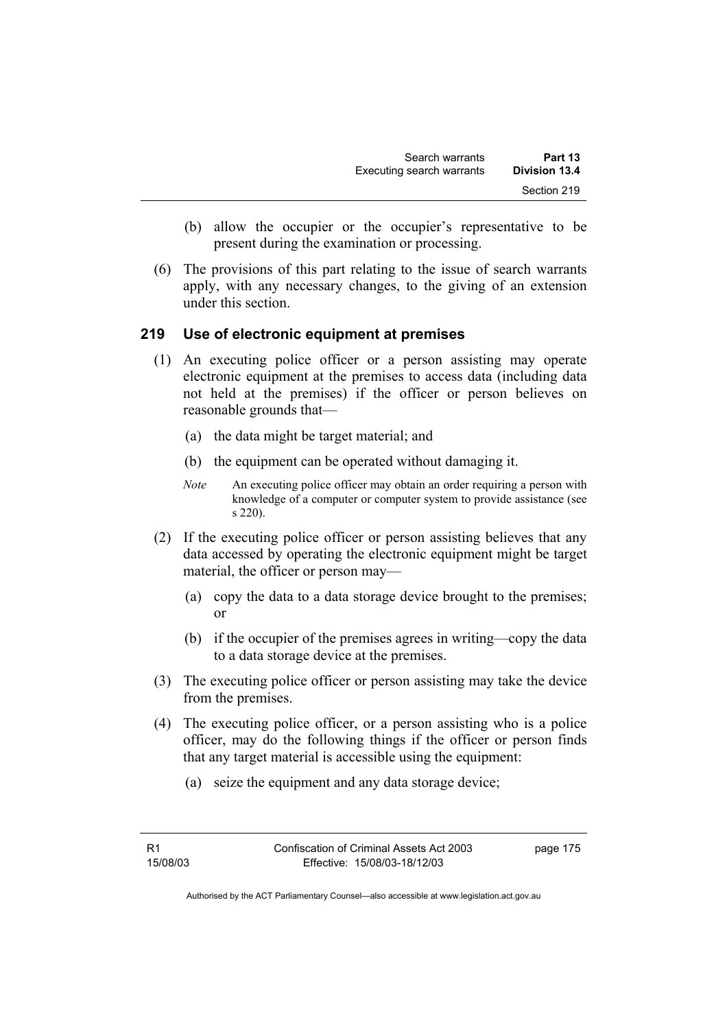(b) allow the occupier or the occupier's representative to be present during the examination or processing.

(6) The provisions of this part relating to the issue of search warrants apply, with any necessary changes, to the giving of an extension under this section.

### 219 Use of electronic equipment at premises

(1) An executing police officer or a person assisting may operate electronic equipment at the premises to access data (including data not held at the premises) if the officer or person believes on reasonable grounds that—

(a) the data might be target material; and

(b) the equipment can be operated without damaging it.

*Note* An executing police officer may obtain an order requiring a person with knowledge of a computer or computer system to provide assistance (see s 220).

(2) If the executing police officer or person assisting believes that any data accessed by operating the electronic equipment might be target material, the officer or person may—

(a) copy the data to a data storage device brought to the premises; or

(b) if the occupier of the premises agrees in writing—copy the data to a data storage device at the premises.

(3) The executing police officer or person assisting may take the device from the premises.

(4) The executing police officer, or a person assisting who is a police officer, may do the following things if the officer or person finds that any target material is accessible using the equipment:

(a) seize the equipment and any data storage device;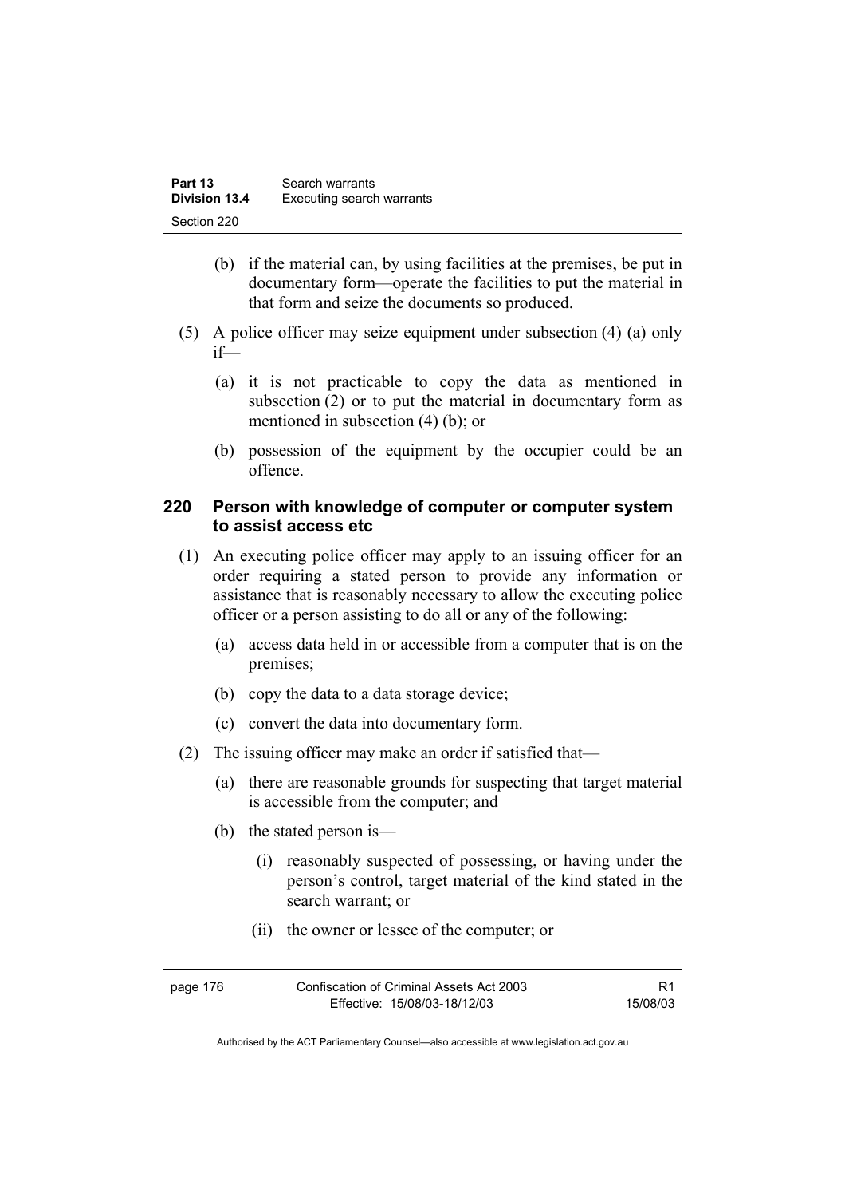(b) if the material can, by using facilities at the premises, be put in documentary form—operate the facilities to put the material in that form and seize the documents so produced.

(5) A police officer may seize equipment under subsection (4) (a) only if—

(a) it is not practicable to copy the data as mentioned in subsection (2) or to put the material in documentary form as mentioned in subsection (4) (b); or

(b) possession of the equipment by the occupier could be an offence.

### 220 Person with knowledge of computer or computer system to assist access etc

(1) An executing police officer may apply to an issuing officer for an order requiring a stated person to provide any information or assistance that is reasonably necessary to allow the executing police officer or a person assisting to do all or any of the following:

(a) access data held in or accessible from a computer that is on the premises;

(b) copy the data to a data storage device;

(c) convert the data into documentary form.

(2) The issuing officer may make an order if satisfied that—

(a) there are reasonable grounds for suspecting that target material is accessible from the computer; and

(b) the stated person is—

(i) reasonably suspected of possessing, or having under the person's control, target material of the kind stated in the search warrant; or

(ii) the owner or lessee of the computer; or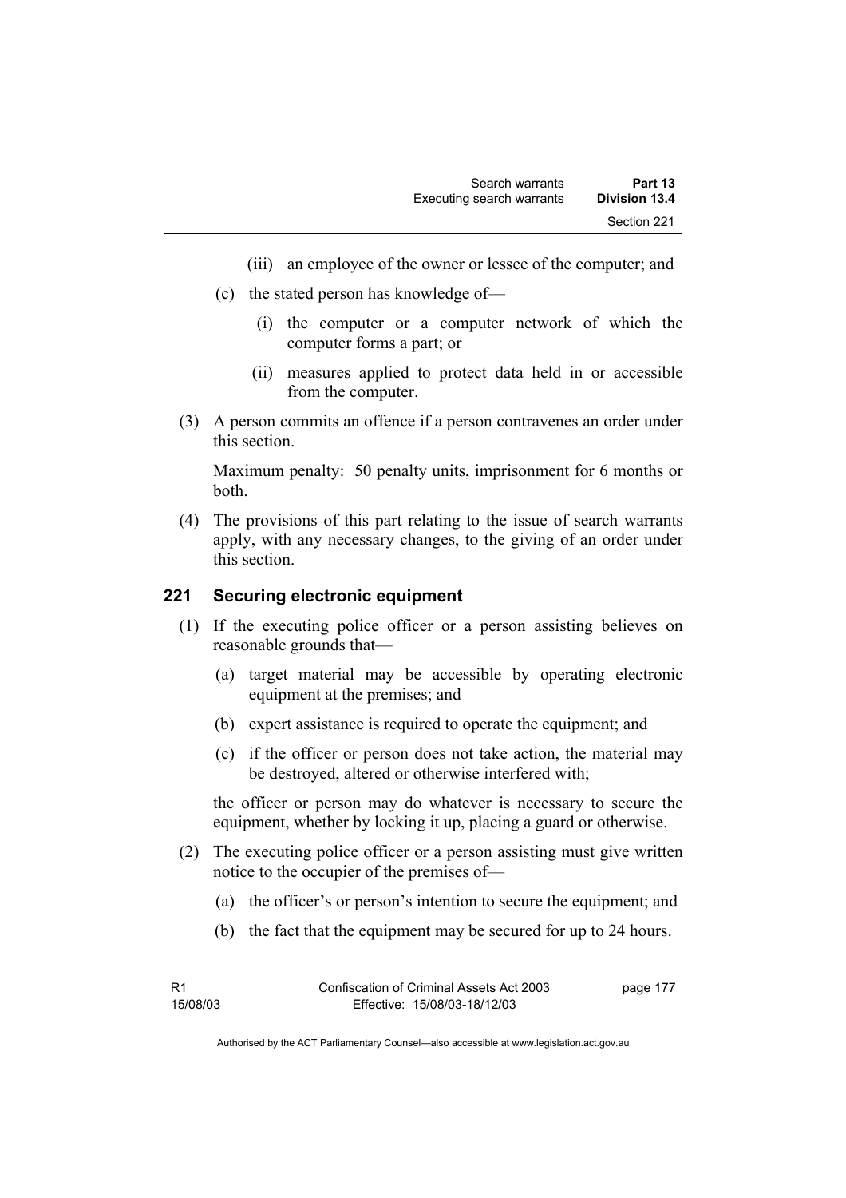(iii) an employee of the owner or lessee of the computer; and

(c) the stated person has knowledge of—

(i) the computer or a computer network of which the computer forms a part; or

(ii) measures applied to protect data held in or accessible from the computer.

(3) A person commits an offence if a person contravenes an order under this section.

Maximum penalty: 50 penalty units, imprisonment for 6 months or both.

(4) The provisions of this part relating to the issue of search warrants apply, with any necessary changes, to the giving of an order under this section.

## 221 Securing electronic equipment

(1) If the executing police officer or a person assisting believes on reasonable grounds that—

(a) target material may be accessible by operating electronic equipment at the premises; and

(b) expert assistance is required to operate the equipment; and

(c) if the officer or person does not take action, the material may be destroyed, altered or otherwise interfered with;

the officer or person may do whatever is necessary to secure the equipment, whether by locking it up, placing a guard or otherwise.

(2) The executing police officer or a person assisting must give written notice to the occupier of the premises of—

(a) the officer's or person's intention to secure the equipment; and

(b) the fact that the equipment may be secured for up to 24 hours.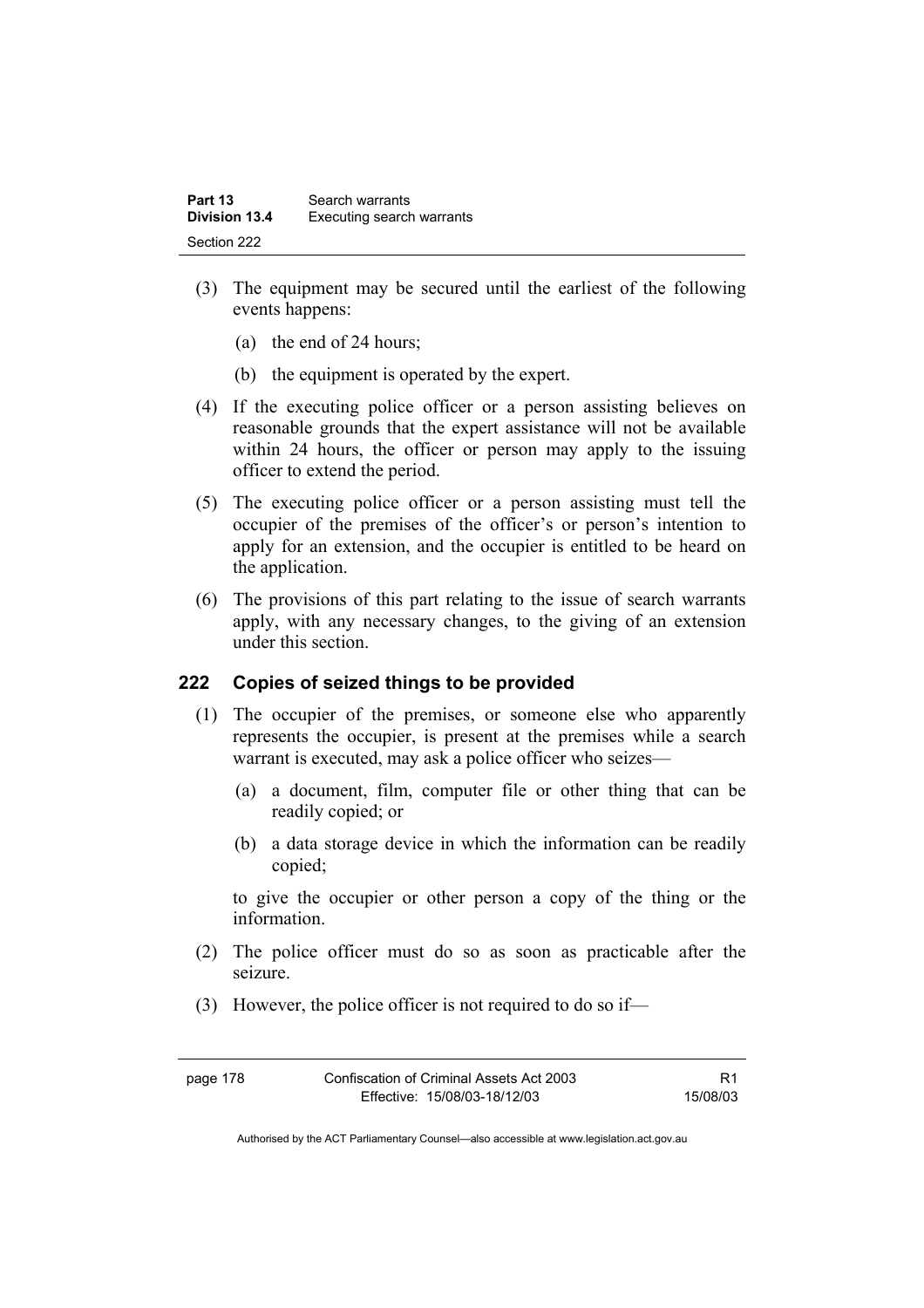(3) The equipment may be secured until the earliest of the following events happens:

(a) the end of 24 hours;

(b) the equipment is operated by the expert.

(4) If the executing police officer or a person assisting believes on reasonable grounds that the expert assistance will not be available within 24 hours, the officer or person may apply to the issuing officer to extend the period.

(5) The executing police officer or a person assisting must tell the occupier of the premises of the officer's or person's intention to apply for an extension, and the occupier is entitled to be heard on the application.

(6) The provisions of this part relating to the issue of search warrants apply, with any necessary changes, to the giving of an extension under this section.

## 222 Copies of seized things to be provided

(1) The occupier of the premises, or someone else who apparently represents the occupier, is present at the premises while a search warrant is executed, may ask a police officer who seizes—

(a) a document, film, computer file or other thing that can be readily copied; or

(b) a data storage device in which the information can be readily copied;

to give the occupier or other person a copy of the thing or the information.

(2) The police officer must do so as soon as practicable after the seizure.

(3) However, the police officer is not required to do so if—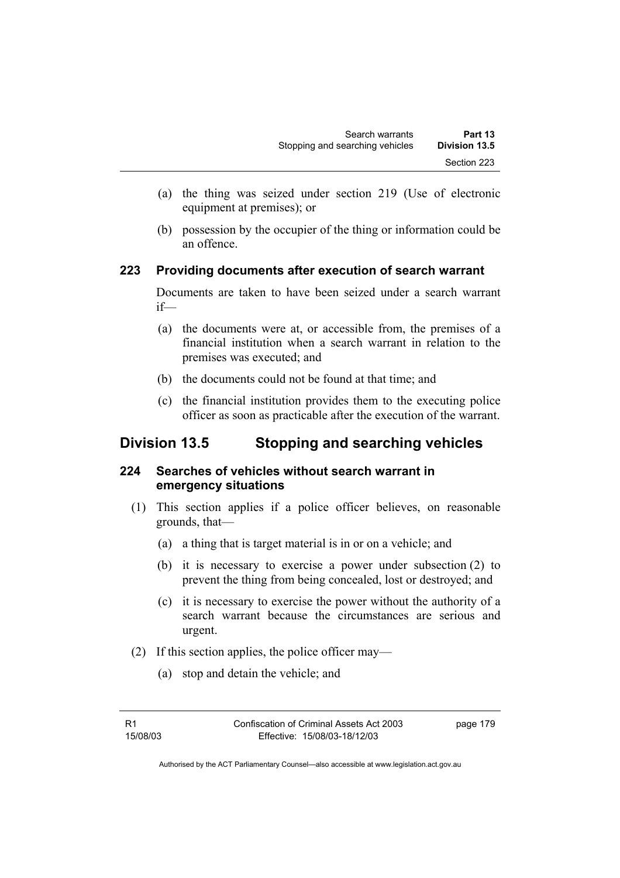(a) the thing was seized under section 219 (Use of electronic equipment at premises); or

(b) possession by the occupier of the thing or information could be an offence.

### 223 Providing documents after execution of search warrant

Documents are taken to have been seized under a search warrant if—

(a) the documents were at, or accessible from, the premises of a financial institution when a search warrant in relation to the premises was executed; and

(b) the documents could not be found at that time; and

(c) the financial institution provides them to the executing police officer as soon as practicable after the execution of the warrant.

## Division 13.5 Stopping and searching vehicles

### 224 Searches of vehicles without search warrant in emergency situations

(1) This section applies if a police officer believes, on reasonable grounds, that—

(a) a thing that is target material is in or on a vehicle; and

(b) it is necessary to exercise a power under subsection (2) to prevent the thing from being concealed, lost or destroyed; and

(c) it is necessary to exercise the power without the authority of a search warrant because the circumstances are serious and urgent.

(2) If this section applies, the police officer may—

(a) stop and detain the vehicle; and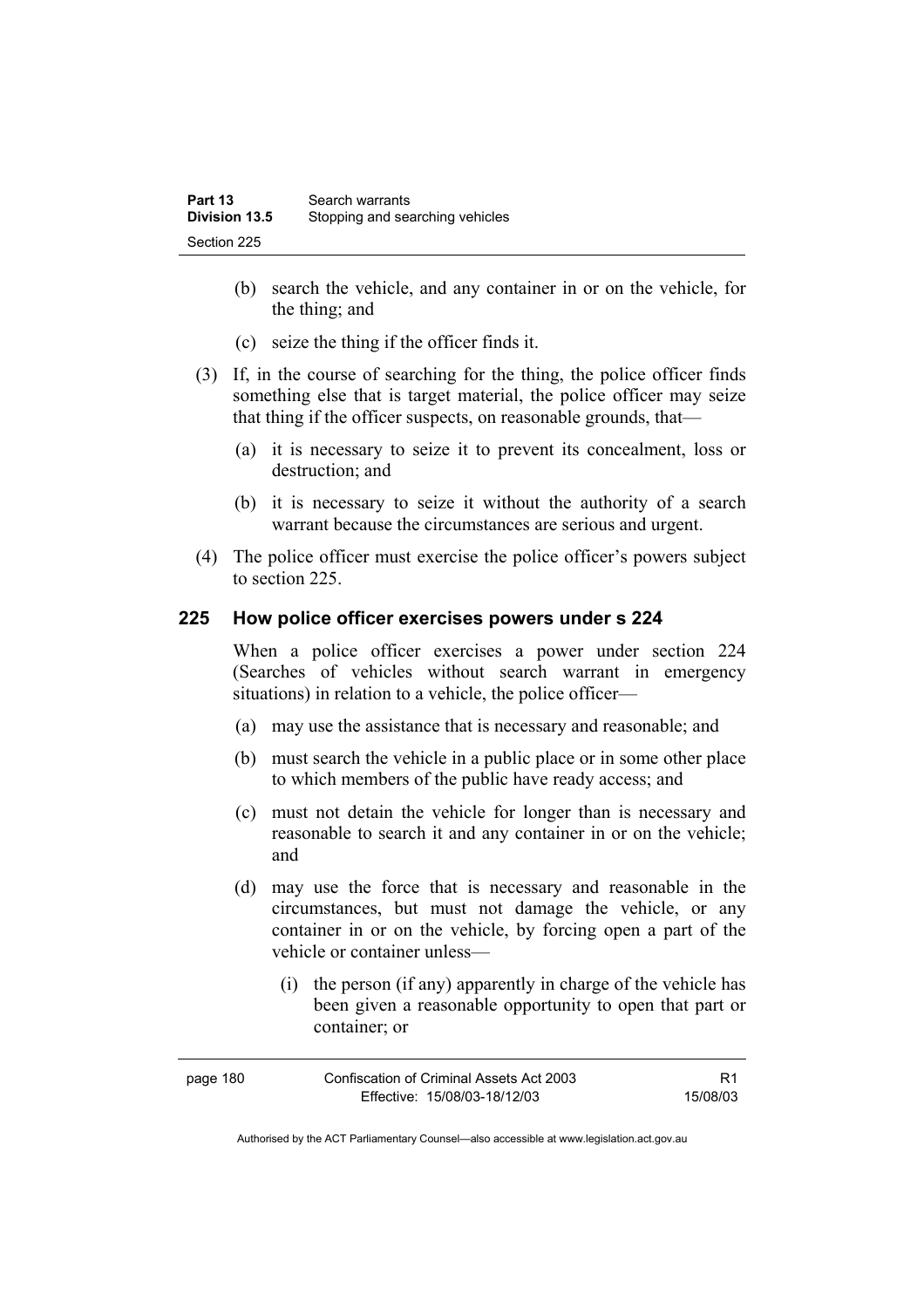(b) search the vehicle, and any container in or on the vehicle, for the thing; and

(c) seize the thing if the officer finds it.

(3) If, in the course of searching for the thing, the police officer finds something else that is target material, the police officer may seize that thing if the officer suspects, on reasonable grounds, that—

(a) it is necessary to seize it to prevent its concealment, loss or destruction; and

(b) it is necessary to seize it without the authority of a search warrant because the circumstances are serious and urgent.

(4) The police officer must exercise the police officer's powers subject to section 225.

### 225 How police officer exercises powers under s 224

When a police officer exercises a power under section 224 (Searches of vehicles without search warrant in emergency situations) in relation to a vehicle, the police officer—

(a) may use the assistance that is necessary and reasonable; and

(b) must search the vehicle in a public place or in some other place to which members of the public have ready access; and

(c) must not detain the vehicle for longer than is necessary and reasonable to search it and any container in or on the vehicle; and

(d) may use the force that is necessary and reasonable in the circumstances, but must not damage the vehicle, or any container in or on the vehicle, by forcing open a part of the vehicle or container unless—

(i) the person (if any) apparently in charge of the vehicle has been given a reasonable opportunity to open that part or container; or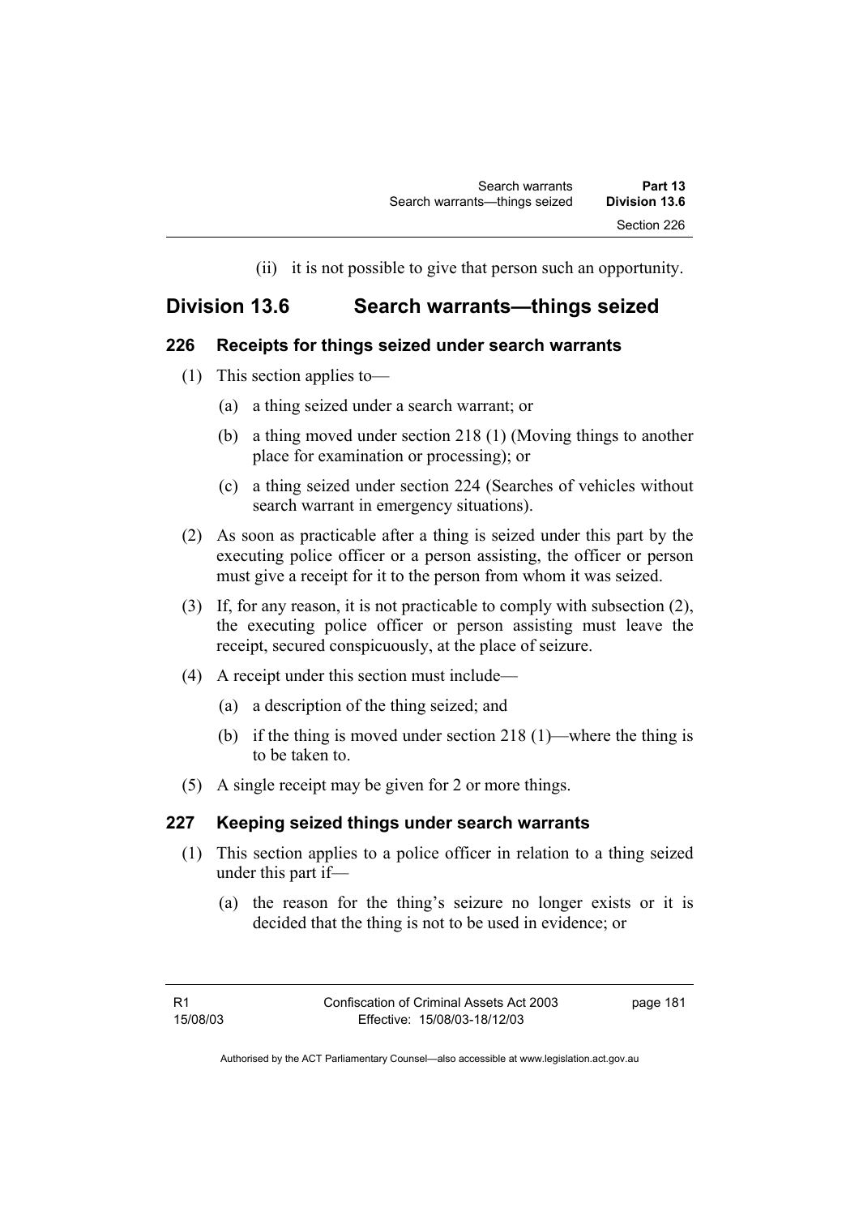(ii) it is not possible to give that person such an opportunity.

## Division 13.6 Search warrants—things seized

### 226 Receipts for things seized under search warrants

(1) This section applies to—

(a) a thing seized under a search warrant; or

(b) a thing moved under section 218 (1) (Moving things to another place for examination or processing); or

(c) a thing seized under section 224 (Searches of vehicles without search warrant in emergency situations).

(2) As soon as practicable after a thing is seized under this part by the executing police officer or a person assisting, the officer or person must give a receipt for it to the person from whom it was seized.

(3) If, for any reason, it is not practicable to comply with subsection (2), the executing police officer or person assisting must leave the receipt, secured conspicuously, at the place of seizure.

(4) A receipt under this section must include—

(a) a description of the thing seized; and

(b) if the thing is moved under section 218 (1)—where the thing is to be taken to.

(5) A single receipt may be given for 2 or more things.

### 227 Keeping seized things under search warrants

(1) This section applies to a police officer in relation to a thing seized under this part if—

(a) the reason for the thing's seizure no longer exists or it is decided that the thing is not to be used in evidence; or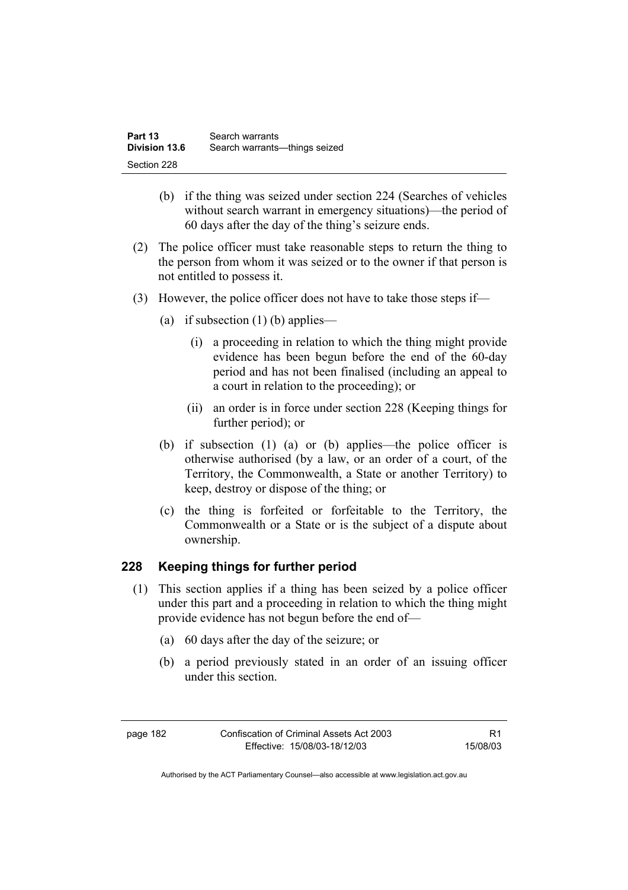(b) if the thing was seized under section 224 (Searches of vehicles without search warrant in emergency situations)—the period of 60 days after the day of the thing's seizure ends.

(2) The police officer must take reasonable steps to return the thing to the person from whom it was seized or to the owner if that person is not entitled to possess it.

(3) However, the police officer does not have to take those steps if—

(a) if subsection (1) (b) applies—

(i) a proceeding in relation to which the thing might provide evidence has been begun before the end of the 60-day period and has not been finalised (including an appeal to a court in relation to the proceeding); or

(ii) an order is in force under section 228 (Keeping things for further period); or

(b) if subsection (1) (a) or (b) applies—the police officer is otherwise authorised (by a law, or an order of a court, of the Territory, the Commonwealth, a State or another Territory) to keep, destroy or dispose of the thing; or

(c) the thing is forfeited or forfeitable to the Territory, the Commonwealth or a State or is the subject of a dispute about ownership.

## 228 Keeping things for further period

(1) This section applies if a thing has been seized by a police officer under this part and a proceeding in relation to which the thing might provide evidence has not begun before the end of—

(a) 60 days after the day of the seizure; or

(b) a period previously stated in an order of an issuing officer under this section.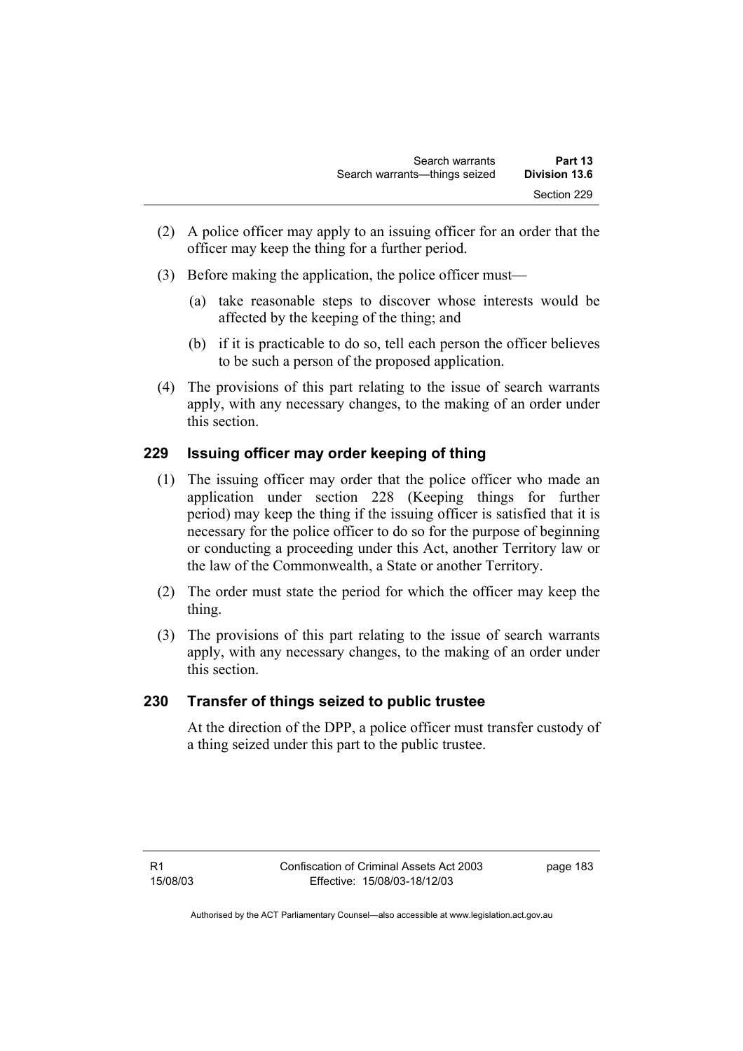(2) A police officer may apply to an issuing officer for an order that the officer may keep the thing for a further period.

(3) Before making the application, the police officer must—

   (a) take reasonable steps to discover whose interests would be affected by the keeping of the thing; and

   (b) if it is practicable to do so, tell each person the officer believes to be such a person of the proposed application.

(4) The provisions of this part relating to the issue of search warrants apply, with any necessary changes, to the making of an order under this section.

## 229 Issuing officer may order keeping of thing

(1) The issuing officer may order that the police officer who made an application under section 228 (Keeping things for further period) may keep the thing if the issuing officer is satisfied that it is necessary for the police officer to do so for the purpose of beginning or conducting a proceeding under this Act, another Territory law or the law of the Commonwealth, a State or another Territory.

(2) The order must state the period for which the officer may keep the thing.

(3) The provisions of this part relating to the issue of search warrants apply, with any necessary changes, to the making of an order under this section.

## 230 Transfer of things seized to public trustee

At the direction of the DPP, a police officer must transfer custody of a thing seized under this part to the public trustee.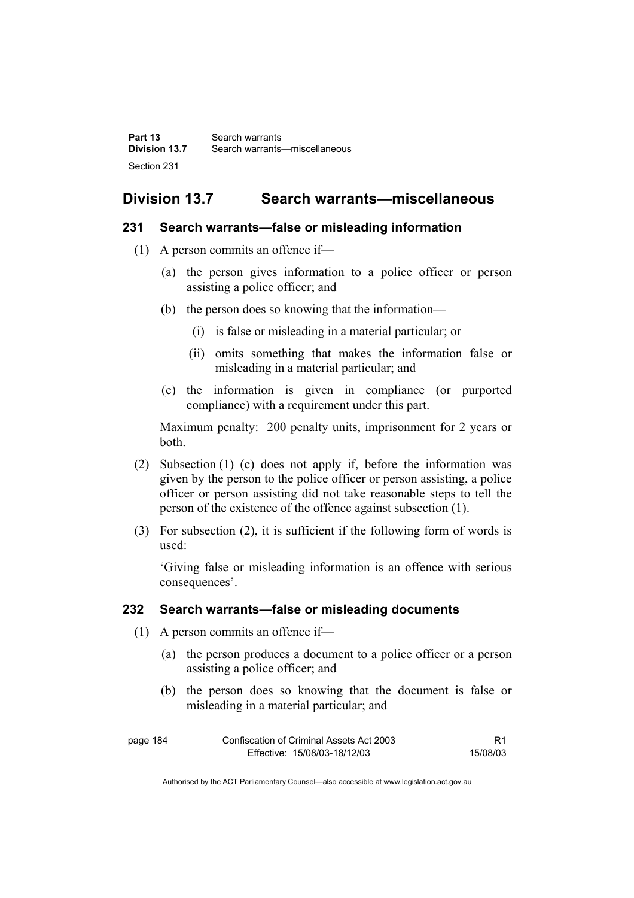## Division 13.7 Search warrants—miscellaneous

### 231 Search warrants—false or misleading information

(1) A person commits an offence if—

(a) the person gives information to a police officer or person assisting a police officer; and

(b) the person does so knowing that the information—

(i) is false or misleading in a material particular; or

(ii) omits something that makes the information false or misleading in a material particular; and

(c) the information is given in compliance (or purported compliance) with a requirement under this part.

Maximum penalty: 200 penalty units, imprisonment for 2 years or both.

(2) Subsection (1) (c) does not apply if, before the information was given by the person to the police officer or person assisting, a police officer or person assisting did not take reasonable steps to tell the person of the existence of the offence against subsection (1).

(3) For subsection (2), it is sufficient if the following form of words is used:

'Giving false or misleading information is an offence with serious consequences'.

### 232 Search warrants—false or misleading documents

(1) A person commits an offence if—

(a) the person produces a document to a police officer or a person assisting a police officer; and

(b) the person does so knowing that the document is false or misleading in a material particular; and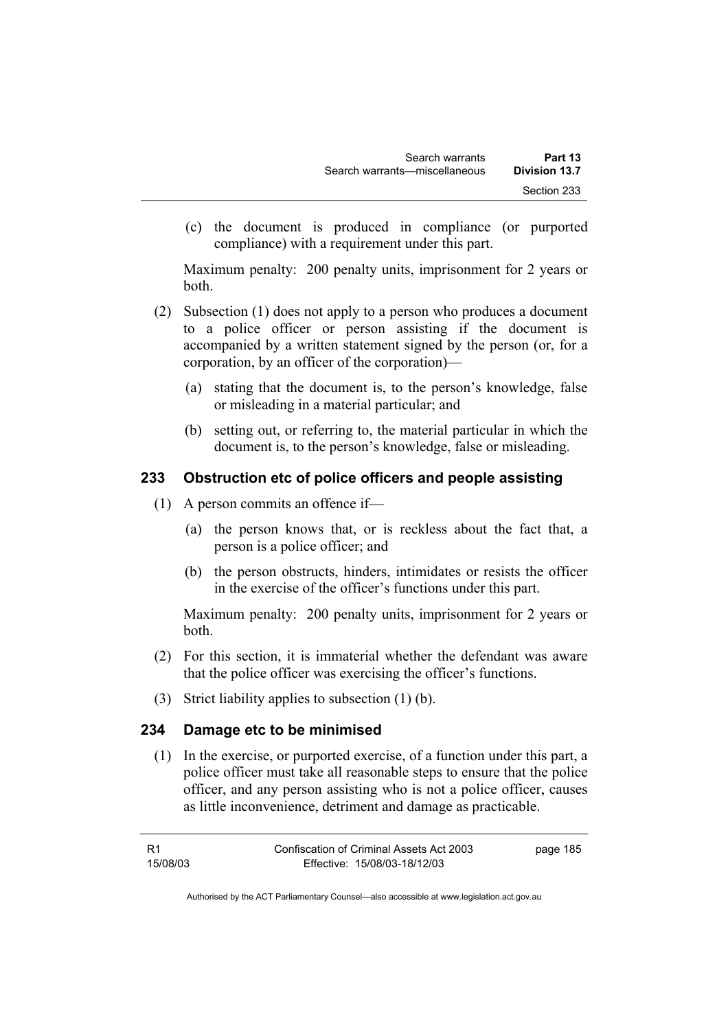(c) the document is produced in compliance (or purported compliance) with a requirement under this part.

Maximum penalty: 200 penalty units, imprisonment for 2 years or both.

(2) Subsection (1) does not apply to a person who produces a document to a police officer or person assisting if the document is accompanied by a written statement signed by the person (or, for a corporation, by an officer of the corporation)—

(a) stating that the document is, to the person's knowledge, false or misleading in a material particular; and

(b) setting out, or referring to, the material particular in which the document is, to the person's knowledge, false or misleading.

## 233 Obstruction etc of police officers and people assisting

(1) A person commits an offence if—

(a) the person knows that, or is reckless about the fact that, a person is a police officer; and

(b) the person obstructs, hinders, intimidates or resists the officer in the exercise of the officer's functions under this part.

Maximum penalty: 200 penalty units, imprisonment for 2 years or both.

(2) For this section, it is immaterial whether the defendant was aware that the police officer was exercising the officer's functions.

(3) Strict liability applies to subsection (1) (b).

## 234 Damage etc to be minimised

(1) In the exercise, or purported exercise, of a function under this part, a police officer must take all reasonable steps to ensure that the police officer, and any person assisting who is not a police officer, causes as little inconvenience, detriment and damage as practicable.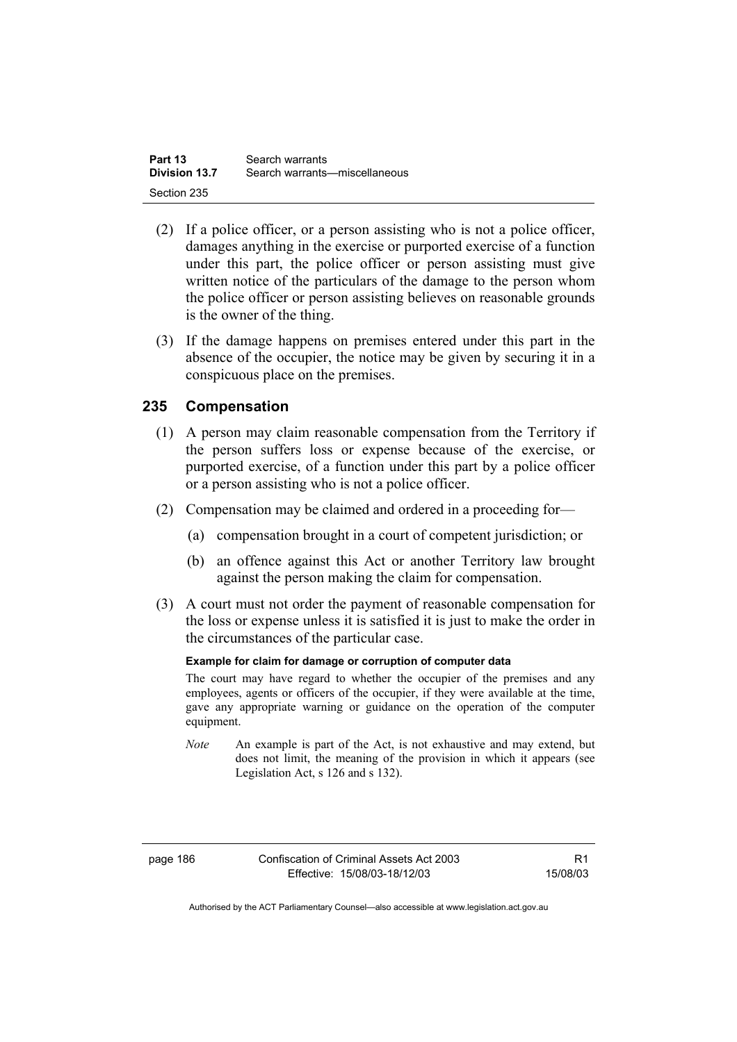(2) If a police officer, or a person assisting who is not a police officer, damages anything in the exercise or purported exercise of a function under this part, the police officer or person assisting must give written notice of the particulars of the damage to the person whom the police officer or person assisting believes on reasonable grounds is the owner of the thing.

(3) If the damage happens on premises entered under this part in the absence of the occupier, the notice may be given by securing it in a conspicuous place on the premises.

## 235 Compensation

(1) A person may claim reasonable compensation from the Territory if the person suffers loss or expense because of the exercise, or purported exercise, of a function under this part by a police officer or a person assisting who is not a police officer.

(2) Compensation may be claimed and ordered in a proceeding for—

(a) compensation brought in a court of competent jurisdiction; or

(b) an offence against this Act or another Territory law brought against the person making the claim for compensation.

(3) A court must not order the payment of reasonable compensation for the loss or expense unless it is satisfied it is just to make the order in the circumstances of the particular case.

**Example for claim for damage or corruption of computer data**

The court may have regard to whether the occupier of the premises and any employees, agents or officers of the occupier, if they were available at the time, gave any appropriate warning or guidance on the operation of the computer equipment.

*Note* An example is part of the Act, is not exhaustive and may extend, but does not limit, the meaning of the provision in which it appears (see Legislation Act, s 126 and s 132).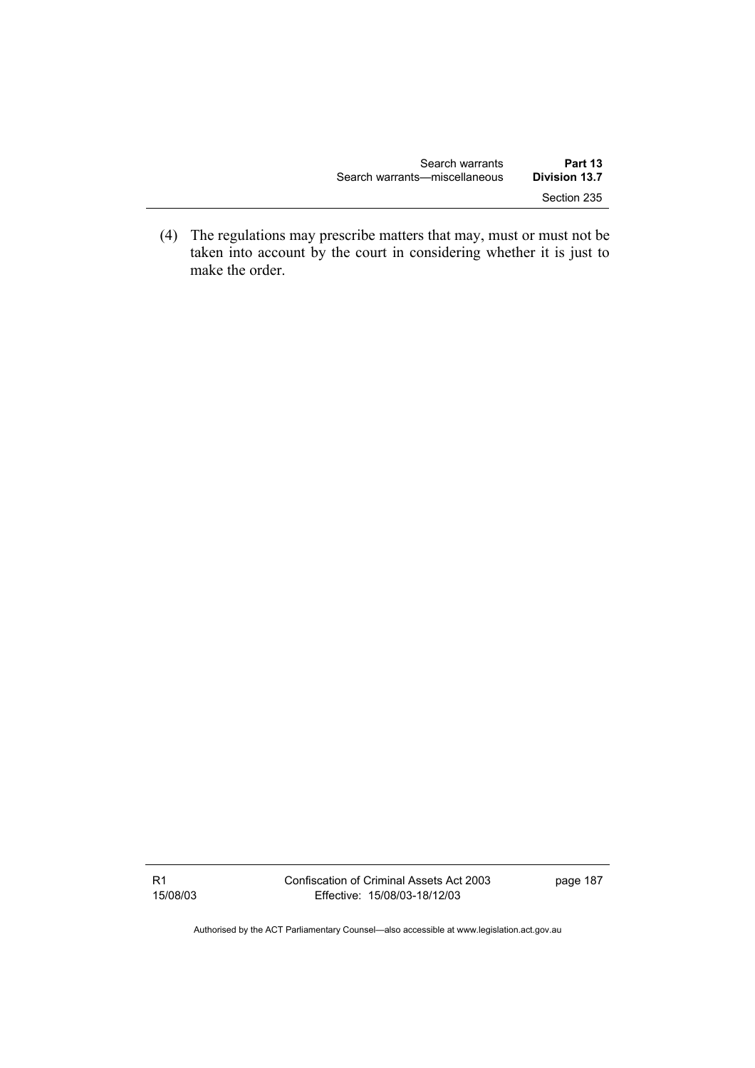(4) The regulations may prescribe matters that may, must or must not be taken into account by the court in considering whether it is just to make the order.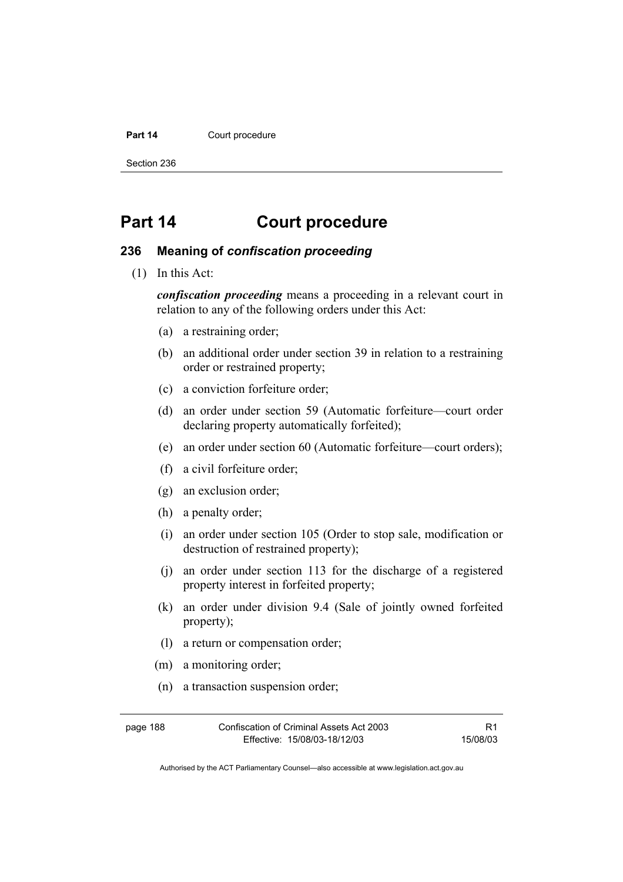# Part 14 Court procedure

## 236 Meaning of *confiscation proceeding*

(1) In this Act:

***confiscation proceeding*** means a proceeding in a relevant court in relation to any of the following orders under this Act:

(a) a restraining order;

(b) an additional order under section 39 in relation to a restraining order or restrained property;

(c) a conviction forfeiture order;

(d) an order under section 59 (Automatic forfeiture—court order declaring property automatically forfeited);

(e) an order under section 60 (Automatic forfeiture—court orders);

(f) a civil forfeiture order;

(g) an exclusion order;

(h) a penalty order;

(i) an order under section 105 (Order to stop sale, modification or destruction of restrained property);

(j) an order under section 113 for the discharge of a registered property interest in forfeited property;

(k) an order under division 9.4 (Sale of jointly owned forfeited property);

(l) a return or compensation order;

(m) a monitoring order;

(n) a transaction suspension order;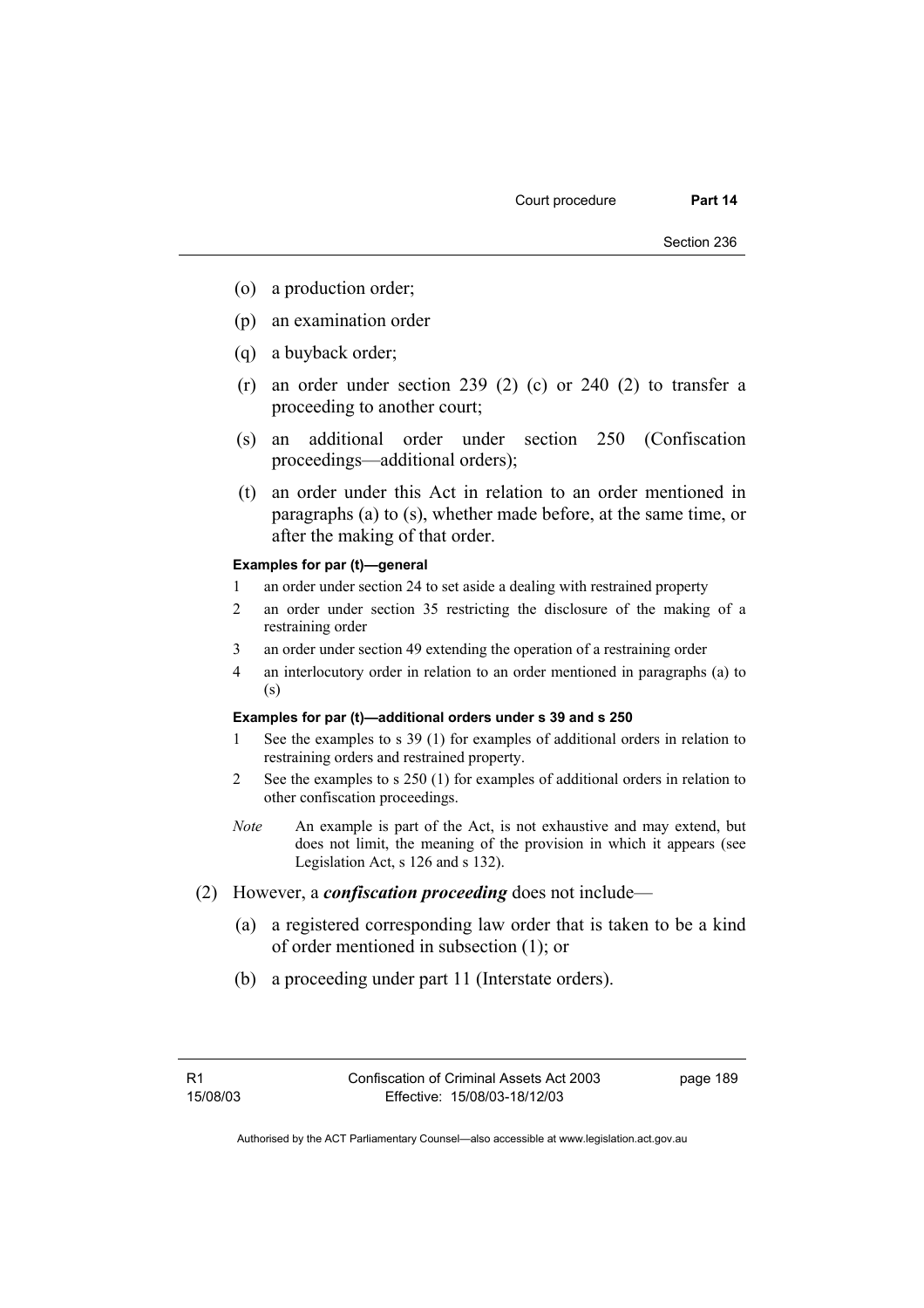(o) a production order;

(p) an examination order

(q) a buyback order;

(r) an order under section 239 (2) (c) or 240 (2) to transfer a proceeding to another court;

(s) an additional order under section 250 (Confiscation proceedings—additional orders);

(t) an order under this Act in relation to an order mentioned in paragraphs (a) to (s), whether made before, at the same time, or after the making of that order.

**Examples for par (t)—general**

1 an order under section 24 to set aside a dealing with restrained property

2 an order under section 35 restricting the disclosure of the making of a restraining order

3 an order under section 49 extending the operation of a restraining order

4 an interlocutory order in relation to an order mentioned in paragraphs (a) to (s)

**Examples for par (t)—additional orders under s 39 and s 250**

1 See the examples to s 39 (1) for examples of additional orders in relation to restraining orders and restrained property.

2 See the examples to s 250 (1) for examples of additional orders in relation to other confiscation proceedings.

*Note* An example is part of the Act, is not exhaustive and may extend, but does not limit, the meaning of the provision in which it appears (see Legislation Act, s 126 and s 132).

(2) However, a ***confiscation proceeding*** does not include—

(a) a registered corresponding law order that is taken to be a kind of order mentioned in subsection (1); or

(b) a proceeding under part 11 (Interstate orders).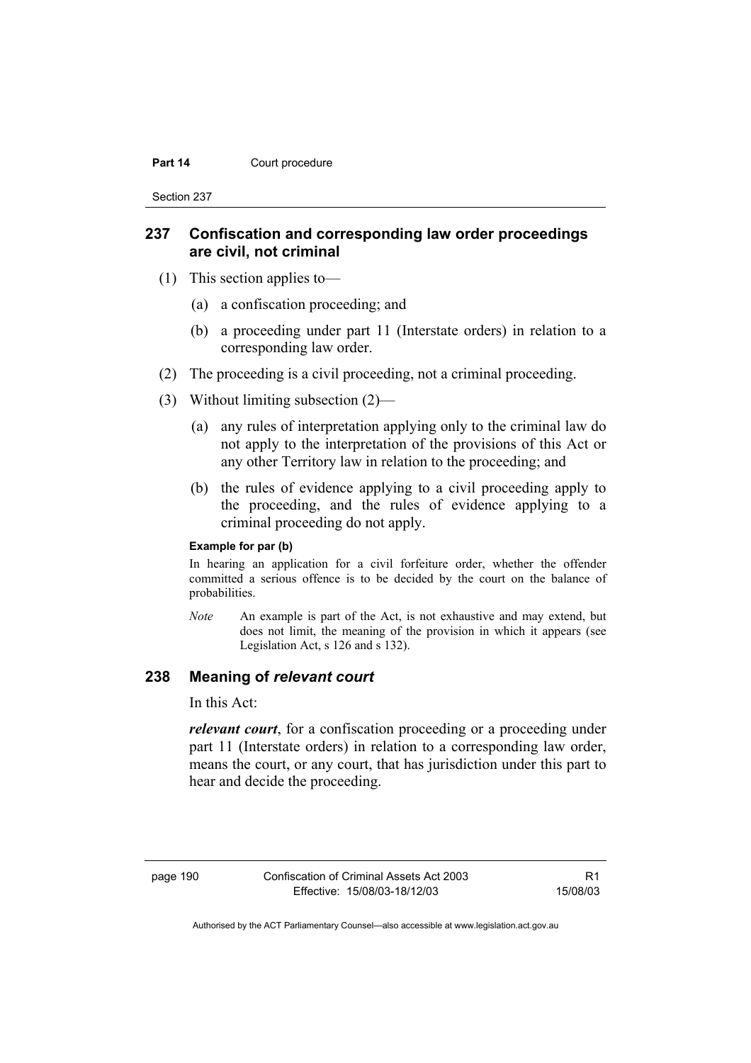## 237 Confiscation and corresponding law order proceedings are civil, not criminal

(1) This section applies to—

(a) a confiscation proceeding; and

(b) a proceeding under part 11 (Interstate orders) in relation to a corresponding law order.

(2) The proceeding is a civil proceeding, not a criminal proceeding.

(3) Without limiting subsection (2)—

(a) any rules of interpretation applying only to the criminal law do not apply to the interpretation of the provisions of this Act or any other Territory law in relation to the proceeding; and

(b) the rules of evidence applying to a civil proceeding apply to the proceeding, and the rules of evidence applying to a criminal proceeding do not apply.

**Example for par (b)**

In hearing an application for a civil forfeiture order, whether the offender committed a serious offence is to be decided by the court on the balance of probabilities.

*Note* An example is part of the Act, is not exhaustive and may extend, but does not limit, the meaning of the provision in which it appears (see Legislation Act, s 126 and s 132).

## 238 Meaning of *relevant court*

In this Act:

***relevant court***, for a confiscation proceeding or a proceeding under part 11 (Interstate orders) in relation to a corresponding law order, means the court, or any court, that has jurisdiction under this part to hear and decide the proceeding.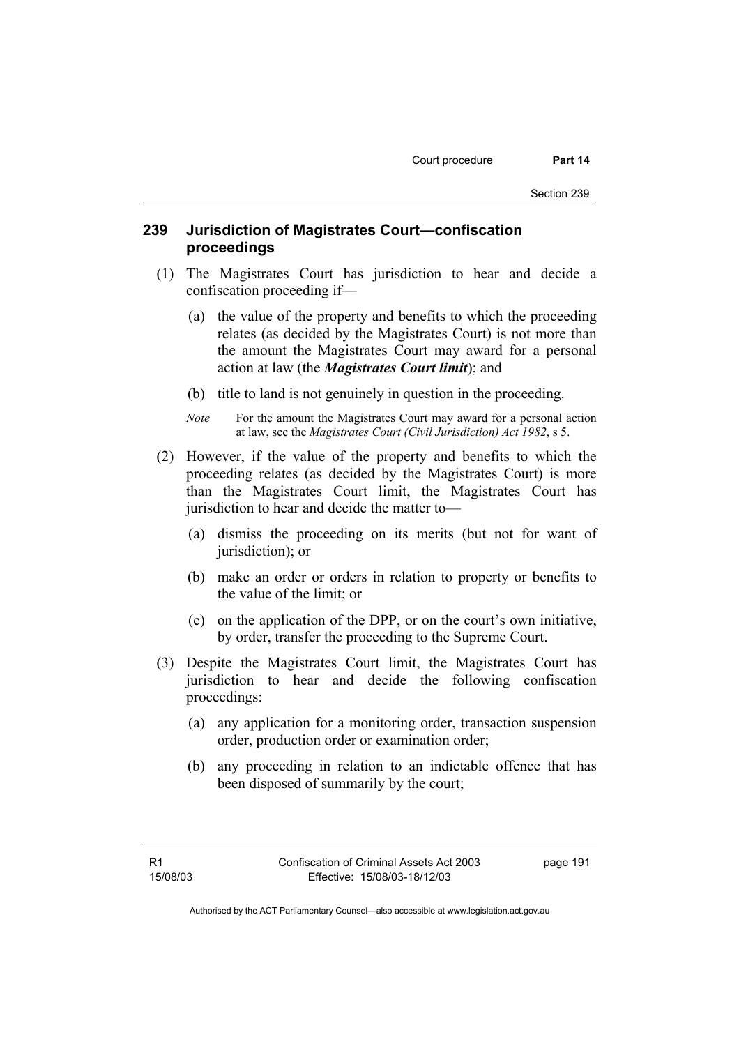## 239 Jurisdiction of Magistrates Court—confiscation proceedings

(1) The Magistrates Court has jurisdiction to hear and decide a confiscation proceeding if—

(a) the value of the property and benefits to which the proceeding relates (as decided by the Magistrates Court) is not more than the amount the Magistrates Court may award for a personal action at law (the ***Magistrates Court limit***); and

(b) title to land is not genuinely in question in the proceeding.

*Note* For the amount the Magistrates Court may award for a personal action at law, see the *Magistrates Court (Civil Jurisdiction) Act 1982*, s 5.

(2) However, if the value of the property and benefits to which the proceeding relates (as decided by the Magistrates Court) is more than the Magistrates Court limit, the Magistrates Court has jurisdiction to hear and decide the matter to—

(a) dismiss the proceeding on its merits (but not for want of jurisdiction); or

(b) make an order or orders in relation to property or benefits to the value of the limit; or

(c) on the application of the DPP, or on the court's own initiative, by order, transfer the proceeding to the Supreme Court.

(3) Despite the Magistrates Court limit, the Magistrates Court has jurisdiction to hear and decide the following confiscation proceedings:

(a) any application for a monitoring order, transaction suspension order, production order or examination order;

(b) any proceeding in relation to an indictable offence that has been disposed of summarily by the court;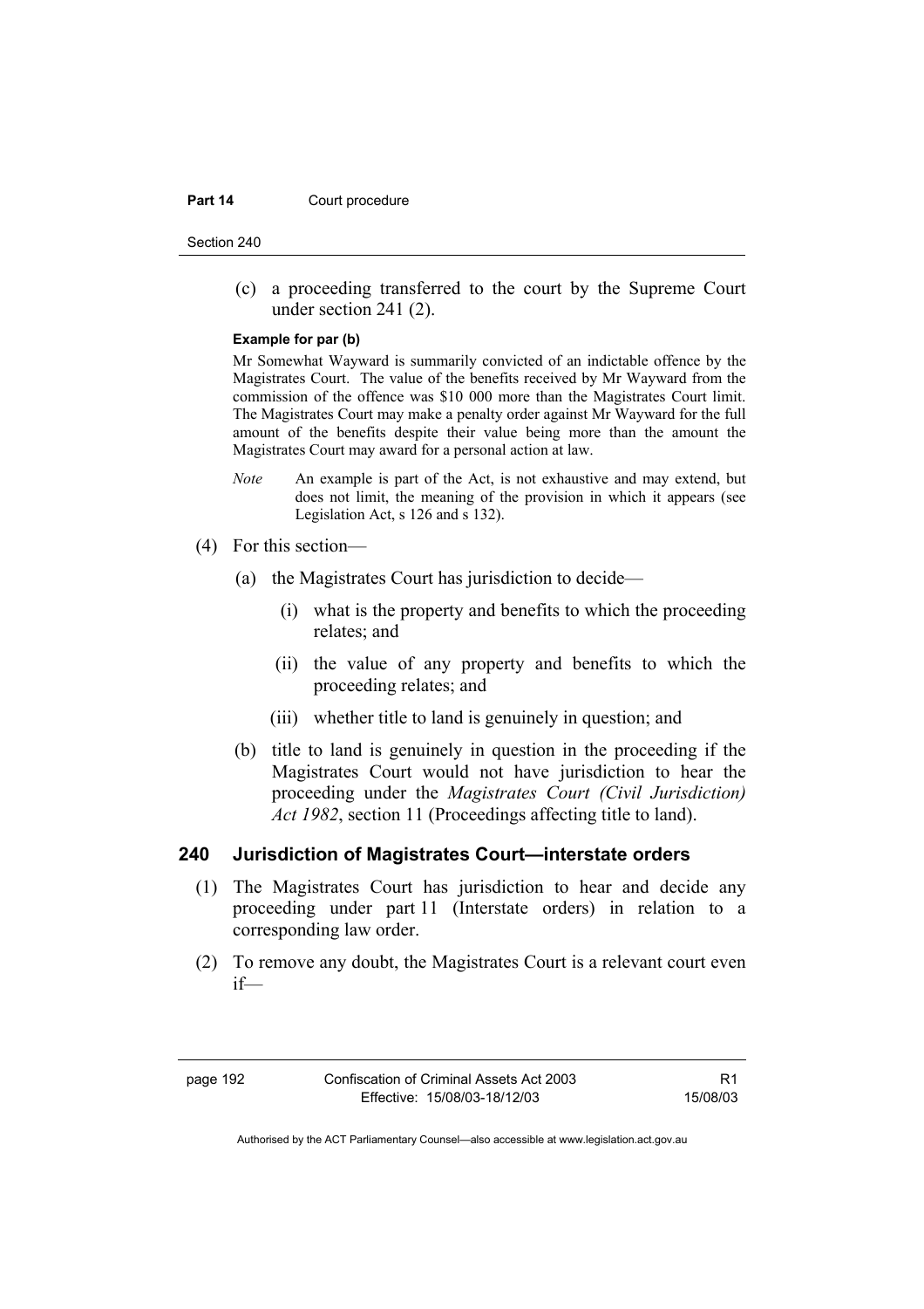(c) a proceeding transferred to the court by the Supreme Court under section 241 (2).

**Example for par (b)**

Mr Somewhat Wayward is summarily convicted of an indictable offence by the Magistrates Court. The value of the benefits received by Mr Wayward from the commission of the offence was $10 000 more than the Magistrates Court limit. The Magistrates Court may make a penalty order against Mr Wayward for the full amount of the benefits despite their value being more than the amount the Magistrates Court may award for a personal action at law.

*Note* An example is part of the Act, is not exhaustive and may extend, but does not limit, the meaning of the provision in which it appears (see Legislation Act, s 126 and s 132).

(4) For this section—

(a) the Magistrates Court has jurisdiction to decide—

(i) what is the property and benefits to which the proceeding relates; and

(ii) the value of any property and benefits to which the proceeding relates; and

(iii) whether title to land is genuinely in question; and

(b) title to land is genuinely in question in the proceeding if the Magistrates Court would not have jurisdiction to hear the proceeding under the *Magistrates Court (Civil Jurisdiction) Act 1982*, section 11 (Proceedings affecting title to land).

## 240 Jurisdiction of Magistrates Court—interstate orders

(1) The Magistrates Court has jurisdiction to hear and decide any proceeding under part 11 (Interstate orders) in relation to a corresponding law order.

(2) To remove any doubt, the Magistrates Court is a relevant court even if—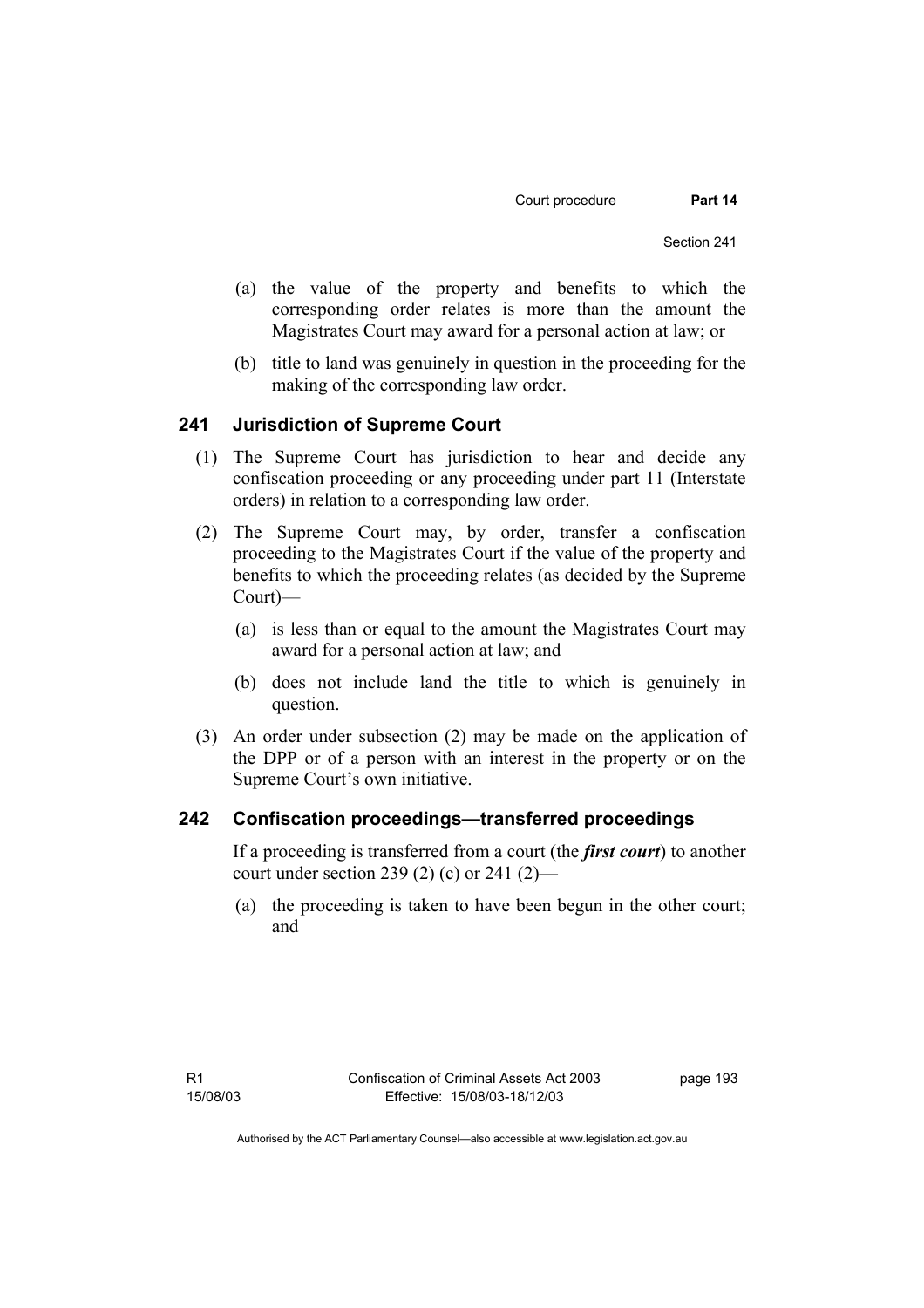(a) the value of the property and benefits to which the corresponding order relates is more than the amount the Magistrates Court may award for a personal action at law; or

(b) title to land was genuinely in question in the proceeding for the making of the corresponding law order.

## 241 Jurisdiction of Supreme Court

(1) The Supreme Court has jurisdiction to hear and decide any confiscation proceeding or any proceeding under part 11 (Interstate orders) in relation to a corresponding law order.

(2) The Supreme Court may, by order, transfer a confiscation proceeding to the Magistrates Court if the value of the property and benefits to which the proceeding relates (as decided by the Supreme Court)—

(a) is less than or equal to the amount the Magistrates Court may award for a personal action at law; and

(b) does not include land the title to which is genuinely in question.

(3) An order under subsection (2) may be made on the application of the DPP or of a person with an interest in the property or on the Supreme Court's own initiative.

## 242 Confiscation proceedings—transferred proceedings

If a proceeding is transferred from a court (the ***first court***) to another court under section 239 (2) (c) or 241 (2)—

(a) the proceeding is taken to have been begun in the other court; and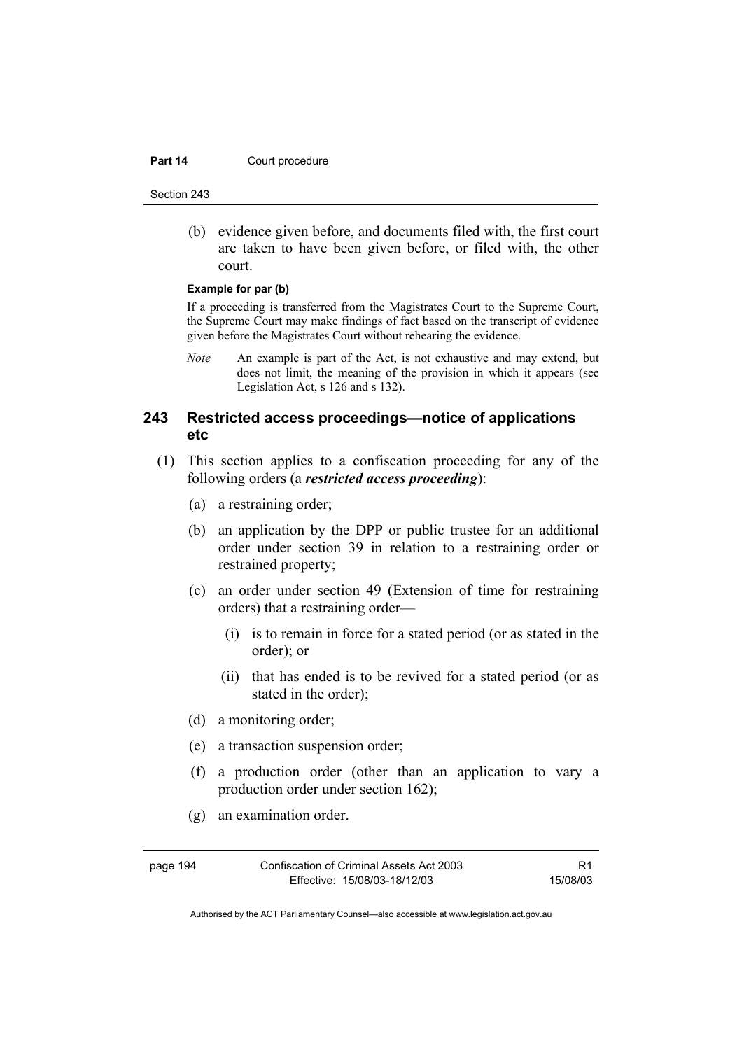(b) evidence given before, and documents filed with, the first court are taken to have been given before, or filed with, the other court.

**Example for par (b)**

If a proceeding is transferred from the Magistrates Court to the Supreme Court, the Supreme Court may make findings of fact based on the transcript of evidence given before the Magistrates Court without rehearing the evidence.

*Note* An example is part of the Act, is not exhaustive and may extend, but does not limit, the meaning of the provision in which it appears (see Legislation Act, s 126 and s 132).

### 243 Restricted access proceedings—notice of applications etc

(1) This section applies to a confiscation proceeding for any of the following orders (a ***restricted access proceeding***):

(a) a restraining order;

(b) an application by the DPP or public trustee for an additional order under section 39 in relation to a restraining order or restrained property;

(c) an order under section 49 (Extension of time for restraining orders) that a restraining order—

(i) is to remain in force for a stated period (or as stated in the order); or

(ii) that has ended is to be revived for a stated period (or as stated in the order);

(d) a monitoring order;

(e) a transaction suspension order;

(f) a production order (other than an application to vary a production order under section 162);

(g) an examination order.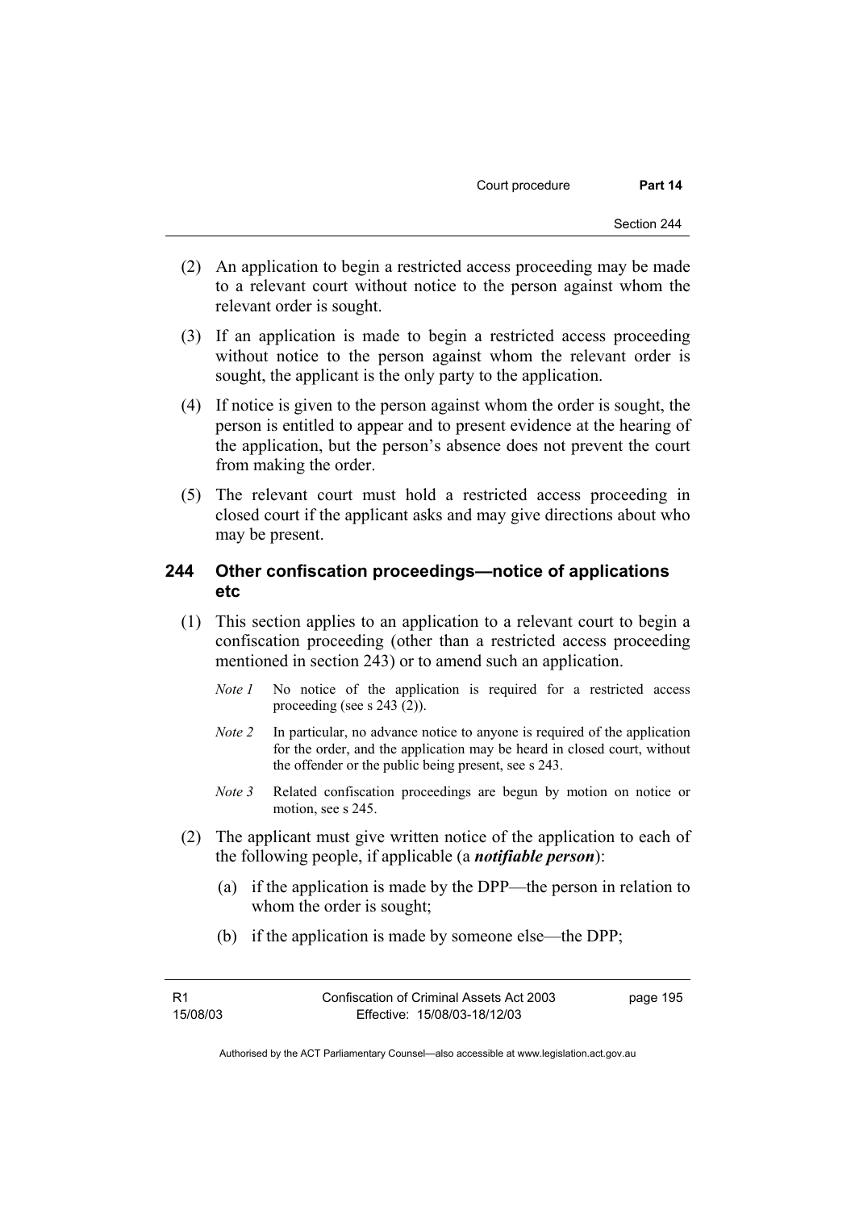(2) An application to begin a restricted access proceeding may be made to a relevant court without notice to the person against whom the relevant order is sought.

(3) If an application is made to begin a restricted access proceeding without notice to the person against whom the relevant order is sought, the applicant is the only party to the application.

(4) If notice is given to the person against whom the order is sought, the person is entitled to appear and to present evidence at the hearing of the application, but the person's absence does not prevent the court from making the order.

(5) The relevant court must hold a restricted access proceeding in closed court if the applicant asks and may give directions about who may be present.

### 244 Other confiscation proceedings—notice of applications etc

(1) This section applies to an application to a relevant court to begin a confiscation proceeding (other than a restricted access proceeding mentioned in section 243) or to amend such an application.

*Note 1* No notice of the application is required for a restricted access proceeding (see s 243 (2)).

*Note 2* In particular, no advance notice to anyone is required of the application for the order, and the application may be heard in closed court, without the offender or the public being present, see s 243.

*Note 3* Related confiscation proceedings are begun by motion on notice or motion, see s 245.

(2) The applicant must give written notice of the application to each of the following people, if applicable (a ***notifiable person***):

(a) if the application is made by the DPP—the person in relation to whom the order is sought;

(b) if the application is made by someone else—the DPP;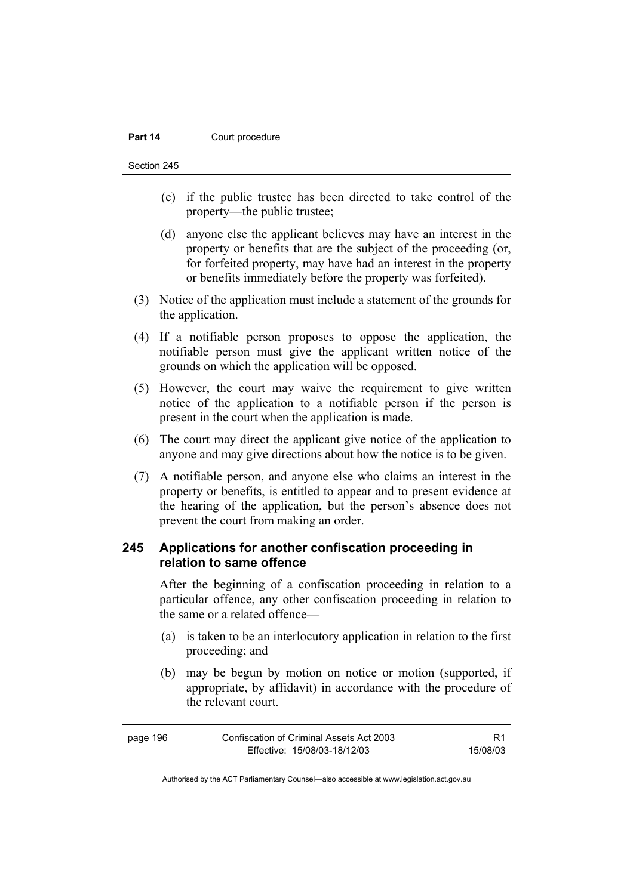(c) if the public trustee has been directed to take control of the property—the public trustee;

(d) anyone else the applicant believes may have an interest in the property or benefits that are the subject of the proceeding (or, for forfeited property, may have had an interest in the property or benefits immediately before the property was forfeited).

(3) Notice of the application must include a statement of the grounds for the application.

(4) If a notifiable person proposes to oppose the application, the notifiable person must give the applicant written notice of the grounds on which the application will be opposed.

(5) However, the court may waive the requirement to give written notice of the application to a notifiable person if the person is present in the court when the application is made.

(6) The court may direct the applicant give notice of the application to anyone and may give directions about how the notice is to be given.

(7) A notifiable person, and anyone else who claims an interest in the property or benefits, is entitled to appear and to present evidence at the hearing of the application, but the person's absence does not prevent the court from making an order.

### 245 Applications for another confiscation proceeding in relation to same offence

After the beginning of a confiscation proceeding in relation to a particular offence, any other confiscation proceeding in relation to the same or a related offence—

(a) is taken to be an interlocutory application in relation to the first proceeding; and

(b) may be begun by motion on notice or motion (supported, if appropriate, by affidavit) in accordance with the procedure of the relevant court.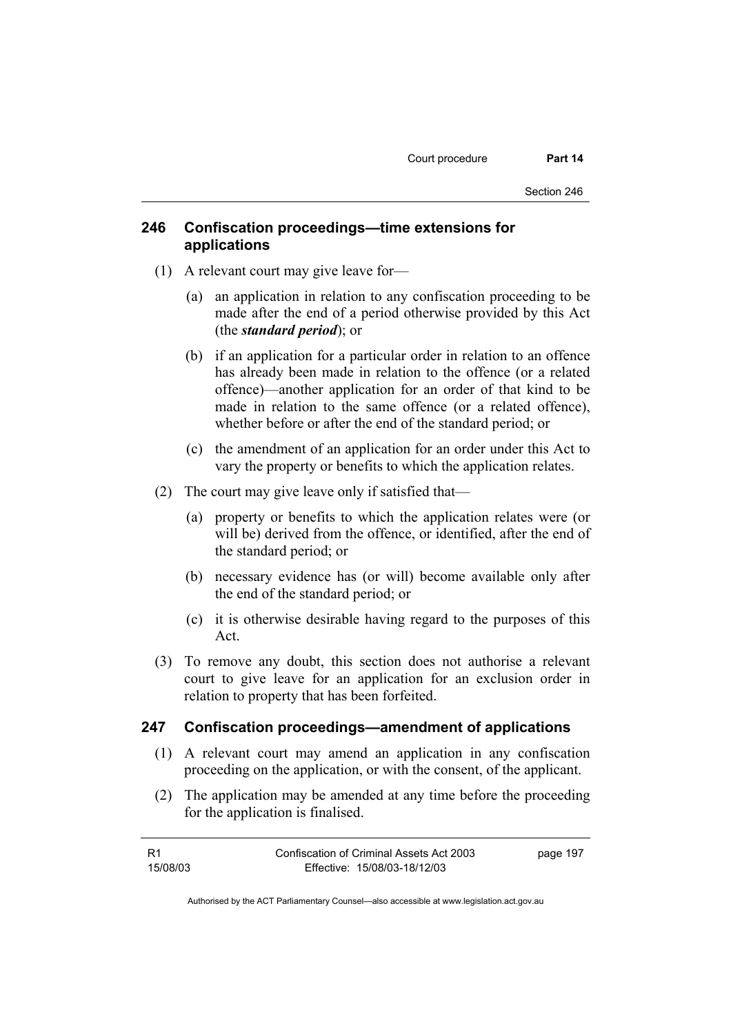## 246 Confiscation proceedings—time extensions for applications

(1) A relevant court may give leave for—

(a) an application in relation to any confiscation proceeding to be made after the end of a period otherwise provided by this Act (the ***standard period***); or

(b) if an application for a particular order in relation to an offence has already been made in relation to the offence (or a related offence)—another application for an order of that kind to be made in relation to the same offence (or a related offence), whether before or after the end of the standard period; or

(c) the amendment of an application for an order under this Act to vary the property or benefits to which the application relates.

(2) The court may give leave only if satisfied that—

(a) property or benefits to which the application relates were (or will be) derived from the offence, or identified, after the end of the standard period; or

(b) necessary evidence has (or will) become available only after the end of the standard period; or

(c) it is otherwise desirable having regard to the purposes of this Act.

(3) To remove any doubt, this section does not authorise a relevant court to give leave for an application for an exclusion order in relation to property that has been forfeited.

## 247 Confiscation proceedings—amendment of applications

(1) A relevant court may amend an application in any confiscation proceeding on the application, or with the consent, of the applicant.

(2) The application may be amended at any time before the proceeding for the application is finalised.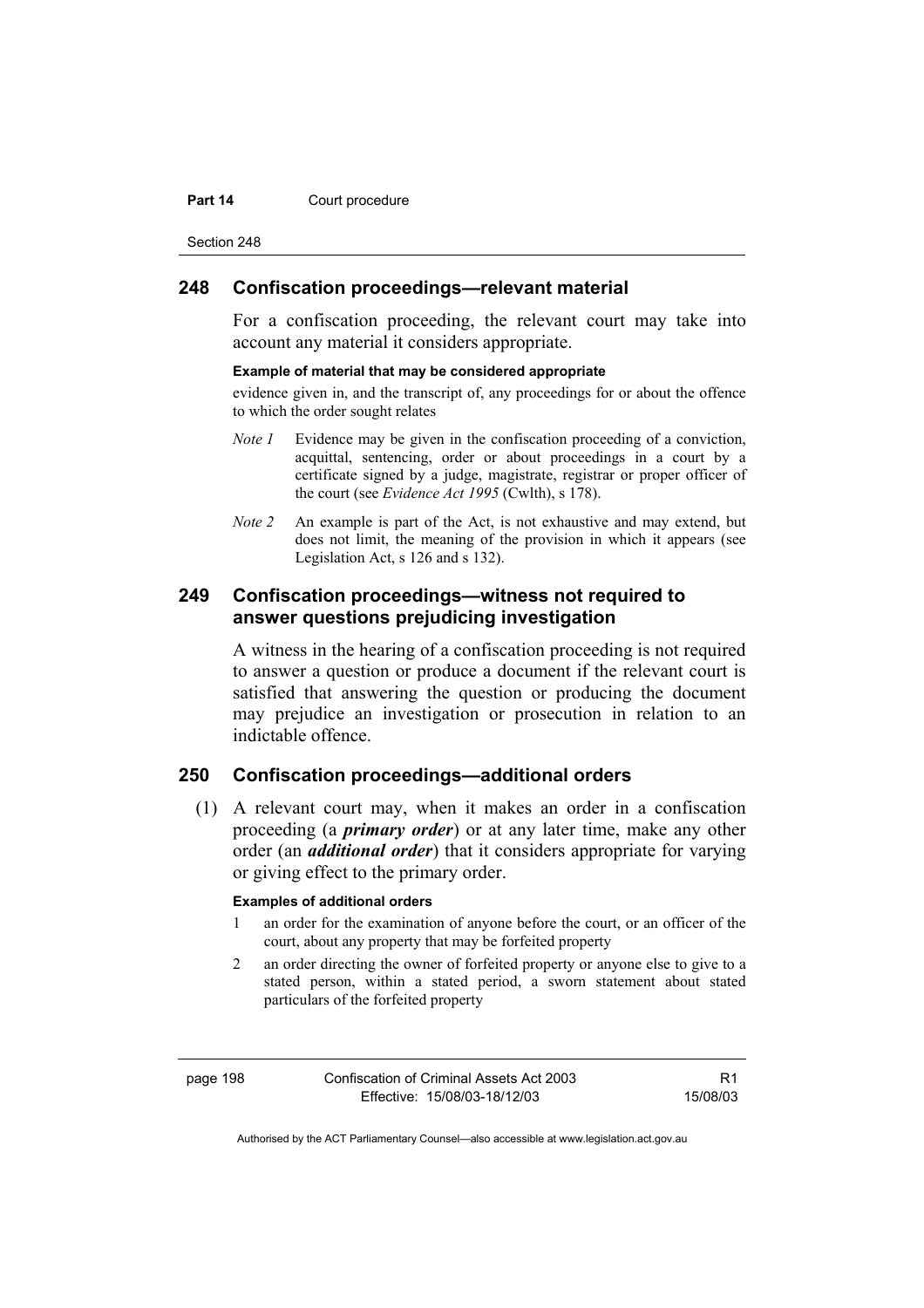## 248 Confiscation proceedings—relevant material

For a confiscation proceeding, the relevant court may take into account any material it considers appropriate.

**Example of material that may be considered appropriate**

evidence given in, and the transcript of, any proceedings for or about the offence to which the order sought relates

*Note 1* Evidence may be given in the confiscation proceeding of a conviction, acquittal, sentencing, order or about proceedings in a court by a certificate signed by a judge, magistrate, registrar or proper officer of the court (see *Evidence Act 1995* (Cwlth), s 178).

*Note 2* An example is part of the Act, is not exhaustive and may extend, but does not limit, the meaning of the provision in which it appears (see Legislation Act, s 126 and s 132).

## 249 Confiscation proceedings—witness not required to answer questions prejudicing investigation

A witness in the hearing of a confiscation proceeding is not required to answer a question or produce a document if the relevant court is satisfied that answering the question or producing the document may prejudice an investigation or prosecution in relation to an indictable offence.

## 250 Confiscation proceedings—additional orders

(1) A relevant court may, when it makes an order in a confiscation proceeding (a ***primary order***) or at any later time, make any other order (an ***additional order***) that it considers appropriate for varying or giving effect to the primary order.

**Examples of additional orders**

1 an order for the examination of anyone before the court, or an officer of the court, about any property that may be forfeited property

2 an order directing the owner of forfeited property or anyone else to give to a stated person, within a stated period, a sworn statement about stated particulars of the forfeited property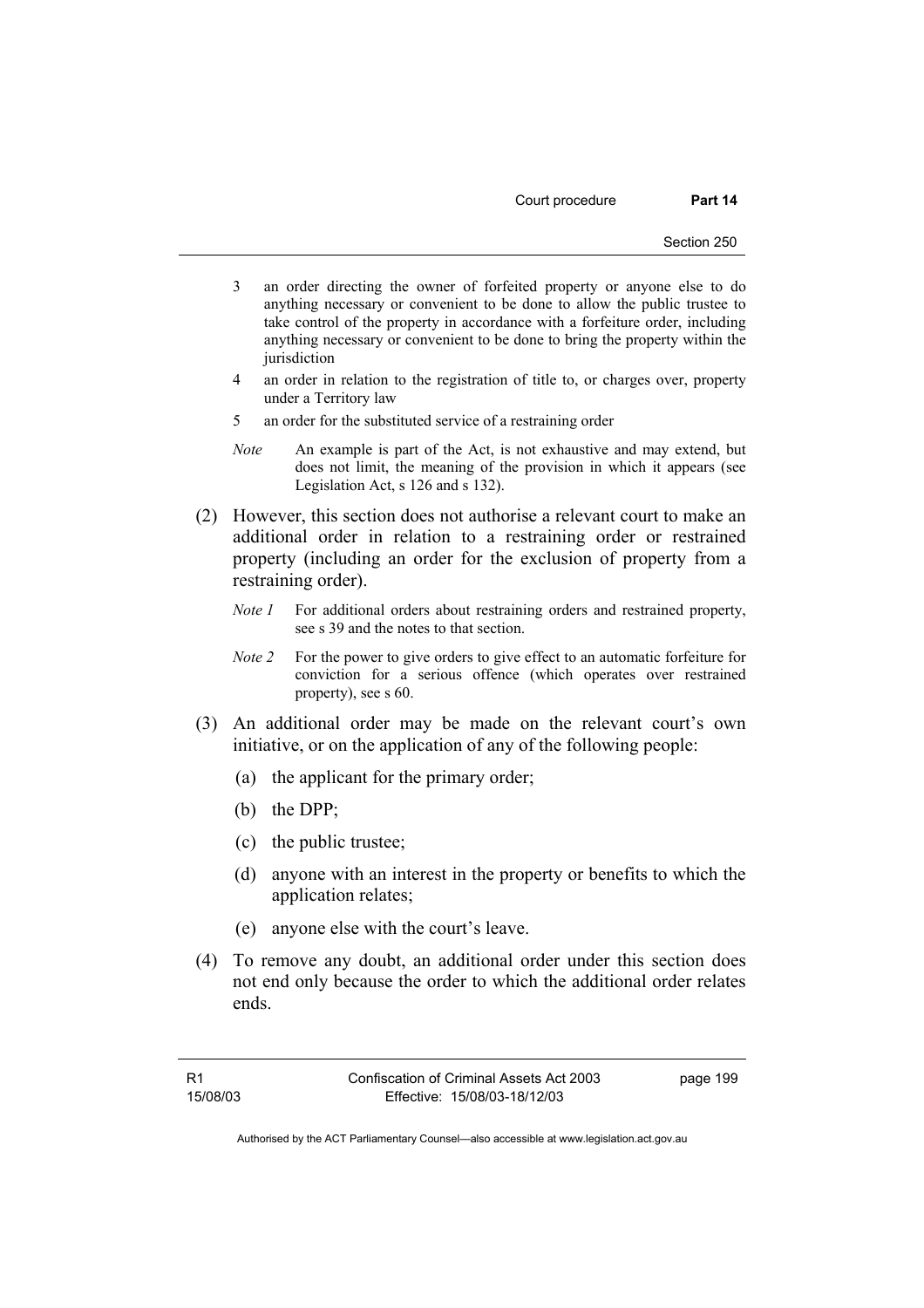3 an order directing the owner of forfeited property or anyone else to do anything necessary or convenient to be done to allow the public trustee to take control of the property in accordance with a forfeiture order, including anything necessary or convenient to be done to bring the property within the jurisdiction

4 an order in relation to the registration of title to, or charges over, property under a Territory law

5 an order for the substituted service of a restraining order

*Note* An example is part of the Act, is not exhaustive and may extend, but does not limit, the meaning of the provision in which it appears (see Legislation Act, s 126 and s 132).

(2) However, this section does not authorise a relevant court to make an additional order in relation to a restraining order or restrained property (including an order for the exclusion of property from a restraining order).

*Note 1* For additional orders about restraining orders and restrained property, see s 39 and the notes to that section.

*Note 2* For the power to give orders to give effect to an automatic forfeiture for conviction for a serious offence (which operates over restrained property), see s 60.

(3) An additional order may be made on the relevant court's own initiative, or on the application of any of the following people:

(a) the applicant for the primary order;

(b) the DPP;

(c) the public trustee;

(d) anyone with an interest in the property or benefits to which the application relates;

(e) anyone else with the court's leave.

(4) To remove any doubt, an additional order under this section does not end only because the order to which the additional order relates ends.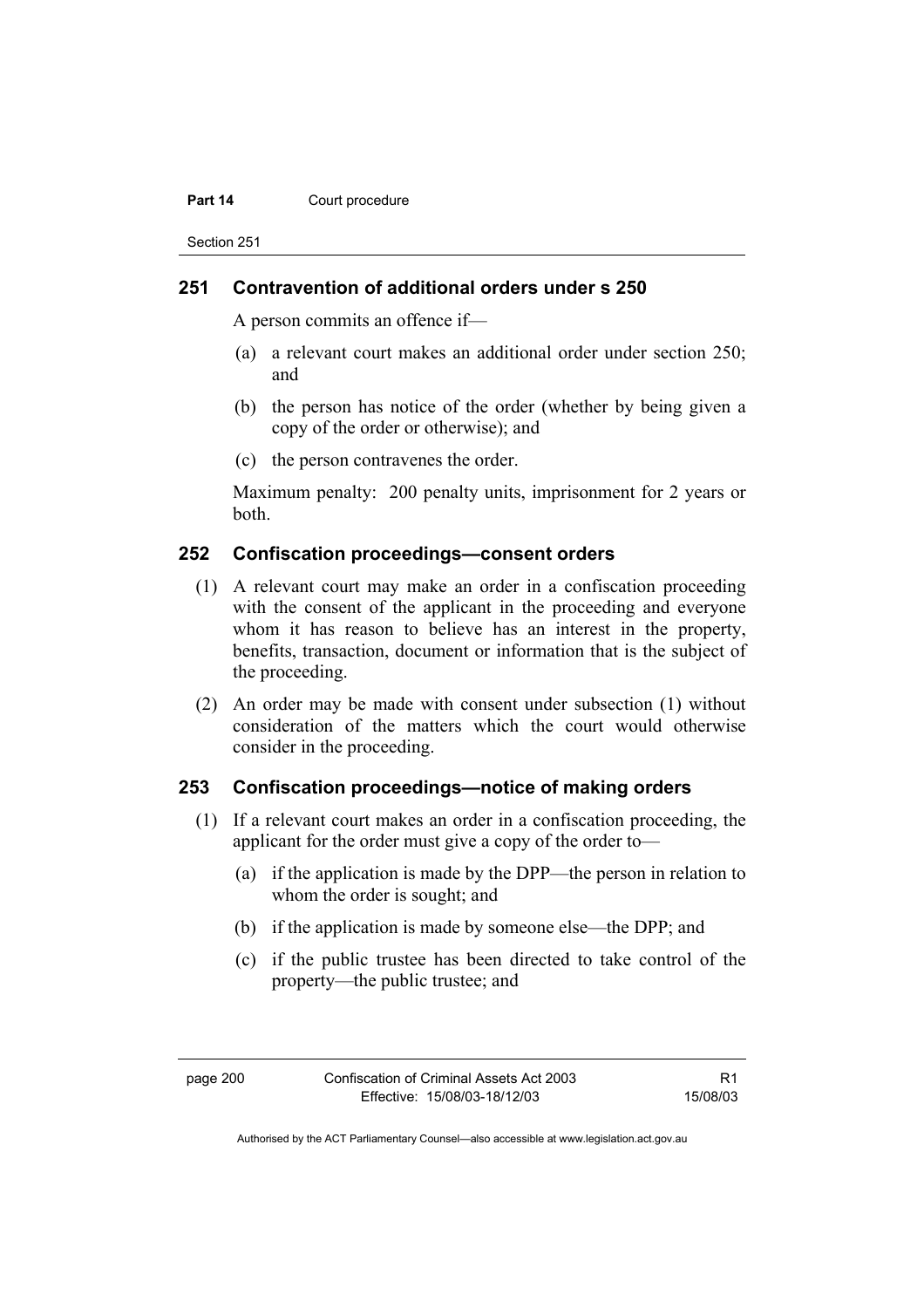## 251 Contravention of additional orders under s 250

A person commits an offence if—

(a) a relevant court makes an additional order under section 250; and

(b) the person has notice of the order (whether by being given a copy of the order or otherwise); and

(c) the person contravenes the order.

Maximum penalty: 200 penalty units, imprisonment for 2 years or both.

## 252 Confiscation proceedings—consent orders

(1) A relevant court may make an order in a confiscation proceeding with the consent of the applicant in the proceeding and everyone whom it has reason to believe has an interest in the property, benefits, transaction, document or information that is the subject of the proceeding.

(2) An order may be made with consent under subsection (1) without consideration of the matters which the court would otherwise consider in the proceeding.

## 253 Confiscation proceedings—notice of making orders

(1) If a relevant court makes an order in a confiscation proceeding, the applicant for the order must give a copy of the order to—

(a) if the application is made by the DPP—the person in relation to whom the order is sought; and

(b) if the application is made by someone else—the DPP; and

(c) if the public trustee has been directed to take control of the property—the public trustee; and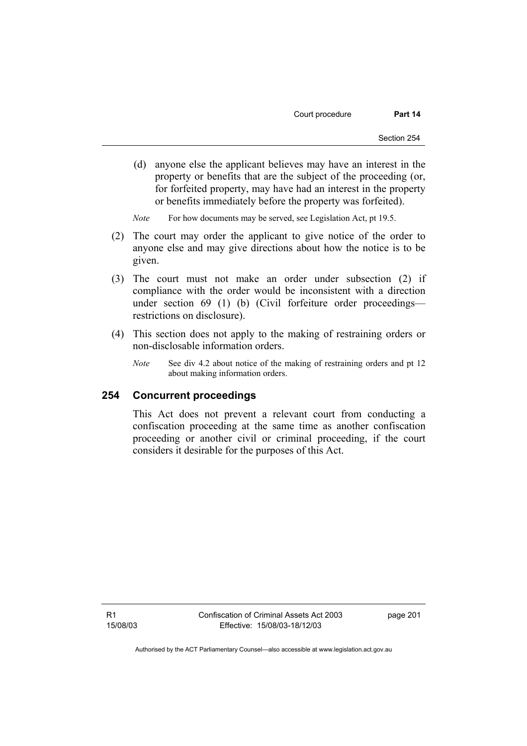(d) anyone else the applicant believes may have an interest in the property or benefits that are the subject of the proceeding (or, for forfeited property, may have had an interest in the property or benefits immediately before the property was forfeited).

*Note* For how documents may be served, see Legislation Act, pt 19.5.

(2) The court may order the applicant to give notice of the order to anyone else and may give directions about how the notice is to be given.

(3) The court must not make an order under subsection (2) if compliance with the order would be inconsistent with a direction under section 69 (1) (b) (Civil forfeiture order proceedings—restrictions on disclosure).

(4) This section does not apply to the making of restraining orders or non-disclosable information orders.

*Note* See div 4.2 about notice of the making of restraining orders and pt 12 about making information orders.

## 254 Concurrent proceedings

This Act does not prevent a relevant court from conducting a confiscation proceeding at the same time as another confiscation proceeding or another civil or criminal proceeding, if the court considers it desirable for the purposes of this Act.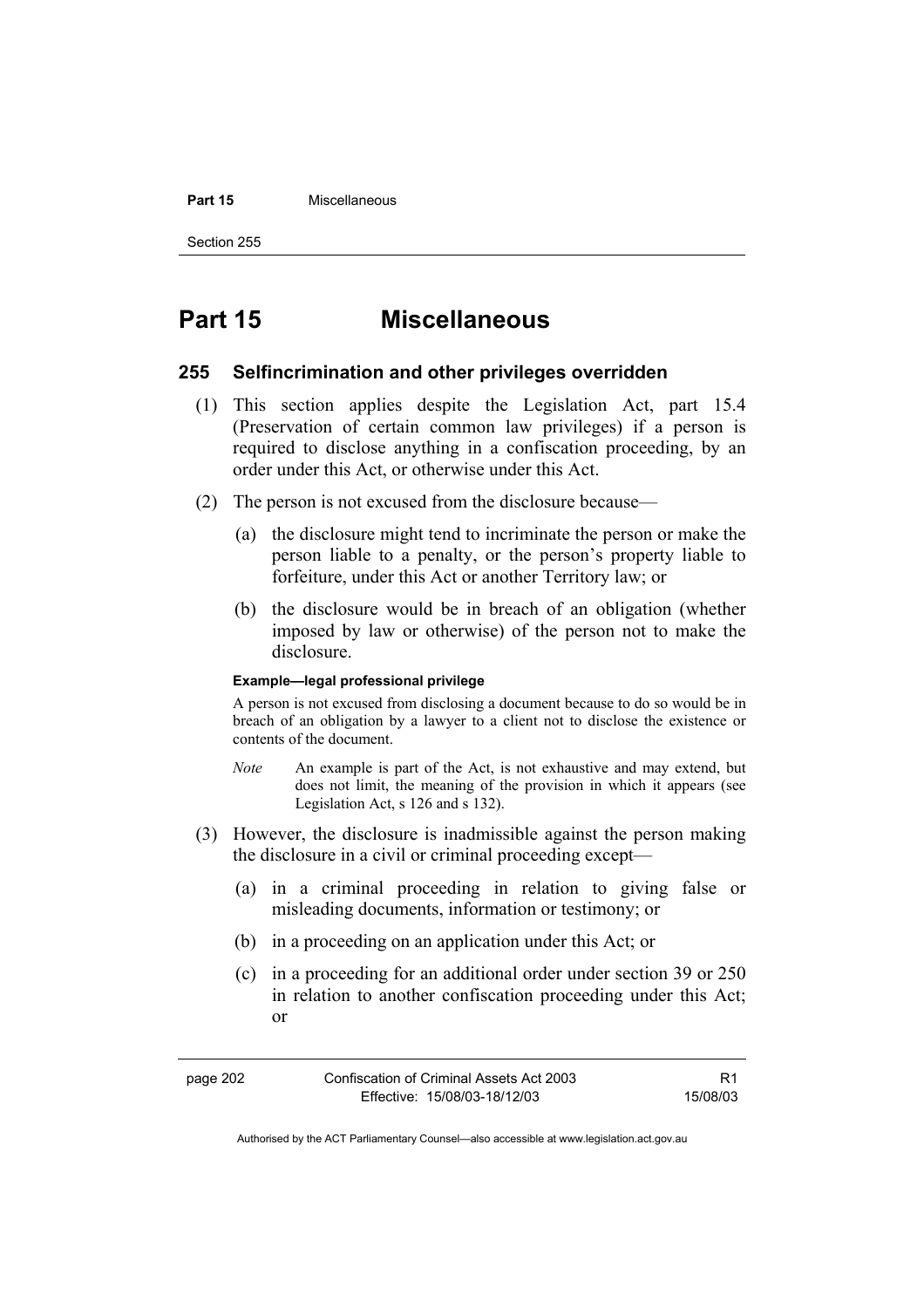# Part 15 Miscellaneous

## 255 Selfincrimination and other privileges overridden

(1) This section applies despite the Legislation Act, part 15.4 (Preservation of certain common law privileges) if a person is required to disclose anything in a confiscation proceeding, by an order under this Act, or otherwise under this Act.

(2) The person is not excused from the disclosure because—

(a) the disclosure might tend to incriminate the person or make the person liable to a penalty, or the person's property liable to forfeiture, under this Act or another Territory law; or

(b) the disclosure would be in breach of an obligation (whether imposed by law or otherwise) of the person not to make the disclosure.

**Example—legal professional privilege**

A person is not excused from disclosing a document because to do so would be in breach of an obligation by a lawyer to a client not to disclose the existence or contents of the document.

*Note* An example is part of the Act, is not exhaustive and may extend, but does not limit, the meaning of the provision in which it appears (see Legislation Act, s 126 and s 132).

(3) However, the disclosure is inadmissible against the person making the disclosure in a civil or criminal proceeding except—

(a) in a criminal proceeding in relation to giving false or misleading documents, information or testimony; or

(b) in a proceeding on an application under this Act; or

(c) in a proceeding for an additional order under section 39 or 250 in relation to another confiscation proceeding under this Act; or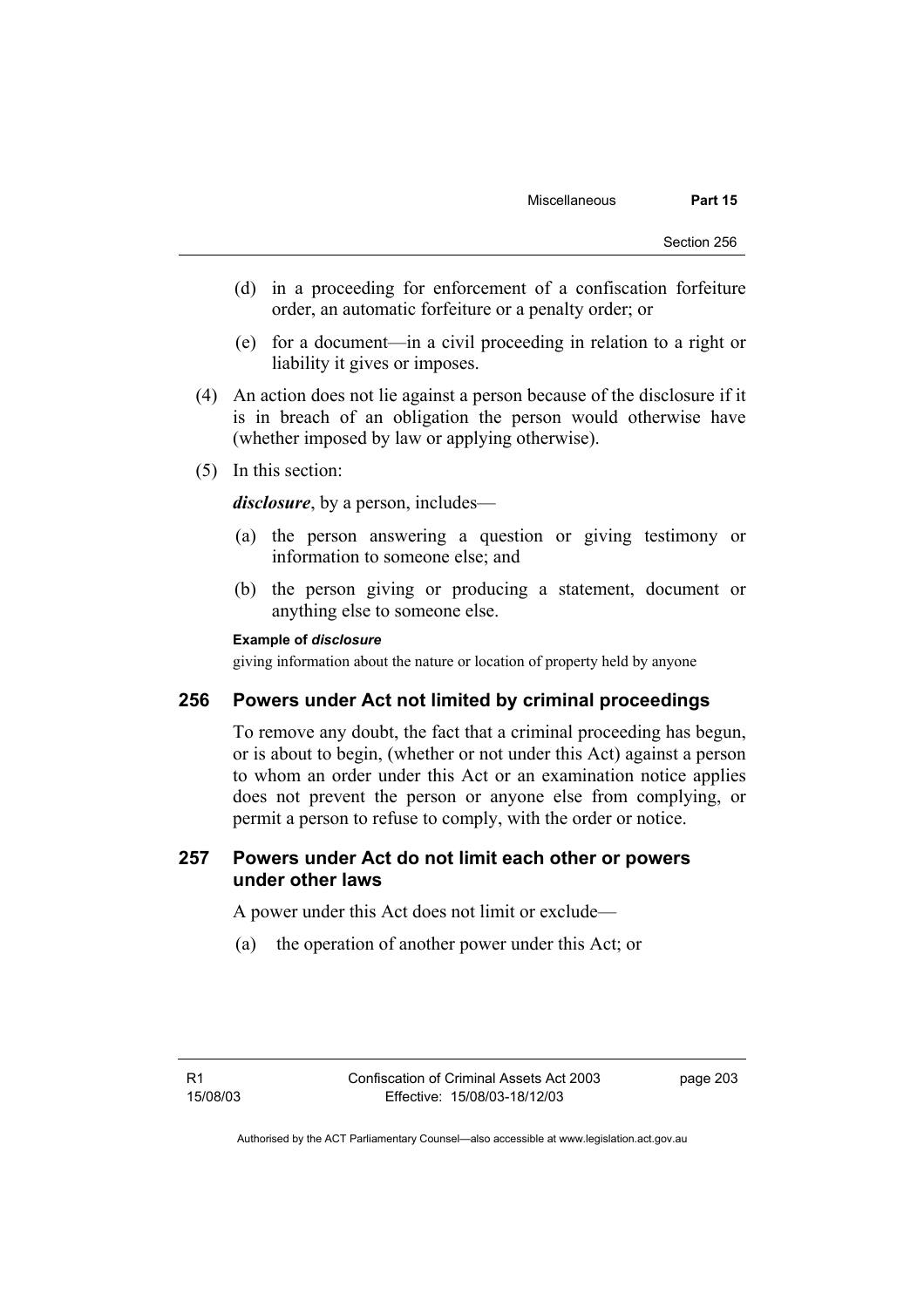(d) in a proceeding for enforcement of a confiscation forfeiture order, an automatic forfeiture or a penalty order; or

(e) for a document—in a civil proceeding in relation to a right or liability it gives or imposes.

(4) An action does not lie against a person because of the disclosure if it is in breach of an obligation the person would otherwise have (whether imposed by law or applying otherwise).

(5) In this section:

***disclosure***, by a person, includes—

(a) the person answering a question or giving testimony or information to someone else; and

(b) the person giving or producing a statement, document or anything else to someone else.

**Example of *disclosure***

giving information about the nature or location of property held by anyone

### 256 Powers under Act not limited by criminal proceedings

To remove any doubt, the fact that a criminal proceeding has begun, or is about to begin, (whether or not under this Act) against a person to whom an order under this Act or an examination notice applies does not prevent the person or anyone else from complying, or permit a person to refuse to comply, with the order or notice.

### 257 Powers under Act do not limit each other or powers under other laws

A power under this Act does not limit or exclude—

(a) the operation of another power under this Act; or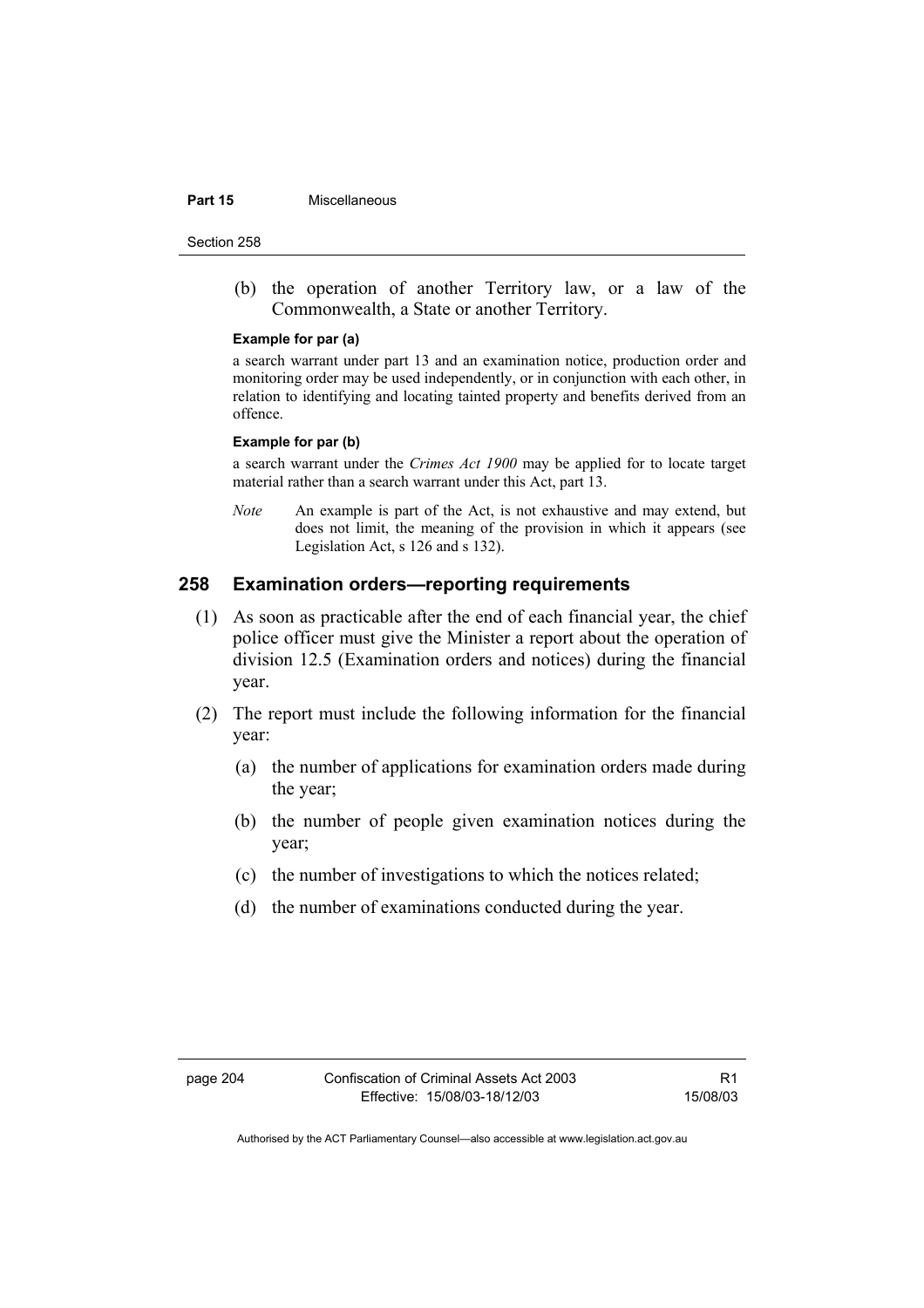(b) the operation of another Territory law, or a law of the Commonwealth, a State or another Territory.

**Example for par (a)**

a search warrant under part 13 and an examination notice, production order and monitoring order may be used independently, or in conjunction with each other, in relation to identifying and locating tainted property and benefits derived from an offence.

**Example for par (b)**

a search warrant under the *Crimes Act 1900* may be applied for to locate target material rather than a search warrant under this Act, part 13.

*Note* An example is part of the Act, is not exhaustive and may extend, but does not limit, the meaning of the provision in which it appears (see Legislation Act, s 126 and s 132).

## 258 Examination orders—reporting requirements

(1) As soon as practicable after the end of each financial year, the chief police officer must give the Minister a report about the operation of division 12.5 (Examination orders and notices) during the financial year.

(2) The report must include the following information for the financial year:

(a) the number of applications for examination orders made during the year;

(b) the number of people given examination notices during the year;

(c) the number of investigations to which the notices related;

(d) the number of examinations conducted during the year.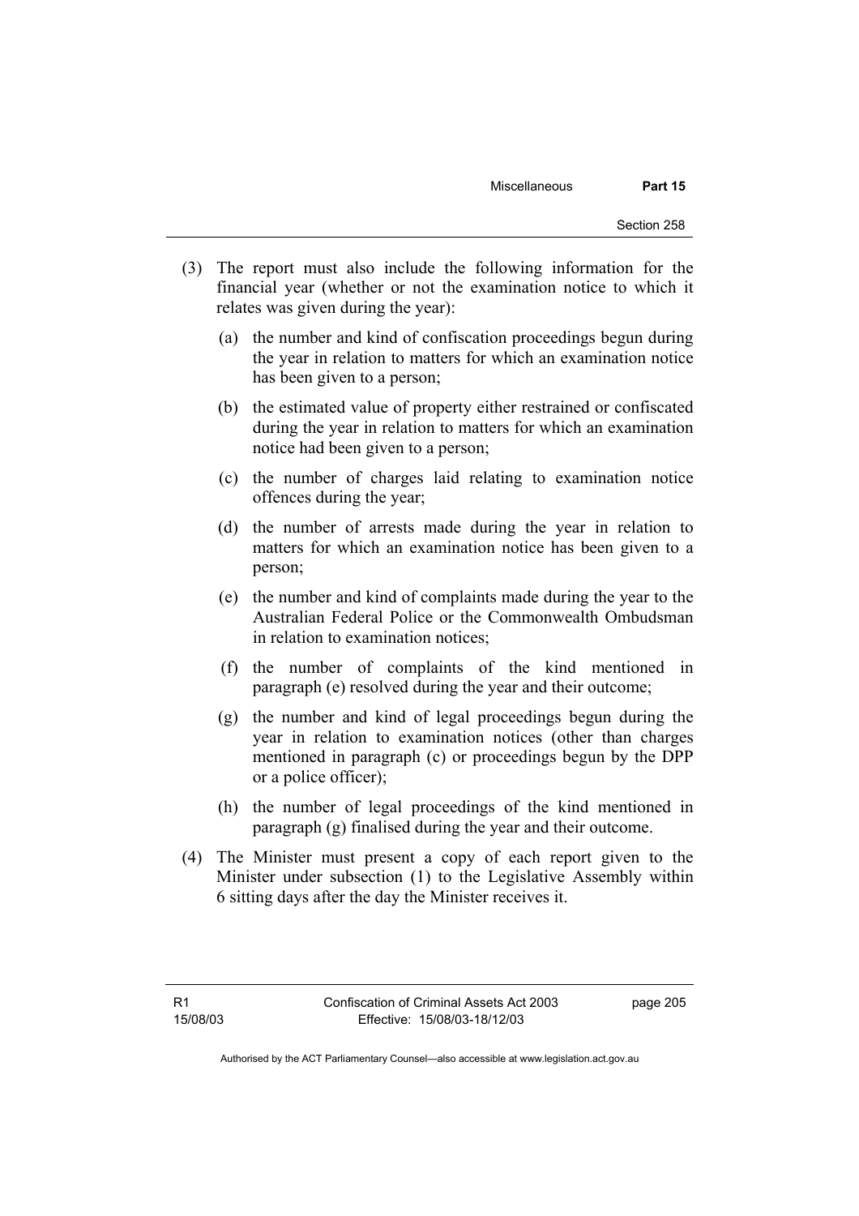(3) The report must also include the following information for the financial year (whether or not the examination notice to which it relates was given during the year):

(a) the number and kind of confiscation proceedings begun during the year in relation to matters for which an examination notice has been given to a person;

(b) the estimated value of property either restrained or confiscated during the year in relation to matters for which an examination notice had been given to a person;

(c) the number of charges laid relating to examination notice offences during the year;

(d) the number of arrests made during the year in relation to matters for which an examination notice has been given to a person;

(e) the number and kind of complaints made during the year to the Australian Federal Police or the Commonwealth Ombudsman in relation to examination notices;

(f) the number of complaints of the kind mentioned in paragraph (e) resolved during the year and their outcome;

(g) the number and kind of legal proceedings begun during the year in relation to examination notices (other than charges mentioned in paragraph (c) or proceedings begun by the DPP or a police officer);

(h) the number of legal proceedings of the kind mentioned in paragraph (g) finalised during the year and their outcome.

(4) The Minister must present a copy of each report given to the Minister under subsection (1) to the Legislative Assembly within 6 sitting days after the day the Minister receives it.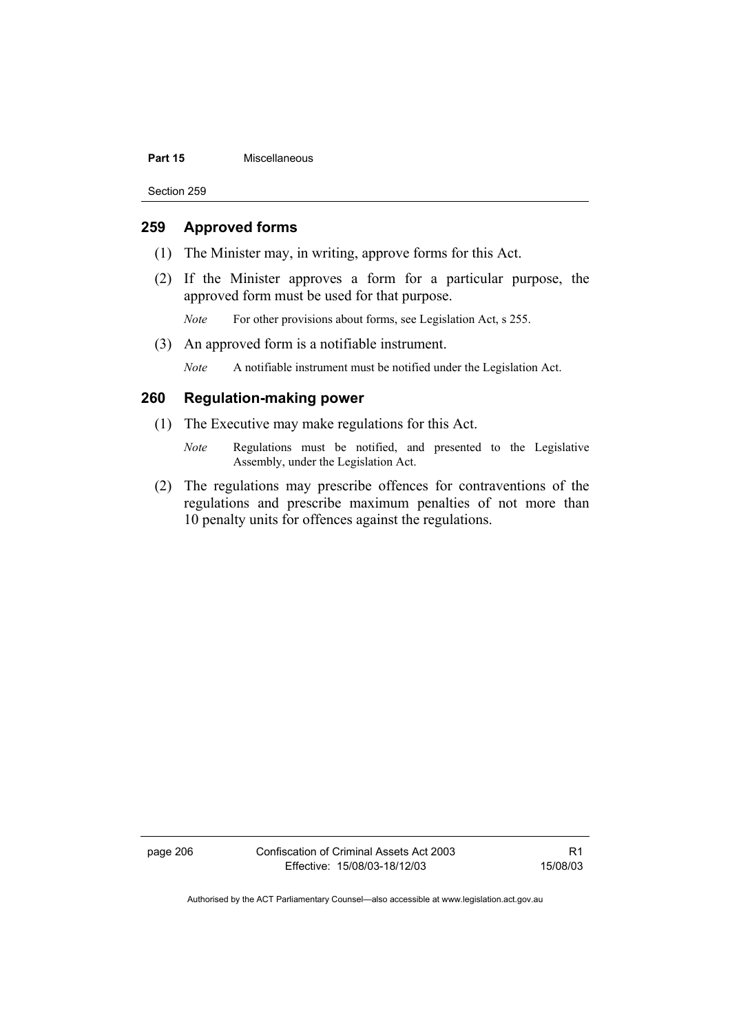## 259 Approved forms

(1) The Minister may, in writing, approve forms for this Act.

(2) If the Minister approves a form for a particular purpose, the approved form must be used for that purpose.

*Note* For other provisions about forms, see Legislation Act, s 255.

(3) An approved form is a notifiable instrument.

*Note* A notifiable instrument must be notified under the Legislation Act.

## 260 Regulation-making power

(1) The Executive may make regulations for this Act.

*Note* Regulations must be notified, and presented to the Legislative Assembly, under the Legislation Act.

(2) The regulations may prescribe offences for contraventions of the regulations and prescribe maximum penalties of not more than 10 penalty units for offences against the regulations.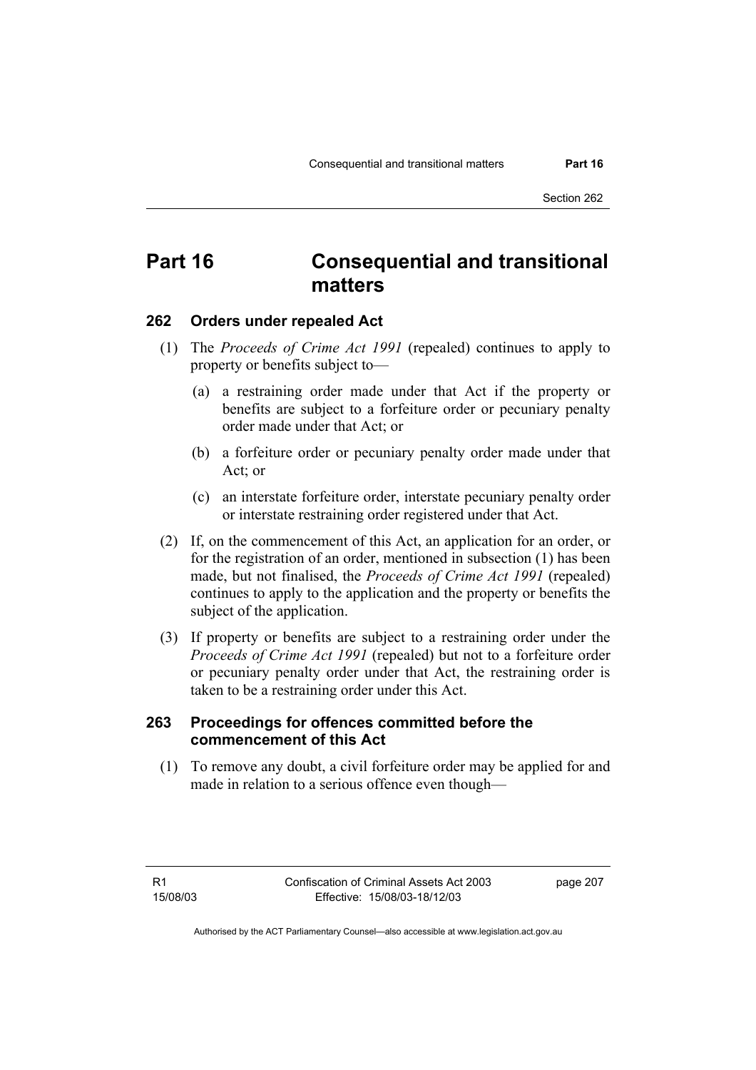# Part 16 Consequential and transitional matters

## 262 Orders under repealed Act

(1) The *Proceeds of Crime Act 1991* (repealed) continues to apply to property or benefits subject to—

(a) a restraining order made under that Act if the property or benefits are subject to a forfeiture order or pecuniary penalty order made under that Act; or

(b) a forfeiture order or pecuniary penalty order made under that Act; or

(c) an interstate forfeiture order, interstate pecuniary penalty order or interstate restraining order registered under that Act.

(2) If, on the commencement of this Act, an application for an order, or for the registration of an order, mentioned in subsection (1) has been made, but not finalised, the *Proceeds of Crime Act 1991* (repealed) continues to apply to the application and the property or benefits the subject of the application.

(3) If property or benefits are subject to a restraining order under the *Proceeds of Crime Act 1991* (repealed) but not to a forfeiture order or pecuniary penalty order under that Act, the restraining order is taken to be a restraining order under this Act.

## 263 Proceedings for offences committed before the commencement of this Act

(1) To remove any doubt, a civil forfeiture order may be applied for and made in relation to a serious offence even though—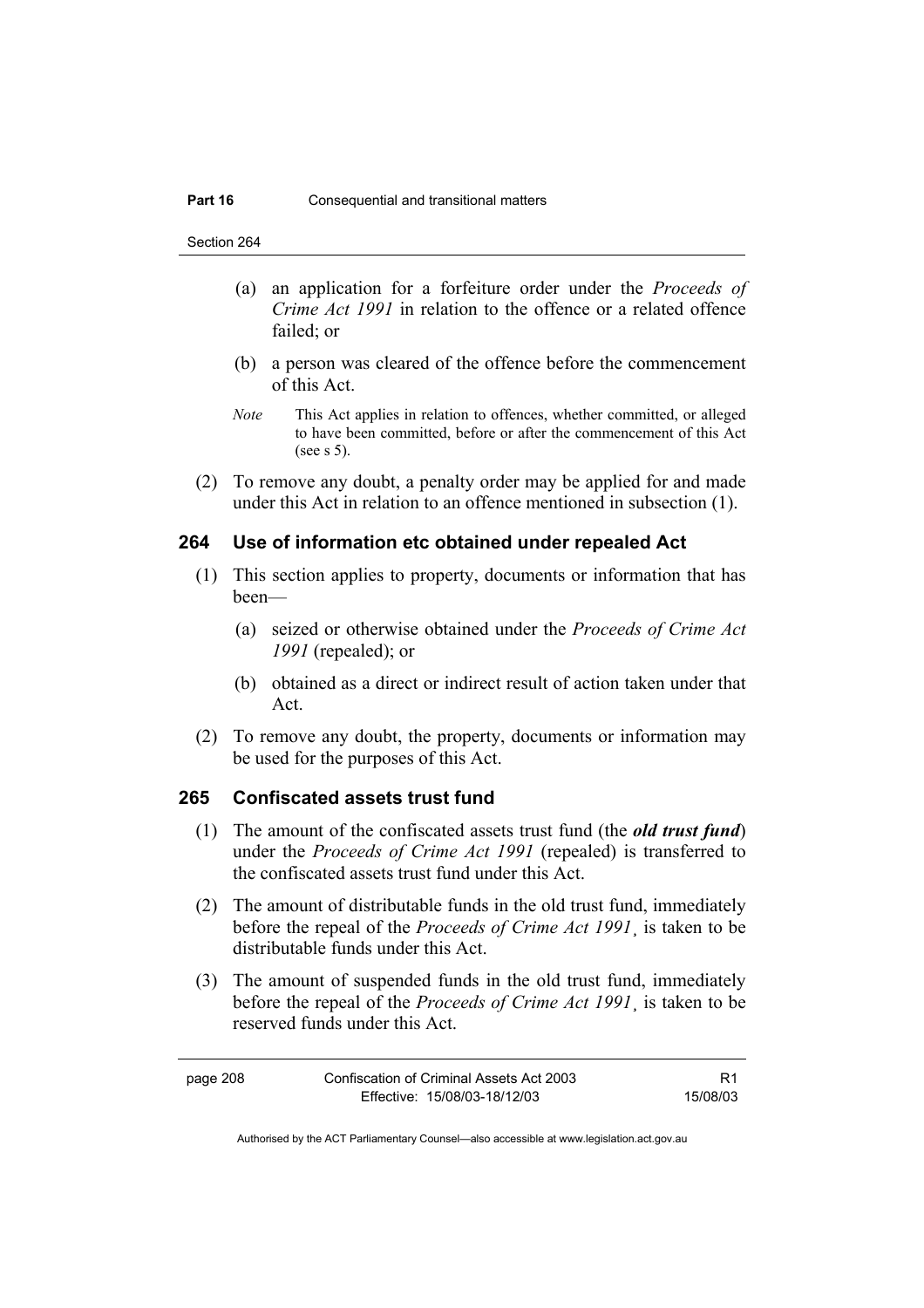(a) an application for a forfeiture order under the *Proceeds of Crime Act 1991* in relation to the offence or a related offence failed; or

(b) a person was cleared of the offence before the commencement of this Act.

*Note* This Act applies in relation to offences, whether committed, or alleged to have been committed, before or after the commencement of this Act (see s 5).

(2) To remove any doubt, a penalty order may be applied for and made under this Act in relation to an offence mentioned in subsection (1).

## 264 Use of information etc obtained under repealed Act

(1) This section applies to property, documents or information that has been—

(a) seized or otherwise obtained under the *Proceeds of Crime Act 1991* (repealed); or

(b) obtained as a direct or indirect result of action taken under that Act.

(2) To remove any doubt, the property, documents or information may be used for the purposes of this Act.

## 265 Confiscated assets trust fund

(1) The amount of the confiscated assets trust fund (the ***old trust fund***) under the *Proceeds of Crime Act 1991* (repealed) is transferred to the confiscated assets trust fund under this Act.

(2) The amount of distributable funds in the old trust fund, immediately before the repeal of the *Proceeds of Crime Act 1991*, is taken to be distributable funds under this Act.

(3) The amount of suspended funds in the old trust fund, immediately before the repeal of the *Proceeds of Crime Act 1991*, is taken to be reserved funds under this Act.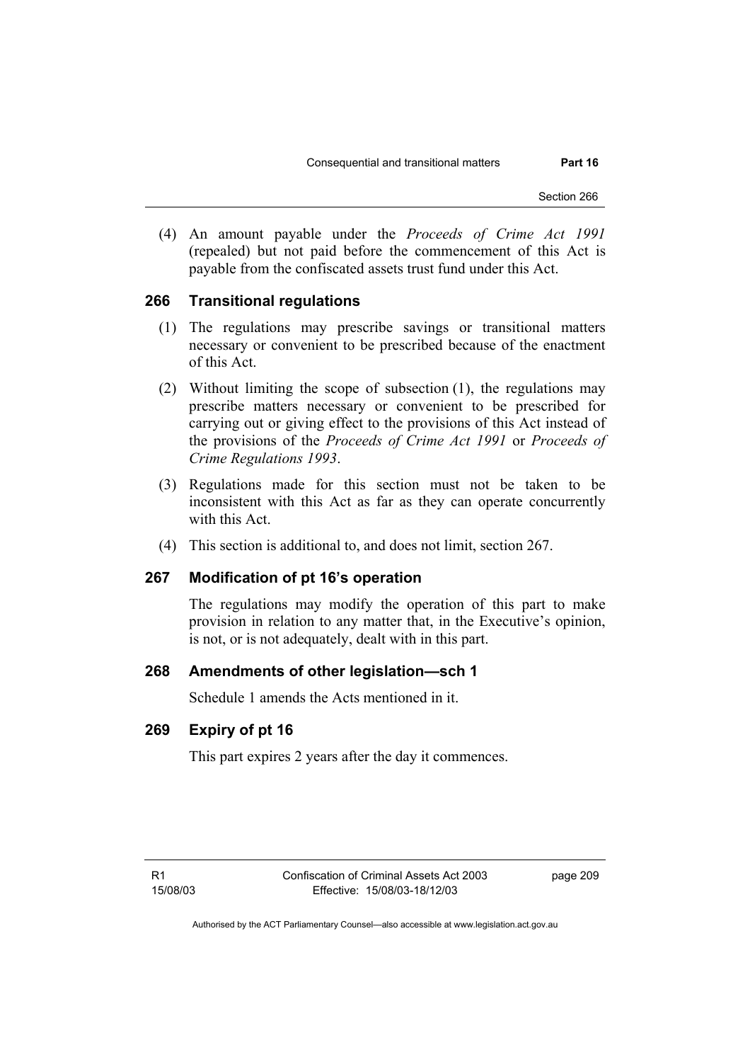(4) An amount payable under the *Proceeds of Crime Act 1991* (repealed) but not paid before the commencement of this Act is payable from the confiscated assets trust fund under this Act.

### 266 Transitional regulations

(1) The regulations may prescribe savings or transitional matters necessary or convenient to be prescribed because of the enactment of this Act.

(2) Without limiting the scope of subsection (1), the regulations may prescribe matters necessary or convenient to be prescribed for carrying out or giving effect to the provisions of this Act instead of the provisions of the *Proceeds of Crime Act 1991* or *Proceeds of Crime Regulations 1993*.

(3) Regulations made for this section must not be taken to be inconsistent with this Act as far as they can operate concurrently with this Act.

(4) This section is additional to, and does not limit, section 267.

### 267 Modification of pt 16's operation

The regulations may modify the operation of this part to make provision in relation to any matter that, in the Executive's opinion, is not, or is not adequately, dealt with in this part.

### 268 Amendments of other legislation—sch 1

Schedule 1 amends the Acts mentioned in it.

### 269 Expiry of pt 16

This part expires 2 years after the day it commences.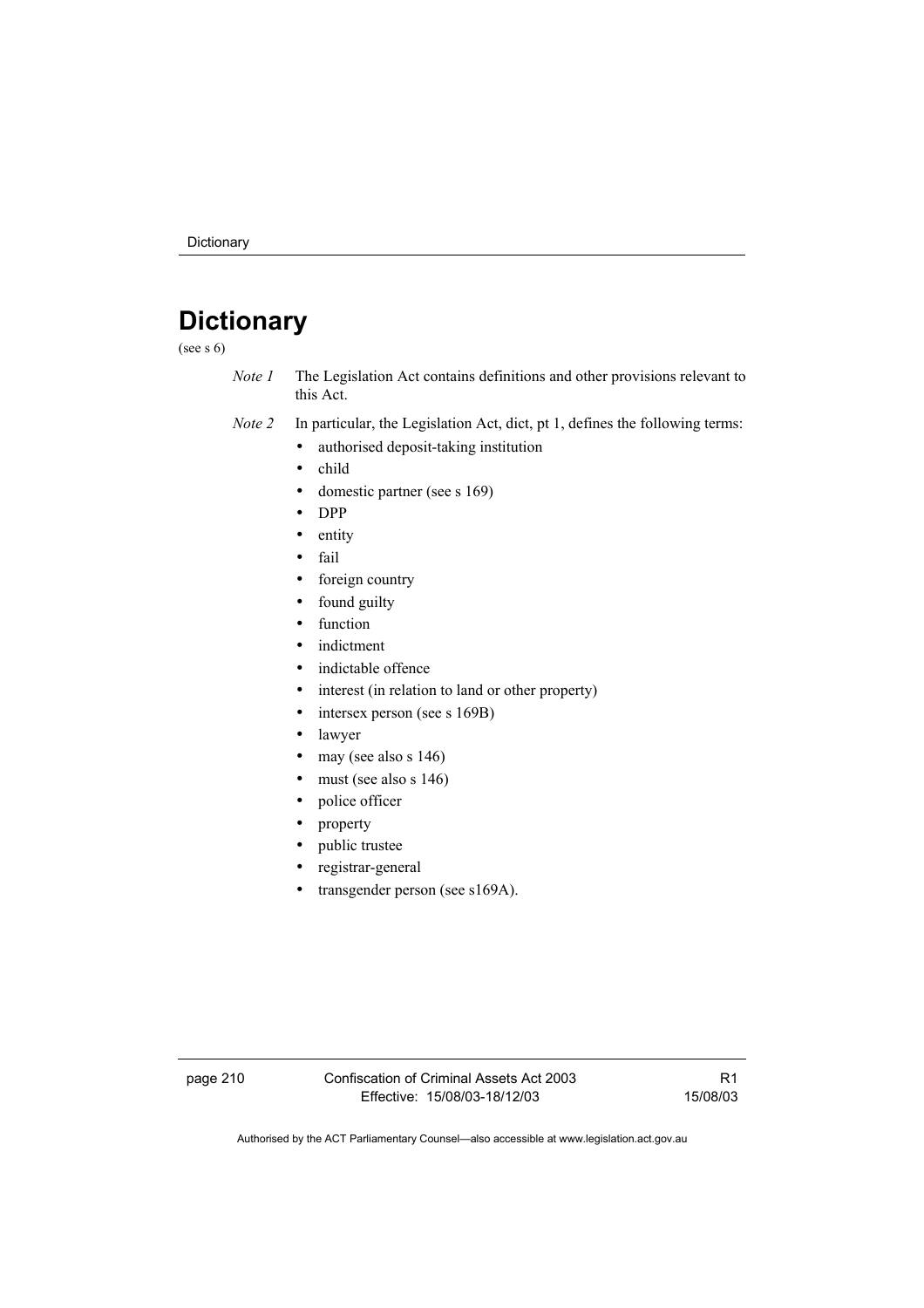# Dictionary

(see s 6)

*Note 1* The Legislation Act contains definitions and other provisions relevant to this Act.

*Note 2* In particular, the Legislation Act, dict, pt 1, defines the following terms:

- authorised deposit-taking institution
- child
- domestic partner (see s 169)
- DPP
- entity
- fail
- foreign country
- found guilty
- function
- indictment
- indictable offence
- interest (in relation to land or other property)
- intersex person (see s 169B)
- lawyer
- may (see also s 146)
- must (see also s 146)
- police officer
- property
- public trustee
- registrar-general
- transgender person (see s169A).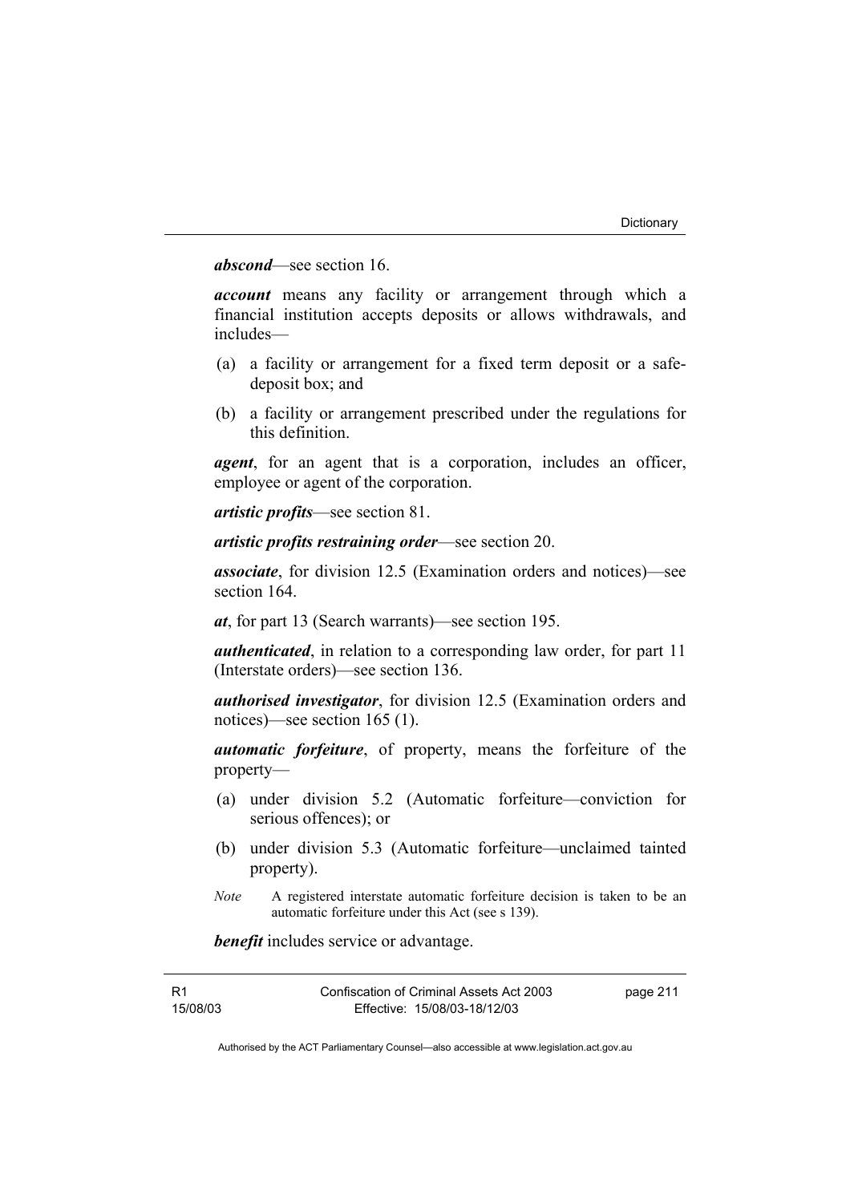***abscond***—see section 16.

***account*** means any facility or arrangement through which a financial institution accepts deposits or allows withdrawals, and includes—

(a) a facility or arrangement for a fixed term deposit or a safe-deposit box; and

(b) a facility or arrangement prescribed under the regulations for this definition.

***agent***, for an agent that is a corporation, includes an officer, employee or agent of the corporation.

***artistic profits***—see section 81.

***artistic profits restraining order***—see section 20.

***associate***, for division 12.5 (Examination orders and notices)—see section 164.

***at***, for part 13 (Search warrants)—see section 195.

***authenticated***, in relation to a corresponding law order, for part 11 (Interstate orders)—see section 136.

***authorised investigator***, for division 12.5 (Examination orders and notices)—see section 165 (1).

***automatic forfeiture***, of property, means the forfeiture of the property—

(a) under division 5.2 (Automatic forfeiture—conviction for serious offences); or

(b) under division 5.3 (Automatic forfeiture—unclaimed tainted property).

*Note* A registered interstate automatic forfeiture decision is taken to be an automatic forfeiture under this Act (see s 139).

***benefit*** includes service or advantage.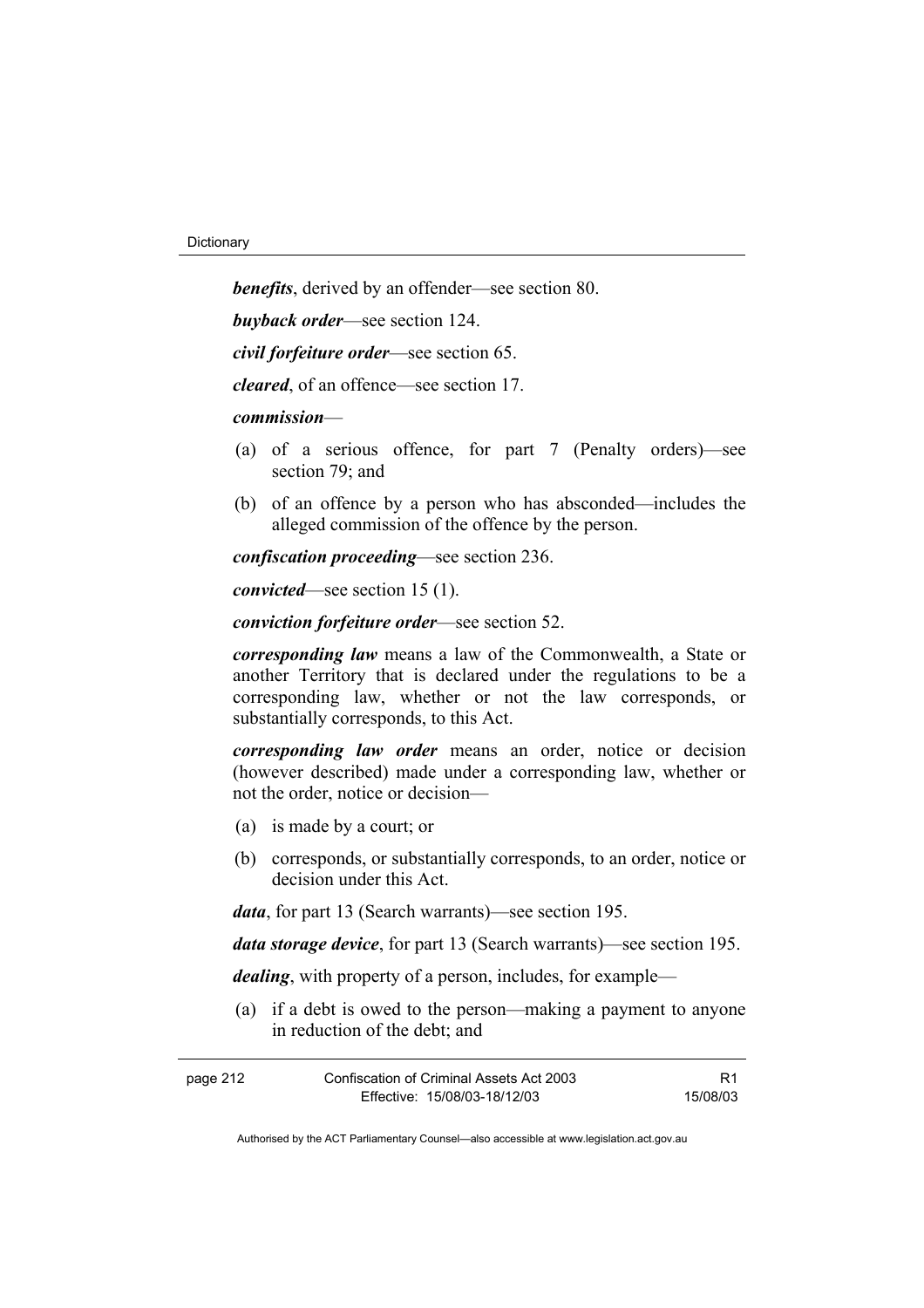***benefits***, derived by an offender—see section 80.

***buyback order***—see section 124.

***civil forfeiture order***—see section 65.

***cleared***, of an offence—see section 17.

***commission***—

(a) of a serious offence, for part 7 (Penalty orders)—see section 79; and

(b) of an offence by a person who has absconded—includes the alleged commission of the offence by the person.

***confiscation proceeding***—see section 236.

***convicted***—see section 15 (1).

***conviction forfeiture order***—see section 52.

***corresponding law*** means a law of the Commonwealth, a State or another Territory that is declared under the regulations to be a corresponding law, whether or not the law corresponds, or substantially corresponds, to this Act.

***corresponding law order*** means an order, notice or decision (however described) made under a corresponding law, whether or not the order, notice or decision—

(a) is made by a court; or

(b) corresponds, or substantially corresponds, to an order, notice or decision under this Act.

***data***, for part 13 (Search warrants)—see section 195.

***data storage device***, for part 13 (Search warrants)—see section 195.

***dealing***, with property of a person, includes, for example—

(a) if a debt is owed to the person—making a payment to anyone in reduction of the debt; and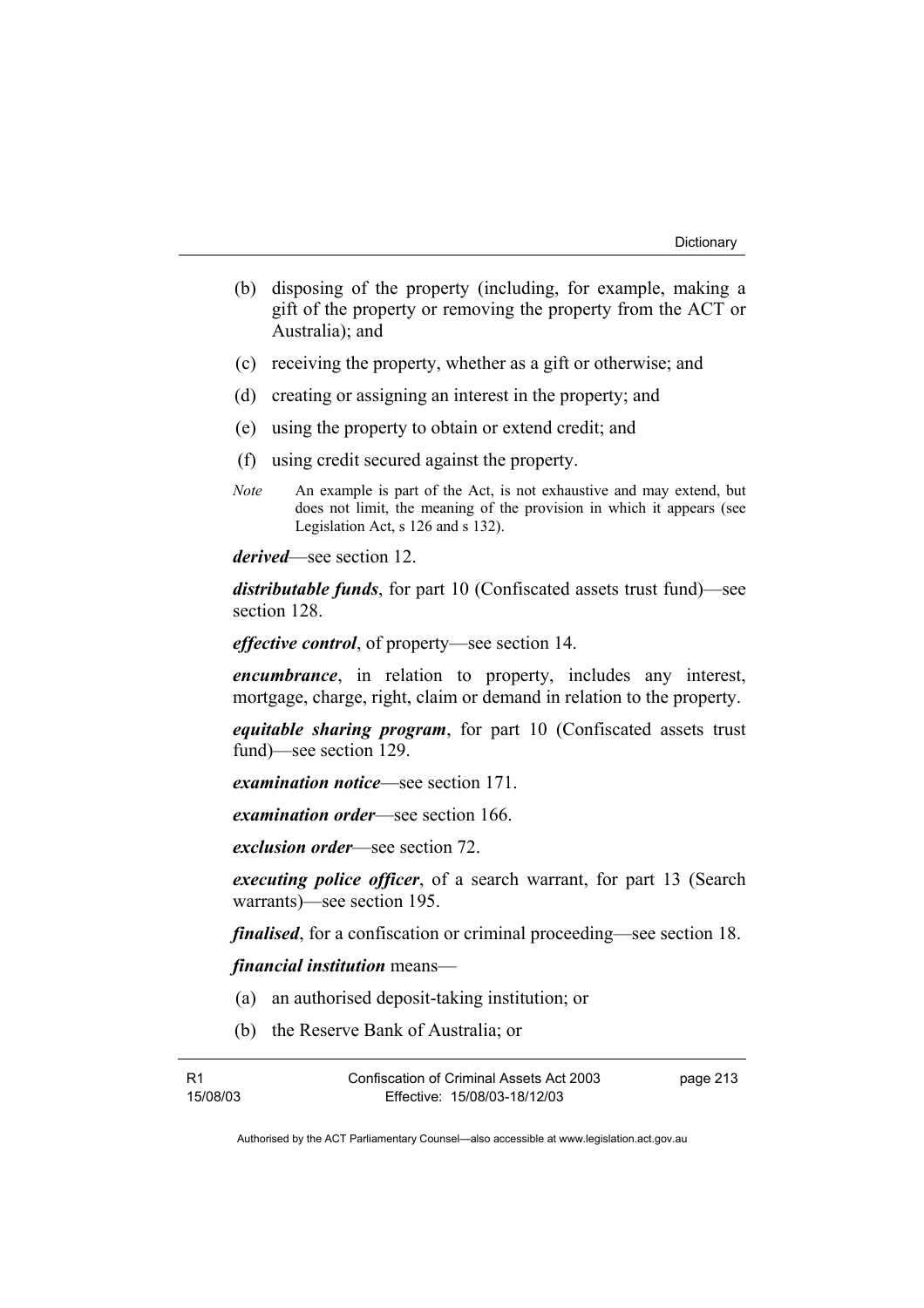(b) disposing of the property (including, for example, making a gift of the property or removing the property from the ACT or Australia); and

(c) receiving the property, whether as a gift or otherwise; and

(d) creating or assigning an interest in the property; and

(e) using the property to obtain or extend credit; and

(f) using credit secured against the property.

*Note* An example is part of the Act, is not exhaustive and may extend, but does not limit, the meaning of the provision in which it appears (see Legislation Act, s 126 and s 132).

***derived***—see section 12.

***distributable funds***, for part 10 (Confiscated assets trust fund)—see section 128.

***effective control***, of property—see section 14.

***encumbrance***, in relation to property, includes any interest, mortgage, charge, right, claim or demand in relation to the property.

***equitable sharing program***, for part 10 (Confiscated assets trust fund)—see section 129.

***examination notice***—see section 171.

***examination order***—see section 166.

***exclusion order***—see section 72.

***executing police officer***, of a search warrant, for part 13 (Search warrants)—see section 195.

***finalised***, for a confiscation or criminal proceeding—see section 18.

***financial institution*** means—

(a) an authorised deposit-taking institution; or

(b) the Reserve Bank of Australia; or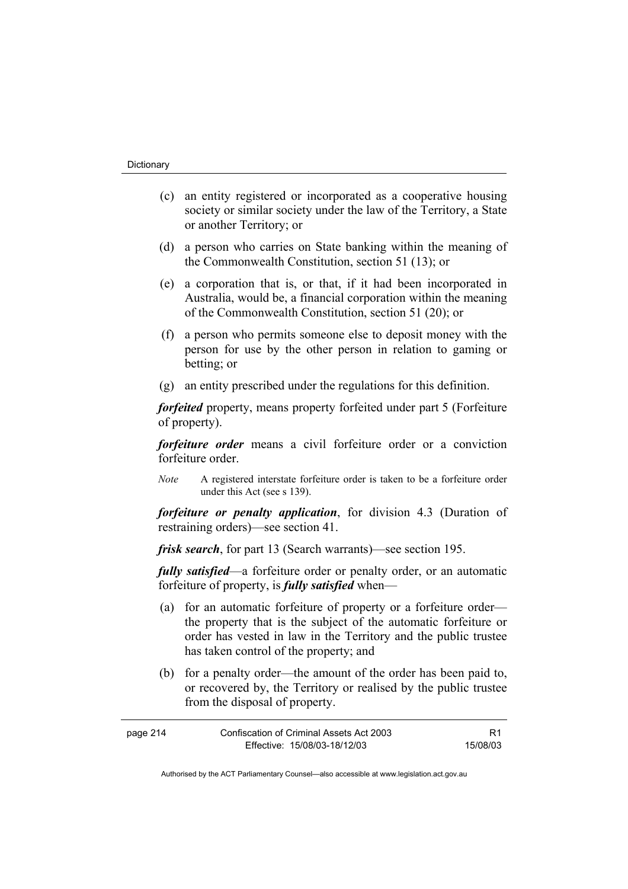(c) an entity registered or incorporated as a cooperative housing society or similar society under the law of the Territory, a State or another Territory; or

(d) a person who carries on State banking within the meaning of the Commonwealth Constitution, section 51 (13); or

(e) a corporation that is, or that, if it had been incorporated in Australia, would be, a financial corporation within the meaning of the Commonwealth Constitution, section 51 (20); or

(f) a person who permits someone else to deposit money with the person for use by the other person in relation to gaming or betting; or

(g) an entity prescribed under the regulations for this definition.

***forfeited*** property, means property forfeited under part 5 (Forfeiture of property).

***forfeiture order*** means a civil forfeiture order or a conviction forfeiture order.

*Note* A registered interstate forfeiture order is taken to be a forfeiture order under this Act (see s 139).

***forfeiture or penalty application***, for division 4.3 (Duration of restraining orders)—see section 41.

***frisk search***, for part 13 (Search warrants)—see section 195.

***fully satisfied***—a forfeiture order or penalty order, or an automatic forfeiture of property, is ***fully satisfied*** when—

(a) for an automatic forfeiture of property or a forfeiture order—the property that is the subject of the automatic forfeiture or order has vested in law in the Territory and the public trustee has taken control of the property; and

(b) for a penalty order—the amount of the order has been paid to, or recovered by, the Territory or realised by the public trustee from the disposal of property.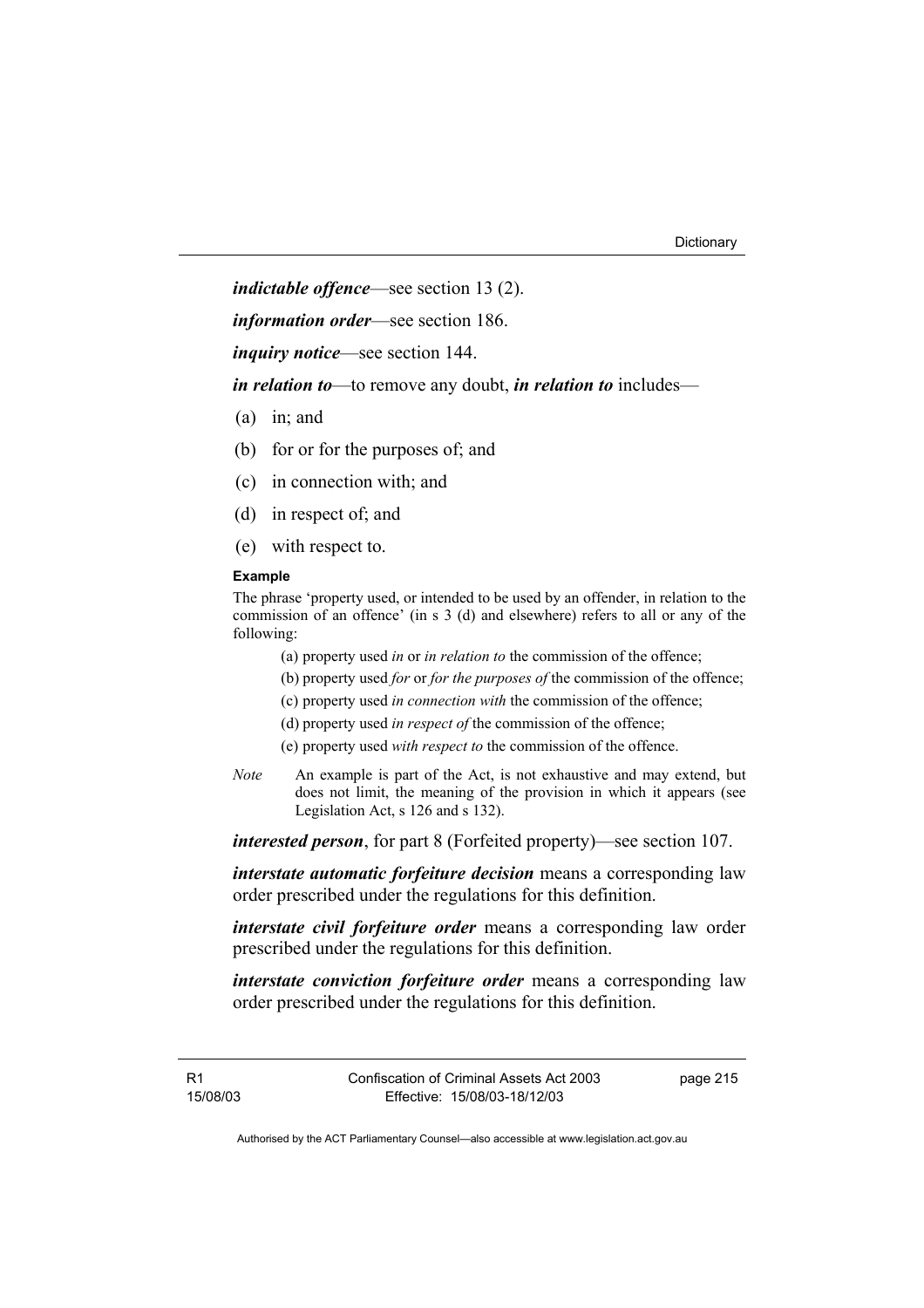***indictable offence***—see section 13 (2).

***information order***—see section 186.

***inquiry notice***—see section 144.

***in relation to***—to remove any doubt, ***in relation to*** includes—

(a) in; and

(b) for or for the purposes of; and

(c) in connection with; and

(d) in respect of; and

(e) with respect to.

**Example**

The phrase 'property used, or intended to be used by an offender, in relation to the commission of an offence' (in s 3 (d) and elsewhere) refers to all or any of the following:

(a) property used *in* or *in relation to* the commission of the offence;

(b) property used *for* or *for the purposes of* the commission of the offence;

(c) property used *in connection with* the commission of the offence;

(d) property used *in respect of* the commission of the offence;

(e) property used *with respect to* the commission of the offence.

*Note* An example is part of the Act, is not exhaustive and may extend, but does not limit, the meaning of the provision in which it appears (see Legislation Act, s 126 and s 132).

***interested person***, for part 8 (Forfeited property)—see section 107.

***interstate automatic forfeiture decision*** means a corresponding law order prescribed under the regulations for this definition.

***interstate civil forfeiture order*** means a corresponding law order prescribed under the regulations for this definition.

***interstate conviction forfeiture order*** means a corresponding law order prescribed under the regulations for this definition.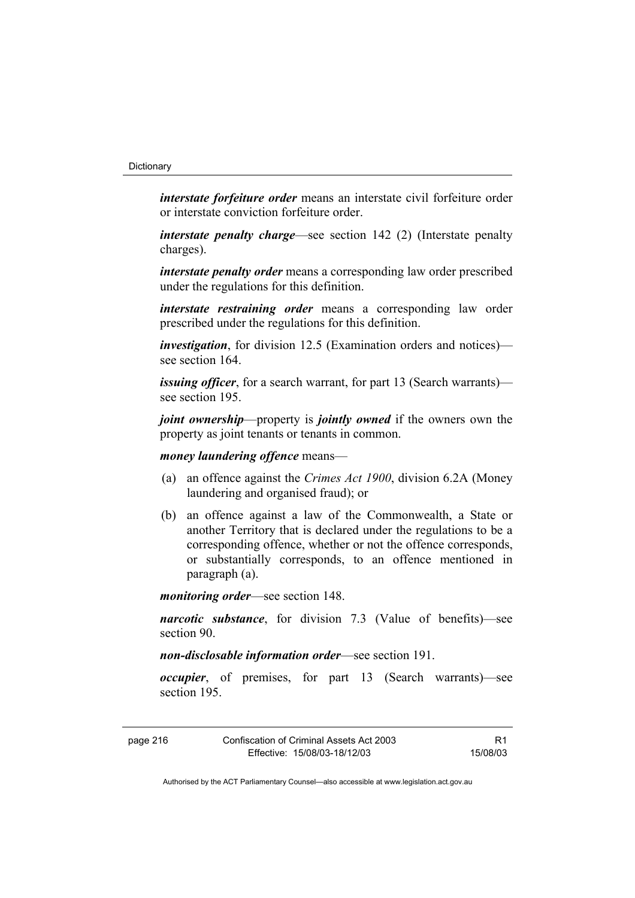***interstate forfeiture order*** means an interstate civil forfeiture order or interstate conviction forfeiture order.

***interstate penalty charge***—see section 142 (2) (Interstate penalty charges).

***interstate penalty order*** means a corresponding law order prescribed under the regulations for this definition.

***interstate restraining order*** means a corresponding law order prescribed under the regulations for this definition.

***investigation***, for division 12.5 (Examination orders and notices)—see section 164.

***issuing officer***, for a search warrant, for part 13 (Search warrants)—see section 195.

***joint ownership***—property is ***jointly owned*** if the owners own the property as joint tenants or tenants in common.

***money laundering offence*** means—

(a) an offence against the *Crimes Act 1900*, division 6.2A (Money laundering and organised fraud); or

(b) an offence against a law of the Commonwealth, a State or another Territory that is declared under the regulations to be a corresponding offence, whether or not the offence corresponds, or substantially corresponds, to an offence mentioned in paragraph (a).

***monitoring order***—see section 148.

***narcotic substance***, for division 7.3 (Value of benefits)—see section 90.

***non-disclosable information order***—see section 191.

***occupier***, of premises, for part 13 (Search warrants)—see section 195.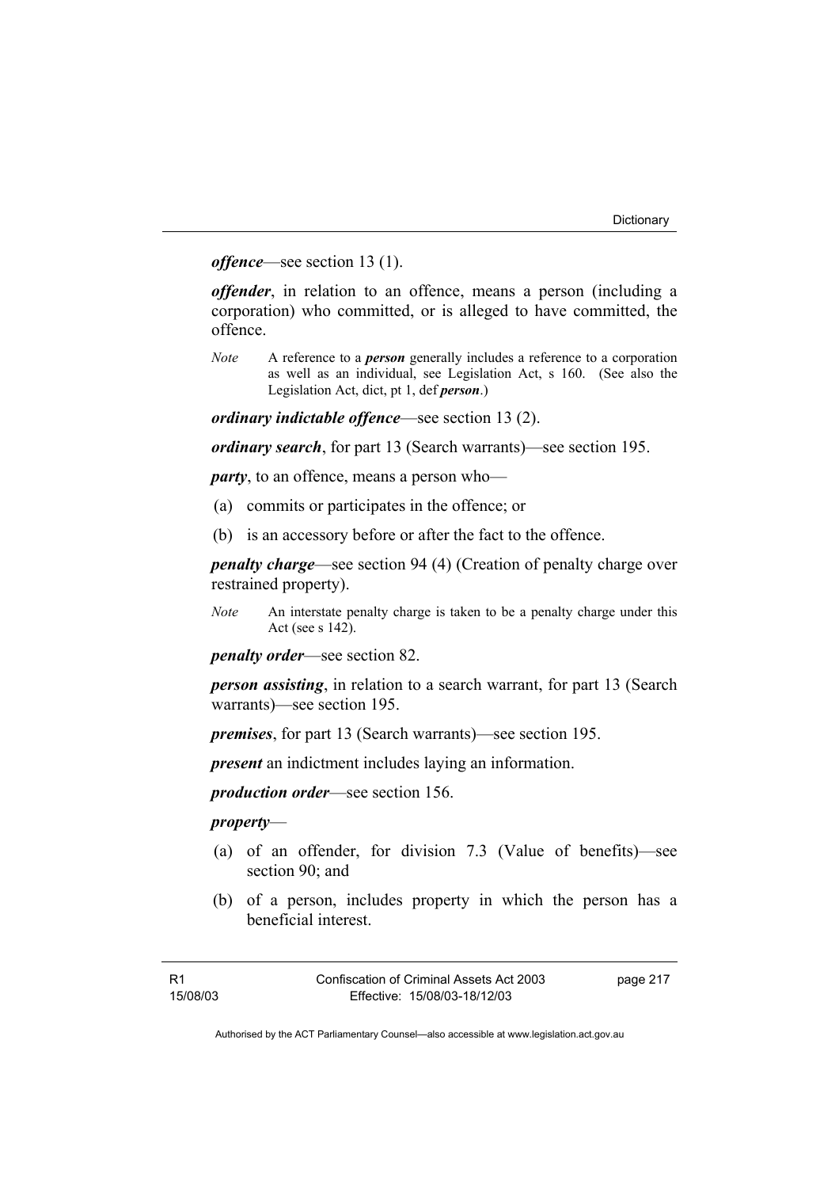***offence***—see section 13 (1).

***offender***, in relation to an offence, means a person (including a corporation) who committed, or is alleged to have committed, the offence.

*Note* A reference to a ***person*** generally includes a reference to a corporation as well as an individual, see Legislation Act, s 160. (See also the Legislation Act, dict, pt 1, def ***person***.)

***ordinary indictable offence***—see section 13 (2).

***ordinary search***, for part 13 (Search warrants)—see section 195.

***party***, to an offence, means a person who—

(a) commits or participates in the offence; or

(b) is an accessory before or after the fact to the offence.

***penalty charge***—see section 94 (4) (Creation of penalty charge over restrained property).

*Note* An interstate penalty charge is taken to be a penalty charge under this Act (see s 142).

***penalty order***—see section 82.

***person assisting***, in relation to a search warrant, for part 13 (Search warrants)—see section 195.

***premises***, for part 13 (Search warrants)—see section 195.

***present*** an indictment includes laying an information.

***production order***—see section 156.

***property***—

(a) of an offender, for division 7.3 (Value of benefits)—see section 90; and

(b) of a person, includes property in which the person has a beneficial interest.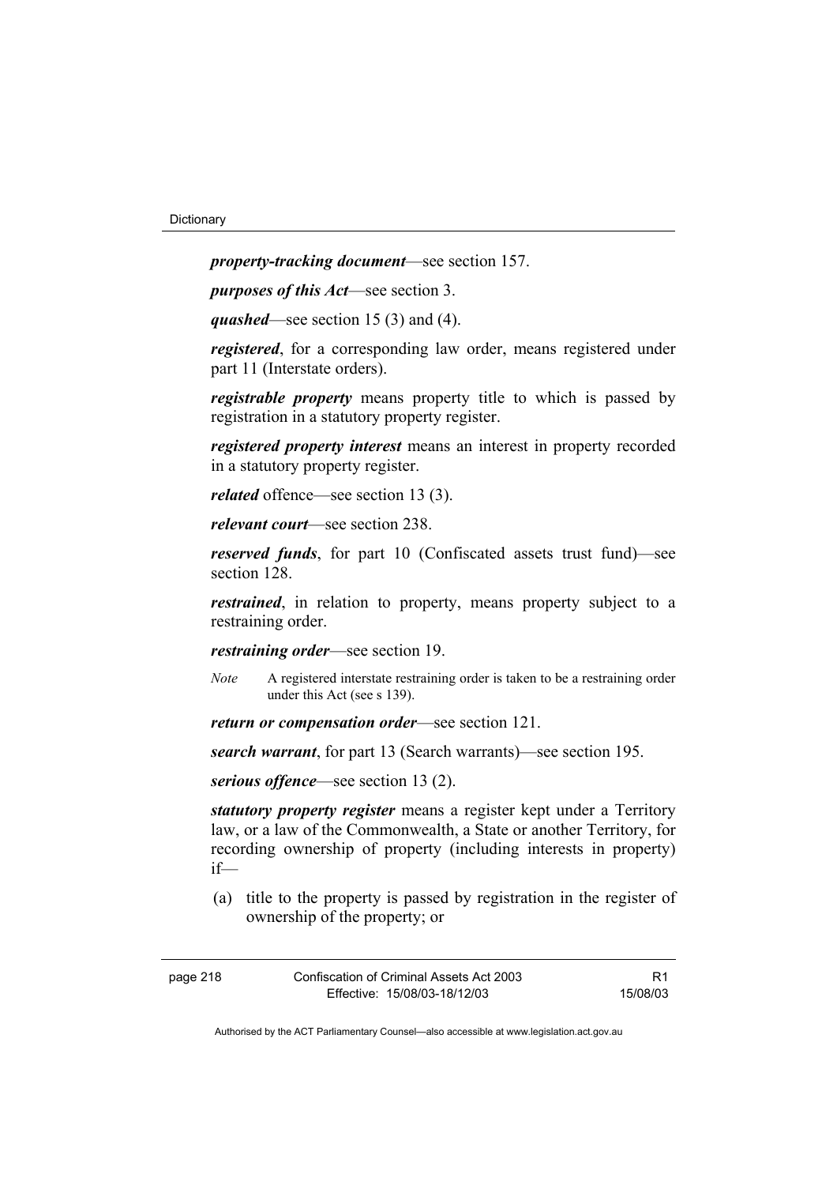***property-tracking document***—see section 157.

***purposes of this Act***—see section 3.

***quashed***—see section 15 (3) and (4).

***registered***, for a corresponding law order, means registered under part 11 (Interstate orders).

***registrable property*** means property title to which is passed by registration in a statutory property register.

***registered property interest*** means an interest in property recorded in a statutory property register.

***related*** offence—see section 13 (3).

***relevant court***—see section 238.

***reserved funds***, for part 10 (Confiscated assets trust fund)—see section 128.

***restrained***, in relation to property, means property subject to a restraining order.

***restraining order***—see section 19.

*Note* A registered interstate restraining order is taken to be a restraining order under this Act (see s 139).

***return or compensation order***—see section 121.

***search warrant***, for part 13 (Search warrants)—see section 195.

***serious offence***—see section 13 (2).

***statutory property register*** means a register kept under a Territory law, or a law of the Commonwealth, a State or another Territory, for recording ownership of property (including interests in property) if—

(a) title to the property is passed by registration in the register of ownership of the property; or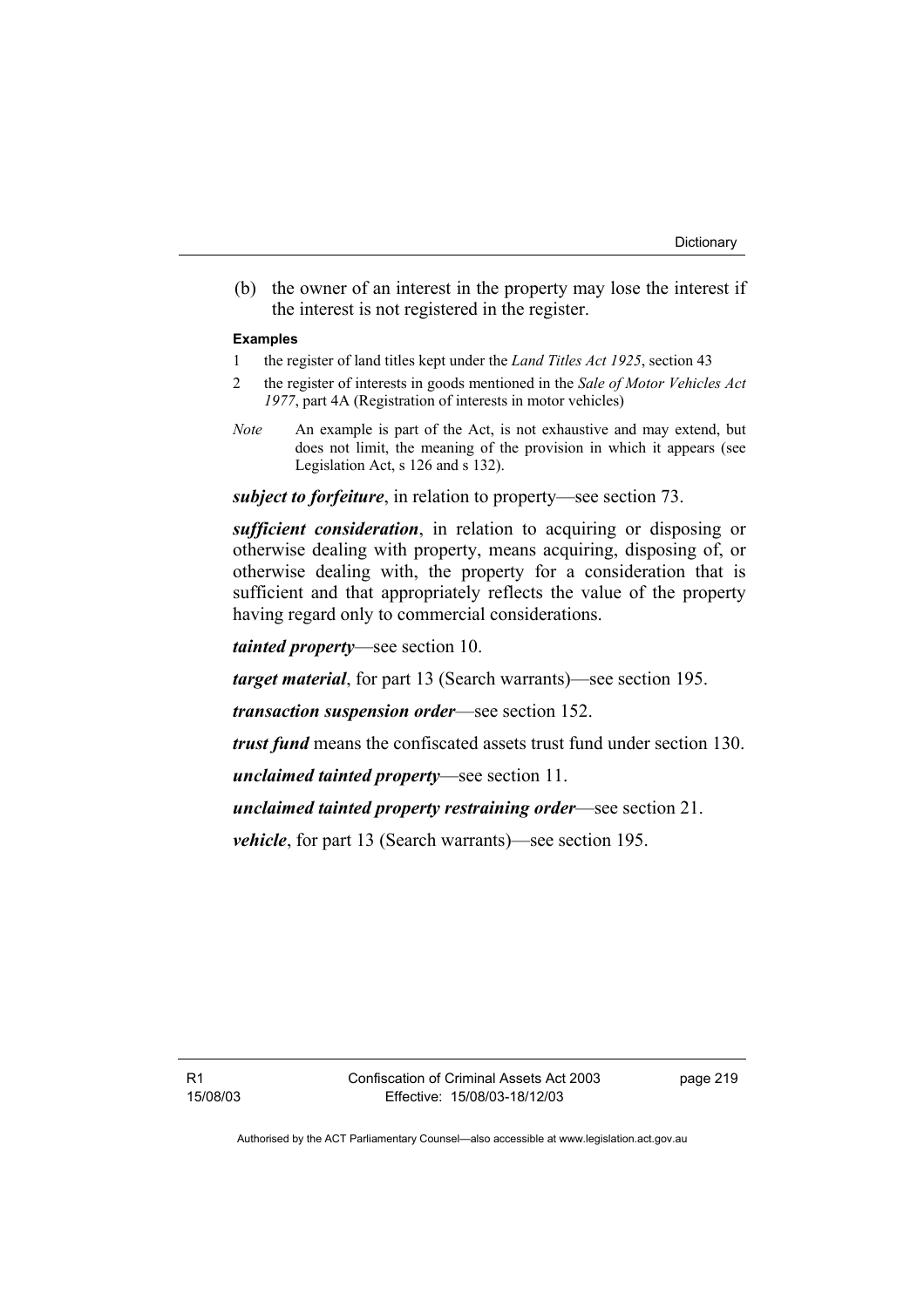(b) the owner of an interest in the property may lose the interest if the interest is not registered in the register.

**Examples**

1 the register of land titles kept under the *Land Titles Act 1925*, section 43

2 the register of interests in goods mentioned in the *Sale of Motor Vehicles Act 1977*, part 4A (Registration of interests in motor vehicles)

*Note* An example is part of the Act, is not exhaustive and may extend, but does not limit, the meaning of the provision in which it appears (see Legislation Act, s 126 and s 132).

***subject to forfeiture***, in relation to property—see section 73.

***sufficient consideration***, in relation to acquiring or disposing or otherwise dealing with property, means acquiring, disposing of, or otherwise dealing with, the property for a consideration that is sufficient and that appropriately reflects the value of the property having regard only to commercial considerations.

***tainted property***—see section 10.

***target material***, for part 13 (Search warrants)—see section 195.

***transaction suspension order***—see section 152.

***trust fund*** means the confiscated assets trust fund under section 130.

***unclaimed tainted property***—see section 11.

***unclaimed tainted property restraining order***—see section 21.

***vehicle***, for part 13 (Search warrants)—see section 195.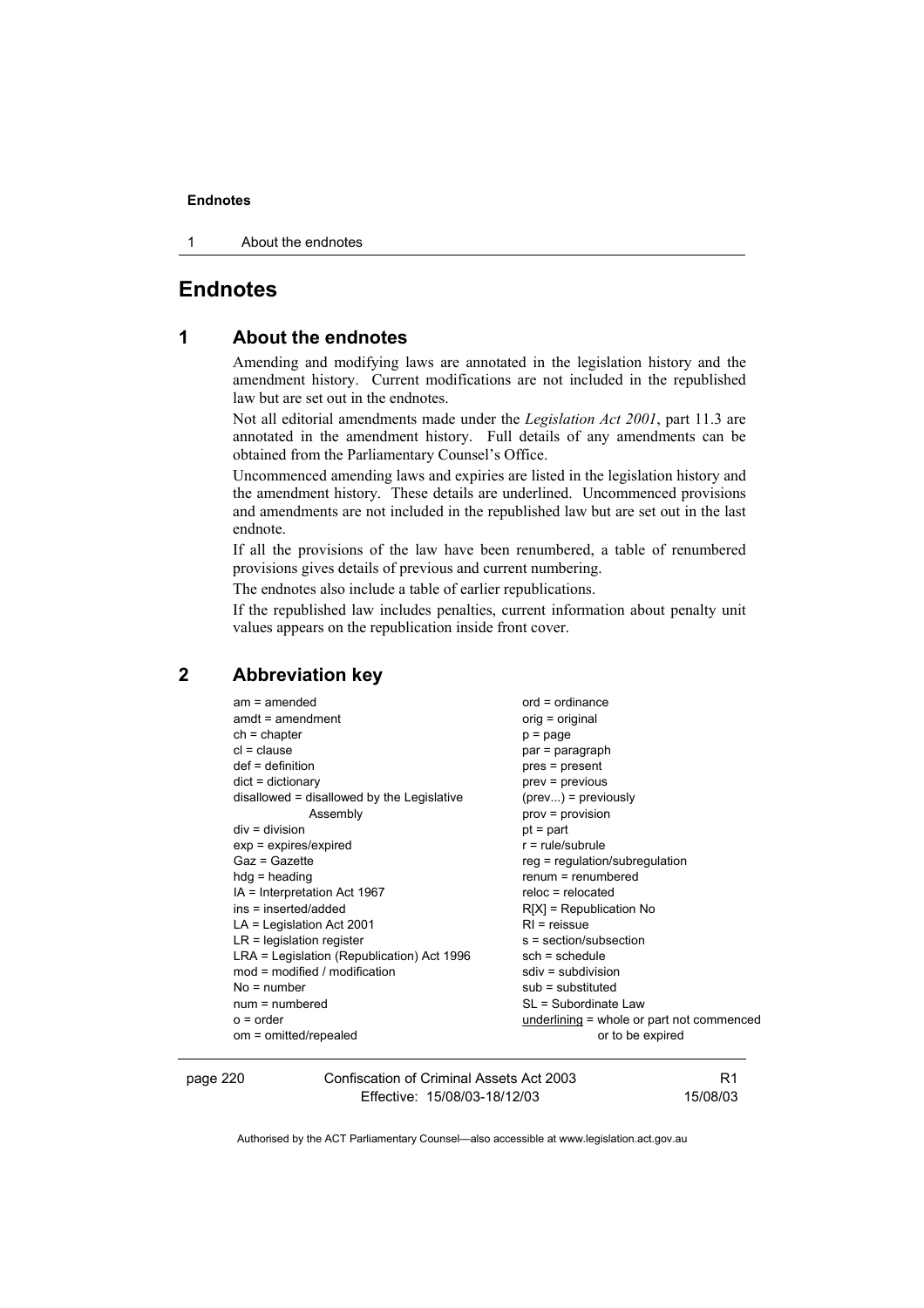# Endnotes

## 1 About the endnotes

Amending and modifying laws are annotated in the legislation history and the amendment history. Current modifications are not included in the republished law but are set out in the endnotes.

Not all editorial amendments made under the *Legislation Act 2001*, part 11.3 are annotated in the amendment history. Full details of any amendments can be obtained from the Parliamentary Counsel's Office.

Uncommenced amending laws and expiries are listed in the legislation history and the amendment history. These details are underlined. Uncommenced provisions and amendments are not included in the republished law but are set out in the last endnote.

If all the provisions of the law have been renumbered, a table of renumbered provisions gives details of previous and current numbering.

The endnotes also include a table of earlier republications.

If the republished law includes penalties, current information about penalty unit values appears on the republication inside front cover.

## 2 Abbreviation key

am = amended
amdt = amendment
ch = chapter
cl = clause
def = definition
dict = dictionary
disallowed = disallowed by the Legislative Assembly
div = division
exp = expires/expired
Gaz = Gazette
hdg = heading
IA = Interpretation Act 1967
ins = inserted/added
LA = Legislation Act 2001
LR = legislation register
LRA = Legislation (Republication) Act 1996
mod = modified / modification
No = number
num = numbered
o = order
om = omitted/repealed
ord = ordinance
orig = original
p = page
par = paragraph
pres = present
prev = previous
(prev...) = previously
prov = provision
pt = part
r = rule/subrule
reg = regulation/subregulation
renum = renumbered
reloc = relocated
R[X] = Republication No
RI = reissue
s = section/subsection
sch = schedule
sdiv = subdivision
sub = substituted
SL = Subordinate Law
underlining = whole or part not commenced or to be expired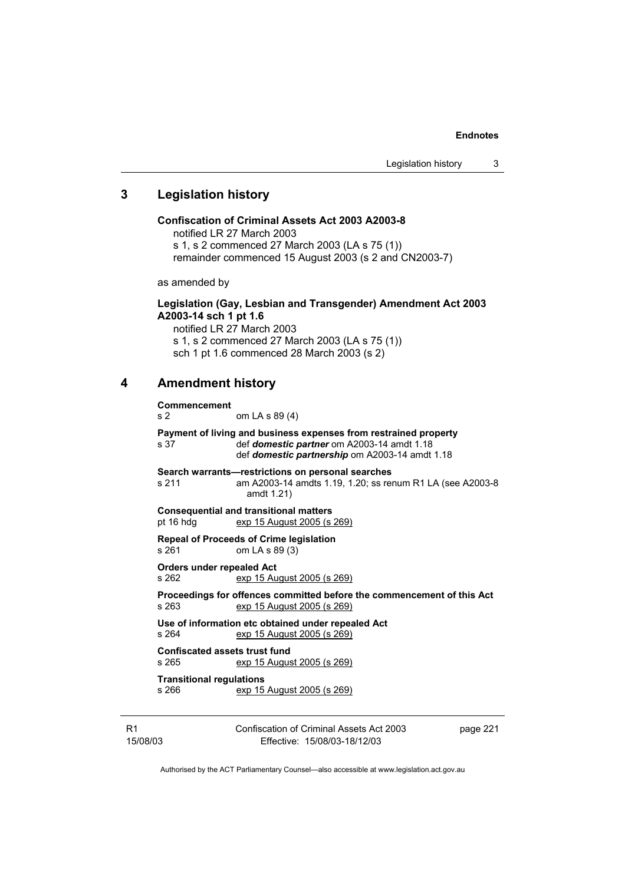## 3 Legislation history

**Confiscation of Criminal Assets Act 2003 A2003-8**

notified LR 27 March 2003

s 1, s 2 commenced 27 March 2003 (LA s 75 (1))

remainder commenced 15 August 2003 (s 2 and CN2003-7)

as amended by

**Legislation (Gay, Lesbian and Transgender) Amendment Act 2003 A2003-14 sch 1 pt 1.6**

notified LR 27 March 2003

s 1, s 2 commenced 27 March 2003 (LA s 75 (1))

sch 1 pt 1.6 commenced 28 March 2003 (s 2)

## 4 Amendment history

**Commencement**
s 2 om LA s 89 (4)

**Payment of living and business expenses from restrained property**
s 37 def ***domestic partner*** om A2003-14 amdt 1.18
def ***domestic partnership*** om A2003-14 amdt 1.18

**Search warrants—restrictions on personal searches**
s 211 am A2003-14 amdts 1.19, 1.20; ss renum R1 LA (see A2003-8 amdt 1.21)

**Consequential and transitional matters**
pt 16 hdg exp 15 August 2005 (s 269)

**Repeal of Proceeds of Crime legislation**
s 261 om LA s 89 (3)

**Orders under repealed Act**
s 262 exp 15 August 2005 (s 269)

**Proceedings for offences committed before the commencement of this Act**
s 263 exp 15 August 2005 (s 269)

**Use of information etc obtained under repealed Act**
s 264 exp 15 August 2005 (s 269)

**Confiscated assets trust fund**
s 265 exp 15 August 2005 (s 269)

**Transitional regulations**
s 266 exp 15 August 2005 (s 269)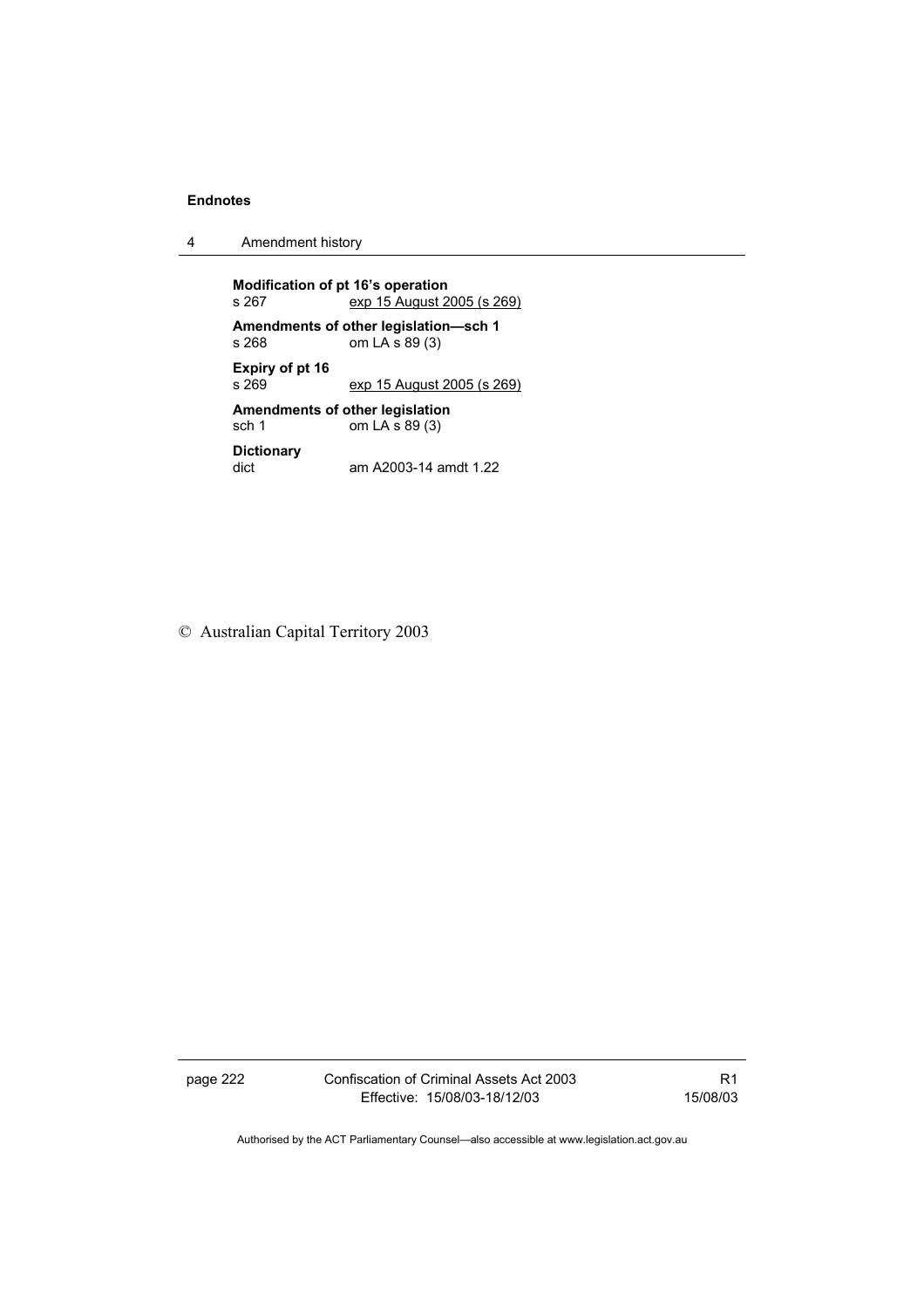**Modification of pt 16's operation**
s 267 exp 15 August 2005 (s 269)

**Amendments of other legislation—sch 1**
s 268 om LA s 89 (3)

**Expiry of pt 16**
s 269 exp 15 August 2005 (s 269)

**Amendments of other legislation**
sch 1 om LA s 89 (3)

**Dictionary**
dict am A2003-14 amdt 1.22

© Australian Capital Territory 2003